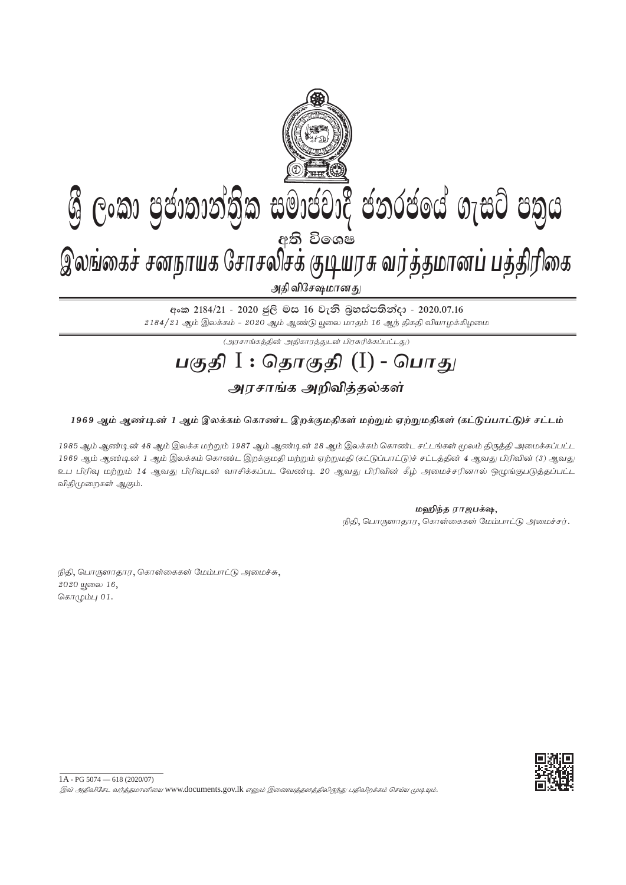# ශ්‍රී ලංකා ප්‍රජාතාන්ත්‍රික සමාජවාදී ජනරජයේ ගැසට් පත්‍රය

අති විශෙෂ

# இலங்கைச் சனநாயக சோசலிசக் குடியரசு வர்த்தமானப் பத்திரிகை

**அதி விசேஷமானது**

**අංක 2184/21 - 2020 ජූලි මස 16 වැනි බ්‍රහස්පතින්දා - 2020.07.16**

*2184/21 ஆம் இலக்கம் - 2020 ஆம் ஆண்டு யூலை மாதம் 16 ஆந் திகதி வியாழக்கிழமை*

*(அரசாங்கத்தின் அதிகாரத்துடன் பிரசுரிக்கப்பட்டது)*

# *பகுதி I : தொகுதி (I) - பொது*

## *அரசாங்க அறிவித்தல்கள்*

***1969 ஆம் ஆண்டின் 1 ஆம் இலக்கம் கொண்ட இறக்குமதிகள் மற்றும் ஏற்றுமதிகள் (கட்டுப்பாட்டு)ச் சட்டம்***

*1985 ஆம் ஆண்டின் 48 ஆம் இலக்க மற்றும் 1987 ஆம் ஆண்டின் 28 ஆம் இலக்கம் கொண்ட சட்டங்கள் மூலம் திருத்தி அமைக்கப்பட்ட 1969 ஆம் ஆண்டின் 1 ஆம் இலக்கம் கொண்ட இறக்குமதி மற்றும் ஏற்றுமதி (கட்டுப்பாட்டு)ச் சட்டத்தின் 4 ஆவது பிரிவின் (3) ஆவது உப பிரிவு மற்றும் 14 ஆவது பிரிவுடன் வாசிக்கப்பட வேண்டி 20 ஆவது பிரிவின் கீழ் அமைச்சரினால் ஒழுங்குபடுத்தப்பட்ட விதிமுறைகள் ஆகும்.*

**மஹிந்த ராஜபக்ஷ,**
நிதி, பொருளாதார, கொள்கைகள் மேம்பாட்டு அமைச்சர்.

நிதி, பொருளாதார, கொள்கைகள் மேம்பாட்டு அமைச்சு,
*2020 யூலை 16,*
*கொழும்பு 01.*

1A - PG 5074 — 618 (2020/07)

*இவ் அதிவிசேட வர்த்தமானியை* www.documents.gov.lk *எனும் இணையத்தளத்திலிருந்து பதிவிறக்கம் செய்ய முடியும்.*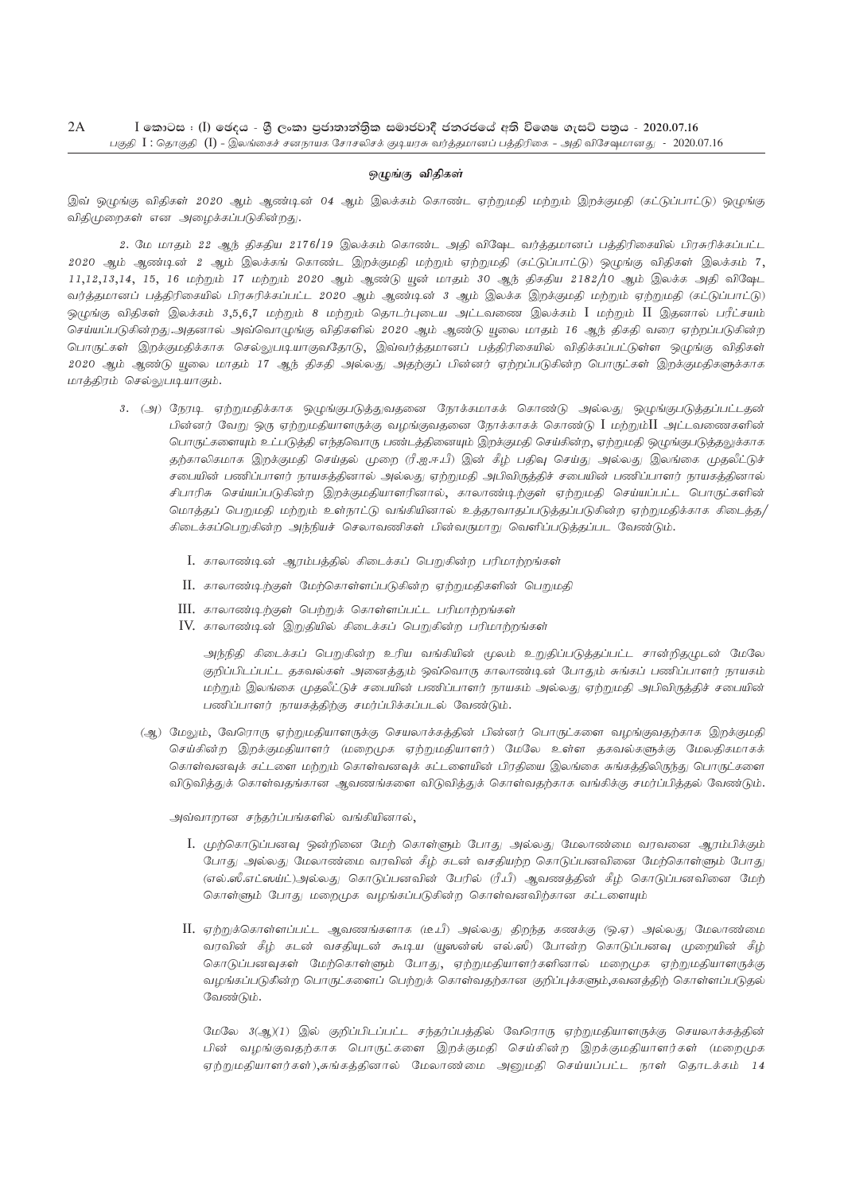## ஒழுங்கு விதிகள்

இவ் ஒழுங்கு விதிகள் 2020 ஆம் ஆண்டின் 04 ஆம் இலக்கம் கொண்ட ஏற்றுமதி மற்றும் இறக்குமதி (கட்டுப்பாட்டு) ஒழுங்கு விதிமுறைகள் என அழைக்கப்படுகின்றது.

2. மே மாதம் 22 ஆந் திகதிய 2176/19 இலக்கம் கொண்ட அதி விஷேட வர்த்தமானப் பத்திரிகையில் பிரசுரிக்கப்பட்ட 2020 ஆம் ஆண்டின் 2 ஆம் இலக்கங் கொண்ட இறக்குமதி மற்றும் ஏற்றுமதி (கட்டுப்பாட்டு) ஒழுங்கு விதிகள் இலக்கம் 7, 11,12,13,14, 15, 16 மற்றும் 17 மற்றும் 2020 ஆம் ஆண்டு யுன் மாதம் 30 ஆந் திகதிய 2182/10 ஆம் இலக்க அதி விஷேட வர்த்தமானப் பத்திரிகையில் பிரசுரிக்கப்பட்ட 2020 ஆம் ஆண்டின் 3 ஆம் இலக்க இறக்குமதி மற்றும் ஏற்றுமதி (கட்டுப்பாட்டு) ஒழுங்கு விதிகள் இலக்கம் 3,5,6,7 மற்றும் 8 மற்றும் தொடர்புடைய அட்டவணை இலக்கம் I மற்றும் II இதனால் பரீட்சயம் செய்யப்படுகின்றது.அதனால் அவ்வொழுங்கு விதிகளில் 2020 ஆம் ஆண்டு யூலை மாதம் 16 ஆந் திகதி வரை ஏற்றப்படுகின்ற பொருட்கள் இறக்குமதிக்காக செல்லுபடியாகுவதோடு, இவ்வர்த்தமானப் பத்திரிகையில் விதிக்கப்பட்டுள்ள ஒழுங்கு விதிகள் 2020 ஆம் ஆண்டு யூலை மாதம் 17 ஆந் திகதி அல்லது அதற்குப் பின்னர் ஏற்றப்படுகின்ற பொருட்கள் இறக்குமதிகளுக்காக மாத்திரம் செல்லுபடியாகும்.

3. (அ) நேரடி ஏற்றுமதிக்காக ஒழுங்குபடுத்துவதனை நோக்கமாகக் கொண்டு அல்லது ஒழுங்குபடுத்தப்பட்டதன் பின்னர் வேறு ஒரு ஏற்றுமதியாளருக்கு வழங்குவதனை நோக்காகக் கொண்டு I மற்றும்II அட்டவணைகளின் பொருட்களையும் உட்படுத்தி எந்தவொரு பண்டத்தினையும் இறக்குமதி செய்கின்ற, ஏற்றுமதி ஒழுங்குபடுத்தலுக்காக தற்காலிகமாக இறக்குமதி செய்தல் முறை (ரீ.ஐ.ஈ.பீ) இன் கீழ் பதிவு செய்து அல்லது இலங்கை முதலீட்டுச் சபையின் பணிப்பாளர் நாயகத்தினால் அல்லது ஏற்றுமதி அபிவிருத்திச் சபையின் பணிப்பாளர் நாயகத்தினால் சிபாரிசு செய்யப்படுகின்ற இறக்குமதியாளரினால், காலாண்டிற்குள் ஏற்றுமதி செய்யப்பட்ட பொருட்களின் மொத்தப் பெறுமதி மற்றும் உள்நாட்டு வங்கியினால் உத்தரவாதப்படுத்தப்படுகின்ற ஏற்றுமதிக்காக கிடைத்த/ கிடைக்கப்பெறுகின்ற அந்நியச் செலாவணிகள் பின்வருமாறு வெளிப்படுத்தப்பட வேண்டும்.

I. காலாண்டின் ஆரம்பத்தில் கிடைக்கப் பெறுகின்ற பரிமாற்றங்கள்

II. காலாண்டிற்குள் மேற்கொள்ளப்படுகின்ற ஏற்றுமதிகளின் பெறுமதி

III. காலாண்டிற்குள் பெற்றுக் கொள்ளப்பட்ட பரிமாற்றங்கள்

IV. காலாண்டின் இறுதியில் கிடைக்கப் பெறுகின்ற பரிமாற்றங்கள்

அந்நிதி கிடைக்கப் பெறுகின்ற உரிய வங்கியின் மூலம் உறுதிப்படுத்தப்பட்ட சான்றிதழுடன் மேலே குறிப்பிடப்பட்ட தகவல்கள் அனைத்தும் ஒவ்வொரு காலாண்டின் போதும் சுங்கப் பணிப்பாளர் நாயகம் மற்றும் இலங்கை முதலீட்டுச் சபையின் பணிப்பாளர் நாயகம் அல்லது ஏற்றுமதி அபிவிருத்திச் சபையின் பணிப்பாளர் நாயகத்திற்கு சமர்ப்பிக்கப்படல் வேண்டும்.

(ஆ) மேலும், வேறொரு ஏற்றுமதியாளருக்கு செயலாக்கத்தின் பின்னர் பொருட்களை வழங்குவதற்காக இறக்குமதி செய்கின்ற இறக்குமதியாளர் (மறைமுக ஏற்றுமதியாளர்) மேலே உள்ள தகவல்களுக்கு மேலதிகமாகக் கொள்வனவுக் கட்டளை மற்றும் கொள்வனவுக் கட்டளையின் பிரதியை இலங்கை சுங்கத்திலிருந்து பொருட்களை விடுவித்துக் கொள்வதங்கான ஆவணங்களை விடுவித்துக் கொள்வதற்காக வங்கிக்கு சமர்ப்பித்தல் வேண்டும்.

அவ்வாறான சந்தர்ப்பங்களில் வங்கியினால்,

I. முற்கொடுப்பனவு ஒன்றினை மேற் கொள்ளும் போது அல்லது மேலாண்மை வரவனை ஆரம்பிக்கும் போது அல்லது மேலாண்மை வரவின் கீழ் கடன் வசதியற்ற கொடுப்பனவினை மேற்கொள்ளும் போது (எல்.ஸீ.எட்ஸயிட்)அல்லது கொடுப்பனவின் பேரில் (ரீ.பீ) ஆவணத்தின் கீழ் கொடுப்பனவினை மேற் கொள்ளும் போது மறைமுக வழங்கப்படுகின்ற கொள்வனவிற்கான கட்டளையும்

II. ஏற்றுக்கொள்ளப்பட்ட ஆவணங்களாக (டீ.பீ) அல்லது திறந்த கணக்கு (ஓ.ஏ) அல்லது மேலாண்மை வரவின் கீழ் கடன் வசதியுடன் கூடிய (யூஸன்ஸ் எல்.ஸீ) போன்ற கொடுப்பனவு முறையின் கீழ் கொடுப்பனவுகள் மேற்கொள்ளும் போது, ஏற்றுமதியாளர்களினால் மறைமுக ஏற்றுமதியாளருக்கு வழங்கப்படுகின்ற பொருட்களைப் பெற்றுக் கொள்வதற்கான குறிப்புக்களும்,கவனத்திற் கொள்ளப்படுதல் வேண்டும்.

மேலே 3(ஆ)(1) இல் குறிப்பிடப்பட்ட சந்தர்ப்பத்தில் வேறொரு ஏற்றுமதியாளருக்கு செயலாக்கத்தின் பின் வழங்குவதற்காக பொருட்களை இறக்குமதி செய்கின்ற இறக்குமதியாளர்கள் (மறைமுக ஏற்றுமதியாளர்கள்),சுங்கத்தினால் மேலாண்மை அனுமதி செய்யப்பட்ட நாள் தொடக்கம் 14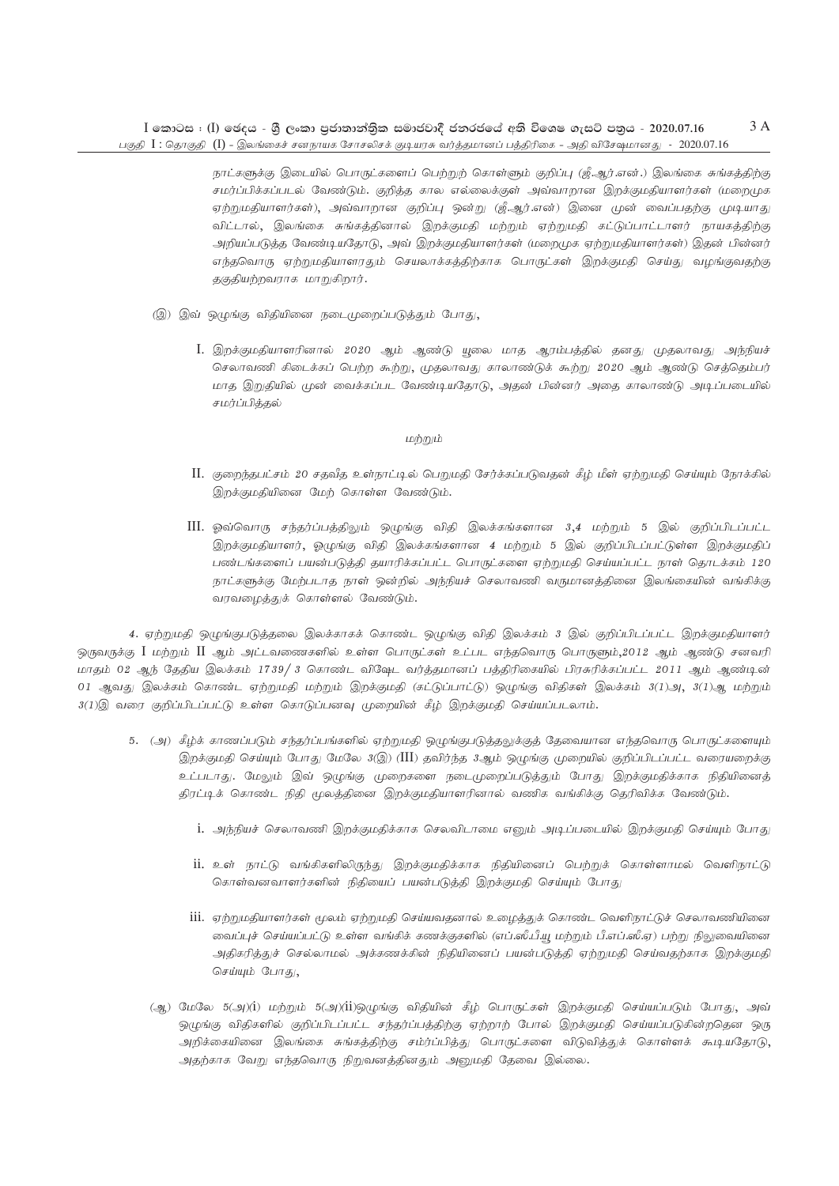*நாட்களுக்கு இடையில் பொருட்களைப் பெற்றுற் கொள்ளும் குறிப்பு (ஜீ.ஆர்.என்.) இலங்கை சுங்கத்திற்கு சமர்ப்பிக்கப்படல் வேண்டும். குறித்த கால எல்லைக்குள் அவ்வாறான இறக்குமதியாளர்கள் (மறைமுக ஏற்றுமதியாளர்கள்), அவ்வாறான குறிப்பு ஒன்று (ஜீ.ஆர்.என்) இனை முன் வைப்பதற்கு முடியாது விட்டால், இலங்கை சுங்கத்தினால் இறக்குமதி மற்றும் ஏற்றுமதி கட்டுப்பாட்டாளர் நாயகத்திற்கு அறியப்படுத்த வேண்டியதோடு, அவ் இறக்குமதியாளர்கள் (மறைமுக ஏற்றுமதியாளர்கள்) இதன் பின்னர் எந்தவொரு ஏற்றுமதியாளரதும் செயலாக்கத்திற்காக பொருட்கள் இறக்குமதி செய்து வழங்குவதற்கு தகுதியற்றவராக மாறுகிறார்.*

(இ) இவ் ஒழுங்கு விதியினை நடைமுறைப்படுத்தும் போது,

I. *இறக்குமதியாளரினால் 2020 ஆம் ஆண்டு யூலை மாத ஆரம்பத்தில் தனது முதலாவது அந்நியச் செலாவணி கிடைக்கப் பெற்ற கூற்று, முதலாவது காலாண்டுக் கூற்று 2020 ஆம் ஆண்டு செத்தெம்பர் மாத இறுதியில் முன் வைக்கப்பட வேண்டியதோடு, அதன் பின்னர் அதை காலாண்டு அடிப்படையில் சமர்ப்பித்தல்*

*மற்றும்*

II. *குறைந்தபட்சம் 20 சதவீத உள்நாட்டில் பெறுமதி சேர்க்கப்படுவதன் கீழ் மீள் ஏற்றுமதி செய்யும் நோக்கில் இறக்குமதியினை மேற் கொள்ள வேண்டும்.*

III. *ஒவ்வொரு சந்தர்ப்பத்திலும் ஒழுங்கு விதி இலக்கங்களான 3,4 மற்றும் 5 இல் குறிப்பிடப்பட்ட இறக்குமதியாளர், ஒழுங்கு விதி இலக்கங்களான 4 மற்றும் 5 இல் குறிப்பிடப்பட்டுள்ள இறக்குமதிப் பண்டங்களைப் பயன்படுத்தி தயாரிக்கப்பட்ட பொருட்களை ஏற்றுமதி செய்யப்பட்ட நாள் தொடக்கம் 120 நாட்களுக்கு மேற்படாத நாள் ஒன்றில் அந்நியச் செலாவணி வருமானத்தினை இலங்கையின் வங்கிக்கு வரவழைத்துக் கொள்ளல் வேண்டும்.*

*4. ஏற்றுமதி ஒழுங்குபடுத்தலை இலக்காகக் கொண்ட ஒழுங்கு விதி இலக்கம் 3 இல் குறிப்பிடப்பட்ட இறக்குமதியாளர் ஒருவருக்கு I மற்றும் II ஆம் அட்டவணைகளில் உள்ள பொருட்கள் உட்பட எந்தவொரு பொருளும்,2012 ஆம் ஆண்டு சனவரி மாதம் 02 ஆந் தேதிய இலக்கம் 1739/ 3 கொண்ட விஷேட வர்த்தமானப் பத்திரிகையில் பிரசுரிக்கப்பட்ட 2011 ஆம் ஆண்டின் 01 ஆவது இலக்கம் கொண்ட ஏற்றுமதி மற்றும் இறக்குமதி (கட்டுப்பாட்டு) ஒழுங்கு விதிகள் இலக்கம் 3(1)அ, 3(1)ஆ மற்றும் 3(1)இ வரை குறிப்பிடப்பட்டு உள்ள கொடுப்பனவு முறையின் கீழ் இறக்குமதி செய்யப்படலாம்.*

5. (அ) *கீழ்க் காணப்படும் சந்தர்ப்பங்களில் ஏற்றுமதி ஒழுங்குபடுத்தலுக்குத் தேவையான எந்தவொரு பொருட்களையும் இறக்குமதி செய்யும் போது மேலே 3(இ) (III) தவிர்ந்த 3ஆம் ஒழுங்கு முறையில் குறிப்பிடப்பட்ட வரையறைக்கு உட்படாது. மேலும் இவ் ஒழுங்கு முறைகளை நடைமுறைப்படுத்தும் போது இறக்குமதிக்காக நிதியினைத் திரட்டிக் கொண்ட நிதி மூலத்தினை இறக்குமதியாளரினால் வணிக வங்கிக்கு தெரிவிக்க வேண்டும்.*

i. *அந்நியச் செலாவணி இறக்குமதிக்காக செலவிடாமை எனும் அடிப்படையில் இறக்குமதி செய்யும் போது*

ii. *உள் நாட்டு வங்கிகளிலிருந்து இறக்குமதிக்காக நிதியினைப் பெற்றுக் கொள்ளாமல் வெளிநாட்டு கொள்வனவாளர்களின் நிதியைப் பயன்படுத்தி இறக்குமதி செய்யும் போது*

iii. *ஏற்றுமதியாளர்கள் மூலம் ஏற்றுமதி செய்யவதனால் உழைத்துக் கொண்ட வெளிநாட்டுச் செலாவணியினை வைப்புச் செய்யப்பட்டு உள்ள வங்கிக் கணக்குகளில் (எப்.ஸீ.பீ.யூ மற்றும் பீ.எப்.ஸீ.ஏ) பற்று நிலுவையினை அதிகரித்துச் செல்லாமல் அக்கணக்கின் நிதியினைப் பயன்படுத்தி ஏற்றுமதி செய்வதற்காக இறக்குமதி செய்யும் போது,*

(ஆ) *மேலே 5(அ)(i) மற்றும் 5(அ)(ii)ஒழுங்கு விதியின் கீழ் பொருட்கள் இறக்குமதி செய்யப்படும் போது, அவ் ஒழுங்கு விதிகளில் குறிப்பிடப்பட்ட சந்தர்ப்பத்திற்கு ஏற்றாற் போல் இறக்குமதி செய்யப்படுகின்றதென ஒரு அறிக்கையினை இலங்கை சுங்கத்திற்கு சமர்ப்பித்து பொருட்களை விடுவித்துக் கொள்ளக் கூடியதோடு, அதற்காக வேறு எந்தவொரு நிறுவனத்தினதும் அனுமதி தேவை இல்லை.*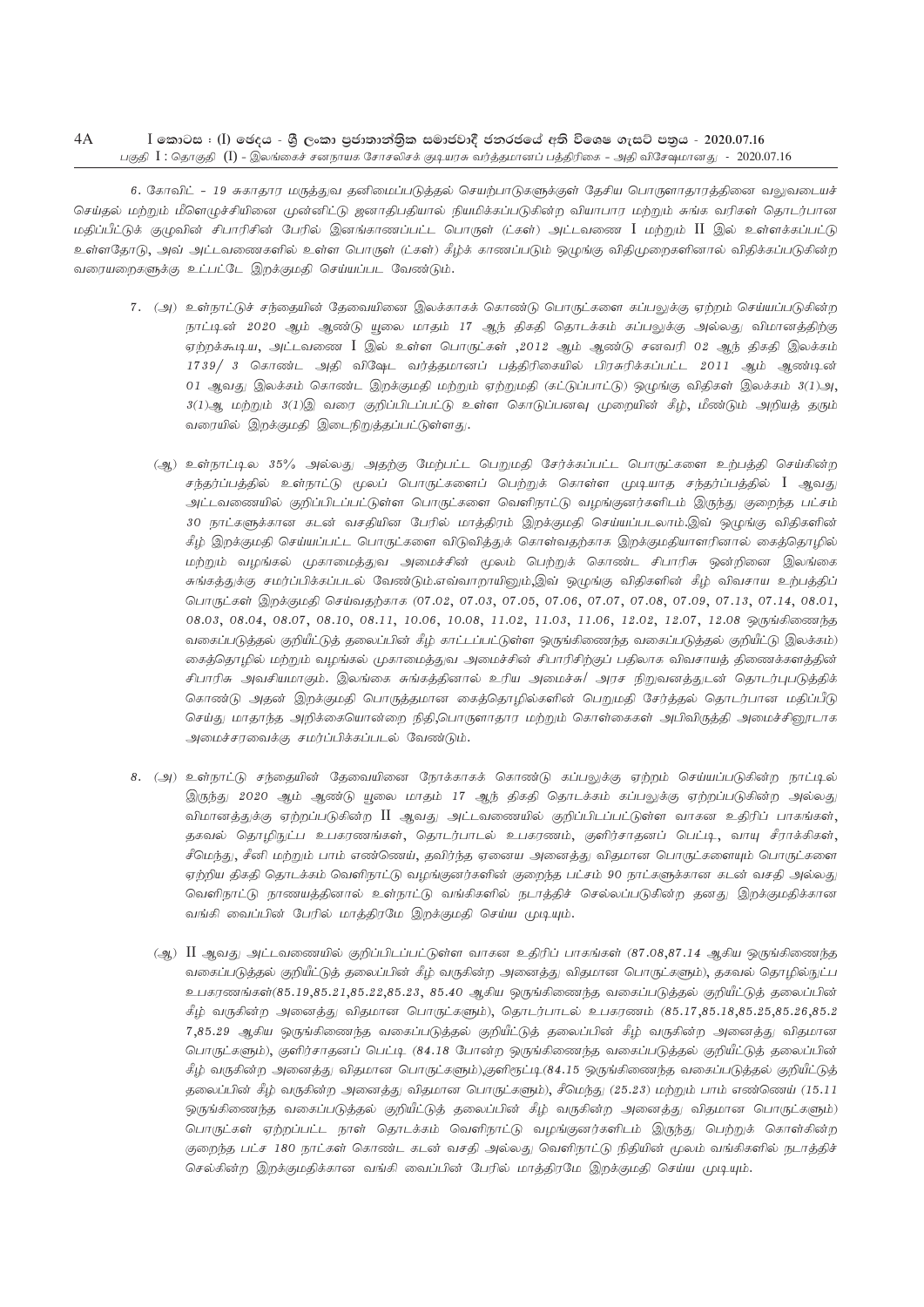6. கோவிட் – 19 சுகாதார மருத்துவ தனிமைப்படுத்தல் செயற்பாடுகளுக்குள் தேசிய பொருளாதாரத்தினை வலுவடையச் செய்தல் மற்றும் மீளெழுச்சியினை முன்னிட்டு ஜனாதிபதியால் நியமிக்கப்படுகின்ற வியாபார மற்றும் சுங்க வரிகள் தொடர்பான மதிப்பீட்டுக் குழுவின் சிபாரிசின் பேரில் இனங்காணப்பட்ட பொருள் (ட்கள்) அட்டவணை I மற்றும் II இல் உள்ளக்கப்பட்டு உள்ளதோடு, அவ் அட்டவணைகளில் உள்ள பொருள் (ட்கள்) கீழ்க் காணப்படும் ஒழுங்கு விதிமுறைகளினால் விதிக்கப்படுகின்ற வரையறைகளுக்கு உட்பட்டே இறக்குமதி செய்யப்பட வேண்டும்.

7. (அ) உள்நாட்டுச் சந்தையின் தேவையினை இலக்காகக் கொண்டு பொருட்களை கப்பலுக்கு ஏற்றம் செய்யப்படுகின்ற நாட்டின் 2020 ஆம் ஆண்டு யூலை மாதம் 17 ஆந் திகதி தொடக்கம் கப்பலுக்கு அல்லது விமானத்திற்கு ஏற்றக்கூடிய, அட்டவணை I இல் உள்ள பொருட்கள் ,2012 ஆம் ஆண்டு சனவரி 02 ஆந் திகதி இலக்கம் 1739/ 3 கொண்ட அதி விஷேட வர்த்தமானப் பத்திரிகையில் பிரசுரிக்கப்பட்ட 2011 ஆம் ஆண்டின் 01 ஆவது இலக்கம் கொண்ட இறக்குமதி மற்றும் ஏற்றுமதி (கட்டுப்பாட்டு) ஒழுங்கு விதிகள் இலக்கம் 3(1)அ, 3(1)ஆ மற்றும் 3(1)இ வரை குறிப்பிடப்பட்டு உள்ள கொடுப்பனவு முறையின் கீழ், மீண்டும் அறியத் தரும் வரையில் இறக்குமதி இடைநிறுத்தப்பட்டுள்ளது.

(ஆ) உள்நாட்டில 35% அல்லது அதற்கு மேற்பட்ட பெறுமதி சேர்க்கப்பட்ட பொருட்களை உற்பத்தி செய்கின்ற சந்தர்ப்பத்தில் உள்நாட்டு மூலப் பொருட்களைப் பெற்றுக் கொள்ள முடியாத சந்தர்ப்பத்தில் I ஆவது அட்டவணையில் குறிப்பிடப்பட்டுள்ள பொருட்களை வெளிநாட்டு வழங்குனர்களிடம் இருந்து குறைந்த பட்சம் 30 நாட்களுக்கான கடன் வசதியின பேரில் மாத்திரம் இறக்குமதி செய்யப்படலாம்.இவ் ஒழுங்கு விதிகளின் கீழ் இறக்குமதி செய்யப்பட்ட பொருட்களை விடுவித்துக் கொள்வதற்காக இறக்குமதியாளரினால் கைத்தொழில் மற்றும் வழங்கல் முகாமைத்துவ அமைச்சின் மூலம் பெற்றுக் கொண்ட சிபாரிசு ஒன்றினை இலங்கை சுங்கத்துக்கு சமர்ப்பிக்கப்படல் வேண்டும்.எவ்வாறாயினும்,இவ் ஒழுங்கு விதிகளின் கீழ் விவசாய உற்பத்திப் பொருட்கள் இறக்குமதி செய்வதற்காக (07.02, 07.03, 07.05, 07.06, 07.07, 07.08, 07.09, 07.13, 07.14, 08.01, 08.03, 08.04, 08.07, 08.10, 08.11, 10.06, 10.08, 11.02, 11.03, 11.06, 12.02, 12.07, 12.08 ஒருங்கிணைந்த வகைப்படுத்தல் குறியீட்டுத் தலைப்பின் கீழ் காட்டப்பட்டுள்ள ஒருங்கிணைந்த வகைப்படுத்தல் குறியீட்டு இலக்கம்) கைத்தொழில் மற்றும் வழங்கல் முகாமைத்துவ அமைச்சின் சிபாரிசிற்குப் பதிலாக விவசாயத் திணைக்களத்தின் சிபாரிசு அவசியமாகும். இலங்கை சுங்கத்தினால் உரிய அமைச்சு/ அரச நிறுவனத்துடன் தொடர்புபடுத்திக் கொண்டு அதன் இறக்குமதி பொருத்தமான கைத்தொழில்களின் பெறுமதி சேர்த்தல் தொடர்பான மதிப்பீடு செய்து மாதாந்த அறிக்கையொன்றை நிதி,பொருளாதார மற்றும் கொள்கைகள் அபிவிருத்தி அமைச்சினூடாக அமைச்சரவைக்கு சமர்ப்பிக்கப்படல் வேண்டும்.

8. (அ) உள்நாட்டு சந்தையின் தேவையினை நோக்காகக் கொண்டு கப்பலுக்கு ஏற்றம் செய்யப்படுகின்ற நாட்டில் இருந்து 2020 ஆம் ஆண்டு யூலை மாதம் 17 ஆந் திகதி தொடக்கம் கப்பலுக்கு ஏற்றப்படுகின்ற அல்லது விமானத்துக்கு ஏற்றப்படுகின்ற II ஆவது அட்டவணையில் குறிப்பிடப்பட்டுள்ள வாகன உதிரிப் பாகங்கள், தகவல் தொழிநுட்ப உபகரணங்கள், தொடர்பாடல் உபகரணம், குளிர்சாதனப் பெட்டி, வாயு சீராக்கிகள், சீமெந்து, சீனி மற்றும் பாம் எண்ணெய், தவிர்ந்த ஏனைய அனைத்து விதமான பொருளையும் பொருட்களை ஏற்றிய திகதி தொடக்கம் வெளிநாட்டு வழங்குனர்களின் குறைந்த பட்சம் 90 நாட்களுக்கான கடன் வசதி அல்லது வெளிநாட்டு நாணயத்தினால் உள்நாட்டு வங்கிகளில் நடாத்திச் செல்லப்படுகின்ற தனது இறக்குமதிக்கான வங்கி வைப்பின் பேரில் மாத்திரமே இறக்குமதி செய்ய முடியும்.

(ஆ) II ஆவது அட்டவணையில் குறிப்பிடப்பட்டுள்ள வாகன உதிரிப் பாகங்கள் (87.08,87.14 ஆகிய ஒருங்கிணைந்த வகைப்படுத்தல் குறியீட்டுத் தலைப்பின் கீழ் வருகின்ற அனைத்து விதமான பொருட்களும்), தகவல் தொழில்நுட்ப உபகரணங்கள்(85.19,85.21,85.22,85.23, 85.40 ஆகிய ஒருங்கிணைந்த வகைப்படுத்தல் குறியீட்டுத் தலைப்பின் கீழ் வருகின்ற அனைத்து விதமான பொருட்களும்), தொடர்பாடல் உபகரணம் (85.17,85.18,85.25,85.26,85.27,85.29 ஆகிய ஒருங்கிணைந்த வகைப்படுத்தல் குறியீட்டுத் தலைப்பின் கீழ் வருகின்ற அனைத்து விதமான பொருட்களும்), குளிர்சாதனப் பெட்டி (84.18 போன்ற ஒருங்கிணைந்த வகைப்படுத்தல் குறியீட்டுத் தலைப்பின் கீழ் வருகின்ற அனைத்து விதமான பொருட்களும்),குளிரூட்டி(84.15 ஒருங்கிணைந்த வகைப்படுத்தல் குறியீட்டுத் தலைப்பின் கீழ் வருகின்ற அனைத்து விதமான பொருட்களும்), சீமெந்து (25.23) மற்றும் பாம் எண்ணெய் (15.11 ஒருங்கிணைந்த வகைப்படுத்தல் குறியீட்டுத் தலைப்பின் கீழ் வருகின்ற அனைத்து விதமான பொருட்களும்) பொருட்கள் ஏற்றப்பட்ட நாள் தொடக்கம் வெளிநாட்டு வழங்குனர்களிடம் இருந்து பெற்றுக் கொள்கின்ற குறைந்த பட்ச 180 நாட்கள் கொண்ட கடன் வசதி அல்லது வெளிநாட்டு நிதியின் மூலம் வங்கிகளில் நடாத்திச் செல்கின்ற இறக்குமதிக்கான வங்கி வைப்பின் பேரில் மாத்திரமே இறக்குமதி செய்ய முடியும்.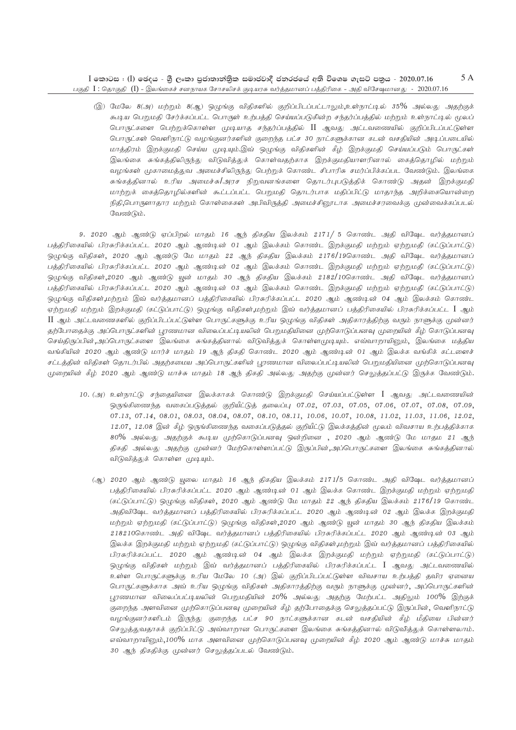(இ) மேலே 8(அ) மற்றும் 8(ஆ) ஒழுங்கு விதிகளில் குறிப்பிடப்பட்டபோதும்,உள்நாட்டில் 35% அல்லது அதற்குக் கூடிய பெறுமதி சேர்க்கப்பட்ட பொருள் உற்பத்தி செய்யப்படுகின்ற சந்தர்ப்பத்தில் மற்றும் உள்நாட்டில் மூலப் பொருட்களை பெற்றுக்கொள்ள முடியாத சந்தர்ப்பத்தில் II ஆவது அட்டவணையில் குறிப்பிடப்பட்டுள்ள பொருட்கள் வெளிநாட்டு வழங்குனர்களின் குறைந்த பட்ச 30 நாட்களுக்கான கடன் வசதியின் அடிப்படையில் மாத்திரம் இறக்குமதி செய்ய முடியும்.இவ் ஒழுங்கு விதிகளின் கீழ் இறக்குமதி செய்யப்படும் பொருட்கள் இலங்கை சுங்கத்திலிருந்து விடுவித்துக் கொள்வதற்காக இறக்குமதியாளரினால் கைத்தொழில் மற்றும் வழங்கள் முகாமைத்துவ அமைச்சிலிருந்து பெற்றுக் கொண்ட சிபாரிசு சமர்ப்பிக்கப்பட வேண்டும். இலங்கை சுங்கத்தினால் உரிய அமைச்சு/அரச நிறுவனங்களை தொடர்புபடுத்திக் கொண்டு அதன் இறக்குமதி மாற்றுக் கைத்தொழில்களின் கூட்டப்பட்ட பெறுமதி தொடர்பாக மதிப்பிட்டு மாதாந்த அறிக்கையொன்றை நிதி,பொருளாதார மற்றும் கொள்கைகள் அபிவிருத்தி அமைச்சினூடாக அமைச்சரவைக்கு முன்வைக்கப்படல் வேண்டும்.

9. 2020 ஆம் ஆண்டு ஏப்பிறல் மாதம் 16 ஆந் திகதிய இலக்கம் 2171/ 5 கொண்ட அதி விஷேட வர்த்தமானப் பத்திரிகையில் பிரசுரிக்கப்பட்ட 2020 ஆம் ஆண்டின் 01 ஆம் இலக்கம் கொண்ட இறக்குமதி மற்றும் ஏற்றுமதி (கட்டுப்பாட்டு) ஒழுங்கு விதிகள், 2020 ஆம் ஆண்டு மே மாதம் 22 ஆந் திகதிய இலக்கம் 2176/19கொண்ட அதி விஷேட வர்த்தமானப் பத்திரிகையில் பிரசுரிக்கப்பட்ட 2020 ஆம் ஆண்டின் 02 ஆம் இலக்கம் கொண்ட இறக்குமதி மற்றும் ஏற்றுமதி (கட்டுப்பாட்டு) ஒழுங்கு விதிகள்,2020 ஆம் ஆண்டு யூன் மாதம் 30 ஆந் திகதிய இலக்கம் 2182/10கொண்ட அதி விஷேட வர்த்தமானப் பத்திரிகையில் பிரசுரிக்கப்பட்ட 2020 ஆம் ஆண்டின் 03 ஆம் இலக்கம் கொண்ட இறக்குமதி மற்றும் ஏற்றுமதி (கட்டுப்பாட்டு) ஒழுங்கு விதிகள்,மற்றும் இவ் வர்த்தமானப் பத்திரிகையில் பிரசுரிக்கப்பட்ட 2020 ஆம் ஆண்டின் 04 ஆம் இலக்கம் கொண்ட ஏற்றுமதி மற்றும் இறக்குமதி (கட்டுப்பாட்டு) ஒழுங்கு விதிகள்,மற்றும் இவ் வர்த்தமானப் பத்திரிகையில் பிரசுரிக்கப்பட்ட I ஆம் II ஆம் அட்டவணைகளில் குறிப்பிடப்பட்டுள்ள பொருட்களுக்கு உரிய ஒழுங்கு விதிகள் அதிகாரத்திற்கு வரும் நாளுக்கு முன்னர் தற்போதைக்கு அப்பொருட்களின் பூரணமான விலைப்பட்டியலின் பெறுமதியினை முற்கொடுப்பனவு முறையின் கீழ் கொடுப்பனவு செய்திருப்பின்,அப்பொருட்களை இலங்கை சுங்கத்தினால் விடுவித்துக் கொள்ளமுடியும். எவ்வாறாயினும், இலங்கை மத்திய வங்கியின் 2020 ஆம் ஆண்டு மார்ச் மாதம் 19 ஆந் திகதி கொண்ட 2020 ஆம் ஆண்டின் 01 ஆம் இலக்க வங்கிச் சுட்டளைச் சட்டத்தின் விதிகள் தொடர்பில் அதற்கமைய அப்பொருட்களின் பூரணமான விலைப்பட்டியலின் பெறுமதியினை முற்கொடுப்பனவு முறையின் கீழ் 2020 ஆம் ஆண்டு மாச்சு மாதம் 18 ஆந் திகதி அல்லது அதற்கு முன்னர் செலுத்தப்பட்டு இருக்க வேண்டும்.

10. (அ) உள்நாட்டு சந்தையினை இலக்காகக் கொண்டு இறக்குமதி செய்யப்பட்டுள்ள I ஆவது அட்டவணையின் ஒருங்கிணைந்த வகைப்படுத்தல் குறியீட்டுத் தலைப்பு 07.02, 07.03, 07.05, 07.06, 07.07, 07.08, 07.09, 07.13, 07.14, 08.01, 08.03, 08.04, 08.07, 08.10, 08.11, 10.06, 10.07, 10.08, 11.02, 11.03, 11.06, 12.02, 12.07, 12.08 இன் கீழ் ஒருங்கிணைந்த வகைப்படுத்தல் குறியீட்டு இலக்கத்தின் மூலம் விவசாய உற்பத்திக்காக 80% அல்லது அதற்குக் கூடிய முற்கொடுப்பனவு ஒன்றினை , 2020 ஆம் ஆண்டு மே மாதம் 21 ஆந் திகதி அல்லது அதற்கு முன்னர் மேற்கொள்ளப்பட்டு இருப்பின்,அப்பொருட்களை இலங்கை சுங்கத்தினால் விடுவித்துக் கொள்ள முடியும்.

(ஆ) 2020 ஆம் ஆண்டு யூலை மாதம் 16 ஆந் திகதிய இலக்கம் 2171/5 கொண்ட அதி விஷேட வர்த்தமானப் பத்திரிகையில் பிரசுரிக்கப்பட்ட 2020 ஆம் ஆண்டின் 01 ஆம் இலக்க கொண்ட இறக்குமதி மற்றும் ஏற்றுமதி (கட்டுப்பாட்டு) ஒழுங்கு விதிகள், 2020 ஆம் ஆண்டு மே மாதம் 22 ஆந் திகதிய இலக்கம் 2176/19 கொண்ட அதிவிஷேட வர்த்தமானப் பத்திரிகையில் பிரசுரிக்கப்பட்ட 2020 ஆம் ஆண்டின் 02 ஆம் இலக்க இறக்குமதி மற்றும் ஏற்றுமதி (கட்டுப்பாட்டு) ஒழுங்கு விதிகள்,2020 ஆம் ஆண்டு யூன் மாதம் 30 ஆந் திகதிய இலக்கம் 218210கொண்ட அதி விஷேட வர்த்தமானப் பத்திரிகையில் பிரசுரிக்கப்பட்ட 2020 ஆம் ஆண்டின் 03 ஆம் இலக்க இறக்குமதி மற்றும் ஏற்றுமதி (கட்டுப்பாட்டு) ஒழுங்கு விதிகள்,மற்றும் இவ் வர்த்தமானப் பத்திரிகையில் பிரசுரிக்கப்பட்ட 2020 ஆம் ஆண்டின் 04 ஆம் இலக்க இறக்குமதி மற்றும் ஏற்றுமதி (கட்டுப்பாட்டு) ஒழுங்கு விதிகள் மற்றும் இவ் வர்த்தமானப் பத்திரிகையில் பிரசுரிக்கப்பட்ட I ஆவது அட்டவணையில் உள்ள பொருட்களுக்கு உரிய மேலே 10 (அ) இல் குறிப்பிடப்பட்டுள்ள விவசாய உற்பத்தி தவிர ஏனைய பொருட்களுக்காக அவ் உரிய ஒழுங்கு விதிகள் அதிகாரத்திற்கு வரும் நாளுக்கு முன்னர், அப்பொருட்களின் பூரணமான விலைப்பட்டியலின் பெறுமதியின் 20% அல்லது அதற்கு மேற்பட்ட அதிலும் 100% இற்குக் குறைந்த அளவினை முற்கொடுப்பனவு முறையின் கீழ் தற்போதைக்கு செலுத்தப்பட்டு இருப்பின், வெளிநாட்டு வழங்குனர்களிடம் இருந்து குறைந்த பட்ச 90 நாட்களுக்கான கடன் வசதியின் கீழ் மீதியை பின்னர் செலுத்துவதாகக் குறிப்பிட்டு அவ்வாறான பொருட்களை இலங்கை சுங்கத்தினால் விடுவித்துக் கொள்ளலாம். எவ்வாறாயினும்,100% மாக அளவினை முற்கொடுப்பனவு முறையின் கீழ் 2020 ஆம் ஆண்டு மாச்சு மாதம் 30 ஆந் திகதிக்கு முன்னர் செலுத்தப்படல் வேண்டும்.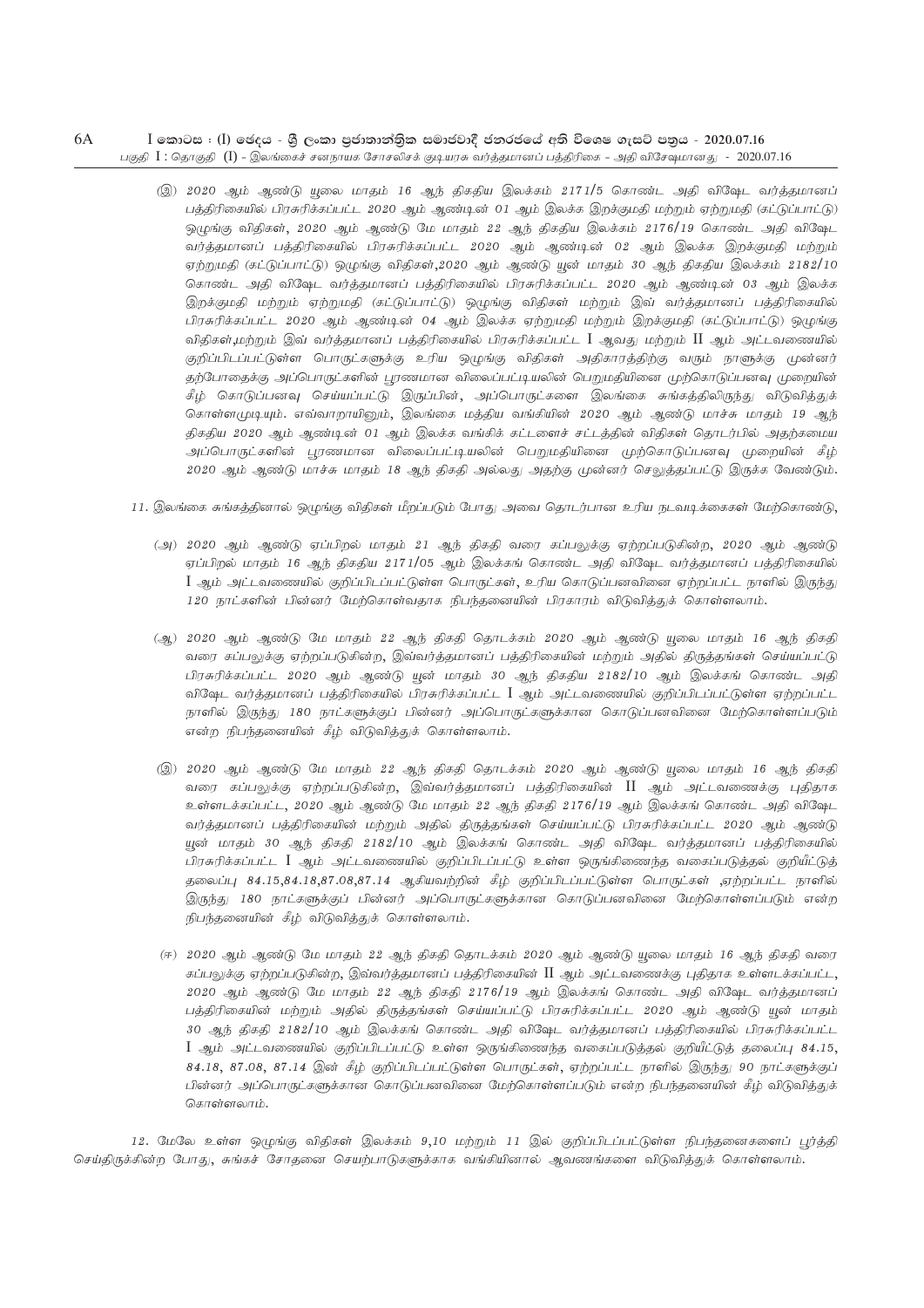(இ) 2020 ஆம் ஆண்டு யூலை மாதம் 16 ஆந் திகதிய இலக்கம் 2171/5 கொண்ட அதி விஷேட வர்த்தமானப் பத்திரிகையில் பிரசுரிக்கப்பட்ட 2020 ஆம் ஆண்டின் 01 ஆம் இலக்க இறக்குமதி மற்றும் ஏற்றுமதி (கட்டுப்பாட்டு) ஒழுங்கு விதிகள், 2020 ஆம் ஆண்டு மே மாதம் 22 ஆந் திகதிய இலக்கம் 2176/19 கொண்ட அதி விஷேட வர்த்தமானப் பத்திரிகையில் பிரசுரிக்கப்பட்ட 2020 ஆம் ஆண்டின் 02 ஆம் இலக்க இறக்குமதி மற்றும் ஏற்றுமதி (கட்டுப்பாட்டு) ஒழுங்கு விதிகள்,2020 ஆம் ஆண்டு யூன் மாதம் 30 ஆந் திகதிய இலக்கம் 2182/10 கொண்ட அதி விஷேட வர்த்தமானப் பத்திரிகையில் பிரசுரிக்கப்பட்ட 2020 ஆம் ஆண்டின் 03 ஆம் இலக்க இறக்குமதி மற்றும் ஏற்றுமதி (கட்டுப்பாட்டு) ஒழுங்கு விதிகள் மற்றும் இவ் வர்த்தமானப் பத்திரிகையில் பிரசுரிக்கப்பட்ட 2020 ஆம் ஆண்டின் 04 ஆம் இலக்க ஏற்றுமதி மற்றும் இறக்குமதி (கட்டுப்பாட்டு) ஒழுங்கு விதிகள்,மற்றும் இவ் வர்த்தமானப் பத்திரிகையில் பிரசுரிக்கப்பட்ட I ஆவது மற்றும் II ஆம் அட்டவணையில் குறிப்பிடப்பட்டுள்ள பொருட்களுக்கு உரிய ஒழுங்கு விதிகள் அதிகாரத்திற்கு வரும் நாளுக்கு முன்னர் தற்போதைக்கு அப்பொருட்களின் பூரணமான விலைப்பட்டியலின் பெறுமதியினை முற்கொடுப்பனவு முறையின் கீழ் கொடுப்பனவு செய்யப்பட்டு இருப்பின், அப்பொருட்களை இலங்கை சுங்கத்திலிருந்து விடுவித்துக் கொள்ளமுடியும். எவ்வாறாயினும், இலங்கை மத்திய வங்கியின் 2020 ஆம் ஆண்டு மார்ச் மாதம் 19 ஆந் திகதிய 2020 ஆம் ஆண்டின் 01 ஆம் இலக்க வங்கிக் கட்டளைச் சட்டத்தின் விதிகள் தொடர்பில் அதற்கமைய அப்பொருட்களின் பூரணமான விலைப்பட்டியலின் பெறுமதியினை முற்கொடுப்பனவு முறையின் கீழ் 2020 ஆம் ஆண்டு மார்ச் மாதம் 18 ஆந் திகதி அல்லது அதற்கு முன்னர் செலுத்தப்பட்டு இருக்க வேண்டும்.

11. இலங்கை சுங்கத்தினால் ஒழுங்கு விதிகள் மீறப்படும் போது அவை தொடர்பான உரிய நடவடிக்கைகள் மேற்கொண்டு,

(அ) 2020 ஆம் ஆண்டு ஏப்பிறல் மாதம் 21 ஆந் திகதி வரை கப்பலுக்கு ஏற்றப்படுகின்ற, 2020 ஆம் ஆண்டு ஏப்பிறல் மாதம் 16 ஆந் திகதிய 2171/05 ஆம் இலக்கங் கொண்ட அதி விஷேட வர்த்தமானப் பத்திரிகையில் I ஆம் அட்டவணையில் குறிப்பிடப்பட்டுள்ள பொருட்கள், உரிய கொடுப்பனவினை ஏற்றப்பட்ட நாளில் இருந்து 120 நாட்களின் பின்னர் மேற்கொள்வதாக நிபந்தனையின் பிரகாரம் விடுவித்துக் கொள்ளலாம்.

(ஆ) 2020 ஆம் ஆண்டு மே மாதம் 22 ஆந் திகதி தொடக்கம் 2020 ஆம் ஆண்டு யூலை மாதம் 16 ஆந் திகதி வரை கப்பலுக்கு ஏற்றப்படுகின்ற, இவ்வர்த்தமானப் பத்திரிகையின் மற்றும் அதில் திருத்தங்கள் செய்யப்பட்டு பிரசுரிக்கப்பட்ட 2020 ஆம் ஆண்டு யூன் மாதம் 30 ஆந் திகதிய 2182/10 ஆம் இலக்கங் கொண்ட அதி விஷேட வர்த்தமானப் பத்திரிகையில் பிரசுரிக்கப்பட்ட I ஆம் அட்டவணையில் குறிப்பிடப்பட்டுள்ள ஏற்றப்பட்ட நாளில் இருந்து 180 நாட்களுக்குப் பின்னர் அப்பொருட்களுக்கான கொடுப்பனவினை மேற்கொள்ளப்படும் என்ற நிபந்தனையின் கீழ் விடுவித்துக் கொள்ளலாம்.

(இ) 2020 ஆம் ஆண்டு மே மாதம் 22 ஆந் திகதி தொடக்கம் 2020 ஆம் ஆண்டு யூலை மாதம் 16 ஆந் திகதி வரை கப்பலுக்கு ஏற்றப்படுகின்ற, இவ்வர்த்தமானப் பத்திரிகையின் II ஆம் அட்டவணைக்கு புதிதாக உள்ளடக்கப்பட்ட, 2020 ஆம் ஆண்டு மே மாதம் 22 ஆந் திகதி 2176/19 ஆம் இலக்கங் கொண்ட அதி விஷேட வர்த்தமானப் பத்திரிகையின் மற்றும் அதில் திருத்தங்கள் செய்யப்பட்டு பிரசுரிக்கப்பட்ட 2020 ஆம் ஆண்டு யூன் மாதம் 30 ஆந் திகதி 2182/10 ஆம் இலக்கங் கொண்ட அதி விஷேட வர்த்தமானப் பத்திரிகையில் பிரசுரிக்கப்பட்ட I ஆம் அட்டவணையில் குறிப்பிடப்பட்டு உள்ள ஒருங்கிணைந்த வகைப்படுத்தல் குறியீட்டுத் தலைப்பு 84.15,84.18,87.08,87.14 ஆகியவற்றின் கீழ் குறிப்பிடப்பட்டுள்ள பொருட்கள் ,ஏற்றப்பட்ட நாளில் இருந்து 180 நாட்களுக்குப் பின்னர் அப்பொருட்களுக்கான கொடுப்பனவினை மேற்கொள்ளப்படும் என்ற நிபந்தனையின் கீழ் விடுவித்துக் கொள்ளலாம்.

(ஈ) 2020 ஆம் ஆண்டு மே மாதம் 22 ஆந் திகதி தொடக்கம் 2020 ஆம் ஆண்டு யூலை மாதம் 16 ஆந் திகதி வரை கப்பலுக்கு ஏற்றப்படுகின்ற, இவ்வர்த்தமானப் பத்திரிகையின் II ஆம் அட்டவணைக்கு புதிதாக உள்ளடக்கப்பட்ட, 2020 ஆம் ஆண்டு மே மாதம் 22 ஆந் திகதி 2176/19 ஆம் இலக்கங் கொண்ட அதி விஷேட வர்த்தமானப் பத்திரிகையின் மற்றும் அதில் திருத்தங்கள் செய்யப்பட்டு பிரசுரிக்கப்பட்ட 2020 ஆம் ஆண்டு யூன் மாதம் 30 ஆந் திகதி 2182/10 ஆம் இலக்கங் கொண்ட அதி விஷேட வர்த்தமானப் பத்திரிகையில் பிரசுரிக்கப்பட்ட I ஆம் அட்டவணையில் குறிப்பிடப்பட்டு உள்ள ஒருங்கிணைந்த வகைப்படுத்தல் குறியீட்டுத் தலைப்பு 84.15, 84.18, 87.08, 87.14 இன் கீழ் குறிப்பிடப்பட்டுள்ள பொருட்கள், ஏற்றப்பட்ட நாளில் இருந்து 90 நாட்களுக்குப் பின்னர் அப்பொருட்களுக்கான கொடுப்பனவினை மேற்கொள்ளப்படும் என்ற நிபந்தனையின் கீழ் விடுவித்துக் கொள்ளலாம்.

12. மேலே உள்ள ஒழுங்கு விதிகள் இலக்கம் 9,10 மற்றும் 11 இல் குறிப்பிடப்பட்டுள்ள நிபந்தனைகளைப் பூர்த்தி செய்திருக்கின்ற போது, சுங்கச் சோதனை செயற்பாடுகளுக்காக வங்கியினால் ஆவணங்களை விடுவித்துக் கொள்ளலாம்.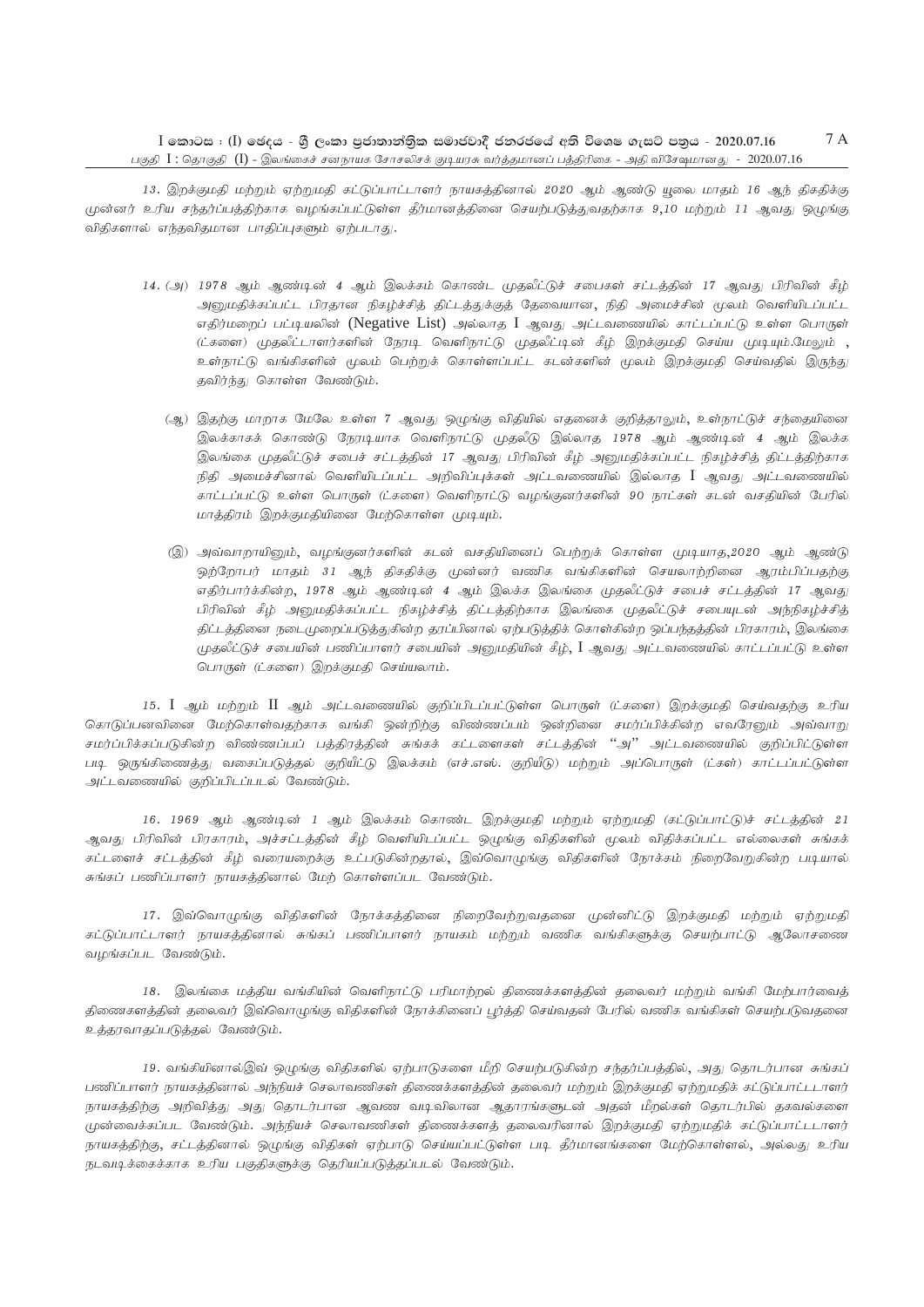13. இறக்குமதி மற்றும் ஏற்றுமதி கட்டுப்பாட்டாளர் நாயகத்தினால் 2020 ஆம் ஆண்டு யூலை மாதம் 16 ஆந் திகதிக்கு முன்னர் உரிய சந்தர்ப்பத்திற்காக வழங்கப்பட்டுள்ள தீர்மானத்தினை செயற்படுத்துவதற்காக 9,10 மற்றும் 11 ஆவது ஒழுங்கு விதிகளால் எந்தவிதமான பாதிப்புகளும் ஏற்படாது.

14. (அ) 1978 ஆம் ஆண்டின் 4 ஆம் இலக்கம் கொண்ட முதலீட்டுச் சபைகள் சட்டத்தின் 17 ஆவது பிரிவின் கீழ் அனுமதிக்கப்பட்ட பிரதான நிகழ்ச்சித் திட்டத்துக்குத் தேவையான, நிதி அமைச்சின் மூலம் வெளியிடப்பட்ட எதிர்மறைப் பட்டியலின் (Negative List) அல்லாத I ஆவது அட்டவணையில் காட்டப்பட்டு உள்ள பொருள் (ட்களை) முதலீட்டாளர்களின் நேரடி வெளிநாட்டு முதலீட்டின் கீழ் இறக்குமதி செய்ய முடியும்.மேலும் , உள்நாட்டு வங்கிகளின் மூலம் பெற்றுக் கொள்ளப்பட்ட கடன்களின் மூலம் இறக்குமதி செய்வதில் இருந்து தவிர்ந்து கொள்ள வேண்டும்.

(ஆ) இதற்கு மாறாக மேலே உள்ள 7 ஆவது ஒழுங்கு விதியில் எதனைக் குறித்தாலும், உள்நாட்டுச் சந்தையினை இலக்காகக் கொண்டு நேரடியாக வெளிநாட்டு முதலீடு இல்லாத 1978 ஆம் ஆண்டின் 4 ஆம் இலக்க இலங்கை முதலீட்டுச் சபைச் சட்டத்தின் 17 ஆவது பிரிவின் கீழ் அனுமதிக்கப்பட்ட நிகழ்ச்சித் திட்டத்திற்காக நிதி அமைச்சினால் வெளியிடப்பட்ட அறிவிப்புக்கள் அட்டவணையில் இல்லாத I ஆவது அட்டவணையில் காட்டப்பட்டு உள்ள பொருள் (ட்களை) வெளிநாட்டு வழங்குனர்களின் 90 நாட்கள் கடன் வசதியின் பேரில் மாத்திரம் இறக்குமதியினை மேற்கொள்ள முடியும்.

(இ) அவ்வாறாயினும், வழங்குனர்களின் கடன் வசதியினைப் பெற்றுக் கொள்ள முடியாத,2020 ஆம் ஆண்டு ஒற்றோபர் மாதம் 31 ஆந் திகதிக்கு முன்னர் வணிக வங்கிகளின் செயலாற்றினை ஆரம்பிப்பதற்கு எதிர்பார்க்கின்ற, 1978 ஆம் ஆண்டின் 4 ஆம் இலக்க இலங்கை முதலீட்டுச் சபைச் சட்டத்தின் 17 ஆவது பிரிவின் கீழ் அனுமதிக்கப்பட்ட நிகழ்ச்சித் திட்டத்திற்காக இலங்கை முதலீட்டுச் சபையுடன் அந்நிகழ்ச்சித் திட்டத்தினை நடைமுறைப்படுத்துகின்ற தரப்பினால் ஏற்படுத்திக் கொள்கின்ற ஒப்பந்தத்தின் பிரகாரம், இலங்கை முதலீட்டுச் சபையின் பணிப்பாளர் சபையின் அனுமதியின் கீழ், I ஆவது அட்டவணையில் காட்டப்பட்டு உள்ள பொருள் (ட்களை) இறக்குமதி செய்யலாம்.

15. I ஆம் மற்றும் II ஆம் அட்டவணையில் குறிப்பிடப்பட்டுள்ள பொருள் (ட்களை) இறக்குமதி செய்வதற்கு உரிய கொடுப்பனவினை மேற்கொள்வதற்காக வங்கி ஒன்றிற்கு விண்ணப்பம் ஒன்றினை சமர்ப்பிக்கின்ற எவரேனும் அவ்வாறு சமர்ப்பிக்கப்படுகின்ற விண்ணப்பப் பத்திரத்தின் சுங்கக் கட்டளைகள் சட்டத்தின் "அ" அட்டவணையில் குறிப்பிட்டுள்ள படி ஒருங்கிணைத்து வகைப்படுத்தல் குறியீட்டு இலக்கம் (எச்.எஸ். குறியீடு) மற்றும் அப்பொருள் (ட்கள்) காட்டப்பட்டுள்ள அட்டவணையில் குறிப்பிடப்படல் வேண்டும்.

16. 1969 ஆம் ஆண்டின் 1 ஆம் இலக்கம் கொண்ட இறக்குமதி மற்றும் ஏற்றுமதி (கட்டுப்பாட்டு)ச் சட்டத்தின் 21 ஆவது பிரிவின் பிரகாரம், அச்சட்டத்தின் கீழ் வெளியிடப்பட்ட ஒழுங்கு விதிகளின் மூலம் விதிக்கப்பட்ட எல்லைகள் சுங்கக் கட்டளைச் சட்டத்தின் கீழ் வரையறைக்கு உட்படுகின்றதால், இவ்வொழுங்கு விதிகளின் நோக்கம் நிறைவேறுகின்ற படியால் சுங்கப் பணிப்பாளர் நாயகத்தினால் மேற் கொள்ளப்பட வேண்டும்.

17. இவ்வொழுங்கு விதிகளின் நோக்கத்தினை நிறைவேற்றுவதனை முன்னிட்டு இறக்குமதி மற்றும் ஏற்றுமதி கட்டுப்பாட்டாளர் நாயகத்தினால் சுங்கப் பணிப்பாளர் நாயகம் மற்றும் வணிக வங்கிகளுக்கு செயற்பாட்டு ஆலோசணை வழங்கப்பட வேண்டும்.

18. இலங்கை மத்திய வங்கியின் வெளிநாட்டு பரிமாற்றல் திணைக்களத்தின் தலைவர் மற்றும் வங்கி மேற்பார்வைத் திணைகளத்தின் தலைவர் இவ்வொழுங்கு விதிகளின் நோக்கினைப் பூர்த்தி செய்வதன் பேரில் வணிக வங்கிகள் செயற்படுவதனை உத்தரவாதப்படுத்தல் வேண்டும்.

19. வங்கியினால்இவ் ஒழுங்கு விதிகளில் ஏற்பாடுகளை மீறி செயற்படுகின்ற சந்தர்ப்பத்தில், அது தொடர்பான சுங்கப் பணிப்பாளர் நாயகத்தினால் அந்நியச் செலாவணிகள் திணைக்களத்தின் தலைவர் மற்றும் இறக்குமதி ஏற்றுமதிக் கட்டுப்பாட்டாளர் நாயகத்திற்கு அறிவித்து அது தொடர்பான ஆவண வடிவிலான ஆதாரங்களுடன் அதன் மீறல்கள் தொடர்பில் தகவல்களை முன்வைக்கப்பட வேண்டும். அந்நியச் செலாவணிகள் திணைக்களத் தலைவரினால் இறக்குமதி ஏற்றுமதிக் கட்டுப்பாட்டாளர் நாயகத்திற்கு, சட்டத்தினால் ஒழுங்கு விதிகள் ஏற்பாடு செய்யப்பட்டுள்ள படி தீர்மானங்களை மேற்கொள்ளல், அல்லது உரிய நடவடிக்கைக்காக உரிய பகுதிகளுக்கு தெரியப்படுத்தப்படல் வேண்டும்.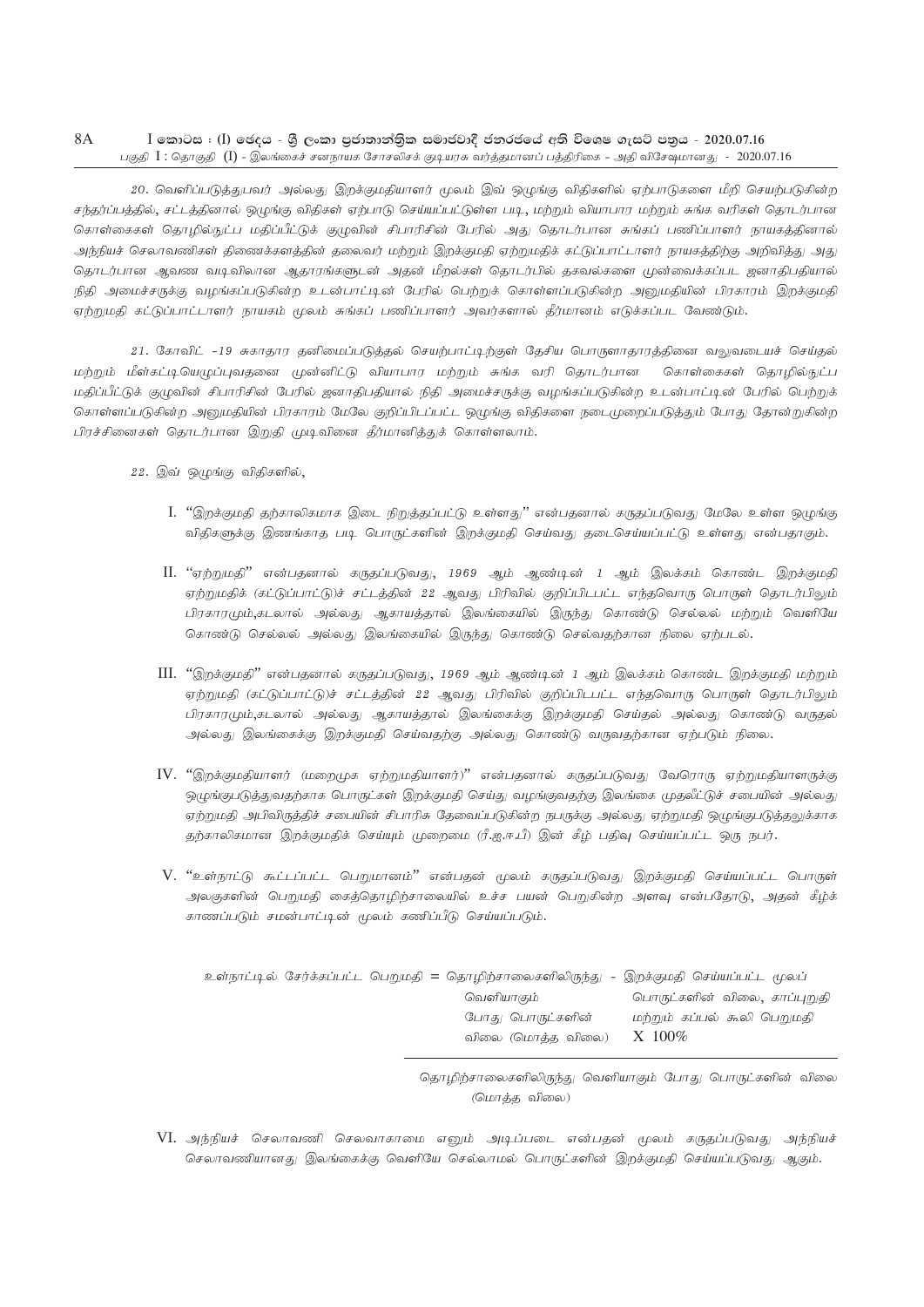20. வெளிப்படுத்துபவர் அல்லது இறக்குமதியாளர் மூலம் இவ் ஒழுங்கு விதிகளில் ஏற்பாடுகளை மீறி செயற்படுகின்ற சந்தர்ப்பத்தில், சட்டத்தினால் ஒழுங்கு விதிகள் ஏற்பாடு செய்யப்பட்டுள்ள படி, மற்றும் வியாபார மற்றும் சுங்க வரிகள் தொடர்பான கொள்கைகள் தொழில்நுட்ப மதிப்பீட்டுக் குழுவின் சிபாரிசின் பேரில் அது தொடர்பான சுங்கப் பணிப்பாளர் நாயகத்தினால் அந்நியச் செலாவணிகள் திணைக்களத்தின் தலைவர் மற்றும் இறக்குமதி ஏற்றுமதிக் கட்டுப்பாட்டாளர் நாயகத்திற்கு அறிவித்து அது தொடர்பான ஆவண வடிவிலான ஆதாரங்களுடன் அதன் மீறல்கள் தொடர்பில் தகவல்களை முன்வைக்கப்பட ஜனாதிபதியால் நிதி அமைச்சருக்கு வழங்கப்படுகின்ற உடன்பாட்டின் பேரில் பெற்றுக் கொள்ளப்படுகின்ற அனுமதியின் பிரகாரம் இறக்குமதி ஏற்றுமதி கட்டுப்பாட்டாளர் நாயகம் மூலம் சுங்கப் பணிப்பாளர் அவர்களால் தீர்மானம் எடுக்கப்பட வேண்டும்.

21. கோவிட் -19 சுகாதார தனிமைப்படுத்தல் செயற்பாட்டிற்குள் தேசிய பொருளாதாரத்தினை வலுவடையச் செய்தல் மற்றும் மீளகட்டியெழுப்புவதனை முன்னிட்டு வியாபார மற்றும் சுங்க வரி தொடர்பான கொள்கைகள் தொழில்நுட்ப மதிப்பீட்டுக் குழுவின் சிபாரிசின் பேரில் ஜனாதிபதியால் நிதி அமைச்சருக்கு வழங்கப்படுகின்ற உடன்பாட்டின் பேரில் பெற்றுக் கொள்ளப்படுகின்ற அனுமதியின் பிரகாரம் மேலே குறிப்பிடப்பட்ட ஒழுங்கு விதிகளை நடைமுறைப்படுத்தும் போது தோன்றுகின்ற பிரச்சினைகள் தொடர்பான இறுதி முடிவினை தீர்மானித்துக் கொள்ளலாம்.

22. இவ் ஒழுங்கு விதிகளில்,

I. "இறக்குமதி தற்காலிகமாக இடை நிறுத்தப்பட்டு உள்ளது" என்பதனால் கருதப்படுவது மேலே உள்ள ஒழுங்கு விதிகளுக்கு இணங்காத படி பொருட்களின் இறக்குமதி செய்வது தடைசெய்யப்பட்டு உள்ளது என்பதாகும்.

II. "ஏற்றுமதி" என்பதனால் கருதப்படுவது, 1969 ஆம் ஆண்டின் 1 ஆம் இலக்கம் கொண்ட இறக்குமதி ஏற்றுமதிக் (கட்டுப்பாட்டு)ச் சட்டத்தின் 22 ஆவது பிரிவில் குறிப்பிடப்பட்ட எந்தவொரு பொருள் தொடர்பிலும் பிரகாரமும்,கடலால் அல்லது ஆகாயத்தால் இலங்கையில் இருந்து கொண்டு செல்லல் மற்றும் வெளியே கொண்டு செல்லல் அல்லது இலங்கையில் இருந்து கொண்டு செல்வதற்கான நிலை ஏற்படல்.

III. "இறக்குமதி" என்பதனால் கருதப்படுவது, 1969 ஆம் ஆண்டின் 1 ஆம் இலக்கம் கொண்ட இறக்குமதி மற்றும் ஏற்றுமதி (கட்டுப்பாட்டு)ச் சட்டத்தின் 22 ஆவது பிரிவில் குறிப்பிடப்பட்ட எந்தவொரு பொருள் தொடர்பிலும் பிரகாரமும்,கடலால் அல்லது ஆகாயத்தால் இலங்கைக்கு இறக்குமதி செய்தல் அல்லது கொண்டு வருதல் அல்லது இலங்கைக்கு இறக்குமதி செய்வதற்கு அல்லது கொண்டு வருவதற்கான ஏற்படும் நிலை.

IV. "இறக்குமதியாளர் (மறைமுக ஏற்றுமதியாளர்)" என்பதனால் கருதப்படுவது வேறொரு ஏற்றுமதியாளருக்கு ஒழுங்குபடுத்துவதற்காக பொருட்கள் இறக்குமதி செய்து வழங்குவதற்கு இலங்கை முதலீட்டுச் சபையின் அல்லது ஏற்றுமதி அபிவிருத்திச் சபையின் சிபாரிசு தேவைப்படுகின்ற நபருக்கு அல்லது ஏற்றுமதி ஒழுங்குபடுத்தலுக்காக தற்காலிகமான இறக்குமதிச் செய்யும் முறைமை (ரீ.ஐ.ஈ.பீ) இன் கீழ் பதிவு செய்யப்பட்ட ஒரு நபர்.

V. "உள்நாட்டு கூட்டப்பட்ட பெறுமானம்" என்பதன் மூலம் கருதப்படுவது இறக்குமதி செய்யப்பட்ட பொருள் அலகுகளின் பெறுமதி கைத்தொழிற்சாலையில் உச்ச பயன் பெறுகின்ற அளவு என்பதோடு, அதன் கீழ்க் காணப்படும் சமன்பாட்டின் மூலம் கணிப்பீடு செய்யப்படும்.

$$\text{உள்நாட்டில் சேர்க்கப்பட்ட பெறுமதி} = \frac{\text{தொழிற்சாலைகளிலிருந்து வெளியாகும் போது பொருட்களின் விலை (மொத்த விலை)} - \text{இறக்குமதி செய்யப்பட்ட மூலப் பொருட்களின் விலை, காப்புறுதி மற்றும் கப்பல் கூலி பெறுமதி}}{\text{தொழிற்சாலைகளிலிருந்து வெளியாகும் போது பொருட்களின் விலை (மொத்த விலை)}} \times 100\%$$

VI. அந்நியச் செலாவணி செலவாகாமை எனும் அடிப்படை என்பதன் மூலம் கருதப்படுவது அந்நியச் செலாவணியானது இலங்கைக்கு வெளியே செல்லாமல் பொருட்களின் இறக்குமதி செய்யப்படுவது ஆகும்.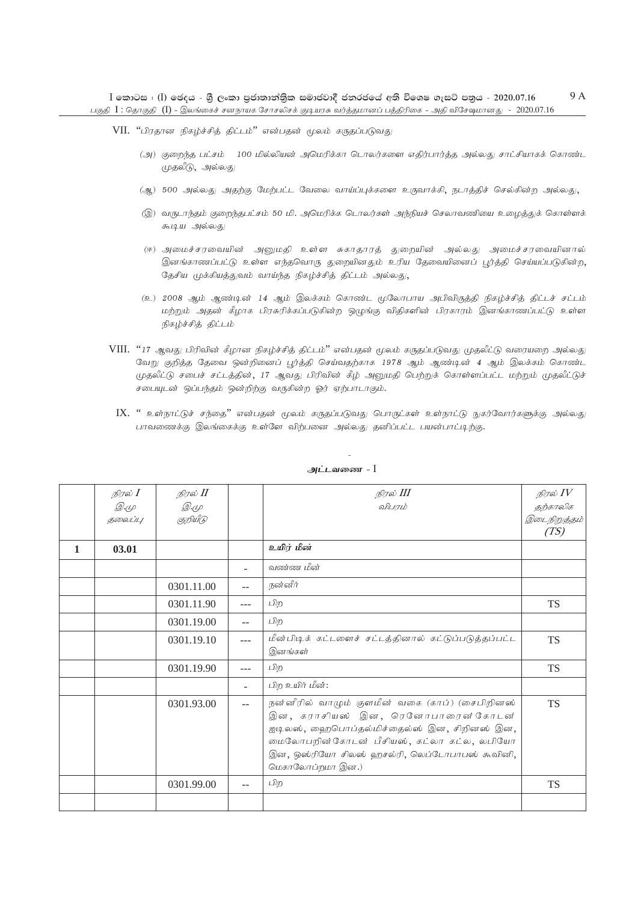VII. "பிரதான நிகழ்ச்சித் திட்டம்" என்பதன் மூலம் கருதப்படுவது

(அ) குறைந்த பட்சம் 100 மில்லியன் அமெரிக்கா டொலர்களை எதிர்பார்த்த அல்லது சாட்சியாகக் கொண்ட முதலீடு, அல்லது

(ஆ) 500 அல்லது அதற்கு மேற்பட்ட வேலை வாய்ப்புக்களை உருவாக்கி, நடாத்திச் செல்கின்ற அல்லது,

(இ) வருடாந்தம் குறைந்தபட்சம் 50 மி. அமெரிக்க டொலர்கள் அந்நியச் செலாவணியை உழைத்துக் கொள்ளக் கூடிய அல்லது

(ஈ) அமைச்சரவையின் அனுமதி உள்ள சுகாதாரத் துறையின் அல்லது அமைச்சரவையினால் இனங்காணப்பட்டு உள்ள எந்தவொரு துறையினதும் உரிய தேவையினைப் பூர்த்தி செய்யப்படுகின்ற, தேசிய முக்கியத்துவம் வாய்ந்த நிகழ்ச்சித் திட்டம் அல்லது,

(உ) 2008 ஆம் ஆண்டின் 14 ஆம் இலக்கம் கொண்ட மூலோபாய அபிவிருத்தி நிகழ்ச்சித் திட்டச் சட்டம் மற்றும் அதன் கீழாக பிரசுரிக்கப்படுகின்ற ஒழுங்கு விதிகளின் பிரகாரம் இனங்காணப்பட்டு உள்ள நிகழ்ச்சித் திட்டம்

VIII. "17 ஆவது பிரிவின் கீழான நிகழ்ச்சித் திட்டம்" என்பதன் மூலம் கருதப்படுவது முதலீட்டு வரையறை அல்லது வேறு குறித்த தேவை ஒன்றினைப் பூர்த்தி செய்வதற்காக 1978 ஆம் ஆண்டின் 4 ஆம் இலக்கம் கொண்ட முதலீட்டு சபைச் சட்டத்தின், 17 ஆவது பிரிவின் கீழ் அனுமதி பெற்றுக் கொள்ளப்பட்ட மற்றும் முதலீட்டுச் சபையுடன் ஒப்பந்தம் ஒன்றிற்கு வருகின்ற ஓர் ஏற்பாடாகும்.

IX. " உள்நாட்டுச் சந்தை" என்பதன் மூலம் கருதப்படுவது பொருட்கள் உள்நாட்டு நுகர்வோர்களுக்கு அல்லது பாவனைக்கு இலங்கைக்கு உள்ளே விற்பனை அல்லது தனிப்பட்ட பயன்பாட்டிற்கு.

**அட்டவணை - I**

| | நிரல் I இ.மு தலைப்பு | நிரல் II இ.மு குறியீடு | | நிரல் III விபரம் | நிரல் IV தற்காலிக இடைநிறுத்தம் (TS) |
|---|---|---|---|---|---|
| **1** | **03.01** | | | **உயிர் மீன்** | |
| | | | - | வண்ண மீன் | |
| | | 0301.11.00 | -- | நன்னீர் | |
| | | 0301.11.90 | --- | பிற | TS |
| | | 0301.19.00 | -- | பிற | |
| | | 0301.19.10 | --- | மீன்பிடிக் கட்டளைச் சட்டத்தினால் கட்டுப்படுத்தப்பட்ட இனங்கள் | TS |
| | | 0301.19.90 | --- | பிற | TS |
| | | | - | பிற உயிர் மீன்: | |
| | | 0301.93.00 | -- | நன்னீரில் வாழும் குளமீன் வகை (காப்) (சைபிறினஸ் இன, கராசியஸ் இன, ரெனோபாரைன்கோடன் ஐடிலஸ், ஹைபொப்தல்மிச்தைல்ஸ் இன, சிறினஸ் இன, மைலோபறின்கோடன் பீசியஸ், கட்லா கட்ல, லபியோ இன, ஒஸ்ரியோ சிலஸ் ஹசல்ரி, லெப்டோபாபஸ் கூவினி, மெகாலோப்றமா இன.) | TS |
| | | 0301.99.00 | -- | பிற | TS |
| | | | | | |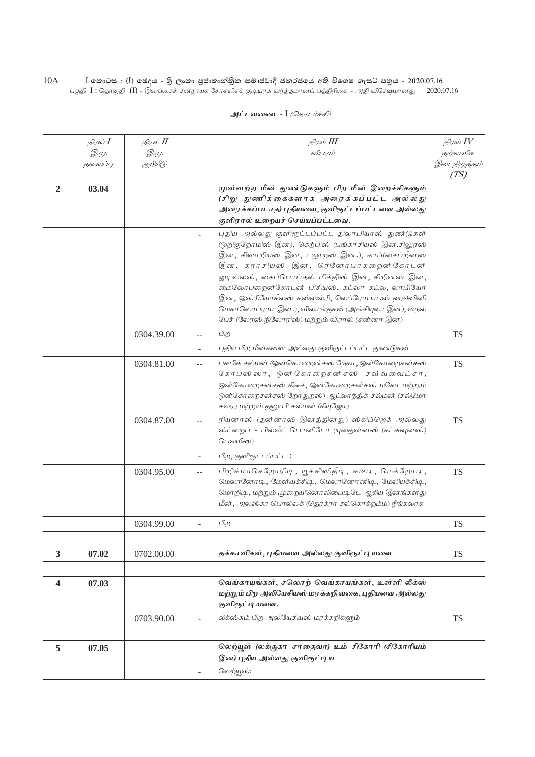அட்டவணை - I *(தொடர்ச்சி)*

| | *நிரல் I* *இ.மு* *தலைப்பு* | *நிரல் II* *இ.மு* *குறியீடு* | | *நிரல் III* *விபரம்* | *நிரல் IV* *தற்காலிக* *இடைநிறுத்தம்* *(TS)* |
|---|---|---|---|---|---|
| **2** | **03.04** | | | **முள்ளற்ற மீன் துண்டுகளும் பிற மீன் இறைச்சிகளும் (சிறு துணிக்கைகளாக அரைக்கப்பட்ட அல்லது அரைக்கப்படாது) புதியவை, குளிரூட்டப்பட்டவை அல்லது குளிரால் உறையச் செய்யப்பட்டவை.** | |
| | | | - | புதிய அல்லது குளிரூட்டப்பட்ட திலாபியாஸ் துண்டுகள் (ஒறிகுறோமிஸ் இன), கெற்பிஸ் (பங்காசியஸ் இன,சிலூரஸ் இன, கிளாறியஸ் இன, டலூறஸ் இன.), காப்(சைப்றீனஸ் இன, கராசியஸ் இன, ரெனோபாகறைன் கோடன் ஐடில்லஸ், கைப்பொப்தல் மிக்திஸ் இன, சிறினஸ் இன, மைலோபறைன்கோடன் பிசியஸ், கட்லா கட்ல, லாபியோ இன, ஒஸ்ரியோசீலஸ் கஸ்ஸெல்ரி, லெப்ரோபாபஸ் ஹூவினி மெகாலொப்ராம இன.), விலாங்குகள் (அங்கியுலா இன), நைல் பேச் (லேரஸ் நிலோரிஸ்) மற்றும் விரால் (சன்னா இன) | |
| | | 0304.39.00 | -- | பிற | TS |
| | | | - | புதிய பிற மீன்களள் அல்லது குளிரூட்டப்பட்ட துண்டுகள் | |
| | | 0304.81.00 | -- | பசுபிக் சல்மன் (ஒன்கொறைன்சஸ் நேகா, ஒன்கோறைசன்சஸ் கோபஸ்ஸா, ஒன்கோறைசன்சஸ் சவ்வைட்சா, ஒன்கோறைசன்சஸ் கிசச், ஒன்கோறைசன்சஸ் மசோ மற்றும் ஒன்கோறைசன்சஸ் றோதுறஸ்) ஆட்லாந்திக் சல்மன் (சல்மோ சலர்) மற்றும் தனூபி சல்மன் (கியுஜோ) | TS |
| | | 0304.87.00 | -- | ரியுனாஸ் (தன்னாஸ் இனத்தினது) ஸ்கிப்ஜெக் அல்லது ஸ்ட்றைப் - பில்லீட் பொனிடோ (யுதைன்னஸ் (கட்சுவுனஸ்) பெலமிஸ) | TS |
| | | | - | பிற, குளிரூட்டப்பட்ட : | |
| | | 0304.95.00 | -- | பிறிக்மாசெறோரிடி, யூக்கிளிதீடி, கடீடி, மெக்றோடி, மெலானோடி, மேளியுக்சிடி, மெலானோனிடி, மேலியக்சிடி, மொறிடி, மற்றும் முறையினொலிபைடிடே ஆகிய இனங்களது மீன், அலஸ்கா பொல்லக் (தெரக்ரா சல்கொக்றம்ம) நீங்கலாக | TS |
| | | 0304.99.00 | - | பிற | TS |
| | | | | | |
| **3** | **07.02** | 0702.00.00 | | **தக்காளிகள், புதியவை அல்லது குளிரூட்டியவை** | TS |
| | | | | | |
| **4** | **07.03** | | | **வெங்காயங்கள், சலொற் வெங்காயங்கள், உள்ளி லீக்ஸ் மற்றும் பிற அலியேசியஸ் மரக்கறி வகை, புதியவை அல்லது குளிரூட்டியவை.** | |
| | | 0703.90.00 | - | லீக்ஸ்சும் பிற அலியேசியஸ் மரக்கறிகளும் | TS |
| | | | | | |
| **5** | **07.05** | | | **லெற்யூஸ் (லக்ருகா சாதைவா) உம் சிகோரி (சிகோரியம் இன) புதிய அல்லது குளிரூட்டிய** | |
| | | | - | லெற்யூஸ்: | |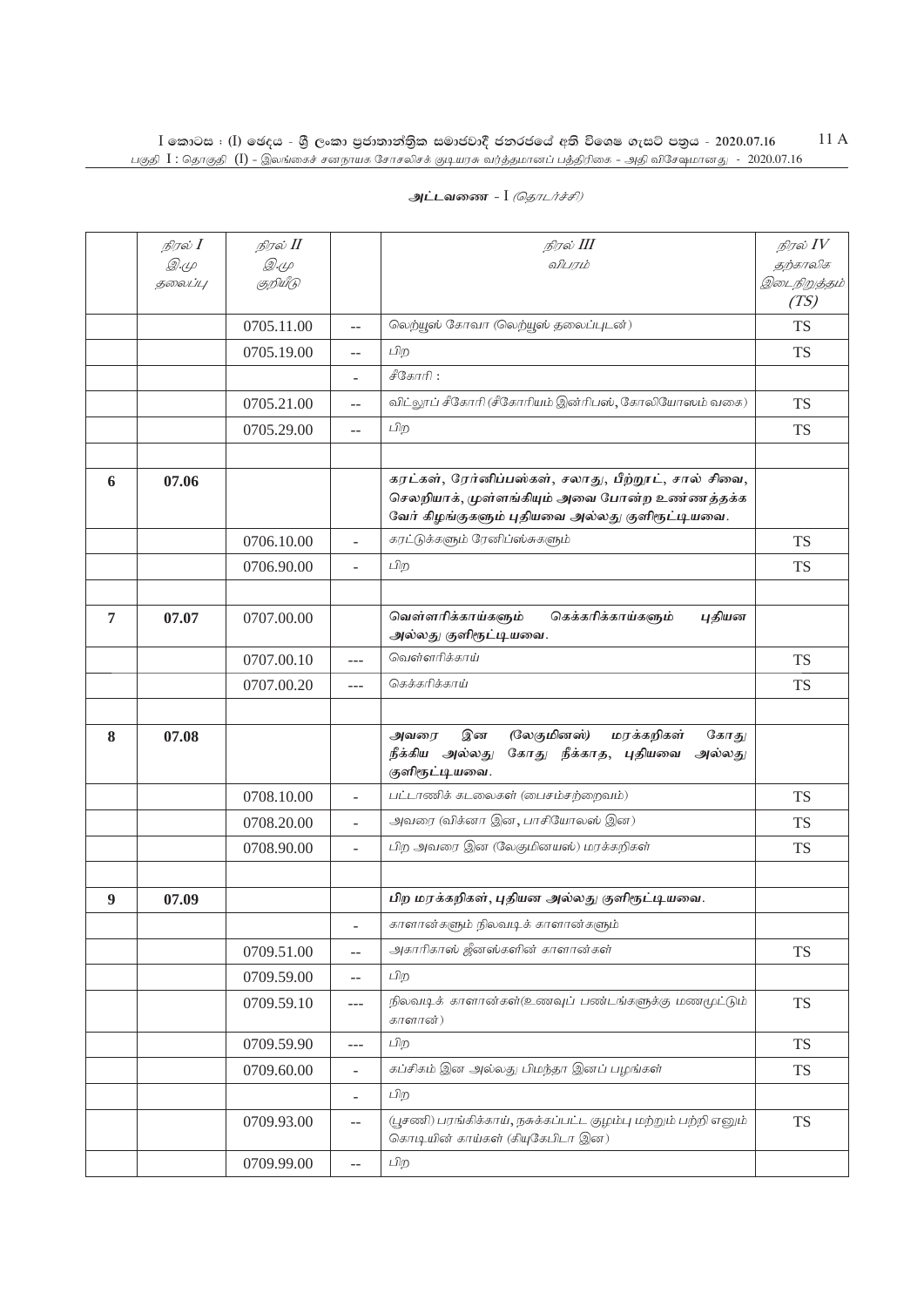**அட்டவணை - I** *(தொடர்ச்சி)*

| | நிரல் I<br>இ.மு<br>தலைப்பு | நிரல் II<br>இ.மு<br>குறியீடு | | நிரல் III<br>விபரம் | நிரல் IV<br>தற்காலிக<br>இடைநிறுத்தம்<br>(TS) |
|---|---|---|---|---|---|
| | | 0705.11.00 | -- | லெற்யூஸ் கோவா (லெற்யூஸ் தலைப்புடன்) | TS |
| | | 0705.19.00 | -- | பிற | TS |
| | | | - | சிகோரி : | |
| | | 0705.21.00 | -- | விட்லூப் சிகோரி (சிகோரியம் இன்ரிபஸ், கோலியோஸம் வகை) | TS |
| | | 0705.29.00 | -- | பிற | TS |
| | | | | | |
| 6 | 07.06 | | | **கரட்கள், ரேர்னிப்பஸ்கள், சலாது, பீற்றூட், சால் சிவை, செலறியாக், முள்ளங்கியும் அவை போன்ற உண்ணத்தக்க வேர் கிழங்குகளும் புதியவை அல்லது குளிரூட்டியவை.** | |
| | | 0706.10.00 | - | கரட்டுக்களும் ரேனிப்ஸ்சுகளும் | TS |
| | | 0706.90.00 | - | பிற | TS |
| | | | | | |
| 7 | 07.07 | 0707.00.00 | | **வெள்ளரிக்காய்களும் கெக்கரிக்காய்களும் புதியன அல்லது குளிரூட்டியவை.** | |
| | | 0707.00.10 | --- | வெள்ளரிக்காய் | TS |
| | | 0707.00.20 | --- | கெக்கரிக்காய் | TS |
| | | | | | |
| 8 | 07.08 | | | **அவரை இன (லேகுமினஸ்) மரக்கறிகள் கோது நீக்கிய அல்லது கோது நீக்காத, புதியவை அல்லது குளிரூட்டியவை.** | |
| | | 0708.10.00 | - | பட்டாணிக் கடலைகள் (பைசம்சற்றைவம்) | TS |
| | | 0708.20.00 | - | அவரை (விக்னா இன, பாசியோலஸ் இன) | TS |
| | | 0708.90.00 | - | பிற அவரை இன (லேகுமினயஸ்) மரக்கறிகள் | TS |
| | | | | | |
| 9 | 07.09 | | | **பிற மரக்கறிகள், புதியன அல்லது குளிரூட்டியவை.** | |
| | | | - | காளான்களும் நிலவடிக் காளான்களும் | |
| | | 0709.51.00 | -- | அகாரிகாஸ் ஜீனஸ்களின் காளான்கள் | TS |
| | | 0709.59.00 | -- | பிற | |
| | | 0709.59.10 | --- | நிலவடிக் காளான்கள்(உணவுப் பண்டங்களுக்கு மணமூட்டும் காளான்) | TS |
| | | 0709.59.90 | --- | பிற | TS |
| | | 0709.60.00 | - | கப்சிகம் இன அல்லது பிமந்தா இனப் பழங்கள் | TS |
| | | | - | பிற | |
| | | 0709.93.00 | -- | (பூசணி) பரங்கிக்காய், நசுக்கப்பட்ட குழம்பு மற்றும் பற்றி எனும் கொடியின் காய்கள் (கியுகேபிடா இன) | TS |
| | | 0709.99.00 | -- | பிற | |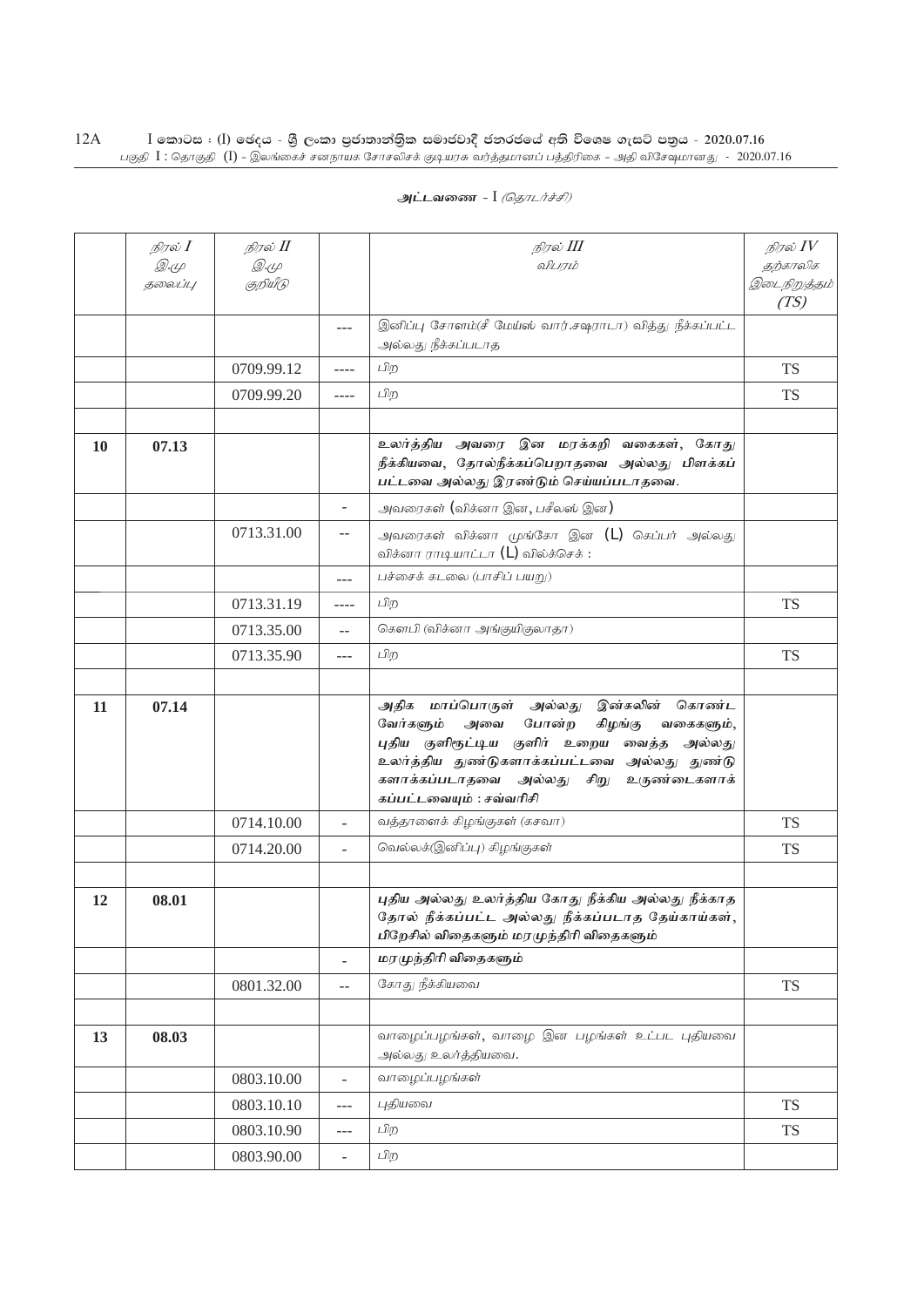**அட்டவணை - I** *(தொடர்ச்சி)*

| | *நிரல் I இ.மு தலைப்பு* | *நிரல் II இ.மு குறியீடு* | | *நிரல் III விபரம்* | *நிரல் IV தற்காலிக இடைநிறுத்தம் (TS)* |
|---|---|---|---|---|---|
| | | | --- | இனிப்பு சோளம்(சீ மேய்ஸ் வார்.சக்ஷராடா) வித்து நீக்கப்பட்ட அல்லது நீக்கப்படாத | |
| | | 0709.99.12 | ---- | பிற | TS |
| | | 0709.99.20 | ---- | பிற | TS |
| | | | | | |
| **10** | **07.13** | | | **உலர்த்திய அவரை இன மரக்கறி வகைகள், கோது நீக்கியவை, தோல்நீக்கப்பெறாதவை அல்லது பிளக்கப் பட்டவை அல்லது இரண்டும் செய்யப்படாதவை.** | |
| | | | - | அவரைகள் (விக்னா இன, பசீலஸ் இன) | |
| | | 0713.31.00 | -- | அவரைகள் விக்னா முங்கோ இன (L) கெப்பர் அல்லது விக்னா ராடியாட்டா (L) வில்க்செக் : | |
| | | | --- | பச்சைக் கடலை (பாசிப் பயறு) | |
| | | 0713.31.19 | ---- | பிற | TS |
| | | 0713.35.00 | -- | கௌபி (விக்னா அங்குயிகுலாதா) | |
| | | 0713.35.90 | --- | பிற | TS |
| | | | | | |
| **11** | **07.14** | | | **அதிக மாப்பொருள் அல்லது இன்சுலின் கொண்ட வேர்களும் அவை போன்ற கிழங்கு வகைகளும், புதிய குளிரூட்டிய குளிர் உறைய வைத்த அல்லது உலர்த்திய துண்டுகளாக்கப்பட்டவை அல்லது துண்டு களாக்கப்படாதவை அல்லது சிறு உருண்டைகளாக் கப்பட்டவையும் : சவ்வரிசி** | |
| | | 0714.10.00 | - | வத்தாளைக் கிழங்குகள் (கசவா) | TS |
| | | 0714.20.00 | - | வெல்லக்(இனிப்பு) கிழங்குகள் | TS |
| | | | | | |
| **12** | **08.01** | | | **புதிய அல்லது உலர்த்திய கோது நீக்கிய அல்லது நீக்காத தோல் நீக்கப்பட்ட அல்லது நீக்கப்படாத தேங்காய்கள், பிறேசில் விதைகளும் மரமுந்திரி விதைகளும்** | |
| | | | - | **மரமுந்திரி விதைகளும்** | |
| | | 0801.32.00 | -- | கோது நீக்கியவை | TS |
| | | | | | |
| **13** | **08.03** | | | வாழைப்பழங்கள், வாழை இன பழங்கள் உட்பட புதியவை அல்லது உலர்த்தியவை. | |
| | | 0803.10.00 | - | வாழைப்பழங்கள் | |
| | | 0803.10.10 | --- | புதியவை | TS |
| | | 0803.10.90 | --- | பிற | TS |
| | | 0803.90.00 | - | பிற | |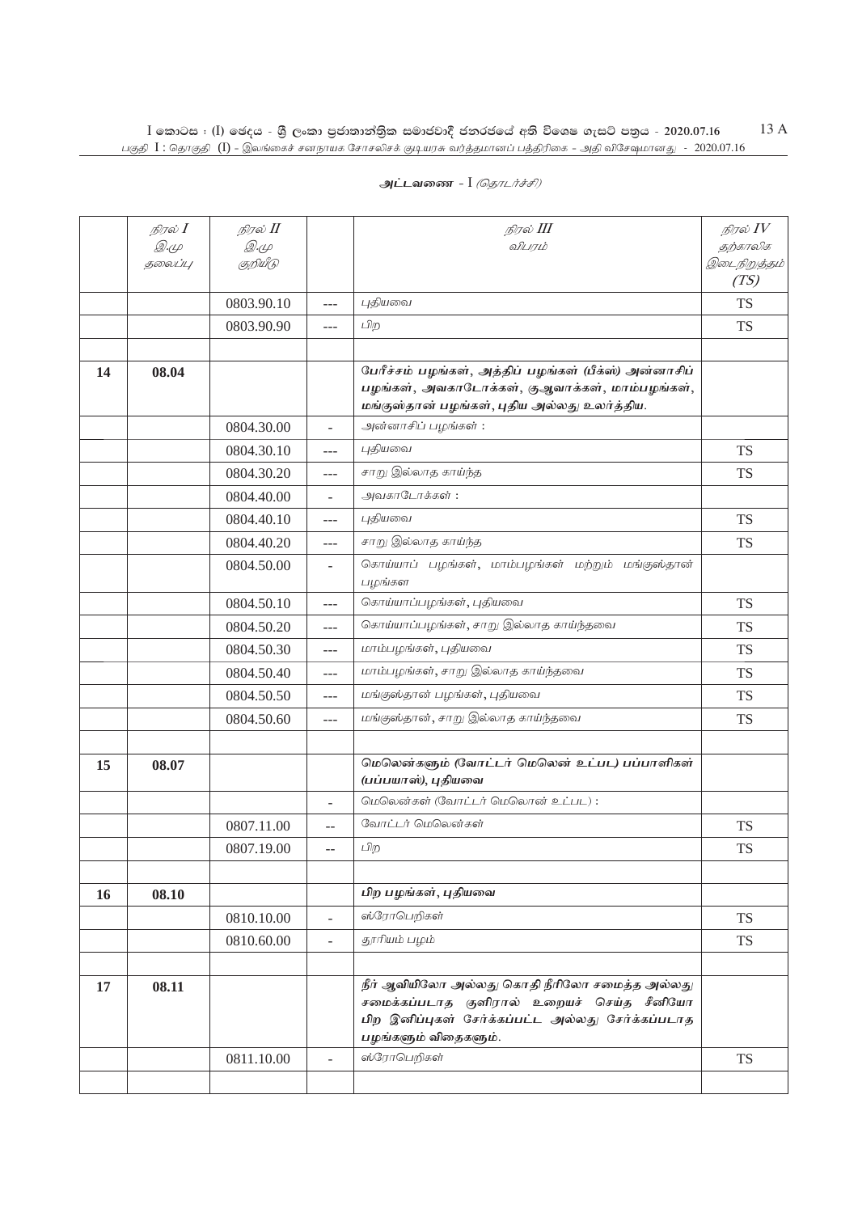அட்டவணை - I *(தொடர்ச்சி)*

| | நிரல் I இ.மு தலைப்பு | நிரல் II இ.மு குறியீடு | | நிரல் III விபரம் | நிரல் IV தற்காலிக இடைநிறுத்தம் (TS) |
|---|---|---|---|---|---|
| | | 0803.90.10 | --- | புதியவை | TS |
| | | 0803.90.90 | --- | பிற | TS |
| | | | | | |
| **14** | **08.04** | | | **பேரீச்சம் பழங்கள், அத்திப் பழங்கள் (பீக்ஸ்) அன்னாசிப் பழங்கள், அவகாடோக்கள், குஆவாக்கள், மாம்பழங்கள், மங்குஸ்தான் பழங்கள், புதிய அல்லது உலர்த்திய.** | |
| | | 0804.30.00 | - | அன்னாசிப் பழங்கள் : | |
| | | 0804.30.10 | --- | புதியவை | TS |
| | | 0804.30.20 | --- | சாறு இல்லாத காய்ந்த | TS |
| | | 0804.40.00 | - | அவகாடோக்கள் : | |
| | | 0804.40.10 | --- | புதியவை | TS |
| | | 0804.40.20 | --- | சாறு இல்லாத காய்ந்த | TS |
| | | 0804.50.00 | - | கொய்யாப் பழங்கள், மாம்பழங்கள் மற்றும் மங்குஸ்தான் பழங்கள | |
| | | 0804.50.10 | --- | கொய்யாப்பழங்கள், புதியவை | TS |
| | | 0804.50.20 | --- | கொய்யாப்பழங்கள், சாறு இல்லாத காய்ந்தவை | TS |
| | | 0804.50.30 | --- | மாம்பழங்கள், புதியவை | TS |
| | | 0804.50.40 | --- | மாம்பழங்கள், சாறு இல்லாத காய்ந்தவை | TS |
| | | 0804.50.50 | --- | மங்குஸ்தான் பழங்கள், புதியவை | TS |
| | | 0804.50.60 | --- | மங்குஸ்தான், சாறு இல்லாத காய்ந்தவை | TS |
| | | | | | |
| **15** | **08.07** | | | **மெலென்களும் (வோட்டர் மெலென் உட்பட) பப்பாளிகள் (பப்பயாஸ்), புதியவை** | |
| | | | - | மெலென்கள் (வோட்டர் மெலொன் உட்பட) : | |
| | | 0807.11.00 | -- | வோட்டர் மெலென்கள் | TS |
| | | 0807.19.00 | -- | பிற | TS |
| | | | | | |
| **16** | **08.10** | | | **பிற பழங்கள், புதியவை** | |
| | | 0810.10.00 | - | ஸ்ரோபெறிகள் | TS |
| | | 0810.60.00 | - | தூரியம் பழம் | TS |
| | | | | | |
| **17** | **08.11** | | | **நீர் ஆவியிலோ அல்லது கொதி நீரிலோ சமைத்த அல்லது சமைக்கப்படாத குளிரால் உறையச் செய்த சீனியோ பிற இனிப்புகள் சேர்க்கப்பட்ட அல்லது சேர்க்கப்படாத பழங்களும் விதைகளும்.** | |
| | | 0811.10.00 | - | ஸ்ரோபெறிகள் | TS |
| | | | | | |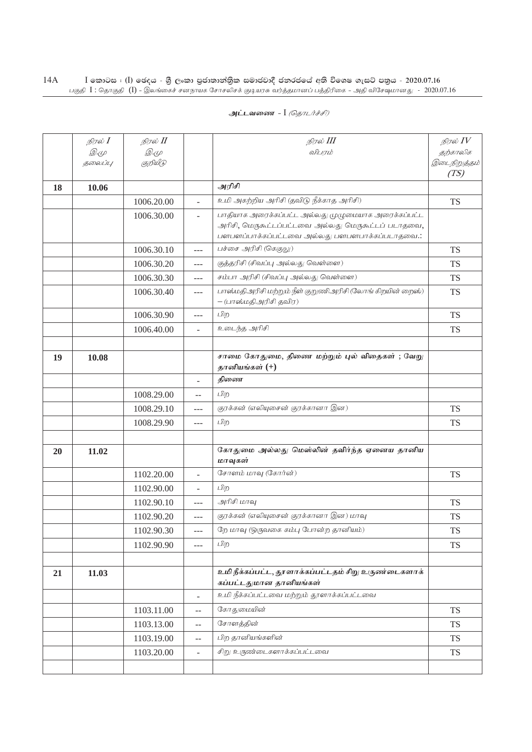**அட்டவணை - I** *(தொடர்ச்சி)*

| | *நிரல் I* *இ.மு* *தலைப்பு* | *நிரல் II* *இ.மு* *குறியீடு* | | *நிரல் III* *விபரம்* | *நிரல் IV* *தற்காலிக இடைநிறுத்தம் (TS)* |
|---|---|---|---|---|---|
| **18** | **10.06** | | | **அரிசி** | |
| | | 1006.20.00 | - | உமி அகற்றிய அரிசி (தவிடு நீக்காத அரிசி) | TS |
| | | 1006.30.00 | - | பாதியாக அரைக்கப்பட்ட அல்லது முழுமையாக அரைக்கப்பட்ட அரிசி, மெருகூட்டப்பட்டவை அல்லது மெருகூட்டப் படாதவை, பளபளப்பாக்கப்பட்டவை அல்லது பளபளபாக்கப்படாதவை.: | |
| | | 1006.30.10 | --- | பச்சை அரிசி (கெகுலு) | TS |
| | | 1006.30.20 | --- | குத்தரிசி (சிவப்பு அல்லது வெள்ளை) | TS |
| | | 1006.30.30 | --- | சம்பா அரிசி (சிவப்பு அல்லது வெள்ளை) | TS |
| | | 1006.30.40 | --- | பாஸ்மதிஅரிசி மற்றும் நீள் குறுணிஅரிசி (லோங் கிறயின் றைஸ்) – (பாஸ்மதிஅரிசி தவிர) | TS |
| | | 1006.30.90 | --- | பிற | TS |
| | | 1006.40.00 | - | உடைந்த அரிசி | TS |
| | | | | | |
| **19** | **10.08** | | | **சாமை கோதுமை, திணை மற்றும் புல் விதைகள் ; வேறு தானியங்கள் (+)** | |
| | | | - | **திணை** | |
| | | 1008.29.00 | -- | பிற | |
| | | 1008.29.10 | --- | குரக்கன் (எலியுசைன் குரக்கானா இன) | TS |
| | | 1008.29.90 | --- | பிற | TS |
| | | | | | |
| **20** | **11.02** | | | **கோதுமை அல்லது மெஸ்லின் தவிர்ந்த ஏனைய தானிய மாவுகள்** | |
| | | 1102.20.00 | - | சோளம் மாவு (கோர்ன்) | TS |
| | | 1102.90.00 | - | பிற | |
| | | 1102.90.10 | --- | அரிசி மாவு | TS |
| | | 1102.90.20 | --- | குரக்கன் (எலியுசைன் குரக்கானா இன) மாவு | TS |
| | | 1102.90.30 | --- | றே மாவு (ஒருவகை கம்பு போன்ற தானியம்) | TS |
| | | 1102.90.90 | --- | பிற | TS |
| | | | | | |
| **21** | **11.03** | | | **உமி நீக்கப்பட்ட, தூளாக்கப்பட்டதம் சிறு உருண்டைகளாக் கப்பட்டதுமான தானியங்கள்** | |
| | | | - | உமி நீக்கப்பட்டவை மற்றும் தூளாக்கப்பட்டவை | |
| | | 1103.11.00 | -- | கோதுமையின் | TS |
| | | 1103.13.00 | -- | சோளத்தின் | TS |
| | | 1103.19.00 | -- | பிற தானியங்களின் | TS |
| | | 1103.20.00 | - | சிறு உருண்டைகளாக்கப்பட்டவை | TS |
| | | | | | |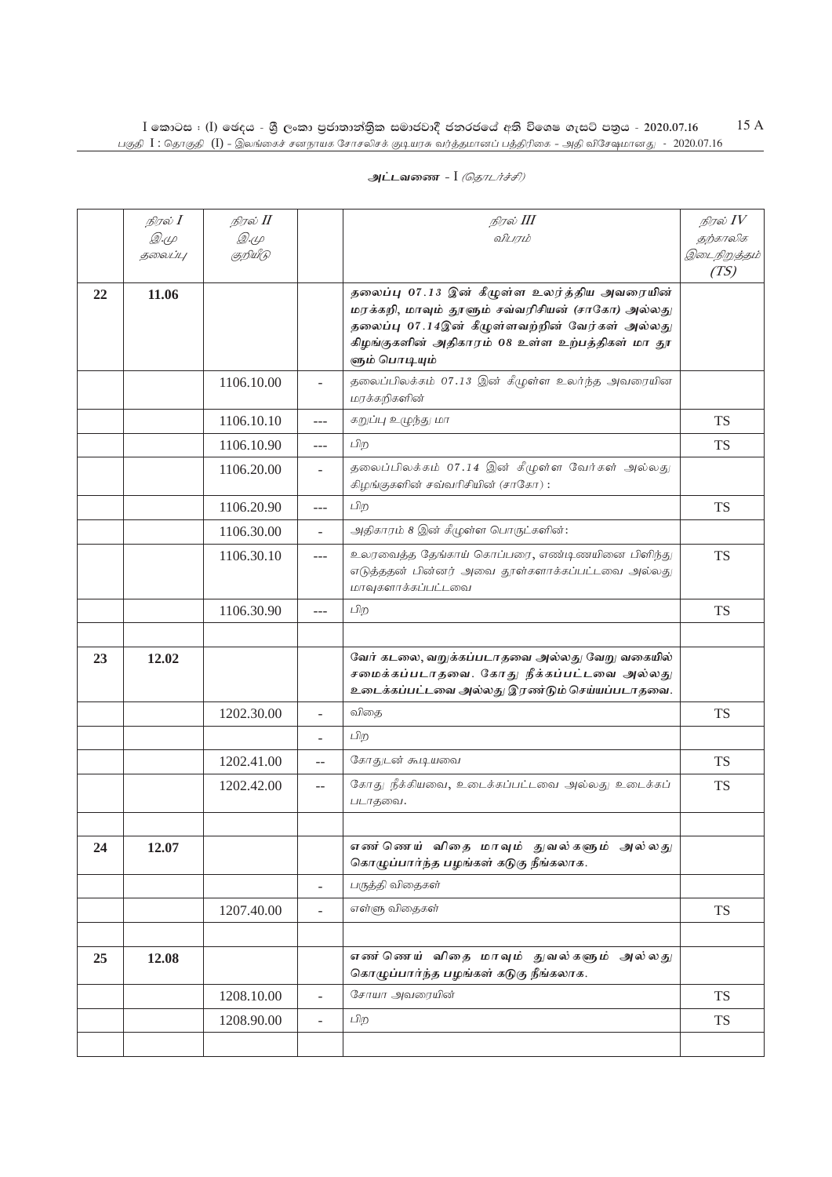அட்டவணை - I *(தொடர்ச்சி)*

| | *நிரல் I* *இ.மு தலைப்பு* | *நிரல் II* *இ.மு குறியீடு* | | *நிரல் III* *விபரம்* | *நிரல் IV* *தற்காலிக இடைநிறுத்தம் (TS)* |
|---|---|---|---|---|---|
| **22** | **11.06** | | | **தலைப்பு 07.13 இன் கீழுள்ள உலர்த்திய அவரையின் மரக்கறி, மாவும் தூளும் சவ்வரிசியன் (சாகோ) அல்லது தலைப்பு 07.14இன் கீழுள்ளவற்றின் வேர்கள் அல்லது கிழங்குகளின் அதிகாரம் 08 உள்ள உற்பத்திகள் மா தூளும் பொடியும்** | |
| | | 1106.10.00 | - | *தலைப்பிலக்கம் 07.13 இன் கீழுள்ள உலர்ந்த அவரையின மரக்கறிகளின்* | |
| | | 1106.10.10 | --- | *கறுப்பு உழுந்து மா* | TS |
| | | 1106.10.90 | --- | *பிற* | TS |
| | | 1106.20.00 | - | *தலைப்பிலக்கம் 07.14 இன் கீழுள்ள வேர்கள் அல்லது கிழங்குகளின் சவ்வரிசியின் (சாகோ) :* | |
| | | 1106.20.90 | --- | *பிற* | TS |
| | | 1106.30.00 | - | *அதிகாரம் 8 இன் கீழுள்ள பொருட்களின்:* | |
| | | 1106.30.10 | --- | *உலரவைத்த தேங்காய் கொப்பரை, எண்டிணயினை பிளிந்து எடுத்ததன் பின்னர் அவை தூள்களாக்கப்பட்டவை அல்லது மாவுகளாக்கப்பட்டவை* | TS |
| | | 1106.30.90 | --- | *பிற* | TS |
| | | | | | |
| **23** | **12.02** | | | **வேர் கடலை, வறுக்கப்படாதவை அல்லது வேறு வகையில் சமைக்கப்படாதவை. கோது நீக்கப்பட்டவை அல்லது உடைக்கப்பட்டவை அல்லது இரண்டும் செய்யப்படாதவை.** | |
| | | 1202.30.00 | - | *விதை* | TS |
| | | | - | *பிற* | |
| | | 1202.41.00 | -- | *கோதுடன் கூடியவை* | TS |
| | | 1202.42.00 | -- | *கோது நீக்கியவை, உடைக்கப்பட்டவை அல்லது உடைக்கப் படாதவை.* | TS |
| | | | | | |
| **24** | **12.07** | | | **எண்ணெய் விதை மாவும் துவல்களும் அல்லது கொழுப்பார்ந்த பழங்கள் கடுகு நீங்கலாக.** | |
| | | | - | *பருத்தி விதைகள்* | |
| | | 1207.40.00 | - | *எள்ளு விதைகள்* | TS |
| | | | | | |
| **25** | **12.08** | | | **எண்ணெய் விதை மாவும் துவல்களும் அல்லது கொழுப்பார்ந்த பழங்கள் கடுகு நீங்கலாக.** | |
| | | 1208.10.00 | - | *சோயா அவரையின்* | TS |
| | | 1208.90.00 | - | *பிற* | TS |
| | | | | | |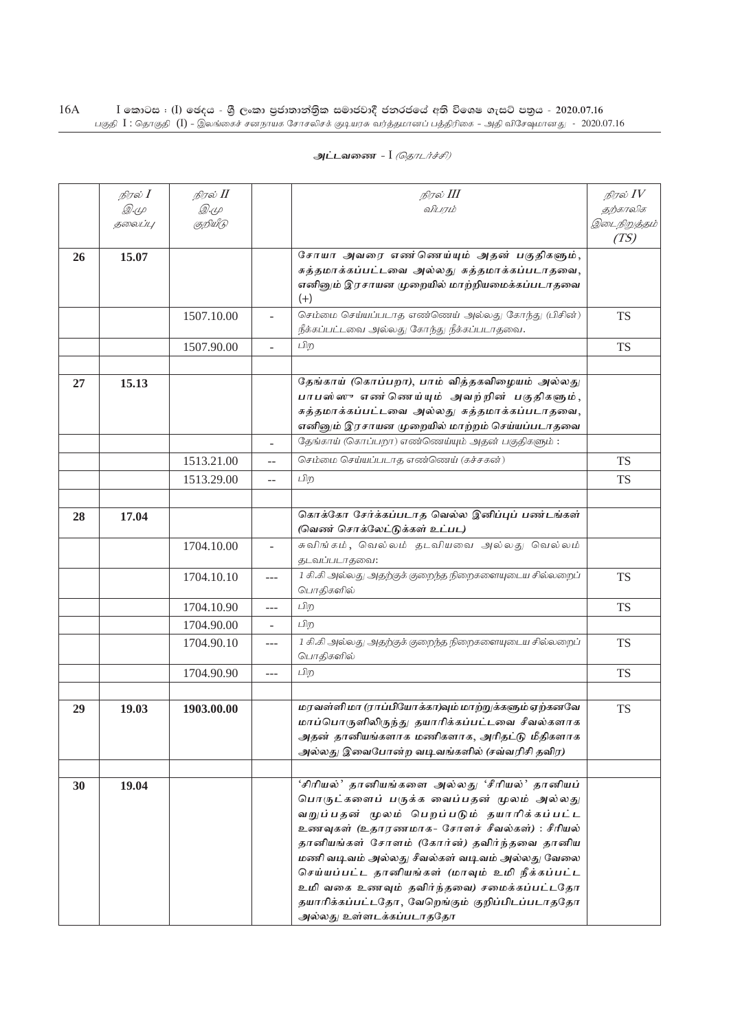அட்டவணை - I *(தொடர்ச்சி)*

| | *நிரல் I* *இ.மு தலைப்பு* | *நிரல் II* *இ.மு குறியீடு* | | *நிரல் III* *விபரம்* | *நிரல் IV* *தற்காலிக இடைநிறுத்தம் (TS)* |
|---|---|---|---|---|---|
| **26** | **15.07** | | | ***சோயா அவரை எண்ணெய்யும் அதன் பகுதிகளும், சுத்தமாக்கப்பட்டவை அல்லது சுத்தமாக்கப்படாதவை, எனினும் இரசாயன முறையில் மாற்றியமைக்கப்படாதவை*** (+) | |
| | | 1507.10.00 | - | *செம்மை செய்யப்படாத எண்ணெய் அல்லது கோந்து (பிசின்) நீக்கப்பட்டவை அல்லது கோந்து நீக்கப்படாதவை.* | TS |
| | | 1507.90.00 | - | *பிற* | TS |
| | | | | | |
| **27** | **15.13** | | | ***தேங்காய் (கொப்பறா), பாம் வித்தகவிழையம் அல்லது பாபஸ்ஸு எண்ணெய்யும் அவற்றின் பகுதிகளும், சுத்தமாக்கப்பட்டவை அல்லது சுத்தமாக்கப்படாதவை, எனினும் இரசாயன முறையில் மாற்றம் செய்யப்படாதவை*** | |
| | | | - | *தேங்காய் (கொப்பறா) எண்ணெய்யும் அதன் பகுதிகளும் :* | |
| | | 1513.21.00 | -- | *செம்மை செய்யப்படாத எண்ணெய் (கச்சகன்)* | TS |
| | | 1513.29.00 | -- | *பிற* | TS |
| | | | | | |
| **28** | **17.04** | | | ***கொக்கோ சேர்க்கப்படாத வெல்ல இனிப்புப் பண்டங்கள் (வெண் சொக்லேட்டுக்கள் உட்பட)*** | |
| | | 1704.10.00 | - | *சுவிங்கம், வெல்லம் தடவியவை அல்லது வெல்லம் தடவப்படாதவை:* | |
| | | 1704.10.10 | --- | *1 கி.கி அல்லது அதற்குக் குறைந்த நிறைகளையுடைய சில்லறைப் பொதிகளில்* | TS |
| | | 1704.10.90 | --- | *பிற* | TS |
| | | 1704.90.00 | - | *பிற* | |
| | | 1704.90.10 | --- | *1 கி.கி அல்லது அதற்குக் குறைந்த நிறைகளையுடைய சில்லறைப் பொதிகளில்* | TS |
| | | 1704.90.90 | --- | *பிற* | TS |
| | | | | | |
| **29** | **19.03** | **1903.00.00** | | ***மரவள்ளி மா (ராப்பியோக்கா)வும் மாற்றுக்களும் ஏற்கனவே மாப்பொருளிலிருந்து தயாரிக்கப்பட்டவை சீவல்களாக அதன் தானியங்களாக மணிகளாக, அரிதட்டு மீதிகளாக அல்லது இவைபோன்ற வடிவங்களில் (சவ்வரிசி தவிர)*** | TS |
| | | | | | |
| **30** | **19.04** | | | ***'சிரியல்' தானியங்களை அல்லது 'சிரியல்' தானியப் பொருட்களைப் பருக்க வைப்பதன் மூலம் அல்லது வறுப்பதன் மூலம் பெறப்படும் தயாரிக்கப்பட்ட உணவுகள் (உதாரணமாக- சோளச் சீவல்கள்) : சீரியல் தானியங்கள் சோளம் (கோர்ன்) தவிர்ந்தவை தானிய மணி வடிவம் அல்லது சீவல்கள் வடிவம் அல்லது வேலை செய்யப்பட்ட தானியங்கள் (மாவும் உமி நீக்கப்பட்ட உமி வகை உணவும் தவிர்ந்தவை) சமைக்கப்பட்டதோ தயாரிக்கப்பட்டதோ, வேறெங்கும் குறிப்பிடப்படாததோ அல்லது உள்ளடக்கப்படாததோ*** | |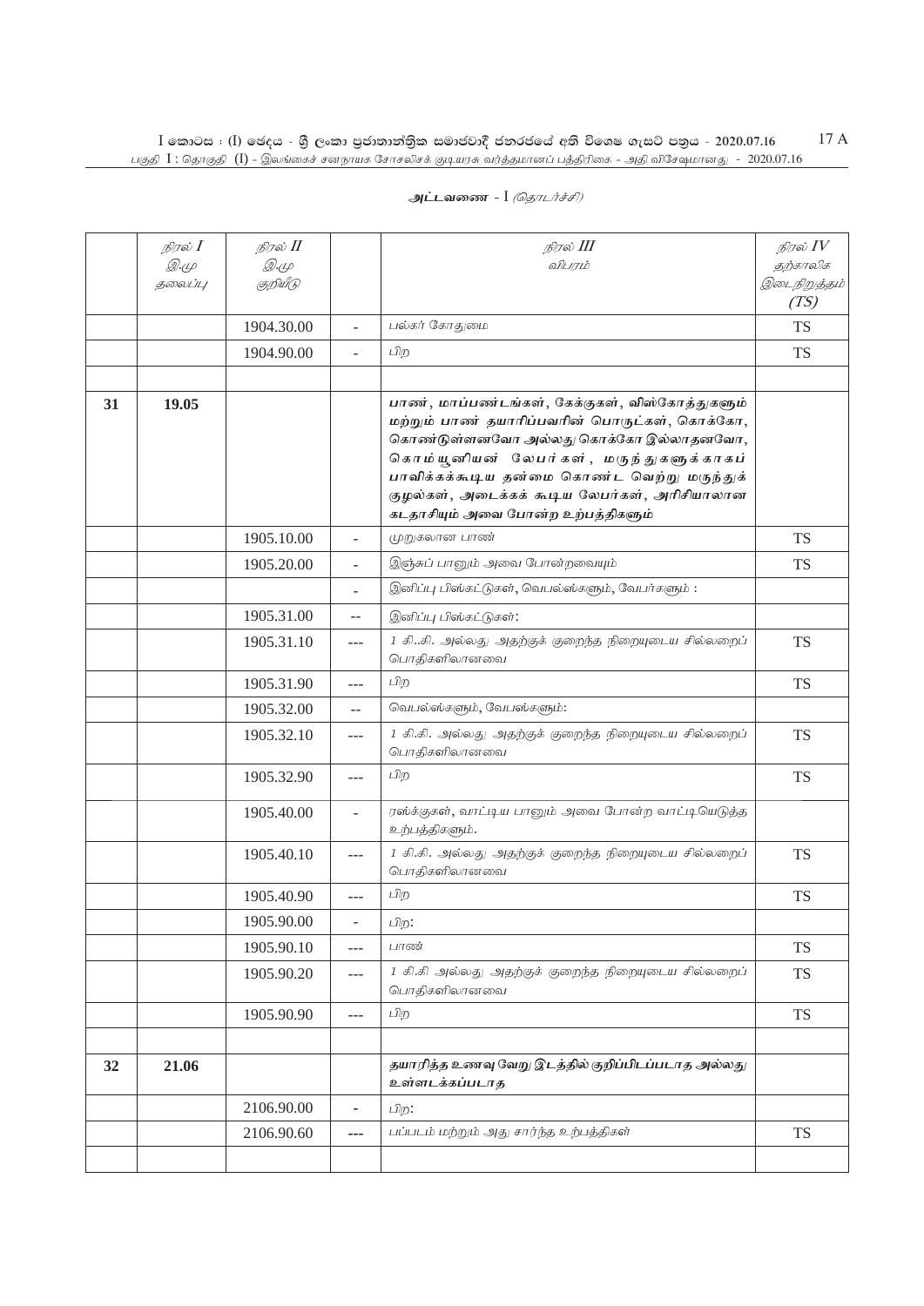அட்டவணை - I *(தொடர்ச்சி)*

| | நிரல் I இ.மு தலைப்பு | நிரல் II இ.மு குறியீடு | | நிரல் III விபரம் | நிரல் IV தற்காலிக இடைநிறுத்தம் (TS) |
|---|---|---|---|---|---|
| | | 1904.30.00 | - | பல்கர் கோதுமை | TS |
| | | 1904.90.00 | - | பிற | TS |
| | | | | | |
| 31 | 19.05 | | | **பாண், மாப்பண்டங்கள், கேக்குகள், விஸ்கோத்துகளும் மற்றும் பாண் தயாரிப்பவரின் பொருட்கள், கொக்கோ, கொண்டுள்ளனவோ அல்லது கொக்கோ இல்லாதனவோ, கொம்யூனியன் லேபர்கள், மருந்துகளுக்காகப் பாவிக்கக்கூடிய தன்மை கொண்ட வெற்று மருந்துக் குழல்கள், அடைக்கக் கூடிய லேபர்கள், அரிசியாலான கடதாசியும் அவை போன்ற உற்பத்திகளும்** | |
| | | 1905.10.00 | - | முறுகலான பாண் | TS |
| | | 1905.20.00 | - | இஞ்சுப் பானும் அவை போன்றவையும் | TS |
| | | | - | இனிப்பு பிஸ்கட்டுகள், வெபல்ஸ்களும், வேபர்களும் : | |
| | | 1905.31.00 | -- | இனிப்பு பிஸ்கட்டுகள்: | |
| | | 1905.31.10 | --- | 1 கி..கி. அல்லது அதற்குக் குறைந்த நிறையுடைய சில்லறைப் பொதிகளிலானவை | TS |
| | | 1905.31.90 | --- | பிற | TS |
| | | 1905.32.00 | -- | வெபல்ஸ்களும், வேபஸ்களும்: | |
| | | 1905.32.10 | --- | 1 கி.கி. அல்லது அதற்குக் குறைந்த நிறையுடைய சில்லறைப் பொதிகளிலானவை | TS |
| | | 1905.32.90 | --- | பிற | TS |
| | | 1905.40.00 | - | ரஸ்க்குகள், வாட்டிய பானும் அவை போன்ற வாட்டியெடுத்த உற்பத்திகளும். | |
| | | 1905.40.10 | --- | 1 கி.கி. அல்லது அதற்குக் குறைந்த நிறையுடைய சில்லறைப் பொதிகளிலானவை | TS |
| | | 1905.40.90 | --- | பிற | TS |
| | | 1905.90.00 | - | பிற: | |
| | | 1905.90.10 | --- | பாண் | TS |
| | | 1905.90.20 | --- | 1 கி.கி அல்லது அதற்குக் குறைந்த நிறையுடைய சில்லறைப் பொதிகளிலானவை | TS |
| | | 1905.90.90 | --- | பிற | TS |
| | | | | | |
| 32 | 21.06 | | | **தயாரித்த உணவு வேறு இடத்தில் குறிப்பிடப்படாத அல்லது உள்ளடக்கப்படாத** | |
| | | 2106.90.00 | - | பிற: | |
| | | 2106.90.60 | --- | பப்படம் மற்றும் அது சார்ந்த உற்பத்திகள் | TS |
| | | | | | |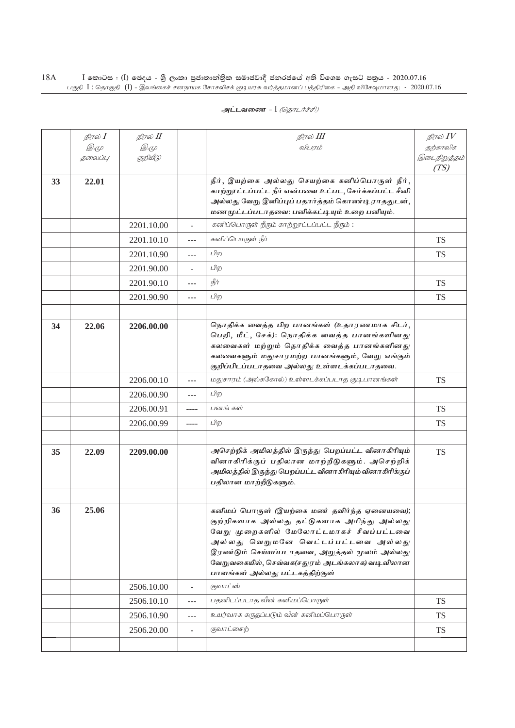அட்டவணை - I *(தொடர்ச்சி)*

| | *நிரல் I* இ.மு தலைப்பு | *நிரல் II* இ.மு குறியீடு | | *நிரல் III* விபரம் | *நிரல் IV* தற்காலிக இடைநிறுத்தம் (TS) |
|---|---|---|---|---|---|
| **33** | **22.01** | | | **நீர், இயற்கை அல்லது செயற்கை கனிப்பொருள் நீர், காற்றூட்டப்பட்ட நீர் என்பவை உட்பட, சேர்க்கப்பட்ட சீனி அல்லது வேறு இனிப்புப் பதார்த்தம் கொண்டிராததுடன், மணமூட்டப்படாதவை: பனிக்கட்டியும் உறை பனியும்.** | |
| | | 2201.10.00 | - | கனிப்பொருள் நீரும் காற்றூட்டப்பட்ட நீரும் : | |
| | | 2201.10.10 | --- | கனிப்பொருள் நீர் | TS |
| | | 2201.10.90 | --- | பிற | TS |
| | | 2201.90.00 | - | பிற | |
| | | 2201.90.10 | --- | நீர் | TS |
| | | 2201.90.90 | --- | பிற | TS |
| | | | | | |
| **34** | **22.06** | **2206.00.00** | | **நொதிக்க வைத்த பிற பானங்கள் (உதாரணமாக சிடர், பெறி, மீட், சேக்): நொதிக்க வைத்த பானங்களினது கலவைகள் மற்றும் நொதிக்க வைத்த பானங்களினது கலவைகளும் மதுசாரமற்ற பானங்களும், வேறு எங்கும் குறிப்பிடப்படாதவை அல்லது உள்ளடக்கப்படாதவை.** | |
| | | 2206.00.10 | --- | மதுசாரம் (அல்கஹோல்) உள்ளடக்கப்படாத குடிபானங்கள் | TS |
| | | 2206.00.90 | --- | பிற | |
| | | 2206.00.91 | ---- | பனங் கள் | TS |
| | | 2206.00.99 | ---- | பிற | TS |
| | | | | | |
| **35** | **22.09** | **2209.00.00** | | **அசெற்றிக் அமிலத்தில் இருந்து பெறப்பட்ட வினாகிரியும் வினாகிரிக்குப் பதிலான மாற்றீடுகளும். அசெற்றிக் அமிலத்தில் இருந்து பெறப்பட்ட வினாகிரியும் வினாகிரிக்குப் பதிலான மாற்றீடுகளும்.** | TS |
| | | | | | |
| **36** | **25.06** | | | **கனிமப் பொருள் (இயற்கை மண் தவிர்ந்த ஏனையவை); குற்றிகளாக அல்லது தட்டுகளாக அரிந்து அல்லது வேறு முறைகளில் மேலோட்டமாகச் சீவப்பட்டவை அல்லது வெறுமனே வெட்டப்பட்டவை அல்லது இரண்டும் செய்யப்படாதவை, அறுத்தல் மூலம் அல்லது வேறுவகையில், செவ்வக(சதுரம் அடங்கலாக) வடிவிலான பாளங்கள் அல்லது பட்டகத்திற்குள்** | |
| | | 2506.10.00 | - | குவாட்ஸ் | |
| | | 2506.10.10 | --- | பதனிடப்படாத வீன் கனிமப்பொருள் | TS |
| | | 2506.10.90 | --- | உயர்வாக கருதப்படும் வீன் கனிமப்பொருள் | TS |
| | | 2506.20.00 | - | குவாட்சைற் | TS |
| | | | | | |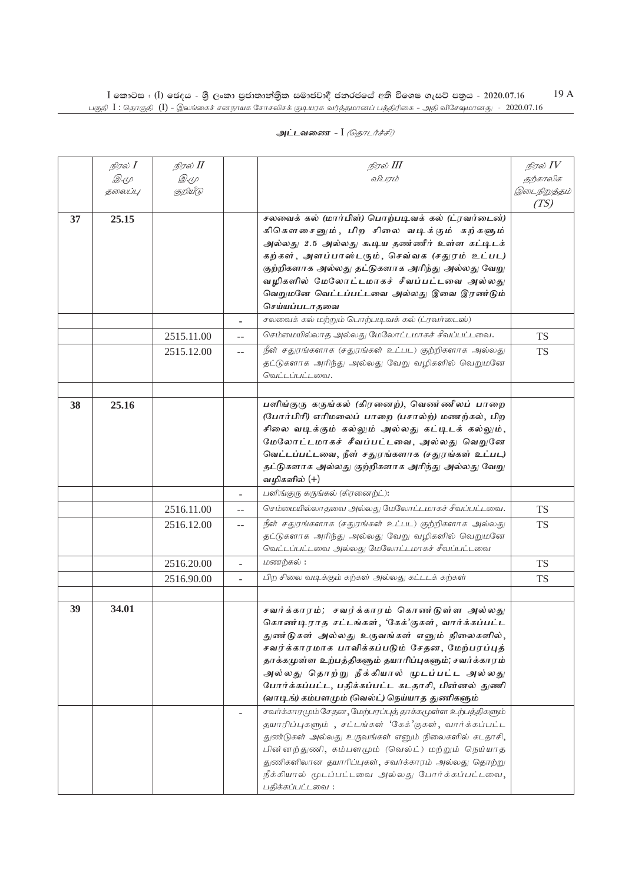அட்டவணை - I *(தொடர்ச்சி)*

| | *நிரல் I* *இ.மு தலைப்பு* | *நிரல் II* *இ.மு குறியீடு* | | *நிரல் III* *விபரம்* | *நிரல் IV* *தற்காலிக இடைநிறுத்தம் (TS)* |
|---|---|---|---|---|---|
| **37** | **25.15** | | | **சலவைக் கல் (மார்பிள்) பொற்படிவக் கல் (ட்ரவர்டைன்) கிகௌசைனும், பிற சிலை வடிக்கும் கற்களும் அல்லது 2.5 அல்லது கூடிய தண்ணீர் உள்ள கட்டிடக் கற்கள், அளப்பாஸ்டரும், செவ்வக (சதுரம் உட்பட) குற்றிகளாக அல்லது தட்டுகளாக அரிந்து அல்லது வேறு வழிகளில் மேலோட்டமாகச் சீவப்பட்டவை அல்லது வெறுமனே வெட்டப்பட்டவை அல்லது இவை இரண்டும் செய்யப்படாதவை** | |
| | | | - | *சலவைக் கல் மற்றும் பொற்படிவக் கல் (ட்ரவர்டைன்)* | |
| | | 2515.11.00 | -- | *செம்மையில்லாத அல்லது மேலோட்டமாகச் சீவப்பட்டவை.* | TS |
| | | 2515.12.00 | -- | *நீள் சதுரங்களாக (சதுரங்கள் உட்பட) குற்றிகளாக அல்லது தட்டுகளாக அரிந்து அல்லது வேறு வழிகளில் வெறுமனே வெட்டப்பட்டவை.* | TS |
| | | | | | |
| **38** | **25.16** | | | **பளிங்குரு கருங்கல் (கிரனைற்), வெண்ணீலப் பாறை (போர்பிரி) எரிமலைப் பாறை (பசால்ற்) மணற்கல், பிற சிலை வடிக்கும் கல்லும் அல்லது கட்டிடக் கல்லும், மேலோட்டமாகச் சீவப்பட்டவை, அல்லது வெறுனே வெட்டப்பட்டவை, நீள் சதுரங்களாக (சதுரங்கள் உட்பட) தட்டுகளாக அல்லது குற்றிகளாக அரிந்து அல்லது வேறு வழிகளில் (+)** | |
| | | | - | *பளிங்குரு கருங்கல் (கிரனைற்):* | |
| | | 2516.11.00 | -- | *செம்மையில்லாதவை அல்லது மேலோட்டமாகச் சீவப்பட்டவை.* | TS |
| | | 2516.12.00 | -- | *நீள் சதுரங்களாக (சதுரங்கள் உட்பட) குற்றிகளாக அல்லது தட்டுகளாக அரிந்து அல்லது வேறு வழிகளில் வெறுமனே வெட்டப்பட்டவை அல்லது மேலோட்டமாகச் சீவப்பட்டவை* | TS |
| | | 2516.20.00 | - | *மணற்கல் :* | TS |
| | | 2516.90.00 | - | *பிற சிலை வடிக்கும் கற்கள் அல்லது கட்டடக் கற்கள்* | TS |
| | | | | | |
| **39** | **34.01** | | | **சவர்க்காரம்; சவர்க்காரம் கொண்டுள்ள அல்லது கொண்டிராத சட்டங்கள், 'கேக்'குகள், வார்க்கப்பட்ட துண்டுகள் அல்லது உருவங்கள் எனும் நிலைகளில், சவர்க்காரமாக பாவிக்கப்படும் சேதன, மேற்பரப்புத் தாக்கமுள்ள உற்பத்திகளும் தயாரிப்புகளும்; சவர்க்காரம் அல்லது தொற்று நீக்கியால் மூடப்பட்ட அல்லது போர்க்கப்பட்ட, பதிக்கப்பட்ட கடதாசி, பின்னல் துணி (வாடிங்) கம்பளமும் (வெல்ட்) நெய்யாத துணிகளும்** | |
| | | | - | *சவர்க்காரமும் சேதன, மேற்பரப்புத் தாக்கமுள்ள உற்பத்திகளும் தயாரிப்புகளும் , சட்டங்கள் 'கேக்'குகள், வார்க்கப்பட்ட துண்டுகள் அல்லது உருவங்கள் எனும் நிலைகளில் கடதாசி, பின்னற்துணி, கம்பளமும் (வெல்ட்) மற்றும் நெய்யாத துணிகளிலான தயாரிப்புகள், சவர்க்காரம் அல்லது தொற்று நீக்கியால் மூடப்பட்டவை அல்லது போர்க்கப்பட்டவை, பதிக்கப்பட்டவை :* | |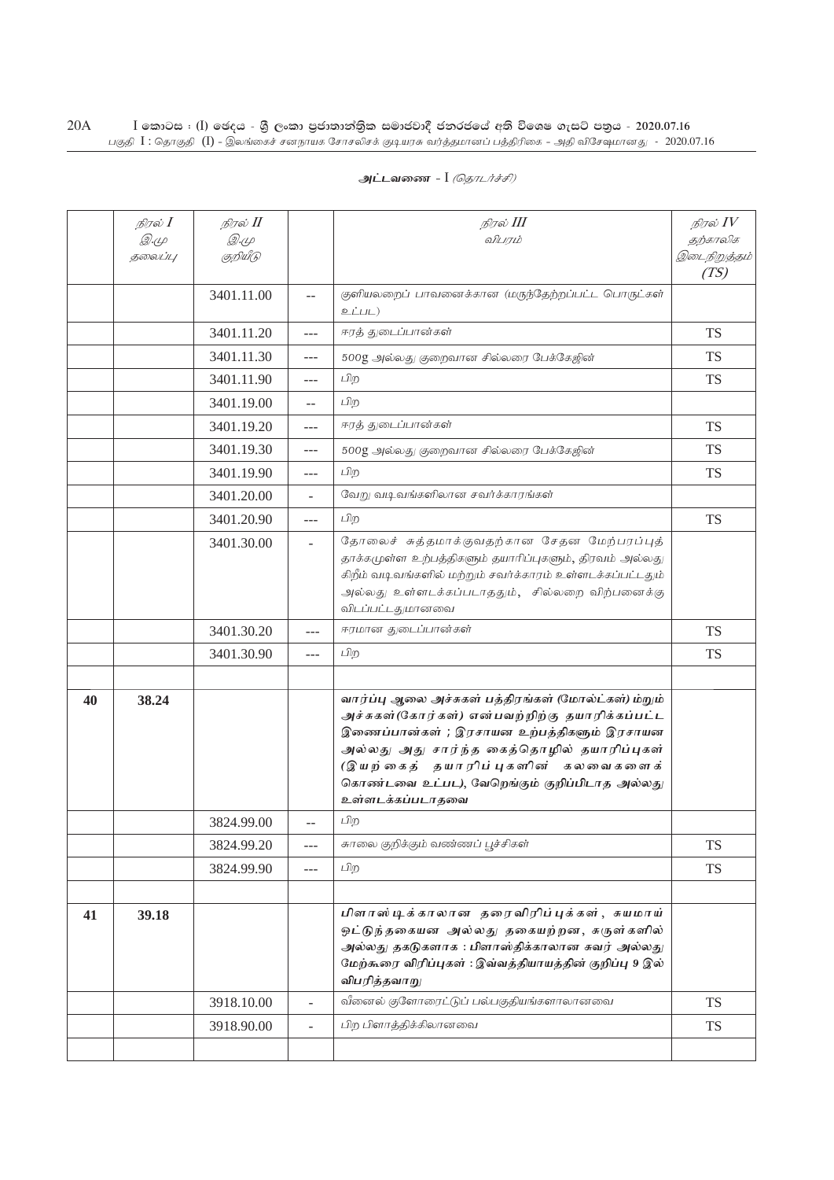அட்டவணை - I *(தொடர்ச்சி)*

| | நிரல் I<br>இ.மு தலைப்பு | நிரல் II<br>இ.மு குறியீடு | | நிரல் III<br>விபரம் | நிரல் IV<br>தற்காலிக இடைநிறுத்தம் (TS) |
|---|---|---|---|---|---|
| | | 3401.11.00 | -- | குளியலறைப் பாவனைக்கான (மருந்தேற்றப்பட்ட பொருட்கள் உட்பட) | |
| | | 3401.11.20 | --- | ஈரத் துடைப்பான்கள் | TS |
| | | 3401.11.30 | --- | 500g அல்லது குறைவான சில்லரை பேக்கேஜின் | TS |
| | | 3401.11.90 | --- | பிற | TS |
| | | 3401.19.00 | -- | பிற | |
| | | 3401.19.20 | --- | ஈரத் துடைப்பான்கள் | TS |
| | | 3401.19.30 | --- | 500g அல்லது குறைவான சில்லரை பேக்கேஜின் | TS |
| | | 3401.19.90 | --- | பிற | TS |
| | | 3401.20.00 | - | வேறு வடிவங்களிலான சவர்க்காரங்கள் | |
| | | 3401.20.90 | --- | பிற | TS |
| | | 3401.30.00 | - | தோலைச் சுத்தமாக்குவதற்கான சேதன மேற்பரப்புத் தாக்கமுள்ள உற்பத்திகளும் தயாரிப்புகளும், திரவம் அல்லது கிறீம் வடிவங்களில் மற்றும் சவர்க்காரம் உள்ளடக்கப்பட்டதும் அல்லது உள்ளடக்கப்படாததும், சில்லறை விற்பனைக்கு விடப்பட்டதுமானவை | |
| | | 3401.30.20 | --- | ஈரமான துடைப்பான்கள் | TS |
| | | 3401.30.90 | --- | பிற | TS |
| | | | | | |
| **40** | **38.24** | | | **வார்ப்பு ஆலை அச்சுகள் பத்திரங்கள் (மோல்ட்கள்) மற்றும் அச்சுகள்(கோர்கள்) என்பவற்றிற்கு தயாரிக்கப்பட்ட இணைப்பான்கள் ; இரசாயன உற்பத்திகளும் இரசாயன அல்லது அது சார்ந்த கைத்தொழில் தயாரிப்புகள் (இயற்கைத் தயாரிப்புகளின் கலவைகளைக் கொண்டவை உட்பட), வேறெங்கும் குறிப்பிடாத அல்லது உள்ளடக்கப்படாதவை** | |
| | | 3824.99.00 | -- | பிற | |
| | | 3824.99.20 | --- | சுாலை குறிக்கும் வண்ணப் பூச்சிகள் | TS |
| | | 3824.99.90 | --- | பிற | TS |
| | | | | | |
| **41** | **39.18** | | | **பிளாஸ்டிக்காலான தரைவிரிப்புக்கள், சுயமாய் ஒட்டுந்தகையன அல்லது தகையற்றன, சுருள்களில் அல்லது தகடுகளாக : பிளாஸ்திக்காலான சுவர் அல்லது மேற்கூரை விரிப்புகள் : இவ்வத்தியாயத்தின் குறிப்பு 9 இல் விபரித்தவாறு** | |
| | | 3918.10.00 | - | வீனைல் குளோரைட்டுப் பல்பகுதியங்களாலானவை | TS |
| | | 3918.90.00 | - | பிற பிளாத்திக்கிலானவை | TS |
| | | | | | |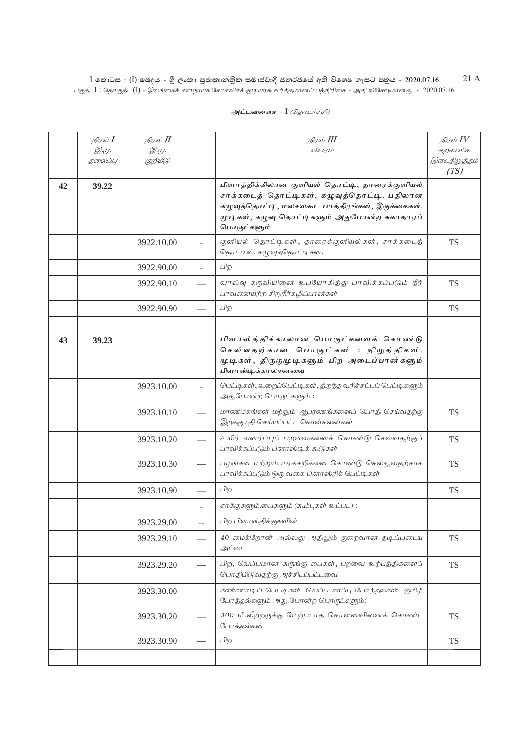அட்டவணை - I *(தொடர்ச்சி)*

| | நிரல் I இ.மு தலைப்பு | நிரல் II இ.மு குறியீடு | | நிரல் III விபரம் | நிரல் IV தற்காலிக இடைநிறுத்தம் (TS) |
|---|---|---|---|---|---|
| 42 | 39.22 | | | **பிளாத்திக்கிலான குளியல் தொட்டி, தாரைக்குளியல் சாக்கடைத் தொட்டிகள், கழுவுத்தொட்டி, பதிலான கழுவுத்தொட்டி, மலசலகூட பாத்திரங்கள், இருக்கைகள். மூடிகள், கழுவு தொட்டிகளும் அதுபோன்ற சுகாதாரப் பொருட்களும்** | |
| | | 3922.10.00 | - | குளியல் தொட்டிகள், தாரைக்குளியல்கள், சாக்கடைத் தொட்டில். கழுவுத்தொட்டிகள். | TS |
| | | 3922.90.00 | - | பிற | |
| | | 3922.90.10 | --- | வால்வு கருவியினை உபயோகித்து பாவிக்கப்படும் நீர் பாவனையற்ற சிறுநீர்கழிப்பான்கள் | TS |
| | | 3922.90.90 | --- | பிற | TS |
| | | | | | |
| 43 | 39.23 | | | **பிளாஸ்த்திக்காலான பொருட்களைக் கொண்டு செல்வதற்கான பொருட்கள் : நிறுத்திகள். மூடிகள், திருகுமூடிகளும் பிற அடைப்பான்களும் பிளாஸ்டிக்காலானவை** | |
| | | 3923.10.00 | - | பெட்டிகள், உறைப்பெட்டிகள், திறந்த வரிச்சட்டப் பெட்டிகளும் அதுபோன்ற பொருட்களும் : | |
| | | 3923.10.10 | --- | மாணிக்கங்கள் மற்றும் ஆபரணங்களைப் பொதி செய்வதற்கு இறக்குமதி செய்யப்பட்ட கொள்கலன்கள் | TS |
| | | 3923.10.20 | --- | உயிர் வளர்ப்புப் பறவைகளைக் கொண்டு செல்வதற்குப் பாவிக்கப்படும் பிளாஸ்டிக் கூடுகள் | TS |
| | | 3923.10.30 | --- | பழங்கள் மற்றும் மரக்கறிகளை கொண்டு செல்லுவதற்காக பாவிக்கப்படும் ஒரு வகை பிளாஸ்ரிக் பெட்டிகள் | TS |
| | | 3923.10.90 | --- | பிற | TS |
| | | | - | சாக்குகளும்.பைகளும் (கூம்புகள் உட்பட) : | |
| | | 3923.29.00 | -- | பிற பிளாஸ்திக்குகளின் | |
| | | 3923.29.10 | --- | 40 மைக்றோன் அல்லது அதிலும் குறைவான தடிப்புடைய அட்டை | TS |
| | | 3923.29.20 | --- | பிற, வெப்பமான சுருங்கு பைகள், பறவை உற்பத்திகளைப் பொதியிடுவதற்கு அச்சிடப்பட்டவை | TS |
| | | 3923.30.00 | - | கண்ணாடிப் பெட்டிகள். வெப்ப காப்பு போத்தல்கள். குமிழ் போத்தல்களும் அது போன்ற பொருட்களும்: | |
| | | 3923.30.20 | --- | 300 மி.லீற்றருக்கு மேற்படாத கொள்ளளவினைக் கொண்ட போத்தல்கள் | TS |
| | | 3923.30.90 | --- | பிற | TS |
| | | | | | |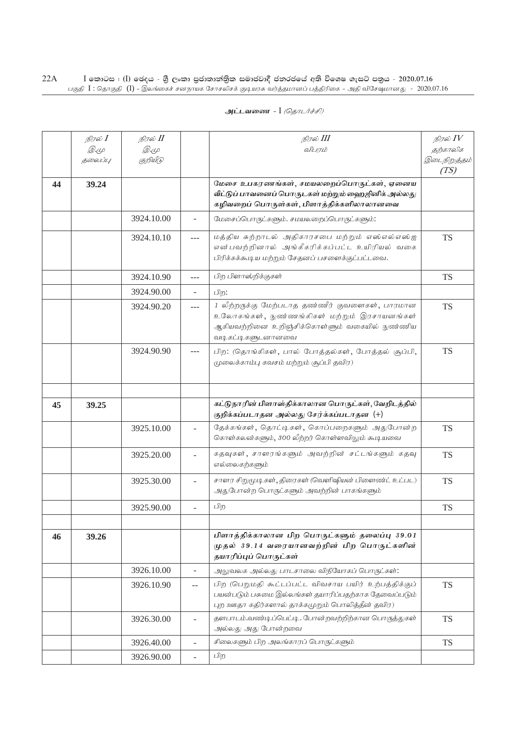**அட்டவணை - I** *(தொடர்ச்சி)*

| | *நிரல் I* *இ.மு தலைப்பு* | *நிரல் II* *இ.மு குறியீடு* | | *நிரல் III* *விபரம்* | *நிரல் IV* *தற்காலிக இடைநிறுத்தம் (TS)* |
|---|---|---|---|---|---|
| **44** | **39.24** | | | **மேசை உபகரணங்கள், சமயலறைப்பொருட்கள், ஏனைய வீட்டுப் பாவனைப் பொருடகள் மற்றும் ஹைஜினிக் அல்லது கழிவறைப் பொருள்கள், பிளாத்திக்களிலாலானவை** | |
| | | 3924.10.00 | - | மேசைப்பொருட்களும். சமயலறைப்பொருட்களும்: | |
| | | 3924.10.10 | --- | மத்திய சுற்றாடல் அதிகாரசபை மற்றும் எஸ்எல்எஸ்ஐ என்பவற்றினால் அங்கீகரிக்கப்பட்ட உயிரியல் வகை பிரிக்கக்கூடிய மற்றும் சேதனப் பசளைக்குட்பட்டவை. | TS |
| | | 3924.10.90 | --- | பிற பிளாஸ்றிக்குகள் | TS |
| | | 3924.90.00 | - | பிற: | |
| | | 3924.90.20 | --- | 1 லீற்றருக்கு மேற்படாத தண்ணீர் குவளைகள், பாரமான உலோகங்கள், நுண்ணங்கிகள் மற்றும் இரசாயனங்கள் ஆகியவற்றினை உறிஞ்சிக்கொள்ளும் வகையில் நுண்ணிய வடிகட்டிகளுடனானவை | TS |
| | | 3924.90.90 | --- | பிற: (தொங்கிகள், பால் போத்தல்கள், போத்தல் சூப்பி, முலைக்காம்பு கவசம் மற்றும் சூப்பி தவிர) | TS |
| | | | | | |
| **45** | **39.25** | | | **கட்டுநாரின் பிளாஸ்திக்காலான பொருட்கள், வேறிடத்தில் குறிக்கப்படாதன அல்லது சேர்க்கப்படாதன (+)** | |
| | | 3925.10.00 | - | தேக்கங்கள், தொட்டிகள், கொப்பறைகளும் அதுபோன்ற கொள்கலன்களும், 300 லீற்றர் கொள்ளவிலும் கூடியவை | TS |
| | | 3925.20.00 | - | கதவுகள், சாளரங்களும் அவற்றின் சட்டங்களும் கதவு எல்லைகற்களும் | TS |
| | | 3925.30.00 | - | சாளர சிறுமூடிகள், திரைகள் (வெளிஷியன் பிளைண்ட் உட்பட) அதுபோன்ற பொருட்களும் அவற்றின் பாகங்களும் | TS |
| | | 3925.90.00 | - | பிற | TS |
| | | | | | |
| **46** | **39.26** | | | **பிளாத்திக்காலான பிற பொருட்களும் தலைப்பு 39.01 முதல் 39.14 வரையானவற்றின் பிற பொருட்களின் தயாரிப்புப் பொருட்கள்** | |
| | | 3926.10.00 | - | அலுவலக அல்லது பாடசாலை விநியோகப் பொருட்கள்: | |
| | | 3926.10.90 | -- | பிற (பெறுமதி கூட்டப்பட்ட விவசாய பயிர் உற்பத்திக்குப் பயன்படும் பசுமை இல்லங்கள் தயாரிப்பதற்காக தேவைப்படும் புற ஊதா கதிர்களால் தாக்கமுறும் பொலித்தீன் தவிர) | TS |
| | | 3926.30.00 | - | தளபாடம்.வண்டிப்பெட்டி. போன்றவற்றிற்கான பொருத்துகள் அல்லது அது போன்றவை | TS |
| | | 3926.40.00 | - | சிலைகளும் பிற அலங்காரப் பொருட்களும் | TS |
| | | 3926.90.00 | - | பிற | |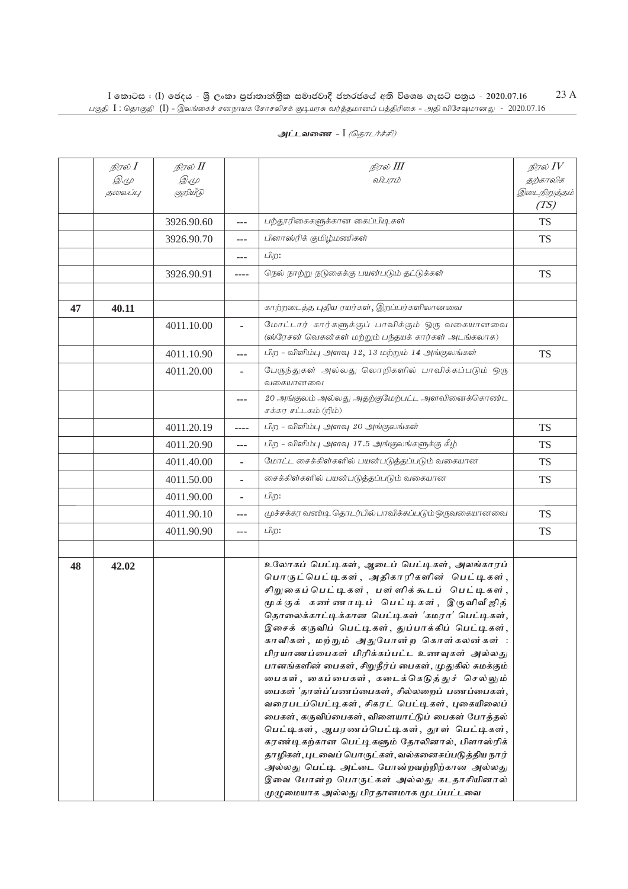**அட்டவணை** - I *(தொடர்ச்சி)*

| | *நிரல் I* *இ.மு தலைப்பு* | *நிரல் II* *இ.மு குறியீடு* | | *நிரல் III* *விபரம்* | *நிரல் IV* *தற்காலிக இடைநிறுத்தம் (TS)* |
|---|---|---|---|---|---|
| | | 3926.90.60 | --- | பந்தூரிகைகளுக்கான கைப்பிடிகள் | TS |
| | | 3926.90.70 | --- | பிளாஸ்ரிக் குமிழ்மணிகள் | TS |
| | | | --- | பிற: | |
| | | 3926.90.91 | ---- | நெல் நாற்று நடுகைக்கு பயன்படும் தட்டுக்கள் | TS |
| | | | | | |
| 47 | 40.11 | | | காற்றடைத்த புதிய ரயர்கள், இறப்பர்களிலானவை | |
| | | 4011.10.00 | - | மோட்டார் கார்களுக்குப் பாவிக்கும் ஒரு வகையானவை (ஸ்ரேசன் வெகன்கள் மற்றும் பந்தயக் கார்கள் அடங்கலாக) | |
| | | 4011.10.90 | --- | பிற - விளிம்பு அளவு 12, 13 மற்றும் 14 அங்குலங்கள் | TS |
| | | 4011.20.00 | - | பேருந்துகள் அல்லது லொறிகளில் பாவிக்கப்படும் ஒரு வகையானவை | |
| | | | --- | 20 அங்குலம் அல்லது அதற்குமேற்பட்ட அளவினைக்கொண்ட சக்கர சட்டகம் (றிம்) | |
| | | 4011.20.19 | ---- | பிற - விளிம்பு அளவு 20 அங்குலங்கள் | TS |
| | | 4011.20.90 | --- | பிற - விளிம்பு அளவு 17.5 அங்குலங்களுக்கு கீழ் | TS |
| | | 4011.40.00 | - | மோட்ட சைக்கிள்களில் பயன்படுத்தப்படும் வகையான | TS |
| | | 4011.50.00 | - | சைக்கிள்களில் பயன்படுத்தப்படும் வகையான | TS |
| | | 4011.90.00 | - | பிற: | |
| | | 4011.90.10 | --- | முச்சக்கர வண்டி தொடர்பில் பாவிக்கப்படும் ஒருவகையானவை | TS |
| | | 4011.90.90 | --- | பிற: | TS |
| | | | | | |
| 48 | 42.02 | | | **உலோகப் பெட்டிகள், ஆடைப் பெட்டிகள், அலங்காரப் பொருட்பெட்டிகள், அதிகாரிகளின் பெட்டிகள், சிறுகைப்பெட்டிகள், பள்ளிக்கூடப் பெட்டிகள், மூக்குக் கண்ணாடிப் பெட்டிகள், இருவிலீ ஜித் தொலைக்காட்டிக்கான பெட்டிகள் 'கமரா' பெட்டிகள், இசைக் கருவிப் பெட்டிகள், துப்பாக்கிப் பெட்டிகள், காவிகள், மற்றும் அதுபோன்ற கொள்கலன்கள் : பிரயாணப்பைகள் பிரிக்கப்பட்ட உணவுகள் அல்லது பானங்களின் பைகள், சிறுநீர்ப் பைகள், முதுகில் சுமக்கும் பைகள், கைப்பைகள், கடைக்கெடுத்துச் செல்லும் பைகள் 'தாள்ப்'பணப்பைகள், சில்லறைப் பணப்பைகள், வரைபடப்பெட்டிகள், சிகரட் பெட்டிகள், புகையிலைப் பைகள், கருவிப்பைகள், விளையாட்டுப் பைகள் போத்தல் பெட்டிகள், ஆபரணப்பெட்டிகள், தூள் பெட்டிகள், கரண்டிகற்கான பெட்டிகளும் தோலினால், பிளாஸ்ரிக் தாழிகள், புடவைப் பொருட்கள், வல்கனைசுப்படுத்திய நார் அல்லது பெட்டி அட்டை போன்றவற்றிற்கான அல்லது இவை போன்ற பொருட்கள் அல்லது கடதாசியினால் முழுமையாக அல்லது பிரதானமாக மூடப்பட்டவை** | |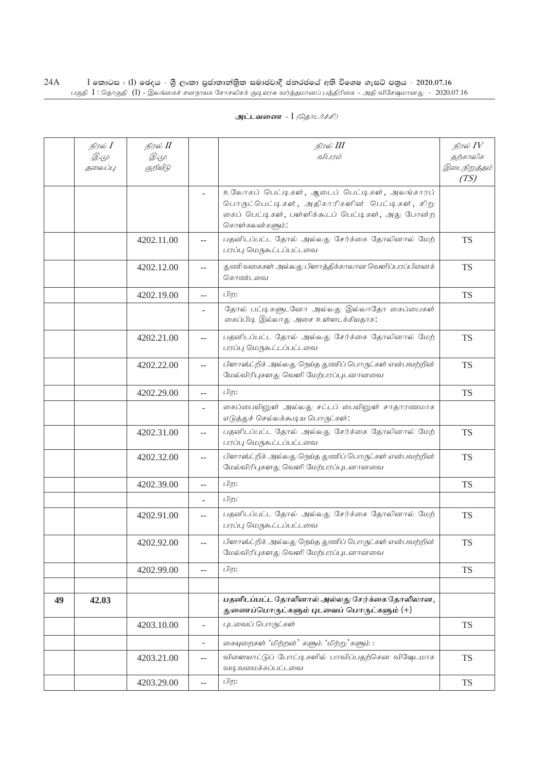**அட்டவணை - I** *(தொடர்ச்சி)*

| | *நிரல் I* *இ.மு தலைப்பு* | *நிரல் II* *இ.மு குறியீடு* | | *நிரல் III* *விபரம்* | *நிரல் IV* *தற்காலிக இடைநிறுத்தம் (TS)* |
|---|---|---|---|---|---|
| | | | - | உலோகப் பெட்டிகள், ஆடைப் பெட்டிகள், அலங்காரப் பொருட்பெட்டிகள், அதிகாரிகளின் பெட்டிகள், சிறு கைப் பெட்டிகள், பள்ளிக்கூடப் பெட்டிகள், அது போன்ற கொள்கலன்களும்: | |
| | | 4202.11.00 | -- | பதனிடப்பட்ட தோல் அல்லது சேர்க்கை தோலினால் மேற் பரப்பு மெருகூட்டப்பட்டவை | TS |
| | | 4202.12.00 | -- | துணி வகைகள் அல்லது பிளாத்திக்காலான வெளிப்பரப்பினைக் கொண்டவை | TS |
| | | 4202.19.00 | -- | பிற: | TS |
| | | | - | தோல் பட்டிகளுடனோ அல்லது இல்லாதோ கைப்பைகள் கைப்பிடி இல்லாது அசை உள்ளடக்கியதாக: | |
| | | 4202.21.00 | -- | பதனிடப்பட்ட தோல் அல்லது சேர்க்கை தோலினால் மேற் பரப்பு மெருகூட்டப்பட்டவை | TS |
| | | 4202.22.00 | -- | பிளாஸ்ட்றிக் அல்லது நெய்த துணிப் பொருட்கள் என்பவற்றின் மேல்விரிபுகளது வெளி மேற்பரப்புடனானவை | TS |
| | | 4202.29.00 | -- | பிற: | TS |
| | | | - | கைப்பையினுள் அல்லது சட்டப் பையினுள் சாதாரணமாக எடுத்துச் செல்லக்கூடிய பொருட்கள்: | |
| | | 4202.31.00 | -- | பதனிடப்பட்ட தோல் அல்லது சேர்க்கை தோலினால் மேற் பரப்பு மெருகூட்டப்பட்டவை | TS |
| | | 4202.32.00 | -- | பிளாஸ்ட்றிக் அல்லது நெய்த துணிப் பொருட்கள் என்பவற்றின் மேல்விரிபுகளது வெளி மேற்பரப்புடனானவை | TS |
| | | 4202.39.00 | -- | பிற: | TS |
| | | | - | பிற: | |
| | | 4202.91.00 | -- | பதனிடப்பட்ட தோல் அல்லது சேர்க்கை தோலினால் மேற் பரப்பு மெருகூட்டப்பட்டவை | TS |
| | | 4202.92.00 | -- | பிளாஸ்ட்றிக் அல்லது நெய்த துணிப் பொருட்கள் என்பவற்றின் மேல்விரிபுகளது வெளி மேற்பரப்புடனானவை | TS |
| | | 4202.99.00 | -- | பிற: | TS |
| | | | | | |
| **49** | **42.03** | | | **பதனிடப்பட்ட தோலினால் அல்லது சேர்க்கை தோலிலான, துணைப்பொருட்களும் புடவைப் பொருட்களும்** (+) | |
| | | 4203.10.00 | - | புடவைப் பொருட்கள் | TS |
| | | | - | கையுறைகள் 'மிற்றன்' களும் 'மிற்று' களும் : | |
| | | 4203.21.00 | -- | விளையாட்டுப் போட்டிகளில் பாவிப்பதற்கென விஷேடமாக வடிவமைக்கப்பட்டவை | TS |
| | | 4203.29.00 | -- | பிற: | TS |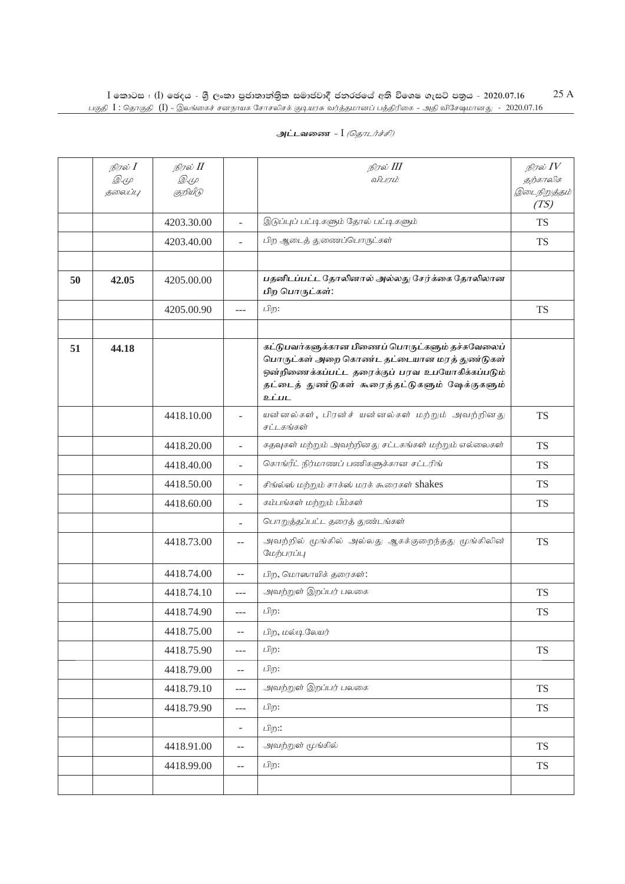அட்டவணை - I *(தொடர்ச்சி)*

| *நிரல் I* *இ.மு தலைப்பு* | *நிரல் II* *இ.மு குறியீடு* | | *நிரல் III* *விபரம்* | *நிரல் IV* *தற்காலிக இடைநிறுத்தம் (TS)* |
|---|---|---|---|---|
| | | 4203.30.00 | - | இடுப்புப் பட்டிகளும் தோல் பட்டிகளும் | TS |
| | | 4203.40.00 | - | பிற ஆடைத் துணைப்பொருட்கள் | TS |
| | | | | | |
| 50 | 42.05 | 4205.00.00 | | **பதனிடப்பட்ட தோலினால் அல்லது சேர்க்கை தோலிலான பிற பொருட்கள்:** | |
| | | 4205.00.90 | --- | பிற: | TS |
| | | | | | |
| 51 | 44.18 | | | **கட்டுபவர்களுக்கான பிணைப் பொருட்களும் தச்சுவேலைப் பொருட்கள் அறை கொண்ட தட்டையான மரத் துண்டுகள் ஒன்றிணைக்கப்பட்ட தரைக்குப் பரவ உபயோகிக்கப்படும் தட்டைத் துண்டுகள் கூரைத்தட்டுகளும் ஷேக்குகளும் உட்பட** | |
| | | 4418.10.00 | - | யன்னல்கள், பிரன்ச் யன்னல்கள் மற்றும் அவற்றினது சட்டகங்கள் | TS |
| | | 4418.20.00 | - | கதவுகள் மற்றும் அவற்றினது சட்டகங்கள் மற்றும் எல்லைகள் | TS |
| | | 4418.40.00 | - | கொங்ரீட் நிர்மாணப் பணிகளுக்கான சட்டரிங் | TS |
| | | 4418.50.00 | - | சிங்ல்ஸ் மற்றும் சாக்ஸ் மரக் கூரைகள் shakes | TS |
| | | 4418.60.00 | - | கம்பங்கள் மற்றும் பீம்கள் | TS |
| | | | - | பொறுத்தப்பட்ட தரைத் துண்டங்கள் | |
| | | 4418.73.00 | -- | அவற்றில் மூங்கில் அல்லது ஆகக்குறைந்தது மூங்கிலின் மேற்பரப்பு | TS |
| | | 4418.74.00 | -- | பிற, மொஸாயிக் தரைகள்: | |
| | | 4418.74.10 | --- | அவற்றுள் இறப்பர் பலகை | TS |
| | | 4418.74.90 | --- | பிற: | TS |
| | | 4418.75.00 | -- | பிற, மல்டிலேயர் | |
| | | 4418.75.90 | --- | பிற: | TS |
| | | 4418.79.00 | -- | பிற: | |
| | | 4418.79.10 | --- | அவற்றுள் இறப்பர் பலகை | TS |
| | | 4418.79.90 | --- | பிற: | TS |
| | | | - | பிற:: | |
| | | 4418.91.00 | -- | அவற்றுள் மூங்கில் | TS |
| | | 4418.99.00 | -- | பிற: | TS |
| | | | | | |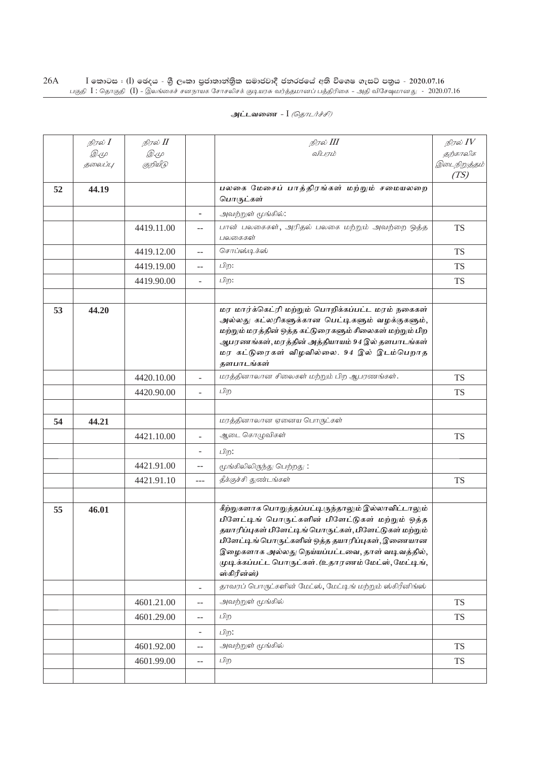**அட்டவணை - I** *(தொடர்ச்சி)*

| | *நிரல் I* *இ.மு* *தலைப்பு* | *நிரல் II* *இ.மு* *குறியீடு* | | *நிரல் III* *விபரம்* | *நிரல் IV* *தற்காலிக* *இடைநிறுத்தம்* *(TS)* |
|---|---|---|---|---|---|
| **52** | **44.19** | | | **பலகை மேசைப் பாத்திரங்கள் மற்றும் சமையலறை பொருட்கள்** | |
| | | | - | அவற்றுள் மூங்கில்: | |
| | | 4419.11.00 | -- | பான் பலகைகள், அரிதல் பலகை மற்றும் அவற்றை ஒத்த பலகைகள் | TS |
| | | 4419.12.00 | -- | சொப்ஸ்டிக்ஸ் | TS |
| | | 4419.19.00 | -- | பிற: | TS |
| | | 4419.90.00 | - | பிற: | TS |
| | | | | | |
| **53** | **44.20** | | | **மர மார்க்கெட்ரி மற்றும் பொறிக்கப்பட்ட மரம் நகைகள் அல்லது கட்லரிகளுக்கான பெட்டிகளும் வழக்குகளும், மற்றும் மரத்தின் ஒத்த கட்டுரைகளும் சிலைகள் மற்றும் பிற ஆபரணங்கள், மரத்தின் அத்தியாயம் 94 இல் தளபாடங்கள் மர கட்டுரைகள் விழவில்லை. 94 இல் இடம்பெறாத தளபாடங்கள்** | |
| | | 4420.10.00 | - | மரத்தினாலான சிலைகள் மற்றும் பிற ஆபரணங்கள். | TS |
| | | 4420.90.00 | - | பிற | TS |
| | | | | | |
| **54** | **44.21** | | | மரத்தினாலான ஏனைய பொருட்கள் | |
| | | 4421.10.00 | - | ஆடை கொழுவிகள் | TS |
| | | | - | பிற: | |
| | | 4421.91.00 | -- | மூங்கிலிலிருந்து பெற்றது : | |
| | | 4421.91.10 | --- | தீக்குச்சி துண்டங்கள் | TS |
| | | | | | |
| **55** | **46.01** | | | **கீற்றுகளாக பொறுத்தப்பட்டிருந்தாலும் இல்லாவிட்டாலும் பிளேட்டிங் பொருட்களின் பிளேட்டுகள் மற்றும் ஒத்த தயாரிப்புகள் பிளேட்டிங் பொருட்கள், பிளேட்டுகள் மற்றும் பிளேட்டிங் பொருட்களின் ஒத்த தயாரிப்புகள், இணையான இழைகளாக அல்லது நெய்யப்பட்டவை, தாள் வடிவத்தில், முடிக்கப்பட்ட பொருட்கள். (உதாரணம் மேட்ஸ், மேட்டிங், ஸ்கிரீன்ஸ்)** | |
| | | | - | தாவரப் பொருட்களின் மேட்ஸ், மேட்டிங் மற்றும் ஸ்கிரீனிங்ஸ் | |
| | | 4601.21.00 | -- | அவற்றுள் மூங்கில் | TS |
| | | 4601.29.00 | -- | பிற | TS |
| | | | - | பிற: | |
| | | 4601.92.00 | -- | அவற்றுள் மூங்கில் | TS |
| | | 4601.99.00 | -- | பிற | TS |
| | | | | | |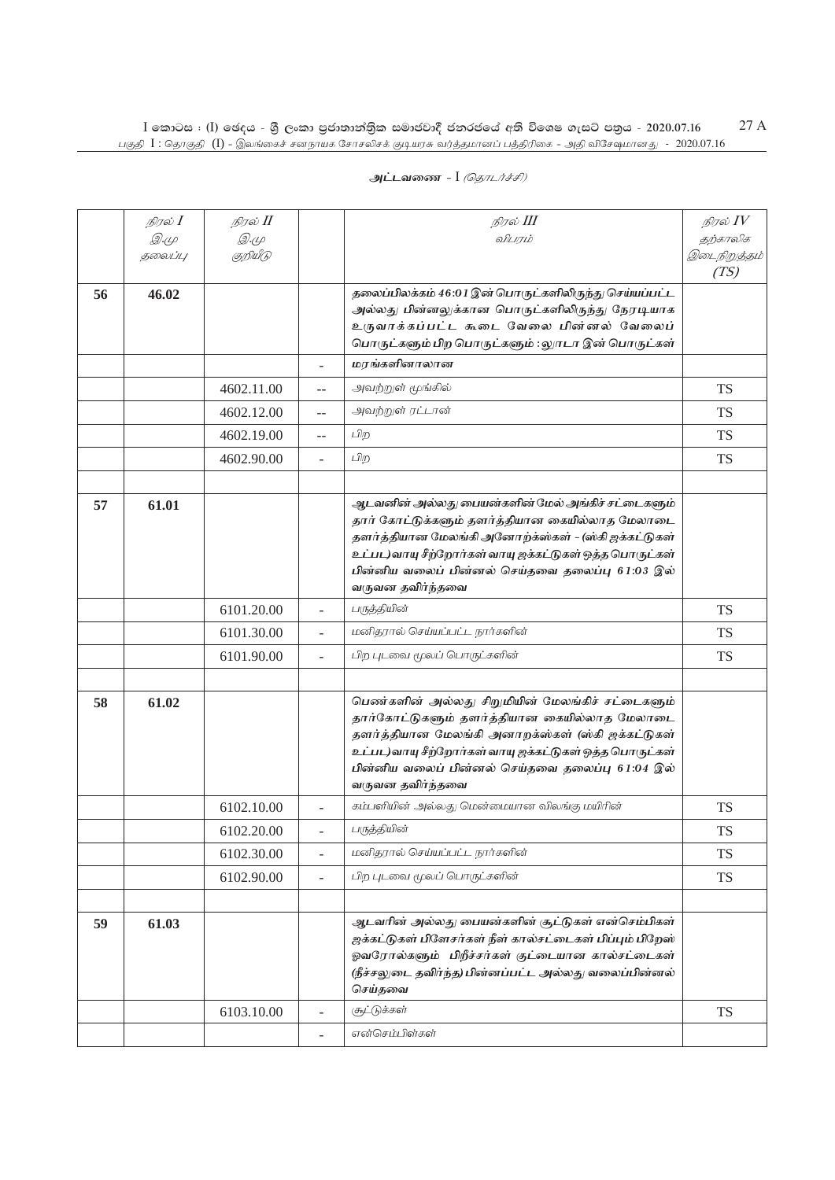அட்டவணை - I *(தொடர்ச்சி)*

| | *நிரல் I* *இ.மு தலைப்பு* | *நிரல் II* *இ.மு குறியீடு* | | *நிரல் III* *விபரம்* | *நிரல் IV* *தற்காலிக இடைநிறுத்தம் (TS)* |
|---|---|---|---|---|---|
| **56** | **46.02** | | | ***தலைப்பிலக்கம் 46:01 இன் பொருட்களிலிருந்து செய்யப்பட்ட அல்லது பின்னலுக்கான பொருட்களிலிருந்து நேரடியாக உருவாக்கப்பட்ட கூடை வேலை பின்னல் வேலைப் பொருட்களும் பிற பொருட்களும் : லூபா இன் பொருட்கள்*** | |
| | | | - | ***மரங்களினாலான*** | |
| | | 4602.11.00 | -- | *அவற்றுள் மூங்கில்* | TS |
| | | 4602.12.00 | -- | *அவற்றுள் ரட்டான்* | TS |
| | | 4602.19.00 | -- | *பிற* | TS |
| | | 4602.90.00 | - | *பிற* | TS |
| | | | | | |
| **57** | **61.01** | | | ***ஆடவனின் அல்லது பையன்களின் மேல் அங்கிச் சட்டைகளும் தார் கோட்டுக்களும் தளர்த்தியான கையில்லாத மேலாடை தளர்த்தியான மேலங்கி அனோறக்ஸ்கள் - (ஸ்கி ஜக்கட்டுகள் உட்பட) வாயு சீற்றோர்கள் வாயு ஜக்கட்டுகள் ஒத்த பொருட்கள் பின்னிய வலைப் பின்னல் செய்தவை தலைப்பு 61:03 இல் வருவன தவிர்ந்தவை*** | |
| | | 6101.20.00 | - | *பருத்தியின்* | TS |
| | | 6101.30.00 | - | *மனிதரால் செய்யப்பட்ட நார்களின்* | TS |
| | | 6101.90.00 | - | *பிற புடவை மூலப் பொருட்களின்* | TS |
| | | | | | |
| **58** | **61.02** | | | ***பெண்களின் அல்லது சிறுமியின் மேலங்கிச் சட்டைகளும் தார்கோட்டுகளும் தளர்த்தியான கையில்லாத மேலாடை தளர்த்தியான மேலங்கி அனாறக்ஸ்கள் (ஸ்கி ஜக்கட்டுகள் உட்பட) வாயு சீற்றோர்கள் வாயு ஜக்கட்டுகள் ஒத்த பொருட்கள் பின்னிய வலைப் பின்னல் செய்தவை தலைப்பு 61:04 இல் வருவன தவிர்ந்தவை*** | |
| | | 6102.10.00 | - | *கம்பளியின் அல்லது மென்மையான விலங்கு மயிரின்* | TS |
| | | 6102.20.00 | - | *பருத்தியின்* | TS |
| | | 6102.30.00 | - | *மனிதரால் செய்யப்பட்ட நார்களின்* | TS |
| | | 6102.90.00 | - | *பிற புடவை மூலப் பொருட்களின்* | TS |
| | | | | | |
| **59** | **61.03** | | | ***ஆடவரின் அல்லது பையன்களின் சூட்டுகள் என்செம்பிகள் ஜக்கட்டுகள் பிளேசர்கள் நீள் கால்சட்டைகள் பிப்பும் பிறேஸ் ஓவரோல்களும் பிறீச்சர்கள் குட்டையான கால்சட்டைகள் (நீச்சலுடை தவிர்ந்த) பின்னப்பட்ட அல்லது வலைப்பின்னல் செய்தவை*** | |
| | | 6103.10.00 | - | *சூட்டுக்கள்* | TS |
| | | | - | *என்செம்பிள்கள்* | |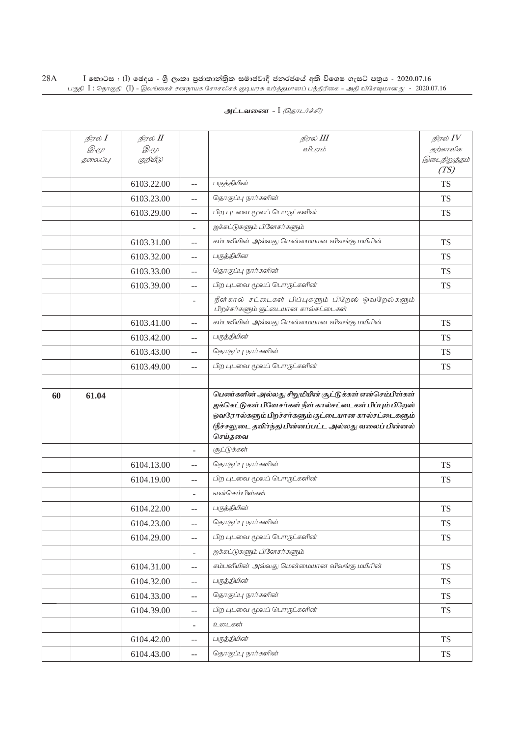**அட்டவணை - I** *(தொடர்ச்சி)*

| | நிரல் I<br>இ.மு<br>தலைப்பு | நிரல் II<br>இ.மு<br>குறியீடு | | நிரல் III<br>விபரம் | நிரல் IV<br>தற்காலிக<br>இடைநிறுத்தம்<br>(TS) |
|---|---|---|---|---|---|
| | | 6103.22.00 | -- | பருத்தியின் | TS |
| | | 6103.23.00 | -- | தொகுப்பு நார்களின் | TS |
| | | 6103.29.00 | -- | பிற புடவை மூலப் பொருட்களின் | TS |
| | | | - | ஜக்கட்டுகளும் பிளேசர்களும் | |
| | | 6103.31.00 | -- | கம்பளியின் அல்லது மென்மையான விலங்கு மயிரின் | TS |
| | | 6103.32.00 | -- | பருத்தியின | TS |
| | | 6103.33.00 | -- | தொகுப்பு நார்களின் | TS |
| | | 6103.39.00 | -- | பிற புடவை மூலப் பொருட்களின் | TS |
| | | | - | நீள்கால் சட்டைகள் பிப்புகளும் பிறேஸ் ஓவறேல்களும் பிறச்சர்களும் குட்டையான கால்சட்டைகள் | |
| | | 6103.41.00 | -- | கம்பளியின் அல்லது மென்மையான விலங்கு மயிரின் | TS |
| | | 6103.42.00 | -- | பருத்தியின் | TS |
| | | 6103.43.00 | -- | தொகுப்பு நார்களின் | TS |
| | | 6103.49.00 | -- | பிற புடவை மூலப் பொருட்களின் | TS |
| | | | | | |
| **60** | **61.04** | | | **பெண்களின் அல்லது சிறுமியின் சூட்டுக்கள் என்செம்பிள்கள் ஜக்கெட்டுகள் பிளேசர்கள் நீள் கால்சட்டைகள் பிப்பும் பிறேஸ் ஓவரோல்களும் பிறச்சர்களும் குட்டையான கால்சட்டைகளும் (நீச்சலுடை தவிர்ந்த) பின்னப்பட்ட அல்லது வலைப் பின்னல் செய்தவை** | |
| | | | - | சூட்டுக்கள் | |
| | | 6104.13.00 | -- | தொகுப்பு நார்களின் | TS |
| | | 6104.19.00 | -- | பிற புடவை மூலப் பொருட்களின் | TS |
| | | | - | என்செம்பிள்கள் | |
| | | 6104.22.00 | -- | பருத்தியின் | TS |
| | | 6104.23.00 | -- | தொகுப்பு நார்களின் | TS |
| | | 6104.29.00 | -- | பிற புடவை மூலப் பொருட்களின் | TS |
| | | | - | ஜக்கட்டுகளும் பிளேசர்களும் | |
| | | 6104.31.00 | -- | கம்பளியின் அல்லது மென்மையான விலங்கு மயிரின் | TS |
| | | 6104.32.00 | -- | பருத்தியின் | TS |
| | | 6104.33.00 | -- | தொகுப்பு நார்களின் | TS |
| | | 6104.39.00 | -- | பிற புடவை மூலப் பொருட்களின் | TS |
| | | | - | உடைகள் | |
| | | 6104.42.00 | -- | பருத்தியின் | TS |
| | | 6104.43.00 | -- | தொகுப்பு நார்களின் | TS |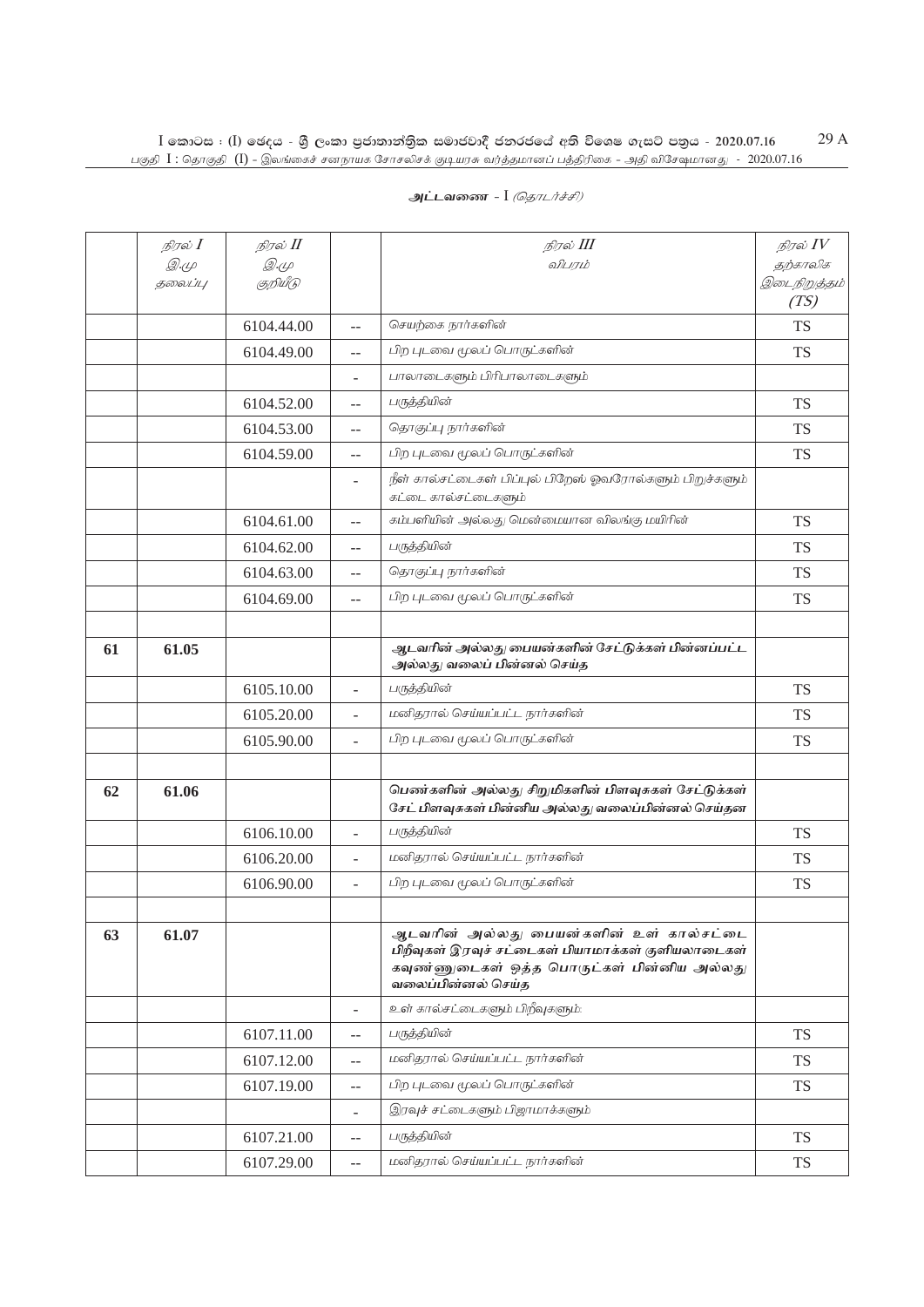அட்டவணை - I *(தொடர்ச்சி)*

| | *நிரல் I*<br>*இ.மு தலைப்பு* | *நிரல் II*<br>*இ.மு குறியீடு* | | *நிரல் III*<br>*விபரம்* | *நிரல் IV*<br>*தற்காலிக இடைநிறுத்தம் (TS)* |
|---|---|---|---|---|---|
| | | 6104.44.00 | -- | செயற்கை நார்களின் | TS |
| | | 6104.49.00 | -- | பிற புடவை மூலப் பொருட்களின் | TS |
| | | | - | பாலாடைகளும் பிரிபாலாடைகளும் | |
| | | 6104.52.00 | -- | பருத்தியின் | TS |
| | | 6104.53.00 | -- | தொகுப்பு நார்களின் | TS |
| | | 6104.59.00 | -- | பிற புடவை மூலப் பொருட்களின் | TS |
| | | | - | நீள் கால்சட்டைகள் பிப்புல் பிறேஸ் ஓவரோல்களும் பிறுச்களும் கட்டை கால்சட்டைகளும் | |
| | | 6104.61.00 | -- | கம்பளியின் அல்லது மென்மையான விலங்கு மயிரின் | TS |
| | | 6104.62.00 | -- | பருத்தியின் | TS |
| | | 6104.63.00 | -- | தொகுப்பு நார்களின் | TS |
| | | 6104.69.00 | -- | பிற புடவை மூலப் பொருட்களின் | TS |
| | | | | | |
| **61** | **61.05** | | | **ஆடவரின் அல்லது பையன்களின் சேட்டுக்கள் பின்னப்பட்ட அல்லது வலைப் பின்னல் செய்த** | |
| | | 6105.10.00 | - | பருத்தியின் | TS |
| | | 6105.20.00 | - | மனிதரால் செய்யப்பட்ட நார்களின் | TS |
| | | 6105.90.00 | - | பிற புடவை மூலப் பொருட்களின் | TS |
| | | | | | |
| **62** | **61.06** | | | **பெண்களின் அல்லது சிறுமிகளின் பிளவுசுகள் சேட்டுக்கள் சேட் பிளவுசுகள் பின்னிய அல்லது வலைப்பின்னல் செய்தன** | |
| | | 6106.10.00 | - | பருத்தியின் | TS |
| | | 6106.20.00 | - | மனிதரால் செய்யப்பட்ட நார்களின் | TS |
| | | 6106.90.00 | - | பிற புடவை மூலப் பொருட்களின் | TS |
| | | | | | |
| **63** | **61.07** | | | **ஆடவரின் அல்லது பையன்களின் உள் கால்சட்டை பிறீவுகள் இரவுச் சட்டைகள் பியாமாக்கள் குளியலாடைகள் கவுண்ணுடைகள் ஒத்த பொருட்கள் பின்னிய அல்லது வலைப்பின்னல் செய்த** | |
| | | | - | உள் கால்சட்டைகளும் பிறீவுகளும்: | |
| | | 6107.11.00 | -- | பருத்தியின் | TS |
| | | 6107.12.00 | -- | மனிதரால் செய்யப்பட்ட நார்களின் | TS |
| | | 6107.19.00 | -- | பிற புடவை மூலப் பொருட்களின் | TS |
| | | | - | இரவுச் சட்டைகளும் பிஜாமாக்களும் | |
| | | 6107.21.00 | -- | பருத்தியின் | TS |
| | | 6107.29.00 | -- | மனிதரால் செய்யப்பட்ட நார்களின் | TS |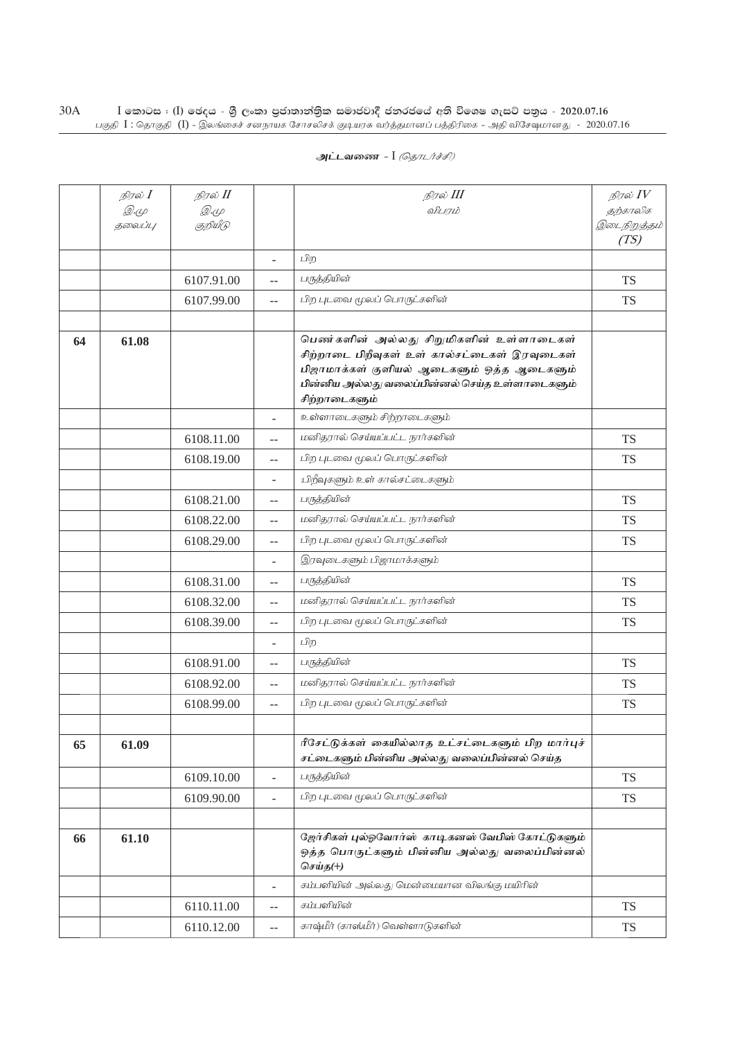அட்டவணை - I *(தொடர்ச்சி)*

| | நிரல் I<br>இ.மு தலைப்பு | நிரல் II<br>இ.மு குறியீடு | | நிரல் III<br>விபரம் | நிரல் IV<br>தற்காலிக இடைநிறுத்தம் (TS) |
|---|---|---|---|---|---|
| | | | - | பிற | |
| | | 6107.91.00 | -- | பருத்தியின் | TS |
| | | 6107.99.00 | -- | பிற புடவை மூலப் பொருட்களின் | TS |
| | | | | | |
| 64 | 61.08 | | | **பெண்களின் அல்லது சிறுமிகளின் உள்ளாடைகள் சிற்றாடை பிறீவுகள் உள் கால்சட்டைகள் இரவுடைகள் பிஜாமாக்கள் குளியல் ஆடைகளும் ஒத்த ஆடைகளும் பின்னிய அல்லது வலைப்பின்னல் செய்த உள்ளாடைகளும் சிற்றாடைகளும்** | |
| | | | - | உள்ளாடைகளும் சிற்றாடைகளும் | |
| | | 6108.11.00 | -- | மனிதரால் செய்யப்பட்ட நார்களின் | TS |
| | | 6108.19.00 | -- | பிற புடவை மூலப் பொருட்களின் | TS |
| | | | - | பிறீவுகளும் உள் கால்சட்டைகளும் | |
| | | 6108.21.00 | -- | பருத்தியின் | TS |
| | | 6108.22.00 | -- | மனிதரால் செய்யப்பட்ட நார்களின் | TS |
| | | 6108.29.00 | -- | பிற புடவை மூலப் பொருட்களின் | TS |
| | | | - | இரவுடைகளும் பிஜாமாக்களும் | |
| | | 6108.31.00 | -- | பருத்தியின் | TS |
| | | 6108.32.00 | -- | மனிதரால் செய்யப்பட்ட நார்களின் | TS |
| | | 6108.39.00 | -- | பிற புடவை மூலப் பொருட்களின் | TS |
| | | | - | பிற | |
| | | 6108.91.00 | -- | பருத்தியின் | TS |
| | | 6108.92.00 | -- | மனிதரால் செய்யப்பட்ட நார்களின் | TS |
| | | 6108.99.00 | -- | பிற புடவை மூலப் பொருட்களின் | TS |
| | | | | | |
| 65 | 61.09 | | | **ரீசேட்டுக்கள் கையில்லாத உட்சட்டைகளும் பிற மார்புச் சட்டைகளும் பின்னிய அல்லது வலைப்பின்னல் செய்த** | |
| | | 6109.10.00 | - | பருத்தியின் | TS |
| | | 6109.90.00 | - | பிற புடவை மூலப் பொருட்களின் | TS |
| | | | | | |
| 66 | 61.10 | | | **ஜேர்சிகள் புல்ஓவோர்ஸ் காடிகனஸ் வேபிஸ் கோட்டுகளும் ஒத்த பொருட்களும் பின்னிய அல்லது வலைப்பின்னல் செய்த(+)** | |
| | | | - | கம்பளியின் அல்லது மென்மையான விலங்கு மயிரின் | |
| | | 6110.11.00 | -- | கம்பளியின் | TS |
| | | 6110.12.00 | -- | காஷ்மீர் (காஸ்மீர்) வெள்ளாடுகளின் | TS |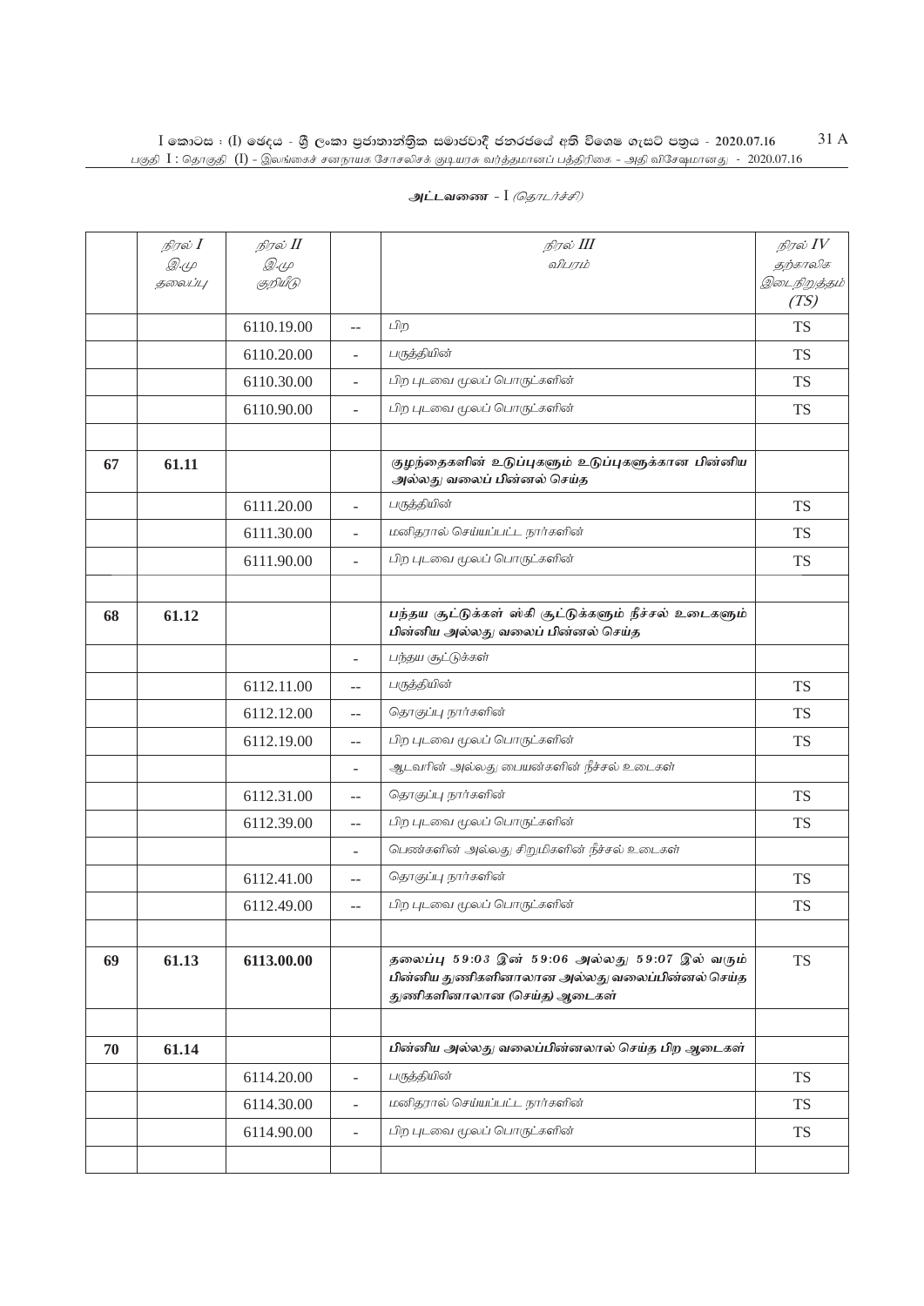அட்டவணை - I *(தொடர்ச்சி)*

| | நிரல் I இ.மு தலைப்பு | நிரல் II இ.மு குறியீடு | | நிரல் III விபரம் | நிரல் IV தற்காலிக இடைநிறுத்தம் (TS) |
|---|---|---|---|---|---|
| | | 6110.19.00 | -- | பிற | TS |
| | | 6110.20.00 | - | பருத்தியின் | TS |
| | | 6110.30.00 | - | பிற புடவை மூலப் பொருட்களின் | TS |
| | | 6110.90.00 | - | பிற புடவை மூலப் பொருட்களின் | TS |
| | | | | | |
| 67 | 61.11 | | | **குழந்தைகளின் உடுப்புகளும் உடுப்புகளுக்கான பின்னிய அல்லது வலைப் பின்னல் செய்த** | |
| | | 6111.20.00 | - | பருத்தியின் | TS |
| | | 6111.30.00 | - | மனிதரால் செய்யப்பட்ட நார்களின் | TS |
| | | 6111.90.00 | - | பிற புடவை மூலப் பொருட்களின் | TS |
| | | | | | |
| 68 | 61.12 | | | **பந்தய சூட்டுக்கள் ஸ்கி சூட்டுக்களும் நீச்சல் உடைகளும் பின்னிய அல்லது வலைப் பின்னல் செய்த** | |
| | | | - | பந்தய சூட்டுக்கள் | |
| | | 6112.11.00 | -- | பருத்தியின் | TS |
| | | 6112.12.00 | -- | தொகுப்பு நார்களின் | TS |
| | | 6112.19.00 | -- | பிற புடவை மூலப் பொருட்களின் | TS |
| | | | - | ஆடவரின் அல்லது பையன்களின் நீச்சல் உடைகள் | |
| | | 6112.31.00 | -- | தொகுப்பு நார்களின் | TS |
| | | 6112.39.00 | -- | பிற புடவை மூலப் பொருட்களின் | TS |
| | | | - | பெண்களின் அல்லது சிறுமிகளின் நீச்சல் உடைகள் | |
| | | 6112.41.00 | -- | தொகுப்பு நார்களின் | TS |
| | | 6112.49.00 | -- | பிற புடவை மூலப் பொருட்களின் | TS |
| | | | | | |
| 69 | 61.13 | 6113.00.00 | | **தலைப்பு 59:03 இன் 59:06 அல்லது 59:07 இல் வரும் பின்னிய துணிகளினாலான அல்லது வலைப்பின்னல் செய்த துணிகளினாலான (செய்த) ஆடைகள்** | TS |
| | | | | | |
| 70 | 61.14 | | | **பின்னிய அல்லது வலைப்பின்னலால் செய்த பிற ஆடைகள்** | |
| | | 6114.20.00 | - | பருத்தியின் | TS |
| | | 6114.30.00 | - | மனிதரால் செய்யப்பட்ட நார்களின் | TS |
| | | 6114.90.00 | - | பிற புடவை மூலப் பொருட்களின் | TS |
| | | | | | |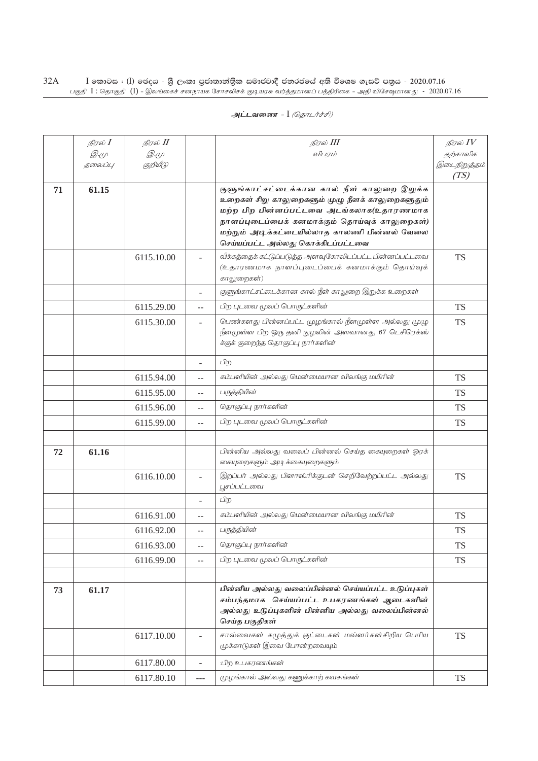அட்டவணை - I *(தொடர்ச்சி)*

| | நிரல் I இ.மு தலைப்பு | நிரல் II இ.மு குறியீடு | | நிரல் III விபரம் | நிரல் IV தற்காலிக இடைநிறுத்தம் (TS) |
|---|---|---|---|---|---|
| **71** | **61.15** | | | **குளுங்காட்சட்டைக்கான கால் நீள் காலுறை இறுக்க உறைகள் சிறு காலுறைகளும் முழு நீளக் காலுறைகளுதும் மற்ற பிற பின்னப்பட்டவை அடங்கலாக(உதாரணமாக நாளப்புடைப்பைக் கனமாக்கும் தொய்வுக் காலுறைகள்) மற்றும் அடிக்கட்டையில்லாத காலணி பின்னல் வேலை செய்யப்பட்ட அல்லது கொக்கிடப்பட்டவை** | |
| | | 6115.10.00 | - | வீக்கத்தைக் கட்டுப்படுத்த அளவுகோலிடப்பட்ட பின்னப்பட்டவை (உதாரணமாக நாளப்புடைப்பைக் கனமாக்கும் தொய்வுக் காலுறைகள்) | TS |
| | | | - | குளுங்காட்சட்டைக்கான கால் நீள் காலுறை இறுக்க உறைகள் | |
| | | 6115.29.00 | -- | பிற புடவை மூலப் பொருட்களின் | TS |
| | | 6115.30.00 | - | பெண்களது பின்னப்பட்ட முழங்கால் நீளமுள்ள அல்லது முழு நீளமுள்ள பிற ஒரு தனி நூழலின் அளவானது 67 டெசிரெக்ஸ் க்குக் குறைந்த தொகுப்பு நார்களின் | TS |
| | | | - | பிற | |
| | | 6115.94.00 | -- | கம்பளியின் அல்லது மென்மையான விலங்கு மயிரின் | TS |
| | | 6115.95.00 | -- | பருத்தியின் | TS |
| | | 6115.96.00 | -- | தொகுப்பு நார்களின் | TS |
| | | 6115.99.00 | -- | பிற புடவை மூலப் பொருட்களின் | TS |
| | | | | | |
| **72** | **61.16** | | | பின்னிய அல்லது வலைப் பின்னல் செய்த கையுறைகள் ஓரக் கையுறைகளும் அடிக்கையுறைகளும் | |
| | | 6116.10.00 | - | இறப்பர் அல்லது பிளாஸ்ரிக்குடன் செறிவேற்றப்பட்ட அல்லது பூசப்பட்டவை | TS |
| | | | - | பிற | |
| | | 6116.91.00 | -- | கம்பளியின் அல்லது மென்மையான விலங்கு மயிரின் | TS |
| | | 6116.92.00 | -- | பருத்தியின் | TS |
| | | 6116.93.00 | -- | தொகுப்பு நார்களின் | TS |
| | | 6116.99.00 | -- | பிற புடவை மூலப் பொருட்களின் | TS |
| | | | | | |
| **73** | **61.17** | | | **பின்னிய அல்லது வலைப்பின்னல் செய்யப்பட்ட உடுப்புகள் சம்பந்தமாக செய்யப்பட்ட உபகரணங்கள் ஆடைகளின் அல்லது உடுப்புகளின் பின்னிய அல்லது வலைப்பின்னல் செய்த பகுதிகள்** | |
| | | 6117.10.00 | - | சால்வைகள் கழுத்துக் குட்டைகள் மவ்ளர்கள்சிறிய பெரிய முக்காடுகள் இவை போன்றவையும் | TS |
| | | 6117.80.00 | - | பிற உபகரணங்கள் | |
| | | 6117.80.10 | --- | முழங்கால் அல்லது கணுக்காற் கவசங்கள் | TS |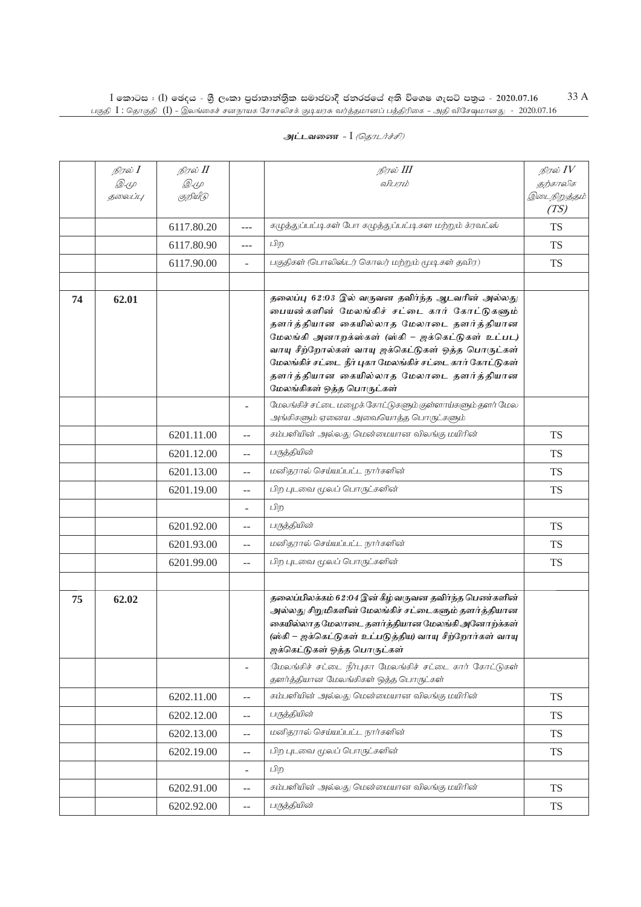**அட்டவணை - I** *(தொடர்ச்சி)*

| | *நிரல் I இ.மு தலைப்பு* | *நிரல் II இ.மு குறியீடு* | | *நிரல் III விபரம்* | *நிரல் IV தற்காலிக இடைநிறுத்தம் (TS)* |
|---|---|---|---|---|---|
| | | 6117.80.20 | --- | கழுத்துப்பட்டிகள் போ கழுத்துப்பட்டிகள மற்றும் க்ரவட்ஸ் | TS |
| | | 6117.80.90 | --- | பிற | TS |
| | | 6117.90.00 | - | பகுதிகள் (பொலிஸ்டர் கொலர் மற்றும் மூடிகள் தவிர) | TS |
| | | | | | |
| **74** | **62.01** | | | **தலைப்பு 62:03 இல் வருவன தவிர்ந்த ஆடவரின் அல்லது பையன்களின் மேலங்கிச் சட்டை கார் கோட்டுகளும் தளர்த்தியான கையில்லாத மேலாடை தளர்த்தியான மேலங்கி அனாறக்ஸ்கள் (ஸ்கி – ஜக்கெட்டுகள் உட்பட) வாயு சீற்றோல்கள் வாயு ஜக்கெட்டுகள் ஒத்த பொருட்கள் மேலங்கிச் சட்டை நீர் புகா மேலங்கிச் சட்டை கார் கோட்டுகள் தளர்த்தியான கையில்லாத மேலாடை தளர்த்தியான மேலங்கிகள் ஒத்த பொருட்கள்** | |
| | | | - | மேலங்கிச் சட்டை மழைக் கோட்டுகளும் குள்ளாய்களும் தளர் மேல அங்கிகளும் ஏனைய அவையொத்த பொருட்களும் | |
| | | 6201.11.00 | -- | கம்பளியின் அல்லது மென்மையான விலங்கு மயிரின் | TS |
| | | 6201.12.00 | -- | பருத்தியின் | TS |
| | | 6201.13.00 | -- | மனிதரால் செய்யப்பட்ட நார்களின் | TS |
| | | 6201.19.00 | -- | பிற புடவை மூலப் பொருட்களின் | TS |
| | | | - | பிற | |
| | | 6201.92.00 | -- | பருத்தியின் | TS |
| | | 6201.93.00 | -- | மனிதரால் செய்யப்பட்ட நார்களின் | TS |
| | | 6201.99.00 | -- | பிற புடவை மூலப் பொருட்களின் | TS |
| | | | | | |
| **75** | **62.02** | | | **தலைப்பிலக்கம் 62:04 இன் கீழ் வருவன தவிர்ந்த பெண்களின் அல்லது சிறுமிகளின் மேலங்கிச் சட்டைகளும் தளர்த்தியான கையில்லாத மேலாடை தளர்த்தியான மேலங்கி அனோற்க்கள் (ஸ்கி – ஜக்கெட்டுகள் உட்படுத்திய) வாயு சீற்றோர்கள் வாயு ஜக்கெட்டுகள் ஒத்த பொருட்கள்** | |
| | | | - | மேலங்கிச் சட்டை நீர்புகா மேலங்கிச் சட்டை கார் கோட்டுகள் தளர்த்தியான மேலங்கிகள் ஒத்த பொருட்கள் | |
| | | 6202.11.00 | -- | கம்பளியின் அல்லது மென்மையான விலங்கு மயிரின் | TS |
| | | 6202.12.00 | -- | பருத்தியின் | TS |
| | | 6202.13.00 | -- | மனிதரால் செய்யப்பட்ட நார்களின் | TS |
| | | 6202.19.00 | -- | பிற புடவை மூலப் பொருட்களின் | TS |
| | | | - | பிற | |
| | | 6202.91.00 | -- | கம்பளியின் அல்லது மென்மையான விலங்கு மயிரின் | TS |
| | | 6202.92.00 | -- | பருத்தியின் | TS |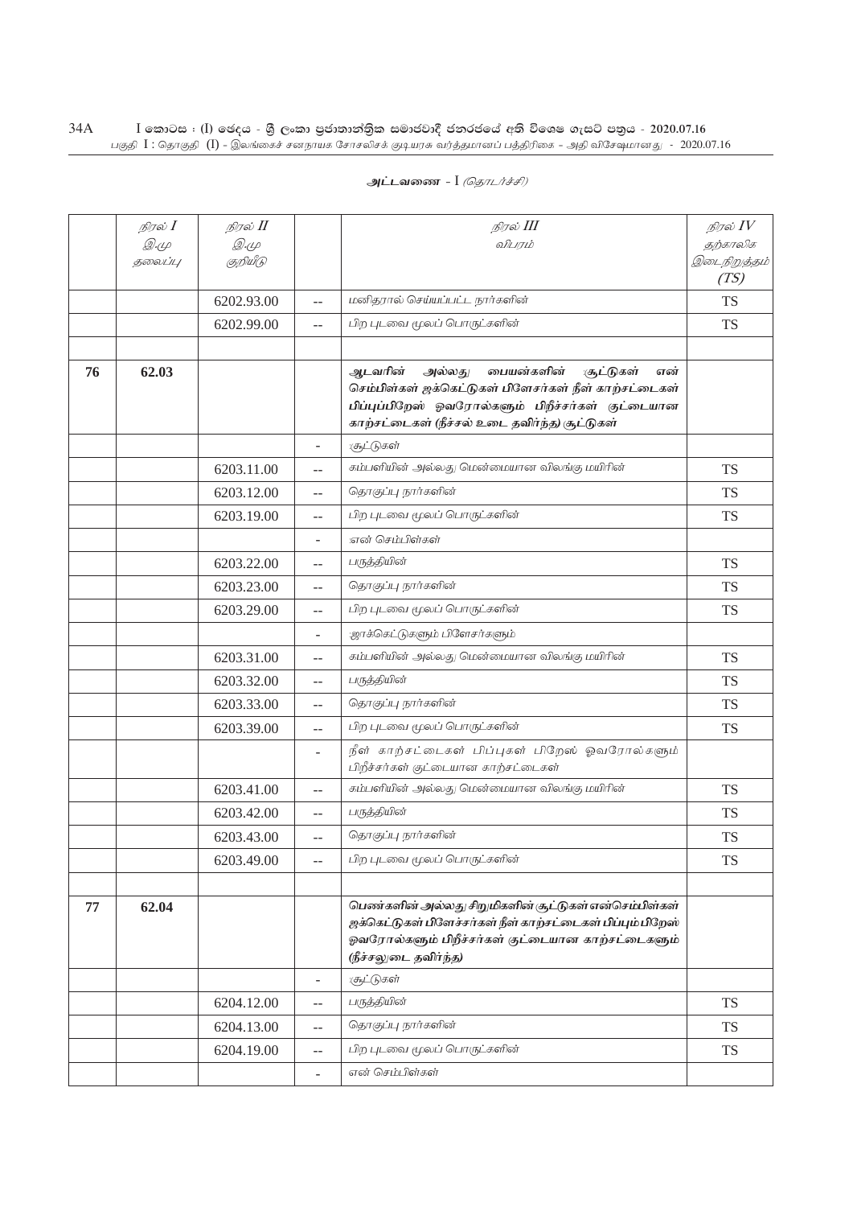**அட்டவணை - I** *(தொடர்ச்சி)*

| | *நிரல் I* *இ.மு* *தலைப்பு* | *நிரல் II* *இ.மு* *குறியீடு* | | *நிரல் III* *விபரம்* | *நிரல் IV* *தற்காலிக இடைநிறுத்தம் (TS)* |
|---|---|---|---|---|---|
| | | 6202.93.00 | -- | மனிதரால் செய்யப்பட்ட நார்களின் | TS |
| | | 6202.99.00 | -- | பிற புடவை மூலப் பொருட்களின் | TS |
| | | | | | |
| **76** | **62.03** | | | **ஆடவரின் அல்லது பையன்களின் சூட்டுகள் என் செம்பிள்கள் ஜக்கெட்டுகள் பிளேசர்கள் நீள் காற்சட்டைகள் பிப்புப்பிறேஸ் ஓவரோல்களும் பிறீச்சர்கள் குட்டையான காற்சட்டைகள் (நீச்சல் உடை தவிர்ந்த) சூட்டுகள்** | |
| | | | - | சூட்டுகள் | |
| | | 6203.11.00 | -- | கம்பளியின் அல்லது மென்மையான விலங்கு மயிரின் | TS |
| | | 6203.12.00 | -- | தொகுப்பு நார்களின் | TS |
| | | 6203.19.00 | -- | பிற புடவை மூலப் பொருட்களின் | TS |
| | | | - | என் செம்பிள்கள் | |
| | | 6203.22.00 | -- | பருத்தியின் | TS |
| | | 6203.23.00 | -- | தொகுப்பு நார்களின் | TS |
| | | 6203.29.00 | -- | பிற புடவை மூலப் பொருட்களின் | TS |
| | | | - | ஜாக்கெட்டுகளும் பிளேசர்களும் | |
| | | 6203.31.00 | -- | கம்பளியின் அல்லது மென்மையான விலங்கு மயிரின் | TS |
| | | 6203.32.00 | -- | பருத்தியின் | TS |
| | | 6203.33.00 | -- | தொகுப்பு நார்களின் | TS |
| | | 6203.39.00 | -- | பிற புடவை மூலப் பொருட்களின் | TS |
| | | | - | நீள் காற்சட்டைகள் பிப்புகள் பிறேஸ் ஓவரோல்களும் பிறீச்சர்கள் குட்டையான காற்சட்டைகள் | |
| | | 6203.41.00 | -- | கம்பளியின் அல்லது மென்மையான விலங்கு மயிரின் | TS |
| | | 6203.42.00 | -- | பருத்தியின் | TS |
| | | 6203.43.00 | -- | தொகுப்பு நார்களின் | TS |
| | | 6203.49.00 | -- | பிற புடவை மூலப் பொருட்களின் | TS |
| | | | | | |
| **77** | **62.04** | | | **பெண்களின் அல்லது சிறுமிகளின் சூட்டுகள் என்செம்பிள்கள் ஜக்கெட்டுகள் பிளேச்சர்கள் நீள் காற்சட்டைகள் பிப்பும்பிறேஸ் ஓவரோல்களும் பிறீச்சர்கள் குட்டையான காற்சட்டைகளும் (நீச்சலுடை தவிர்ந்த)** | |
| | | | - | சூட்டுகள் | |
| | | 6204.12.00 | -- | பருத்தியின் | TS |
| | | 6204.13.00 | -- | தொகுப்பு நார்களின் | TS |
| | | 6204.19.00 | -- | பிற புடவை மூலப் பொருட்களின் | TS |
| | | | - | என் செம்பிள்கள் | |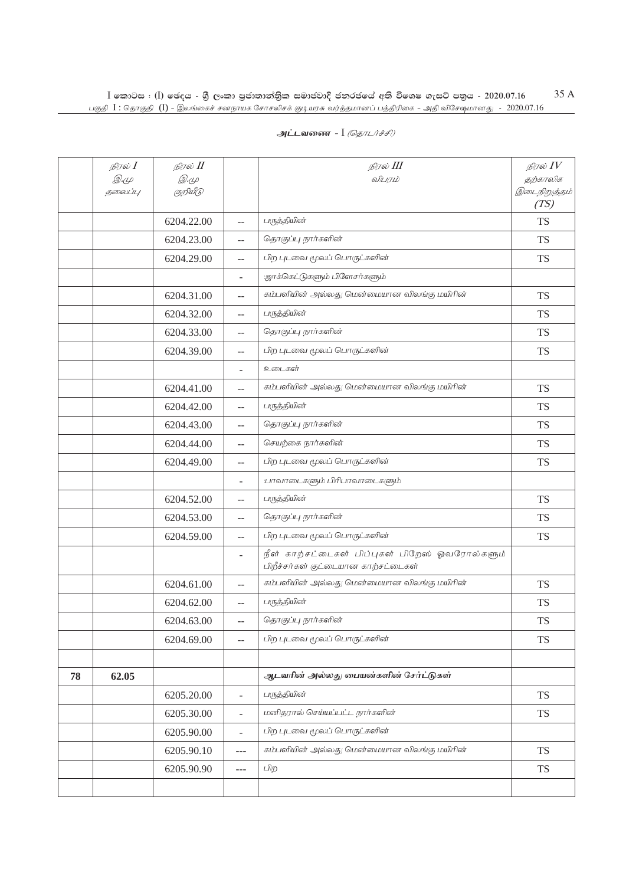அட்டவணை - I (தொடர்ச்சி)

|  | நிரல் I<br>இ.மு தலைப்பு | நிரல் II<br>இ.மு குறியீடு |  | நிரல் III<br>விபரம் | நிரல் IV<br>தற்காலிக இடைநிறுத்தம் (TS) |
|---|---|---|---|---|---|
|  |  | 6204.22.00 | -- | பருத்தியின் | TS |
|  |  | 6204.23.00 | -- | தொகுப்பு நார்களின் | TS |
|  |  | 6204.29.00 | -- | பிற புடவை மூலப் பொருட்களின் | TS |
|  |  |  | - | ஜாக்கெட்டுகளும் பிளேசர்களும் |  |
|  |  | 6204.31.00 | -- | கம்பளியின் அல்லது மென்மையான விலங்கு மயிரின் | TS |
|  |  | 6204.32.00 | -- | பருத்தியின் | TS |
|  |  | 6204.33.00 | -- | தொகுப்பு நார்களின் | TS |
|  |  | 6204.39.00 | -- | பிற புடவை மூலப் பொருட்களின் | TS |
|  |  |  | - | உடைகள் |  |
|  |  | 6204.41.00 | -- | கம்பளியின் அல்லது மென்மையான விலங்கு மயிரின் | TS |
|  |  | 6204.42.00 | -- | பருத்தியின் | TS |
|  |  | 6204.43.00 | -- | தொகுப்பு நார்களின் | TS |
|  |  | 6204.44.00 | -- | செயற்கை நார்களின் | TS |
|  |  | 6204.49.00 | -- | பிற புடவை மூலப் பொருட்களின் | TS |
|  |  |  | - | பாவாடைகளும் பிரிபாவாடைகளும் |  |
|  |  | 6204.52.00 | -- | பருத்தியின் | TS |
|  |  | 6204.53.00 | -- | தொகுப்பு நார்களின் | TS |
|  |  | 6204.59.00 | -- | பிற புடவை மூலப் பொருட்களின் | TS |
|  |  |  | - | நீள் காற்சட்டைகள் பிப்புகள் பிறேஸ் ஓவரோல்களும் பிறீச்சர்கள் குட்டையான காற்சட்டைகள் |  |
|  |  | 6204.61.00 | -- | கம்பளியின் அல்லது மென்மையான விலங்கு மயிரின் | TS |
|  |  | 6204.62.00 | -- | பருத்தியின் | TS |
|  |  | 6204.63.00 | -- | தொகுப்பு நார்களின் | TS |
|  |  | 6204.69.00 | -- | பிற புடவை மூலப் பொருட்களின் | TS |
|  |  |  |  |  |  |
| **78** | **62.05** |  |  | **ஆடவரின் அல்லது பையன்களின் சேர்ட்டுகள்** |  |
|  |  | 6205.20.00 | - | பருத்தியின் | TS |
|  |  | 6205.30.00 | - | மனிதரால் செய்யப்பட்ட நார்களின் | TS |
|  |  | 6205.90.00 | - | பிற புடவை மூலப் பொருட்களின் |  |
|  |  | 6205.90.10 | --- | கம்பளியின் அல்லது மென்மையான விலங்கு மயிரின் | TS |
|  |  | 6205.90.90 | --- | பிற | TS |
|  |  |  |  |  |  |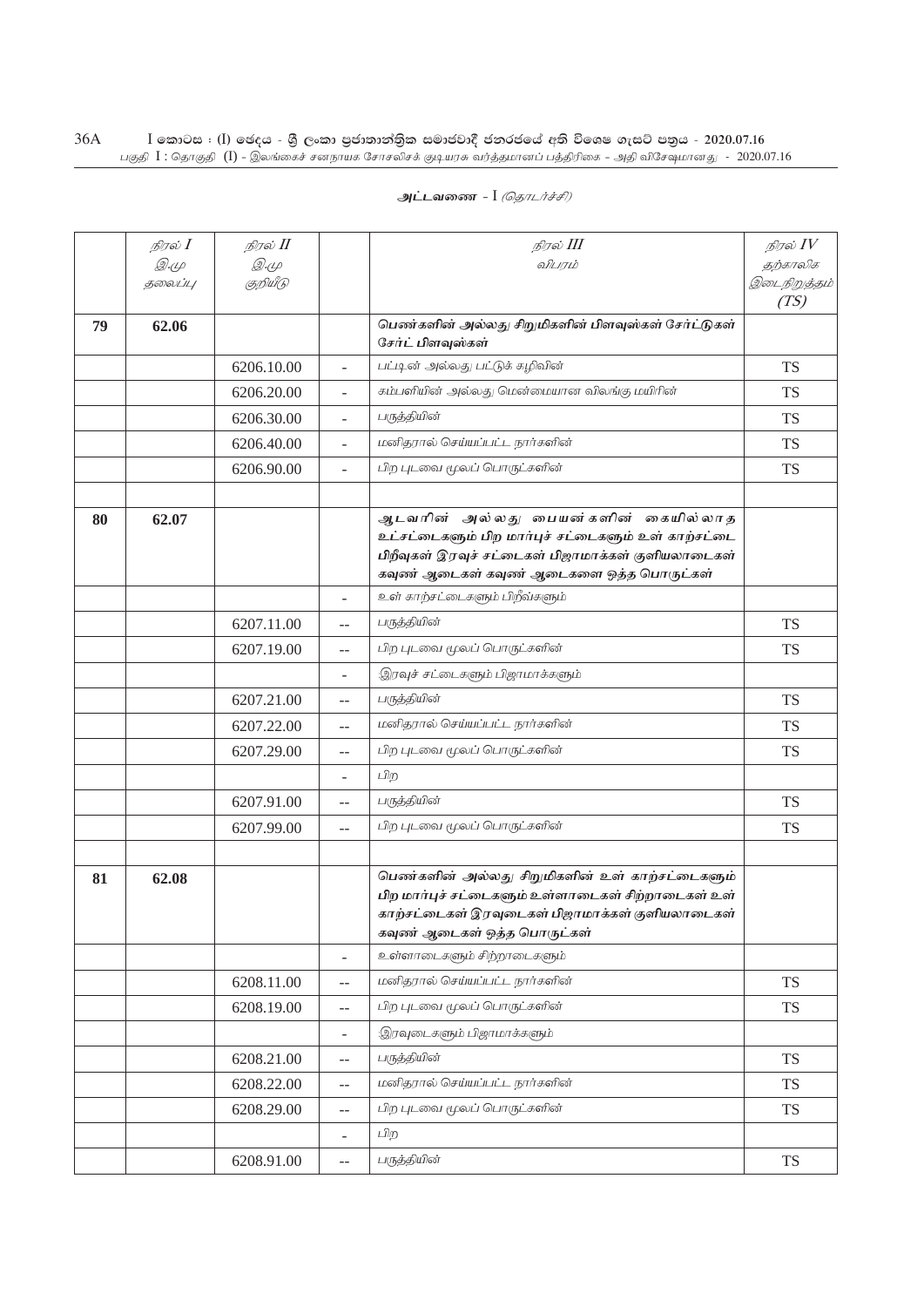**அட்டவணை - I** *(தொடர்ச்சி)*

| | நிரல் I<br>இ.மு தலைப்பு | நிரல் II<br>இ.மு குறியீடு | | நிரல் III<br>விபரம் | நிரல் IV<br>தற்காலிக இடைநிறுத்தம் (TS) |
|---|---|---|---|---|---|
| **79** | **62.06** | | | **பெண்களின் அல்லது சிறுமிகளின் பிளவுஸ்கள் சேர்ட்டுகள் சேர்ட் பிளவுஸ்கள்** | |
| | | 6206.10.00 | - | பட்டின் அல்லது பட்டுக் கழிவின் | TS |
| | | 6206.20.00 | - | கம்பளியின் அல்லது மென்மையான விலங்கு மயிரின் | TS |
| | | 6206.30.00 | - | பருத்தியின் | TS |
| | | 6206.40.00 | - | மனிதரால் செய்யப்பட்ட நார்களின் | TS |
| | | 6206.90.00 | - | பிற புடவை மூலப் பொருட்களின் | TS |
| | | | | | |
| **80** | **62.07** | | | **ஆடவரின் அல்லது பையன்களின் கையில்லாத உட்சட்டைகளும் பிற மார்புச் சட்டைகளும் உள் காற்சட்டை பிறீவுகள் இரவுச் சட்டைகள் பிஜாமாக்கள் குளியலாடைகள் கவுண் ஆடைகள் கவுண் ஆடைகளை ஒத்த பொருட்கள்** | |
| | | | - | உள் காற்சட்டைகளும் பிறீவ்களும் | |
| | | 6207.11.00 | -- | பருத்தியின் | TS |
| | | 6207.19.00 | -- | பிற புடவை மூலப் பொருட்களின் | TS |
| | | | - | இரவுச் சட்டைகளும் பிஜாமாக்களும் | |
| | | 6207.21.00 | -- | பருத்தியின் | TS |
| | | 6207.22.00 | -- | மனிதரால் செய்யப்பட்ட நார்களின் | TS |
| | | 6207.29.00 | -- | பிற புடவை மூலப் பொருட்களின் | TS |
| | | | - | பிற | |
| | | 6207.91.00 | -- | பருத்தியின் | TS |
| | | 6207.99.00 | -- | பிற புடவை மூலப் பொருட்களின் | TS |
| | | | | | |
| **81** | **62.08** | | | **பெண்களின் அல்லது சிறுமிகளின் உள் காற்சட்டைகளும் பிற மார்புச் சட்டைகளும் உள்ளாடைகள் சிற்றாடைகள் உள் காற்சட்டைகள் இரவுடைகள் பிஜாமாக்கள் குளியலாடைகள் கவுண் ஆடைகள் ஒத்த பொருட்கள்** | |
| | | | - | உள்ளாடைகளும் சிற்றாடைகளும் | |
| | | 6208.11.00 | -- | மனிதரால் செய்யப்பட்ட நார்களின் | TS |
| | | 6208.19.00 | -- | பிற புடவை மூலப் பொருட்களின் | TS |
| | | | - | இரவுடைகளும் பிஜாமாக்களும் | |
| | | 6208.21.00 | -- | பருத்தியின் | TS |
| | | 6208.22.00 | -- | மனிதரால் செய்யப்பட்ட நார்களின் | TS |
| | | 6208.29.00 | -- | பிற புடவை மூலப் பொருட்களின் | TS |
| | | | - | பிற | |
| | | 6208.91.00 | -- | பருத்தியின் | TS |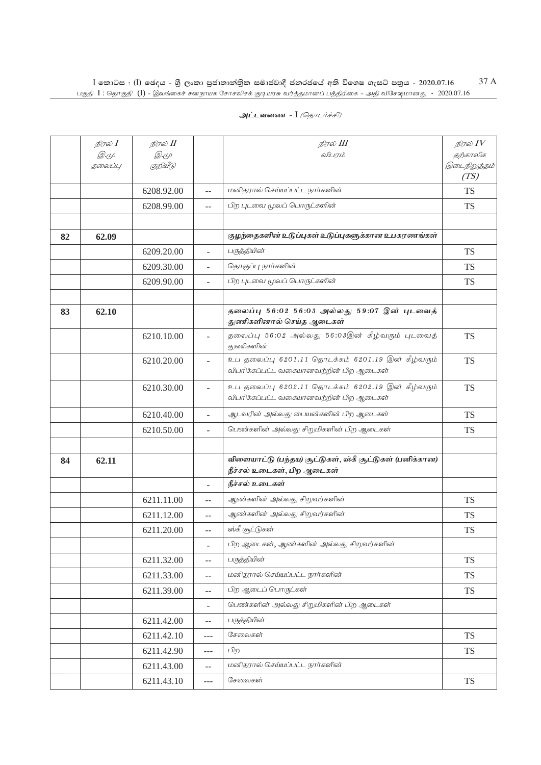**அட்டவணை - I** *(தொடர்ச்சி)*

| நிரல் I இ.மு தலைப்பு | நிரல் II இ.மு குறியீடு | | நிரல் III விபரம் | நிரல் IV தற்காலிக இடைநிறுத்தம் (TS) |
|---|---|---|---|---|
| | | 6208.92.00 | -- | மனிதரால் செய்யப்பட்ட நார்களின் | TS |
| | | 6208.99.00 | -- | பிற புடவை மூலப் பொருட்களின் | TS |
| | | | | | |
| 82 | 62.09 | | | **குழந்தைகளின் உடுப்புகள் உடுப்புகளுக்கான உபகரணங்கள்** | |
| | | 6209.20.00 | - | பருத்தியின் | TS |
| | | 6209.30.00 | - | தொகுப்பு நார்களின் | TS |
| | | 6209.90.00 | - | பிற புடவை மூலப் பொருட்களின் | TS |
| | | | | | |
| 83 | 62.10 | | | **தலைப்பு 56:02 56:03 அல்லது 59:07 இன் புடவைத் துணிகளினால் செய்த ஆடைகள்** | |
| | | 6210.10.00 | - | தலைப்பு 56:02 அல்லது 56:03இன் கீழ்வரும் புடவைத் துணிகளின் | TS |
| | | 6210.20.00 | - | உப தலைப்பு 6201.11 தொடக்கம் 6201.19 இன் கீழ்வரும் விபரிக்கப்பட்ட வகையானவற்றின் பிற ஆடைகள் | TS |
| | | 6210.30.00 | - | உப தலைப்பு 6202.11 தொடக்கம் 6202.19 இன் கீழ்வரும் விபரிக்கப்பட்ட வகையானவற்றின் பிற ஆடைகள் | TS |
| | | 6210.40.00 | - | ஆடவரின் அல்லது பையன்களின் பிற ஆடைகள் | TS |
| | | 6210.50.00 | - | பெண்களின் அல்லது சிறுமிகளின் பிற ஆடைகள் | TS |
| | | | | | |
| 84 | 62.11 | | | **விளையாட்டு (பந்தய) சூட்டுகள், ஸ்கீ சூட்டுகள் (பனிக்கான) நீச்சல் உடைகள், பிற ஆடைகள்** | |
| | | | - | **நீச்சல் உடைகள்** | |
| | | 6211.11.00 | -- | ஆண்களின் அல்லது சிறுவர்களின் | TS |
| | | 6211.12.00 | -- | ஆண்களின் அல்லது சிறுவர்களின் | TS |
| | | 6211.20.00 | -- | ஸ்கீ சூட்டுகள் | TS |
| | | | - | பிற ஆடைகள், ஆண்களின் அல்லது சிறுவர்களின் | |
| | | 6211.32.00 | -- | பருத்தியின் | TS |
| | | 6211.33.00 | -- | மனிதரால் செய்யப்பட்ட நார்களின் | TS |
| | | 6211.39.00 | -- | பிற ஆடைப் பொருட்கள் | TS |
| | | | - | பெண்களின் அல்லது சிறுமிகளின் பிற ஆடைகள் | |
| | | 6211.42.00 | -- | பருத்தியின் | |
| | | 6211.42.10 | --- | சேலைகள் | TS |
| | | 6211.42.90 | --- | பிற | TS |
| | | 6211.43.00 | -- | மனிதரால் செய்யப்பட்ட நார்களின் | |
| | | 6211.43.10 | --- | சேலைகள் | TS |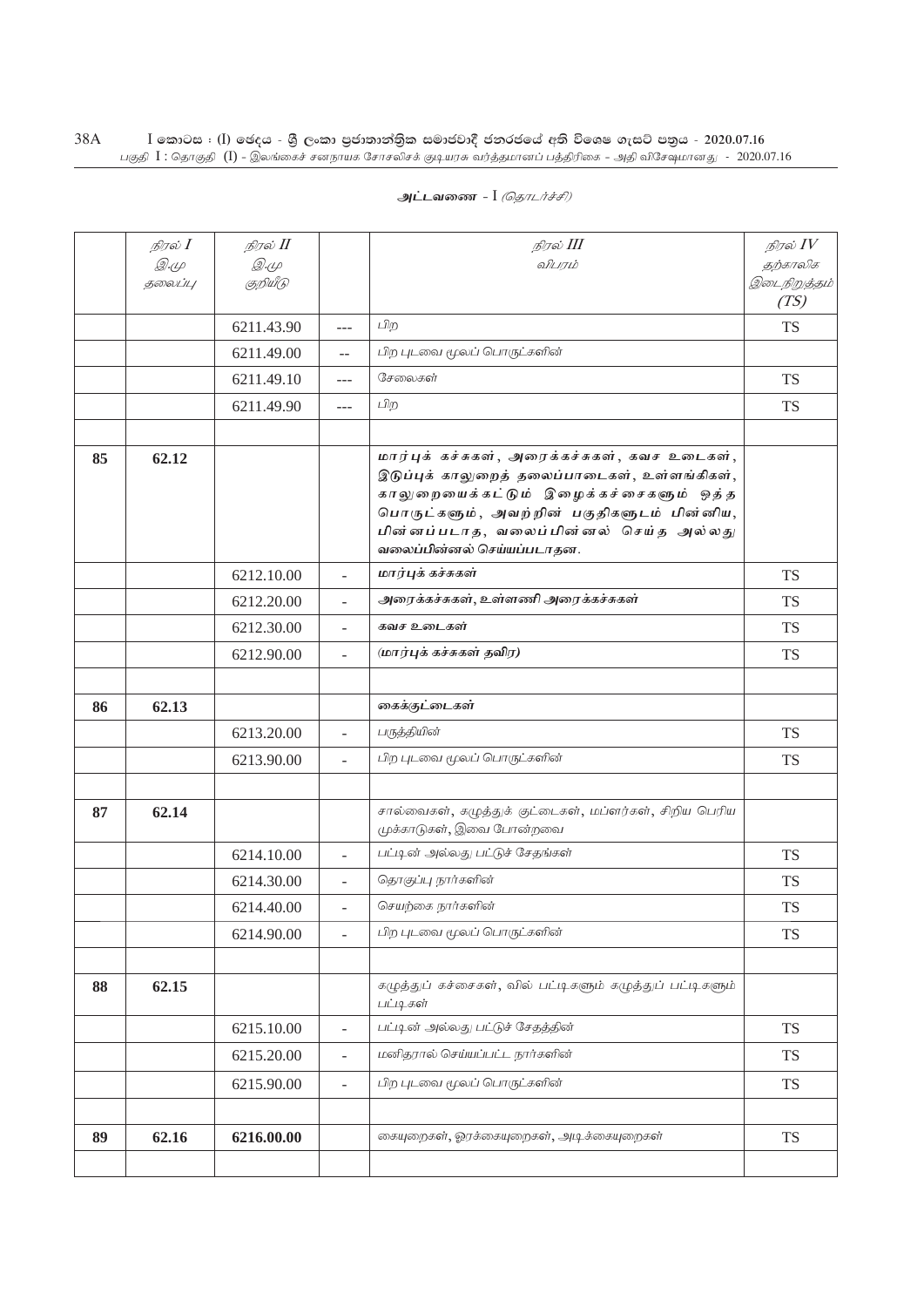அட்டவணை - I (தொடர்ச்சி)

| | நிரல் I இ.மு தலைப்பு | நிரல் II இ.மு குறியீடு | | நிரல் III விபரம் | நிரல் IV தற்காலிக இடைநிறுத்தம் (TS) |
|---|---|---|---|---|---|
| | | 6211.43.90 | --- | பிற | TS |
| | | 6211.49.00 | -- | பிற புடவை மூலப் பொருட்களின் | |
| | | 6211.49.10 | --- | சேலைகள் | TS |
| | | 6211.49.90 | --- | பிற | TS |
| | | | | | |
| **85** | **62.12** | | | ***மார்புக் கச்சுகள், அரைக்கச்சுகள், கவச உடைகள், இடுப்புக் காலுறைத் தலைப்பாடைகள், உள்ளங்கிகள், காலுறையைக் கட்டும் இழைக்கச்சைகளும் ஒத்த பொருட்களும், அவற்றின் பகுதிகளுடம் பின்னிய, பின்னப்படாத, வலைப்பின்னல் செய்த அல்லது வலைப்பின்னல் செய்யப்படாதன.*** | |
| | | 6212.10.00 | - | ***மார்புக் கச்சுகள்*** | TS |
| | | 6212.20.00 | - | ***அரைக்கச்சுகள், உள்ளணி அரைக்கச்சுகள்*** | TS |
| | | 6212.30.00 | - | ***கவச உடைகள்*** | TS |
| | | 6212.90.00 | - | ***(மார்புக் கச்சுகள் தவிர)*** | TS |
| | | | | | |
| **86** | **62.13** | | | ***கைக்குட்டைகள்*** | |
| | | 6213.20.00 | - | பருத்தியின் | TS |
| | | 6213.90.00 | - | பிற புடவை மூலப் பொருட்களின் | TS |
| | | | | | |
| **87** | **62.14** | | | சால்வைகள், கழுத்துக் குட்டைகள், மப்ளர்கள், சிறிய பெரிய முக்காடுகள், இவை போன்றவை | |
| | | 6214.10.00 | - | பட்டின் அல்லது பட்டுச் சேதங்கள் | TS |
| | | 6214.30.00 | - | தொகுப்பு நார்களின் | TS |
| | | 6214.40.00 | - | செயற்கை நார்களின் | TS |
| | | 6214.90.00 | - | பிற புடவை மூலப் பொருட்களின் | TS |
| | | | | | |
| **88** | **62.15** | | | கழுத்துப் கச்சைகள், வில் பட்டிகளும் கழுத்துப் பட்டிகளும் பட்டிகள் | |
| | | 6215.10.00 | - | பட்டின் அல்லது பட்டுச் சேதத்தின் | TS |
| | | 6215.20.00 | - | மனிதரால் செய்யப்பட்ட நார்களின் | TS |
| | | 6215.90.00 | - | பிற புடவை மூலப் பொருட்களின் | TS |
| | | | | | |
| **89** | **62.16** | **6216.00.00** | | கையுறைகள், ஓரக்கையுறைகள், அடிக்கையுறைகள் | TS |
| | | | | | |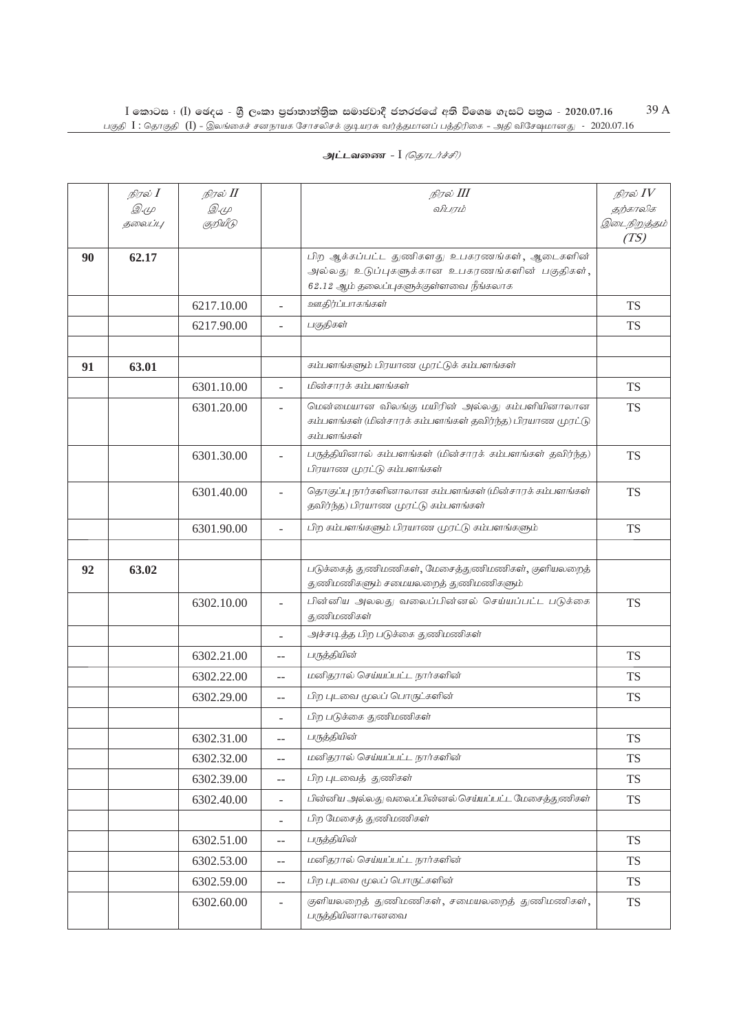**அட்டவணை** - I *(தொடர்ச்சி)*

| | *நிரல் I* *இ.மு தலைப்பு* | *நிரல் II* *இ.மு குறியீடு* | | *நிரல் III* *விபரம்* | *நிரல் IV* *தற்காலிக இடைநிறுத்தம் (TS)* |
|---|---|---|---|---|---|
| **90** | **62.17** | | | பிற ஆக்கப்பட்ட துணிகளது உபகரணங்கள், ஆடைகளின் அல்லது உடுப்புகளுக்கான உபகரணங்களின் பகுதிகள், 62.12 ஆம் தலைப்புகளுக்குள்ளவை நீங்கலாக | |
| | | 6217.10.00 | - | ஊதிரப்பாகங்கள் | TS |
| | | 6217.90.00 | - | பகுதிகள் | TS |
| | | | | | |
| **91** | **63.01** | | | கம்பளங்களும் பிரயாண முரட்டுக் கம்பளங்கள் | |
| | | 6301.10.00 | - | மின்சாரக் கம்பளங்கள் | TS |
| | | 6301.20.00 | - | மென்மையான விலங்கு மயிரின் அல்லது கம்பளியினாலான கம்பளங்கள் (மின்சாரக் கம்பளங்கள் தவிர்ந்த) பிரயாண முரட்டு கம்பளங்கள் | TS |
| | | 6301.30.00 | - | பருத்தியினால் கம்பளங்கள் (மின்சாரக் கம்பளங்கள் தவிர்ந்த) பிரயாண முரட்டு கம்பளங்கள் | TS |
| | | 6301.40.00 | - | தொகுப்பு நார்களினாலான கம்பளங்கள் (மின்சாரக் கம்பளங்கள் தவிர்ந்த) பிரயாண முரட்டு கம்பளங்கள் | TS |
| | | 6301.90.00 | - | பிற கம்பளங்களும் பிரயாண முரட்டு கம்பளங்களும் | TS |
| | | | | | |
| **92** | **63.02** | | | படுக்கைத் துணிமணிகள், மேசைத்துணிமணிகள், குளியலறைத் துணிமணிகளும் சமையலறைத் துணிமணிகளும் | |
| | | 6302.10.00 | - | பின்னிய அலலது வலைப்பின்னல் செய்யப்பட்ட படுக்கை துணிமணிகள் | TS |
| | | | - | அச்சடித்த பிற படுக்கை துணிமணிகள் | |
| | | 6302.21.00 | -- | பருத்தியின் | TS |
| | | 6302.22.00 | -- | மனிதரால் செய்யப்பட்ட நார்களின் | TS |
| | | 6302.29.00 | -- | பிற புடவை மூலப் பொருட்களின் | TS |
| | | | - | பிற படுக்கை துணிமணிகள் | |
| | | 6302.31.00 | -- | பருத்தியின் | TS |
| | | 6302.32.00 | -- | மனிதரால் செய்யப்பட்ட நார்களின் | TS |
| | | 6302.39.00 | -- | பிற புடவைத் துணிகள் | TS |
| | | 6302.40.00 | - | பின்னிய அல்லது வலைப்பின்னல் செய்யப்பட்ட மேசைத்துணிகள் | TS |
| | | | - | பிற மேசைத் துணிமணிகள் | |
| | | 6302.51.00 | -- | பருத்தியின் | TS |
| | | 6302.53.00 | -- | மனிதரால் செய்யப்பட்ட நார்களின் | TS |
| | | 6302.59.00 | -- | பிற புடவை மூலப் பொருட்களின் | TS |
| | | 6302.60.00 | - | குளியலறைத் துணிமணிகள், சமையலறைத் துணிமணிகள், பருத்தியினாலானவை | TS |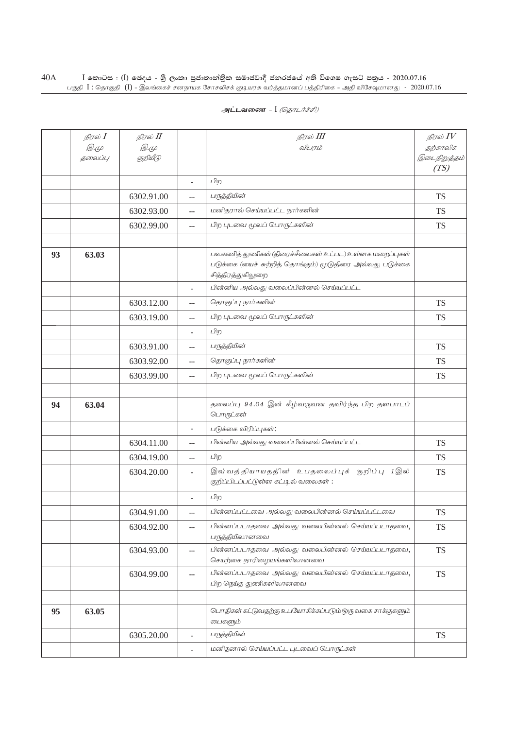**அட்டவணை - I** *(தொடர்ச்சி)*

| | *நிரல் I* *இ.மு தலைப்பு* | *நிரல் II* *இ.மு குறியீடு* | | *நிரல் III* *விபரம்* | *நிரல் IV* *தற்காலிக இடைநிறுத்தம் (TS)* |
|---|---|---|---|---|---|
| | | | - | பிற | |
| | | 6302.91.00 | -- | பருத்தியின் | TS |
| | | 6302.93.00 | -- | மனிதரால் செய்யப்பட்ட நார்களின் | TS |
| | | 6302.99.00 | -- | பிற புடவை மூலப் பொருட்களின் | TS |
| | | | | | |
| **93** | **63.03** | | | பலகணித் துணிகள் (திரைச்சீலைகள் உட்பட) உள்ளக மறைப்புகள் படுக்கை (யைச் சுற்றித் தொங்கும்) மூடுதிரை அல்லது படுக்கை சித்திரத்துகிலுறை | |
| | | | - | பின்னிய அல்லது வலைப்பின்னல் செய்யப்பட்ட | |
| | | 6303.12.00 | -- | தொகுப்பு நார்களின் | TS |
| | | 6303.19.00 | -- | பிற புடவை மூலப் பொருட்களின் | TS |
| | | | - | பிற | |
| | | 6303.91.00 | -- | பருத்தியின் | TS |
| | | 6303.92.00 | -- | தொகுப்பு நார்களின் | TS |
| | | 6303.99.00 | -- | பிற புடவை மூலப் பொருட்களின் | TS |
| | | | | | |
| **94** | **63.04** | | | தலைப்பு 94.04 இன் கீழ்வருவன தவிர்ந்த பிற தளபாடப் பொருட்கள் | |
| | | | - | படுக்கை விரிப்புகள்: | |
| | | 6304.11.00 | -- | பின்னிய அல்லது வலைப்பின்னல் செய்யப்பட்ட | TS |
| | | 6304.19.00 | -- | பிற | TS |
| | | 6304.20.00 | - | இவ்வத்தியாயத்தின் உபதலைப்புக் குறிப்பு 1இல் குறிப்பிடப்பட்டுள்ள கட்டில் வலைகள் : | TS |
| | | | - | பிற | |
| | | 6304.91.00 | -- | பின்னப்பட்டவை அல்லது வலைபின்னல் செய்யப்பட்டவை | TS |
| | | 6304.92.00 | -- | பின்னப்படாதவை அல்லது வலைபின்னல் செய்யப்படாதவை, பருத்தியிலானவை | TS |
| | | 6304.93.00 | -- | பின்னப்படாதவை அல்லது வலைபின்னல் செய்யப்படாதவை, செயற்கை நாரிழையங்களிலானவை | TS |
| | | 6304.99.00 | -- | பின்னப்படாதவை அல்லது வலைபின்னல் செய்யப்படாதவை, பிற நெய்த துணிகளிலானவை | TS |
| | | | | | |
| **95** | **63.05** | | | பொதிகள் கட்டுவதற்கு உபயோகிக்கப்படும் ஒரு வகை சாக்குகளும் பைகளும் | |
| | | 6305.20.00 | - | பருத்தியின் | TS |
| | | | - | மனிதனால் செய்யப்பட்ட புடவைப் பொருட்கள் | |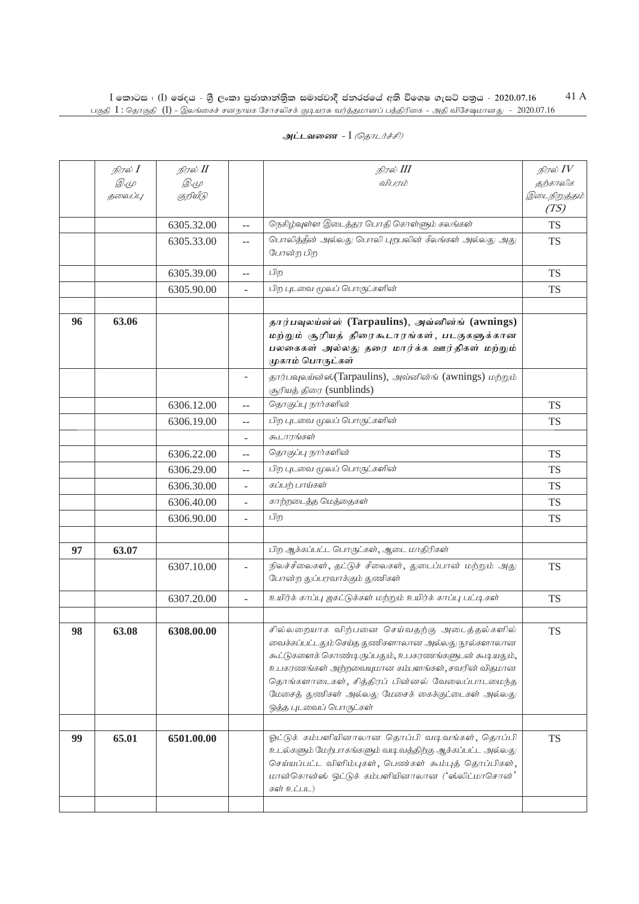அட்டவணை - I *(தொடர்ச்சி)*

| | *நிரல் I* *இ.மு தலைப்பு* | *நிரல் II* *இ.மு குறியீடு* | | *நிரல் III* *விபரம்* | *நிரல் IV* *தற்காலிக இடைநிறுத்தம் (TS)* |
|---|---|---|---|---|---|
| | | 6305.32.00 | -- | நெகிழ்வுள்ள இடைத்தர பொதி கொள்ளும் கலங்கள் | TS |
| | | 6305.33.00 | -- | பொலித்தீன் அல்லது பொலி புறபலின் கீலங்கள் அல்லது அது போன்ற பிற | TS |
| | | 6305.39.00 | -- | பிற | TS |
| | | 6305.90.00 | - | பிற புடவை மூலப் பொருட்களின் | TS |
| | | | | | |
| 96 | 63.06 | | | **தார்பவுலய்ன்ஸ் (Tarpaulins), அவ்னின்ங் (awnings) மற்றும் சூரியத் திரைகூடாரங்கள், படகுகளுக்கான பலகைகள் அல்லது தரை மார்க்க ஊர்திகள் மற்றும் முகாம் பொருட்கள்** | |
| | | | - | தார்பவுலய்ன்ஸ்(Tarpaulins), அவ்னின்ங் (awnings) மற்றும் சூரியத் திரை (sunblinds) | |
| | | 6306.12.00 | -- | தொகுப்பு நார்களின் | TS |
| | | 6306.19.00 | -- | பிற புடவை மூலப் பொருட்களின் | TS |
| | | | - | கூடாரங்கள் | |
| | | 6306.22.00 | -- | தொகுப்பு நார்களின் | TS |
| | | 6306.29.00 | -- | பிற புடவை மூலப் பொருட்களின் | TS |
| | | 6306.30.00 | - | கப்பற் பாய்கள் | TS |
| | | 6306.40.00 | - | காற்றடைத்த மெத்தைகள் | TS |
| | | 6306.90.00 | - | பிற | TS |
| | | | | | |
| 97 | 63.07 | | | பிற ஆக்கப்பட்ட பொருட்கள், ஆடை மாதிரிகள் | |
| | | 6307.10.00 | - | நிலச்சீலைகள், தட்டுச் சீலைகள், துடைப்பான் மற்றும் அது போன்ற துப்பரவாக்கும் துணிகள் | TS |
| | | 6307.20.00 | - | உயிர்க் காப்பு ஜகட்டுக்கள் மற்றும் உயிர்க் காப்பு பட்டிகள் | TS |
| | | | | | |
| 98 | 63.08 | 6308.00.00 | | சில்லறையாக விற்பனை செய்வதற்கு அடைத்தல்களில் வைக்கப்பட்டதும் செய்த துணிகளாலான அல்லது நூல்களாலான கூட்டுகளைக் கொண்டிருப்பதும், உபகரணங்களுடன் கூடியதும், உபகரணங்கள் அற்றவையுமான கம்பளங்கள், சவரின் விதமான தொங்களாடைகள், சித்திரப் பின்னல் வேலைப்பாடமைந்த மேசைத் துணிகள் அல்லது மேசைக் கைக்குட்டைகள் அல்லது ஒத்த புடவைப் பொருட்கள் | TS |
| | | | | | |
| 99 | 65.01 | 6501.00.00 | | ஓட்டுக் கம்பளியினாலான தொப்பி வடிவங்கள், தொப்பி உடல்களும் மேற்பாகங்களும் வடிவத்திற்கு ஆக்கப்பட்ட அல்லது செய்யப்பட்ட விளிம்புகள், பெண்கள் கூம்புத் தொப்பிகள், மான்கொன்ஸ் ஓட்டுக் கம்பளியினாலான ('ஸ்லிட்மாசொன்' கள் உட்பட) | TS |
| | | | | | |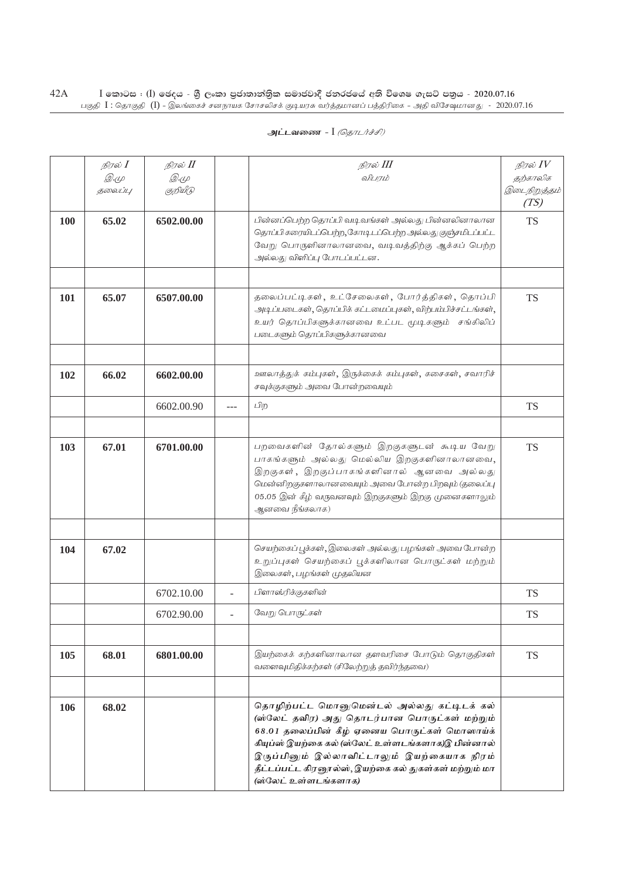அட்டவணை - I *(தொடர்ச்சி)*

| | நிரல் I<br>இ.மு<br>தலைப்பு | நிரல் II<br>இ.மு<br>குறியீடு | | நிரல் III<br>விபரம் | நிரல் IV<br>தற்காலிக<br>இடைநிறுத்தம்<br>(TS) |
|---|---|---|---|---|---|
| **100** | **65.02** | **6502.00.00** | | பின்னப்பெற்ற தொப்பி வடிவங்கள் அல்லது பின்னலினாலான தொப்பிகரையிடப்பெற்ற,கோடிடப்பெற்ற அல்லது குஞ்சமிடப்பட்ட வேறு பொருளினாலானவை, வடிவத்திற்கு ஆக்கப் பெற்ற அல்லது விளிப்பு போடப்பட்டன. | TS |
| | | | | | |
| **101** | **65.07** | **6507.00.00** | | தலைப்பட்டிகள், உட்சேலைகள், போர்த்திகள், தொப்பி அடிப்படைகள், தொப்பிக் கட்டமைப்புகள், விற்பம்பிச்சட்டங்கள், உயர் தொப்பிகளுக்கானவை உட்பட முடிகளும் சங்கிலிப் படைகளும் தொப்பிகளுக்கானவை | TS |
| | | | | | |
| **102** | **66.02** | **6602.00.00** | | ஊலாத்துக் கம்புகள், இருக்கைக் கம்புகள், கசைகள், சவாரிச் சவுக்குகளும் அவை போன்றவையும் | |
| | | 6602.00.90 | --- | பிற | TS |
| | | | | | |
| **103** | **67.01** | **6701.00.00** | | பறவைகளின் தோல்களும் இறகுகளுடன் கூடிய வேறு பாகங்களும் அல்லது மெல்லிய இறகுகளினாலானவை, இறகுகள், இறகுப்பாகங்களினால் ஆனவை அல்லது மென்னிறகுகளாலானவையும் அவை போன்ற பிறவும் (தலைப்பு 05.05 இன் கீழ் வருவனவும் இறகுகளும் இறகு முனைகளாலும் ஆனவை நீங்கலாக) | TS |
| | | | | | |
| **104** | **67.02** | | | செயற்கைப் பூக்கள், இலைகள் அல்லது பழங்கள் அவை போன்ற உறுப்புகள் செயற்கைப் பூக்களிலான பொருட்கள் மற்றும் இலைகள், பழங்கள் முதலியன | |
| | | 6702.10.00 | - | பிளாஸ்ரிக்குகளின் | TS |
| | | 6702.90.00 | - | வேறு பொருட்கள் | TS |
| | | | | | |
| **105** | **68.01** | **6801.00.00** | | இயற்கைக் கற்களினாலான தளவரிசை போடும் தொகுதிகள் வளைவுமிதிக்கற்கள் (சிலேற்றுத் தவிர்ந்தவை) | TS |
| | | | | | |
| **106** | **68.02** | | | **தொழிற்பட்ட மொனுமென்டல் அல்லது கட்டிடக் கல் (ஸ்லேட் தவிர) அது தொடர்பான பொருட்கள் மற்றும் 68.01 தலைப்பின் கீழ் ஏனைய பொருட்கள் மொஸாய்க் கியுப்ஸ் இயற்கை கல் (ஸ்லேட் உள்ளடங்களாக)இ பின்னால் இருப்பினும் இல்லாவிட்டாலும் இயற்கையாக நிரம் தீட்டப்பட்ட கிரனூல்ஸ், இயற்கை கல் துகள்கள் மற்றும் மா (ஸ்லேட் உள்ளடங்களாக)** | |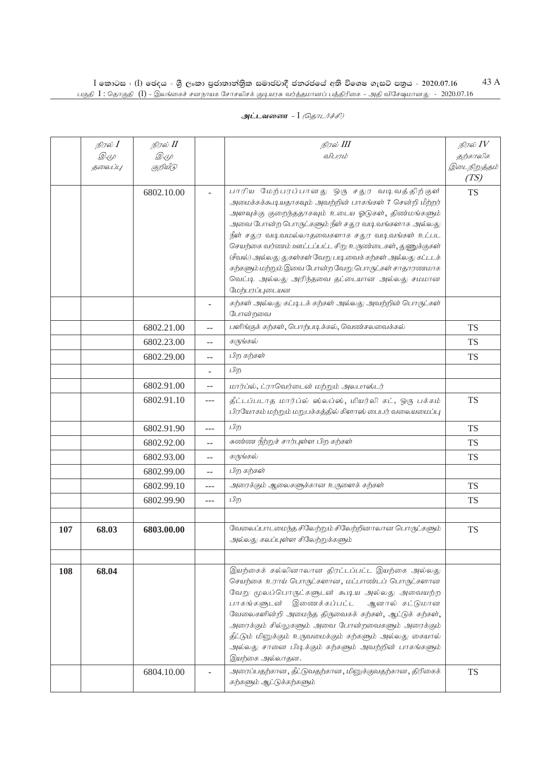அட்டவணை - I *(தொடர்ச்சி)*

| | *நிரல் I* *இ.மு தலைப்பு* | *நிரல் II* *இ.மு குறியீடு* | | *நிரல் III* *விபரம்* | *நிரல் IV* *தற்காலிக இடைநிறுத்தம் (TS)* |
|---|---|---|---|---|---|
| | | 6802.10.00 | - | பாரிய மேற்பரப்பானது ஒரு சதுர வடிவத்திற்குள் அமைக்கக்கூடியதாகவும் அவற்றின் பாகங்கள் 7 சென்றி மீற்றர் அளவுக்கு குறைந்ததாகவும் உடைய ஓடுகள், திண்மங்களும் அவை போன்ற பொருட்களும் நீள் சதுர வடிவங்களாக அல்லது நீள் சதுர வடிவமல்லாதவைகளாக சதுர வடிவங்கள் உட்பட செயற்கை வர்ணம் ஊட்டப்பட்ட சிறு உருண்டைகள், துணுக்குகள் (சீவல்) அல்லது தூள்கள் வேறு படிவைக் கற்கள் அல்லது கட்டடக் கற்களும் மற்றும் இவை போன்ற வேறு பொருட்கள் சாதாரணமாக வெட்டி அல்லது அரிந்தவை தட்டையான அல்லது சமமான மேற்பரப்புடையன | TS |
| | | | - | கற்கள் அல்லது கட்டிடக் கற்கள் அல்லது அவற்றின் பொருட்கள் போன்றவை | |
| | | 6802.21.00 | -- | பளிங்குக் கற்கள், பொற்படிக்கல், வெண்சலவைக்கல் | TS |
| | | 6802.23.00 | -- | கருங்கல் | TS |
| | | 6802.29.00 | -- | பிற கற்கள் | TS |
| | | | - | பிற | |
| | | 6802.91.00 | -- | மார்ப்ல், ட்ராவெர்டைன் மற்றும் அலபாஸ்டர் | |
| | | 6802.91.10 | --- | தீட்டப்படாத மார்ப்ல் ஸ்லப்ஸ், மியர்லி கட், ஒரு பக்கம் பிரயோகம் மற்றும் மறுபக்கத்தில் கிளாஸ் பைபர் வலையமைப்பு | TS |
| | | 6802.91.90 | --- | பிற | TS |
| | | 6802.92.00 | -- | சுண்ண நீற்றுச் சார்புள்ள பிற கற்கள் | TS |
| | | 6802.93.00 | -- | கருங்கல் | TS |
| | | 6802.99.00 | -- | பிற கற்கள் | |
| | | 6802.99.10 | --- | அரைக்கும் ஆலைகளுக்கான உருளைக் கற்கள் | TS |
| | | 6802.99.90 | --- | பிற | TS |
| | | | | | |
| **107** | **68.03** | **6803.00.00** | | வேலைப்பாடமைந்த சிலேற்றும் சிலேற்றினாலான பொருட்களும் அல்லது கலப்புள்ள சிலேற்றுக்களும் | TS |
| | | | | | |
| **108** | **68.04** | | | இயற்கைக் கல்லினாலான திரட்டப்பட்ட இயற்கை அல்லது செயற்கை உராய் பொருட்களான, மட்பாண்டப் பொருட்களான வேறு மூலப்பொருட்களுடன் கூடிய அல்லது அவையற்ற பாகங்களுடன் இணைக்கப்பட்ட ஆனால் கட்டுமான வேலைகளின்றி அமைந்த திருவைகக் கற்கள், ஆட்டுக் கற்கள், அரைக்கும் சில்லுகளும் அவை போன்றவைகளும் அரைக்கும் தீட்டும் மினுக்கும் உருவமைக்கும் கற்களும் அல்லது கையால் அல்லது சானை பிடிக்கும் கற்களும் அவற்றின் பாகங்களும் இயற்கை அல்லாதன. | |
| | | 6804.10.00 | - | அரைப்பதற்கான, தீட்டுவதற்கான, மினுக்குவதற்கான, திரிகைக் கற்களும் ஆட்டுக்கற்களும் | TS |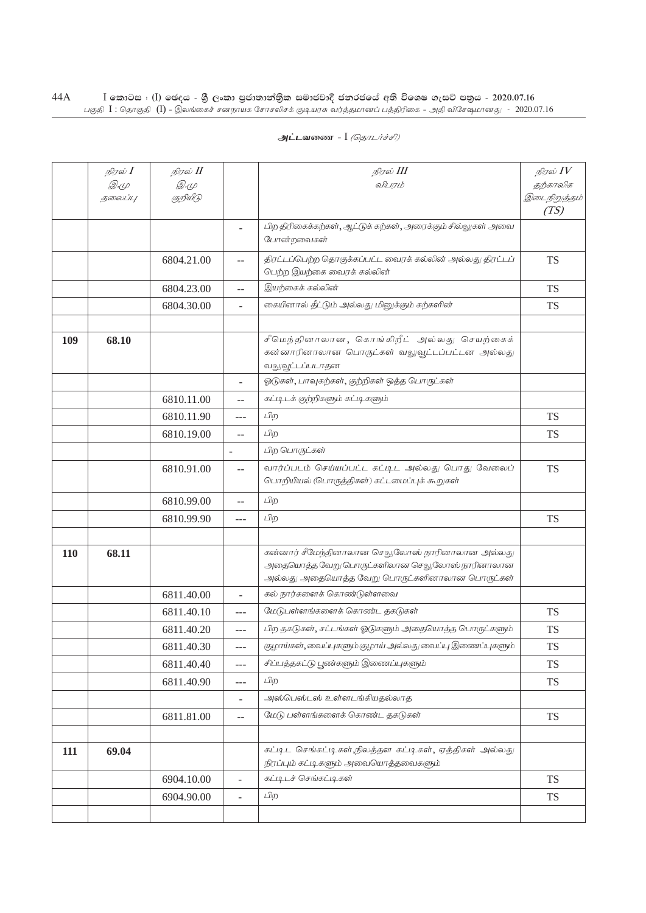**அட்டவணை - I** *(தொடர்ச்சி)*

| | *நிரல் I* *இ.மு தலைப்பு* | *நிரல் II* *இ.மு குறியீடு* | | *நிரல் III* *விபரம்* | *நிரல் IV* *தற்காலிக இடைநிறுத்தம் (TS)* |
|---|---|---|---|---|---|
| | | | - | பிற திரிகைக்கற்கள், ஆட்டுக் கற்கள், அரைக்கும் சில்லுகள் அவை போன்றவைகள் | |
| | | 6804.21.00 | -- | திரட்டப்பெற்ற தொகுக்கப்பட்ட வைரக் கல்லின் அல்லது திரட்டப் பெற்ற இயற்கை வைரக் கல்லின் | TS |
| | | 6804.23.00 | -- | இயற்கைக் கல்லின் | TS |
| | | 6804.30.00 | - | கையினால் தீட்டும் அல்லது மினுக்கும் கற்களின் | TS |
| | | | | | |
| **109** | **68.10** | | | சீமெந்தினாலான, கொங்கிறீட் அல்லது செயற்கைக் கன்னாரினாலான பொருட்கள் வலுவூட்டப்பட்டன அல்லது வலுவூட்டப்படாதன | |
| | | | - | ஓடுகள், பாவுகற்கள், குற்றிகள் ஒத்த பொருட்கள் | |
| | | 6810.11.00 | -- | கட்டிடக் குற்றிகளும் கட்டிகளும் | |
| | | 6810.11.90 | --- | பிற | TS |
| | | 6810.19.00 | -- | பிற | TS |
| | | | - | பிற பொருட்கள் | |
| | | 6810.91.00 | -- | வார்ப்படம் செய்யப்பட்ட கட்டிட அல்லது பொது வேலைப் பொறியியல் (பொருத்திகள்) கட்டமைப்புக் கூறுகள் | TS |
| | | 6810.99.00 | -- | பிற | |
| | | 6810.99.90 | --- | பிற | TS |
| | | | | | |
| **110** | **68.11** | | | கன்னார் சீமேந்தினாலான செலுலோஸ் நாரினாலான அல்லது அதையொத்த வேறு பொருட்களிலான செலுலோஸ் நாரினாலான அல்லது அதையொத்த வேறு பொருட்களினாலான பொருட்கள் | |
| | | 6811.40.00 | - | கல் நார்களைக் கொண்டுள்ளவை | |
| | | 6811.40.10 | --- | மேடுபள்ளங்களைக் கொண்ட தகடுகள் | TS |
| | | 6811.40.20 | --- | பிற தகடுகள், சட்டங்கள் ஓடுகளும் அதையொத்த பொருட்களும் | TS |
| | | 6811.40.30 | --- | குழாய்கள், வைப்புகளும் குழாய் அல்லது வைப்பு இணைப்புகளும் | TS |
| | | 6811.40.40 | --- | சிப்பத்தகட்டு பூண்களும் இணைப்புகளும் | TS |
| | | 6811.40.90 | --- | பிற | TS |
| | | | - | அஸ்பெஸ்டஸ் உள்ளடங்கியதல்லாத | |
| | | 6811.81.00 | -- | மேடு பள்ளங்களைக் கொண்ட தகடுகள் | TS |
| | | | | | |
| **111** | **69.04** | | | கட்டிட செங்கட்டிகள், நிலத்தள கட்டிகள், ஏத்திகள் அல்லது நிரப்பும் கட்டிகளும் அவையொத்தவைகளும் | |
| | | 6904.10.00 | - | கட்டிடச் செங்கட்டிகள் | TS |
| | | 6904.90.00 | - | பிற | TS |
| | | | | | |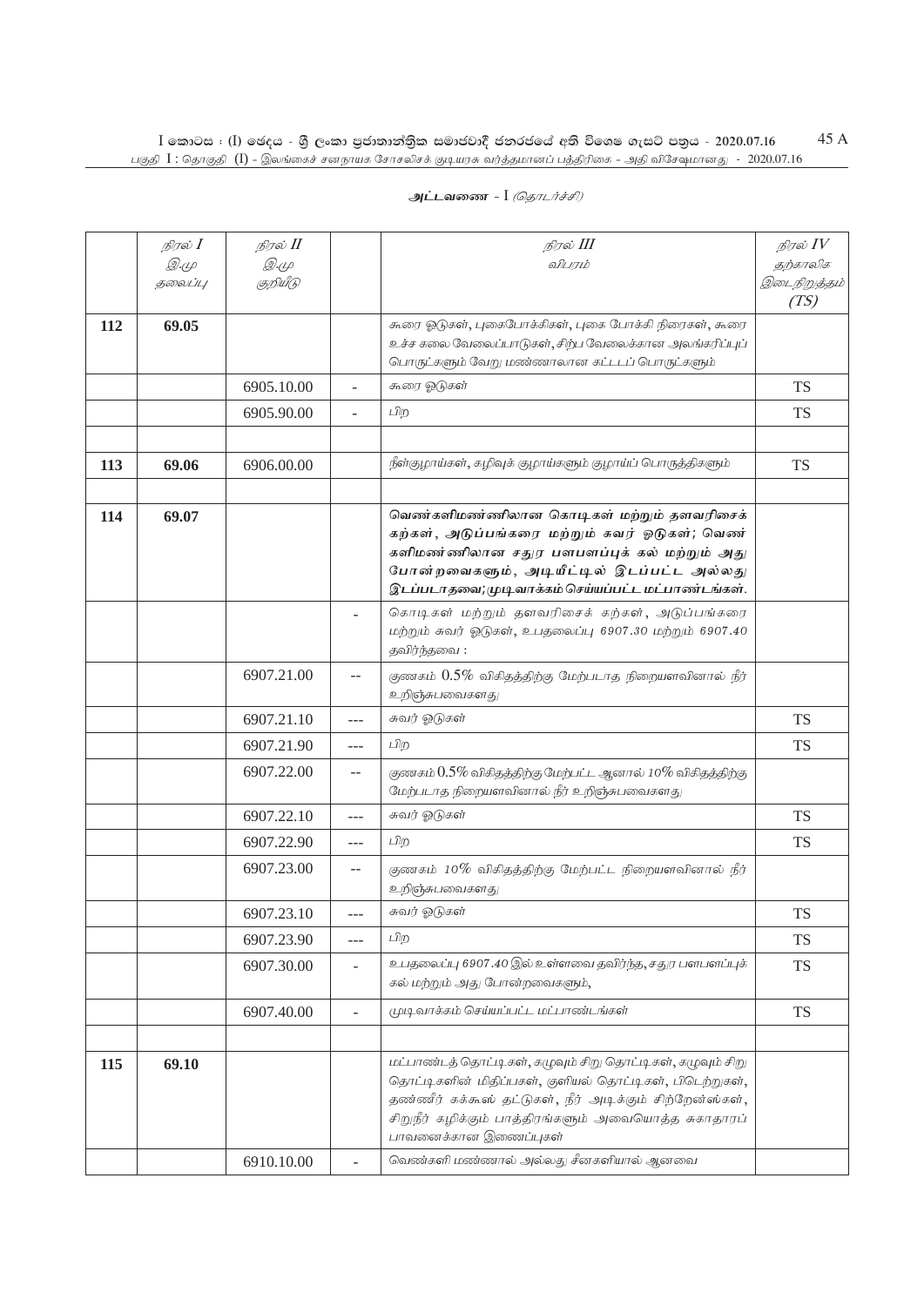அட்டவணை - I *(தொடர்ச்சி)*

| | நிரல் I<br>இ.மு தலைப்பு | நிரல் II<br>இ.மு குறியீடு | | நிரல் III<br>விபரம் | நிரல் IV<br>தற்காலிக இடைநிறுத்தம் (TS) |
|---|---|---|---|---|---|
| **112** | **69.05** | | | கூரை ஓடுகள், புகைபோக்கிகள், புகை போக்கி நிரைகள், கூரை உச்ச கலை வேலைப்பாடுகள், சிற்ப வேலைக்கான அலங்கரிப்புப் பொருட்களும் வேறு மண்ணாலான கட்டடப் பொருட்களும் | |
| | | 6905.10.00 | - | கூரை ஓடுகள் | TS |
| | | 6905.90.00 | - | பிற | TS |
| | | | | | |
| **113** | **69.06** | 6906.00.00 | | நீள்குழாய்கள், கழிவுக் குழாய்களும் குழாய்ப் பொருத்திகளும் | TS |
| | | | | | |
| **114** | **69.07** | | | **வெண்களிமண்ணிலான கொடிகள் மற்றும் தளவரிசைக் கற்கள், அடுப்பங்கரை மற்றும் சுவர் ஓடுகள்; வெண் களிமண்ணிலான சதுர பளபளப்புக் கல் மற்றும் அது போன்றவைகளும், அடியீட்டில் இடப்பட்ட அல்லது இடப்படாதவை; முடிவாக்கம் செய்யப்பட்ட மட்பாண்டங்கள்.** | |
| | | | - | கொடிகள் மற்றும் தளவரிசைக் கற்கள், அடுப்பங்கரை மற்றும் சுவர் ஓடுகள், உபதலைப்பு 6907.30 மற்றும் 6907.40 தவிர்ந்தவை : | |
| | | 6907.21.00 | -- | குணகம் 0.5% விகிதத்திற்கு மேற்படாத நிறையளவினால் நீர் உறிஞ்சுபவைகளது | |
| | | 6907.21.10 | --- | சுவர் ஓடுகள் | TS |
| | | 6907.21.90 | --- | பிற | TS |
| | | 6907.22.00 | -- | குணகம் 0.5% விகிதத்திற்கு மேற்பட்ட ஆனால் 10% விகிதத்திற்கு மேற்படாத நிறையளவினால் நீர் உறிஞ்சுபவைகளது | |
| | | 6907.22.10 | --- | சுவர் ஓடுகள் | TS |
| | | 6907.22.90 | --- | பிற | TS |
| | | 6907.23.00 | -- | குணகம் 10% விகிதத்திற்கு மேற்பட்ட நிறையளவினால் நீர் உறிஞ்சுபவைகளது | |
| | | 6907.23.10 | --- | சுவர் ஓடுகள் | TS |
| | | 6907.23.90 | --- | பிற | TS |
| | | 6907.30.00 | - | உபதலைப்பு 6907.40 இல் உள்ளவை தவிர்ந்த, சதுர பளபளப்புக் கல் மற்றும் அது போன்றவைகளும், | TS |
| | | 6907.40.00 | - | முடிவாக்கம் செய்யப்பட்ட மட்பாண்டங்கள் | TS |
| | | | | | |
| **115** | **69.10** | | | மட்பாண்டத் தொட்டிகள், கழுவும் சிறு தொட்டிகள், கழுவும் சிறு தொட்டிகளின் மிதிப்பகள், குளியல் தொட்டிகள், பிடெற்றுகள், தண்ணீர் கக்கூஸ் தட்டுகள், நீர் அடிக்கும் சிற்றேன்ஸ்கள், சிறுநீர் கழிக்கும் பாத்திரங்களும் அவையொத்த சுகாதாரப் பாவனைக்கான இணைப்புகள் | |
| | | 6910.10.00 | - | வெண்களி மண்ணால் அல்லது சீனகளியால் ஆனவை | |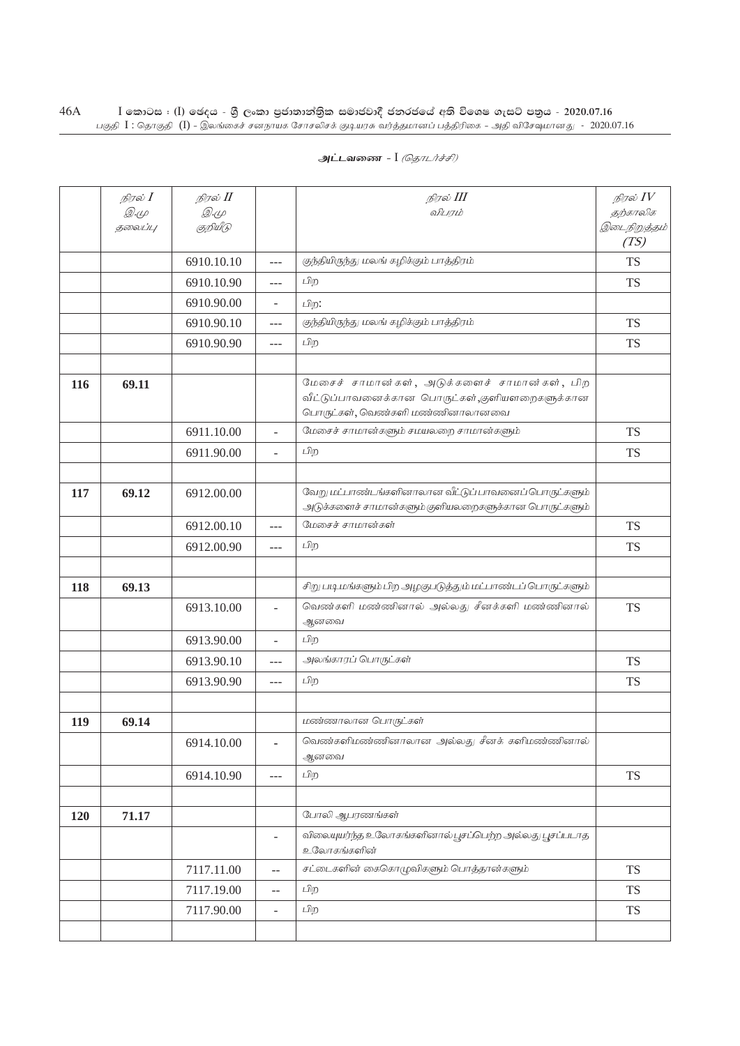**அட்டவணை - I** *(தொடர்ச்சி)*

| | *நிரல் I* *இ.மு தலைப்பு* | *நிரல் II* *இ.மு குறியீடு* | | *நிரல் III* *விபரம்* | *நிரல் IV* *தற்காலிக இடைநிறுத்தம் (TS)* |
|---|---|---|---|---|---|
| | | 6910.10.10 | --- | குந்தியிருந்து மலங் கழிக்கும் பாத்திரம் | TS |
| | | 6910.10.90 | --- | பிற | TS |
| | | 6910.90.00 | - | பிற: | |
| | | 6910.90.10 | --- | குந்தியிருந்து மலங் கழிக்கும் பாத்திரம் | TS |
| | | 6910.90.90 | --- | பிற | TS |
| | | | | | |
| **116** | **69.11** | | | மேசைச் சாமான்கள், அடுக்களைச் சாமான்கள், பிற வீட்டுப்பாவனைக்கான பொருட்கள்,குளியளறைகளுக்கான பொருட்கள், வெண்களி மண்ணினாலானவை | |
| | | 6911.10.00 | - | மேசைச் சாமான்களும் சமயலறை சாமான்களும் | TS |
| | | 6911.90.00 | - | பிற | TS |
| | | | | | |
| **117** | **69.12** | 6912.00.00 | | வேறு மட்பாண்டங்களினாலான வீட்டுப் பாவனைப் பொருட்களும் அடுக்களைச் சாமான்களும் குளியலறைகளுக்கான பொருட்களும் | |
| | | 6912.00.10 | --- | மேசைச் சாமான்கள் | TS |
| | | 6912.00.90 | --- | பிற | TS |
| | | | | | |
| **118** | **69.13** | | | சிறு படிமங்களும் பிற அழகுபடுத்தும் மட்பாண்டப் பொருட்களும் | |
| | | 6913.10.00 | - | வெண்களி மண்ணினால் அல்லது சீனக்களி மண்ணினால் ஆனவை | TS |
| | | 6913.90.00 | - | பிற | |
| | | 6913.90.10 | --- | அலங்காரப் பொருட்கள் | TS |
| | | 6913.90.90 | --- | பிற | TS |
| | | | | | |
| **119** | **69.14** | | | மண்ணாலான பொருட்கள் | |
| | | 6914.10.00 | - | வெண்களிமண்ணினாலான அல்லது சீனக் களிமண்ணினால் ஆனவை | |
| | | 6914.10.90 | --- | பிற | TS |
| | | | | | |
| **120** | **71.17** | | | போலி ஆபரணங்கள் | |
| | | | - | விலையுயர்ந்த உலோகங்களினால் பூசப்பெற்ற அல்லது பூசப்படாத உலோகங்களின் | |
| | | 7117.11.00 | -- | சட்டைகளின் கைகொழுவிகளும் பொத்தான்களும் | TS |
| | | 7117.19.00 | -- | பிற | TS |
| | | 7117.90.00 | - | பிற | TS |
| | | | | | |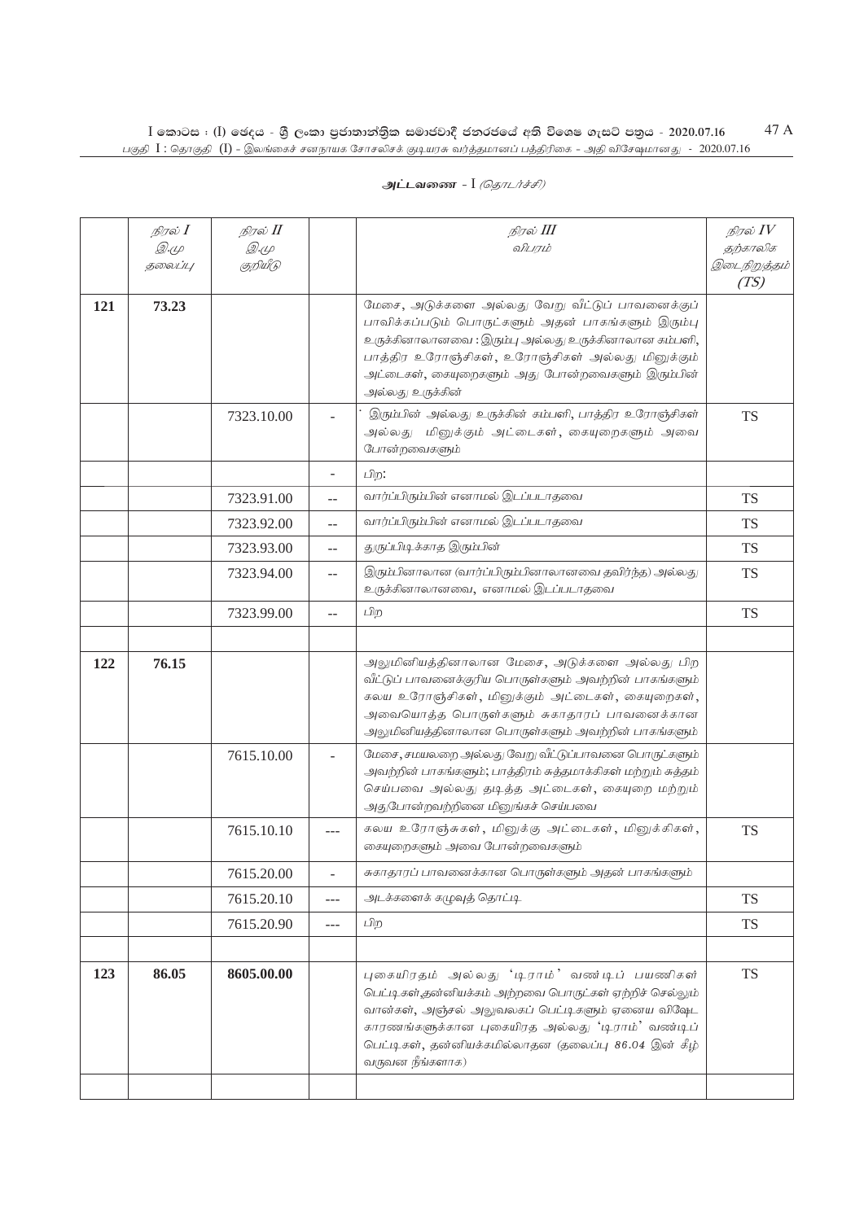## அட்டவணை - I *(தொடர்ச்சி)*

| | நிரல் I<br>இ.மு<br>தலைப்பு | நிரல் II<br>இ.மு<br>குறியீடு | | நிரல் III<br>விபரம் | நிரல் IV<br>தற்காலிக இடைநிறுத்தம் (TS) |
|---|---|---|---|---|---|
| **121** | **73.23** | | | மேசை, அடுக்களை அல்லது வேறு வீட்டுப் பாவனைக்குப் பாவிக்கப்படும் பொருட்களும் அதன் பாகங்களும் இரும்பு உருக்கினாலானவை : இரும்பு அல்லது உருக்கினாலான கம்பளி, பாத்திர உரோஞ்சிகள், உரோஞ்சிகள் அல்லது மினுக்கும் அட்டைகள், கையுறைகளும் அது போன்றவைகளும் இரும்பின் அல்லது உருக்கின் | |
| | | 7323.10.00 | - | இரும்பின் அல்லது உருக்கின் கம்பளி, பாத்திர உரோஞ்சிகள் அல்லது மினுக்கும் அட்டைகள், கையுறைகளும் அவை போன்றவைகளும் | TS |
| | | | - | பிற: | |
| | | 7323.91.00 | -- | வார்ப்பிரும்பின் எனாமல் இடப்படாதவை | TS |
| | | 7323.92.00 | -- | வார்ப்பிரும்பின் எனாமல் இடப்படாதவை | TS |
| | | 7323.93.00 | -- | துருப்பிடிக்காத இரும்பின் | TS |
| | | 7323.94.00 | -- | இரும்பினாலான (வார்ப்பிரும்பினாலானவை தவிர்ந்த) அல்லது உருக்கினாலானவை, எனாமல் இடப்படாதவை | TS |
| | | 7323.99.00 | -- | பிற | TS |
| | | | | | |
| **122** | **76.15** | | | அலுமினியத்தினாலான மேசை, அடுக்களை அல்லது பிற வீட்டுப் பாவனைக்குரிய பொருள்களும் அவற்றின் பாகங்களும் கலய உரோஞ்சிகள், மினுக்கும் அட்டைகள், கையுறைகள், அவையொத்த பொருள்களும் சுகாதாரப் பாவனைக்கான அலுமினியத்தினாலான பொருள்களும் அவற்றின் பாகங்களும் | |
| | | 7615.10.00 | - | மேசை, சமயலறை அல்லது வேறு வீட்டுப்பாவனை பொருட்களும் அவற்றின் பாகங்களும்; பாத்திரம் சுத்தமாக்கிகள் மற்றும் சுத்தம் செய்பவை அல்லது தடித்த அட்டைகள், கையுறை மற்றும் அதுபோன்றவற்றினை மினுங்கச் செய்பவை | |
| | | 7615.10.10 | --- | கலய உரோஞ்சுகள், மினுக்கு அட்டைகள், மினுக்கிகள், கையுறைகளும் அவை போன்றவைகளும் | TS |
| | | 7615.20.00 | - | சுகாதாரப் பாவனைக்கான பொருள்களும் அதன் பாகங்களும் | |
| | | 7615.20.10 | --- | அடக்களைக் கழுவுத் தொட்டி | TS |
| | | 7615.20.90 | --- | பிற | TS |
| | | | | | |
| **123** | **86.05** | **8605.00.00** | | புகையிரதம் அல்லது 'டிராம்' வண்டிப் பயணிகள் பெட்டிகள்,தன்னியக்கம் அற்றவை பொருட்கள் ஏற்றிச் செல்லும் வான்கள், அஞ்சல் அலுவலகப் பெட்டிகளும் ஏனைய விஷேட காரணங்களுக்கான புகையிரத அல்லது 'டிராம்' வண்டிப் பெட்டிகள், தன்னியக்கமில்லாதன (தலைப்பு 86.04 இன் கீழ் வருவன நீங்களாக) | TS |
| | | | | | |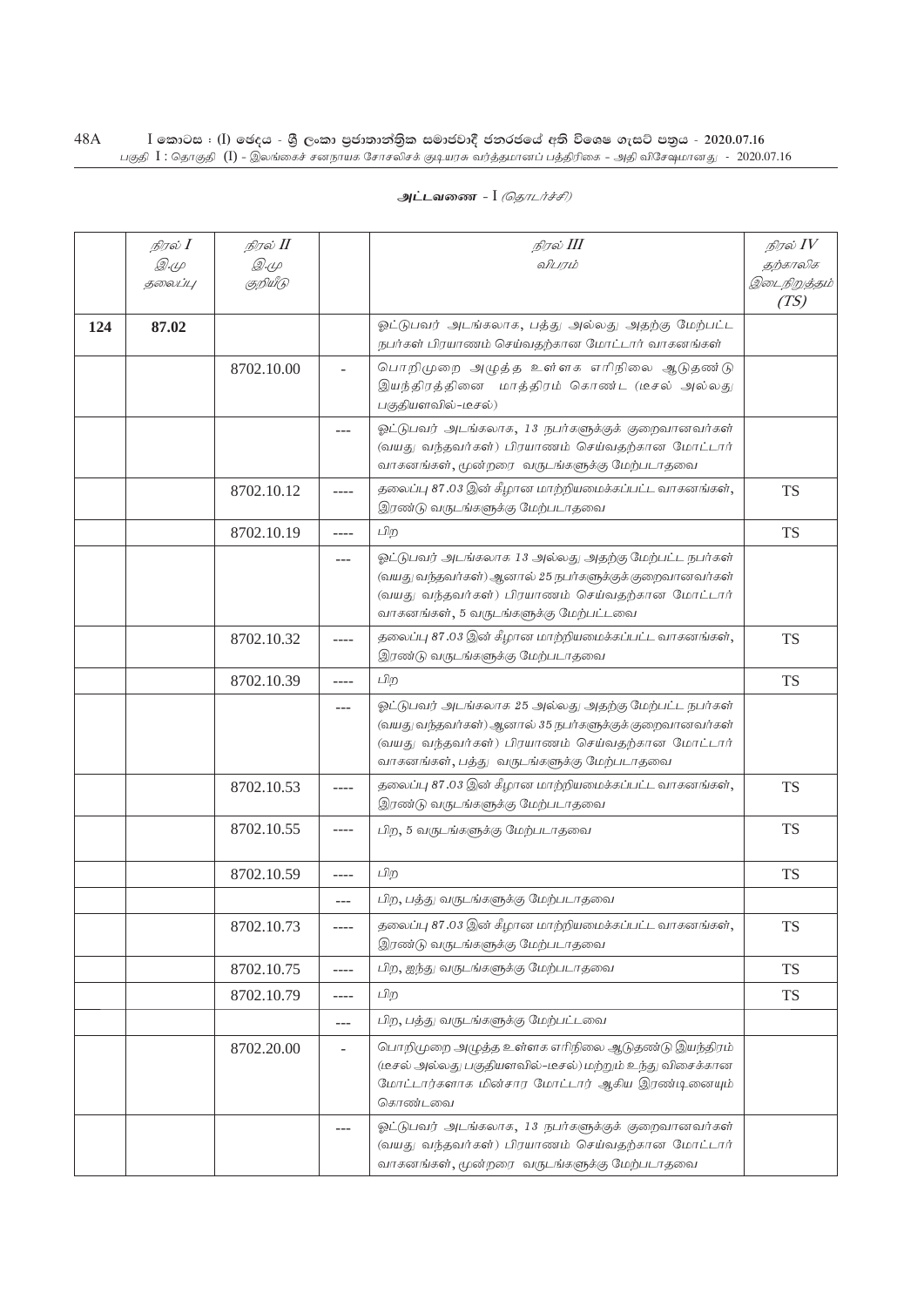**அட்டவணை** - I *(தொடர்ச்சி)*

| | *நிரல் I* *இ.மு தலைப்பு* | *நிரல் II* *இ.மு குறியீடு* | | *நிரல் III* *விபரம்* | *நிரல் IV* *தற்காலிக இடைநிறுத்தம் (TS)* |
|---|---|---|---|---|---|
| **124** | **87.02** | | | ஓட்டுபவர் அடங்கலாக, பத்து அல்லது அதற்கு மேற்பட்ட நபர்கள் பிரயாணம் செய்வதற்கான மோட்டார் வாகனங்கள் | |
| | | 8702.10.00 | - | பொறிமுறை அழுத்த உள்ளக எரிநிலை ஆடுதண்டு இயந்திரத்தினை மாத்திரம் கொண்ட (டீசல் அல்லது பகுதியளவில்-டீசல்) | |
| | | | --- | ஓட்டுபவர் அடங்கலாக, 13 நபர்களுக்குக் குறைவானவர்கள் (வயது வந்தவர்கள்) பிரயாணம் செய்வதற்கான மோட்டார் வாகனங்கள், மூன்றரை வருடங்களுக்கு மேற்படாதவை | |
| | | 8702.10.12 | ---- | தலைப்பு 87.03 இன் கீழான மாற்றியமைக்கப்பட்ட வாகனங்கள், இரண்டு வருடங்களுக்கு மேற்படாதவை | TS |
| | | 8702.10.19 | ---- | பிற | TS |
| | | | --- | ஓட்டுபவர் அடங்கலாக 13 அல்லது அதற்கு மேற்பட்ட நபர்கள் (வயது வந்தவர்கள்) ஆனால் 25 நபர்களுக்குக் குறைவானவர்கள் (வயது வந்தவர்கள்) பிரயாணம் செய்வதற்கான மோட்டார் வாகனங்கள், 5 வருடங்களுக்கு மேற்படாதவை | |
| | | 8702.10.32 | ---- | தலைப்பு 87.03 இன் கீழான மாற்றியமைக்கப்பட்ட வாகனங்கள், இரண்டு வருடங்களுக்கு மேற்படாதவை | TS |
| | | 8702.10.39 | ---- | பிற | TS |
| | | | --- | ஓட்டுபவர் அடங்கலாக 25 அல்லது அதற்கு மேற்பட்ட நபர்கள் (வயது வந்தவர்கள்) ஆனால் 35 நபர்களுக்குக் குறைவானவர்கள் (வயது வந்தவர்கள்) பிரயாணம் செய்வதற்கான மோட்டார் வாகனங்கள், பத்து வருடங்களுக்கு மேற்படாதவை | |
| | | 8702.10.53 | ---- | தலைப்பு 87.03 இன் கீழான மாற்றியமைக்கப்பட்ட வாகனங்கள், இரண்டு வருடங்களுக்கு மேற்படாதவை | TS |
| | | 8702.10.55 | ---- | பிற, 5 வருடங்களுக்கு மேற்படாதவை | TS |
| | | 8702.10.59 | ---- | பிற | TS |
| | | | --- | பிற, பத்து வருடங்களுக்கு மேற்படாதவை | |
| | | 8702.10.73 | ---- | தலைப்பு 87.03 இன் கீழான மாற்றியமைக்கப்பட்ட வாகனங்கள், இரண்டு வருடங்களுக்கு மேற்படாதவை | TS |
| | | 8702.10.75 | ---- | பிற, ஐந்து வருடங்களுக்கு மேற்படாதவை | TS |
| | | 8702.10.79 | ---- | பிற | TS |
| | | | --- | பிற, பத்து வருடங்களுக்கு மேற்பட்டவை | |
| | | 8702.20.00 | - | பொறிமுறை அழுத்த உள்ளக எரிநிலை ஆடுதண்டு இயந்திரம் (டீசல் அல்லது பகுதியளவில்-டீசல்) மற்றும் உந்து விசைக்கான மோட்டார்களாக மின்சார மோட்டார் ஆகிய இரண்டினையும் கொண்டவை | |
| | | | --- | ஓட்டுபவர் அடங்கலாக, 13 நபர்களுக்குக் குறைவானவர்கள் (வயது வந்தவர்கள்) பிரயாணம் செய்வதற்கான மோட்டார் வாகனங்கள், மூன்றரை வருடங்களுக்கு மேற்படாதவை | |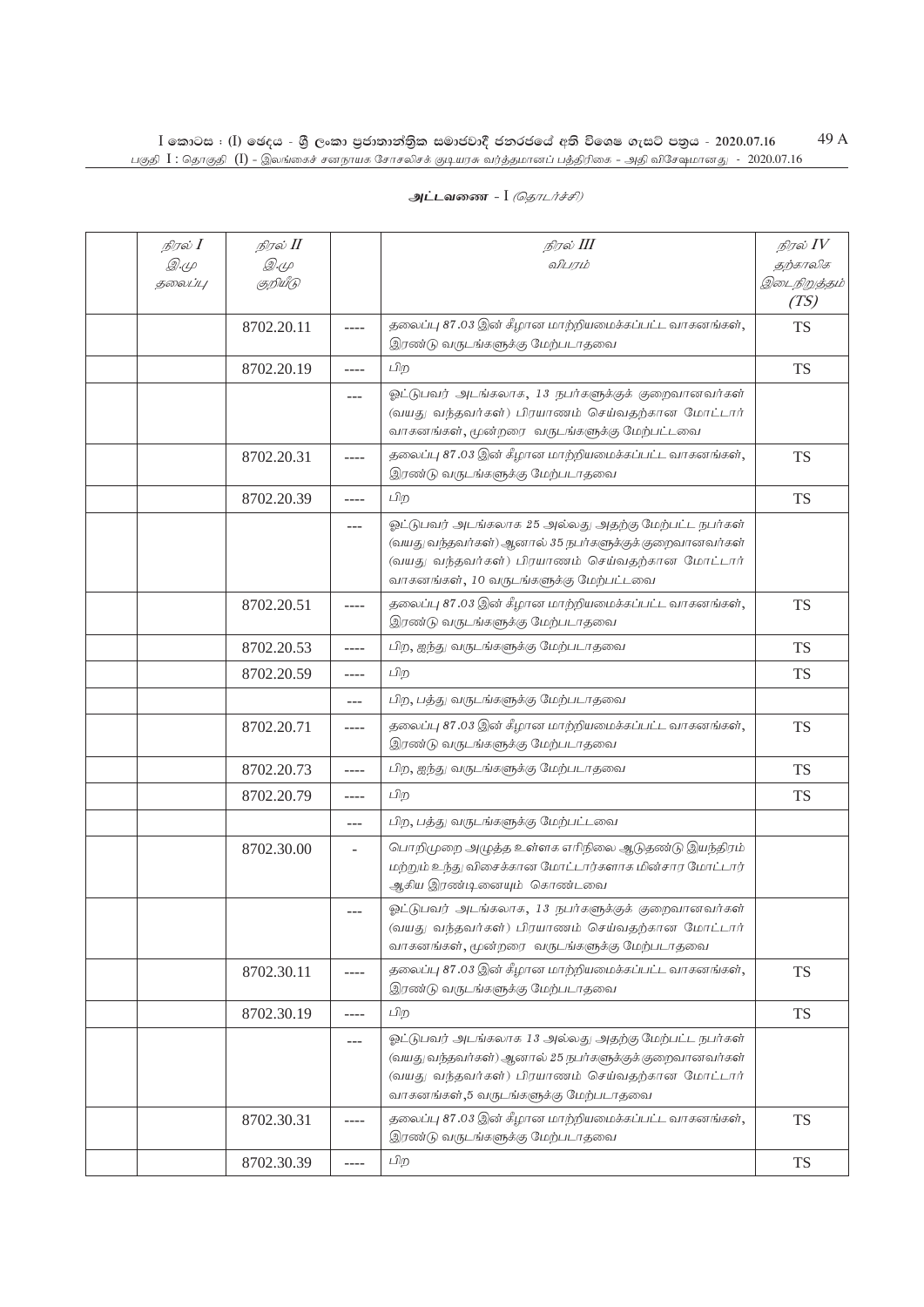**அட்டவணை - I** *(தொடர்ச்சி)*

| *நிரல் I* *இ.மு தலைப்பு* | *நிரல் II* *இ.மு குறியீடு* | | *நிரல் III* *விபரம்* | *நிரல் IV* *தற்காலிக இடைநிறுத்தம் (TS)* |
|---|---|---|---|---|
| | 8702.20.11 | ---- | *தலைப்பு 87.03 இன் கீழான மாற்றியமைக்கப்பட்ட வாகனங்கள், இரண்டு வருடங்களுக்கு மேற்படாதவை* | TS |
| | 8702.20.19 | ---- | *பிற* | TS |
| | | --- | *ஓட்டுபவர் அடங்கலாக, 13 நபர்களுக்குக் குறைவானவர்கள் (வயது வந்தவர்கள்) பிரயாணம் செய்வதற்கான மோட்டார் வாகனங்கள், மூன்றரை வருடங்களுக்கு மேற்பட்டவை* | |
| | 8702.20.31 | ---- | *தலைப்பு 87.03 இன் கீழான மாற்றியமைக்கப்பட்ட வாகனங்கள், இரண்டு வருடங்களுக்கு மேற்படாதவை* | TS |
| | 8702.20.39 | ---- | *பிற* | TS |
| | | --- | *ஓட்டுபவர் அடங்கலாக 25 அல்லது அதற்கு மேற்பட்ட நபர்கள் (வயது வந்தவர்கள்) ஆனால் 35 நபர்களுக்குக் குறைவானவர்கள் (வயது வந்தவர்கள்) பிரயாணம் செய்வதற்கான மோட்டார் வாகனங்கள், 10 வருடங்களுக்கு மேற்பட்டவை* | |
| | 8702.20.51 | ---- | *தலைப்பு 87.03 இன் கீழான மாற்றியமைக்கப்பட்ட வாகனங்கள், இரண்டு வருடங்களுக்கு மேற்படாதவை* | TS |
| | 8702.20.53 | ---- | *பிற, ஐந்து வருடங்களுக்கு மேற்படாதவை* | TS |
| | 8702.20.59 | ---- | *பிற* | TS |
| | | --- | *பிற, பத்து வருடங்களுக்கு மேற்படாதவை* | |
| | 8702.20.71 | ---- | *தலைப்பு 87.03 இன் கீழான மாற்றியமைக்கப்பட்ட வாகனங்கள், இரண்டு வருடங்களுக்கு மேற்படாதவை* | TS |
| | 8702.20.73 | ---- | *பிற, ஐந்து வருடங்களுக்கு மேற்படாதவை* | TS |
| | 8702.20.79 | ---- | *பிற* | TS |
| | | --- | *பிற, பத்து வருடங்களுக்கு மேற்பட்டவை* | |
| | 8702.30.00 | - | *பொறிமுறை அமுக்த உள்ளக எரிநிலை ஆடுதண்டு இயந்திரம் மற்றும் உந்து விசைக்கான மோட்டார்களாக மின்சார மோட்டார் ஆகிய இரண்டினையும் கொண்டவை* | |
| | | --- | *ஓட்டுபவர் அடங்கலாக, 13 நபர்களுக்குக் குறைவானவர்கள் (வயது வந்தவர்கள்) பிரயாணம் செய்வதற்கான மோட்டார் வாகனங்கள், மூன்றரை வருடங்களுக்கு மேற்படாதவை* | |
| | 8702.30.11 | ---- | *தலைப்பு 87.03 இன் கீழான மாற்றியமைக்கப்பட்ட வாகனங்கள், இரண்டு வருடங்களுக்கு மேற்படாதவை* | TS |
| | 8702.30.19 | ---- | *பிற* | TS |
| | | --- | *ஓட்டுபவர் அடங்கலாக 13 அல்லது அதற்கு மேற்பட்ட நபர்கள் (வயது வந்தவர்கள்) ஆனால் 25 நபர்களுக்குக் குறைவானவர்கள் (வயது வந்தவர்கள்) பிரயாணம் செய்வதற்கான மோட்டார் வாகனங்கள்,5 வருடங்களுக்கு மேற்படாதவை* | |
| | 8702.30.31 | ---- | *தலைப்பு 87.03 இன் கீழான மாற்றியமைக்கப்பட்ட வாகனங்கள், இரண்டு வருடங்களுக்கு மேற்படாதவை* | TS |
| | 8702.30.39 | ---- | *பிற* | TS |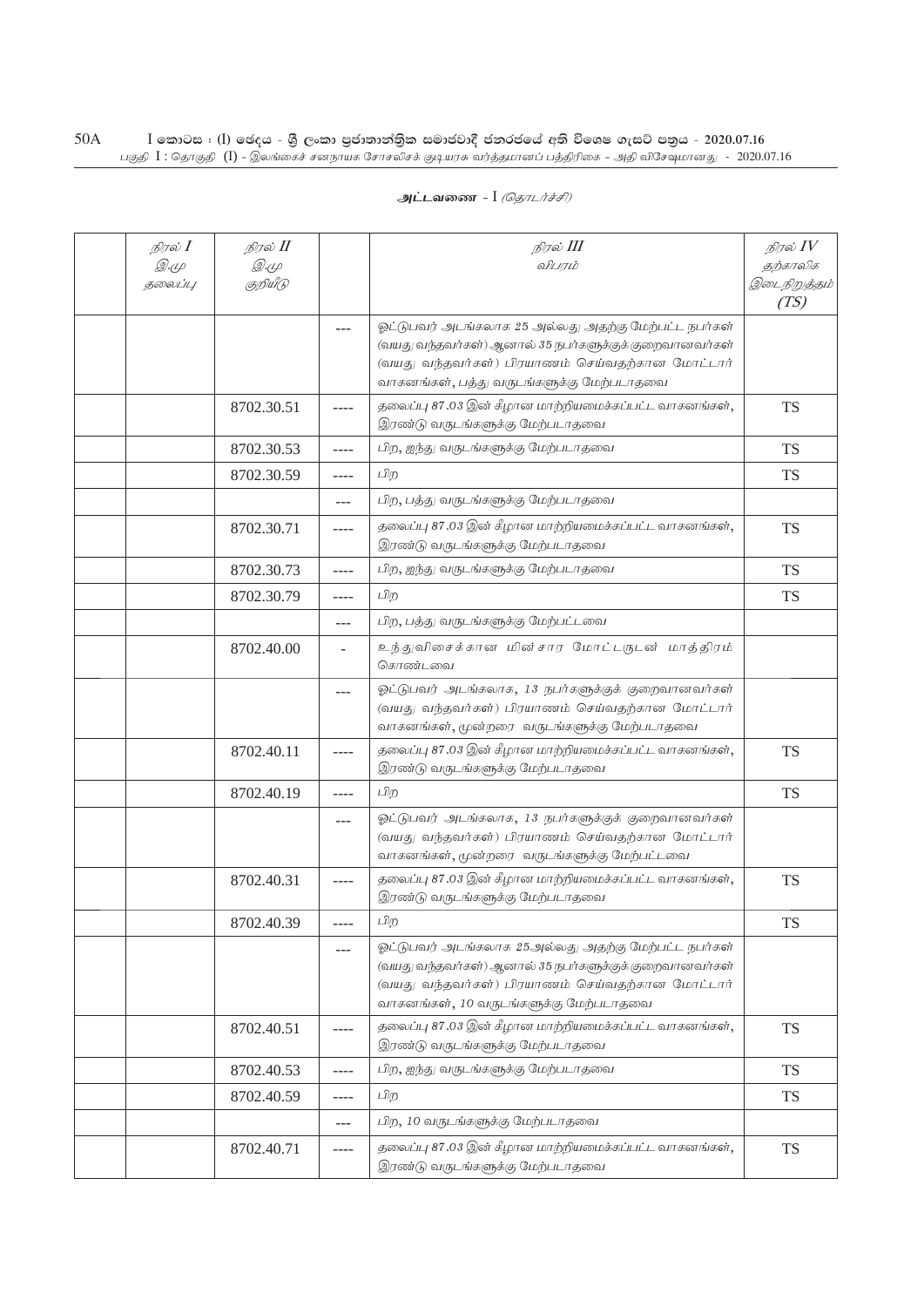**அட்டவணை - I** *(தொடர்ச்சி)*

| | நிரல் I<br>இ.மு<br>தலைப்பு | நிரல் II<br>இ.மு<br>குறியீடு | | நிரல் III<br>விபரம் | நிரல் IV<br>தற்காலிக<br>இடைநிறுத்தம்<br>(TS) |
|---|---|---|---|---|---|
| | | | --- | ஓட்டுபவர் அடங்கலாக 25 அல்லது அதற்கு மேற்பட்ட நபர்கள் (வயது வந்தவர்கள்) ஆனால் 35 நபர்களுக்குக் குறைவானவர்கள் (வயது வந்தவர்கள்) பிரயாணம் செய்வதற்கான மோட்டார் வாகனங்கள், பத்து வருடங்களுக்கு மேற்படாதவை | |
| | | 8702.30.51 | ---- | தலைப்பு 87.03 இன் கீழான மாற்றியமைக்கப்பட்ட வாகனங்கள், இரண்டு வருடங்களுக்கு மேற்படாதவை | TS |
| | | 8702.30.53 | ---- | பிற, ஐந்து வருடங்களுக்கு மேற்படாதவை | TS |
| | | 8702.30.59 | ---- | பிற | TS |
| | | | --- | பிற, பத்து வருடங்களுக்கு மேற்படாதவை | |
| | | 8702.30.71 | ---- | தலைப்பு 87.03 இன் கீழான மாற்றியமைக்கப்பட்ட வாகனங்கள், இரண்டு வருடங்களுக்கு மேற்படாதவை | TS |
| | | 8702.30.73 | ---- | பிற, ஐந்து வருடங்களுக்கு மேற்படாதவை | TS |
| | | 8702.30.79 | ---- | பிற | TS |
| | | | --- | பிற, பத்து வருடங்களுக்கு மேற்பட்டவை | |
| | | 8702.40.00 | - | உந்துவிசைக்கான மின்சார மோட்டருடன் மாத்திரம் கொண்டவை | |
| | | | --- | ஓட்டுபவர் அடங்கலாக, 13 நபர்களுக்குக் குறைவானவர்கள் (வயது வந்தவர்கள்) பிரயாணம் செய்வதற்கான மோட்டார் வாகனங்கள், மூன்றரை வருடங்களுக்கு மேற்படாதவை | |
| | | 8702.40.11 | ---- | தலைப்பு 87.03 இன் கீழான மாற்றியமைக்கப்பட்ட வாகனங்கள், இரண்டு வருடங்களுக்கு மேற்படாதவை | TS |
| | | 8702.40.19 | ---- | பிற | TS |
| | | | --- | ஓட்டுபவர் அடங்கலாக, 13 நபர்களுக்குக் குறைவானவர்கள் (வயது வந்தவர்கள்) பிரயாணம் செய்வதற்கான மோட்டார் வாகனங்கள், மூன்றரை வருடங்களுக்கு மேற்பட்டவை | |
| | | 8702.40.31 | ---- | தலைப்பு 87.03 இன் கீழான மாற்றியமைக்கப்பட்ட வாகனங்கள், இரண்டு வருடங்களுக்கு மேற்படாதவை | TS |
| | | 8702.40.39 | ---- | பிற | TS |
| | | | --- | ஓட்டுபவர் அடங்கலாக 25அல்லது அதற்கு மேற்பட்ட நபர்கள் (வயது வந்தவர்கள்) ஆனால் 35 நபர்களுக்குக் குறைவானவர்கள் (வயது வந்தவர்கள்) பிரயாணம் செய்வதற்கான மோட்டார் வாகனங்கள், 10 வருடங்களுக்கு மேற்படாதவை | |
| | | 8702.40.51 | ---- | தலைப்பு 87.03 இன் கீழான மாற்றியமைக்கப்பட்ட வாகனங்கள், இரண்டு வருடங்களுக்கு மேற்படாதவை | TS |
| | | 8702.40.53 | ---- | பிற, ஐந்து வருடங்களுக்கு மேற்படாதவை | TS |
| | | 8702.40.59 | ---- | பிற | TS |
| | | | --- | பிற, 10 வருடங்களுக்கு மேற்படாதவை | |
| | | 8702.40.71 | ---- | தலைப்பு 87.03 இன் கீழான மாற்றியமைக்கப்பட்ட வாகனங்கள், இரண்டு வருடங்களுக்கு மேற்படாதவை | TS |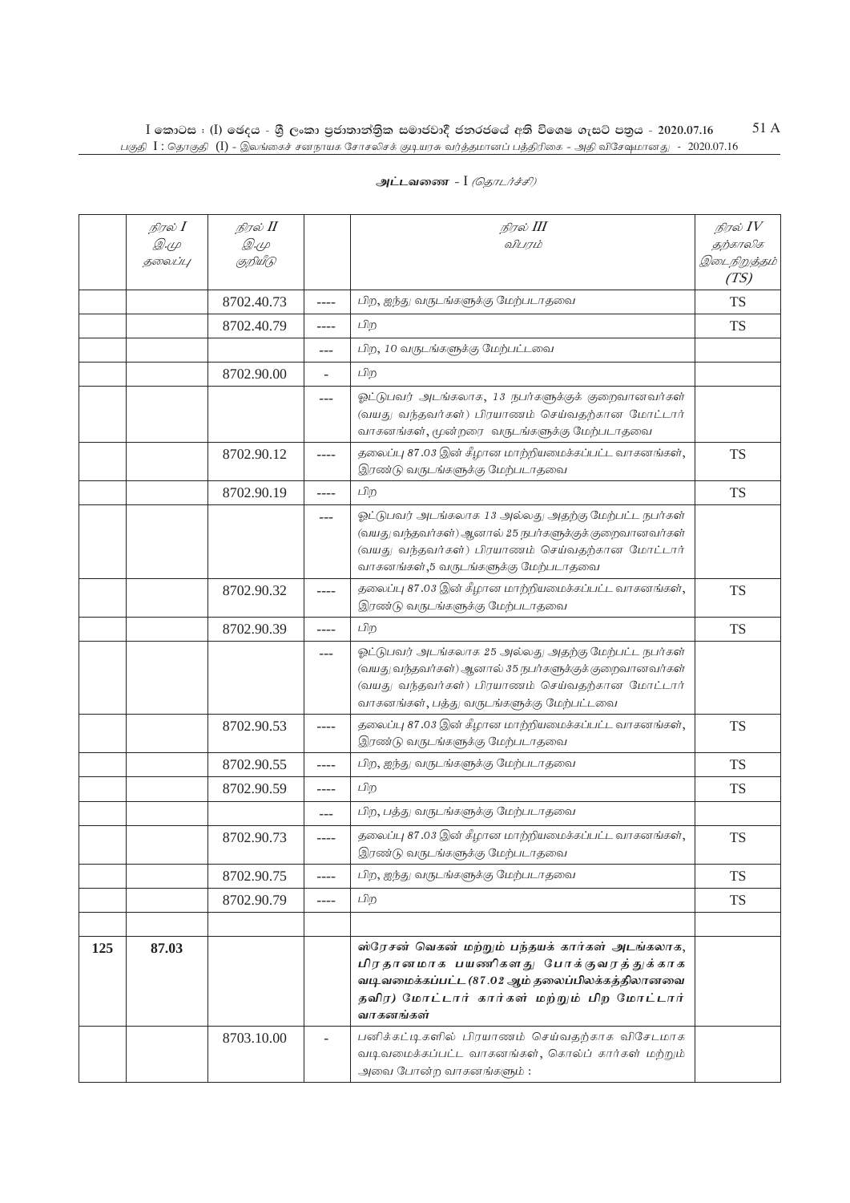அட்டவணை - I *(தொடர்ச்சி)*

| *நிரல் I* *இ.மு தலைப்பு* | *நிரல் II* *இ.மு குறியீடு* | | *நிரல் III* *விபரம்* | *நிரல் IV* *தற்காலிக இடைநிறுத்தம் (TS)* |
|---|---|---|---|---|
| | 8702.40.73 | ---- | பிற, ஐந்து வருடங்களுக்கு மேற்படாதவை | TS |
| | 8702.40.79 | ---- | பிற | TS |
| | | --- | பிற, 10 வருடங்களுக்கு மேற்பட்டவை | |
| | 8702.90.00 | - | பிற | |
| | | --- | ஓட்டுபவர் அடங்கலாக, 13 நபர்களுக்குக் குறைவானவர்கள் (வயது வந்தவர்கள்) பிரயாணம் செய்வதற்கான மோட்டார் வாகனங்கள், மூன்றரை வருடங்களுக்கு மேற்படாதவை | |
| | 8702.90.12 | ---- | தலைப்பு 87.03 இன் கீழான மாற்றியமைக்கப்பட்ட வாகனங்கள், இரண்டு வருடங்களுக்கு மேற்படாதவை | TS |
| | 8702.90.19 | ---- | பிற | TS |
| | | --- | ஓட்டுபவர் அடங்கலாக 13 அல்லது அதற்கு மேற்பட்ட நபர்கள் (வயது வந்தவர்கள்) ஆனால் 25 நபர்களுக்குக் குறைவானவர்கள் (வயது வந்தவர்கள்) பிரயாணம் செய்வதற்கான மோட்டார் வாகனங்கள்,5 வருடங்களுக்கு மேற்படாதவை | |
| | 8702.90.32 | ---- | தலைப்பு 87.03 இன் கீழான மாற்றியமைக்கப்பட்ட வாகனங்கள், இரண்டு வருடங்களுக்கு மேற்படாதவை | TS |
| | 8702.90.39 | ---- | பிற | TS |
| | | --- | ஓட்டுபவர் அடங்கலாக 25 அல்லது அதற்கு மேற்பட்ட நபர்கள் (வயது வந்தவர்கள்) ஆனால் 35 நபர்களுக்குக் குறைவானவர்கள் (வயது வந்தவர்கள்) பிரயாணம் செய்வதற்கான மோட்டார் வாகனங்கள், பத்து வருடங்களுக்கு மேற்பட்டவை | |
| | 8702.90.53 | ---- | தலைப்பு 87.03 இன் கீழான மாற்றியமைக்கப்பட்ட வாகனங்கள், இரண்டு வருடங்களுக்கு மேற்படாதவை | TS |
| | 8702.90.55 | ---- | பிற, ஐந்து வருடங்களுக்கு மேற்படாதவை | TS |
| | 8702.90.59 | ---- | பிற | TS |
| | | --- | பிற, பத்து வருடங்களுக்கு மேற்படாதவை | |
| | 8702.90.73 | ---- | தலைப்பு 87.03 இன் கீழான மாற்றியமைக்கப்பட்ட வாகனங்கள், இரண்டு வருடங்களுக்கு மேற்படாதவை | TS |
| | 8702.90.75 | ---- | பிற, ஐந்து வருடங்களுக்கு மேற்படாதவை | TS |
| | 8702.90.79 | ---- | பிற | TS |
| | | | | |
| **125** | **87.03** | | **ஸ்ரேசன் வெகன் மற்றும் பந்தயக் கார்கள் அடங்கலாக, பிரதானமாக பயணிகளது போக்குவரத்துக்காக வடிவமைக்கப்பட்ட (87.02 ஆம் தலைப்பிலக்கத்திலானவை தவிர) மோட்டார் கார்கள் மற்றும் பிற மோட்டார் வாகனங்கள்** | |
| | 8703.10.00 | - | பனிக்கட்டிகளில் பிரயாணம் செய்வதற்காக விசேடமாக வடிவமைக்கப்பட்ட வாகனங்கள், கொல்ப் கார்கள் மற்றும் அவை போன்ற வாகனங்களும் : | |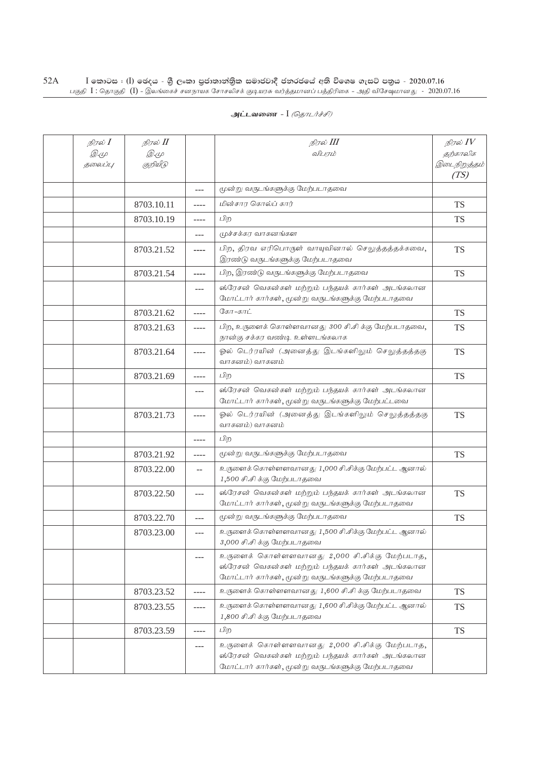## அட்டவணை - I *(தொடர்ச்சி)*

| | *நிரல் I* *இ.மு தலைப்பு* | *நிரல் II* *இ.மு குறியீடு* | | *நிரல் III* *விபரம்* | *நிரல் IV* *தற்காலிக இடைநிறுத்தம் (TS)* |
|---|---|---|---|---|---|
| | | | --- | மூன்று வருடங்களுக்கு மேற்படாதவை | |
| | | 8703.10.11 | ---- | மின்சார கொல்ப் கார் | TS |
| | | 8703.10.19 | ---- | பிற | TS |
| | | | --- | முச்சக்கர வாகனங்கள | |
| | | 8703.21.52 | ---- | பிற, திரவ எரிபொருள் வாயுவினால் செலுத்தத்தக்கவை, இரண்டு வருடங்களுக்கு மேற்படாதவை | TS |
| | | 8703.21.54 | ---- | பிற, இரண்டு வருடங்களுக்கு மேற்படாதவை | TS |
| | | | --- | ஸ்ரேசன் வெகன்கள் மற்றும் பந்தயக் கார்கள் அடங்கலான மோட்டார் கார்கள், மூன்று வருடங்களுக்கு மேற்படாதவை | |
| | | 8703.21.62 | ---- | கோ-காட் | TS |
| | | 8703.21.63 | ---- | பிற, உருளைக் கொள்ளளவானது 300 சி.சி க்கு மேற்படாதவை, நான்கு சக்கர வண்டி உள்ளடங்கலாக | TS |
| | | 8703.21.64 | ---- | ஓல் டெர்ரயின் (அனைத்து இடங்களிலும் செலுத்தத்தகு வாகனம்) வாகனம் | TS |
| | | 8703.21.69 | ---- | பிற | TS |
| | | | --- | ஸ்ரேசன் வெகன்கள் மற்றும் பந்தயக் கார்கள் அடங்கலான மோட்டார் கார்கள், மூன்று வருடங்களுக்கு மேற்பட்டவை | |
| | | 8703.21.73 | ---- | ஓல் டெர்ரயின் (அனைத்து இடங்களிலும் செலுத்தத்தகு வாகனம்) வாகனம் | TS |
| | | | ---- | பிற | |
| | | 8703.21.92 | ---- | மூன்று வருடங்களுக்கு மேற்படாதவை | TS |
| | | 8703.22.00 | -- | உருளைக் கொள்ளளவானது 1,000 சி.சிக்கு மேற்பட்ட ஆனால் 1,500 சி.சி க்கு மேற்படாதவை | |
| | | 8703.22.50 | --- | ஸ்ரேசன் வெகன்கள் மற்றும் பந்தயக் கார்கள் அடங்கலான மோட்டார் கார்கள், மூன்று வருடங்களுக்கு மேற்படாதவை | TS |
| | | 8703.22.70 | --- | மூன்று வருடங்களுக்கு மேற்படாதவை | TS |
| | | 8703.23.00 | --- | உருளைக் கொள்ளளவானது 1,500 சி.சிக்கு மேற்பட்ட ஆனால் 3,000 சி.சி க்கு மேற்படாதவை | |
| | | | --- | உருளைக் கொள்ளளவானது 2,000 சி.சிக்கு மேற்படாத, ஸ்ரேசன் வெகன்கள் மற்றும் பந்தயக் கார்கள் அடங்கலான மோட்டார் கார்கள், மூன்று வருடங்களுக்கு மேற்படாதவை | |
| | | 8703.23.52 | ---- | உருளைக் கொள்ளளவானது 1,600 சி.சி க்கு மேற்படாதவை | TS |
| | | 8703.23.55 | ---- | உருளைக் கொள்ளளவானது 1,600 சி.சிக்கு மேற்பட்ட ஆனால் 1,800 சி.சி க்கு மேற்படாதவை | TS |
| | | 8703.23.59 | ---- | பிற | TS |
| | | | --- | உருளைக் கொள்ளளவானது 2,000 சி.சிக்கு மேற்படாத, ஸ்ரேசன் வெகன்கள் மற்றும் பந்தயக் கார்கள் அடங்கலான மோட்டார் கார்கள், மூன்று வருடங்களுக்கு மேற்படாதவை | |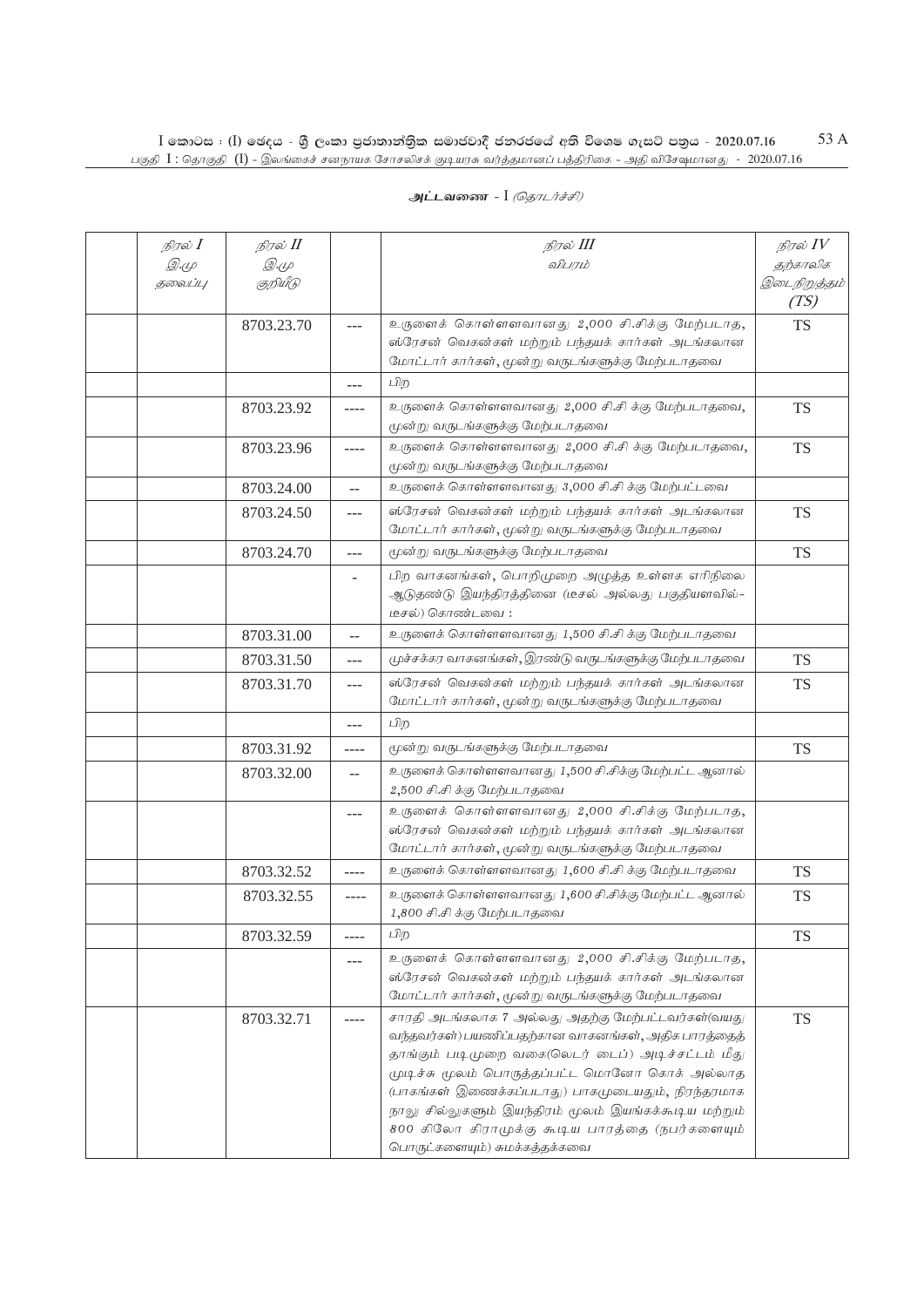**அட்டவணை - I** *(தொடர்ச்சி)*

| நிரல் I இ.மு தலைப்பு | நிரல் II இ.மு குறியீடு | | நிரல் III விபரம் | நிரல் IV தற்காலிக இடைநிறுத்தம் (TS) |
|---|---|---|---|---|
| | 8703.23.70 | --- | உருளைக் கொள்ளளவானது 2,000 சி.சிக்கு மேற்படாத, ஸ்ரேசன் வெகன்கள் மற்றும் பந்தயக் கார்கள் அடங்கலான மோட்டார் கார்கள், மூன்று வருடங்களுக்கு மேற்படாதவை | TS |
| | | --- | பிற | |
| | 8703.23.92 | ---- | உருளைக் கொள்ளளவானது 2,000 சி.சி க்கு மேற்படாதவை, மூன்று வருடங்களுக்கு மேற்படாதவை | TS |
| | 8703.23.96 | ---- | உருளைக் கொள்ளளவானது 2,000 சி.சி க்கு மேற்படாதவை, மூன்று வருடங்களுக்கு மேற்படாதவை | TS |
| | 8703.24.00 | -- | உருளைக் கொள்ளளவானது 3,000 சி.சி க்கு மேற்பட்டவை | |
| | 8703.24.50 | --- | ஸ்ரேசன் வெகன்கள் மற்றும் பந்தயக் கார்கள் அடங்கலான மோட்டார் கார்கள், மூன்று வருடங்களுக்கு மேற்படாதவை | TS |
| | 8703.24.70 | --- | மூன்று வருடங்களுக்கு மேற்படாதவை | TS |
| | | - | பிற வாகனங்கள், பொறிமுறை அழுத்த உள்ளக எரிநிலை ஆடுதண்டு இயந்திரத்தினை (டீசல் அல்லது பகுதியளவில்-டீசல்) கொண்டவை : | |
| | 8703.31.00 | -- | உருளைக் கொள்ளளவானது 1,500 சி.சி க்கு மேற்படாதவை | |
| | 8703.31.50 | --- | முச்சக்கர வாகனங்கள், இரண்டு வருடங்களுக்கு மேற்படாதவை | TS |
| | 8703.31.70 | --- | ஸ்ரேசன் வெகன்கள் மற்றும் பந்தயக் கார்கள் அடங்கலான மோட்டார் கார்கள், மூன்று வருடங்களுக்கு மேற்படாதவை | TS |
| | | --- | பிற | |
| | 8703.31.92 | ---- | மூன்று வருடங்களுக்கு மேற்படாதவை | TS |
| | 8703.32.00 | -- | உருளைக் கொள்ளளவானது 1,500 சி.சிக்கு மேற்பட்ட ஆனால் 2,500 சி.சி க்கு மேற்படாதவை | |
| | | --- | உருளைக் கொள்ளளவானது 2,000 சி.சிக்கு மேற்படாத, ஸ்ரேசன் வெகன்கள் மற்றும் பந்தயக் கார்கள் அடங்கலான மோட்டார் கார்கள், மூன்று வருடங்களுக்கு மேற்படாதவை | |
| | 8703.32.52 | ---- | உருளைக் கொள்ளளவானது 1,600 சி.சி க்கு மேற்படாதவை | TS |
| | 8703.32.55 | ---- | உருளைக் கொள்ளளவானது 1,600 சி.சிக்கு மேற்பட்ட ஆனால் 1,800 சி.சி க்கு மேற்படாதவை | TS |
| | 8703.32.59 | ---- | பிற | TS |
| | | --- | உருளைக் கொள்ளளவானது 2,000 சி.சிக்கு மேற்படாத, ஸ்ரேசன் வெகன்கள் மற்றும் பந்தயக் கார்கள் அடங்கலான மோட்டார் கார்கள், மூன்று வருடங்களுக்கு மேற்படாதவை | |
| | 8703.32.71 | ---- | சாரதி அடங்கலாக 7 அல்லது அதற்கு மேற்பட்டவர்கள்(வயது வந்தவர்கள்) பயணிப்பதற்கான வாகனங்கள், அதிக பாரத்தைத் தாங்கும் படிமுறை வகை(லெடர் டைப்) அடிச்சட்டம் மீது முடிச்சு மூலம் பொருத்தப்பட்ட மொனோ கொக் அல்லாத (பாகங்கள் இணைக்கப்படாது) பாகமுடையதும், நிரந்தரமாக நாலு சில்லுகளும் இயந்திரம் மூலம் இயங்கக்கூடிய மற்றும் 800 கிலோ கிராமுக்கு கூடிய பாரத்தை (நபர்களையும் பொருட்களையும்) சுமக்கத்தக்கவை | TS |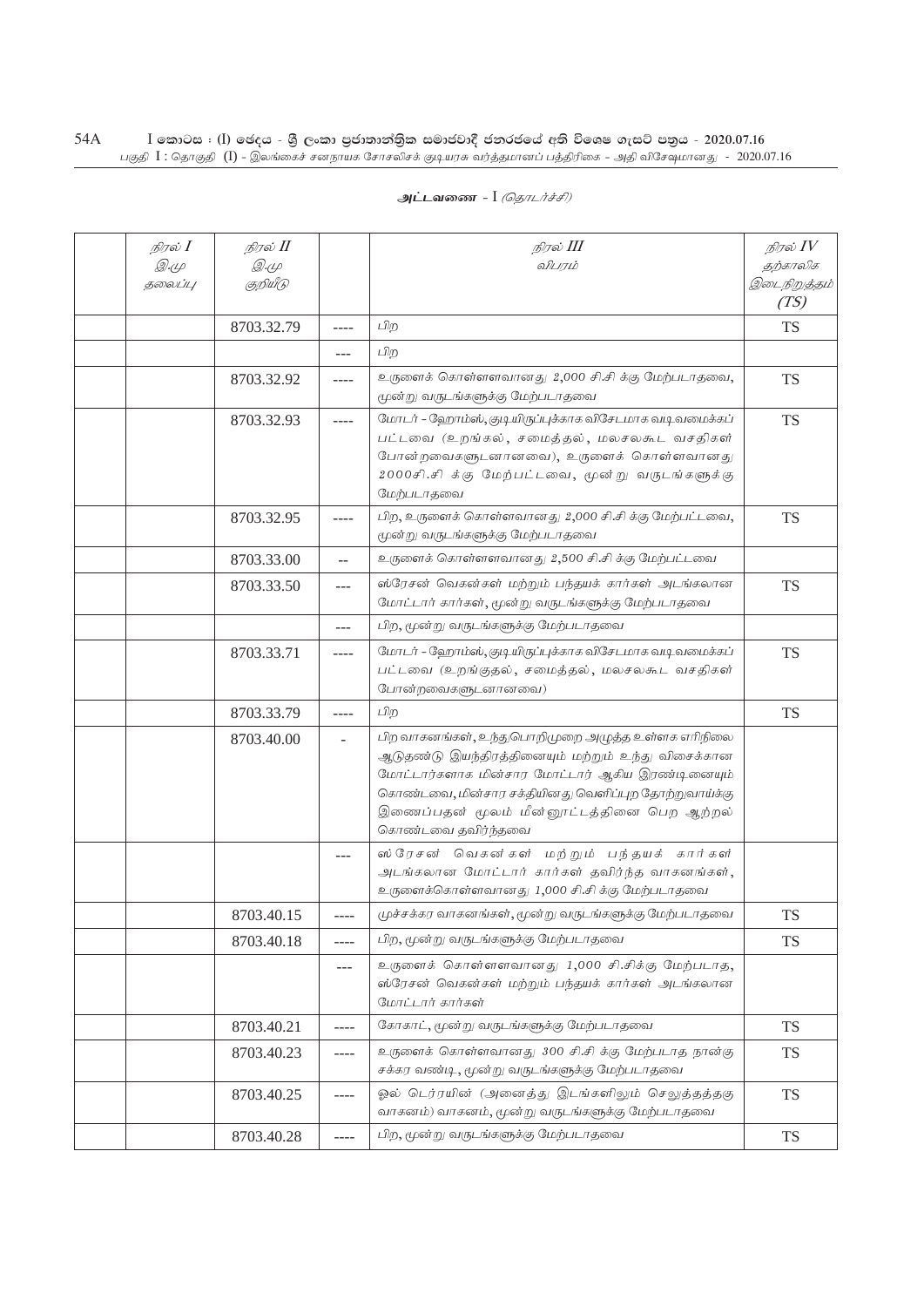**அட்டவணை** - I *(தொடர்ச்சி)*

| *நிரல் I* *இ.மு தலைப்பு* | *நிரல் II* *இ.மு குறியீடு* | | *நிரல் III* *விபரம்* | *நிரல் IV* *தற்காலிக இடைநிறுத்தம் (TS)* |
|---|---|---|---|---|
| | 8703.32.79 | ---- | பிற | TS |
| | | --- | பிற | |
| | 8703.32.92 | ---- | உருளைக் கொள்ளளவானது 2,000 சி.சி க்கு மேற்படாதவை, மூன்று வருடங்களுக்கு மேற்படாதவை | TS |
| | 8703.32.93 | ---- | மோடர் - ஹோம்ஸ், குடியிருப்புக்காக விசேடமாக வடிவமைக்கப் பட்டவை (உறங்கல், சமைத்தல், மலசலகூட வசதிகள் போன்றவைகளுடனானவை), உருளைக் கொள்ளவானது 2000சி.சி க்கு மேற்பட்டவை, மூன்று வருடங்களுக்கு மேற்படாதவை | TS |
| | 8703.32.95 | ---- | பிற, உருளைக் கொள்ளளவானது 2,000 சி.சி க்கு மேற்பட்டவை, மூன்று வருடங்களுக்கு மேற்படாதவை | TS |
| | 8703.33.00 | -- | உருளைக் கொள்ளளவானது 2,500 சி.சி க்கு மேற்பட்டவை | |
| | 8703.33.50 | --- | ஸ்ரேசன் வெகன்கள் மற்றும் பந்தயக் கார்கள் அடங்கலான மோட்டார் கார்கள், மூன்று வருடங்களுக்கு மேற்படாதவை | TS |
| | | --- | பிற, மூன்று வருடங்களுக்கு மேற்படாதவை | |
| | 8703.33.71 | ---- | மோடர் - ஹோம்ஸ், குடியிருப்புக்காக விசேடமாக வடிவமைக்கப் பட்டவை (உறங்குதல், சமைத்தல், மலசலகூட வசதிகள் போன்றவைகளுடனானவை) | TS |
| | 8703.33.79 | ---- | பிற | TS |
| | 8703.40.00 | - | பிற வாகனங்கள், உந்துபொறிமுறை அமுத்த உள்ளக எரிநிலை ஆடுதண்டு இயந்திரத்தினையும் மற்றும் உந்து விசைக்கான மோட்டார்களாக மின்சார மோட்டார் ஆகிய இரண்டினையும் கொண்டவை, மின்சார சக்தியினது வெளிப்புற தோற்றுவாய்க்கு இணைப்பதன் மூலம் மீள்னூட்டத்தினை பெற ஆற்றல் கொண்டவை தவிர்ந்தவை | |
| | | --- | ஸ்ரேசன் வெகன்கள் மற்றும் பந்தயக் கார்கள் அடங்கலான மோட்டார் கார்கள் தவிர்ந்த வாகனங்கள், உருளைக்கொள்ளவானது 1,000 சி.சி க்கு மேற்படாதவை | |
| | 8703.40.15 | ---- | முச்சக்கர வாகனங்கள், மூன்று வருடங்களுக்கு மேற்படாதவை | TS |
| | 8703.40.18 | ---- | பிற, மூன்று வருடங்களுக்கு மேற்படாதவை | TS |
| | | --- | உருளைக் கொள்ளளவானது 1,000 சி.சிக்கு மேற்படாத, ஸ்ரேசன் வெகன்கள் மற்றும் பந்தயக் கார்கள் அடங்கலான மோட்டார் கார்கள் | |
| | 8703.40.21 | ---- | கோகாட், மூன்று வருடங்களுக்கு மேற்படாதவை | TS |
| | 8703.40.23 | ---- | உருளைக் கொள்ளவானது 300 சி.சி க்கு மேற்படாத நான்கு சக்கர வண்டி, மூன்று வருடங்களுக்கு மேற்படாதவை | TS |
| | 8703.40.25 | ---- | ஓல் டெர்ரயின் (அனைத்து இடங்களிலும் செலுத்தத்தகு வாகனம்) வாகனம், மூன்று வருடங்களுக்கு மேற்படாதவை | TS |
| | 8703.40.28 | ---- | பிற, மூன்று வருடங்களுக்கு மேற்படாதவை | TS |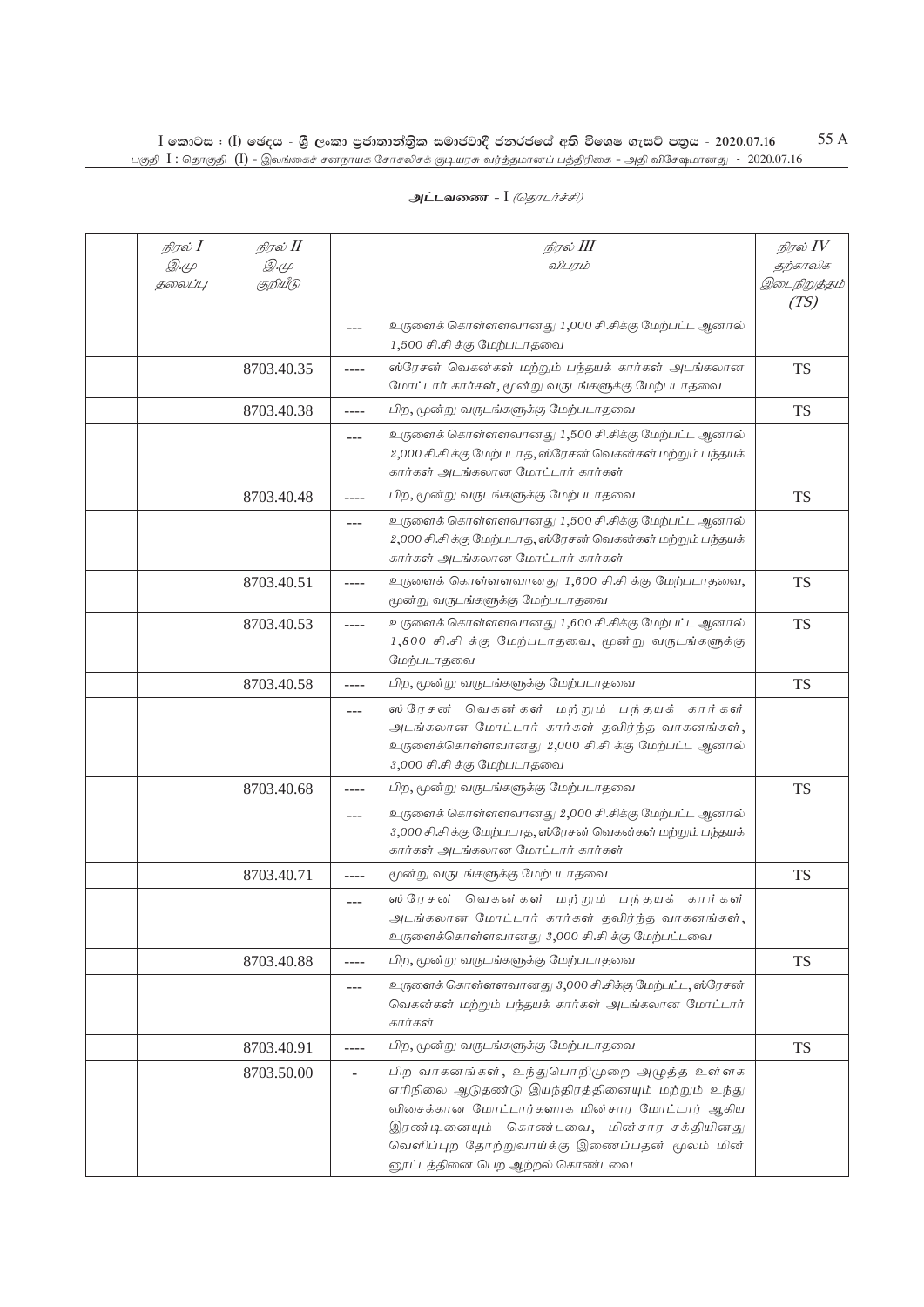## அட்டவணை - I *(தொடர்ச்சி)*

| *நிரல் I* *இ.மு தலைப்பு* | *நிரல் II* *இ.மு குறியீடு* | | *நிரல் III* *விபரம்* | *நிரல் IV* *தற்காலிக இடைநிறுத்தம் (TS)* |
|---|---|---|---|---|
| | | --- | *உருளைக் கொள்ளளவானது 1,000 சி.சிக்கு மேற்பட்ட ஆனால் 1,500 சி.சி க்கு மேற்படாதவை* | |
| | 8703.40.35 | ---- | *ஸ்ரேசன் வெகன்கள் மற்றும் பந்தயக் கார்கள் அடங்கலான மோட்டார் கார்கள், மூன்று வருடங்களுக்கு மேற்படாதவை* | TS |
| | 8703.40.38 | ---- | *பிற, மூன்று வருடங்களுக்கு மேற்படாதவை* | TS |
| | | --- | *உருளைக் கொள்ளளவானது 1,500 சி.சிக்கு மேற்பட்ட ஆனால் 2,000 சி.சி க்கு மேற்படாத, ஸ்ரேசன் வெகன்கள் மற்றும் பந்தயக் கார்கள் அடங்கலான மோட்டார் கார்கள்* | |
| | 8703.40.48 | ---- | *பிற, மூன்று வருடங்களுக்கு மேற்படாதவை* | TS |
| | | --- | *உருளைக் கொள்ளளவானது 1,500 சி.சிக்கு மேற்பட்ட ஆனால் 2,000 சி.சி க்கு மேற்படாத, ஸ்ரேசன் வெகன்கள் மற்றும் பந்தயக் கார்கள் அடங்கலான மோட்டார் கார்கள்* | |
| | 8703.40.51 | ---- | *உருளைக் கொள்ளளவானது 1,600 சி.சி க்கு மேற்படாதவை, மூன்று வருடங்களுக்கு மேற்படாதவை* | TS |
| | 8703.40.53 | ---- | *உருளைக் கொள்ளளவானது 1,600 சி.சிக்கு மேற்பட்ட ஆனால் 1,800 சி.சி க்கு மேற்படாதவை, மூன்று வருடங்களுக்கு மேற்படாதவை* | TS |
| | 8703.40.58 | ---- | *பிற, மூன்று வருடங்களுக்கு மேற்படாதவை* | TS |
| | | --- | *ஸ்ரேசன் வெகன்கள் மற்றும் பந்தயக் கார்கள் அடங்கலான மோட்டார் கார்கள் தவிர்ந்த வாகனங்கள், உருளைக்கொள்ளளவானது 2,000 சி.சி க்கு மேற்பட்ட ஆனால் 3,000 சி.சி க்கு மேற்படாதவை* | |
| | 8703.40.68 | ---- | *பிற, மூன்று வருடங்களுக்கு மேற்படாதவை* | TS |
| | | --- | *உருளைக் கொள்ளளவானது 2,000 சி.சிக்கு மேற்பட்ட ஆனால் 3,000 சி.சி க்கு மேற்படாத, ஸ்ரேசன் வெகன்கள் மற்றும் பந்தயக் கார்கள் அடங்கலான மோட்டார் கார்கள்* | |
| | 8703.40.71 | ---- | *மூன்று வருடங்களுக்கு மேற்படாதவை* | TS |
| | | --- | *ஸ்ரேசன் வெகன்கள் மற்றும் பந்தயக் கார்கள் அடங்கலான மோட்டார் கார்கள் தவிர்ந்த வாகனங்கள், உருளைக்கொள்ளளவானது 3,000 சி.சி க்கு மேற்பட்டவை* | |
| | 8703.40.88 | ---- | *பிற, மூன்று வருடங்களுக்கு மேற்படாதவை* | TS |
| | | --- | *உருளைக் கொள்ளளவானது 3,000 சி.சிக்கு மேற்பட்ட, ஸ்ரேசன் வெகன்கள் மற்றும் பந்தயக் கார்கள் அடங்கலான மோட்டார் கார்கள்* | |
| | 8703.40.91 | ---- | *பிற, மூன்று வருடங்களுக்கு மேற்படாதவை* | TS |
| | 8703.50.00 | - | *பிற வாகனங்கள், உந்துபொறிமுறை அழுத்த உள்ளக எரிநிலை ஆடுதண்டு இயந்திரத்தினையும் மற்றும் உந்து விசைக்கான மோட்டார்களாக மின்சார மோட்டார் ஆகிய இரண்டினையும் கொண்டவை, மின்சார சக்தியினது வெளிப்புற தோற்றுவாய்க்கு இணைப்பதன் மூலம் மின் னூட்டத்தினை பெற ஆற்றல் கொண்டவை* | |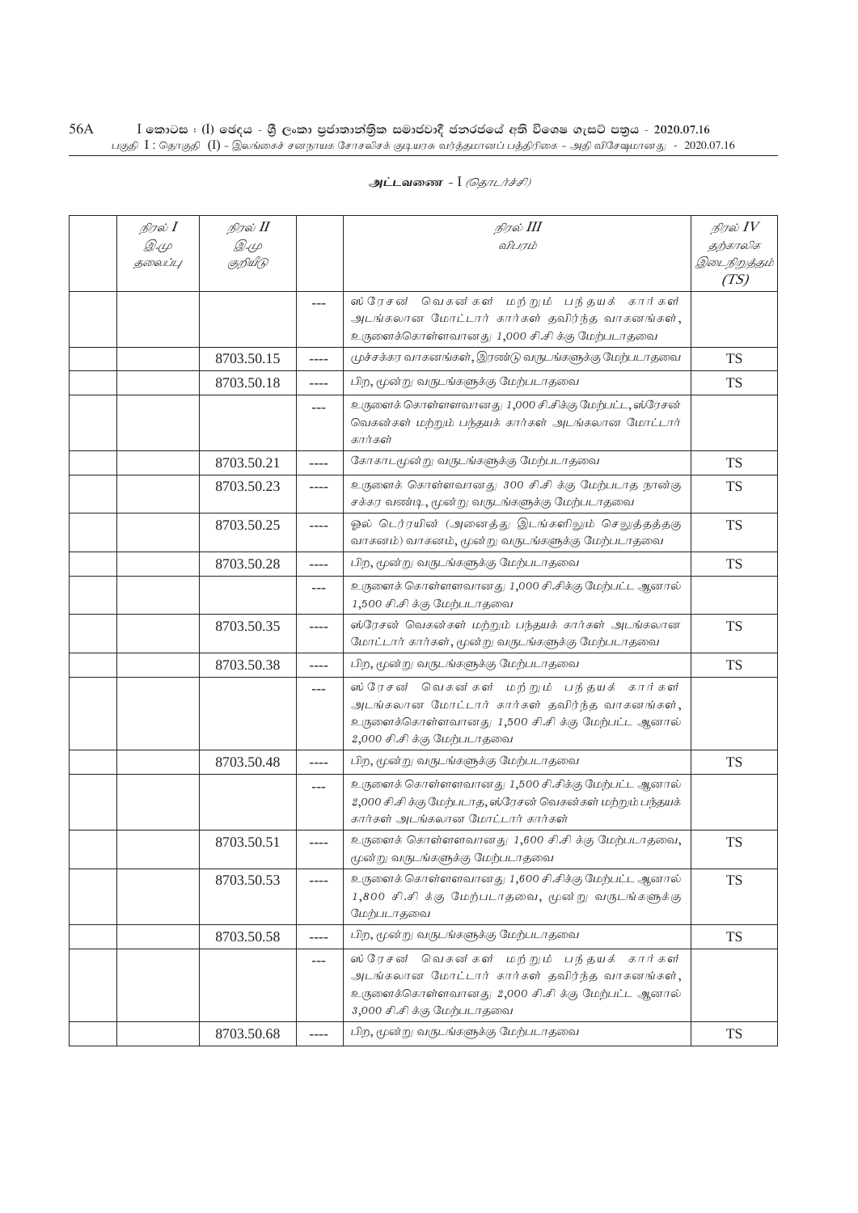**அட்டவணை - I** *(தொடர்ச்சி)*

| | *நிரல் I*<br>*இ.மு*<br>*தலைப்பு* | *நிரல் II*<br>*இ.மு*<br>*குறியீடு* | | *நிரல் III*<br>*விபரம்* | *நிரல் IV*<br>*தற்காலிக*<br>*இடைநிறுத்தம்*<br>*(TS)* |
|---|---|---|---|---|---|
| | | | --- | ஸ்ரேசன் வெகன்கள் மற்றும் பந்தயக் கார்கள் அடங்கலான மோட்டார் கார்கள் தவிர்ந்த வாகனங்கள், உருளைக்கொள்ளவானது 1,000 சி.சி க்கு மேற்படாதவை | |
| | | 8703.50.15 | ---- | முச்சக்கர வாகனங்கள், இரண்டு வருடங்களுக்கு மேற்படாதவை | TS |
| | | 8703.50.18 | ---- | பிற, மூன்று வருடங்களுக்கு மேற்படாதவை | TS |
| | | | --- | உருளைக் கொள்ளளவானது 1,000 சி.சிக்கு மேற்பட்ட, ஸ்ரேசன் வெகன்கள் மற்றும் பந்தயக் கார்கள் அடங்கலான மோட்டார் கார்கள் | |
| | | 8703.50.21 | ---- | கோகாட மூன்று வருடங்களுக்கு மேற்படாதவை | TS |
| | | 8703.50.23 | ---- | உருளைக் கொள்ளவானது 300 சி.சி க்கு மேற்படாத நான்கு சக்கர வண்டி, மூன்று வருடங்களுக்கு மேற்படாதவை | TS |
| | | 8703.50.25 | ---- | ஓல் டெர்ரயின் (அனைத்து இடங்களிலும் செலுத்தத்தகு வாகனம்) வாகனம், மூன்று வருடங்களுக்கு மேற்படாதவை | TS |
| | | 8703.50.28 | ---- | பிற, மூன்று வருடங்களுக்கு மேற்படாதவை | TS |
| | | | --- | உருளைக் கொள்ளளவானது 1,000 சி.சிக்கு மேற்பட்ட ஆனால் 1,500 சி.சி க்கு மேற்படாதவை | |
| | | 8703.50.35 | ---- | ஸ்ரேசன் வெகன்கள் மற்றும் பந்தயக் கார்கள் அடங்கலான மோட்டார் கார்கள், மூன்று வருடங்களுக்கு மேற்படாதவை | TS |
| | | 8703.50.38 | ---- | பிற, மூன்று வருடங்களுக்கு மேற்படாதவை | TS |
| | | | --- | ஸ்ரேசன் வெகன்கள் மற்றும் பந்தயக் கார்கள் அடங்கலான மோட்டார் கார்கள் தவிர்ந்த வாகனங்கள், உருளைக்கொள்ளவானது 1,500 சி.சி க்கு மேற்பட்ட ஆனால் 2,000 சி.சி க்கு மேற்படாதவை | |
| | | 8703.50.48 | ---- | பிற, மூன்று வருடங்களுக்கு மேற்படாதவை | TS |
| | | | --- | உருளைக் கொள்ளளவானது 1,500 சி.சிக்கு மேற்பட்ட ஆனால் 2,000 சி.சி க்கு மேற்படாத, ஸ்ரேசன் வெகன்கள் மற்றும் பந்தயக் கார்கள் அடங்கலான மோட்டார் கார்கள் | |
| | | 8703.50.51 | ---- | உருளைக் கொள்ளளவானது 1,600 சி.சி க்கு மேற்படாதவை, மூன்று வருடங்களுக்கு மேற்படாதவை | TS |
| | | 8703.50.53 | ---- | உருளைக் கொள்ளளவானது 1,600 சி.சிக்கு மேற்பட்ட ஆனால் 1,800 சி.சி க்கு மேற்படாதவை, மூன்று வருடங்களுக்கு மேற்படாதவை | TS |
| | | 8703.50.58 | ---- | பிற, மூன்று வருடங்களுக்கு மேற்படாதவை | TS |
| | | | --- | ஸ்ரேசன் வெகன்கள் மற்றும் பந்தயக் கார்கள் அடங்கலான மோட்டார் கார்கள் தவிர்ந்த வாகனங்கள், உருளைக்கொள்ளவானது 2,000 சி.சி க்கு மேற்பட்ட ஆனால் 3,000 சி.சி க்கு மேற்படாதவை | |
| | | 8703.50.68 | ---- | பிற, மூன்று வருடங்களுக்கு மேற்படாதவை | TS |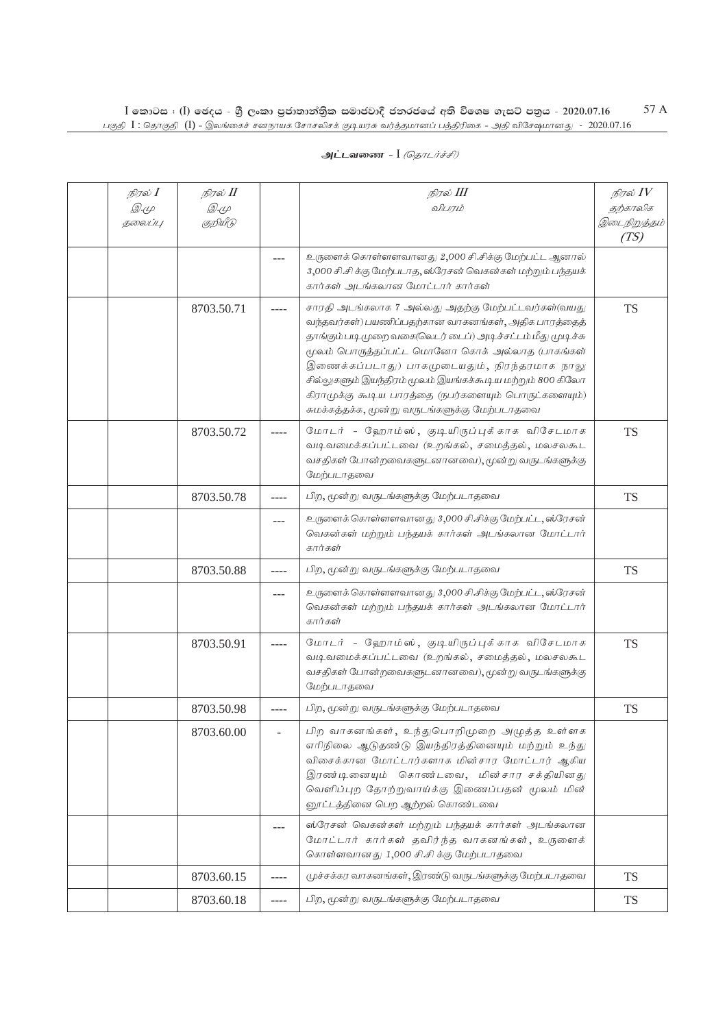அட்டவணை - I *(தொடர்ச்சி)*

| | நிரல் I<br>இ.மு<br>தலைப்பு | நிரல் II<br>இ.மு<br>குறியீடு | | நிரல் III<br>விபரம் | நிரல் IV<br>தற்காலிக<br>இடைநிறுத்தம்<br>(TS) |
|---|---|---|---|---|---|
| | | | --- | உருளைக் கொள்ளளவானது 2,000 சி.சிக்கு மேற்பட்ட ஆனால் 3,000 சி.சி க்கு மேற்படாத, ஸ்ரேசன் வெகன்கள் மற்றும் பந்தயக் கார்கள் அடங்கலான மோட்டார் கார்கள் | |
| | | 8703.50.71 | ---- | சாரதி அடங்கலாக 7 அல்லது அதற்கு மேற்பட்டவர்கள்(வயது வந்தவர்கள்) பயணிப்பதற்கான வாகனங்கள், அதிக பாரத்தைத் தாங்கும் படிமுறை வகை(லெடர் டைப்) அடிச்சட்டம் மீது முடிச்சு மூலம் பொருத்தப்பட்ட மொனோ கொக் அல்லாத (பாகங்கள் இணைக்கப்படாது) பாகமுடையதும், நிரந்தரமாக நாலு சில்லுகளும் இயந்திரம் மூலம் இயங்கக்கூடிய மற்றும் 800 கிலோ கிராமுக்கு கூடிய பாரத்தை (நபர்களையும் பொருட்களையும்) சுமக்கத்தக்க, மூன்று வருடங்களுக்கு மேற்படாதவை | TS |
| | | 8703.50.72 | ---- | மோடர் - ஹோம்ஸ், குடியிருப்புக்காக விசேடமாக வடிவமைக்கப்பட்டவை (உறங்கல், சமைத்தல், மலசலகூட வசதிகள் போன்றவைகளுடனானவை), மூன்று வருடங்களுக்கு மேற்படாதவை | TS |
| | | 8703.50.78 | ---- | பிற, மூன்று வருடங்களுக்கு மேற்படாதவை | TS |
| | | | --- | உருளைக் கொள்ளளவானது 3,000 சி.சிக்கு மேற்பட்ட, ஸ்ரேசன் வெகன்கள் மற்றும் பந்தயக் கார்கள் அடங்கலான மோட்டார் கார்கள் | |
| | | 8703.50.88 | ---- | பிற, மூன்று வருடங்களுக்கு மேற்படாதவை | TS |
| | | | --- | உருளைக் கொள்ளளவானது 3,000 சி.சிக்கு மேற்பட்ட, ஸ்ரேசன் வெகன்கள் மற்றும் பந்தயக் கார்கள் அடங்கலான மோட்டார் கார்கள் | |
| | | 8703.50.91 | ---- | மோடர் - ஹோம்ஸ், குடியிருப்புக்காக விசேடமாக வடிவமைக்கப்பட்டவை (உறங்கல், சமைத்தல், மலசலகூட வசதிகள் போன்றவைகளுடனானவை), மூன்று வருடங்களுக்கு மேற்படாதவை | TS |
| | | 8703.50.98 | ---- | பிற, மூன்று வருடங்களுக்கு மேற்படாதவை | TS |
| | | 8703.60.00 | - | பிற வாகனங்கள், உந்துபொறிமுறை அழுத்த உள்ளக எரிநிலை ஆடுதண்டு இயந்திரத்தினையும் மற்றும் உந்து விசைக்கான மோட்டார்களாக மின்சார மோட்டார் ஆகிய இரண்டினையும் கொண்டவை, மின்சார சக்தியினது வெளிப்புற தோற்றுவாய்க்கு இணைப்பதன் மூலம் மின்னூட்டத்தினை பெற ஆற்றல் கொண்டவை | |
| | | | --- | ஸ்ரேசன் வெகன்கள் மற்றும் பந்தயக் கார்கள் அடங்கலான மோட்டார் கார்கள் தவிர்ந்த வாகனங்கள், உருளைக் கொள்ளவானது 1,000 சி.சி க்கு மேற்படாதவை | |
| | | 8703.60.15 | ---- | முச்சக்கர வாகனங்கள், இரண்டு வருடங்களுக்கு மேற்படாதவை | TS |
| | | 8703.60.18 | ---- | பிற, மூன்று வருடங்களுக்கு மேற்படாதவை | TS |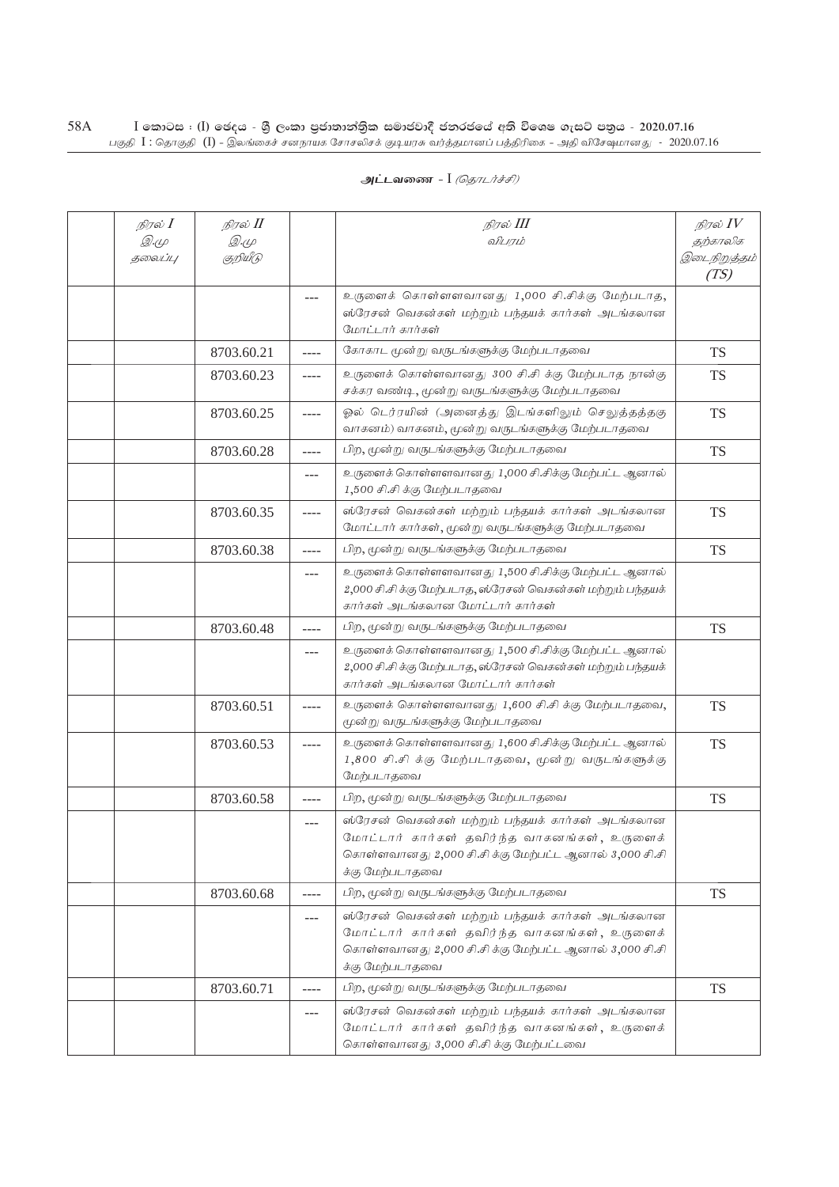## அட்டவணை - I *(தொடர்ச்சி)*

| நிரல் I இ.மு தலைப்பு | நிரல் II இ.மு குறியீடு | | நிரல் III விபரம் | நிரல் IV தற்காலிக இடைநிறுத்தம் (TS) |
|---|---|---|---|---|
| | | --- | உருளைக் கொள்ளளவானது 1,000 சி.சிக்கு மேற்படாத, ஸ்ரேசன் வெகன்கள் மற்றும் பந்தயக் கார்கள் அடங்கலான மோட்டார் கார்கள் | |
| | 8703.60.21 | ---- | கோகாட மூன்று வருடங்களுக்கு மேற்படாதவை | TS |
| | 8703.60.23 | ---- | உருளைக் கொள்ளளவானது 300 சி.சி க்கு மேற்படாத நான்கு சக்கர வண்டி, மூன்று வருடங்களுக்கு மேற்படாதவை | TS |
| | 8703.60.25 | ---- | ஓல் டெர்ரயின் (அனைத்து இடங்களிலும் செலுத்தத்தகு வாகனம்) வாகனம், மூன்று வருடங்களுக்கு மேற்படாதவை | TS |
| | 8703.60.28 | ---- | பிற, மூன்று வருடங்களுக்கு மேற்படாதவை | TS |
| | | --- | உருளைக் கொள்ளளவானது 1,000 சி.சிக்கு மேற்பட்ட ஆனால் 1,500 சி.சி க்கு மேற்படாதவை | |
| | 8703.60.35 | ---- | ஸ்ரேசன் வெகன்கள் மற்றும் பந்தயக் கார்கள் அடங்கலான மோட்டார் கார்கள், மூன்று வருடங்களுக்கு மேற்படாதவை | TS |
| | 8703.60.38 | ---- | பிற, மூன்று வருடங்களுக்கு மேற்படாதவை | TS |
| | | --- | உருளைக் கொள்ளளவானது 1,500 சி.சிக்கு மேற்பட்ட ஆனால் 2,000 சி.சி க்கு மேற்படாத, ஸ்ரேசன் வெகன்கள் மற்றும் பந்தயக் கார்கள் அடங்கலான மோட்டார் கார்கள் | |
| | 8703.60.48 | ---- | பிற, மூன்று வருடங்களுக்கு மேற்படாதவை | TS |
| | | --- | உருளைக் கொள்ளளவானது 1,500 சி.சிக்கு மேற்பட்ட ஆனால் 2,000 சி.சி க்கு மேற்படாத, ஸ்ரேசன் வெகன்கள் மற்றும் பந்தயக் கார்கள் அடங்கலான மோட்டார் கார்கள் | |
| | 8703.60.51 | ---- | உருளைக் கொள்ளளவானது 1,600 சி.சி க்கு மேற்படாதவை, மூன்று வருடங்களுக்கு மேற்படாதவை | TS |
| | 8703.60.53 | ---- | உருளைக் கொள்ளளவானது 1,600 சி.சிக்கு மேற்பட்ட ஆனால் 1,800 சி.சி க்கு மேற்படாதவை, மூன்று வருடங்களுக்கு மேற்படாதவை | TS |
| | 8703.60.58 | ---- | பிற, மூன்று வருடங்களுக்கு மேற்படாதவை | TS |
| | | --- | ஸ்ரேசன் வெகன்கள் மற்றும் பந்தயக் கார்கள் அடங்கலான மோட்டார் கார்கள் தவிர்ந்த வாகனங்கள், உருளைக் கொள்ளவானது 2,000 சி.சி க்கு மேற்பட்ட ஆனால் 3,000 சி.சி க்கு மேற்படாதவை | |
| | 8703.60.68 | ---- | பிற, மூன்று வருடங்களுக்கு மேற்படாதவை | TS |
| | | --- | ஸ்ரேசன் வெகன்கள் மற்றும் பந்தயக் கார்கள் அடங்கலான மோட்டார் கார்கள் தவிர்ந்த வாகனங்கள், உருளைக் கொள்ளவானது 2,000 சி.சி க்கு மேற்பட்ட ஆனால் 3,000 சி.சி க்கு மேற்படாதவை | |
| | 8703.60.71 | ---- | பிற, மூன்று வருடங்களுக்கு மேற்படாதவை | TS |
| | | --- | ஸ்ரேசன் வெகன்கள் மற்றும் பந்தயக் கார்கள் அடங்கலான மோட்டார் கார்கள் தவிர்ந்த வாகனங்கள், உருளைக் கொள்ளவானது 3,000 சி.சி க்கு மேற்பட்டவை | |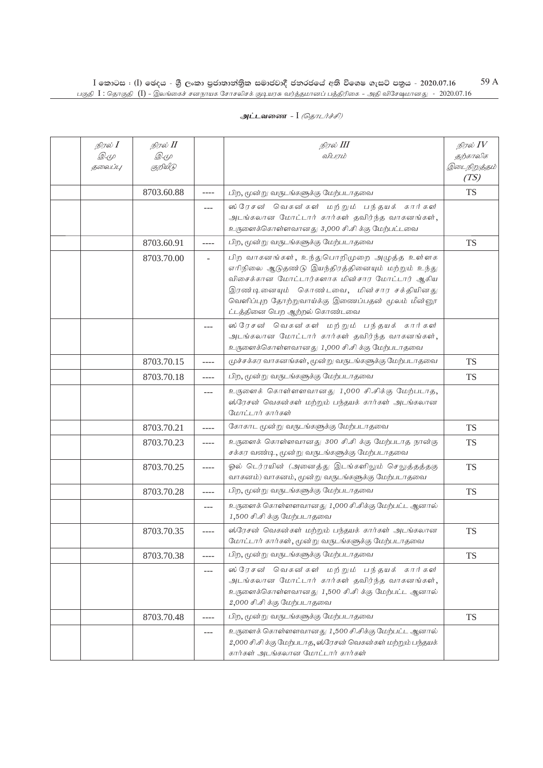**அட்டவணை - I** *(தொடர்ச்சி)*

| | *நிரல் I* *இ.மு* *தலைப்பு* | *நிரல் II* *இ.மு* *குறியீடு* | | *நிரல் III* *விபரம்* | *நிரல் IV* *தற்காலிக இடைநிறுத்தம்* *(TS)* |
|---|---|---|---|---|---|
| | | 8703.60.88 | ---- | பிற, மூன்று வருடங்களுக்கு மேற்படாதவை | TS |
| | | | --- | ஸ்ரேசன் வெகன்கள் மற்றும் பந்தயக் கார்கள் அடங்கலான மோட்டார் கார்கள் தவிர்ந்த வாகனங்கள், உருளைக்கொள்ளவானது 3,000 சி.சி க்கு மேற்பட்டவை | |
| | | 8703.60.91 | ---- | பிற, மூன்று வருடங்களுக்கு மேற்படாதவை | TS |
| | | 8703.70.00 | - | பிற வாகனங்கள், உந்துபொறிமுறை அழுத்த உள்ளக எரிநிலை ஆடுதண்டு இயந்திரத்தினையும் மற்றும் உந்து விசைக்கான மோட்டார்களாக மின்சார மோட்டார் ஆகிய இரண்டினையும் கொண்டவை, மின்சார சக்தியினது வெளிப்புற தோற்றுவாய்க்கு இணைப்பதன் மூலம் மீன்னூட்டத்தினை பெற ஆற்றல் கொண்டவை | |
| | | | --- | ஸ்ரேசன் வெகன்கள் மற்றும் பந்தயக் கார்கள் அடங்கலான மோட்டார் கார்கள் தவிர்ந்த வாகனங்கள், உருளைக்கொள்ளவானது 1,000 சி.சி க்கு மேற்படாதவை | |
| | | 8703.70.15 | ---- | முச்சக்கர வாகனங்கள், மூன்று வருடங்களுக்கு மேற்படாதவை | TS |
| | | 8703.70.18 | ---- | பிற, மூன்று வருடங்களுக்கு மேற்படாதவை | TS |
| | | | --- | உருளைக் கொள்ளளவானது 1,000 சி.சிக்கு மேற்படாத, ஸ்ரேசன் வெகன்கள் மற்றும் பந்தயக் கார்கள் அடங்கலான மோட்டார் கார்கள் | |
| | | 8703.70.21 | ---- | கோகாட மூன்று வருடங்களுக்கு மேற்படாதவை | TS |
| | | 8703.70.23 | ---- | உருளைக் கொள்ளளவானது 300 சிசி க்கு மேற்படாத நான்கு சக்கர வண்டி, மூன்று வருடங்களுக்கு மேற்படாதவை | TS |
| | | 8703.70.25 | ---- | ஓல் டெர்ரயின் (அனைத்து இடங்களிலும் செலுத்தத்தகு வாகனம்) வாகனம், மூன்று வருடங்களுக்கு மேற்படாதவை | TS |
| | | 8703.70.28 | ---- | பிற, மூன்று வருடங்களுக்கு மேற்படாதவை | TS |
| | | | --- | உருளைக் கொள்ளளவானது 1,000 சி.சிக்கு மேற்பட்ட ஆனால் 1,500 சி.சி க்கு மேற்படாதவை | |
| | | 8703.70.35 | ---- | ஸ்ரேசன் வெகன்கள் மற்றும் பந்தயக் கார்கள் அடங்கலான மோட்டார் கார்கள், மூன்று வருடங்களுக்கு மேற்படாதவை | TS |
| | | 8703.70.38 | ---- | பிற, மூன்று வருடங்களுக்கு மேற்படாதவை | TS |
| | | | --- | ஸ்ரேசன் வெகன்கள் மற்றும் பந்தயக் கார்கள் அடங்கலான மோட்டார் கார்கள் தவிர்ந்த வாகனங்கள், உருளைக்கொள்ளவானது 1,500 சி.சி க்கு மேற்பட்ட ஆனால் 2,000 சி.சி க்கு மேற்படாதவை | |
| | | 8703.70.48 | ---- | பிற, மூன்று வருடங்களுக்கு மேற்படாதவை | TS |
| | | | --- | உருளைக் கொள்ளளவானது 1,500 சி.சிக்கு மேற்பட்ட ஆனால் 2,000 சி.சி க்கு மேற்படாத, ஸ்ரேசன் வெகன்கள் மற்றும் பந்தயக் கார்கள் அடங்கலான மோட்டார் கார்கள் | |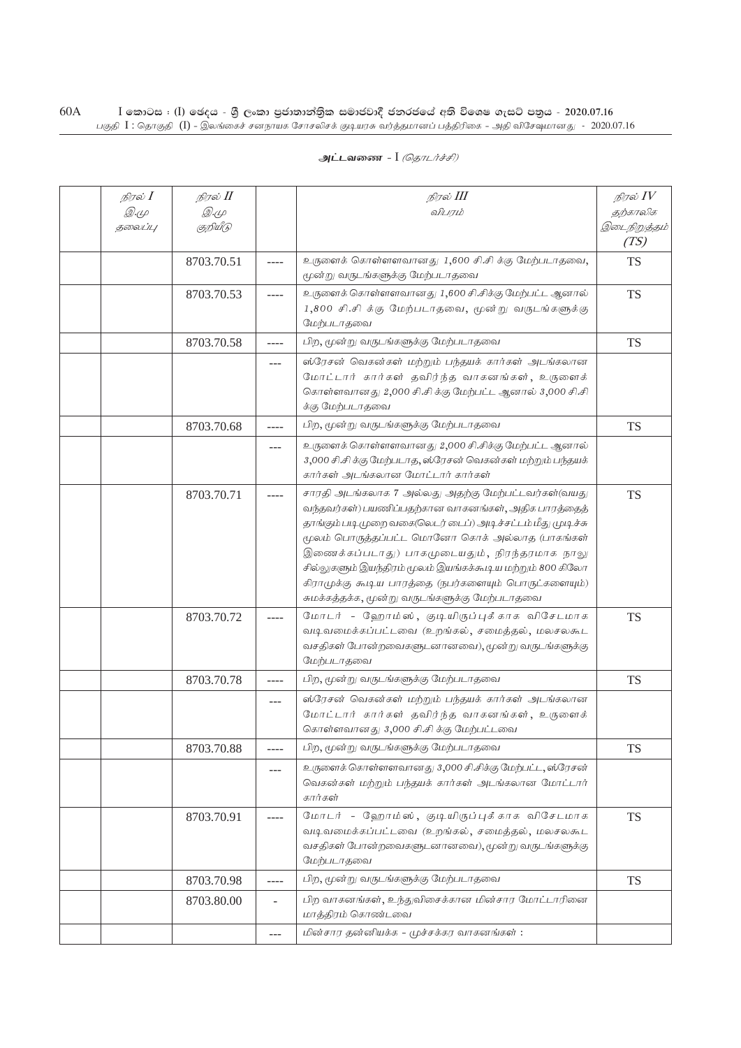**அட்டவணை - I** *(தொடர்ச்சி)*

| | *நிரல் I* *இ.மு தலைப்பு* | *நிரல் II* *இ.மு குறியீடு* | | *நிரல் III* *விபரம்* | *நிரல் IV* *தற்காலிக இடைநிறுத்தம் (TS)* |
|---|---|---|---|---|---|
| | | 8703.70.51 | ---- | உருளைக் கொள்ளளவானது 1,600 சி.சி க்கு மேற்படாதவை, மூன்று வருடங்களுக்கு மேற்படாதவை | TS |
| | | 8703.70.53 | ---- | உருளைக் கொள்ளளவானது 1,600 சி.சிக்கு மேற்பட்ட ஆனால் 1,800 சி.சி க்கு மேற்படாதவை, மூன்று வருடங்களுக்கு மேற்படாதவை | TS |
| | | 8703.70.58 | ---- | பிற, மூன்று வருடங்களுக்கு மேற்படாதவை | TS |
| | | | --- | ஸ்ரேசன் வெகன்கள் மற்றும் பந்தயக் கார்கள் அடங்கலான மோட்டார் கார்கள் தவிர்ந்த வாகனங்கள், உருளைக் கொள்ளவானது 2,000 சி.சி க்கு மேற்பட்ட ஆனால் 3,000 சி.சி க்கு மேற்படாதவை | |
| | | 8703.70.68 | ---- | பிற, மூன்று வருடங்களுக்கு மேற்படாதவை | TS |
| | | | --- | உருளைக் கொள்ளளவானது 2,000 சி.சிக்கு மேற்பட்ட ஆனால் 3,000 சி.சி க்கு மேற்படாத, ஸ்ரேசன் வெகன்கள் மற்றும் பந்தயக் கார்கள் அடங்கலான மோட்டார் கார்கள் | |
| | | 8703.70.71 | ---- | சாரதி அடங்கலாக 7 அல்லது அதற்கு மேற்பட்டவர்கள்(வயது வந்தவர்கள்) பயணிப்பதற்கான வாகனங்கள், அதிக பாரத்தைத் தாங்கும் படிமுறை வகை(லைடர் டைப்) அடிச்சட்டம் மீது முடிச்சு மூலம் பொருத்தப்பட்ட மொனோ கொக் அல்லாத (பாகங்கள் இணைக்கப்படாத) பாகமுடையதும், நிரந்தரமாக நாலு சில்லுகளும் இயந்திரம் மூலம் இயங்கக்கூடிய மற்றும் 800 கிலோ கிராமுக்கு கூடிய பாரத்தை (நபர்களையும் பொருட்களையும்) சுமக்கத்தக்க, மூன்று வருடங்களுக்கு மேற்படாதவை | TS |
| | | 8703.70.72 | ---- | மோடர் - ஹோம்ஸ், குடியிருப்புக்காக விசேடமாக வடிவமைக்கப்பட்டவை (உறங்கல், சமைத்தல், மலசலகூட வசதிகள் போன்றவைகளுடனானவை), மூன்று வருடங்களுக்கு மேற்படாதவை | TS |
| | | 8703.70.78 | ---- | பிற, மூன்று வருடங்களுக்கு மேற்படாதவை | TS |
| | | | --- | ஸ்ரேசன் வெகன்கள் மற்றும் பந்தயக் கார்கள் அடங்கலான மோட்டார் கார்கள் தவிர்ந்த வாகனங்கள், உருளைக் கொள்ளவானது 3,000 சி.சி க்கு மேற்பட்டவை | |
| | | 8703.70.88 | ---- | பிற, மூன்று வருடங்களுக்கு மேற்படாதவை | TS |
| | | | --- | உருளைக் கொள்ளளவானது 3,000 சி.சிக்கு மேற்பட்ட, ஸ்ரேசன் வெகன்கள் மற்றும் பந்தயக் கார்கள் அடங்கலான மோட்டார் கார்கள் | |
| | | 8703.70.91 | ---- | மோடர் - ஹோம்ஸ், குடியிருப்புக்காக விசேடமாக வடிவமைக்கப்பட்டவை (உறங்கல், சமைத்தல், மலசலகூட வசதிகள் போன்றவைகளுடனானவை), மூன்று வருடங்களுக்கு மேற்படாதவை | TS |
| | | 8703.70.98 | ---- | பிற, மூன்று வருடங்களுக்கு மேற்படாதவை | TS |
| | | 8703.80.00 | - | பிற வாகனங்கள், உந்துவிசைக்கான மின்சார மோட்டாரினை மாத்திரம் கொண்டவை | |
| | | | --- | மின்சார தன்னியக்க - முச்சக்கர வாகனங்கள் : | |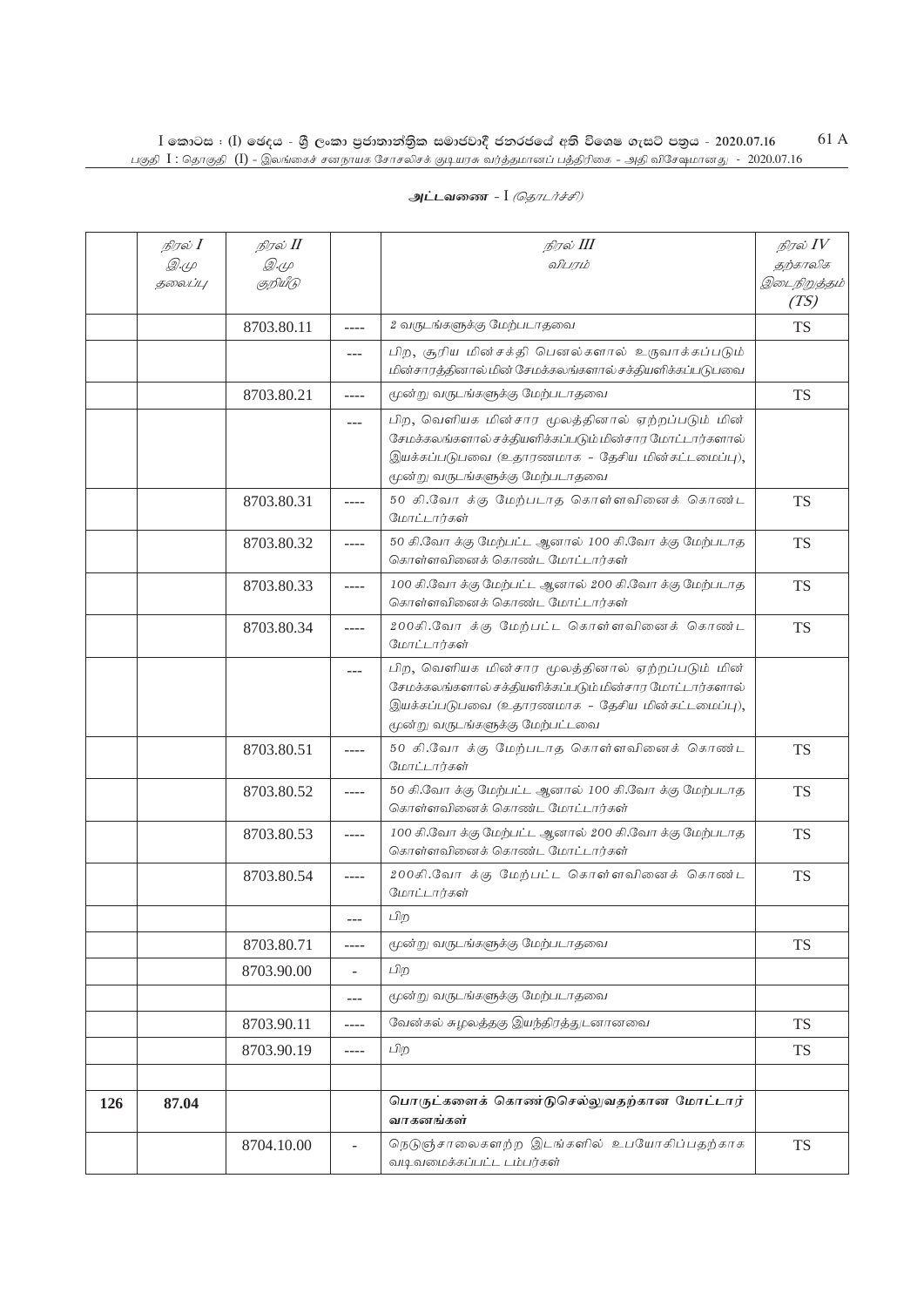**அட்டவணை - I** *(தொடர்ச்சி)*

| | *நிரல் I* *இ.மு தலைப்பு* | *நிரல் II* *இ.மு குறியீடு* | | *நிரல் III* *விபரம்* | *நிரல் IV* *தற்காலிக இடைநிறுத்தம் (TS)* |
|---|---|---|---|---|---|
| | | 8703.80.11 | ---- | 2 வருடங்களுக்கு மேற்படாதவை | TS |
| | | | --- | பிற, சூரிய மின்சக்தி பெனல்களால் உருவாக்கப்படும் மின்சாரத்தினால் மின் சேமக்கலங்களால் சக்தியளிக்கப்படுபவை | |
| | | 8703.80.21 | ---- | மூன்று வருடங்களுக்கு மேற்படாதவை | TS |
| | | | --- | பிற, வெளியக மின்சார மூலத்தினால் ஏற்றப்படும் மின் சேமக்கலங்களால் சக்தியளிக்கப்படும் மின்சார மோட்டார்களால் இயக்கப்படுபவை (உதாரணமாக - தேசிய மின்கட்டமைப்பு), மூன்று வருடங்களுக்கு மேற்படாதவை | |
| | | 8703.80.31 | ---- | 50 கி.வோ க்கு மேற்படாத கொள்ளவினைக் கொண்ட மோட்டார்கள் | TS |
| | | 8703.80.32 | ---- | 50 கி.வோ க்கு மேற்பட்ட ஆனால் 100 கி.வோ க்கு மேற்படாத கொள்ளவினைக் கொண்ட மோட்டார்கள் | TS |
| | | 8703.80.33 | ---- | 100 கி.வோ க்கு மேற்பட்ட ஆனால் 200 கி.வோ க்கு மேற்படாத கொள்ளவினைக் கொண்ட மோட்டார்கள் | TS |
| | | 8703.80.34 | ---- | 200கி.வோ க்கு மேற்பட்ட கொள்ளவினைக் கொண்ட மோட்டார்கள் | TS |
| | | | --- | பிற, வெளியக மின்சார மூலத்தினால் ஏற்றப்படும் மின் சேமக்கலங்களால் சக்தியளிக்கப்படும் மின்சார மோட்டார்களால் இயக்கப்படுபவை (உதாரணமாக - தேசிய மின்கட்டமைப்பு), மூன்று வருடங்களுக்கு மேற்பட்டவை | |
| | | 8703.80.51 | ---- | 50 கி.வோ க்கு மேற்படாத கொள்ளவினைக் கொண்ட மோட்டார்கள் | TS |
| | | 8703.80.52 | ---- | 50 கி.வோ க்கு மேற்பட்ட ஆனால் 100 கி.வோ க்கு மேற்படாத கொள்ளவினைக் கொண்ட மோட்டார்கள் | TS |
| | | 8703.80.53 | ---- | 100 கி.வோ க்கு மேற்பட்ட ஆனால் 200 கி.வோ க்கு மேற்படாத கொள்ளவினைக் கொண்ட மோட்டார்கள் | TS |
| | | 8703.80.54 | ---- | 200கி.வோ க்கு மேற்பட்ட கொள்ளவினைக் கொண்ட மோட்டார்கள் | TS |
| | | | --- | பிற | |
| | | 8703.80.71 | ---- | மூன்று வருடங்களுக்கு மேற்படாதவை | TS |
| | | 8703.90.00 | - | பிற | |
| | | | --- | மூன்று வருடங்களுக்கு மேற்படாதவை | |
| | | 8703.90.11 | ---- | வேன்கல் சுழலத்தகு இயந்திரத்துடனானவை | TS |
| | | 8703.90.19 | ---- | பிற | TS |
| | | | | | |
| **126** | **87.04** | | | **பொருட்களைக் கொண்டுசெல்லுவதற்கான மோட்டார் வாகனங்கள்** | |
| | | 8704.10.00 | - | நெடுஞ்சாலைகளற்ற இடங்களில் உபயோகிப்பதற்காக வடிவமைக்கப்பட்ட டம்பர்கள் | TS |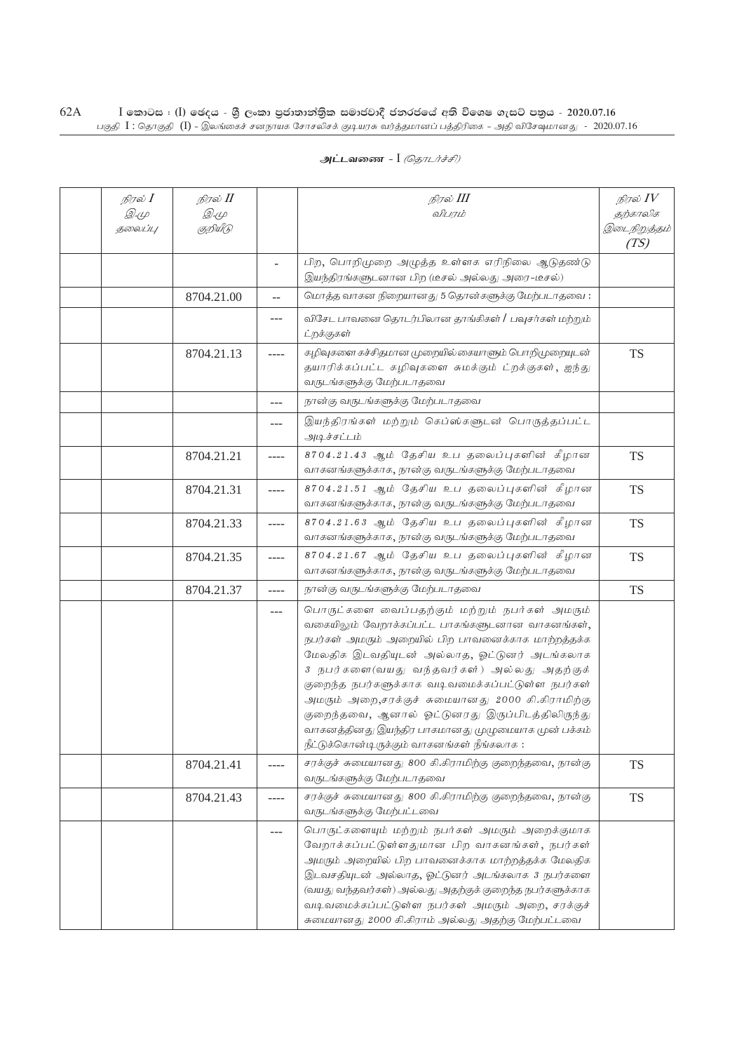**அட்டவணை - I** *(தொடர்ச்சி)*

| | *நிரல் I* *இ.மு* *தலைப்பு* | *நிரல் II* *இ.மு* *குறியீடு* | | *நிரல் III* *விபரம்* | *நிரல் IV* *தற்காலிக* *இடைநிறுத்தம்* *(TS)* |
|---|---|---|---|---|---|
| | | | - | பிற, பொறிமுறை அழுத்த உள்ளக எரிநிலை ஆடுதண்டு இயந்திரங்களுடனான பிற (டீசல் அல்லது அரை-டீசல்) | |
| | | 8704.21.00 | -- | மொத்த வாகன நிறையானது 5 தொன்களுக்கு மேற்படாதவை : | |
| | | | --- | விசேட பாவனை தொடர்பிலான தாங்கிகள் / பவுசர்கள் மற்றும் ட்றக்குகள் | |
| | | 8704.21.13 | ---- | கழிவுகளை சுச்சிதமான முறையில் கையாளும் பொறிமுறையுடன் தயாரிக்கப்பட்ட கழிவுகளை சுமக்கும் ட்றக்குகள், ஐந்து வருடங்களுக்கு மேற்படாதவை | TS |
| | | | --- | நான்கு வருடங்களுக்கு மேற்படாதவை | |
| | | | --- | இயந்திரங்கள் மற்றும் கெப்ஸ்களுடன் பொருத்தப்பட்ட அடிச்சட்டம் | |
| | | 8704.21.21 | ---- | 8704.21.43 ஆம் தேசிய உப தலைப்புகளின் கீழான வாகனங்களுக்காக, நான்கு வருடங்களுக்கு மேற்படாதவை | TS |
| | | 8704.21.31 | ---- | 8704.21.51 ஆம் தேசிய உப தலைப்புகளின் கீழான வாகனங்களுக்காக, நான்கு வருடங்களுக்கு மேற்படாதவை | TS |
| | | 8704.21.33 | ---- | 8704.21.63 ஆம் தேசிய உப தலைப்புகளின் கீழான வாகனங்களுக்காக, நான்கு வருடங்களுக்கு மேற்படாதவை | TS |
| | | 8704.21.35 | ---- | 8704.21.67 ஆம் தேசிய உப தலைப்புகளின் கீழான வாகனங்களுக்காக, நான்கு வருடங்களுக்கு மேற்படாதவை | TS |
| | | 8704.21.37 | ---- | நான்கு வருடங்களுக்கு மேற்படாதவை | TS |
| | | | --- | பொருட்களை வைப்பதற்கும் மற்றும் நபர்கள் அமரும் வகையிலும் வேறாக்கப்பட்ட பாகங்களுடனான வாகனங்கள், நபர்கள் அமரும் அறையில் பிற பாவனைக்காக மாற்றத்தக்க மேலதிக இடவதியுடன் அல்லாத, ஓட்டுனர் அடங்கலாக 3 நபர்களை(வயது வந்தவர்கள்) அல்லது அதற்குக் குறைந்த நபர்களுக்காக வடிவமைக்கப்பட்டுள்ள நபர்கள் அமரும் அறை,சரக்குச் சுமையானது 2000 கி.கிராமிற்கு குறைந்தவை, ஆனால் ஓட்டுனரது இருப்பிடத்திலிருந்து வாகனத்தினது இயந்திர பாகமானது முழுமையாக முன் பக்கம் நீட்டுக்கொண்டிருக்கும் வாகனங்கள் நீங்கலாக : | |
| | | 8704.21.41 | ---- | சரக்குச் சுமையானது 800 கி.கிராமிற்கு குறைந்தவை, நான்கு வருடங்களுக்கு மேற்படாதவை | TS |
| | | 8704.21.43 | ---- | சரக்குச் சுமையானது 800 கி.கிராமிற்கு குறைந்தவை, நான்கு வருடங்களுக்கு மேற்பட்டவை | TS |
| | | | --- | பொருட்களையும் மற்றும் நபர்கள் அமரும் அறைக்குமாக வேறாக்கப்பட்டுள்ளதுமான பிற வாகனங்கள், நபர்கள் அமரும் அறையில் பிற பாவனைக்காக மாற்றத்தக்க மேலதிக இடவசதியுடன் அல்லாத, ஓட்டுனர் அடங்கலாக 3 நபர்களை (வயது வந்தவர்கள்) அல்லது அதற்குக் குறைந்த நபர்களுக்காக வடிவமைக்கப்பட்டுள்ள நபர்கள் அமரும் அறை, சரக்குச் சுமையானது 2000 கி.கிராம் அல்லது அதற்கு மேற்பட்டவை | |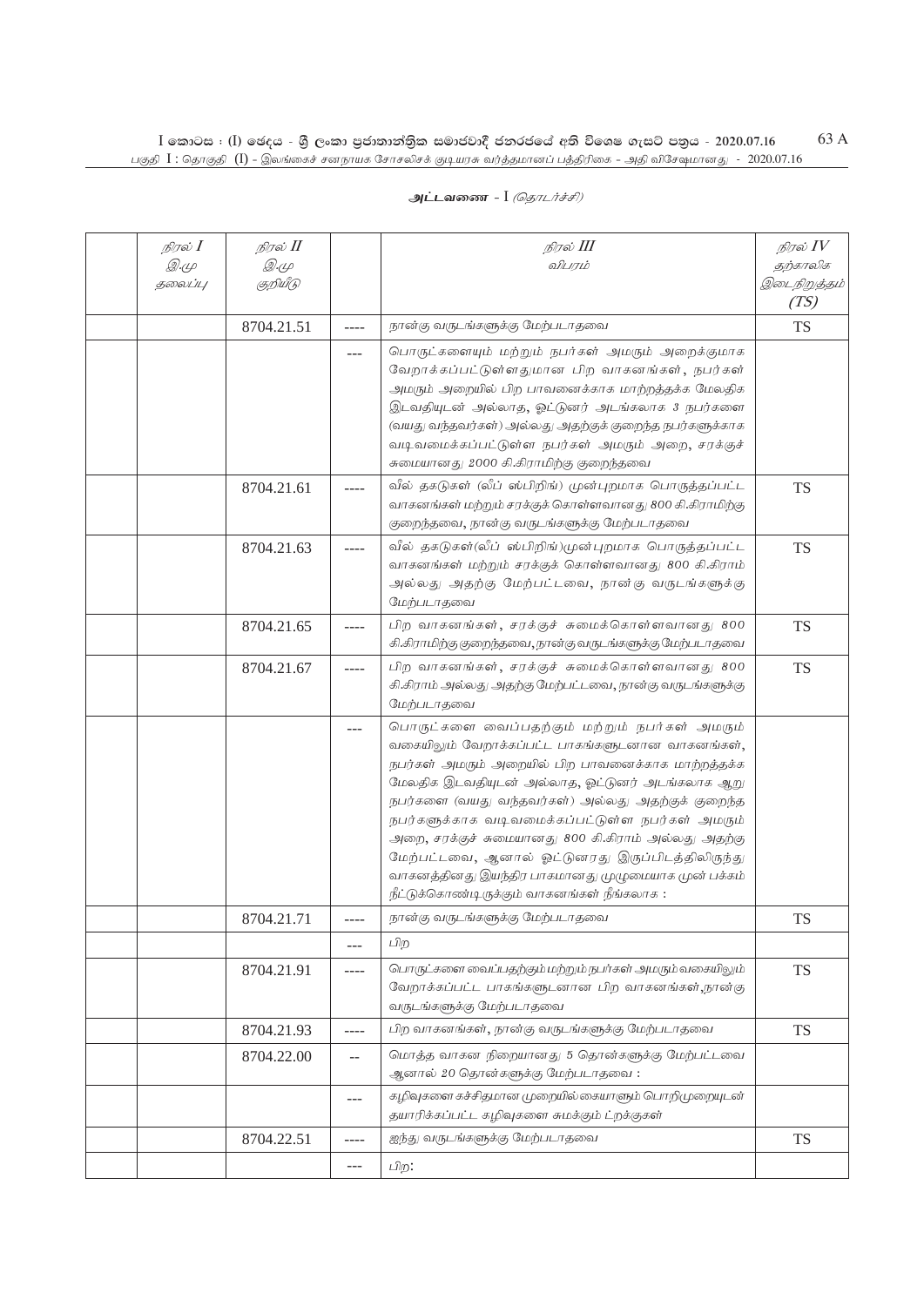**அட்டவணை - I** *(தொடர்ச்சி)*

| | *நிரல் I இ.மு தலைப்பு* | *நிரல் II இ.மு குறியீடு* | | *நிரல் III விபரம்* | *நிரல் IV தற்காலிக இடைநிறுத்தம் (TS)* |
|---|---|---|---|---|---|
| | | 8704.21.51 | ---- | நான்கு வருடங்களுக்கு மேற்படாதவை | TS |
| | | | --- | பொருட்களையும் மற்றும் நபர்கள் அமரும் அறைக்குமாக வேறாக்கப்பட்டுள்ளதுமான பிற வாகனங்கள், நபர்கள் அமரும் அறையில் பிற பாவனைக்காக மாற்றத்தக்க மேலதிக இடவதியுடன் அல்லாத, ஓட்டுனர் அடங்கலாக 3 நபர்களை (வயது வந்தவர்கள்) அல்லது அதற்குக் குறைந்த நபர்களுக்காக வடிவமைக்கப்பட்டுள்ள நபர்கள் அமரும் அறை, சரக்குச் சுமையானது 2000 கி.கிராமிற்கு குறைந்தவை | |
| | | 8704.21.61 | ---- | வீல் தகடுகள் (லீப் ஸ்பிறிங்) முன்புறமாக பொருத்தப்பட்ட வாகனங்கள் மற்றும் சரக்குக் கொள்ளவானது 800 கி.கிராமிற்கு குறைந்தவை, நான்கு வருடங்களுக்கு மேற்படாதவை | TS |
| | | 8704.21.63 | ---- | வீல் தகடுகள்(லீப் ஸ்பிறிங்)முன்புறமாக பொருத்தப்பட்ட வாகனங்கள் மற்றும் சரக்குக் கொள்ளவானது 800 கி.கிராம் அல்லது அதற்கு மேற்பட்டவை, நான்கு வருடங்களுக்கு மேற்படாதவை | TS |
| | | 8704.21.65 | ---- | பிற வாகனங்கள், சரக்குச் சுமைக்கொள்ளவானது 800 கி.கிராமிற்கு குறைந்தவை, நான்கு வருடங்களுக்கு மேற்படாதவை | TS |
| | | 8704.21.67 | ---- | பிற வாகனங்கள், சரக்குச் சுமைக்கொள்ளவானது 800 கி.கிராம் அல்லது அதற்கு மேற்பட்டவை, நான்கு வருடங்களுக்கு மேற்படாதவை | TS |
| | | | --- | பொருட்களை வைப்பதற்கும் மற்றும் நபர்கள் அமரும் வகையிலும் வேறாக்கப்பட்ட பாகங்களுடனான வாகனங்கள், நபர்கள் அமரும் அறையில் பிற பாவனைக்காக மாற்றத்தக்க மேலதிக இடவதியுடன் அல்லாத, ஓட்டுனர் அடங்கலாக ஆறு நபர்களை (வயது வந்தவர்கள்) அல்லது அதற்குக் குறைந்த நபர்களுக்காக வடிவமைக்கப்பட்டுள்ள நபர்கள் அமரும் அறை, சரக்குச் சுமையானது 800 கி.கிராம் அல்லது அதற்கு மேற்பட்டவை, ஆனால் ஓட்டுனரது இருப்பிடத்திலிருந்து வாகனத்தினது இயந்திர பாகமானது முழுமையாக முன் பக்கம் நீட்டுக்கொண்டிருக்கும் வாகனங்கள் நீங்கலாக : | |
| | | 8704.21.71 | ---- | நான்கு வருடங்களுக்கு மேற்படாதவை | TS |
| | | | --- | பிற | |
| | | 8704.21.91 | ---- | பொருட்களை வைப்பதற்கும் மற்றும் நபர்கள் அமரும் வகையிலும் வேறாக்கப்பட்ட பாகங்களுடனான பிற வாகனங்கள், நான்கு வருடங்களுக்கு மேற்படாதவை | TS |
| | | 8704.21.93 | ---- | பிற வாகனங்கள், நான்கு வருடங்களுக்கு மேற்படாதவை | TS |
| | | 8704.22.00 | -- | மொத்த வாகன நிறையானது 5 தொன்களுக்கு மேற்பட்டவை ஆனால் 20 தொன்களுக்கு மேற்படாதவை : | |
| | | | --- | கழிவுகளை கச்சிதமான முறையில் கையாளும் பொறிமுறையுடன் தயாரிக்கப்பட்ட கழிவுகளை சுமக்கும் ட்றக்குகள் | |
| | | 8704.22.51 | ---- | ஐந்து வருடங்களுக்கு மேற்படாதவை | TS |
| | | | --- | பிற: | |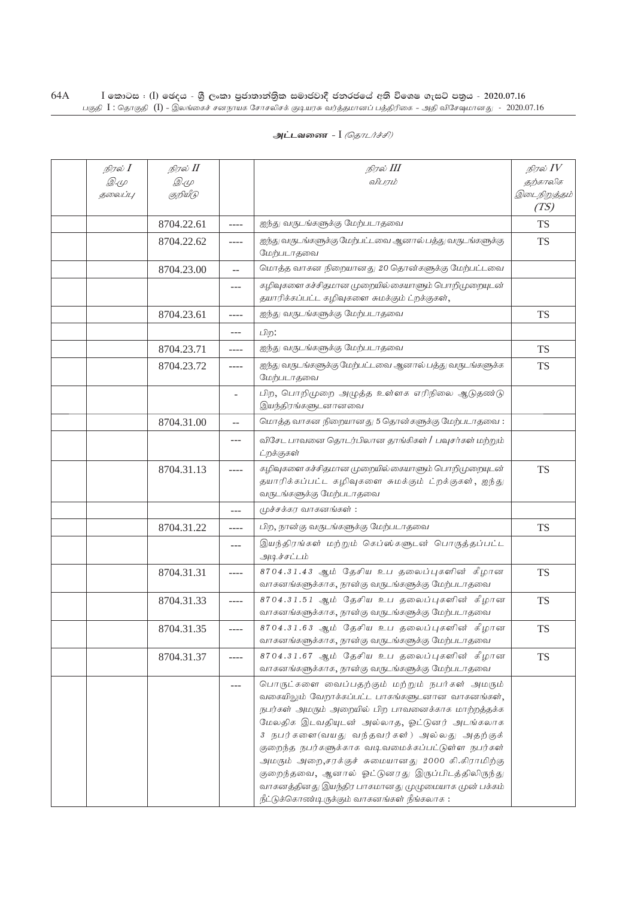**அட்டவணை - I** *(தொடர்ச்சி)*

| | *நிரல் I* *இ.மு தலைப்பு* | *நிரல் II* *இ.மு குறியீடு* | | *நிரல் III* *விபரம்* | *நிரல் IV* *தற்காலிக இடைநிறுத்தம் (TS)* |
|---|---|---|---|---|---|
| | | 8704.22.61 | ---- | ஐந்து வருடங்களுக்கு மேற்படாதவை | TS |
| | | 8704.22.62 | ---- | ஐந்து வருடங்களுக்கு மேற்பட்டவை ஆனால் பத்து வருடங்களுக்கு மேற்படாதவை | TS |
| | | 8704.23.00 | -- | மொத்த வாகன நிறையானது 20 தொன்களுக்கு மேற்பட்டவை | |
| | | | --- | கழிவுகளை கச்சிதமான முறையில் கையாளும் பொறிமுறையுடன் தயாரிக்கப்பட்ட கழிவுகளை சுமக்கும் ட்றக்குகள், | |
| | | 8704.23.61 | ---- | ஐந்து வருடங்களுக்கு மேற்படாதவை | TS |
| | | | --- | பிற: | |
| | | 8704.23.71 | ---- | ஐந்து வருடங்களுக்கு மேற்படாதவை | TS |
| | | 8704.23.72 | ---- | ஐந்து வருடங்களுக்கு மேற்பட்டவை ஆனால் பத்து வருடங்களுக்க மேற்படாதவை | TS |
| | | | - | பிற, பொறிமுறை அமுத்த உள்ளக எரிநிலை ஆடுதண்டு இயந்திரங்களுடனானவை | |
| | | 8704.31.00 | -- | மொத்த வாகன நிறையானது 5 தொன்களுக்கு மேற்படாதவை : | |
| | | | --- | விசேட பாவனை தொடர்பிலான தாங்கிகள் / பவுசர்கள் மற்றும் ட்றக்குகள் | |
| | | 8704.31.13 | ---- | கழிவுகளை கச்சிதமான முறையில் கையாளும் பொறிமுறையுடன் தயாரிக்கப்பட்ட கழிவுகளை சுமக்கும் ட்றக்குகள், ஐந்து வருடங்களுக்கு மேற்படாதவை | TS |
| | | | --- | முச்சக்கர வாகனங்கள் : | |
| | | 8704.31.22 | ---- | பிற, நான்கு வருடங்களுக்கு மேற்படாதவை | TS |
| | | | --- | இயந்திரங்கள் மற்றும் கெப்ஸ்களுடன் பொருத்தப்பட்ட அடிச்சட்டம் | |
| | | 8704.31.31 | ---- | 8704.31.43 ஆம் தேசிய உப தலைப்புகளின் கீழான வாகனங்களுக்காக, நான்கு வருடங்களுக்கு மேற்படாதவை | TS |
| | | 8704.31.33 | ---- | 8704.31.51 ஆம் தேசிய உப தலைப்புகளின் கீழான வாகனங்களுக்காக, நான்கு வருடங்களுக்கு மேற்படாதவை | TS |
| | | 8704.31.35 | ---- | 8704.31.63 ஆம் தேசிய உப தலைப்புகளின் கீழான வாகனங்களுக்காக, நான்கு வருடங்களுக்கு மேற்படாதவை | TS |
| | | 8704.31.37 | ---- | 8704.31.67 ஆம் தேசிய உப தலைப்புகளின் கீழான வாகனங்களுக்காக, நான்கு வருடங்களுக்கு மேற்படாதவை | TS |
| | | | --- | பொருட்களை வைப்பதற்கும் மற்றும் நபர்கள் அமரும் வகையிலும் வேறாக்கப்பட்ட பாகங்களுடனான வாகனங்கள், நபர்கள் அமரும் அறையில் பிற பாவனைக்காக மாற்றத்தக்க மேலதிக இடவதியுடன் அல்லாத, ஓட்டுனர் அடங்கலாக 3 நபர்களை(வயது வந்தவர்கள்) அல்லது அதற்குக் குறைந்த நபர்களுக்காக வடிவமைக்கப்பட்டுள்ள நபர்கள் அமரும் அறை,சரக்குச் சுமையானது 2000 கி.கிராமிற்கு குறைந்தவை, ஆனால் ஓட்டுனரது இருப்பிடத்திலிருந்து வாகனத்தினது இயந்திர பாகமானது முழுமையாக முன் பக்கம் நீட்டுக்கொண்டிருக்கும் வாகனங்கள் நீங்கலாக : | |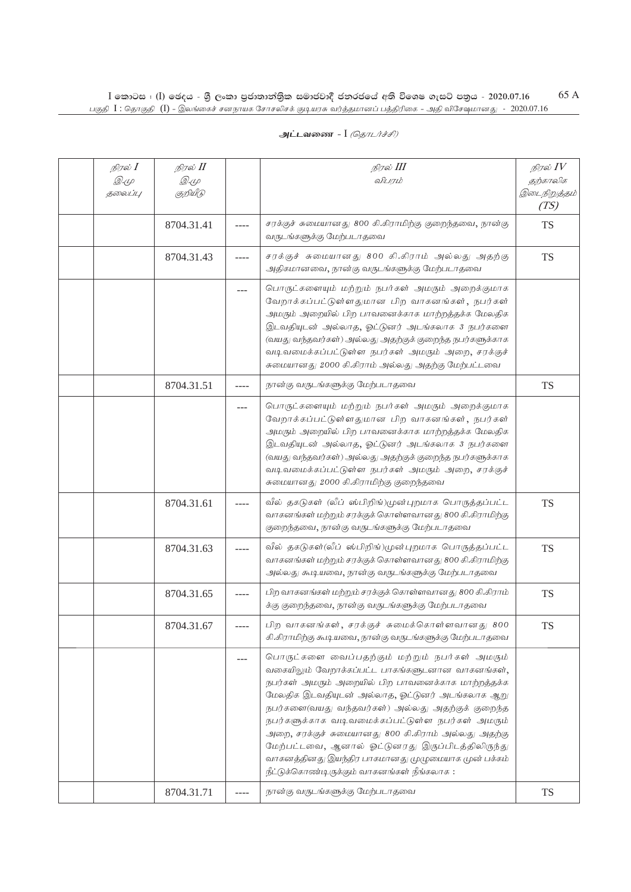**அட்டவணை - I** *(தொடர்ச்சி)*

| | *நிரல் I* *இ.மு தலைப்பு* | *நிரல் II* *இ.மு குறியீடு* | | *நிரல் III* *விபரம்* | *நிரல் IV* *தற்காலிக இடைநிறுத்தம் (TS)* |
|---|---|---|---|---|---|
| | | 8704.31.41 | ---- | சரக்குச் சுமையானது 800 கி.கிராமிற்கு குறைந்தவை, நான்கு வருடங்களுக்கு மேற்படாதவை | TS |
| | | 8704.31.43 | ---- | சரக்குச் சுமையானது 800 கி.கிராம் அல்லது அதற்கு அதிகமானவை, நான்கு வருடங்களுக்கு மேற்படாதவை | TS |
| | | | --- | பொருட்களையும் மற்றும் நபர்கள் அமரும் அறைக்குமாக வேறாக்கப்பட்டுள்ளதுமான பிற வாகனங்கள், நபர்கள் அமரும் அறையில் பிற பாவனைக்காக மாற்றத்தக்க மேலதிக இடவதியுடன் அல்லாத, ஓட்டுனர் அடங்கலாக 3 நபர்களை (வயது வந்தவர்கள்) அல்லது அதற்குக் குறைந்த நபர்களுக்காக வடிவமைக்கப்பட்டுள்ள நபர்கள் அமரும் அறை, சரக்குச் சுமையானது 2000 கி.கிராம் அல்லது அதற்கு மேற்பட்டவை | |
| | | 8704.31.51 | ---- | நான்கு வருடங்களுக்கு மேற்படாதவை | TS |
| | | | --- | பொருட்களையும் மற்றும் நபர்கள் அமரும் அறைக்குமாக வேறாக்கப்பட்டுள்ளதுமான பிற வாகனங்கள், நபர்கள் அமரும் அறையில் பிற பாவனைக்காக மாற்றத்தக்க மேலதிக இடவதியுடன் அல்லாத, ஓட்டுனர் அடங்கலாக 3 நபர்களை (வயது வந்தவர்கள்) அல்லது அதற்குக் குறைந்த நபர்களுக்காக வடிவமைக்கப்பட்டுள்ள நபர்கள் அமரும் அறை, சரக்குச் சுமையானது 2000 கி.கிராமிற்கு குறைந்தவை | |
| | | 8704.31.61 | ---- | வீல் தகடுகள் (லீப் ஸ்பிறிங்)முன்புறமாக பொருத்தப்பட்ட வாகனங்கள் மற்றும் சரக்குக் கொள்ளவானது 800 கி.கிராமிற்கு குறைந்தவை, நான்கு வருடங்களுக்கு மேற்படாதவை | TS |
| | | 8704.31.63 | ---- | வீல் தகடுகள்(லீப் ஸ்பிறிங்)முன்புறமாக பொருத்தப்பட்ட வாகனங்கள் மற்றும் சரக்குக் கொள்ளவானது 800 கி.கிராமிற்கு அல்லது கூடியவை, நான்கு வருடங்களுக்கு மேற்படாதவை | TS |
| | | 8704.31.65 | ---- | பிற வாகனங்கள் மற்றும் சரக்குக் கொள்ளவானது 800 கி.கிராம் க்கு குறைந்தவை, நான்கு வருடங்களுக்கு மேற்படாதவை | TS |
| | | 8704.31.67 | ---- | பிற வாகனங்கள், சரக்குச் சுமைக்கொள்ளவானது 800 கி.கிராமிற்கு கூடியவை, நான்கு வருடங்களுக்கு மேற்படாதவை | TS |
| | | | --- | பொருட்களை வைப்பதற்கும் மற்றும் நபர்கள் அமரும் வகையிலும் வேறாக்கப்பட்ட பாகங்களுடனான வாகனங்கள், நபர்கள் அமரும் அறையில் பிற பாவனைக்காக மாற்றத்தக்க மேலதிக இடவதியுடன் அல்லாத, ஓட்டுனர் அடங்கலாக ஆறு நபர்களை(வயது வந்தவர்கள்) அல்லது அதற்குக் குறைந்த நபர்களுக்காக வடிவமைக்கப்பட்டுள்ள நபர்கள் அமரும் அறை, சரக்குச் சுமையானது 800 கி.கிராம் அல்லது அதற்கு மேற்பட்டவை, ஆனால் ஓட்டுனரது இருப்பிடத்திலிருந்து வாகனத்தினது இயந்திர பாகமானது முழுமையாக முன் பக்கம் நீட்டுக்கொண்டிருக்கும் வாகனங்கள் நீங்கலாக : | |
| | | 8704.31.71 | ---- | நான்கு வருடங்களுக்கு மேற்படாதவை | TS |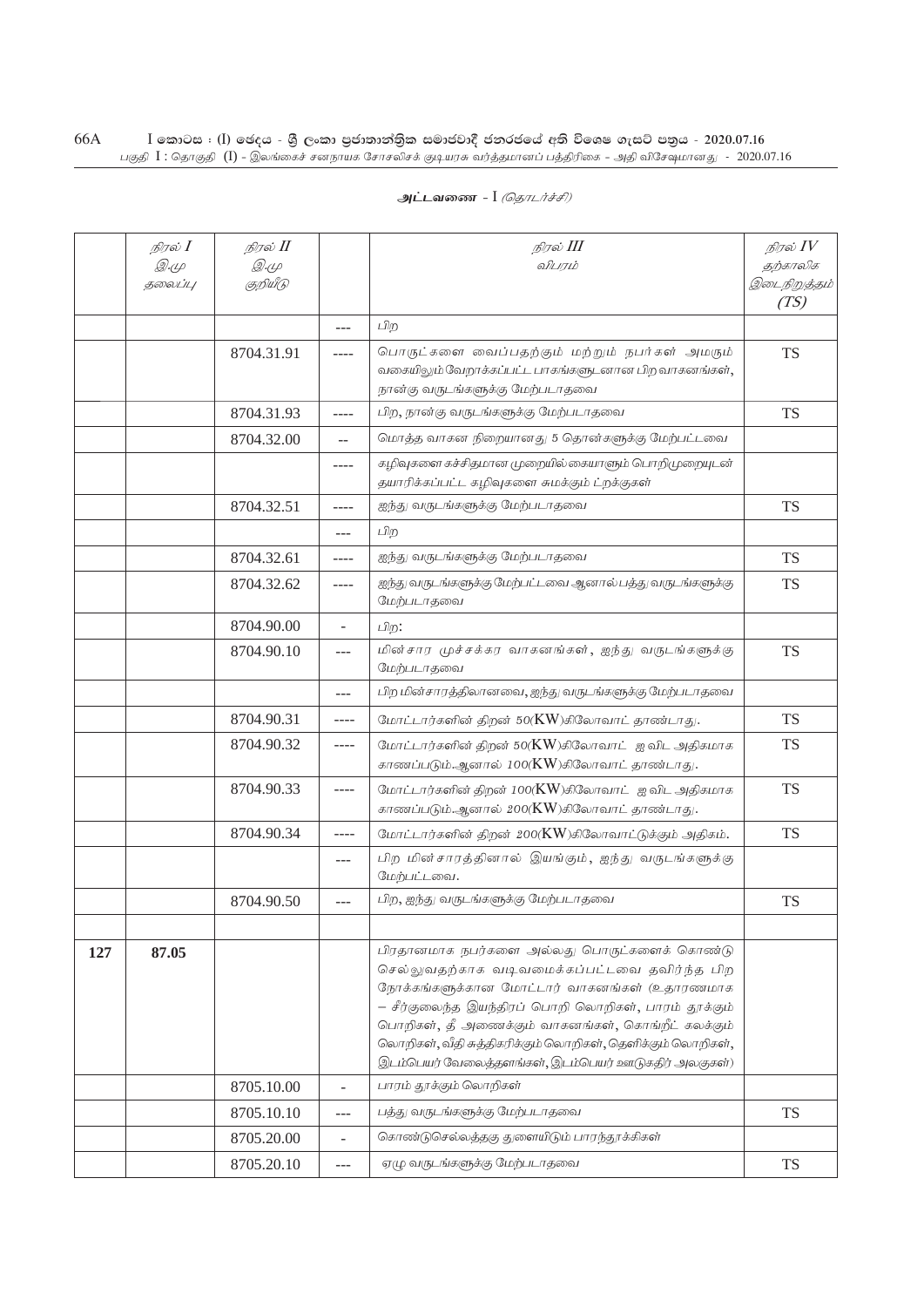**அட்டவணை - I** *(தொடர்ச்சி)*

| | *நிரல் I* *இ.மு தலைப்பு* | *நிரல் II* *இ.மு குறியீடு* | | *நிரல் III* *விபரம்* | *நிரல் IV* *தற்காலிக இடைநிறுத்தம் (TS)* |
|---|---|---|---|---|---|
| | | | --- | பிற | |
| | | 8704.31.91 | ---- | பொருட்களை வைப்பதற்கும் மற்றும் நபர்கள் அமரும் வகையிலும் வேறாக்கப்பட்ட பாகங்களுடனான பிற வாகனங்கள், நான்கு வருடங்களுக்கு மேற்படாதவை | TS |
| | | 8704.31.93 | ---- | பிற, நான்கு வருடங்களுக்கு மேற்படாதவை | TS |
| | | 8704.32.00 | -- | மொத்த வாகன நிறையானது 5 தொன்களுக்கு மேற்பட்டவை | |
| | | | ---- | கழிவுகளை சுச்சிதமான முறையில் கையாளும் பொறிமுறையுடன் தயாரிக்கப்பட்ட கழிவுகளை சுமக்கும் ட்றக்குகள் | |
| | | 8704.32.51 | ---- | ஐந்து வருடங்களுக்கு மேற்படாதவை | TS |
| | | | --- | பிற | |
| | | 8704.32.61 | ---- | ஐந்து வருடங்களுக்கு மேற்படாதவை | TS |
| | | 8704.32.62 | ---- | ஐந்து வருடங்களுக்கு மேற்பட்டவை ஆனால் பத்து வருடங்களுக்கு மேற்படாதவை | TS |
| | | 8704.90.00 | - | பிற: | |
| | | 8704.90.10 | --- | மின்சார முச்சக்கர வாகனங்கள், ஐந்து வருடங்களுக்கு மேற்படாதவை | TS |
| | | | --- | பிற மின்சாரத்திலானவை, ஐந்து வருடங்களுக்கு மேற்படாதவை | |
| | | 8704.90.31 | ---- | மோட்டார்களின் திறன் 50(KW)கிலோவாட் தாண்டாது. | TS |
| | | 8704.90.32 | ---- | மோட்டார்களின் திறன் 50(KW)கிலோவாட் ஐ விட அதிகமாக காணப்படும்.ஆனால் 100(KW)கிலோவாட் தாண்டாது. | TS |
| | | 8704.90.33 | ---- | மோட்டார்களின் திறன் 100(KW)கிலோவாட் ஐ விட அதிகமாக காணப்படும்.ஆனால் 200(KW)கிலோவாட் தாண்டாது. | TS |
| | | 8704.90.34 | ---- | மோட்டார்களின் திறன் 200(KW)கிலோவாட்டுக்கும் அதிகம். | TS |
| | | | --- | பிற மின்சாரத்தினால் இயங்கும், ஐந்து வருடங்களுக்கு மேற்பட்டவை. | |
| | | 8704.90.50 | --- | பிற, ஐந்து வருடங்களுக்கு மேற்படாதவை | TS |
| | | | | | |
| **127** | **87.05** | | | பிரதானமாக நபர்களை அல்லது பொருட்களைக் கொண்டு செல்லுவதற்காக வடிவமைக்கப்பட்டவை தவிர்ந்த பிற நோக்கங்களுக்கான மோட்டார் வாகனங்கள் (உதாரணமாக – சீர்குலைந்த இயந்திரப் பொறி லொறிகள், பாரம் தூக்கும் பொறிகள், தீ அணைக்கும் வாகனங்கள், கொங்றீட் கலக்கும் லொறிகள், வீதி சுத்திகரிக்கும் லொறிகள், தெளிக்கும் லொறிகள், இடம்பெயர் வேலைத்தளங்கள், இடம்பெயர் ஊடுகதிர் அலகுகள்) | |
| | | 8705.10.00 | - | பாரம் தூக்கும் லொறிகள் | |
| | | 8705.10.10 | --- | பத்து வருடங்களுக்கு மேற்படாதவை | TS |
| | | 8705.20.00 | - | கொண்டுசெல்லத்தகு துளையிடும் பாரந்தூக்கிகள் | |
| | | 8705.20.10 | --- | ஏழு வருடங்களுக்கு மேற்படாதவை | TS |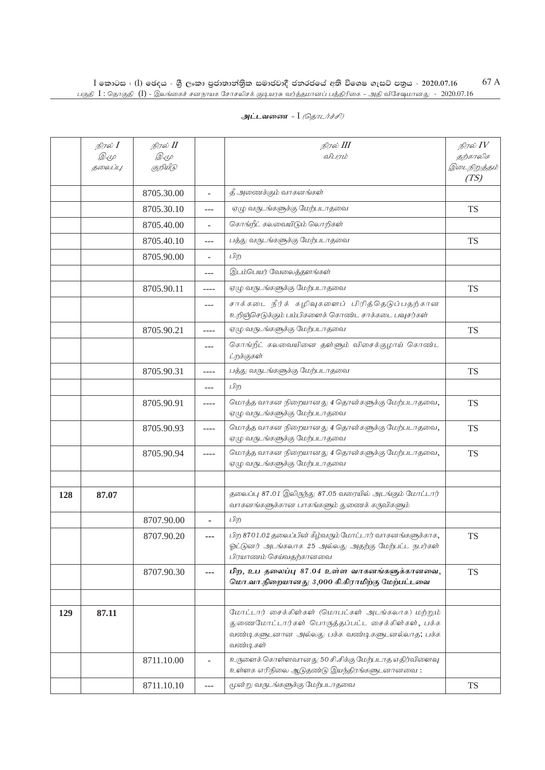**அட்டவணை** - I *(தொடர்ச்சி)*

| | *நிரல் I இ.மு தலைப்பு* | *நிரல் II இ.மு குறியீடு* | | *நிரல் III விபரம்* | *நிரல் IV தற்காலிக இடைநிறுத்தம் (TS)* |
|---|---|---|---|---|---|
| | | 8705.30.00 | - | தீ அணைக்கும் வாகனங்கள் | |
| | | 8705.30.10 | --- | ஏழு வருடங்களுக்கு மேற்படாதவை | TS |
| | | 8705.40.00 | - | கொங்றீட் கலவையிடும் லொறிகள் | |
| | | 8705.40.10 | --- | பத்து வருடங்களுக்கு மேற்படாதவை | TS |
| | | 8705.90.00 | - | பிற | |
| | | | --- | இடம்பெயர் வேலைத்தளங்கள் | |
| | | 8705.90.11 | ---- | ஏழு வருடங்களுக்கு மேற்படாதவை | TS |
| | | | --- | சாக்கடை நீர்க் கழிவுகளைப் பிரித்தெடுப்பதற்கான உறிஞ்செடுக்கும் பம்பிகளைக் கொண்ட சாக்கடை பவுசர்கள் | |
| | | 8705.90.21 | ---- | ஏழு வருடங்களுக்கு மேற்படாதவை | TS |
| | | | --- | கொங்றீட் கலவையினை தள்ளும் விசைக்குழாய் கொண்ட ட்றக்குகள் | |
| | | 8705.90.31 | ---- | பத்து வருடங்களுக்கு மேற்படாதவை | TS |
| | | | --- | பிற | |
| | | 8705.90.91 | ---- | மொத்த வாகன நிறையானது 4 தொன்களுக்கு மேற்படாதவை, ஏழு வருடங்களுக்கு மேற்படாதவை | TS |
| | | 8705.90.93 | ---- | மொத்த வாகன நிறையானது 4 தொன்களுக்கு மேற்படாதவை, ஏழு வருடங்களுக்கு மேற்படாதவை | TS |
| | | 8705.90.94 | ---- | மொத்த வாகன நிறையானது 4 தொன்களுக்கு மேற்படாதவை, ஏழு வருடங்களுக்கு மேற்படாதவை | TS |
| | | | | | |
| **128** | **87.07** | | | தலைப்பு 87.01 இலிருந்து 87.05 வரையில் அடங்கும் மோட்டார் வாகனங்களுக்கான பாகங்களும் துணைக் கருவிகளும் | |
| | | 8707.90.00 | - | பிற | |
| | | 8707.90.20 | --- | பிற 8701.02 தலைப்பின் கீழ்வரும் மோட்டார் வாகனங்களுக்காக, ஓட்டுனர் அடங்கலாக 25 அல்லது அதற்கு மேற்பட்ட நபர்கள் பிரயாணம் செய்வதற்கானவை | TS |
| | | 8707.90.30 | --- | **பிற, உப தலைப்பு 87.04 உள்ள வாகனங்களுக்கானவை, மொ.வா.நிறையானது 3,000 கி.கிராமிற்கு மேற்பட்டவை** | TS |
| | | | | | |
| **129** | **87.11** | | | மோட்டார் சைக்கிள்கள் (மொபட்கள் அடங்கலாக) மற்றும் துணைமோட்டார்கள் பொருத்தப்பட்ட சைக்கிள்கள், பக்க வண்டிகளுடனான அல்லது பக்க வண்டிகளுடனல்லாத; பக்க வண்டிகள் | |
| | | 8711.10.00 | - | உருளைக் கொள்ளவானது 50 சி.சிக்கு மேற்படாத எதிர்விளைவு உள்ளக எரிநிலை ஆடுதண்டு இயந்திரங்களுடனானவை : | |
| | | 8711.10.10 | --- | மூன்று வருடங்களுக்கு மேற்படாதவை | TS |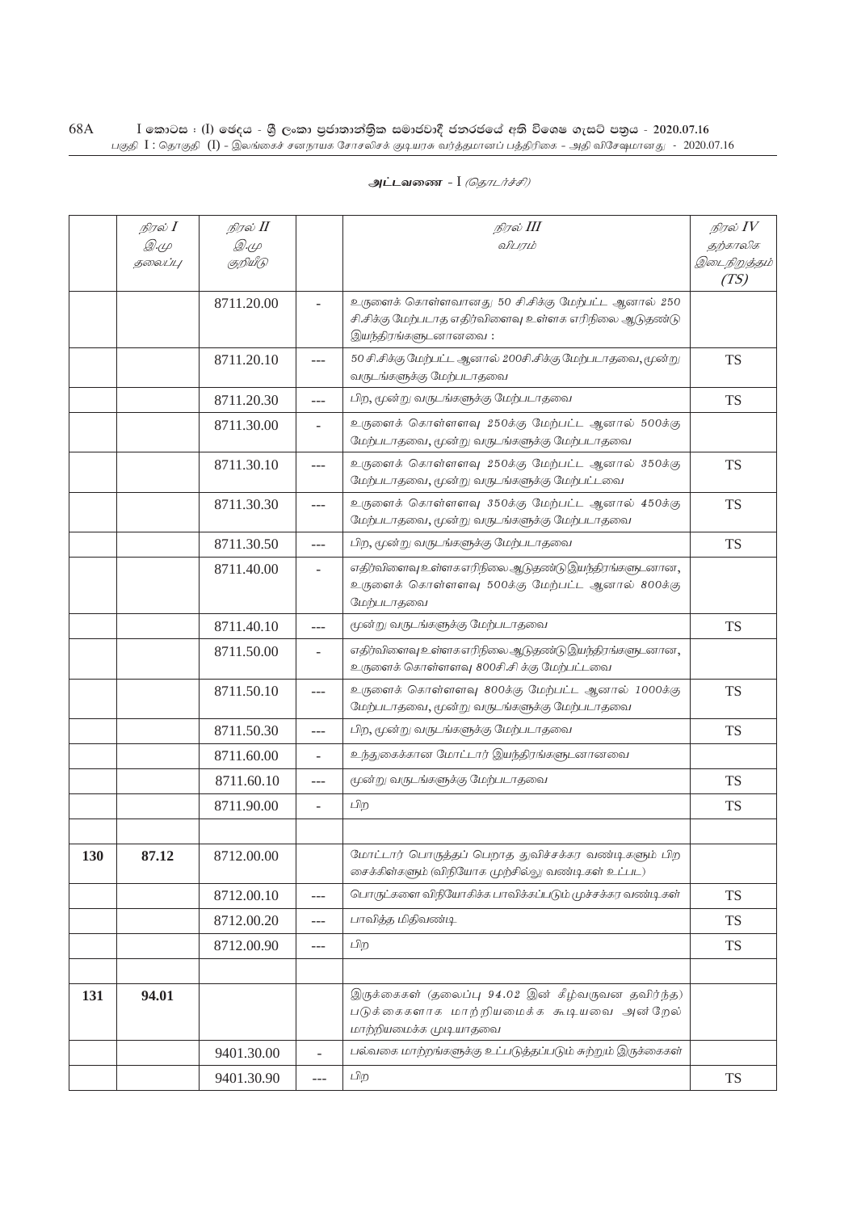## அட்டவணை - I *(தொடர்ச்சி)*

| | *நிரல் I* *இ.மு தலைப்பு* | *நிரல் II* *இ.மு குறியீடு* | | *நிரல் III* *விபரம்* | *நிரல் IV* *தற்காலிக இடைநிறுத்தம் (TS)* |
|---|---|---|---|---|---|
| | | 8711.20.00 | - | உருளைக் கொள்ளவானது 50 சி.சிக்கு மேற்பட்ட ஆனால் 250 சி.சிக்கு மேற்படாத எதிர்விளைவு உள்ளக எரிநிலை ஆடுதண்டு இயந்திரங்களுடனானவை : | |
| | | 8711.20.10 | --- | 50 சி.சிக்கு மேற்பட்ட ஆனால் 200சி.சிக்கு மேற்படாதவை, மூன்று வருடங்களுக்கு மேற்படாதவை | TS |
| | | 8711.20.30 | --- | பிற, மூன்று வருடங்களுக்கு மேற்படாதவை | TS |
| | | 8711.30.00 | - | உருளைக் கொள்ளளவு 250க்கு மேற்பட்ட ஆனால் 500க்கு மேற்படாதவை, மூன்று வருடங்களுக்கு மேற்படாதவை | |
| | | 8711.30.10 | --- | உருளைக் கொள்ளளவு 250க்கு மேற்பட்ட ஆனால் 350க்கு மேற்படாதவை, மூன்று வருடங்களுக்கு மேற்பட்டவை | TS |
| | | 8711.30.30 | --- | உருளைக் கொள்ளளவு 350க்கு மேற்பட்ட ஆனால் 450க்கு மேற்படாதவை, மூன்று வருடங்களுக்கு மேற்படாதவை | TS |
| | | 8711.30.50 | --- | பிற, மூன்று வருடங்களுக்கு மேற்படாதவை | TS |
| | | 8711.40.00 | - | எதிர்விளைவு உள்ளக எரிநிலை ஆடுதண்டு இயந்திரங்களுடனான, உருளைக் கொள்ளளவு 500க்கு மேற்பட்ட ஆனால் 800க்கு மேற்படாதவை | |
| | | 8711.40.10 | --- | மூன்று வருடங்களுக்கு மேற்படாதவை | TS |
| | | 8711.50.00 | - | எதிர்விளைவு உள்ளக எரிநிலை ஆடுதண்டு இயந்திரங்களுடனான, உருளைக் கொள்ளளவு 800சி.சி க்கு மேற்பட்டவை | |
| | | 8711.50.10 | --- | உருளைக் கொள்ளளவு 800க்கு மேற்பட்ட ஆனால் 1000க்கு மேற்படாதவை, மூன்று வருடங்களுக்கு மேற்படாதவை | TS |
| | | 8711.50.30 | --- | பிற, மூன்று வருடங்களுக்கு மேற்படாதவை | TS |
| | | 8711.60.00 | - | உந்துகைக்கான மோட்டார் இயந்திரங்களுடனானவை | |
| | | 8711.60.10 | --- | மூன்று வருடங்களுக்கு மேற்படாதவை | TS |
| | | 8711.90.00 | - | பிற | TS |
| | | | | | |
| **130** | **87.12** | 8712.00.00 | | மோட்டார் பொருத்தப் பெறாத துவிச்சக்கர வண்டிகளும் பிற சைக்கிள்களும் (விநியோக முச்சில்லு வண்டிகள் உட்பட) | |
| | | 8712.00.10 | --- | பொருட்களை விநியோகிக்க பாவிக்கப்படும் முச்சக்கர வண்டிகள் | TS |
| | | 8712.00.20 | --- | பாவித்த மிதிவண்டி | TS |
| | | 8712.00.90 | --- | பிற | TS |
| | | | | | |
| **131** | **94.01** | | | இருக்கைகள் (தலைப்பு 94.02 இன் கீழ்வருவன தவிர்ந்த) படுக்கைகளாக மாற்றியமைக்க கூடியவை அன்றேல் மாற்றியமைக்க முடியாதவை | |
| | | 9401.30.00 | - | பல்வகை மாற்றங்களுக்கு உட்படுத்தப்படும் சுற்றும் இருக்கைகள் | |
| | | 9401.30.90 | --- | பிற | TS |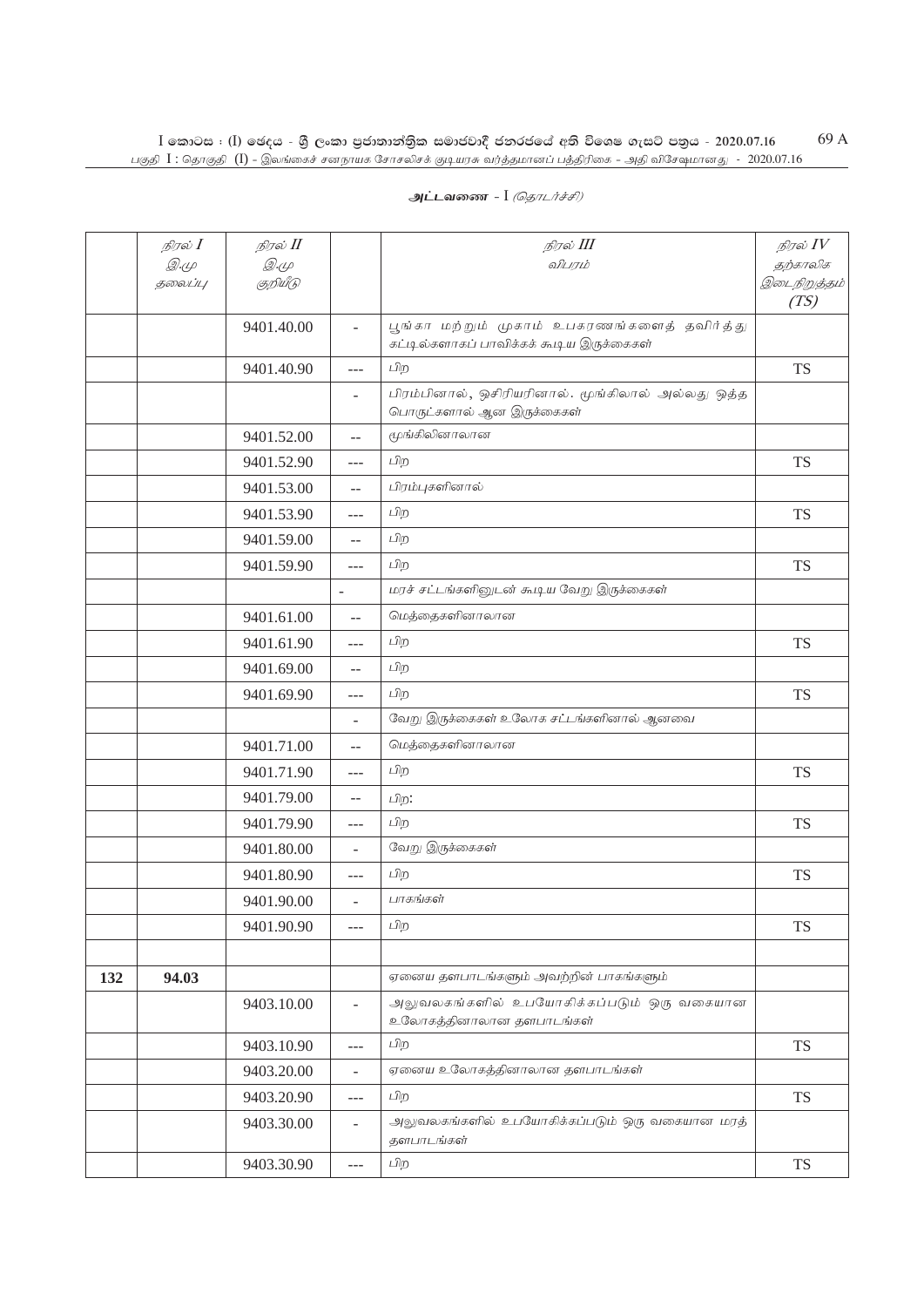**அட்டவணை** - I *(தொடர்ச்சி)*

| | *நிரல் I* *இ.மு தலைப்பு* | *நிரல் II* *இ.மு குறியீடு* | | *நிரல் III* *விபரம்* | *நிரல் IV* *தற்காலிக இடைநிறுத்தம் (TS)* |
|---|---|---|---|---|---|
| | | 9401.40.00 | - | பூங்கா மற்றும் முகாம் உபகரணங்களைத் தவிர்த்து கட்டில்களாகப் பாவிக்கக் கூடிய இருக்கைகள் | |
| | | 9401.40.90 | --- | பிற | TS |
| | | | - | பிரம்பினால், ஒசிரியரினால். மூங்கிலால் அல்லது ஒத்த பொருட்களால் ஆன இருக்கைகள் | |
| | | 9401.52.00 | -- | மூங்கிலினாலான | |
| | | 9401.52.90 | --- | பிற | TS |
| | | 9401.53.00 | -- | பிரம்புகளினால் | |
| | | 9401.53.90 | --- | பிற | TS |
| | | 9401.59.00 | -- | பிற | |
| | | 9401.59.90 | --- | பிற | TS |
| | | | - | மரச் சட்டங்களினுடன் கூடிய வேறு இருக்கைகள் | |
| | | 9401.61.00 | -- | மெத்தைகளினாலான | |
| | | 9401.61.90 | --- | பிற | TS |
| | | 9401.69.00 | -- | பிற | |
| | | 9401.69.90 | --- | பிற | TS |
| | | | - | வேறு இருக்கைகள் உலோக சட்டங்களினால் ஆனவை | |
| | | 9401.71.00 | -- | மெத்தைகளினாலான | |
| | | 9401.71.90 | --- | பிற | TS |
| | | 9401.79.00 | -- | பிற: | |
| | | 9401.79.90 | --- | பிற | TS |
| | | 9401.80.00 | - | வேறு இருக்கைகள் | |
| | | 9401.80.90 | --- | பிற | TS |
| | | 9401.90.00 | - | பாகங்கள் | |
| | | 9401.90.90 | --- | பிற | TS |
| | | | | | |
| **132** | **94.03** | | | ஏனைய தளபாடங்களும் அவற்றின் பாகங்களும் | |
| | | 9403.10.00 | - | அலுவலகங்களில் உபயோகிக்கப்படும் ஒரு வகையான உலோகத்தினாலான தளபாடங்கள் | |
| | | 9403.10.90 | --- | பிற | TS |
| | | 9403.20.00 | - | ஏனைய உலோகத்தினாலான தளபாடங்கள் | |
| | | 9403.20.90 | --- | பிற | TS |
| | | 9403.30.00 | - | அலுவலகங்களில் உபயோகிக்கப்படும் ஒரு வகையான மரத் தளபாடங்கள் | |
| | | 9403.30.90 | --- | பிற | TS |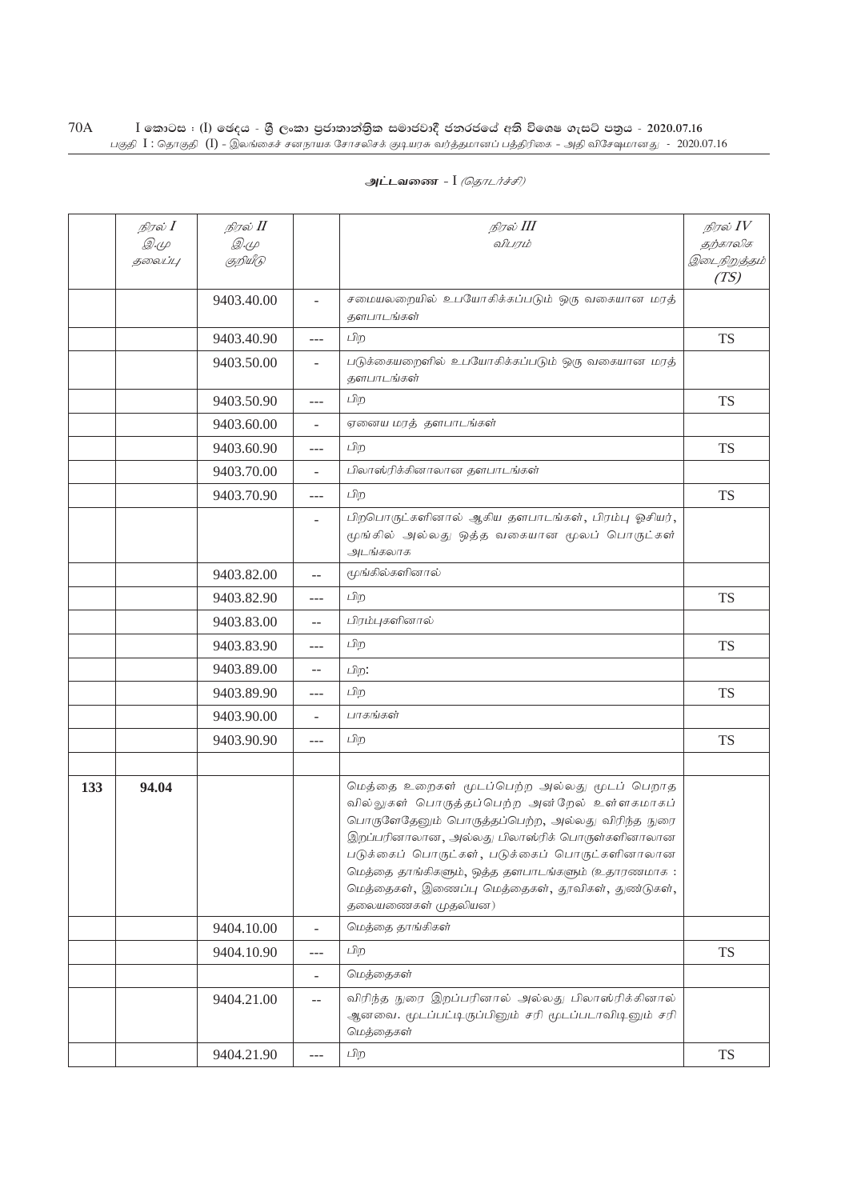**அட்டவணை - I** *(தொடர்ச்சி)*

| | நிரல் I இ.மு தலைப்பு | நிரல் II இ.மு குறியீடு | | நிரல் III விபரம் | நிரல் IV தற்காலிக இடைநிறுத்தம் (TS) |
|---|---|---|---|---|---|
| | | 9403.40.00 | - | சமையலறையில் உபயோகிக்கப்படும் ஒரு வகையான மரத் தளபாடங்கள் | |
| | | 9403.40.90 | --- | பிற | TS |
| | | 9403.50.00 | - | படுக்கையறைளில் உபயோகிக்கப்படும் ஒரு வகையான மரத் தளபாடங்கள் | |
| | | 9403.50.90 | --- | பிற | TS |
| | | 9403.60.00 | - | ஏனைய மரத் தளபாடங்கள் | |
| | | 9403.60.90 | --- | பிற | TS |
| | | 9403.70.00 | - | பிலாஸ்ரிக்கினாலான தளபாடங்கள் | |
| | | 9403.70.90 | --- | பிற | TS |
| | | | - | பிறபொருட்களினால் ஆகிய தளபாடங்கள், பிரம்பு ஓசியர், மூங்கில் அல்லது ஒத்த வகையான மூலப் பொருட்கள் அடங்கலாக | |
| | | 9403.82.00 | -- | மூங்கில்களினால் | |
| | | 9403.82.90 | --- | பிற | TS |
| | | 9403.83.00 | -- | பிரம்புகளினால் | |
| | | 9403.83.90 | --- | பிற | TS |
| | | 9403.89.00 | -- | பிற: | |
| | | 9403.89.90 | --- | பிற | TS |
| | | 9403.90.00 | - | பாகங்கள் | |
| | | 9403.90.90 | --- | பிற | TS |
| | | | | | |
| **133** | **94.04** | | | மெத்தை உறைகள் மூடப்பெற்ற அல்லது மூடப் பெறாத வில்லுகள் பொருத்தப்பெற்ற அன்றேல் உள்ளகமாகப் பொருளேதேனும் பொருத்தப்பெற்ற, அல்லது விரிந்த நுரை இறப்பரினாலான, அல்லது பிலாஸ்ரிக் பொருள்களினாலான படுக்கைப் பொருட்கள், படுக்கைப் பொருட்களினாலான மெத்தை தாங்கிகளும், ஒத்த தளபாடங்களும் (உதாரணமாக : மெத்தைகள், இணைப்பு மெத்தைகள், தூவிகள், துண்டுகள், தலையணைகள் முதலியன) | |
| | | 9404.10.00 | - | மெத்தை தாங்கிகள் | |
| | | 9404.10.90 | --- | பிற | TS |
| | | | - | மெத்தைகள் | |
| | | 9404.21.00 | -- | விரிந்த நுரை இறப்பரினால் அல்லது பிலாஸ்ரிக்கினால் ஆனவை. மூடப்பட்டிருப்பினும் சரி மூடப்படாவிடினும் சரி மெத்தைகள் | |
| | | 9404.21.90 | --- | பிற | TS |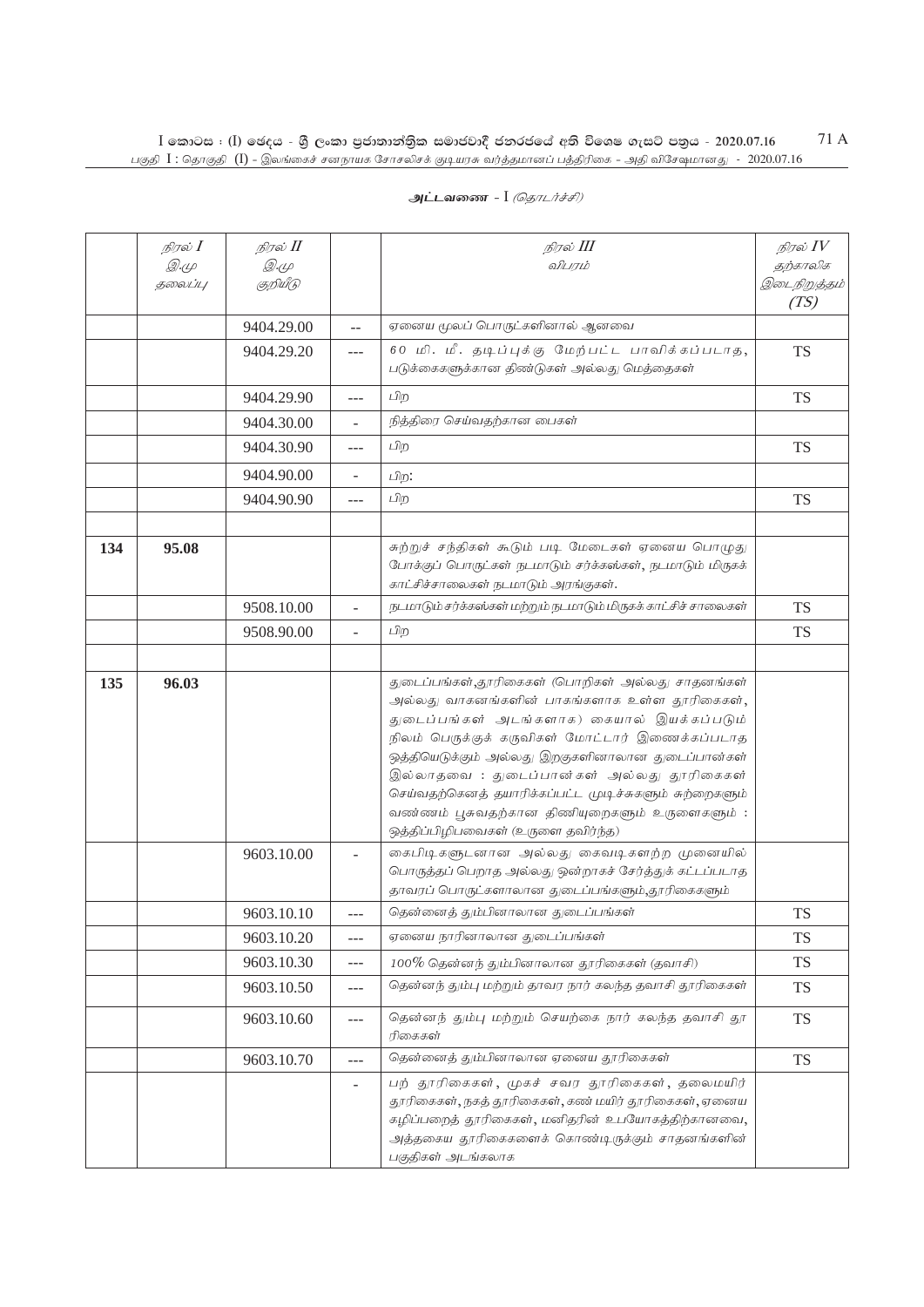அட்டவணை - I *(தொடர்ச்சி)*

| | நிரல் I இ.மு தலைப்பு | நிரல் II இ.மு குறியீடு | | நிரல் III விபரம் | நிரல் IV தற்காலிக இடைநிறுத்தம் (TS) |
|---|---|---|---|---|---|
| | | 9404.29.00 | -- | ஏனைய மூலப் பொருட்களினால் ஆனவை | |
| | | 9404.29.20 | --- | 60 மி. மீ. தடிப்புக்கு மேற்பட்ட பாவிக்கப்படாத, படுக்கைகளுக்கான திண்டுகள் அல்லது மெத்தைகள் | TS |
| | | 9404.29.90 | --- | பிற | TS |
| | | 9404.30.00 | - | நித்திரை செய்வதற்கான பைகள் | |
| | | 9404.30.90 | --- | பிற | TS |
| | | 9404.90.00 | - | பிற: | |
| | | 9404.90.90 | --- | பிற | TS |
| | | | | | |
| 134 | 95.08 | | | சுற்றுச் சந்திகள் கூடும் படி மேடைகள் ஏனைய பொழுது போக்குப் பொருட்கள் நடமாடும் சர்க்கஸ்கள், நடமாடும் மிருகக் காட்சிச்சாலைகள் நடமாடும் அரங்குகள். | |
| | | 9508.10.00 | - | நடமாடும் சர்க்கஸ்கள் மற்றும் நடமாடும் மிருகக் காட்சிச் சாலைகள் | TS |
| | | 9508.90.00 | - | பிற | TS |
| | | | | | |
| 135 | 96.03 | | | துடைப்பங்கள்,தூரிகைகள் (பொறிகள் அல்லது சாதனங்கள் அல்லது வாகனங்களின் பாகங்களாக உள்ள தூரிகைகள், துடைப்பங்கள் அடங்களாக) கையால் இயக்கப்படும் நிலம் பெருக்குக் கருவிகள் மோட்டார் இணைக்கப்படாத ஒத்தியெடுக்கும் அல்லது இறகுகளினாலான துடைப்பான்கள் இல்லாதவை : துடைப்பான்கள் அல்லது தூரிகைகள் செய்வதற்கெனத் தயாரிக்கப்பட்ட முடிச்சுகளும் சுற்றைகளும் வண்ணம் பூசுவதற்கான திணியுறைகளும் உருளைகளும் : ஒத்திப்பிழிபவைகள் (உருளை தவிர்ந்த) | |
| | | 9603.10.00 | - | கைபிடிகளுடனான அல்லது கைவடிகளற்ற முனையில் பொருத்தப் பெறாத அல்லது ஒன்றாகச் சேர்த்துக் கட்டப்படாத தாவரப் பொருட்களாலான துடைப்பங்களும்,தூரிகைகளும் | |
| | | 9603.10.10 | --- | தென்னைத் தும்பினாலான துடைப்பங்கள் | TS |
| | | 9603.10.20 | --- | ஏனைய நாரினாலான துடைப்பங்கள் | TS |
| | | 9603.10.30 | --- | 100% தென்னந் தும்பினாலான தூரிகைகள் (தவாசி) | TS |
| | | 9603.10.50 | --- | தென்னந் தும்பு மற்றும் தாவர நார் கலந்த தவாசி தூரிகைகள் | TS |
| | | 9603.10.60 | --- | தென்னந் தும்பு மற்றும் செயற்கை நார் கலந்த தவாசி தூரிகைகள் | TS |
| | | 9603.10.70 | --- | தென்னைத் தும்பினாலான ஏனைய தூரிகைகள் | TS |
| | | | - | பற் தூரிகைகள், முகச் சவர தூரிகைகள், தலைமயிர் தூரிகைகள், நகத் தூரிகைகள், கண் மயிர் தூரிகைகள், ஏனைய கழிப்பறைத் தூரிகைகள், மனிதரின் உபயோகத்திற்கானவை, அத்தகைய தூரிகைகளைக் கொண்டிருக்கும் சாதனங்களின் பகுதிகள் அடங்கலாக | |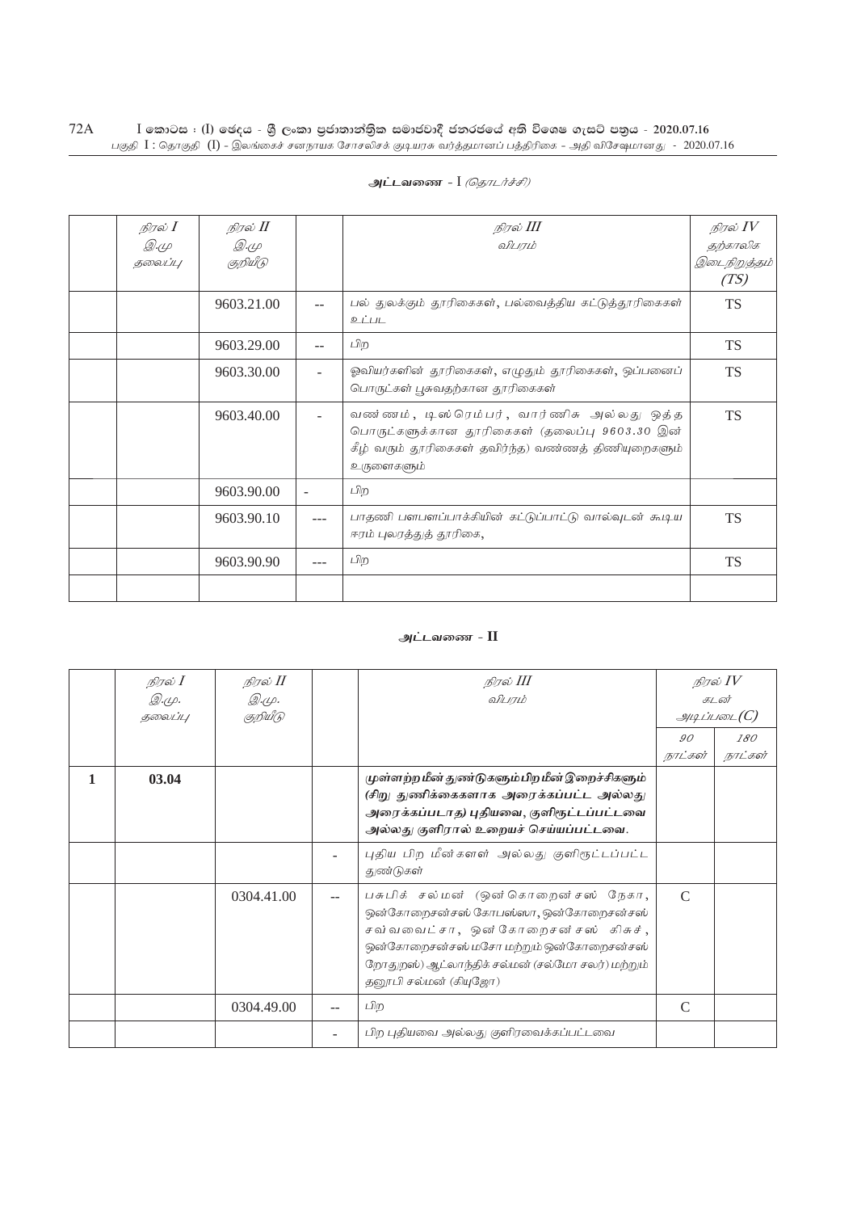## அட்டவணை - I *(தொடர்ச்சி)*

| | *நிரல் I* *இ.மு தலைப்பு* | *நிரல் II* *இ.மு குறியீடு* | | *நிரல் III* *விபரம்* | *நிரல் IV* *தற்காலிக இடைநிறுத்தம் (TS)* |
|---|---|---|---|---|---|
| | | 9603.21.00 | -- | பல் துலக்கும் தூரிகைகள், பல்வைத்திய கட்டுத்தூரிகைகள் உட்பட | TS |
| | | 9603.29.00 | -- | பிற | TS |
| | | 9603.30.00 | - | ஓவியர்களின் தூரிகைகள், எழுதும் தூரிகைகள், ஒப்பனைப் பொருட்கள் பூசுவதற்கான தூரிகைகள் | TS |
| | | 9603.40.00 | - | வண்ணம், டிஸ்ரெம்பர், வார்ணிசு அல்லது ஒத்த பொருட்களுக்கான தூரிகைகள் (தலைப்பு 9603.30 இன் கீழ் வரும் தூரிகைகள் தவிர்ந்த) வண்ணத் திணியுறைகளும் உருளைகளும் | TS |
| | | 9603.90.00 | - | பிற | |
| | | 9603.90.10 | --- | பாதணி பளபளப்பாக்கியின் கட்டுப்பாட்டு வால்வுடன் கூடிய ஈரம் புலரத்துத் தூரிகை, | TS |
| | | 9603.90.90 | --- | பிற | TS |
| | | | | | |

## அட்டவணை - II

| | *நிரல் I* *இ.மு. தலைப்பு* | *நிரல் II* *இ.மு. குறியீடு* | | *நிரல் III* *விபரம்* | *நிரல் IV* *கடன் அடிப்படை(C)* | |
|---|---|---|---|---|---|---|
| | | | | | *90 நாட்கள்* | *180 நாட்கள்* |
| **1** | **03.04** | | | **முள்ளற்ற மீன் துண்டுகளும்பிற மீன் இறைச்சிகளும் (சிறு துணிக்கைகளாக அரைக்கப்பட்ட அல்லது அரைக்கப்படாத) புதியவை, குளிரூட்டப்பட்டவை அல்லது குளிரால் உறையச் செய்யப்பட்டவை.** | | |
| | | | - | புதிய பிற மீன்களின் அல்லது குளிரூட்டப்பட்ட துண்டுகள் | | |
| | | 0304.41.00 | -- | பசுபிக் சல்மன் (ஒன்கொறைன்சஸ் நேகா, ஒன்கோறைசன்சஸ் கோபஸ்ஸா, ஒன்கோறைசன்சஸ் சவ்வவைட்சா, ஒன்கோறைசன்சஸ் கிசுச், ஒன்கோறைசன்சஸ் மசோ மற்றும் ஒன்கோறைசன்சஸ் றோதுறஸ்) ஆட்லாந்திக் சல்மன் (சல்மோ சலர்) மற்றும் தனூபி சல்மன் (கியுஜோ) | C | |
| | | 0304.49.00 | -- | பிற | C | |
| | | | - | பிற புதியவை அல்லது குளிரவைக்கப்பட்டவை | | |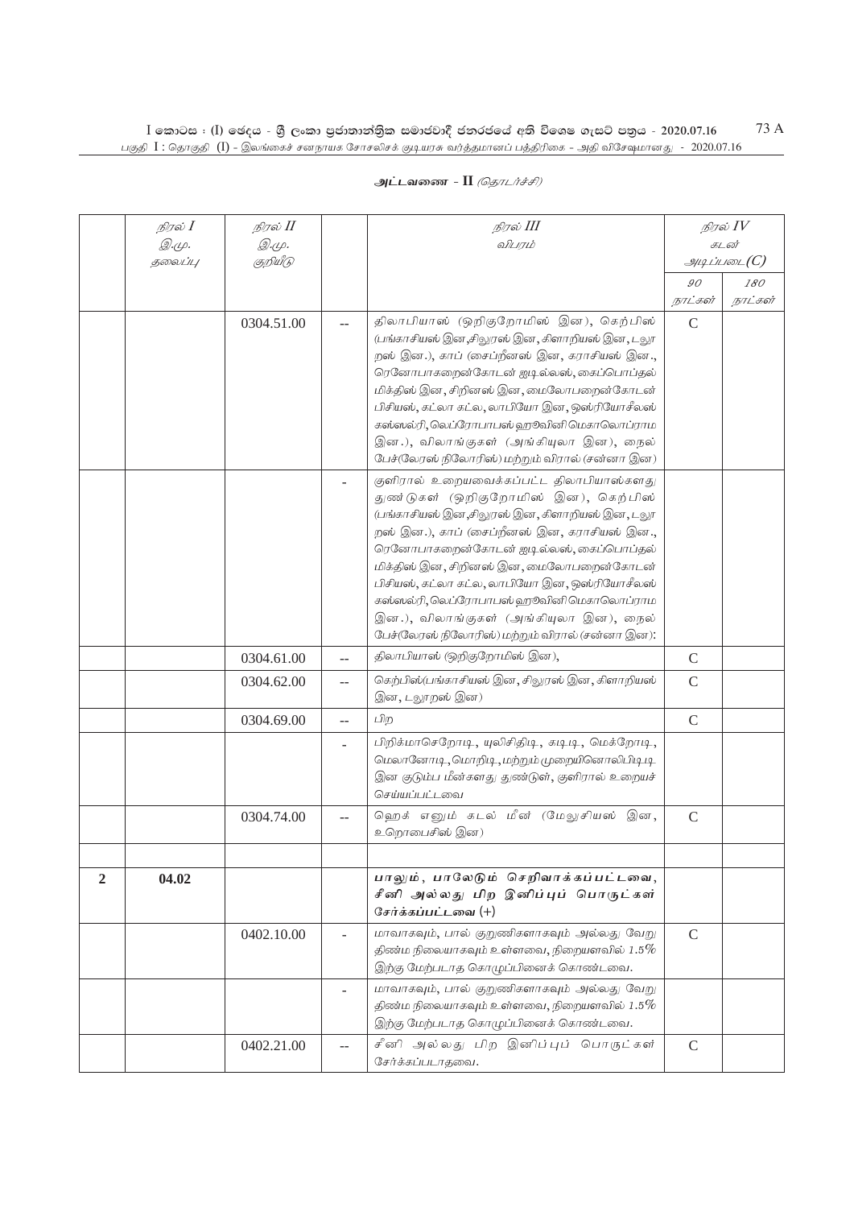அட்டவணை - II *(தொடர்ச்சி)*

| | நிரல் I<br>இ.மு.<br>தலைப்பு | நிரல் II<br>இ.மு.<br>குறியீடு | | நிரல் III<br>விபரம் | நிரல் IV<br>கடன்<br>அடிப்படை(C) | |
|---|---|---|---|---|---|---|
| | | | | | 90<br>நாட்கள் | 180<br>நாட்கள் |
| | | 0304.51.00 | -- | திலாபியாஸ் (ஒறிகுறோமிஸ் இன), கெற்பிஸ் (பங்காசியஸ் இன,சிலுரஸ் இன, கிளாறியஸ் இன, டலூறஸ் இன.), காப் (சைப்றினஸ் இன, கராசியஸ் இன., ரெனோபாகறைன்கோடன் ஐடில்லஸ், கைப்பொப்தல் மிக்திஸ் இன, சிறினஸ் இன, மைலோபறைன்கோடன் பிசியஸ், கட்லா கட்ல, லாபியோ இன, ஒஸ்ரியோசீலஸ் கஸ்ஸல்ரி, லெப்ரோபாபஸ் ஹூவினி மெகாலொப்ராம இன.), விலாங்குகள் (அங்கியுலா இன), நைல் பேச்(லேரஸ் நிலோரிஸ்) மற்றும் விரால் (சன்னா இன) | C | |
| | | | - | குளிரால் உறையவைக்கப்பட்ட திலாபியாஸ்களது துண்டுகள் (ஒறிகுறோமிஸ் இன), கெற்பிஸ் (பங்காசியஸ் இன,சிலுரஸ் இன, கிளாறியஸ் இன, டலூறஸ் இன.), காப் (சைப்றினஸ் இன, கராசியஸ் இன., ரெனோபாகறைன்கோடன் ஐடில்லஸ், கைப்பொப்தல் மிக்திஸ் இன, சிறினஸ் இன, மைலோபறைன்கோடன் பிசியஸ், கட்லா கட்ல, லாபியோ இன, ஒஸ்ரியோசீலஸ் கஸ்ஸல்ரி, லெப்ரோபாபஸ் ஹூவினி மெகாலொப்ராம இன.), விலாங்குகள் (அங்கியுலா இன), நைல் பேச்(லேரஸ் நிலோரிஸ்) மற்றும் விரால் (சன்னா இன): | | |
| | | 0304.61.00 | -- | திலாபியாஸ் (ஒறிகுறோமிஸ் இன), | C | |
| | | 0304.62.00 | -- | கெற்பிஸ்(பங்காசியஸ் இன, சிலுரஸ் இன, கிளாறியஸ் இன, டலூறஸ் இன) | C | |
| | | 0304.69.00 | -- | பிற | C | |
| | | | - | பிறிக்மாசெறோடி, யுலிசிதிடி, கடிடி, மெக்றோடி, மெலானோடி, மொறிடி, மற்றும் முறையினொலிபிடிடி இன குடும்ப மீன்களது துண்டுள், குளிரால் உறையச் செய்யப்பட்டவை | | |
| | | 0304.74.00 | -- | ஹெக் எனும் கடல் மீன் (மேலுசியஸ் இன, உறொபைசிஸ் இன) | C | |
| | | | | | | |
| **2** | **04.02** | | | ***பாலும், பாலேடும் செறிவாக்கப்பட்டவை, சீனி அல்லது பிற இனிப்புப் பொருட்கள் சேர்க்கப்பட்டவை (+)*** | | |
| | | 0402.10.00 | - | மாவாகவும், பால் குறுணிகளாகவும் அல்லது வேறு திண்ம நிலையாகவும் உள்ளவை, நிறையளவில் 1.5% இற்கு மேற்படாத கொழுப்பினைக் கொண்டவை. | C | |
| | | | - | மாவாகவும், பால் குறுணிகளாகவும் அல்லது வேறு திண்ம நிலையாகவும் உள்ளவை, நிறையளவில் 1.5% இற்கு மேற்படாத கொழுப்பினைக் கொண்டவை. | | |
| | | 0402.21.00 | -- | சீனி அல்லது பிற இனிப்புப் பொருட்கள் சேர்க்கப்படாதவை. | C | |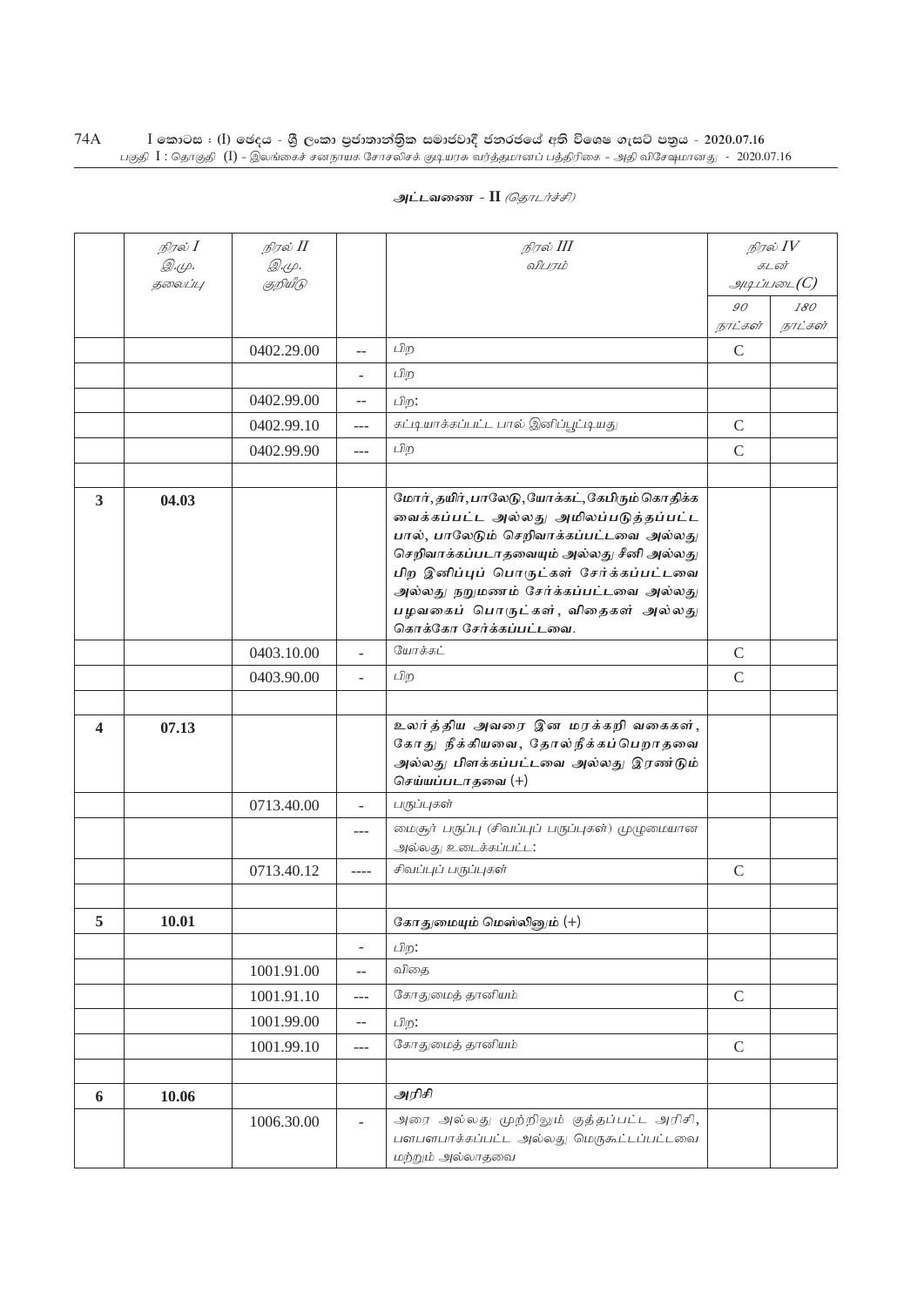அட்டவணை - II *(தொடர்ச்சி)*

| | நிரல் I இ.மு. தலைப்பு | நிரல் II இ.மு. குறியீடு | | நிரல் III விபரம் | நிரல் IV கடன் அடிப்படை(C) | |
|---|---|---|---|---|---|---|
| | | | | | 90 நாட்கள் | 180 நாட்கள் |
| | | 0402.29.00 | -- | பிற | C | |
| | | | - | பிற | | |
| | | 0402.99.00 | -- | பிற: | | |
| | | 0402.99.10 | --- | கட்டியாக்கப்பட்ட பால் இனிப்பூட்டியது | C | |
| | | 0402.99.90 | --- | பிற | C | |
| | | | | | | |
| **3** | **04.03** | | | **மோர், தயிர், பாலேடு, யோக்கட், கேபிரும் கொதிக்க வைக்கப்பட்ட அல்லது அமிலப்படுத்தப்பட்ட பால், பாலேடும் செறிவாக்கப்பட்டவை அல்லது செறிவாக்கப்படாதவையும் அல்லது சீனி அல்லது பிற இனிப்புப் பொருட்கள் சேர்க்கப்பட்டவை அல்லது நறுமணம் சேர்க்கப்பட்டவை அல்லது பழவகைப் பொருட்கள், விதைகள் அல்லது கொக்கோ சேர்க்கப்பட்டவை.** | | |
| | | 0403.10.00 | - | யோக்கட் | C | |
| | | 0403.90.00 | - | பிற | C | |
| | | | | | | |
| **4** | **07.13** | | | **உலர்த்திய அவரை இன மரக்கறி வகைகள், கோது நீக்கியவை, தோல்நீக்கப்பெறாதவை அல்லது பிளக்கப்பட்டவை அல்லது இரண்டும் செய்யப்படாதவை (+)** | | |
| | | 0713.40.00 | - | பருப்புகள் | | |
| | | | --- | மைசூர் பருப்பு (சிவப்புப் பருப்புகள்) முழுமையான அல்லது உடைக்கப்பட்ட: | | |
| | | 0713.40.12 | ---- | சிவப்புப் பருப்புகள் | C | |
| | | | | | | |
| **5** | **10.01** | | | **கோதுமையும் மெஸ்லினும் (+)** | | |
| | | | - | பிற: | | |
| | | 1001.91.00 | -- | விதை | | |
| | | 1001.91.10 | --- | கோதுமைத் தானியம் | C | |
| | | 1001.99.00 | -- | பிற: | | |
| | | 1001.99.10 | --- | கோதுமைத் தானியம் | C | |
| | | | | | | |
| **6** | **10.06** | | | **அரிசி** | | |
| | | 1006.30.00 | - | அரை அல்லது முற்றிலும் குத்தப்பட்ட அரிசி, பளபளபாக்கப்பட்ட அல்லது மெருகூட்டப்பட்டவை மற்றும் அல்லாதவை | | |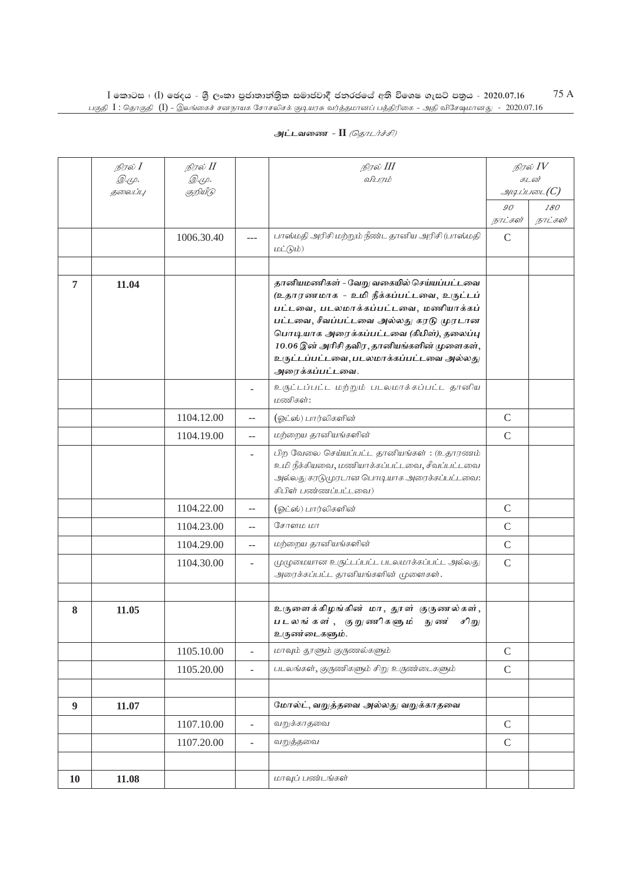**அட்டவணை - II** *(தொடர்ச்சி)*

| | நிரல் I<br>இ.மு.<br>தலைப்பு | நிரல் II<br>இ.மு.<br>குறியீடு | | நிரல் III<br>விபரம் | நிரல் IV<br>கடன்<br>அடிப்படை(C) | |
|---|---|---|---|---|---|---|
| | | | | | 90<br>நாட்கள் | 180<br>நாட்கள் |
| | | 1006.30.40 | --- | பாஸ்மதி அரிசி மற்றும் நீண்ட தானிய அரிசி (பாஸ்மதி மட்டும்) | C | |
| | | | | | | |
| 7 | 11.04 | | | **தானியமணிகள் - வேறு வகையில் செய்யப்பட்டவை (உதாரணமாக - உமி நீக்கப்பட்டவை, உருட்டப்பட்டவை, படலமாக்கப்பட்டவை, மணியாக்கப்பட்டவை, சீவப்பட்டவை அல்லது கரடு முரடான பொடியாக அரைக்கப்பட்டவை (கிபிள்), தலைப்பு 10.06 இன் அரிசி தவிர, தானியங்களின் முளைகள், உருட்டப்பட்டவை, படலமாக்கப்பட்டவை அல்லது அரைக்கப்பட்டவை.** | | |
| | | | - | உருட்டப்பட்ட மற்றும் படலமாக்கப்பட்ட தானிய மணிகள்: | | |
| | | 1104.12.00 | -- | (ஓட்ஸ்) பார்லிகளின் | C | |
| | | 1104.19.00 | -- | மற்றைய தானியங்களின் | C | |
| | | | - | பிற வேலை செய்யப்பட்ட தானியங்கள் : (உதாரணம் உமி நீக்கியவை, மணியாக்கப்பட்டவை, சீவப்பட்டவை அல்லது கரடுமுரடான பொடியாக அரைக்கப்பட்டவை: கிபிள் பண்ணப்பட்டவை) | | |
| | | 1104.22.00 | -- | (ஓட்ஸ்) பார்லிகளின் | C | |
| | | 1104.23.00 | -- | சோளம மா | C | |
| | | 1104.29.00 | -- | மற்றைய தானியங்களின் | C | |
| | | 1104.30.00 | - | முழுமையான உருட்டப்பட்ட படலமாக்கப்பட்ட அல்லது அரைக்கப்பட்ட தானியங்களின் முளைகள். | C | |
| | | | | | | |
| 8 | 11.05 | | | **உருளைக்கிழங்கின் மா, தூள் குருணல்கள், படலங்கள், குருணிகளும் நுண் சிறு உருண்டைகளும்.** | | |
| | | 1105.10.00 | - | மாவும் தூளும் குருணல்களும் | C | |
| | | 1105.20.00 | - | படலங்கள், குருணிகளும் சிறு உருண்டைகளும் | C | |
| | | | | | | |
| 9 | 11.07 | | | **மோல்ட், வறுத்தவை அல்லது வறுக்காதவை** | | |
| | | 1107.10.00 | - | வறுக்காதவை | C | |
| | | 1107.20.00 | - | வறுத்தவை | C | |
| | | | | | | |
| 10 | 11.08 | | | மாவுப் பண்டங்கள் | | |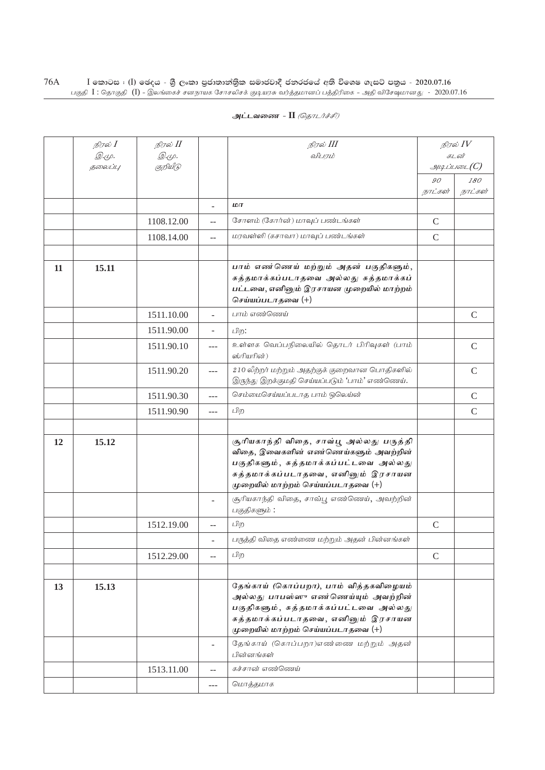அட்டவணை - II *(தொடர்ச்சி)*

| | நிரல் I<br>இ.மு.<br>தலைப்பு | நிரல் II<br>இ.மு.<br>குறியீடு | | நிரல் III<br>விபரம் | நிரல் IV<br>கடன்<br>அடிப்படை(C) | |
|---|---|---|---|---|---|---|
| | | | | | 90<br>நாட்கள் | 180<br>நாட்கள் |
| | | | - | மா | | |
| | | 1108.12.00 | -- | சோளம் (கோர்ன்) மாவுப் பண்டங்கள் | C | |
| | | 1108.14.00 | -- | மரவள்ளி (கசாவா) மாவுப் பண்டங்கள் | C | |
| | | | | | | |
| **11** | **15.11** | | | **பாம் எண்ணெய் மற்றும் அதன் பகுதிகளும், சுத்தமாக்கப்படாதவை அல்லது சுத்தமாக்கப் பட்டவை, எனினும் இரசாயன முறையில் மாற்றம் செய்யப்படாதவை (+)** | | |
| | | 1511.10.00 | - | பாம் எண்ணெய் | | C |
| | | 1511.90.00 | - | பிற: | | |
| | | 1511.90.10 | --- | உள்ளக வெப்பநிலையில் தொடர் பிரிவுகள் (பாம் ஸ்ரியரின்) | | C |
| | | 1511.90.20 | --- | 210 லீற்றர் மற்றும் அதற்குக் குறைவான பொதிகளில் இருந்து இறக்குமதி செய்யப்படும் 'பாம்' எண்ணெய். | | C |
| | | 1511.90.30 | --- | செம்மைசெய்யப்படாத பாம் ஒலெய்ன் | | C |
| | | 1511.90.90 | --- | பிற | | C |
| | | | | | | |
| **12** | **15.12** | | | **சூரியகாந்தி விதை, சாவ்பூ அல்லது பருத்தி விதை, இவைகளின் எண்ணெய்களும் அவற்றின் பகுதிகளும், சுத்தமாக்கப்பட்டவை அல்லது சுத்தமாக்கப்படாதவை, எனினும் இரசாயன முறையில் மாற்றம் செய்யப்படாதவை (+)** | | |
| | | | - | சூரியகாந்தி விதை, சாவ்பூ எண்ணெய், அவற்றின் பகுதிகளும் : | | |
| | | 1512.19.00 | -- | பிற | C | |
| | | | - | பருத்தி விதை எண்ணை மற்றும் அதன் பின்னங்கள் | | |
| | | 1512.29.00 | -- | பிற | C | |
| | | | | | | |
| **13** | **15.13** | | | **தேங்காய் (கொப்பறா), பாம் வித்தகவிழையம் அல்லது பாபஸ்ஸு எண்ணெய்யும் அவற்றின் பகுதிகளும், சுத்தமாக்கப்பட்டவை அல்லது சுத்தமாக்கப்படாதவை, எனினும் இரசாயன முறையில் மாற்றம் செய்யப்படாதவை (+)** | | |
| | | | - | தேங்காய் (கொப்பறா)எண்ணை மற்றும் அதன் பின்னங்கள் | | |
| | | 1513.11.00 | -- | கச்சான் எண்ணெய் | | |
| | | | --- | மொத்தமாக | | |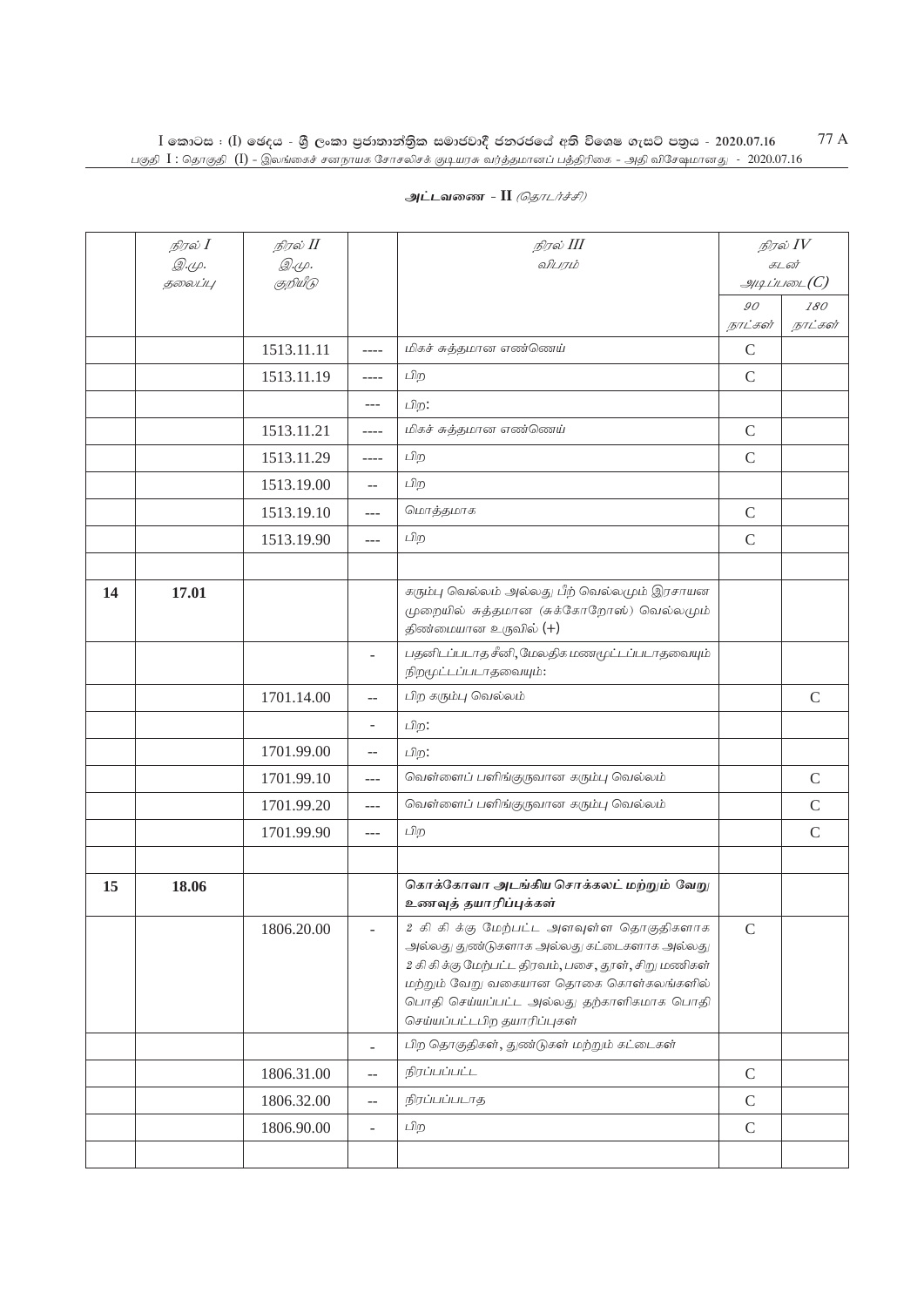**அட்டவணை - II** *(தொடர்ச்சி)*

| | *நிரல் I* இ.மு. தலைப்பு | *நிரல் II* இ.மு. குறியீடு | | *நிரல் III* விபரம் | *நிரல் IV* கடன் அடிப்படை(C) | |
|---|---|---|---|---|---|---|
| | | | | | *90 நாட்கள்* | *180 நாட்கள்* |
| | | 1513.11.11 | ---- | மிகச் சுத்தமான எண்ணெய் | C | |
| | | 1513.11.19 | ---- | பிற | C | |
| | | | --- | பிற: | | |
| | | 1513.11.21 | ---- | மிகச் சுத்தமான எண்ணெய் | C | |
| | | 1513.11.29 | ---- | பிற | C | |
| | | 1513.19.00 | -- | பிற | | |
| | | 1513.19.10 | --- | மொத்தமாக | C | |
| | | 1513.19.90 | --- | பிற | C | |
| | | | | | | |
| **14** | **17.01** | | | கரும்பு வெல்லம் அல்லது பீற் வெல்லமும் இரசாயன முறையில் சுத்தமான (சுக்கோறோஸ்) வெல்லமும் திண்மையான உருவில் (+) | | |
| | | | - | பதனிடப்படாத சீனி, மேலதிக மணமூட்டப்படாதவையும் நிறமூட்டப்படாதவையும்: | | |
| | | 1701.14.00 | -- | பிற கரும்பு வெல்லம் | | C |
| | | | - | பிற: | | |
| | | 1701.99.00 | -- | பிற: | | |
| | | 1701.99.10 | --- | வெள்ளைப் பளிங்குருவான கரும்பு வெல்லம் | | C |
| | | 1701.99.20 | --- | வெள்ளைப் பளிங்குருவான கரும்பு வெல்லம் | | C |
| | | 1701.99.90 | --- | பிற | | C |
| | | | | | | |
| **15** | **18.06** | | | **கொக்கோவா அடங்கிய சொக்கலட் மற்றும் வேறு உணவுத் தயாரிப்புக்கள்** | | |
| | | 1806.20.00 | - | 2 கி கி க்கு மேற்பட்ட அளவுள்ள தொகுதிகளாக அல்லது துண்டுகளாக அல்லது கட்டைகளாக அல்லது 2 கி கி க்கு மேற்பட்ட திரவம், பசை, தூள், சிறு மணிகள் மற்றும் வேறு வகையான தொகை கொள்கலங்களில் பொதி செய்யப்பட்ட அல்லது தற்காளிகமாக பொதி செய்யப்பட்டபிற தயாரிப்புகள் | C | |
| | | | - | பிற தொகுதிகள், துண்டுகள் மற்றும் கட்டைகள் | | |
| | | 1806.31.00 | -- | நிரப்பப்பட்ட | C | |
| | | 1806.32.00 | -- | நிரப்பப்படாத | C | |
| | | 1806.90.00 | - | பிற | C | |
| | | | | | | |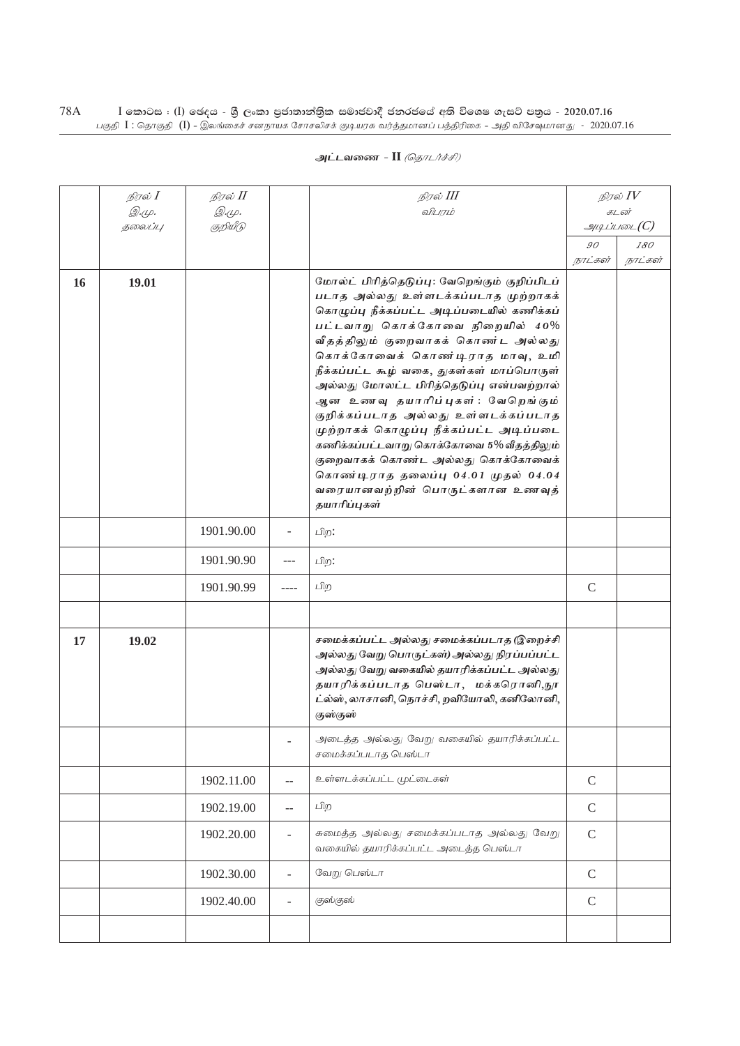அட்டவணை - II *(தொடர்ச்சி)*

| | நிரல் I<br>இ.மு.<br>தலைப்பு | நிரல் II<br>இ.மு.<br>குறியீடு | | நிரல் III<br>விபரம் | நிரல் IV<br>கடன்<br>அடிப்படை(C) | |
|---|---|---|---|---|---|---|
| | | | | | 90<br>நாட்கள் | 180<br>நாட்கள் |
| **16** | **19.01** | | | **மோல்ட் பிரித்தெடுப்பு: வேறெங்கும் குறிப்பிடப் படாத அல்லது உள்ளடக்கப்படாத முற்றாகக் கொழுப்பு நீக்கப்பட்ட அடிப்படையில் கணிக்கப் பட்டவாறு கொக்கோவை நிறையில் 40% வீதத்திலும் குறைவாகக் கொண்ட அல்லது கொக்கோவைக் கொண்டிராத மாவு, உமி நீக்கப்பட்ட கூழ் வகை, துகள்கள் மாப்பொருள் அல்லது மோலட்ட பிரித்தெடுப்பு என்பவற்றால் ஆன உணவு தயாரிப்புகள்: வேறெங்கும் குறிக்கப்படாத அல்லது உள்ளடக்கப்படாத முற்றாகக் கொழுப்பு நீக்கப்பட்ட அடிப்படை கணிக்கப்பட்டவாறு கொக்கோவை 5% வீதத்திலும் குறைவாகக் கொண்ட அல்லது கொக்கோவைக் கொண்டிராத தலைப்பு 04.01 முதல் 04.04 வரையானவற்றின் பொருட்களான உணவுத் தயாரிப்புகள்** | | |
| | | 1901.90.00 | - | பிற: | | |
| | | 1901.90.90 | --- | பிற: | | |
| | | 1901.90.99 | ---- | பிற | C | |
| | | | | | | |
| **17** | **19.02** | | | **சமைக்கப்பட்ட அல்லது சமைக்கப்படாத (இறைச்சி அல்லது வேறு பொருட்கள்) அல்லது நிரப்பப்பட்ட அல்லது வேறு வகையில் தயாரிக்கப்பட்ட அல்லது தயாரிக்கப்படாத பெஸ்டா, மக்கரொனி, நூட்ல்ஸ், லாசானி, நொச்சி, றவியோலி, கனிலோனி, குஸ்குஸ்** | | |
| | | | - | அடைத்த அல்லது வேறு வகையில் தயாரிக்கப்பட்ட சமைக்கப்படாத பெஸ்டா | | |
| | | 1902.11.00 | -- | உள்ளடக்கப்பட்ட முட்டைகள் | C | |
| | | 1902.19.00 | -- | பிற | C | |
| | | 1902.20.00 | - | சுமைத்த அல்லது சமைக்கப்படாத அல்லது வேறு வகையில் தயாரிக்கப்பட்ட அடைத்த பெஸ்டா | C | |
| | | 1902.30.00 | - | வேறு பெஸ்டா | C | |
| | | 1902.40.00 | - | குஸ்குஸ் | C | |
| | | | | | | |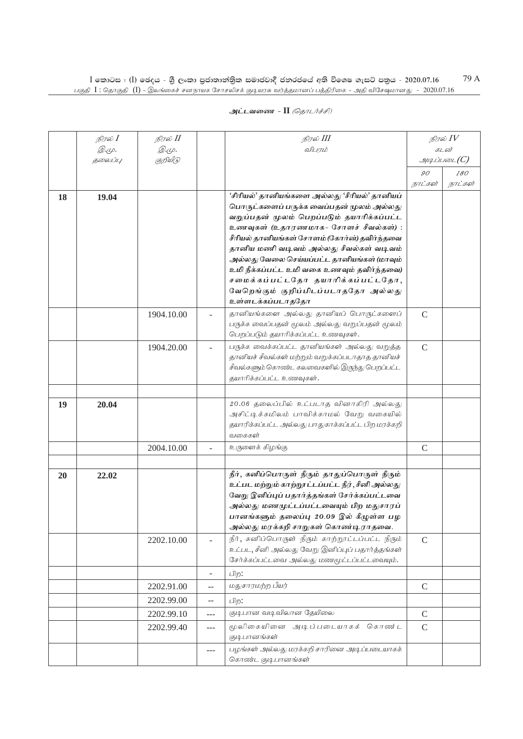**அட்டவணை - II** *(தொடர்ச்சி)*

| | நிரல் I இ.மு. தலைப்பு | நிரல் II இ.மு. குறியீடு | | நிரல் III விபரம் | நிரல் IV கடன் அடிப்படை(C) | |
|---|---|---|---|---|---|---|
| | | | | | 90 நாட்கள் | 180 நாட்கள் |
| **18** | **19.04** | | | **'சீரியல்' தானியங்களை அல்லது 'சீரியல்' தானியப் பொருட்களைப் பருக்க வைப்பதன் மூலம் அல்லது வறுப்பதன் மூலம் பெறப்படும் தயாரிக்கப்பட்ட உணவுகள் (உதாரணமாக- சோளச் சீவல்கள்) : சீரியல் தானியங்கள் சோளம் (கோர்ன்) தவிர்ந்தவை தானிய மணி வடிவம் அல்லது சீவல்கள் வடிவம் அல்லது வேலை செய்யப்பட்ட தானியங்கள் (மாவும் உமி நீக்கப்பட்ட உமி வகை உணவும் தவிர்ந்தவை) சமைக்கப்பட்டதோ தயாரிக்கப்பட்டதோ, வேறெங்கும் குறிப்பிடப்படாததோ அல்லது உள்ளடக்கப்படாததோ** | | |
| | | 1904.10.00 | - | தானியங்களை அல்லது தானியப் பொருட்களைப் பருக்க வைப்பதன் மூலம் அல்லது வறுப்பதன் மூலம் பெறப்படும் தயாரிக்கப்பட்ட உணவுகள். | C | |
| | | 1904.20.00 | - | பருக்க வைக்கப்பட்ட தானியங்கள் அல்லது வறுத்த தானியச் சீவல்கள் மற்றும் வறுக்கப்படாதாத தானியச் சீவல்களும் கொண்ட கலவைகளில் இருந்து பெறப்பட்ட தயாரிக்கப்பட்ட உணவுகள். | C | |
| | | | | | | |
| **19** | **20.04** | | | 20.06 தலைப்பில் உட்படாத வினாகிரி அல்லது அசிட்டிக்கமிலம் பாவிக்காமல் வேறு வகையில் தயாரிக்கப்பட்ட அல்லது பாதுகாக்கப்பட்ட பிற மரக்கறி வகைகள் | | |
| | | 2004.10.00 | - | உருளைக் கிழங்கு | C | |
| | | | | | | |
| **20** | **22.02** | | | **நீர், கனிப்பொருள் நீரும் தாதுப்பொருள் நீரும் உட்பட மற்றும் காற்றூட்டப்பட்ட நீர், சீனி அல்லது வேறு இனிப்புப் பதார்த்தங்கள் சேர்க்கப்பட்டவை அல்லது மணமூட்டப்பட்டவையும் பிற மதுசாரப் பானங்களும் தலைப்பு 20.09 இல் கீழுள்ள பழ அல்லது மரக்கறி சாறுகள் கொண்டிராதவை.** | | |
| | | 2202.10.00 | - | நீர், கனிப்பொருள் நீரும் காற்றூட்டப்பட்ட நீரும் உட்பட, சீனி அல்லது வேறு இனிப்புப் பதார்த்தங்கள் சேர்க்கப்பட்டவை அல்லது மணமூட்டப்பட்டவையும். | C | |
| | | | - | பிற: | | |
| | | 2202.91.00 | -- | மதுசாரமற்ற பியர் | C | |
| | | 2202.99.00 | -- | பிற: | | |
| | | 2202.99.10 | --- | குடிபான வடிவிலான தேயிலை | C | |
| | | 2202.99.40 | --- | மூலிகையினை அடிப்படையாகக் கொண்ட குடிபானங்கள் | C | |
| | | | --- | பழங்கள் அல்லது மரக்கறி சாறினை அடிப்படையாகக் கொண்ட குடிபானங்கள் | | |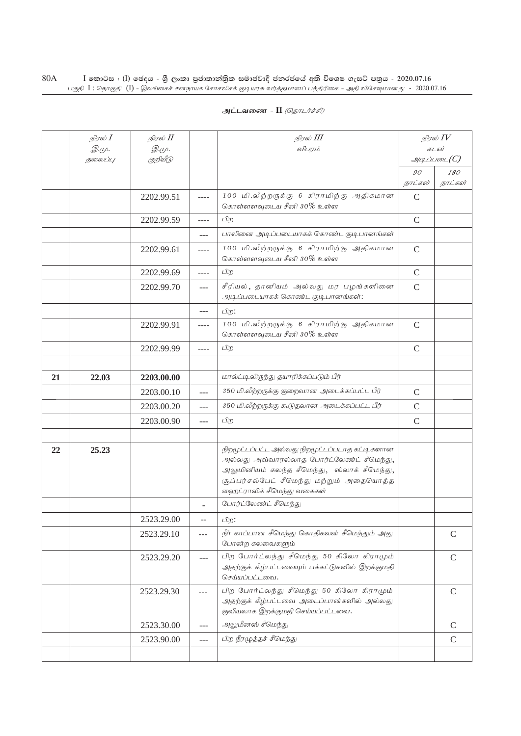அட்டவணை - II *(தொடர்ச்சி)*

| | நிரல் I இ.மு. தலைப்பு | நிரல் II இ.மு. குறியீடு | | நிரல் III விபரம் | நிரல் IV கடன் அடிப்படை(C) | |
|---|---|---|---|---|---|---|
| | | | | | 90 நாட்கள் | 180 நாட்கள் |
| | | 2202.99.51 | ---- | 100 மி.லீற்றருக்கு 6 கிராமிற்கு அதிகமான கொள்ளளவுடைய சீனி 30% உள்ள | C | |
| | | 2202.99.59 | ---- | பிற | C | |
| | | | --- | பாலினை அடிப்படையாகக் கொண்ட குடிபானங்கள் | | |
| | | 2202.99.61 | ---- | 100 மி.லீற்றருக்கு 6 கிராமிற்கு அதிகமான கொள்ளளவுடைய சீனி 30% உள்ள | C | |
| | | 2202.99.69 | ---- | பிற | C | |
| | | 2202.99.70 | --- | சீரியல், தானியம் அல்லது மர பழங்களினை அடிப்படையாகக் கொண்ட குடிபானங்கள்: | C | |
| | | | --- | பிற: | | |
| | | 2202.99.91 | ---- | 100 மி.லீற்றருக்கு 6 கிராமிற்கு அதிகமான கொள்ளளவுடைய சீனி 30% உள்ள | C | |
| | | 2202.99.99 | ---- | பிற | C | |
| | | | | | | |
| **21** | **22.03** | **2203.00.00** | | மால்ட்டிலிருந்து தயாரிக்கப்படும் பீர் | | |
| | | 2203.00.10 | --- | 350 மி.லீற்றருக்கு குறைவான அடைக்கப்பட்ட பீர் | C | |
| | | 2203.00.20 | --- | 350 மி.லீற்றருக்கு கூடுதலான அடைக்கப்பட்ட பீர் | C | |
| | | 2203.00.90 | --- | பிற | C | |
| | | | | | | |
| **22** | **25.23** | | | நிறமூட்டப்பட்ட அல்லது நிறமூட்டப்படாத கட்டிகளான அல்லது அவ்வாறல்லாத போர்ட்லேண்ட் சீமெந்து, அலுமினியம் கலந்த சீமெந்து, ஸ்லாக் சீமெந்து, சூப்பர்சல்பேட் சீமெந்து மற்றும் அதையொத்த ஹைட்ராலிக் சீமெந்து வகைகள் | | |
| | | | - | போர்ட்லேண்ட் சீமெந்து | | |
| | | 2523.29.00 | -- | பிற: | | |
| | | 2523.29.10 | --- | நீர் காப்பான சீமெந்து கொதிகலன் சீமெந்தும் அது போன்ற கலவைகளும் | | C |
| | | 2523.29.20 | --- | பிற போர்ட்லந்து சீமெந்து 50 கிலோ கிராமும் அதற்குக் கீழ்பட்டவையும் பக்கட்டுகளில் இறக்குமதி செய்யப்பட்டவை. | | C |
| | | 2523.29.30 | --- | பிற போர்ட்லந்து சீமெந்து 50 கிலோ கிராமும் அதற்குக் கீழ்பட்டவை அடைப்பான்களில் அல்லது குவியலாக இறக்குமதி செய்யப்பட்டவை. | | C |
| | | 2523.30.00 | --- | அலுமீனஸ் சீமெந்து | | C |
| | | 2523.90.00 | --- | பிற நீரமுத்தச் சீமெந்து | | C |
| | | | | | | |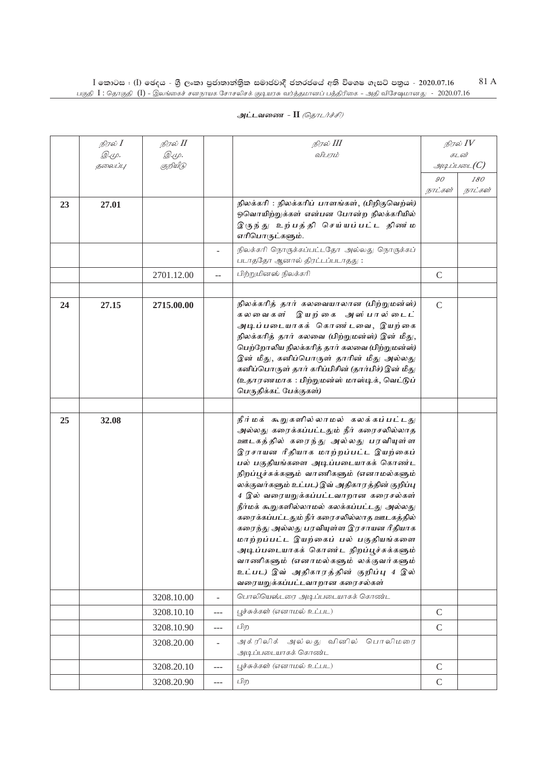அட்டவணை - II *(தொடர்ச்சி)*

| | நிரல் I இ.மு. தலைப்பு | நிரல் II இ.மு. குறியீடு | | நிரல் III விபரம் | நிரல் IV கடன் அடிப்படை(C) | |
|---|---|---|---|---|---|---|
| | | | | | 90 நாட்கள் | 180 நாட்கள் |
| **23** | **27.01** | | | ***நிலக்கரி : நிலக்கரிப் பாளங்கள், (பிறிகுவெற்ஸ்) ஒவொயிற்றுக்கள் என்பன போன்ற நிலக்கரியில் இருந்து உற்பத்தி செய்யப்பட்ட திண்ம எரிபொருட்களும்.*** | | |
| | | | - | நிலக்கரி நொருக்கப்பட்டதோ அல்லது நொருக்கப் படாததோ ஆனால் திரட்டப்படாதது : | | |
| | | 2701.12.00 | -- | பிற்றுமினஸ் நிலக்கரி | C | |
| | | | | | | |
| **24** | **27.15** | **2715.00.00** | | ***நிலக்கரித் தார் கலவையாலான (பிற்றுமன்ஸ்) கலவைகள் இயற்கை அஸ்பால்டைட் அடிப்படையாகக் கொண்டவை, இயற்கை நிலக்கரித் தார் கலவை (பிற்றுமன்ஸ்) இன் மீது, பெற்றோலிய நிலக்கரித் தார் கலவை (பிற்றுமன்ஸ்) இன் மீது, கனிப்பொருள் தாரின் மீது அல்லது கனிப்பொருள் தார் கரிப்பிசின் (தார்பிச்) இன் மீது (உதாரணமாக : பிற்றுமன்ஸ் மாஸ்டிக், வெட்டுப் பெருதிக்கட் பேக்குகள்)*** | C | |
| | | | | | | |
| **25** | **32.08** | | | ***நீர்மக் கூறுகளில்லாமல் கலக்கப்பட்டது அல்லது கரைக்கப்பட்டதும் நீர் கரைசலில்லாத ஊடகத்தில் கரைந்து அல்லது பரவியுள்ள இரசாயன ரீதியாக மாற்றப்பட்ட இயற்கைப் பல் பகுதியங்களை அடிப்படையாகக் கொண்ட நிறப்பூச்சுக்களும் வாணிகளும் (எனாமலும் லக்குவர்களும் உட்பட) இவ் அதிகாரத்தின் குறிப்பு 4 இல் வரையறுக்கப்பட்டவாறான கரைசல்கள் நீர்மக் கூறுகளில்லாமல் கலக்கப்பட்டது அல்லது கரைக்கப்பட்டதும் நீர் கரைசலில்லாத ஊடகத்தில் கரைந்து அல்லது பரவியுள்ள இரசாயன ரீதியாக மாற்றப்பட்ட இயற்கைப் பல் பகுதியங்களை அடிப்படையாகக் கொண்ட நிறப்பூச்சுக்களும் வாணிகளும் (எனாமலும் லக்குவர்களும் உட்பட) இவ் அதிகாரத்தின் குறிப்பு 4 இல் வரையறுக்கப்பட்டவாறான கரைசல்கள்*** | | |
| | | 3208.10.00 | - | பொலியெஸ்டரை அடிப்படையாகக் கொண்ட | | |
| | | 3208.10.10 | --- | பூச்சுக்கள் (எனாமல் உட்பட) | C | |
| | | 3208.10.90 | --- | பிற | C | |
| | | 3208.20.00 | - | அக்ரிலிக் அல்லது வினில் பொலிமரை அடிப்படையாகக் கொண்ட | | |
| | | 3208.20.10 | --- | பூச்சுக்கள் (எனாமல் உட்பட) | C | |
| | | 3208.20.90 | --- | பிற | C | |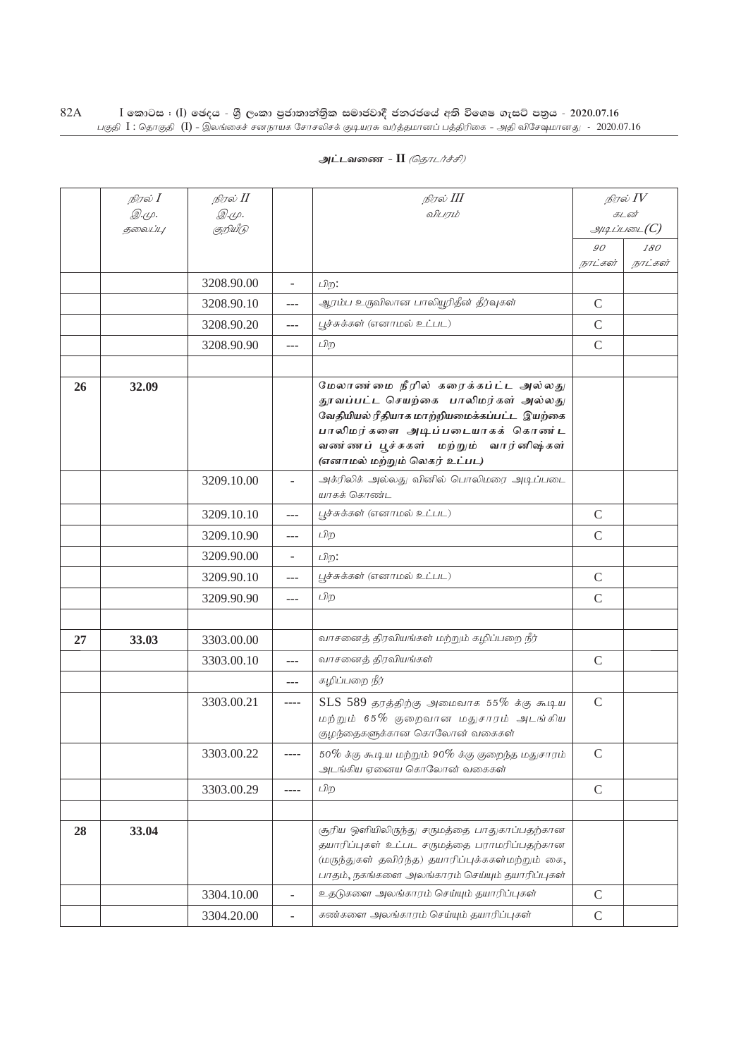அட்டவணை - II *(தொடர்ச்சி)*

| | நிரல் I<br>இ.மு.<br>தலைப்பு | நிரல் II<br>இ.மு.<br>குறியீடு | | நிரல் III<br>விபரம் | நிரல் IV<br>கடன்<br>அடிப்படை(C) | |
|---|---|---|---|---|---|---|
| | | | | | 90<br>நாட்கள் | 180<br>நாட்கள் |
| | | 3208.90.00 | - | பிற: | | |
| | | 3208.90.10 | --- | ஆரம்ப உருவிலான பாலியூரிதீன் தீர்வுகள் | C | |
| | | 3208.90.20 | --- | பூச்சுக்கள் (எனாமல் உட்பட) | C | |
| | | 3208.90.90 | --- | பிற | C | |
| | | | | | | |
| 26 | 32.09 | | | **மேலாண்மை நீரில் கரைக்கப்பட்ட அல்லது தூவப்பட்ட செயற்கை பாலிமர்கள் அல்லது வேதியியல் ரீதியாக மாற்றியமைக்கப்பட்ட இயற்கை பாலிமர்களை அடிப்படையாகக் கொண்ட வண்ணப் பூச்சுகள் மற்றும் வார்னிஷ்கள் (எனாமல் மற்றும் லெகர் உட்பட)** | | |
| | | 3209.10.00 | - | அக்ரிலிக் அல்லது வினில் பொலிமரை அடிப்படையாகக் கொண்ட | | |
| | | 3209.10.10 | --- | பூச்சுக்கள் (எனாமல் உட்பட) | C | |
| | | 3209.10.90 | --- | பிற | C | |
| | | 3209.90.00 | - | பிற: | | |
| | | 3209.90.10 | --- | பூச்சுக்கள் (எனாமல் உட்பட) | C | |
| | | 3209.90.90 | --- | பிற | C | |
| | | | | | | |
| 27 | 33.03 | 3303.00.00 | | வாசனைத் திரவியங்கள் மற்றும் கழிப்பறை நீர் | | |
| | | 3303.00.10 | --- | வாசனைத் திரவியங்கள் | C | |
| | | | --- | கழிப்பறை நீர் | | |
| | | 3303.00.21 | ---- | SLS 589 தரத்திற்கு அமைவாக 55% க்கு கூடிய மற்றும் 65% குறைவான மதுசாரம் அடங்கிய குழந்தைகளுக்கான கொலோன் வகைகள் | C | |
| | | 3303.00.22 | ---- | 50% க்கு கூடிய மற்றும் 90% க்கு குறைந்த மதுசாரம் அடங்கிய ஏனைய கொலோன் வகைகள் | C | |
| | | 3303.00.29 | ---- | பிற | C | |
| | | | | | | |
| 28 | 33.04 | | | சூரிய ஒளியிலிருந்து சருமத்தை பாதுகாப்பதற்கான தயாரிப்புகள் உட்பட சருமத்தை பராமரிப்பதற்கான (மருந்துகள் தவிர்ந்த) தயாரிப்புக்ககள்மற்றும் கை, பாதம், நகங்களை அலங்காரம் செய்யும் தயாரிப்புகள் | | |
| | | 3304.10.00 | - | உதடுகளை அலங்காரம் செய்யும் தயாரிப்புகள் | C | |
| | | 3304.20.00 | - | கண்களை அலங்காரம் செய்யும் தயாரிப்புகள் | C | |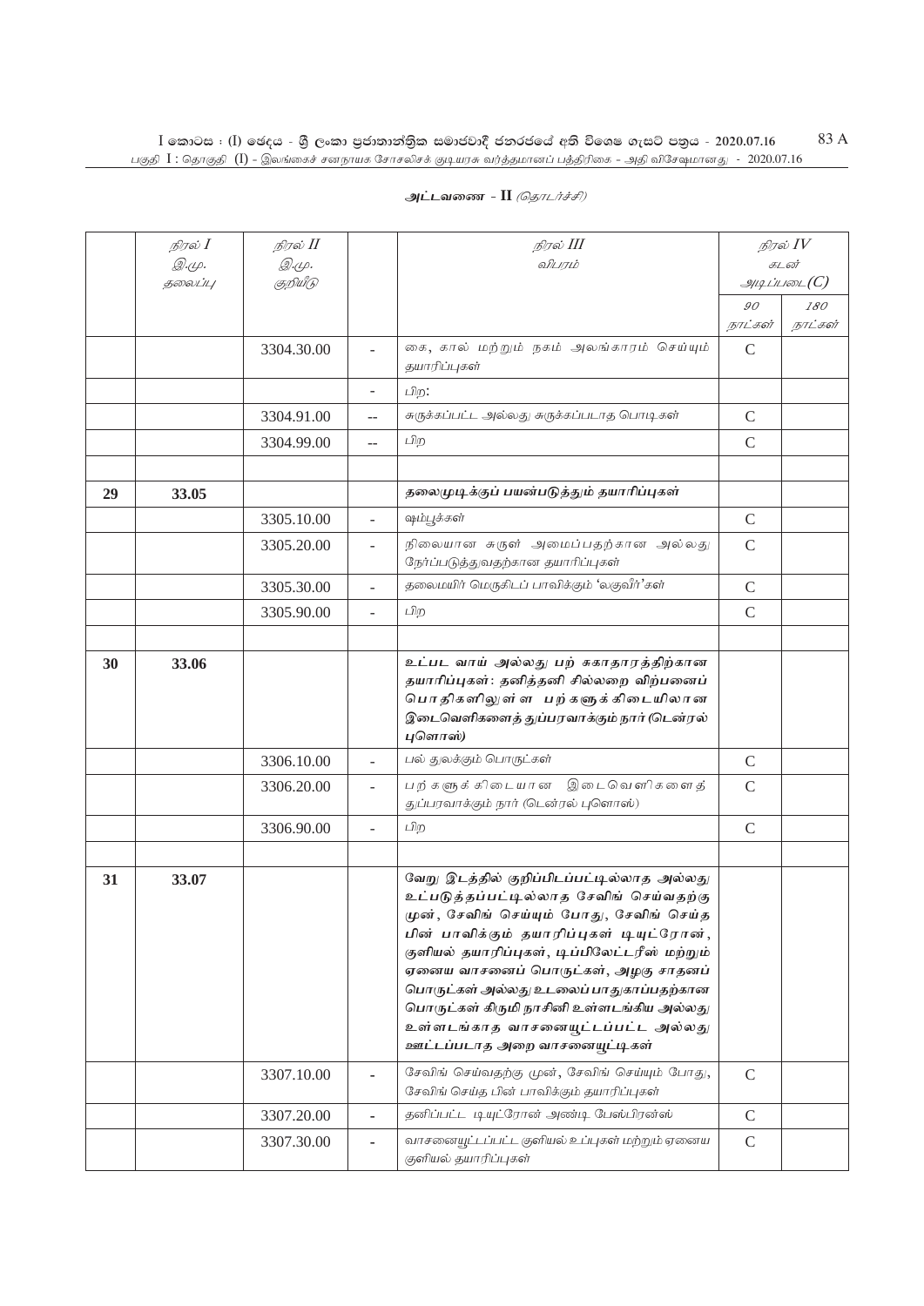**அட்டவணை - II** *(தொடர்ச்சி)*

| | நிரல் I<br>இ.மு.<br>தலைப்பு | நிரல் II<br>இ.மு.<br>குறியீடு | | நிரல் III<br>விபரம் | நிரல் IV<br>கடன்<br>அடிப்படை(C) | |
|---|---|---|---|---|---|---|
| | | | | | 90<br>நாட்கள் | 180<br>நாட்கள் |
| | | 3304.30.00 | - | கை, கால் மற்றும் நகம் அலங்காரம் செய்யும் தயாரிப்புகள் | C | |
| | | | - | பிற: | | |
| | | 3304.91.00 | -- | சுருக்கப்பட்ட அல்லது சுருக்கப்படாத பொடிகள் | C | |
| | | 3304.99.00 | -- | பிற | C | |
| | | | | | | |
| **29** | **33.05** | | | **தலைமுடிக்குப் பயன்படுத்தும் தயாரிப்புகள்** | | |
| | | 3305.10.00 | - | ஷம்பூக்கள் | C | |
| | | 3305.20.00 | - | நிலையான சுருள் அமைப்பதற்கான அல்லது நேர்ப்படுத்துவதற்கான தயாரிப்புகள் | C | |
| | | 3305.30.00 | - | தலைமயிர் மெருகிடப் பாவிக்கும் 'லகுவீர்'கள் | C | |
| | | 3305.90.00 | - | பிற | C | |
| | | | | | | |
| **30** | **33.06** | | | **உட்பட வாய் அல்லது பற் சுகாதாரத்திற்கான தயாரிப்புகள்: தனித்தனி சில்லறை விற்பனைப் பொதிகளிலுள்ள பற்களுக்கிடையிலான இடைவெளிகளைத் துப்பரவாக்கும் நார் (டென்ரல் புளொஸ்)** | | |
| | | 3306.10.00 | - | பல் துலக்கும் பொருட்கள் | C | |
| | | 3306.20.00 | - | பற்களுக்கிடையான இடைவெளிகளைத் துப்பரவாக்கும் நார் (டென்ரல் புளொஸ்) | C | |
| | | 3306.90.00 | - | பிற | C | |
| | | | | | | |
| **31** | **33.07** | | | **வேறு இடத்தில் குறிப்பிடப்பட்டில்லாத அல்லது உட்படுத்தப்பட்டில்லாத சேவிங் செய்வதற்கு முன், சேவிங் செய்யும் போது, சேவிங் செய்த பின் பாவிக்கும் தயாரிப்புகள் டியுட்ரோன், குளியல் தயாரிப்புகள், டிப்பிலேட்டரீஸ் மற்றும் ஏனைய வாசனைப் பொருட்கள், அழகு சாதனப் பொருட்கள் அல்லது உடலைப் பாதுகாப்பதற்கான பொருட்கள் கிருமி நாசினி உள்ளடங்கிய அல்லது உள்ளடங்காத வாசனையூட்டப்பட்ட அல்லது ஊட்டப்படாத அறை வாசனையூட்டிகள்** | | |
| | | 3307.10.00 | - | சேவிங் செய்வதற்கு முன், சேவிங் செய்யும் போது, சேவிங் செய்த பின் பாவிக்கும் தயாரிப்புகள் | C | |
| | | 3307.20.00 | - | தனிப்பட்ட டியுட்ரோன் அண்டி பேஸ்பிரன்ஸ் | C | |
| | | 3307.30.00 | - | வாசனையூட்டப்பட்ட குளியல் உப்புகள் மற்றும் ஏனைய குளியல் தயாரிப்புகள் | C | |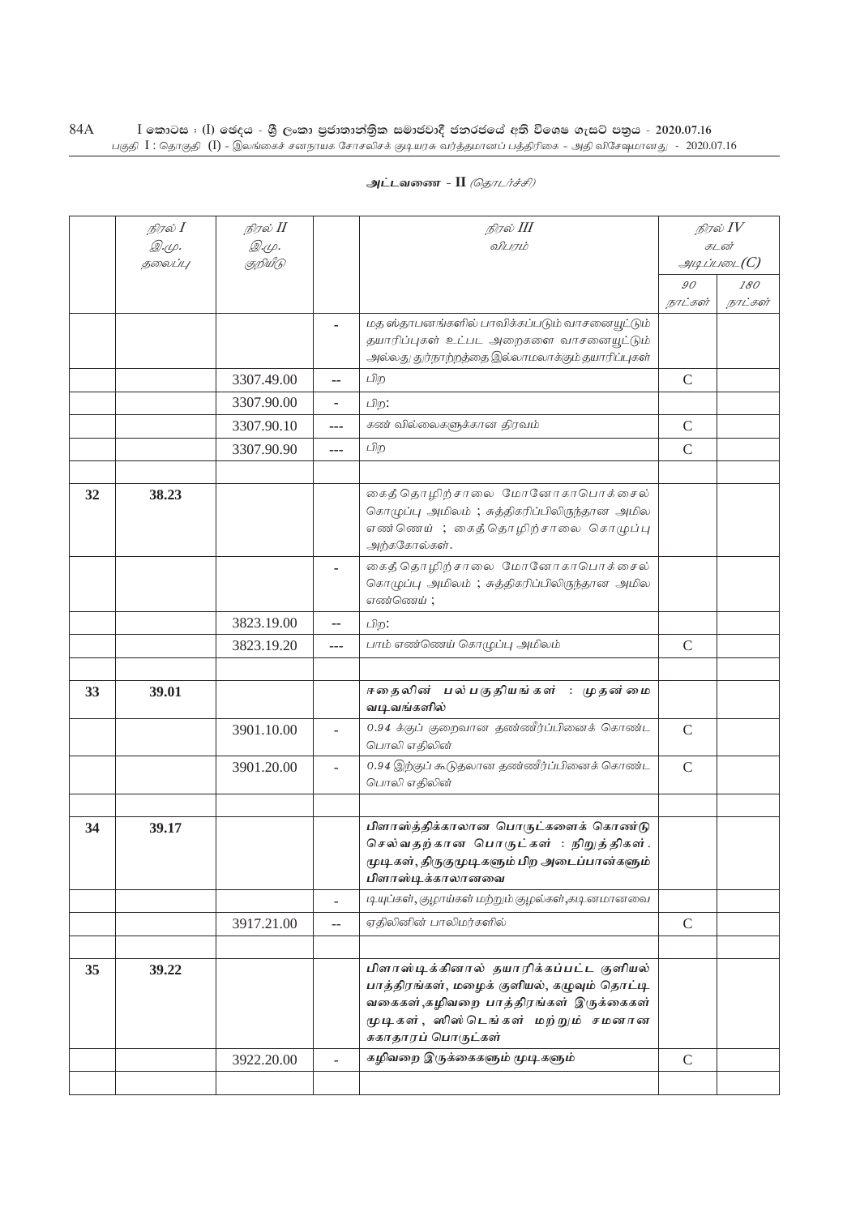**அட்டவணை - II** *(தொடர்ச்சி)*

| | *நிரல் I* *இ.மு. தலைப்பு* | *நிரல் II* *இ.மு. குறியீடு* | | *நிரல் III* *விபரம்* | *நிரல் IV* *கடன் அடிப்படை(C)* | |
|---|---|---|---|---|---|---|
| | | | | | *90 நாட்கள்* | *180 நாட்கள்* |
| | | | - | மத ஸ்தாபனங்களில் பாவிக்கப்படும் வாசனையூட்டும் தயாரிப்புகள் உட்பட அறைகளை வாசனையூட்டும் அல்லது துர்நாற்றத்தை இல்லாமலாக்கும் தயாரிப்புகள் | | |
| | | 3307.49.00 | -- | பிற | C | |
| | | 3307.90.00 | - | பிற: | | |
| | | 3307.90.10 | --- | கண் வில்லைகளுக்கான திரவம் | C | |
| | | 3307.90.90 | --- | பிற | C | |
| | | | | | | |
| **32** | **38.23** | | | கைத்தொழிற்சாலை மோனோகாபொக்சைல் கொழுப்பு அமிலம் ; சுத்திகரிப்பிலிருந்தான அமில எண்ணெய் ; கைத்தொழிற்சாலை கொழுப்பு அற்ககோல்கள். | | |
| | | | - | கைத்தொழிற்சாலை மோனோகாபொக்சைல் கொழுப்பு அமிலம் ; சுத்திகரிப்பிலிருந்தான அமில எண்ணெய் ; | | |
| | | 3823.19.00 | -- | பிற: | | |
| | | 3823.19.20 | --- | பாம் எண்ணெய் கொழுப்பு அமிலம் | C | |
| | | | | | | |
| **33** | **39.01** | | | **ஈதைலின் பல்பகுதியங்கள் : முதன்மை வடிவங்களில்** | | |
| | | 3901.10.00 | - | 0.94 க்குப் குறைவான தண்ணீர்ப்பினைக் கொண்ட பொலி எதிலின் | C | |
| | | 3901.20.00 | - | 0.94 இற்குப் கூடுதலான தண்ணீர்ப்பினைக் கொண்ட பொலி எதிலின் | C | |
| | | | | | | |
| **34** | **39.17** | | | **பிளாஸ்த்திக்காலான பொருட்களைக் கொண்டு செல்வதற்கான பொருட்கள் : நிறுத்திகள். மூடிகள், திருகுமூடிகளும் பிற அடைப்பான்களும் பிளாஸ்டிக்காலானவை** | | |
| | | | - | டியுப்கள், குழாய்கள் மற்றும் குழல்கள்,கடினமானவை | | |
| | | 3917.21.00 | -- | ஏதிலினின் பாலிமர்களில் | C | |
| | | | | | | |
| **35** | **39.22** | | | **பிளாஸ்டிக்கினால் தயாரிக்கப்பட்ட குளியல் பாத்திரங்கள், மழைக் குளியல், கழுவும் தொட்டி வகைகள்,கழிவறை பாத்திரங்கள் இருக்கைகள் மூடிகள், ஸிஸ்டெங்கள் மற்றும் சமனான சுகாதாரப் பொருட்கள்** | | |
| | | 3922.20.00 | - | **கழிவறை இருக்கைகளும் மூடிகளும்** | C | |
| | | | | | | |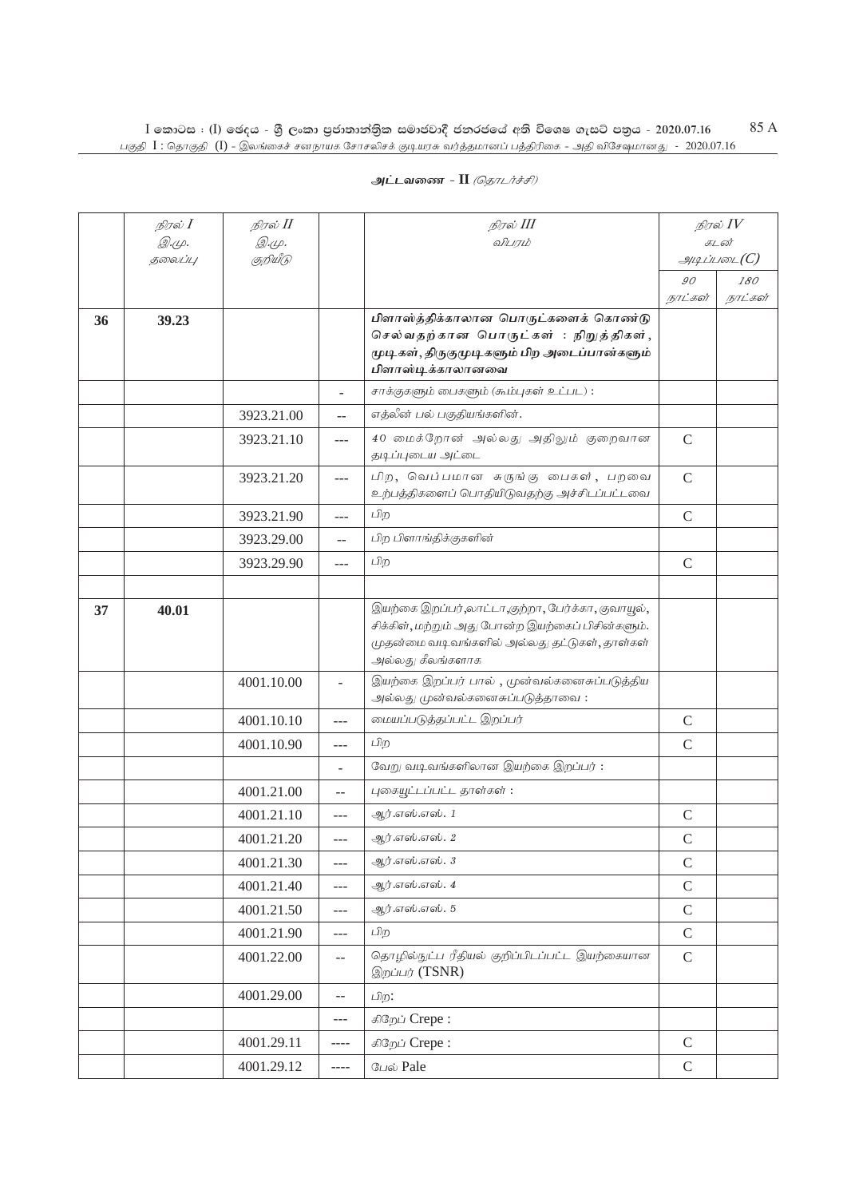## அட்டவணை - II *(தொடர்ச்சி)*

| | நிரல் I<br>இ.மு.<br>தலைப்பு | நிரல் II<br>இ.மு.<br>குறியீடு | | நிரல் III<br>விபரம் | நிரல் IV<br>கடன்<br>அடிப்படை(C) | |
|---|---|---|---|---|---|---|
| | | | | | 90<br>நாட்கள் | 180<br>நாட்கள் |
| **36** | **39.23** | | | **பிளாஸ்த்திக்காலான பொருட்களைக் கொண்டு செல்வதற்கான பொருட்கள் : நிறுத்திகள், மூடிகள், திருகுமூடிகளும் பிற அடைப்பான்களும் பிளாஸ்டிக்காலானவை** | | |
| | | | - | சாக்குகளும் பைகளும் (கூம்புகள் உட்பட) : | | |
| | | 3923.21.00 | -- | எத்லீன் பல் பகுதியங்களின். | | |
| | | 3923.21.10 | --- | 40 மைக்றோன் அல்லது அதிலும் குறைவான தடிப்புடைய அட்டை | C | |
| | | 3923.21.20 | --- | பிற, வெப்பமான சுருங்கு பைகள், பறவை உற்பத்திகளைப் பொதியிடுவதற்கு அச்சிடப்பட்டவை | C | |
| | | 3923.21.90 | --- | பிற | C | |
| | | 3923.29.00 | -- | பிற பிளாங்திக்குகளின் | | |
| | | 3923.29.90 | --- | பிற | C | |
| | | | | | | |
| **37** | **40.01** | | | இயற்கை இறப்பர்,லாட்டா,குற்றா, பேர்க்கா, குவாயுல், சிக்கிள், மற்றும் அது போன்ற இயற்கைப் பிசின்களும். முதன்மை வடிவங்களில் அல்லது தட்டுகள், தாள்கள் அல்லது கீலங்களாக | | |
| | | 4001.10.00 | - | இயற்கை இறப்பர் பால் , முன்வல்கனைசுப்படுத்திய அல்லது முன்வல்கனைசுப்படுத்தாவை : | | |
| | | 4001.10.10 | --- | மையப்படுத்தப்பட்ட இறப்பர் | C | |
| | | 4001.10.90 | --- | பிற | C | |
| | | | - | வேறு வடிவங்களிலான இயற்கை இறப்பர் : | | |
| | | 4001.21.00 | -- | புகையூட்டப்பட்ட தாள்கள் : | | |
| | | 4001.21.10 | --- | ஆர்.எஸ்.எஸ். 1 | C | |
| | | 4001.21.20 | --- | ஆர்.எஸ்.எஸ். 2 | C | |
| | | 4001.21.30 | --- | ஆர்.எஸ்.எஸ். 3 | C | |
| | | 4001.21.40 | --- | ஆர்.எஸ்.எஸ். 4 | C | |
| | | 4001.21.50 | --- | ஆர்.எஸ்.எஸ். 5 | C | |
| | | 4001.21.90 | --- | பிற | C | |
| | | 4001.22.00 | -- | தொழில்நுட்ப ரீதியல் குறிப்பிடப்பட்ட இயற்கையான இறப்பர் (TSNR) | C | |
| | | 4001.29.00 | -- | பிற: | | |
| | | | --- | கிறேப் Crepe : | | |
| | | 4001.29.11 | ---- | கிறேப் Crepe : | C | |
| | | 4001.29.12 | ---- | பேல் Pale | C | |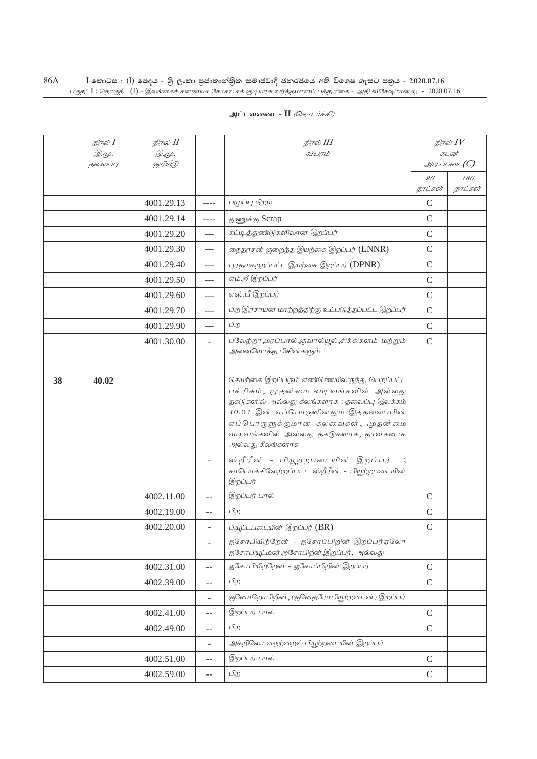**அட்டவணை - II** *(தொடர்ச்சி)*

| | நிரல் I இ.மு. தலைப்பு | நிரல் II இ.மு. குறியீடு | | நிரல் III விபரம் | நிரல் IV கடன் அடிப்படை(C) | |
|---|---|---|---|---|---|---|
| | | | | | 90 நாட்கள் | 180 நாட்கள் |
| | | 4001.29.13 | ---- | பழுப்பு நிறம் | C | |
| | | 4001.29.14 | ---- | துணுக்கு Scrap | C | |
| | | 4001.29.20 | --- | கட்டித்துண்டுகளிலான இறப்பர் | C | |
| | | 4001.29.30 | --- | நைதரசன் குறைந்த இயற்கை இறப்பர் (LNNR) | C | |
| | | 4001.29.40 | --- | புரதமகற்றப்பட்ட இயற்கை இறப்பர் (DPNR) | C | |
| | | 4001.29.50 | --- | எம்.ஜீ இறப்பர் | C | |
| | | 4001.29.60 | --- | எஸ்.பீ இறப்பர் | C | |
| | | 4001.29.70 | --- | பிற இரசாயன மாற்றத்திற்கு உட்படுத்தப்பட்ட இறப்பர் | C | |
| | | 4001.29.90 | --- | பிற | C | |
| | | 4001.30.00 | - | பலேற்றா,மரப்பால்,குவால்யூல்,சிக்கிளம் மற்றும் அவையொத்த பிசின்களும் | C | |
| | | | | | | |
| **38** | **40.02** | | | செயற்கை இறப்பரும் எண்ணெயிலிருந்து பெறப்பட்ட பக்ரிசும், முதன்மை வடிவங்களில் அல்லது தகடுகளில் அல்லது கீலங்களாக : தலைப்பு இலக்கம் 40.01 இன் எப்பொருளினதும் இத்தலைப்பின் எப்பொருளுக்குமான கலவைகள், முதன்மை வடிவங்களில் அல்லது தகடுகளாக, தாள்களாக அல்லது கீலங்களாக | | |
| | | | - | ஸ்றீரீன் - பியூற்றபடையின் இறப்பர் ; காபொக்சிலேற்றப்பட்ட ஸ்றீரீன் - பியூற்றபடையின் இறப்பர் | | |
| | | 4002.11.00 | -- | இறப்பர் பால் | C | |
| | | 4002.19.00 | -- | பிற | C | |
| | | 4002.20.00 | - | பியூட்டபடையின் இறப்பர் (BR) | C | |
| | | | - | ஐசோபியிற்றேன் - ஐசோப்பிறின் இறப்பர்ஏலோ ஐசோபியூட்டீன்.ஐசோபிறீன்,இறப்பர், அல்லது | | |
| | | 4002.31.00 | -- | ஐசோபியிற்றேன் - ஐசோப்பிறின் இறப்பர் | C | |
| | | 4002.39.00 | -- | பிற | C | |
| | | | - | குளோறோபிறின், (குளேதரோபியூற்றடைன்) இறப்பர் | | |
| | | 4002.41.00 | -- | இறப்பர் பால் | C | |
| | | 4002.49.00 | -- | பிற | C | |
| | | | - | அக்றிலோ நைற்றைல் பியூற்றடையின் இறப்பர் | | |
| | | 4002.51.00 | -- | இறப்பர் பால் | C | |
| | | 4002.59.00 | -- | பிற | C | |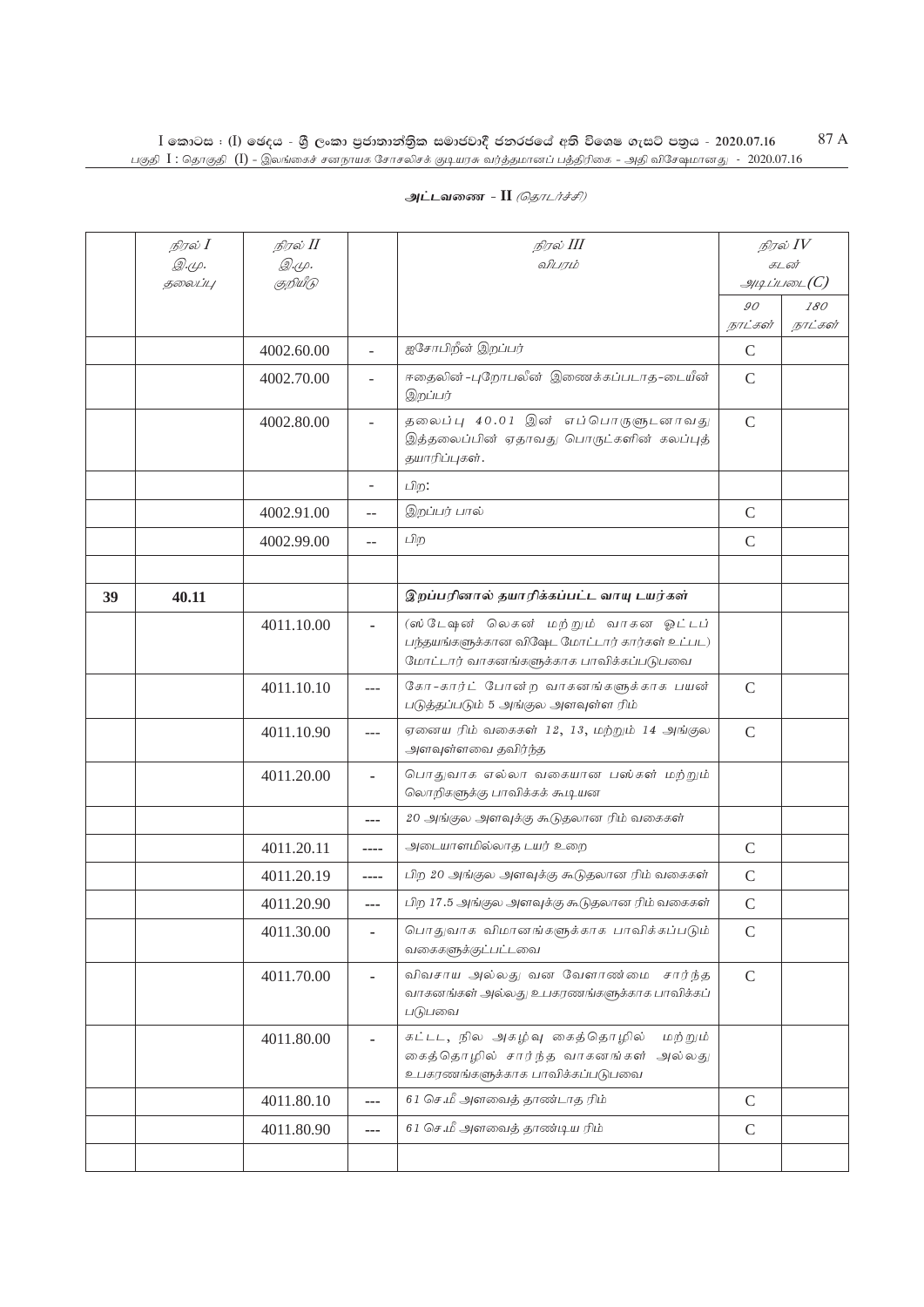## அட்டவணை - II *(தொடர்ச்சி)*

| | நிரல் I இ.மு. தலைப்பு | நிரல் II இ.மு. குறியீடு | | நிரல் III விபரம் | நிரல் IV கடன் அடிப்படை(C) | |
|---|---|---|---|---|---|---|
| | | | | | 90 நாட்கள் | 180 நாட்கள் |
| | | 4002.60.00 | - | ஐசோபிறீன் இறப்பர் | C | |
| | | 4002.70.00 | - | ஈதைலின்-புறோபலீன் இணைக்கப்படாத-டையீன் இறப்பர் | C | |
| | | 4002.80.00 | - | தலைப்பு 40.01 இன் எப்பொருளுடனாவது இத்தலைப்பின் ஏதாவது பொருட்களின் கலப்புத் தயாரிப்புகள். | C | |
| | | | - | பிற: | | |
| | | 4002.91.00 | -- | இறப்பர் பால் | C | |
| | | 4002.99.00 | -- | பிற | C | |
| | | | | | | |
| **39** | **40.11** | | | **இறப்பரினால் தயாரிக்கப்பட்ட வாயு டயர்கள்** | | |
| | | 4011.10.00 | - | (ஸ்டேஷன் லெகன் மற்றும் வாகன ஓட்டப் பந்தயங்களுக்கான விஷேட மோட்டார் கார்கள் உட்பட) மோட்டார் வாகனங்களுக்காக பாவிக்கப்படுபவை | | |
| | | 4011.10.10 | --- | கோ-கார்ட் போன்ற வாகனங்களுக்காக பயன் படுத்தப்படும் 5 அங்குல அளவுள்ள ரிம் | C | |
| | | 4011.10.90 | --- | ஏனைய ரிம் வகைகள் 12, 13, மற்றும் 14 அங்குல அளவுள்ளவை தவிர்ந்த | C | |
| | | 4011.20.00 | - | பொதுவாக எல்லா வகையான பஸ்கள் மற்றும் லொறிகளுக்கு பாவிக்கக் கூடியன | | |
| | | | --- | 20 அங்குல அளவுக்கு கூடுதலான ரிம் வகைகள் | | |
| | | 4011.20.11 | ---- | அடையாளமில்லாத டயர் உறை | C | |
| | | 4011.20.19 | ---- | பிற 20 அங்குல அளவுக்கு கூடுதலான ரிம் வகைகள் | C | |
| | | 4011.20.90 | --- | பிற 17.5 அங்குல அளவுக்கு கூடுதலான ரிம் வகைகள் | C | |
| | | 4011.30.00 | - | பொதுவாக விமானங்களுக்காக பாவிக்கப்படும் வகைகளுக்குட்பட்டவை | C | |
| | | 4011.70.00 | - | விவசாய அல்லது வன வேளாண்மை சார்ந்த வாகனங்கள் அல்லது உபகரணங்களுக்காக பாவிக்கப் படுபவை | C | |
| | | 4011.80.00 | - | கட்டட, நில அகழ்வு கைத்தொழில் மற்றும் கைத்தொழில் சார்ந்த வாகனங்கள் அல்லது உபகரணங்களுக்காக பாவிக்கப்படுபவை | | |
| | | 4011.80.10 | --- | 61 செ.மீ அளவைத் தாண்டாத ரிம் | C | |
| | | 4011.80.90 | --- | 61 செ.மீ அளவைத் தாண்டிய ரிம் | C | |
| | | | | | | |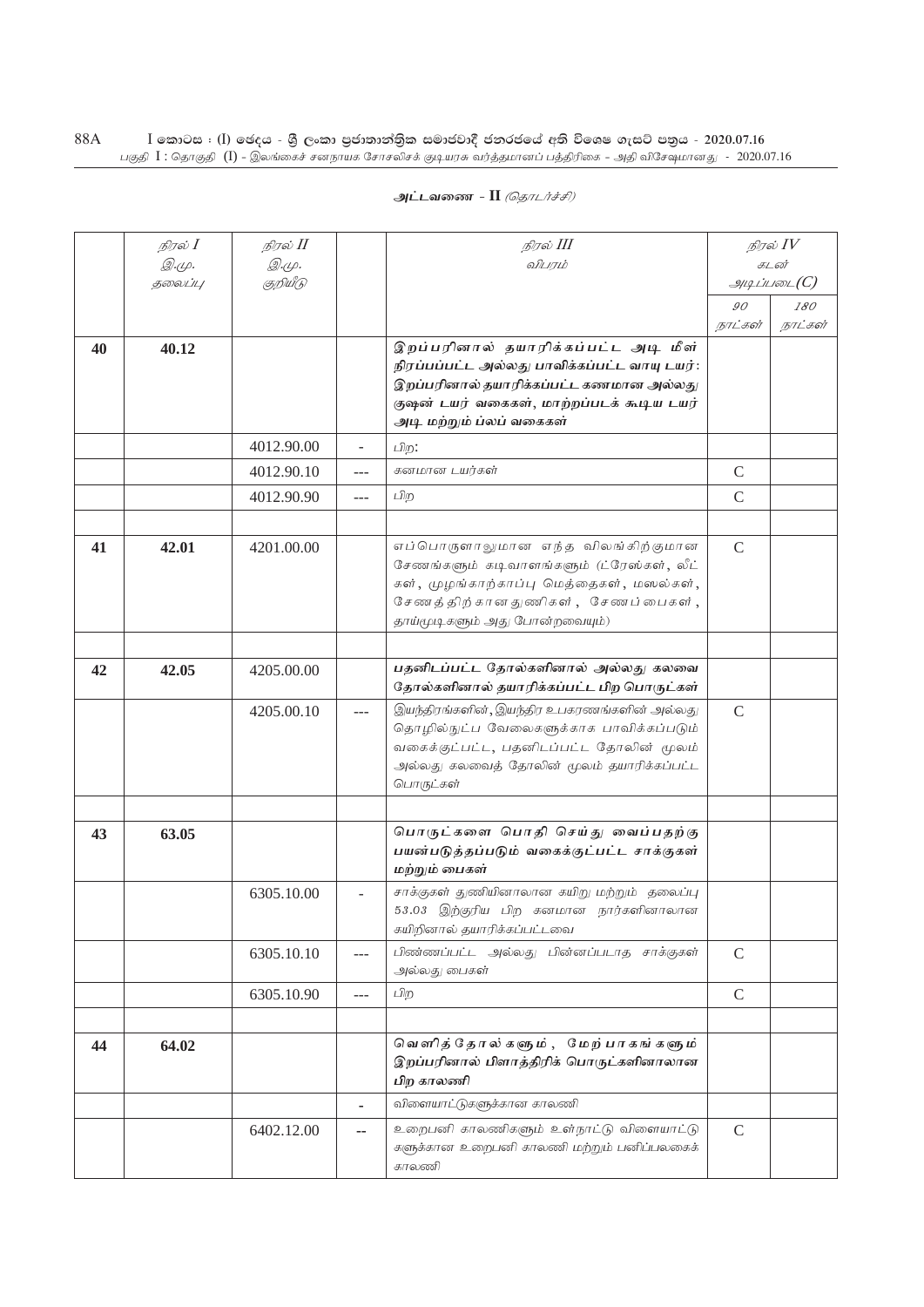அட்டவணை - II *(தொடர்ச்சி)*

| | நிரல் I<br>இ.மு.<br>தலைப்பு | நிரல் II<br>இ.மு.<br>குறியீடு | | நிரல் III<br>விபரம் | நிரல் IV<br>கடன்<br>அடிப்படை(C) | |
|---|---|---|---|---|---|---|
| | | | | | 90<br>நாட்கள் | 180<br>நாட்கள் |
| **40** | **40.12** | | | **இறப்பரினால் தயாரிக்கப்பட்ட அடி மீள் நிரப்பப்பட்ட அல்லது பாவிக்கப்பட்ட வாயு டயர்: இறப்பரினால் தயாரிக்கப்பட்ட கணமான அல்லது குஷன் டயர் வகைகள், மாற்றப்படக் கூடிய டயர் அடி மற்றும் ப்லப் வகைகள்** | | |
| | | 4012.90.00 | - | பிற: | | |
| | | 4012.90.10 | --- | கனமான டயர்கள் | C | |
| | | 4012.90.90 | --- | பிற | C | |
| | | | | | | |
| **41** | **42.01** | 4201.00.00 | | எப்பொருளாலுமான எந்த விலங்கிற்குமான சேணங்களும் கடிவாளங்களும் (ட்ரேஸ்கள், லீட்கள், முழங்காற்காப்பு மெத்தைகள், மஸல்கள், சேணத்திற்கான துணிகள், சேணப்பைகள், தாய்முடிகளும் அது போன்றவையும்) | C | |
| | | | | | | |
| **42** | **42.05** | 4205.00.00 | | **பதனிடப்பட்ட தோல்களினால் அல்லது கலவை தோல்களினால் தயாரிக்கப்பட்ட பிற பொருட்கள்** | | |
| | | 4205.00.10 | --- | இயந்திரங்களின், இயந்திர உபகரணங்களின் அல்லது தொழில்நுட்ப வேலைகளுக்காக பாவிக்கப்படும் வகைக்குட்பட்ட, பதனிடப்பட்ட தோலின் மூலம் அல்லது கலவைத் தோலின் மூலம் தயாரிக்கப்பட்ட பொருட்கள் | C | |
| | | | | | | |
| **43** | **63.05** | | | **பொருட்களை பொதி செய்து வைப்பதற்கு பயன்படுத்தப்படும் வகைக்குட்பட்ட சாக்குகள் மற்றும் பைகள்** | | |
| | | 6305.10.00 | - | சாக்குகள் துணியினாலான கயிறு மற்றும் தலைப்பு 53.03 இற்குரிய பிற கனமான நார்களினாலான கயிறினால் தயாரிக்கப்பட்டவை | | |
| | | 6305.10.10 | --- | பிண்ணப்பட்ட அல்லது பின்னப்படாத சாக்குகள் அல்லது பைகள் | C | |
| | | 6305.10.90 | --- | பிற | C | |
| | | | | | | |
| **44** | **64.02** | | | **வெளித்தோல்களும், மேற்பாகங்களும் இறப்பரினால் பிளாத்திரிக் பொருட்களினாலான பிற காலணி** | | |
| | | | - | விளையாட்டுகளுக்கான காலணி | | |
| | | 6402.12.00 | -- | உறைபனி காலணிகளும் உள்நாட்டு விளையாட்டுகளுக்கான உறைபனி காலணி மற்றும் பனிப்பலகைக் காலணி | C | |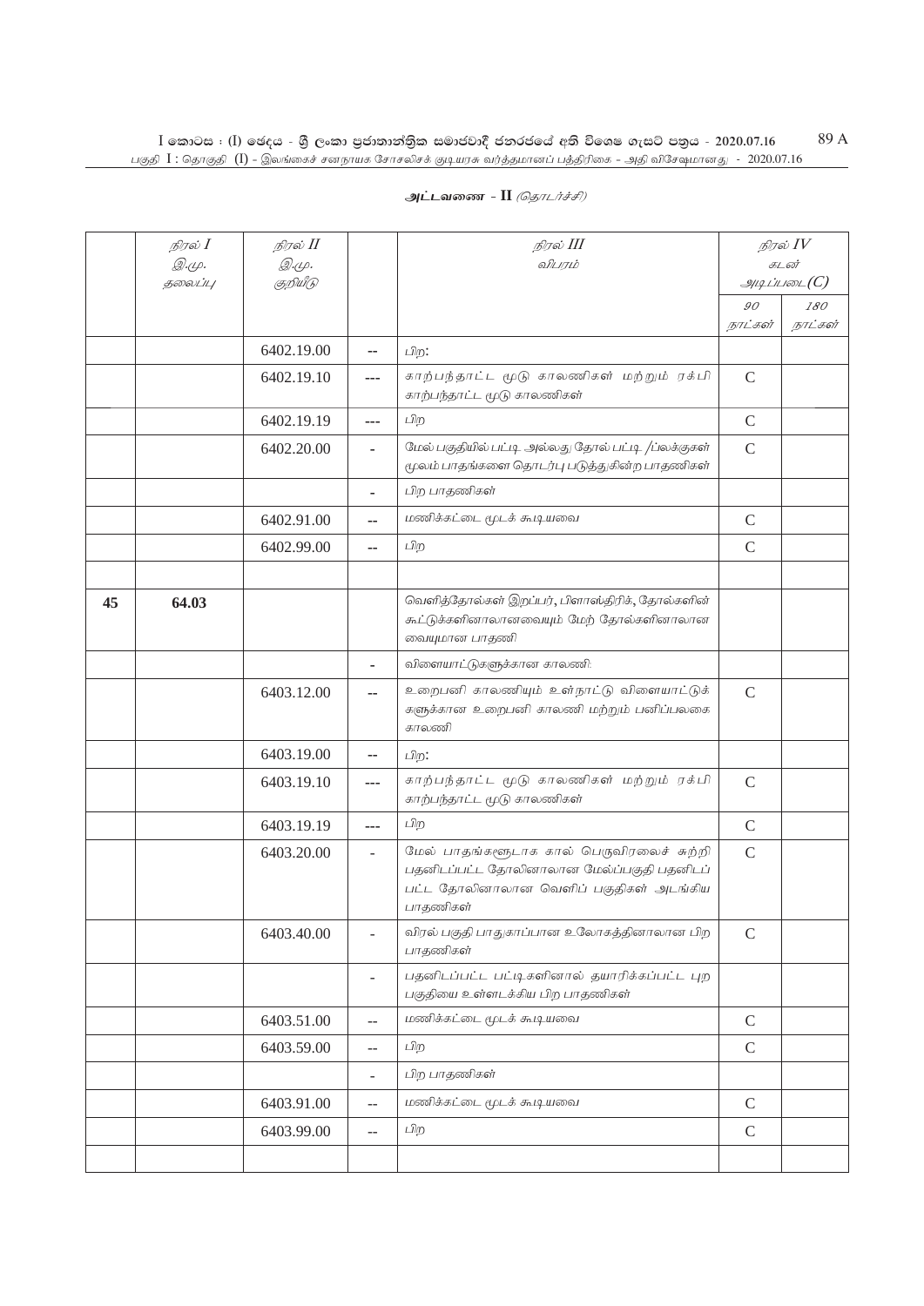**அட்டவணை - II** *(தொடர்ச்சி)*

| | நிரல் I இ.மு. தலைப்பு | நிரல் II இ.மு. குறியீடு | | நிரல் III விபரம் | நிரல் IV கடன் அடிப்படை(C) | |
|---|---|---|---|---|---|---|
| | | | | | 90 நாட்கள் | 180 நாட்கள் |
| | | 6402.19.00 | -- | பிற: | | |
| | | 6402.19.10 | --- | காற்பந்தாட்ட மூடு காலணிகள் மற்றும் ரக்பி காற்பந்தாட்ட மூடு காலணிகள் | C | |
| | | 6402.19.19 | --- | பிற | C | |
| | | 6402.20.00 | - | மேல் பகுதியில் பட்டி அல்லது தோல் பட்டி /ப்லக்குகள் மூலம் பாதங்களை தொடர்பு படுத்துகின்ற பாதணிகள் | C | |
| | | | - | பிற பாதணிகள் | | |
| | | 6402.91.00 | -- | மணிக்கட்டை மூடக் கூடியவை | C | |
| | | 6402.99.00 | -- | பிற | C | |
| | | | | | | |
| 45 | 64.03 | | | வெளித்தோல்கள் இறப்பர், பிளாஸ்திரிக், தோல்களின் கூட்டுக்களினாலானவையும் மேற் தோல்களினாலான வையுமான பாதணி | | |
| | | | - | விளையாட்டுகளுக்கான காலணி: | | |
| | | 6403.12.00 | -- | உறைபனி காலணியும் உள்நாட்டு விளையாட்டுக் களுக்கான உறைபனி காலணி மற்றும் பனிப்பலகை காலணி | C | |
| | | 6403.19.00 | -- | பிற: | | |
| | | 6403.19.10 | --- | காற்பந்தாட்ட மூடு காலணிகள் மற்றும் ரக்பி காற்பந்தாட்ட மூடு காலணிகள் | C | |
| | | 6403.19.19 | --- | பிற | C | |
| | | 6403.20.00 | - | மேல் பாதங்களூடாக கால் பெருவிரலைச் சுற்றி பதனிடப்பட்ட தோலினாலான மேல்ப்பகுதி பதனிடப் பட்ட தோலினாலான வெளிப் பகுதிகள் அடங்கிய பாதணிகள் | C | |
| | | 6403.40.00 | - | விரல் பகுதி பாதுகாப்பான உலோகத்தினாலான பிற பாதணிகள் | C | |
| | | | - | பதனிடப்பட்ட பட்டிகளினால் தயாரிக்கப்பட்ட புற பகுதியை உள்ளடக்கிய பிற பாதணிகள் | | |
| | | 6403.51.00 | -- | மணிக்கட்டை மூடக் கூடியவை | C | |
| | | 6403.59.00 | -- | பிற | C | |
| | | | - | பிற பாதணிகள் | | |
| | | 6403.91.00 | -- | மணிக்கட்டை மூடக் கூடியவை | C | |
| | | 6403.99.00 | -- | பிற | C | |
| | | | | | | |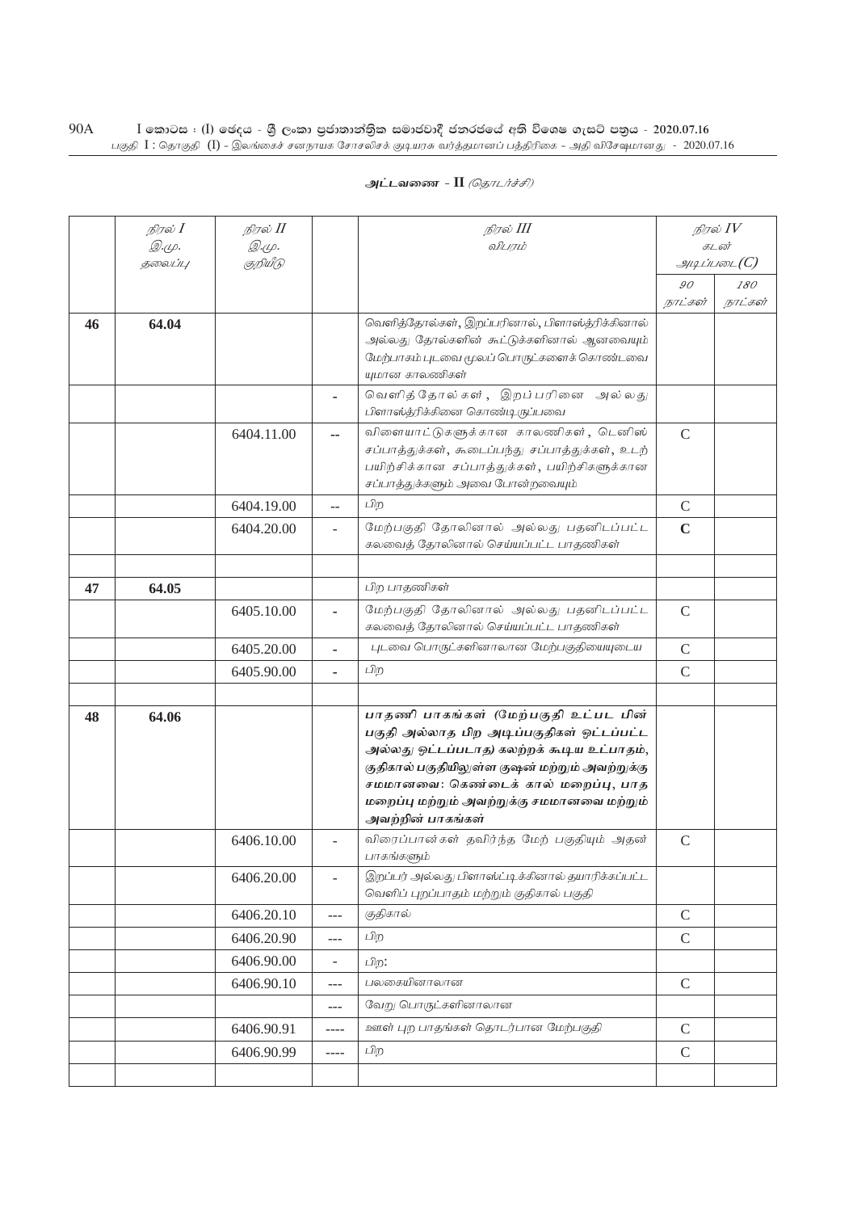அட்டவணை - II *(தொடர்ச்சி)*

| | நிரல் I<br>இ.மு.<br>தலைப்பு | நிரல் II<br>இ.மு.<br>குறியீடு | | நிரல் III<br>விபரம் | நிரல் IV<br>கடன்<br>அடிப்படை(C) | |
|---|---|---|---|---|---|---|
| | | | | | 90<br>நாட்கள் | 180<br>நாட்கள் |
| 46 | 64.04 | | | வெளித்தோல்கள், இறப்பரினால், பிளாஸ்ற்றிக்கினால் அல்லது தோல்களின் கூட்டுக்களினால் ஆனவையும் மேற்பாகம் புடவை மூலப் பொருட்களைக் கொண்டவையுமான காலணிகள் | | |
| | | | - | வெளித்தோல்கள், இறப்பரினை அல்லது பிளாஸ்ற்றிக்கினை கொண்டிருப்பவை | | |
| | | 6404.11.00 | -- | விளையாட்டுகளுக்கான காலணிகள், டெனிஸ் சப்பாத்துக்கள், கூடைப்பந்து சப்பாத்துக்கள், உடற் பயிற்சிக்கான சப்பாத்துக்கள், பயிற்சிகளுக்கான சப்பாத்துக்களும் அவை போன்றவையும் | C | |
| | | 6404.19.00 | -- | பிற | C | |
| | | 6404.20.00 | - | மேற்பகுதி தோலினால் அல்லது பதனிடப்பட்ட கலவைத் தோலினால் செய்யப்பட்ட பாதணிகள் | **C** | |
| | | | | | | |
| 47 | 64.05 | | | பிற பாதணிகள் | | |
| | | 6405.10.00 | - | மேற்பகுதி தோலினால் அல்லது பதனிடப்பட்ட கலவைத் தோலினால் செய்யப்பட்ட பாதணிகள் | C | |
| | | 6405.20.00 | - | புடவை பொருட்களினாலான மேற்பகுதியையுடைய | C | |
| | | 6405.90.00 | - | பிற | C | |
| | | | | | | |
| 48 | 64.06 | | | **பாதணி பாகங்கள் (மேற்பகுதி உட்பட பின் பகுதி அல்லாத பிற அடிப்பகுதிகள் ஒட்டப்பட்ட அல்லது ஒட்டப்படாத) கலற்றக் கூடிய உட்பாதம், குதிகால் பகுதியிலுள்ள குஷன் மற்றும் அவற்றுக்கு சமமானவை: கெண்டைக் கால் மறைப்பு, பாத மறைப்பு மற்றும் அவற்றுக்கு சமமானவை மற்றும் அவற்றின் பாகங்கள்** | | |
| | | 6406.10.00 | - | விரைப்பான்கள் தவிர்ந்த மேற் பகுதியும் அதன் பாகங்களும் | C | |
| | | 6406.20.00 | - | இறப்பர் அல்லது பிளாஸ்ட்டிக்கினால் தயாரிக்கப்பட்ட வெளிப் புறப்பாதம் மற்றும் குதிகால் பகுதி | | |
| | | 6406.20.10 | --- | குதிகால் | C | |
| | | 6406.20.90 | --- | பிற | C | |
| | | 6406.90.00 | - | பிற: | | |
| | | 6406.90.10 | --- | பலகையினாலான | C | |
| | | | --- | வேறு பொருட்களினாலான | | |
| | | 6406.90.91 | ---- | ஊள் புற பாதங்கள் தொடர்பான மேற்பகுதி | C | |
| | | 6406.90.99 | ---- | பிற | C | |
| | | | | | | |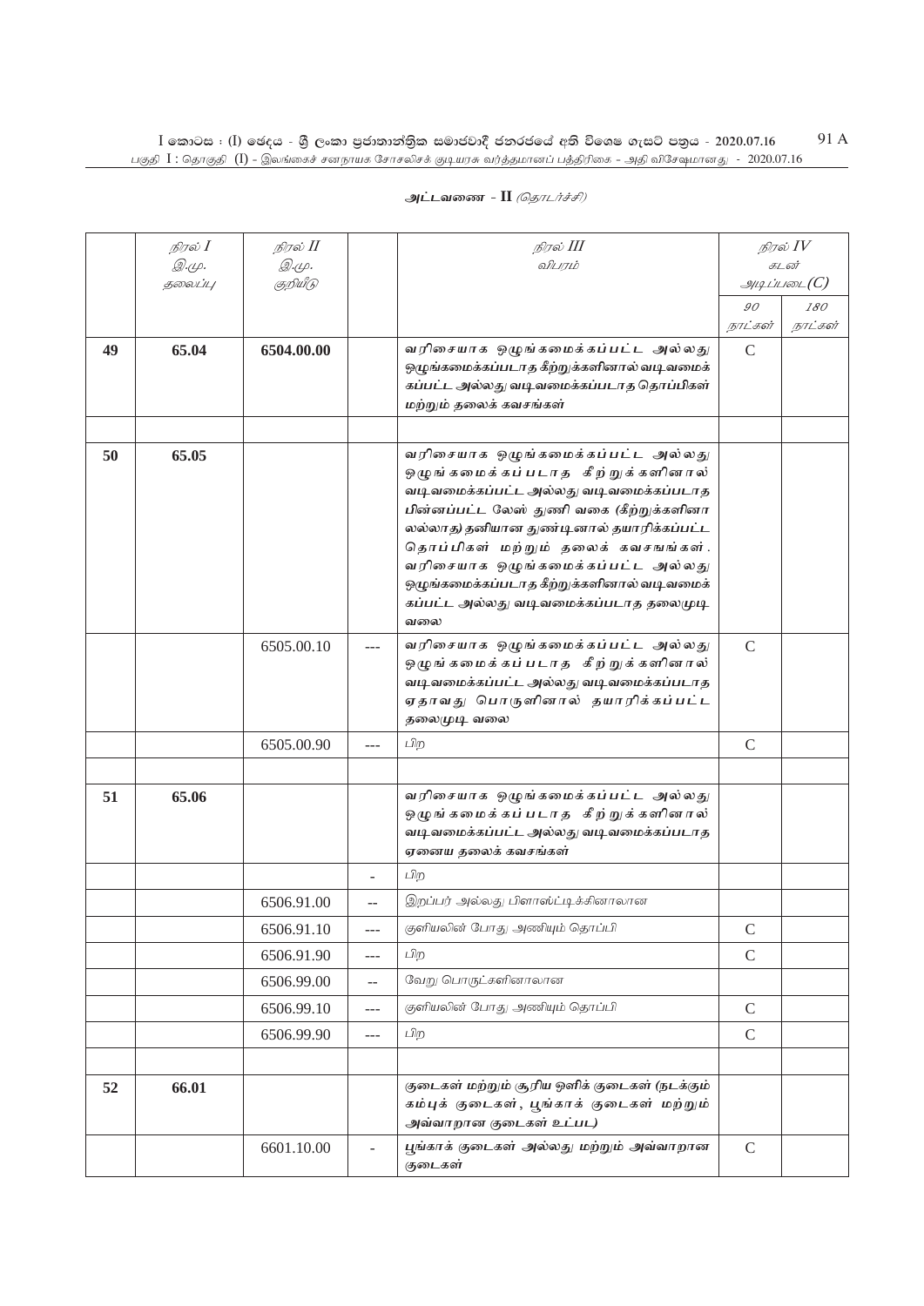**அட்டவணை - II** *(தொடர்ச்சி)*

| | நிரல் I இ.மு. தலைப்பு | நிரல் II இ.மு. குறியீடு | | நிரல் III விபரம் | நிரல் IV கடன் அடிப்படை(C) | |
|---|---|---|---|---|---|---|
| | | | | | 90 நாட்கள் | 180 நாட்கள் |
| **49** | **65.04** | **6504.00.00** | | **வரிசையாக ஒழுங்கமைக்கப்பட்ட அல்லது ஒழுங்கமைக்கப்படாத கீற்றுக்களினால் வடிவமைக்கப்பட்ட அல்லது வடிவமைக்கப்படாத தொப்பிகள் மற்றும் தலைக் கவசங்கள்** | C | |
| | | | | | | |
| **50** | **65.05** | | | **வரிசையாக ஒழுங்கமைக்கப்பட்ட அல்லது ஒழுங்கமைக்கப்படாத கீற்றுக்களினால் வடிவமைக்கப்பட்ட அல்லது வடிவமைக்கப்படாத பின்னப்பட்ட லேஸ் துணி வகை (கீற்றுக்களினாலல்லாத) தனியான துண்டினால் தயாரிக்கப்பட்ட தொப்பிகள் மற்றும் தலைக் கவசங்கள். வரிசையாக ஒழுங்கமைக்கப்பட்ட அல்லது ஒழுங்கமைக்கப்படாத கீற்றுக்களினால் வடிவமைக்கப்பட்ட அல்லது வடிவமைக்கப்படாத தலைமுடி வலை** | | |
| | | 6505.00.10 | --- | **வரிசையாக ஒழுங்கமைக்கப்பட்ட அல்லது ஒழுங்கமைக்கப்படாத கீற்றுக்களினால் வடிவமைக்கப்பட்ட அல்லது வடிவமைக்கப்படாத ஏதாவது பொருளினால் தயாரிக்கப்பட்ட தலைமுடி வலை** | C | |
| | | 6505.00.90 | --- | பிற | C | |
| | | | | | | |
| **51** | **65.06** | | | **வரிசையாக ஒழுங்கமைக்கப்பட்ட அல்லது ஒழுங்கமைக்கப்படாத கீற்றுக்களினால் வடிவமைக்கப்பட்ட அல்லது வடிவமைக்கப்படாத ஏனைய தலைக் கவசங்கள்** | | |
| | | | - | பிற | | |
| | | 6506.91.00 | -- | இறப்பர் அல்லது பிளாஸ்ட்டிக்கினாலான | | |
| | | 6506.91.10 | --- | குளியலின் போது அணியும் தொப்பி | C | |
| | | 6506.91.90 | --- | பிற | C | |
| | | 6506.99.00 | -- | வேறு பொருட்களினாலான | | |
| | | 6506.99.10 | --- | குளியலின் போது அணியும் தொப்பி | C | |
| | | 6506.99.90 | --- | பிற | C | |
| | | | | | | |
| **52** | **66.01** | | | **குடைகள் மற்றும் சூரிய ஒளிக் குடைகள் (நடக்கும் கம்புக் குடைகள், பூங்காக் குடைகள் மற்றும் அவ்வாறான குடைகள் உட்பட)** | | |
| | | 6601.10.00 | - | **பூங்காக் குடைகள் அல்லது மற்றும் அவ்வாறான குடைகள்** | C | |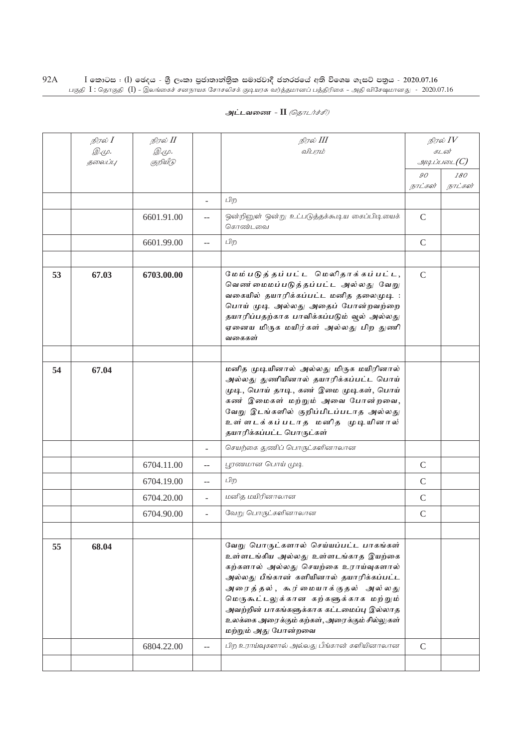அட்டவணை - II *(தொடர்ச்சி)*

| | நிரல் I இ.மு. தலைப்பு | நிரல் II இ.மு. குறியீடு | | நிரல் III விபரம் | நிரல் IV கடன் அடிப்படை(C) | |
|---|---|---|---|---|---|---|
| | | | | | 90 நாட்கள் | 180 நாட்கள் |
| | | | - | பிற | | |
| | | 6601.91.00 | -- | ஒன்றினுள் ஒன்று உட்படுத்தக்கூடிய கைப்பிடியைக் கொண்டவை | C | |
| | | 6601.99.00 | -- | பிற | C | |
| | | | | | | |
| 53 | 67.03 | 6703.00.00 | | **மேம்படுத்தப்பட்ட மெலிதாக்கப்பட்ட, வெண்மைமைப்படுத்தப்பட்ட அல்லது வேறு வகையில் தயாரிக்கப்பட்ட மனித தலைமுடி : பொய் முடி அல்லது அதைப் போன்றவற்றை தயாரிப்பதற்காக பாவிக்கப்படும் வூல் அல்லது ஏனைய மிருக மயிர்கள் அல்லது பிற துணி வகைகள்** | C | |
| | | | | | | |
| 54 | 67.04 | | | **மனித முடியினால் அல்லது மிருக மயிரினால் அல்லது துணியினால் தயாரிக்கப்பட்ட பொய் முடி, பொய் தாடி, கண் இமை முடிகள், பொய் கண் இமைகள் மற்றும் அவை போன்றவை, வேறு இடங்களில் குறிப்பிடப்படாத அல்லது உள்ளடக்கப்படாத மனித முடியினால் தயாரிக்கப்பட்ட பொருட்கள்** | | |
| | | | - | செயற்கை துணிப் பொருட்களினாலான | | |
| | | 6704.11.00 | -- | பூரணமான பொய் முடி | C | |
| | | 6704.19.00 | -- | பிற | C | |
| | | 6704.20.00 | - | மனித மயிரினாலான | C | |
| | | 6704.90.00 | - | வேறு பொருட்களினாலான | C | |
| | | | | | | |
| 55 | 68.04 | | | **வேறு பொருட்களால் செய்யப்பட்ட பாகங்கள் உள்ளடங்கிய அல்லது உள்ளடங்காத இயற்கை கற்களால் அல்லது செயற்கை உராய்வுகளால் அல்லது பீங்கான் களியினால் தயாரிக்கப்பட்ட அரைத்தல், கூர்மையாக்குதல் அல்லது மெருகூட்டலுக்கான கற்களுக்காக மற்றும் அவற்றின் பாகங்களுக்காக கட்டமைப்பு இல்லாத உலக்கை அரைக்கும் கற்கள், அரைக்கும் சில்லுகள் மற்றும் அது போன்றவை** | | |
| | | 6804.22.00 | -- | பிற உராய்வுகளால் அல்லது பீங்கான் களியினாலான | C | |
| | | | | | | |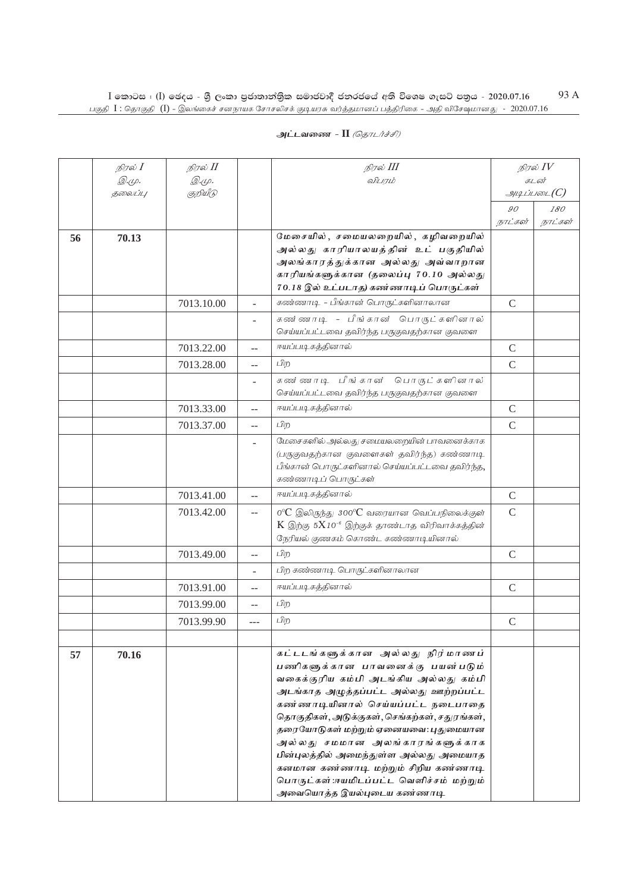அட்டவணை - II *(தொடர்ச்சி)*

| | நிரல் I இ.மு. தலைப்பு | நிரல் II இ.மு. குறியீடு | | நிரல் III விபரம் | நிரல் IV கடன் அடிப்படை(C) | |
|---|---|---|---|---|---|---|
| | | | | | 90 நாட்கள் | 180 நாட்கள் |
| 56 | 70.13 | | | **மேசையில், சமையலறையில், கழிவறையில் அல்லது காரியாலயத்தின் உட் பகுதியில் அலங்காரத்துக்கான அல்லது அவ்வாறான காரியங்களுக்கான (தலைப்பு 70.10 அல்லது 70.18 இல் உட்படாத) கண்ணாடிப் பொருட்கள்** | | |
| | | 7013.10.00 | - | கண்ணாடி - பீங்கான் பொருட்களினாலான | C | |
| | | | - | கண்ணாடி - பீங்கான் பொருட்களினால் செய்யப்பட்டவை தவிர்ந்த பருகுவதற்கான குவளை | | |
| | | 7013.22.00 | -- | ஈயப்படிகத்தினால் | C | |
| | | 7013.28.00 | -- | பிற | C | |
| | | | - | கண்ணாடி பீங்கான் பொருட்களினால் செய்யப்பட்டவை தவிர்ந்த பருகுவதற்கான குவளை | | |
| | | 7013.33.00 | -- | ஈயப்படிகத்தினால் | C | |
| | | 7013.37.00 | -- | பிற | C | |
| | | | - | மேசைகளில் அல்லது சமையலறையின் பாவனைக்காக (பருகுவதற்கான குவளைகள் தவிர்ந்த) கண்ணாடி பீங்கான் பொருட்களினால் செய்யப்பட்டவை தவிர்ந்த, கண்ணாடிப் பொருட்கள் | | |
| | | 7013.41.00 | -- | ஈயப்படிகத்தினால் | C | |
| | | 7013.42.00 | -- | $0^{0}$C இலிருந்து $300^{0}$C வரையான வெப்பநிலைக்குள் K இற்கு $5X10^{-6}$ இற்குக் தாண்டாத விரிவாக்கத்தின் நேரியல் குணகம் கொண்ட கண்ணாடியினால் | C | |
| | | 7013.49.00 | -- | பிற | C | |
| | | | - | பிற கண்ணாடி பொருட்களினாலான | | |
| | | 7013.91.00 | -- | ஈயப்படிகத்தினால் | C | |
| | | 7013.99.00 | -- | பிற | | |
| | | 7013.99.90 | --- | பிற | C | |
| | | | | | | |
| 57 | 70.16 | | | **கட்டடங்களுக்கான அல்லது நிர்மாணப் பணிகளுக்கான பாவனைக்கு பயன்படும் வகைக்குரிய கம்பி அடங்கிய அல்லது கம்பி அடங்காத அழுத்தப்பட்ட அல்லது ஊற்றப்பட்ட கண்ணாடியினால் செய்யப்பட்ட நடைபாதை தொகுதிகள், அடுக்குகள், செங்கற்கள், சதுரங்கள், தரையோடுகள் மற்றும் ஏனையவை: புதுமையான அல்லது சமமான அலங்காரங்களுக்காக பின்புலத்தில் அமைந்துள்ள அல்லது அமையாத கனமான கண்ணாடி மற்றும் சிறிய கண்ணாடி பொருட்கள்: ஈயமிடப்பட்ட வெளிச்சம் மற்றும் அவையொத்த இயல்புடைய கண்ணாடி** | | |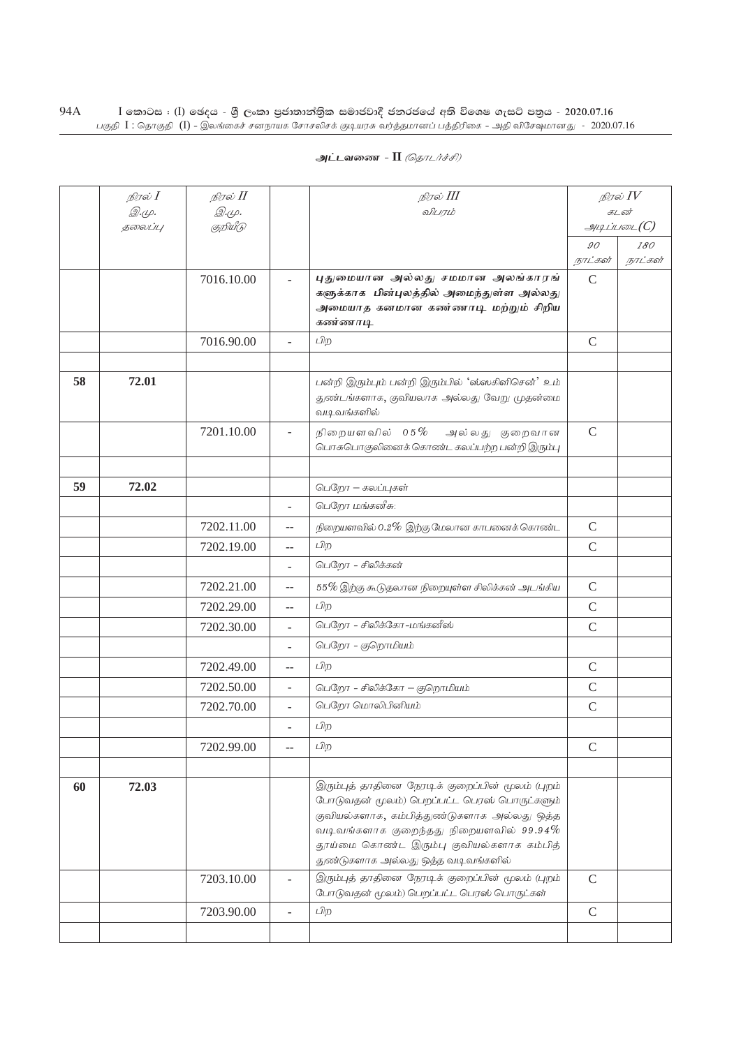## அட்டவணை - II *(தொடர்ச்சி)*

| | *நிரல் I* இ.மு. தலைப்பு | *நிரல் II* இ.மு. குறியீடு | | *நிரல் III* விபரம் | *நிரல் IV* கடன் அடிப்படை(C) | |
|---|---|---|---|---|---|---|
| | | | | | *90 நாட்கள்* | *180 நாட்கள்* |
| | | 7016.10.00 | - | **புதுமையான அல்லது சமமான அலங்காரங்களுக்காக பின்புலத்தில் அமைந்துள்ள அல்லது அமையாத கனமான கண்ணாடி மற்றும் சிறிய கண்ணாடி** | C | |
| | | 7016.90.00 | - | பிற | C | |
| | | | | | | |
| **58** | **72.01** | | | பன்றி இரும்பும் பன்றி இரும்பில் 'ஸ்ஸகிளிசென்' உம் துண்டங்களாக, குவியலாக அல்லது வேறு முதன்மை வடிவங்களில் | | |
| | | 7201.10.00 | - | நிறையளவில் 05% அல்லது குறைவான பொசுபொகுலினைக் கொண்ட கலப்பற்ற பன்றி இரும்பு | C | |
| | | | | | | |
| **59** | **72.02** | | | பெறோ – கலப்புகள் | | |
| | | | - | பெறோ மங்கனீசு: | | |
| | | 7202.11.00 | -- | நிறையளவில் 0.2% இற்கு மேலான காபனைக் கொண்ட | C | |
| | | 7202.19.00 | -- | பிற | C | |
| | | | - | பெறோ - சிலிக்கன் | | |
| | | 7202.21.00 | -- | 55% இற்கு கூடுதலான நிறையுள்ள சிலிக்கன் அடங்கிய | C | |
| | | 7202.29.00 | -- | பிற | C | |
| | | 7202.30.00 | - | பெறோ - சிலிக்கோ-மங்கனீஸ் | C | |
| | | | - | பெறோ - குறொமியம் | | |
| | | 7202.49.00 | -- | பிற | C | |
| | | 7202.50.00 | - | பெறோ - சிலிக்கோ – குறொமியம் | C | |
| | | 7202.70.00 | - | பெறோ மொலிபினியம் | C | |
| | | | - | பிற | | |
| | | 7202.99.00 | -- | பிற | C | |
| | | | | | | |
| **60** | **72.03** | | | இரும்புத் தாதினை நேரடிக் குறைப்பின் மூலம் (புறம் போடுவதன் மூலம்) பெறப்பட்ட பெரஸ் பொருட்களும் குவியல்களாக, கம்பித்துண்டுகளாக அல்லது ஒத்த வடிவங்களாக குறைந்தது நிறையளவில் 99.94% தூய்மை கொண்ட இரும்பு குவியல்களாக கம்பித் துண்டுகளாக அல்லது ஒத்த வடிவங்களில் | | |
| | | 7203.10.00 | - | இரும்புத் தாதினை நேரடிக் குறைப்பின் மூலம் (புறம் போடுவதன் மூலம்) பெறப்பட்ட பெரஸ் பொருட்கள் | C | |
| | | 7203.90.00 | - | பிற | C | |
| | | | | | | |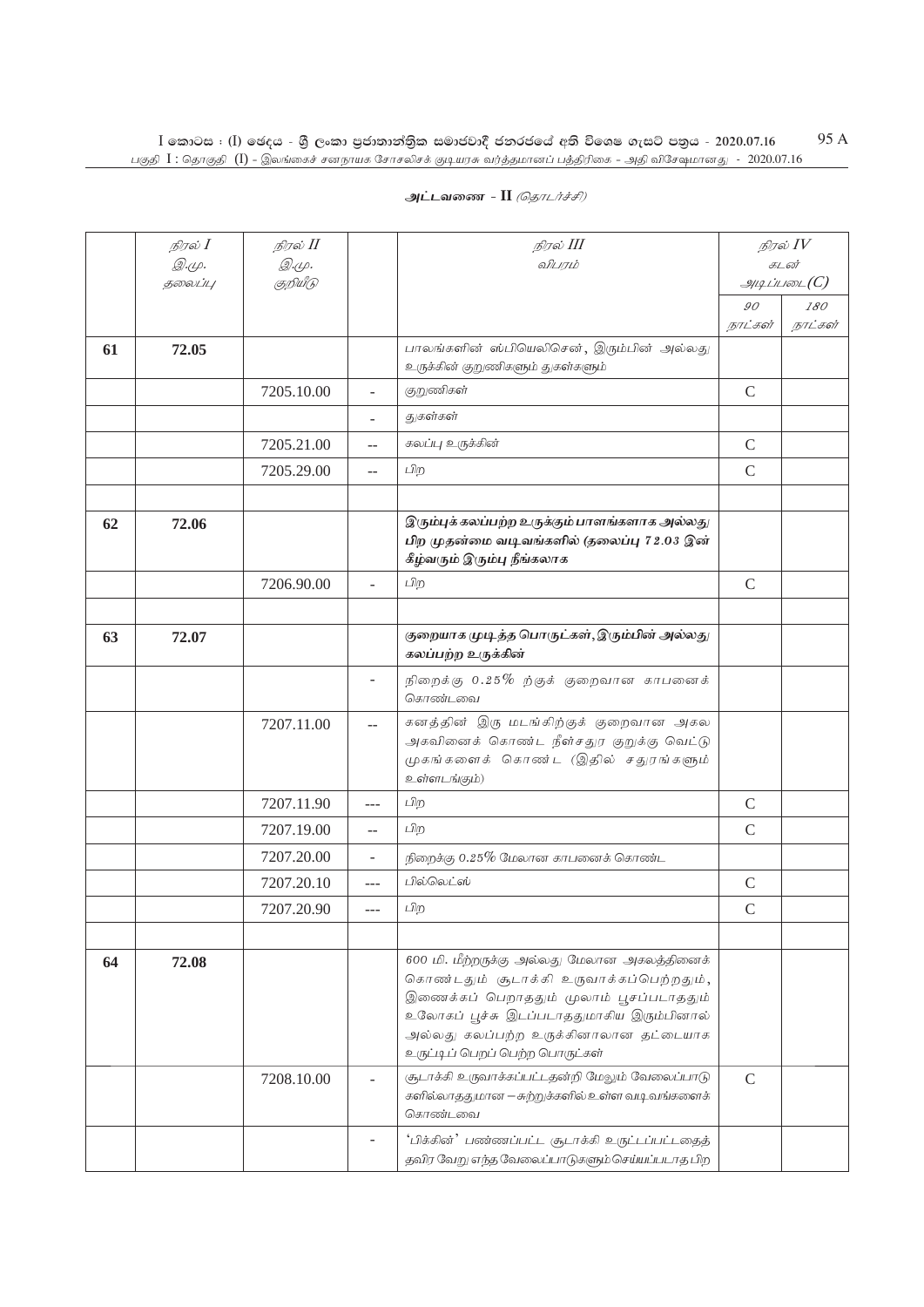## அட்டவணை - II *(தொடர்ச்சி)*

| | நிரல் I இ.மு. தலைப்பு | நிரல் II இ.மு. குறியீடு | | நிரல் III விபரம் | நிரல் IV கடன் அடிப்படை(C) | |
|---|---|---|---|---|---|---|
| | | | | | 90 நாட்கள் | 180 நாட்கள் |
| **61** | **72.05** | | | பாலங்களின் ஸ்பியெலிசென், இரும்பின் அல்லது உருக்கின் குறுணிகளும் தூள்களும் | | |
| | | 7205.10.00 | - | குறுணிகள் | C | |
| | | | - | தூள்கள் | | |
| | | 7205.21.00 | -- | கலப்பு உருக்கின் | C | |
| | | 7205.29.00 | -- | பிற | C | |
| | | | | | | |
| **62** | **72.06** | | | **இரும்புக் கலப்பற்ற உருக்கும் பாளங்களாக அல்லது பிற முதன்மை வடிவங்களில் (தலைப்பு 72.03 இன் கீழ்வரும் இரும்பு நீங்கலாக** | | |
| | | 7206.90.00 | - | பிற | C | |
| | | | | | | |
| **63** | **72.07** | | | **குறையாக முடித்த பொருட்கள், இரும்பின் அல்லது கலப்பற்ற உருக்கின்** | | |
| | | | - | நிறைக்கு 0.25% ற்குக் குறைவான காபனைக் கொண்டவை | | |
| | | 7207.11.00 | -- | கனத்தின் இரு மடங்கிற்குக் குறைவான அகல அகலினைக் கொண்ட நீள்சதுர குறுக்கு வெட்டு முகங்களைக் கொண்ட (இதில் சதுரங்களும் உள்ளடங்கும்) | | |
| | | 7207.11.90 | --- | பிற | C | |
| | | 7207.19.00 | -- | பிற | C | |
| | | 7207.20.00 | - | நிறைக்கு 0.25% மேலான காபனைக் கொண்ட | | |
| | | 7207.20.10 | --- | பில்லெட்ஸ் | C | |
| | | 7207.20.90 | --- | பிற | C | |
| | | | | | | |
| **64** | **72.08** | | | 600 மி. மீற்றருக்கு அல்லது மேலான அகலத்தினைக் கொண்டதும் சூடாக்கி உருவாக்கப்பெற்றதும், இணைக்கப் பெறாததும் முலாம் பூசப்படாததும் உலோகப் பூச்சு இடப்படாததுமாகிய இரும்பினால் அல்லது கலப்பற்ற உருக்கினாலான தட்டையாக உருட்டிப் பெறப் பெற்ற பொருட்கள் | | |
| | | 7208.10.00 | - | சூடாக்கி உருவாக்கப்பட்டதன்றி மேலும் வேலைப்பாடு களில்லாததுமான – சுற்றுக்களில் உள்ள வடிவங்களைக் கொண்டவை | C | |
| | | | - | 'பிக்கின்' பண்ணப்பட்ட சூடாக்கி உருட்டப்பட்டதைத் தவிர வேறு எந்த வேலைப்பாடுகளும் செய்யப்படாத பிற | | |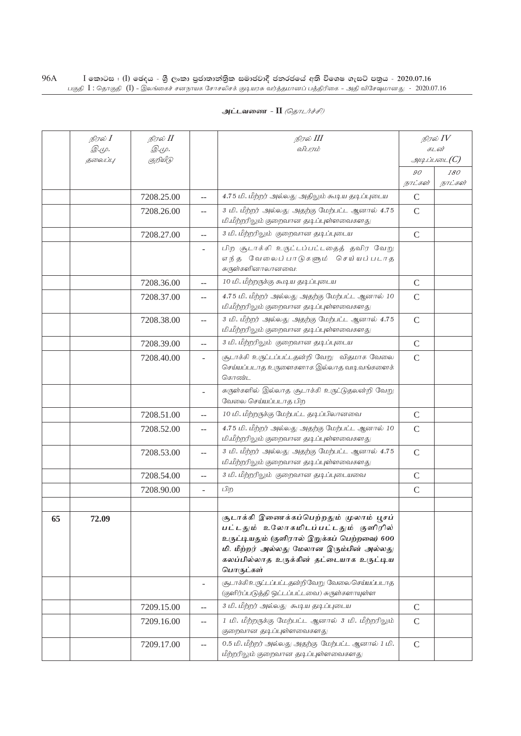## அட்டவணை - II *(தொடர்ச்சி)*

| | நிரல் I இ.மு. தலைப்பு | நிரல் II இ.மு. குறியீடு | | நிரல் III விபரம் | நிரல் IV கடன் அடிப்படை(C) | |
|---|---|---|---|---|---|---|
| | | | | | 90 நாட்கள் | 180 நாட்கள் |
| | | 7208.25.00 | -- | 4.75 மி. மீற்றர் அல்லது அதிலும் கூடிய தடிப்புடைய | C | |
| | | 7208.26.00 | -- | 3 மி. மீற்றர் அல்லது அதற்கு மேற்பட்ட ஆனால் 4.75 மி.மீற்றரிலும் குறைவான தடிப்புள்ளவைகளது | C | |
| | | 7208.27.00 | -- | 3 மி. மீற்றரிலும் குறைவான தடிப்புடைய | C | |
| | | | - | பிற சூடாக்கி உருட்டப்பட்டதைத் தவிர வேறு எந்த வேலைப்பாடுகளும் செய்யப்படாத சுருள்களினாலானவை: | | |
| | | 7208.36.00 | -- | 10 மி. மீற்றருக்கு கூடிய தடிப்புடைய | C | |
| | | 7208.37.00 | -- | 4.75 மி. மீற்றர் அல்லது அதற்கு மேற்பட்ட ஆனால் 10 மி.மீற்றரிலும் குறைவான தடிப்புள்ளவைகளது | C | |
| | | 7208.38.00 | -- | 3 மி. மீற்றர் அல்லது அதற்கு மேற்பட்ட ஆனால் 4.75 மி.மீற்றரிலும் குறைவான தடிப்புள்ளவைகளது | C | |
| | | 7208.39.00 | -- | 3 மி. மீற்றரிலும் குறைவான தடிப்புடைய | C | |
| | | 7208.40.00 | - | சூடாக்கி உருட்டப்பட்டதன்றி வேறு விதமாக வேலை செய்யப்படாத உருளைகளாக இல்லாத வடிவங்களைக் கொண்ட | C | |
| | | | - | சுருள்களில் இல்லாத சூடாக்கி உருட்டுதலன்றி வேறு வேலை செய்யப்படாத பிற | | |
| | | 7208.51.00 | -- | 10 மி. மீற்றருக்கு மேற்பட்ட தடிப்பிலானவை | C | |
| | | 7208.52.00 | -- | 4.75 மி. மீற்றர் அல்லது அதற்கு மேற்பட்ட ஆனால் 10 மி.மீற்றரிலும் குறைவான தடிப்புள்ளவைகளது | C | |
| | | 7208.53.00 | -- | 3 மி. மீற்றர் அல்லது அதற்கு மேற்பட்ட ஆனால் 4.75 மி.மீற்றரிலும் குறைவான தடிப்புள்ளவைகளது | C | |
| | | 7208.54.00 | -- | 3 மி. மீற்றரிலும் குறைவான தடிப்புடையவை | C | |
| | | 7208.90.00 | - | பிற | C | |
| | | | | | | |
| 65 | 72.09 | | | **சூடாக்கி இணைக்கப்பெற்றதும் முலாம் பூசப் பட்டதும் உலோகமிடப்பட்டதும் குளிரில் உருட்டியதும் (குளிரால் இறுக்கப் பெற்றவை) 600 மி. மீற்றர் அல்லது மேலான இரும்பின் அல்லது கலப்பில்லாத உருக்கின் தட்டையாக உருட்டிய பொருட்கள்** | | |
| | | | - | சூடாக்கிஉருட்டப்பட்டதன்றிவேறு வேலைசெய்யப்படாத (குளிர்ப்படுத்தி ஒட்டப்பட்டவை) சுருள்களாயுள்ள | | |
| | | 7209.15.00 | -- | 3 மி. மீற்றர் அல்லது கூடிய தடிப்புடைய | C | |
| | | 7209.16.00 | -- | 1 மி. மீற்றருக்கு மேற்பட்ட ஆனால் 3 மி. மீற்றரிலும் குறைவான தடிப்புள்ளவைகளது | C | |
| | | 7209.17.00 | -- | 0.5 மி. மீற்றர் அல்லது அதற்கு மேற்பட்ட ஆனால் 1 மி. மீற்றரிலும் குறைவான தடிப்புள்ளவைகளது | C | |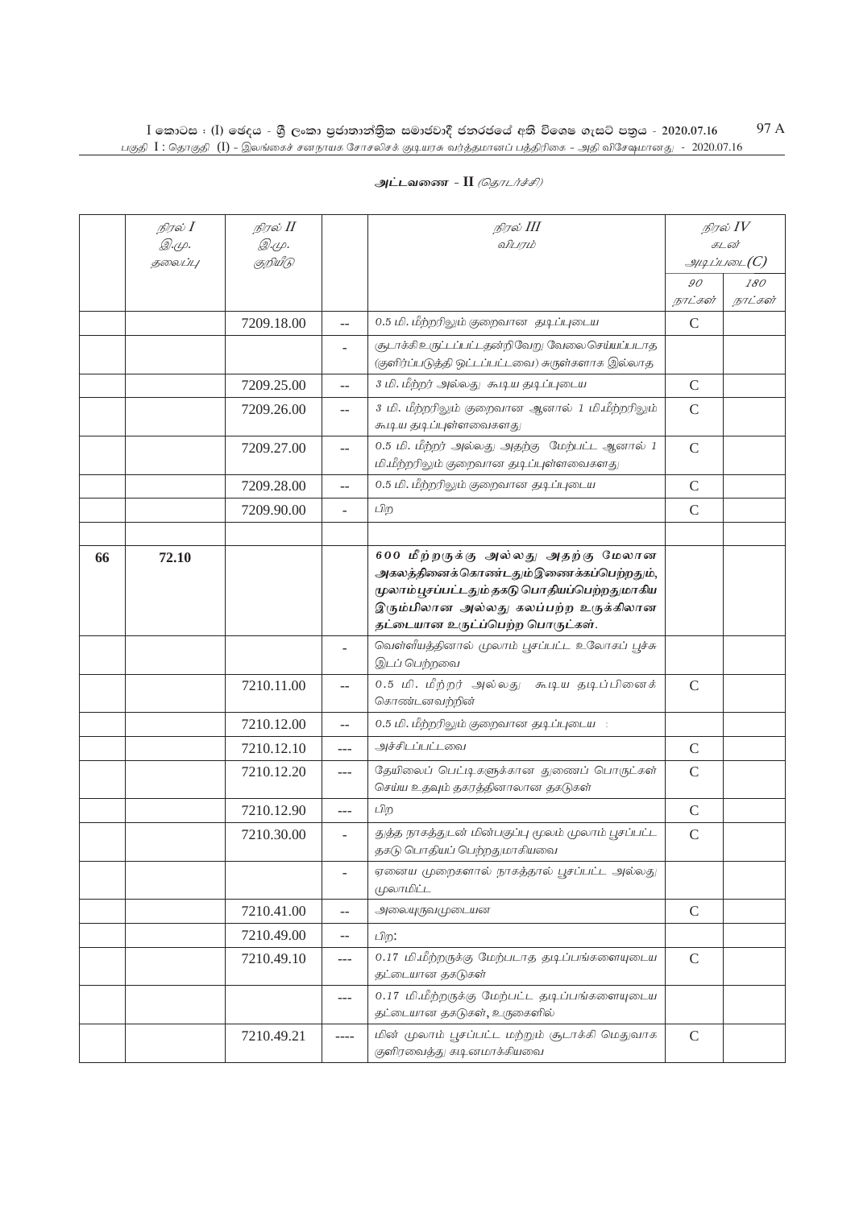அட்டவணை - II *(தொடர்ச்சி)*

| | நிரல் I<br>இ.மு.<br>தலைப்பு | நிரல் II<br>இ.மு.<br>குறியீடு | | நிரல் III<br>விபரம் | நிரல் IV<br>கடன்<br>அடிப்படை(C) | |
|---|---|---|---|---|---|---|
| | | | | | 90<br>நாட்கள் | 180<br>நாட்கள் |
| | | 7209.18.00 | -- | 0.5 மி. மீற்றரிலும் குறைவான தடிப்புடைய | C | |
| | | | - | சூடாக்கி உருட்டப்பட்டதன்றி வேறு வேலைசெய்யப்படாத (குளிர்ப்படுத்தி ஒட்டப்பட்டவை) சுருள்களாக இல்லாத | | |
| | | 7209.25.00 | -- | 3 மி. மீற்றர் அல்லது கூடிய தடிப்புடைய | C | |
| | | 7209.26.00 | -- | 3 மி. மீற்றரிலும் குறைவான ஆனால் 1 மி.மீற்றரிலும் கூடிய தடிப்புள்ளவைகளது | C | |
| | | 7209.27.00 | -- | 0.5 மி. மீற்றர் அல்லது அதற்கு மேற்பட்ட ஆனால் 1 மி.மீற்றரிலும் குறைவான தடிப்புள்ளவைகளது | C | |
| | | 7209.28.00 | -- | 0.5 மி. மீற்றரிலும் குறைவான தடிப்புடைய | C | |
| | | 7209.90.00 | - | பிற | C | |
| | | | | | | |
| **66** | **72.10** | | | **600 மீற்றருக்கு அல்லது அதற்கு மேலான அகலத்தினைக்கொண்டதும்இணைக்கப்பெற்றதும், மூலாம்பூசப்பட்டதும் தகடு பொதியப்பெற்றதுமாகிய இரும்பிலான அல்லது கலப்பற்ற உருக்கிலான தட்டையான உருட்டப்பெற்ற பொருட்கள்.** | | |
| | | | - | வெள்ளீயத்தினால் முலாம் பூசப்பட்ட உலோகப் பூச்சு இடப் பெற்றவை | | |
| | | 7210.11.00 | -- | 0.5 மி. மீற்றர் அல்லது கூடிய தடிப்பினைக் கொண்டவைவற்றின் | C | |
| | | 7210.12.00 | -- | 0.5 மி. மீற்றரிலும் குறைவான தடிப்புடைய : | | |
| | | 7210.12.10 | --- | அச்சிடப்பட்டவை | C | |
| | | 7210.12.20 | --- | தேயிலைப் பெட்டிகளுக்கான துணைப் பொருட்கள் செய்ய உதவும் தகரத்தினாலான தகடுகள் | C | |
| | | 7210.12.90 | --- | பிற | C | |
| | | 7210.30.00 | - | துத்த நாகத்துடன் மின்பகுப்பு மூலம் முலாம் பூசப்பட்ட தகடு பொதியப் பெற்றதுமாகியவை | C | |
| | | | - | ஏனைய முறைகளால் நாகத்தால் பூசப்பட்ட அல்லது முலாமிட்ட | | |
| | | 7210.41.00 | -- | அலையுருவமுடையன | C | |
| | | 7210.49.00 | -- | பிற: | | |
| | | 7210.49.10 | --- | 0.17 மி.மீற்றருக்கு மேற்படாத தடிப்பங்களையுடைய தட்டையான தகடுகள் | C | |
| | | | --- | 0.17 மி.மீற்றருக்கு மேற்பட்ட தடிப்பங்களையுடைய தட்டையான தகடுகள், உருகைளில் | | |
| | | 7210.49.21 | ---- | மின் முலாம் பூசப்பட்ட மற்றும் சூடாக்கி மெதுவாக குளிரவைத்து கடினமாக்கியவை | C | |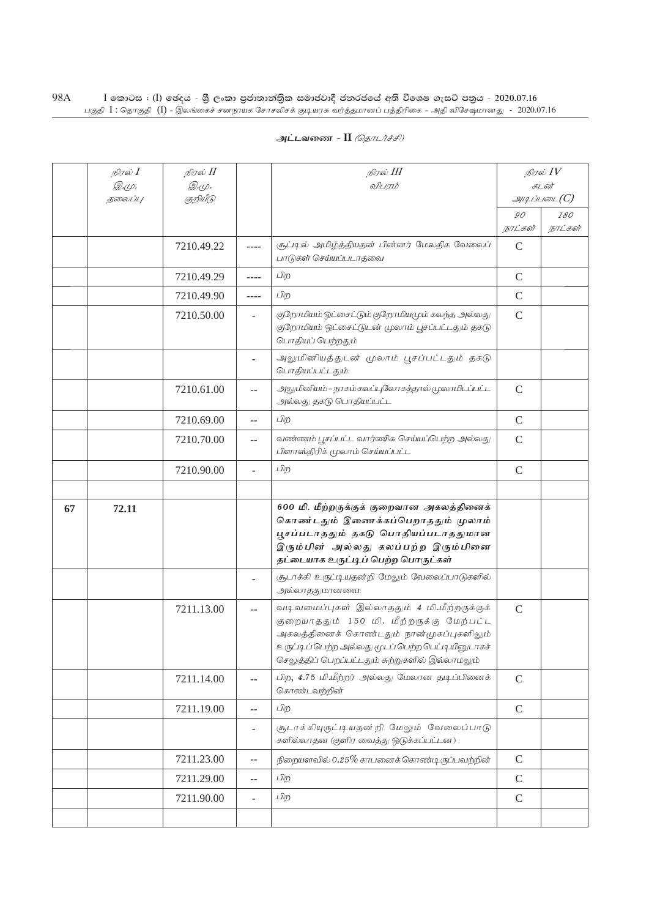அட்டவணை - II *(தொடர்ச்சி)*

| | நிரல் I இ.மு. தலைப்பு | நிரல் II இ.மு. குறியீடு | | நிரல் III விபரம் | நிரல் IV கடன் அடிப்படை(C) | |
|---|---|---|---|---|---|---|
| | | | | | 90 நாட்கள் | 180 நாட்கள் |
| | | 7210.49.22 | ---- | சூட்டில் அமிழ்த்தியதன் பின்னர் மேலதிக வேலைப் பாடுகள் செய்யப்படாதவை | C | |
| | | 7210.49.29 | ---- | பிற | C | |
| | | 7210.49.90 | ---- | பிற | C | |
| | | 7210.50.00 | - | குறோமியம் ஒட்சைட்டும் குறோமியமும் கலந்த அல்லது குறோமியம் ஒட்சைட்டுடன் முலாம் பூசப்பட்டதும் தகடு பொதியப் பெற்றதும் | C | |
| | | | - | அலுமினியத்துடன் முலாம் பூசப்பட்டதும் தகடு பொதியப்பட்டதும்: | | |
| | | 7210.61.00 | -- | அலுமினியம் – நாகம் கலப்புலோகத்தால் முலாமிடப்பட்ட அல்லது தகடு பொதியப்பட்ட | C | |
| | | 7210.69.00 | -- | பிற | C | |
| | | 7210.70.00 | -- | வண்ணம் பூசப்பட்ட வார்ணிசு செய்யப்பெற்ற அல்லது பிளாஸ்திரிக் முலாம் செய்யப்பட்ட | C | |
| | | 7210.90.00 | - | பிற | C | |
| | | | | | | |
| 67 | 72.11 | | | **600 மி. மீற்றருக்குக் குறைவான அகலத்தினைக் கொண்டதும் இணைக்கப்பெறாததும் முலாம் பூசப்படாததும் தகடு பொதியப்படாததுமான இரும்பின் அல்லது கலப்பற்ற இரும்பினை தட்டையாக உருட்டிப் பெற்ற பொருட்கள்** | | |
| | | | - | சூடாக்கி உருட்டியதன்றி மேலும் வேலைப்பாடுகளில் அல்லாததுமானவை: | | |
| | | 7211.13.00 | -- | வடிவமைப்புகள் இல்லாததும் 4 மி.மீற்றருக்குக் குறையாததும் 150 மி. மீற்றருக்கு மேற்பட்ட அகலத்தினைக் கொண்டதும் நான்முகப்புகளிலும் உருட்டிப்பெற்ற அல்லது மூடப்பெற்ற பெட்டியினூடாகச் செலுத்திப் பெறப்பட்டதும் சுற்றுகளில் இல்லாமலும் | C | |
| | | 7211.14.00 | -- | பிற, 4.75 மி.மீற்றர் அல்லது மேலான தடிப்பினைக் கொண்டவற்றின் | C | |
| | | 7211.19.00 | -- | பிற | C | |
| | | | - | சூடாக்கியுருட்டியதன்றி மேலும் வேலைப்பாடு களில்லாதன (குளிர வைத்து ஒடுக்கப்பட்டன) : | | |
| | | 7211.23.00 | -- | நிறையளவில் 0.25% காபனைக் கொண்டிருப்பவற்றின் | C | |
| | | 7211.29.00 | -- | பிற | C | |
| | | 7211.90.00 | - | பிற | C | |
| | | | | | | |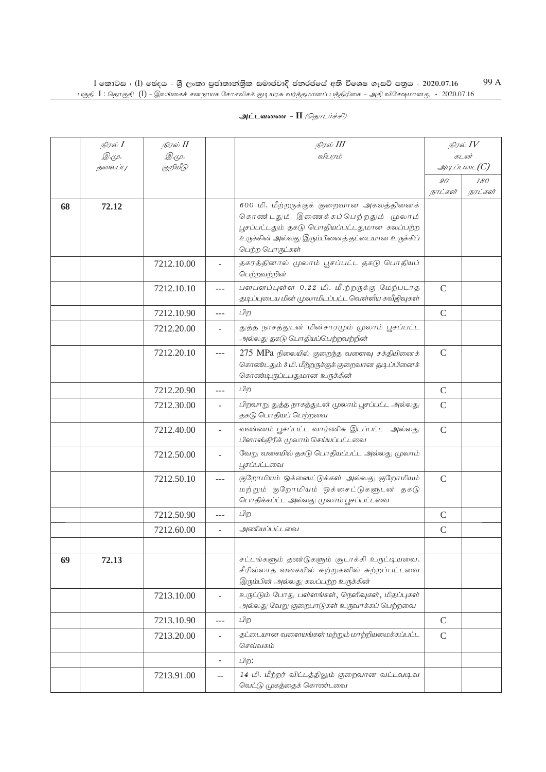அட்டவணை - II *(தொடர்ச்சி)*

| | நிரல் I இ.மு. தலைப்பு | நிரல் II இ.மு. குறியீடு | | நிரல் III விபரம் | நிரல் IV கடன் அடிப்படை(C) | |
|---|---|---|---|---|---|---|
| | | | | | 90 நாட்கள் | 180 நாட்கள் |
| 68 | 72.12 | | | 600 மி. மீற்றருக்குக் குறைவான அகலத்தினைக் கொண்டதும் இணைக்கப்பெற்றதும் முலாம் பூசப்பட்டதும் தகடு பொதியப்பட்டதுமான கலப்பற்ற உருக்கின் அல்லது இரும்பினைத் தட்டையான உருக்கிப் பெற்ற பொருட்கள் | | |
| | | 7212.10.00 | - | தகரத்தினால் முலாம் பூசப்பட்ட தகடு பொதியப் பெற்றவற்றின் | | |
| | | 7212.10.10 | --- | பளபளப்புள்ள 0.22 மி. மீ.ற்றருக்கு மேற்படாத தடிப்புடைய மின் முலாமிடப்பட்ட வெள்ளீய கவீஜ்வுகள் | C | |
| | | 7212.10.90 | --- | பிற | C | |
| | | 7212.20.00 | - | துத்த நாகத்துடன் மின்சாரமும் முலாம் பூசப்பட்ட அல்லது தகடு பொதியப்பெற்றவற்றின் | | |
| | | 7212.20.10 | --- | 275 MPa நிலையில் குறைந்த வளைவு சக்தியினைக் கொண்டதும் 3 மி. மீற்றருக்குக் குறைவான தடிப்பினைக் கொண்டிருப்பதுமான உருக்கின் | C | |
| | | 7212.20.90 | --- | பிற | C | |
| | | 7212.30.00 | - | பிறவாறு துத்த நாகத்துடன் முலாம் பூசப்பட்ட அல்லது தகடு பொதியப் பெற்றவை | C | |
| | | 7212.40.00 | - | வண்ணம் பூசப்பட்ட வார்ணிசு இடப்பட்ட அல்லது பிளாஸ்திரிக் முலாம் செய்யப்பட்டவை | C | |
| | | 7212.50.00 | - | வேறு வகையில் தகடு பொதியப்பட்ட அல்லது முலாம் பூசப்பட்டவை | | |
| | | 7212.50.10 | --- | குறோமியம் ஒக்ஸைட்டுக்கள் அல்லது குறோமியம் மற்றும் குறோமியம் ஒக்சைட்டுகளுடன் தகடு பொதிக்கப்பட்ட அல்லது முலாம் பூசப்பட்டவை | C | |
| | | 7212.50.90 | --- | பிற | C | |
| | | 7212.60.00 | - | அணியப்பட்டவை | C | |
| | | | | | | |
| 69 | 72.13 | | | சட்டங்களும் தண்டுகளும் சூடாக்கி உருட்டியவை. சீரில்லாத வகையில் சுற்றுகளில் சுற்றப்பட்டவை இரும்பின் அல்லது கலப்பற்ற உருக்கின் | | |
| | | 7213.10.00 | - | உருட்டும் போது பள்ளங்கள், நெளிவுகள், மிதப்புகள் அல்லது வேறு குறைபாடுகள் உருவாக்கப் பெற்றவை | | |
| | | 7213.10.90 | --- | பிற | C | |
| | | 7213.20.00 | - | தட்டையான வளையங்கள் மற்றும் மாற்றியமைக்கப்பட்ட செவ்வகம் | C | |
| | | | - | பிற: | | |
| | | 7213.91.00 | -- | 14 மி. மீற்றர் விட்டத்திலும் குறைவான வட்டவடிவ வெட்டு முகத்தைக் கொண்டவை | | |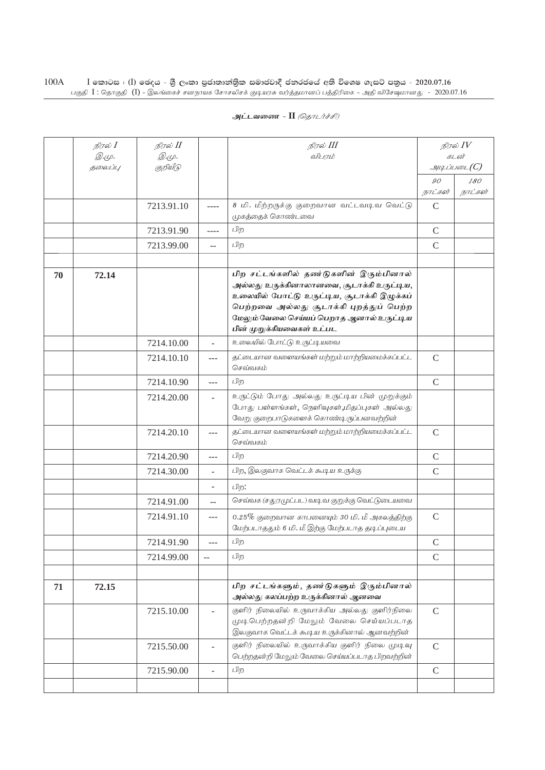## அட்டவணை - II *(தொடர்ச்சி)*

| | நிரல் I இ.மு. தலைப்பு | நிரல் II இ.மு. குறியீடு | | நிரல் III விபரம் | நிரல் IV கடன் அடிப்படை(C) | |
|---|---|---|---|---|---|---|
| | | | | | 90 நாட்கள் | 180 நாட்கள் |
| | | 7213.91.10 | ---- | 8 மி. மீற்றருக்கு குறைவான வட்டவடிவ வெட்டு முகத்தைக் கொண்டவை | C | |
| | | 7213.91.90 | ---- | பிற | C | |
| | | 7213.99.00 | -- | பிற | C | |
| | | | | | | |
| 70 | 72.14 | | | **பிற சட்டங்களில் தண்டுகளின் இரும்பினால் அல்லது உருக்கினாலானவை, சூடாக்கி உருட்டிய, உலையில் போட்டு உருட்டிய, சூடாக்கி இழுக்கப் பெற்றவை அல்லது சூடாக்கி புறத்துப் பெற்ற மேலும் வேலை செய்யப் பெறாத ஆனால் உருட்டிய பின் முறுக்கியவைகள் உட்பட** | | |
| | | 7214.10.00 | - | உலையில் போட்டு உருட்டியவை | | |
| | | 7214.10.10 | --- | தட்டையான வளையங்கள் மற்றும் மாற்றியமைக்கப்பட்ட செவ்வகம் | C | |
| | | 7214.10.90 | --- | பிற | C | |
| | | 7214.20.00 | - | உருட்டும் போது அல்லது உருட்டிய பின் முறுக்கும் போது பள்ளங்கள், நெளிவுகள்,மிதப்புகள் அல்லது வேறு குறைபாடுகளைக் கொண்டிருப்பனவற்றின் | | |
| | | 7214.20.10 | --- | தட்டையான வளையங்கள் மற்றும் மாற்றியமைக்கப்பட்ட செவ்வகம் | C | |
| | | 7214.20.90 | --- | பிற | C | |
| | | 7214.30.00 | - | பிற, இலகுவாக வெட்டக் கூடிய உருக்கு | C | |
| | | | - | பிற: | | |
| | | 7214.91.00 | -- | செவ்வக (சதுரமுட்பட) வடிவ குறுக்கு வெட்டுடையவை | | |
| | | 7214.91.10 | --- | 0.25% குறைவான காபனையும் 30 மி. மீ அகலத்திற்கு மேற்படாததும் 6 மி. மீ இற்கு மேற்படாத தடிப்புடைய | C | |
| | | 7214.91.90 | --- | பிற | C | |
| | | 7214.99.00 | -- | பிற | C | |
| | | | | | | |
| 71 | 72.15 | | | **பிற சட்டங்களும், தண்டுகளும் இரும்பினால் அல்லது கலப்பற்ற உருக்கினால் ஆனவை** | | |
| | | 7215.10.00 | - | குளிர் நிலையில் உருவாக்கிய அல்லது குளிர்நிலை முடிபெற்றதன்றி மேலும் வேலை செய்யப்படாத இலகுவாக வெட்டக் கூடிய உருக்கினால் ஆனவற்றின் | C | |
| | | 7215.50.00 | - | குளிர் நிலையில் உருவாக்கிய குளிர் நிலை முடிவு பெற்றதன்றி மேலும் வேலை செய்யப்படாத பிறவற்றின் | C | |
| | | 7215.90.00 | - | பிற | C | |
| | | | | | | |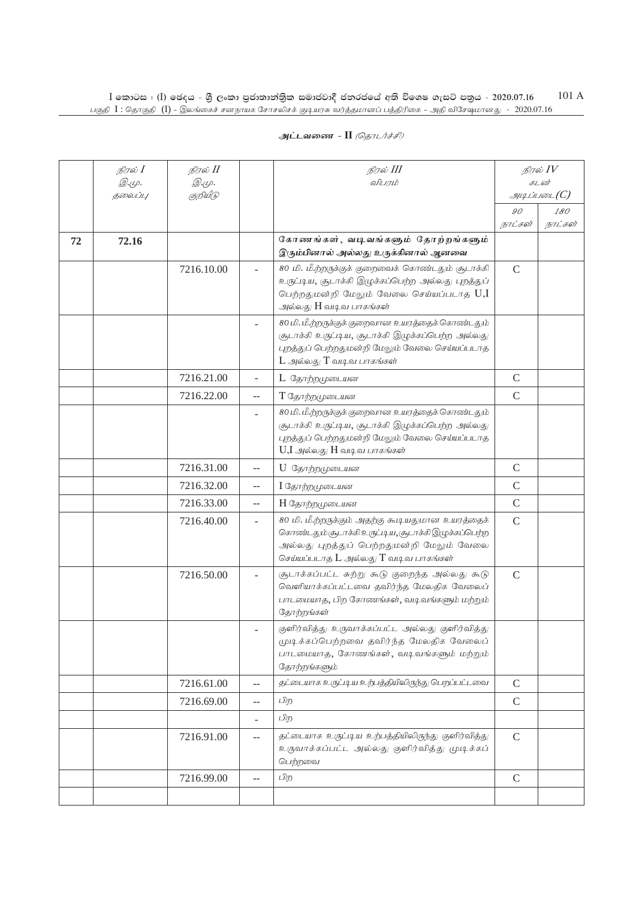**அட்டவணை - II** *(தொடர்ச்சி)*

| | நிரல் I இ.மு. தலைப்பு | நிரல் II இ.மு. குறியீடு | | நிரல் III விபரம் | நிரல் IV கடன் அடிப்படை(C) | |
|---|---|---|---|---|---|---|
| | | | | | 90 நாட்கள் | 180 நாட்கள் |
| 72 | 72.16 | | | **கோணங்கள், வடிவங்களும் தோற்றங்களும் இரும்பினால் அல்லது உருக்கினால் ஆனவை** | | |
| | | 7216.10.00 | - | 80 மி. மீ.ற்றருக்குக் குறைவைக் கொண்டதும் சூடாக்கி உருட்டிய, சூடாக்கி இழுக்கப்பெற்ற அல்லது புறத்துப் பெற்றதுமன்றி மேலும் வேலை செய்யப்படாத U,I அல்லது H வடிவ பாகங்கள் | C | |
| | | | - | 80 மி.மீ.ற்றருக்குக் குறைவான உயரத்தைக் கொண்டதும் சூடாக்கி உருட்டிய, சூடாக்கி இழுக்கப்பெற்ற அல்லது புறத்துப் பெற்றதுமன்றி மேலும் வேலை செய்யப்படாத L அல்லது T வடிவ பாகங்கள் | | |
| | | 7216.21.00 | - | L தோற்றமுடையன | C | |
| | | 7216.22.00 | -- | T தோற்றமுடையன | C | |
| | | | - | 80 மி.மீ.ற்றருக்குக் குறைவான உயரத்தைக் கொண்டதும் சூடாக்கி உருட்டிய, சூடாக்கி இழுக்கப்பெற்ற அல்லது புறத்துப் பெற்றதுமன்றி மேலும் வேலை செய்யப்படாத U,I அல்லது H வடிவ பாகங்கள் | | |
| | | 7216.31.00 | -- | U தோற்றமுடையன | C | |
| | | 7216.32.00 | -- | I தோற்றமுடையன | C | |
| | | 7216.33.00 | -- | H தோற்றமுடையன | C | |
| | | 7216.40.00 | - | 80 மி. மீ.ற்றருக்கும் அதற்கு கூடியதுமான உயரத்தைக் கொண்டதும் சூடாக்கி உருட்டிய, சூடாக்கி இழுக்கப்பெற்ற அல்லது புறத்துப் பெற்றதுமன்றி மேலும் வேலை செய்யப்படாத L அல்லது T வடிவ பாகங்கள் | C | |
| | | 7216.50.00 | - | சூடாக்கப்பட்ட சுற்று கூடு குறைந்த அல்லது கூடு வெளியாக்கப்பட்டவை தவிர்ந்த மேலதிக வேலைப் பாடமையாத, பிற கோணங்கள், வடிவங்களும் மற்றும் தோற்றங்கள் | C | |
| | | | - | குளிர்வித்து உருவாக்கப்பட்ட அல்லது குளிர்வித்து முடிக்கப்பெற்றவை தவிர்ந்த மேலதிக வேலைப் பாடமையாத, கோணங்கள், வடிவங்களும் மற்றும் தோற்றங்களும் | | |
| | | 7216.61.00 | -- | தட்டையாக உருட்டிய உற்பத்தியிலிருந்து பெறப்பட்டவை | C | |
| | | 7216.69.00 | -- | பிற | C | |
| | | | - | பிற | | |
| | | 7216.91.00 | -- | தட்டையாக உருட்டிய உற்பத்தியிலிருந்து குளிர்வித்து உருவாக்கப்பட்ட அல்லது குளிர்வித்து முடிக்கப் பெற்றவை | C | |
| | | 7216.99.00 | -- | பிற | C | |
| | | | | | | |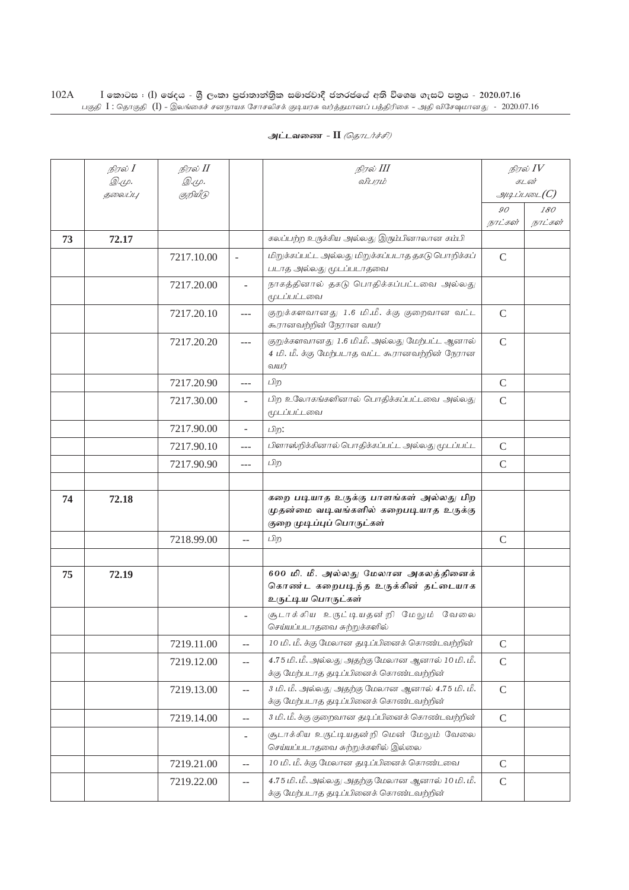அட்டவணை - II *(தொடர்ச்சி)*

| | நிரல் I இ.மு. தலைப்பு | நிரல் II இ.மு. குறியீடு | | நிரல் III விபரம் | நிரல் IV கடன் அடிப்படை(C) | |
|---|---|---|---|---|---|---|
| | | | | | 90 நாட்கள் | 180 நாட்கள் |
| 73 | 72.17 | | | கலப்பற்ற உருக்கிய அல்லது இரும்பினாலான கம்பி | | |
| | | 7217.10.00 | - | மிறுக்கப்பட்ட அல்லது மிறுக்கப்படாத தகடு பொறிக்கப் படாத அல்லது மூடப்படாதவை | C | |
| | | 7217.20.00 | - | நாகத்தினால் தகடு பொதிக்கப்பட்டவை அல்லது மூடப்பட்டவை | | |
| | | 7217.20.10 | --- | குறுக்களவானது 1.6 மி.மீ. க்கு குறைவான வட்ட கூரானவற்றின் நேரான வயர் | C | |
| | | 7217.20.20 | --- | குறுக்களவானது 1.6 மி.மீ. அல்லது மேற்பட்ட ஆனால் 4 மி. மீ. க்கு மேற்படாத வட்ட கூரானவற்றின் நேரான வயர் | C | |
| | | 7217.20.90 | --- | பிற | C | |
| | | 7217.30.00 | - | பிற உலோகங்களினால் பொதிக்கப்பட்டவை அல்லது மூடப்பட்டவை | C | |
| | | 7217.90.00 | - | பிற: | | |
| | | 7217.90.10 | --- | பிளாஸ்றிக்கினால் பொதிக்கப்பட்ட அல்லது மூடப்பட்ட | C | |
| | | 7217.90.90 | --- | பிற | C | |
| | | | | | | |
| 74 | 72.18 | | | **கறை படியாத உருக்கு பாளங்கள் அல்லது பிற முதன்மை வடிவங்களில் கறைபடியாத உருக்கு குறை முடிப்புப் பொருட்கள்** | | |
| | | 7218.99.00 | -- | பிற | C | |
| | | | | | | |
| 75 | 72.19 | | | **600 மி. மீ. அல்லது மேலான அகலத்தினைக் கொண்ட கறைபடிந்த உருக்கின் தட்டையாக உருட்டிய பொருட்கள்** | | |
| | | | - | சூடாக்கிய உருட்டியதன்றி மேலும் வேலை செய்யப்படாதவை சுற்றுக்களில் | | |
| | | 7219.11.00 | -- | 10 மி. மீ. க்கு மேலான தடிப்பினைக் கொண்டவற்றின் | C | |
| | | 7219.12.00 | -- | 4.75 மி. மீ. அல்லது அதற்கு மேலான ஆனால் 10 மி. மீ. க்கு மேற்படாத தடிப்பினைக் கொண்டவற்றின் | C | |
| | | 7219.13.00 | -- | 3 மி. மீ. அல்லது அதற்கு மேலான ஆனால் 4.75 மி. மீ. க்கு மேற்படாத தடிப்பினைக் கொண்டவற்றின் | C | |
| | | 7219.14.00 | -- | 3 மி. மீ. க்கு குறைவான தடிப்பினைக் கொண்டவற்றின் | C | |
| | | | - | சூடாக்கிய உருட்டியதன்றி மென் மேலும் வேலை செய்யப்படாதவை சுற்றுக்களில் இல்லை | | |
| | | 7219.21.00 | -- | 10 மி. மீ. க்கு மேலான தடிப்பினைக் கொண்டவை | C | |
| | | 7219.22.00 | -- | 4.75 மி. மீ. அல்லது அதற்கு மேலான ஆனால் 10 மி. மீ. க்கு மேற்படாத தடிப்பினைக் கொண்டவற்றின் | C | |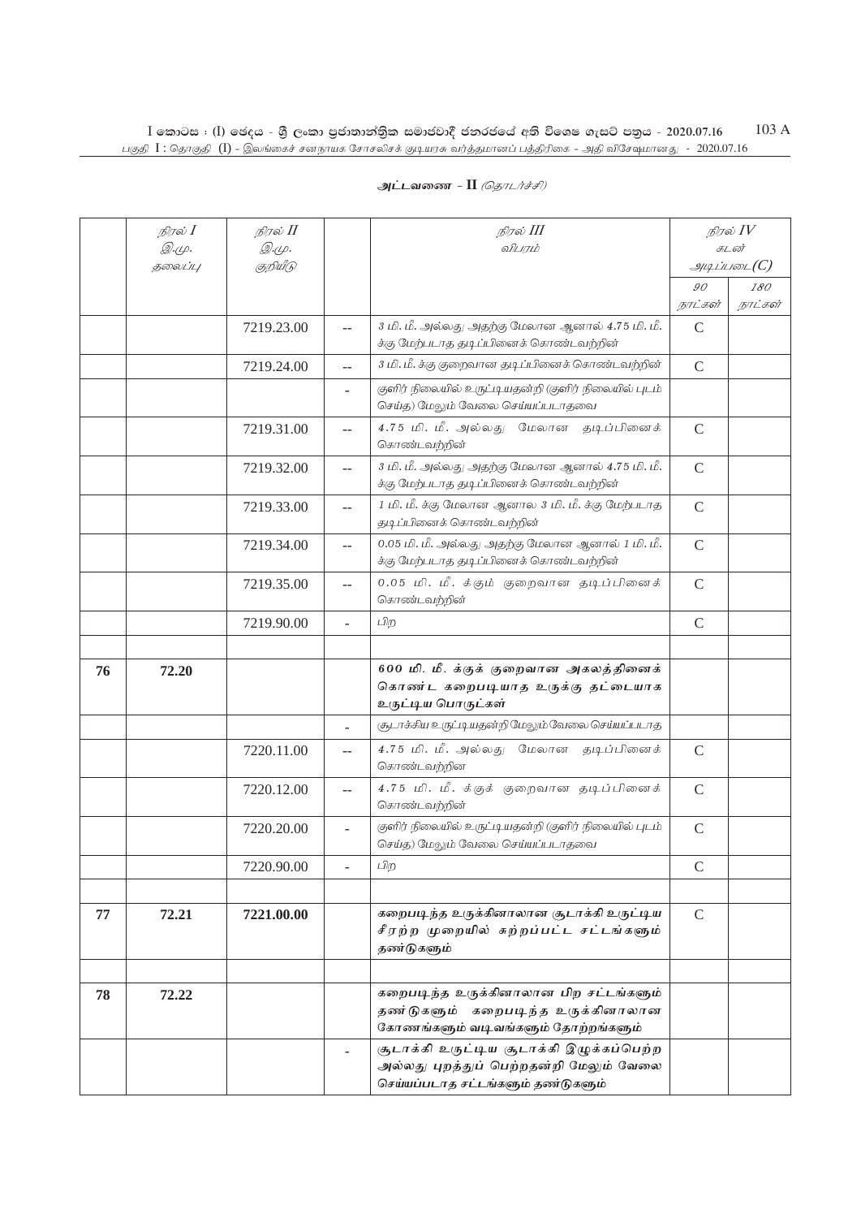## அட்டவணை - II *(தொடர்ச்சி)*

| | நிரல் I இ.மு. தலைப்பு | நிரல் II இ.மு. குறியீடு | | நிரல் III விபரம் | நிரல் IV கடன் அடிப்படை(C) | |
|---|---|---|---|---|---|---|
| | | | | | 90 நாட்கள் | 180 நாட்கள் |
| | | 7219.23.00 | -- | 3 மி. மீ. அல்லது அதற்கு மேலான ஆனால் 4.75 மி. மீ. க்கு மேற்படாத தடிப்பினைக் கொண்டவற்றின் | C | |
| | | 7219.24.00 | -- | 3 மி. மீ. க்கு குறைவான தடிப்பினைக் கொண்டவற்றின் | C | |
| | | | - | குளிர் நிலையில் உருட்டியதன்றி (குளிர் நிலையில் புடம் செய்த) மேலும் வேலை செய்யப்படாதவை | | |
| | | 7219.31.00 | -- | 4.75 மி. மீ. அல்லது மேலான தடிப்பினைக் கொண்டவற்றின் | C | |
| | | 7219.32.00 | -- | 3 மி. மீ. அல்லது அதற்கு மேலான ஆனால் 4.75 மி. மீ. க்கு மேற்படாத தடிப்பினைக் கொண்டவற்றின் | C | |
| | | 7219.33.00 | -- | 1 மி. மீ. க்கு மேலான ஆனால 3 மி. மீ. க்கு மேற்படாத தடிப்பினைக் கொண்டவற்றின் | C | |
| | | 7219.34.00 | -- | 0.05 மி. மீ. அல்லது அதற்கு மேலான ஆனால் 1 மி. மீ. க்கு மேற்படாத தடிப்பினைக் கொண்டவற்றின் | C | |
| | | 7219.35.00 | -- | 0.05 மி. மீ. க்கும் குறைவான தடிப்பினைக் கொண்டவற்றின் | C | |
| | | 7219.90.00 | - | பிற | C | |
| | | | | | | |
| **76** | **72.20** | | | **600 மி. மீ. க்குக் குறைவான அகலத்தினைக் கொண்ட கறைபடியாத உருக்கு தட்டையாக உருட்டிய பொருட்கள்** | | |
| | | | - | சூடாக்கிய உருட்டியதன்றி மேலும் வேலை செய்யப்படாத | | |
| | | 7220.11.00 | -- | 4.75 மி. மீ. அல்லது மேலான தடிப்பினைக் கொண்டவற்றின | C | |
| | | 7220.12.00 | -- | 4.75 மி. மீ. க்குக் குறைவான தடிப்பினைக் கொண்டவற்றின் | C | |
| | | 7220.20.00 | - | குளிர் நிலையில் உருட்டியதன்றி (குளிர் நிலையில் புடம் செய்த) மேலும் வேலை செய்யப்படாதவை | C | |
| | | 7220.90.00 | - | பிற | C | |
| | | | | | | |
| **77** | **72.21** | **7221.00.00** | | **கறைபடிந்த உருக்கினாலான சூடாக்கி உருட்டிய சீரற்ற முறையில் சுற்றப்பட்ட சட்டங்களும் தண்டுகளும்** | C | |
| | | | | | | |
| **78** | **72.22** | | | **கறைபடிந்த உருக்கினாலான பிற சட்டங்களும் தண்டுகளும் கறைபடிந்த உருக்கினாலான கோணங்களும் வடிவங்களும் தோற்றங்களும்** | | |
| | | | - | **சூடாக்கி உருட்டிய சூடாக்கி இழுக்கப்பெற்ற அல்லது புறத்துப் பெற்றதன்றி மேலும் வேலை செய்யப்படாத சட்டங்களும் தண்டுகளும்** | | |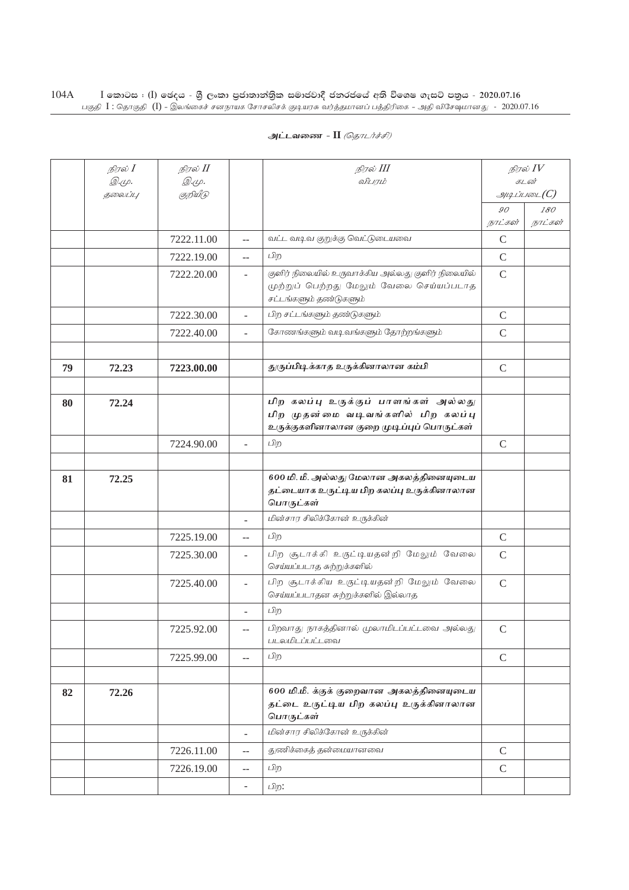அட்டவணை - II *(தொடர்ச்சி)*

| | *நிரல் I* *இ.மு. தலைப்பு* | *நிரல் II* *இ.மு. குறியீடு* | | *நிரல் III* *விபரம்* | *நிரல் IV* *கடன் அடிப்படை(C)* | |
|---|---|---|---|---|---|---|
| | | | | | *90 நாட்கள்* | *180 நாட்கள்* |
| | | 7222.11.00 | -- | வட்ட வடிவ குறுக்கு வெட்டுடையவை | C | |
| | | 7222.19.00 | -- | பிற | C | |
| | | 7222.20.00 | - | குளிர் நிலையில் உருவாக்கிய அல்லது குளிர் நிலையில் முற்றுப் பெற்றது மேலும் வேலை செய்யப்படாத சட்டங்களும் தண்டுகளும் | C | |
| | | 7222.30.00 | - | பிற சட்டங்களும் தண்டுகளும் | C | |
| | | 7222.40.00 | - | கோணங்களும் வடிவங்களும் தோற்றங்களும் | C | |
| | | | | | | |
| **79** | **72.23** | **7223.00.00** | | **துருப்பிடிக்காத உருக்கினாலான கம்பி** | C | |
| | | | | | | |
| **80** | **72.24** | | | ***பிற கலப்பு உருக்குப் பாளங்கள் அல்லது பிற முதன்மை வடிவங்களில் பிற கலப்பு உருக்குகளினாலான குறை முடிப்புப் பொருட்கள்*** | | |
| | | 7224.90.00 | - | பிற | C | |
| | | | | | | |
| **81** | **72.25** | | | ***600 மி. மீ. அல்லது மேலான அகலத்தினையுடைய தட்டையாக உருட்டிய பிற கலப்பு உருக்கினாலான பொருட்கள்*** | | |
| | | | - | மின்சார சிலிக்கோன் உருக்கின் | | |
| | | 7225.19.00 | -- | பிற | C | |
| | | 7225.30.00 | - | பிற சூடாக்கி உருட்டியதன்றி மேலும் வேலை செய்யப்படாத சுற்றுக்களில் | C | |
| | | 7225.40.00 | - | பிற சூடாக்கிய உருட்டியதன்றி மேலும் வேலை செய்யப்படாதன சுற்றுக்களில் இல்லாத | C | |
| | | | - | பிற | | |
| | | 7225.92.00 | -- | பிறவாது நாகத்தினால் முலாமிடப்பட்டவை அல்லது படலமிடப்பட்டவை | C | |
| | | 7225.99.00 | -- | பிற | C | |
| | | | | | | |
| **82** | **72.26** | | | ***600 மி.மீ. க்குக் குறைவான அகலத்தினையுடைய தட்டை உருட்டிய பிற கலப்பு உருக்கினாலான பொருட்கள்*** | | |
| | | | - | மின்சார சிலிக்கோன் உருக்கின் | | |
| | | 7226.11.00 | -- | துணிக்கைத் தன்மையானவை | C | |
| | | 7226.19.00 | -- | பிற | C | |
| | | | - | பிற: | | |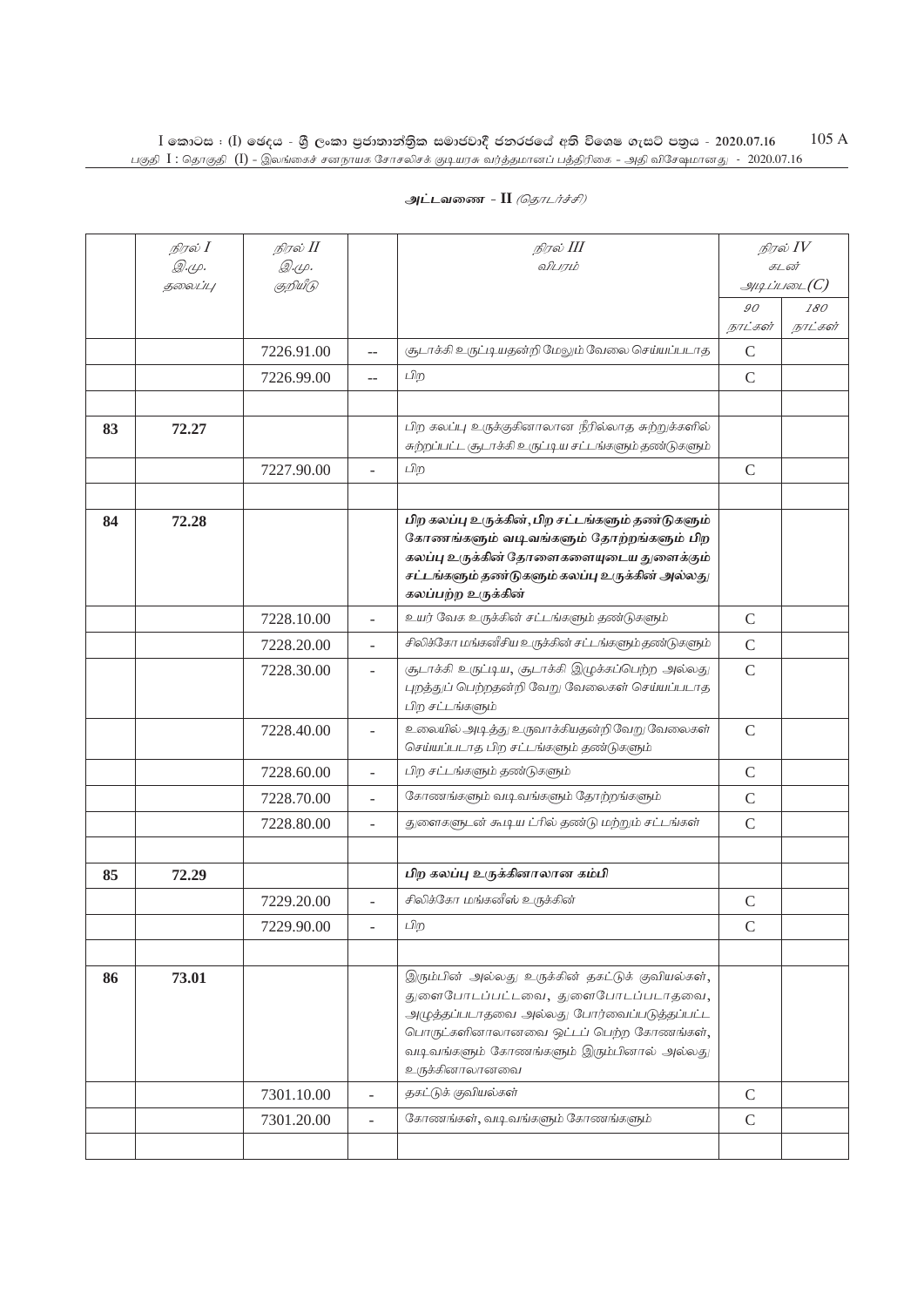அட்டவணை - II *(தொடர்ச்சி)*

| | நிரல் I இ.மு. தலைப்பு | நிரல் II இ.மு. குறியீடு | | நிரல் III விபரம் | நிரல் IV கடன் அடிப்படை(C) | |
|---|---|---|---|---|---|---|
| | | | | | 90 நாட்கள் | 180 நாட்கள் |
| | | 7226.91.00 | -- | சூடாக்கி உருட்டியதன்றி மேலும் வேலை செய்யப்படாத | C | |
| | | 7226.99.00 | -- | பிற | C | |
| | | | | | | |
| 83 | 72.27 | | | பிற கலப்பு உருக்குகினாலான நீரில்லாத சுற்றுக்களில் சுற்றப்பட்ட சூடாக்கி உருட்டிய சட்டங்களும் தண்டுகளும் | | |
| | | 7227.90.00 | - | பிற | C | |
| | | | | | | |
| 84 | 72.28 | | | **பிற கலப்பு உருக்கின், பிற சட்டங்களும் தண்டுகளும் கோணங்களும் வடிவங்களும் தோற்றங்களும் பிற கலப்பு உருக்கின் தோளைகளையுடைய துளைக்கும் சட்டங்களும் தண்டுகளும் கலப்பு உருக்கின் அல்லது கலப்பற்ற உருக்கின்** | | |
| | | 7228.10.00 | - | உயர் வேக உருக்கின் சட்டங்களும் தண்டுகளும் | C | |
| | | 7228.20.00 | - | சிலிக்கோ மங்கனீசிய உருக்கின் சட்டங்களும் தண்டுகளும் | C | |
| | | 7228.30.00 | - | சூடாக்கி உருட்டிய, சூடாக்கி இழுக்கப்பெற்ற அல்லது புறத்துப் பெற்றதன்றி வேறு வேலைகள் செய்யப்படாத பிற சட்டங்களும் | C | |
| | | 7228.40.00 | - | உலையில் அடித்து உருவாக்கியதன்றி வேறு வேலைகள் செய்யப்படாத பிற சட்டங்களும் தண்டுகளும் | C | |
| | | 7228.60.00 | - | பிற சட்டங்களும் தண்டுகளும் | C | |
| | | 7228.70.00 | - | கோணங்களும் வடிவங்களும் தோற்றங்களும் | C | |
| | | 7228.80.00 | - | துளைகளுடன் கூடிய ட்ரில் தண்டு மற்றும் சட்டங்கள் | C | |
| | | | | | | |
| 85 | 72.29 | | | **பிற கலப்பு உருக்கினாலான கம்பி** | | |
| | | 7229.20.00 | - | சிலிக்கோ மங்கனீஸ் உருக்கின் | C | |
| | | 7229.90.00 | - | பிற | C | |
| | | | | | | |
| 86 | 73.01 | | | இரும்பின் அல்லது உருக்கின் தகட்டுக் குவியல்கள், துளைபோடப்பட்டவை, துளைபோடப்படாதவை, அழுத்தப்படாதவை அல்லது பேர்வைப்படுத்தப்பட்ட பொருட்களினாலானவை ஒட்டப் பெற்ற கோணங்கள், வடிவங்களும் கோணங்களும் இரும்பினால் அல்லது உருக்கினாலானவை | | |
| | | 7301.10.00 | - | தகட்டுக் குவியல்கள் | C | |
| | | 7301.20.00 | - | கோணங்கள், வடிவங்களும் கோணங்களும் | C | |
| | | | | | | |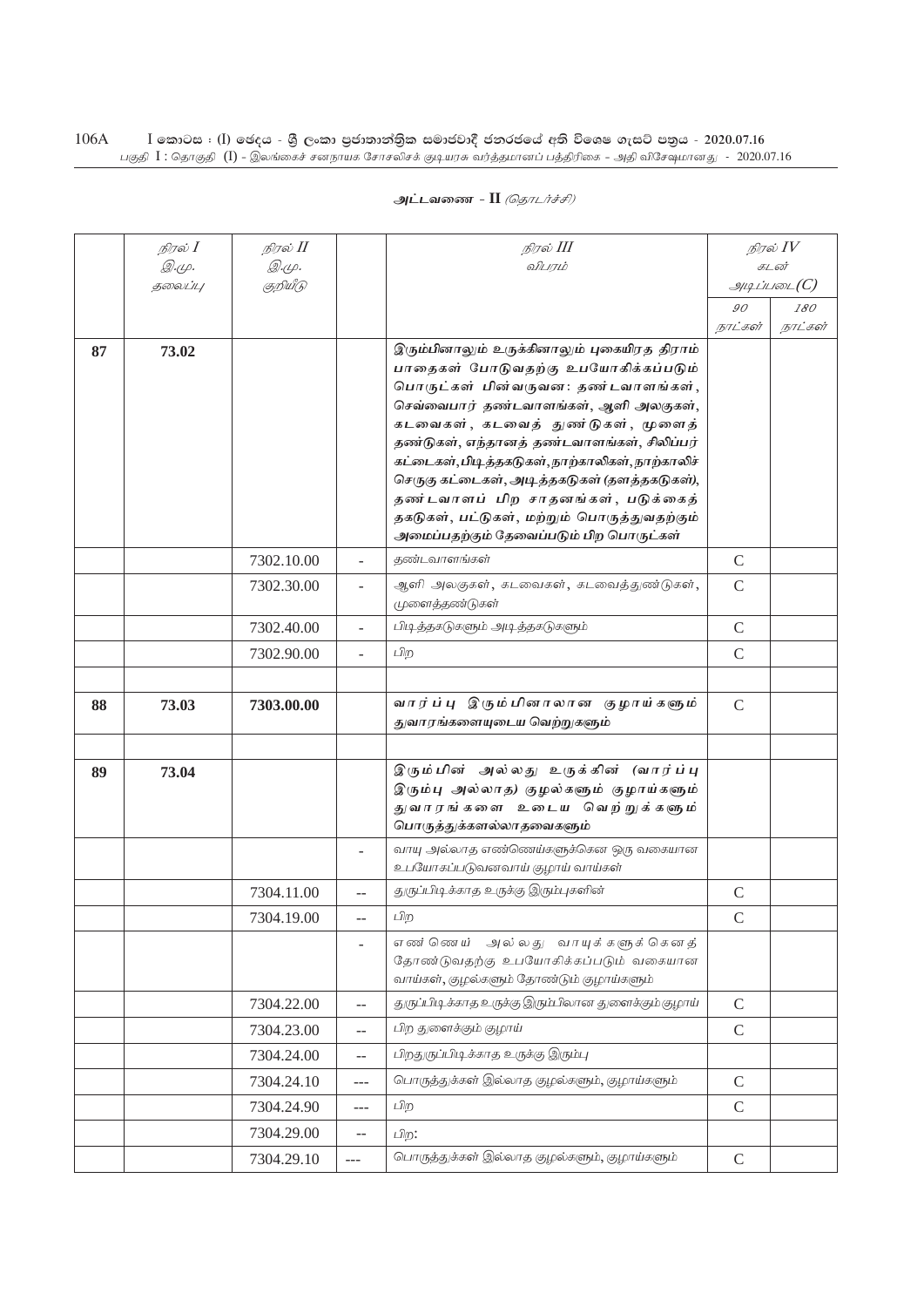**அட்டவணை - II** *(தொடர்ச்சி)*

| | நிரல் I<br>இ.மு.<br>தலைப்பு | நிரல் II<br>இ.மு.<br>குறியீடு | | நிரல் III<br>விபரம் | நிரல் IV<br>கடன்<br>அடிப்படை(C) | |
|---|---|---|---|---|---|---|
| | | | | | 90<br>நாட்கள் | 180<br>நாட்கள் |
| **87** | **73.02** | | | **இரும்பினாலும் உருக்கினாலும் புகையிரத திராம் பாதைகள் போடுவதற்கு உபயோகிக்கப்படும் பொருட்கள் பின்வருவன: தண்டவாளங்கள், செவ்வைபார் தண்டவாளங்கள், ஆளி அலகுகள், கடவைகள், கடவைத் துண்டுகள், முளைத் தண்டுகள், எந்தானத் தண்டவாளங்கள், சிலிப்பர் கட்டைகள், பிடித்தகடுகள், நாற்காலிகள், நாற்காலிச் செருகு கட்டைகள், அடித்தகடுகள் (தளத்தகடுகள்), தண்டவாளப் பிற சாதனங்கள், படுக்கைத் தகடுகள், பட்டுகள், மற்றும் பொருத்துவதற்கும் அமைப்பதற்கும் தேவைப்படும் பிற பொருட்கள்** | | |
| | | 7302.10.00 | - | தண்டவாளங்கள் | C | |
| | | 7302.30.00 | - | ஆளி அலகுகள், கடவைகள், கடவைத்துண்டுகள், முளைத்தண்டுகள் | C | |
| | | 7302.40.00 | - | பிடித்தகடுகளும் அடித்தகடுகளும் | C | |
| | | 7302.90.00 | - | பிற | C | |
| | | | | | | |
| **88** | **73.03** | **7303.00.00** | | **வார்ப்பு இரும்பினாலான குழாய்களும் துவாரங்களையுடைய வெற்றுகளும்** | C | |
| | | | | | | |
| **89** | **73.04** | | | **இரும்பின் அல்லது உருக்கின் (வார்ப்பு இரும்பு அல்லாத) குழல்களும் குழாய்களும் துவாரங்களை உடைய வெற்றுக்களும் பொருத்துக்களல்லாதவைகளும்** | | |
| | | | - | வாயு அல்லாத எண்ணெய்களுக்கென ஒரு வகையான உபயோகப்படுவனவாய் குழாய் வாய்கள் | | |
| | | 7304.11.00 | -- | துருப்பிடிக்காத உருக்கு இரும்புகளின் | C | |
| | | 7304.19.00 | -- | பிற | C | |
| | | | - | எண்ணெய் அல்லது வாயுக்களுக்கெனத் தோண்டுவதற்கு உபயோகிக்கப்படும் வகையான வாய்கள், குழல்களும் தோண்டும் குழாய்களும் | | |
| | | 7304.22.00 | -- | துருப்பிடிக்காத உருக்கு இரும்பிலான துளைக்கும் குழாய் | C | |
| | | 7304.23.00 | -- | பிற துளைக்கும் குழாய் | C | |
| | | 7304.24.00 | -- | பிறதுருப்பிடிக்காத உருக்கு இரும்பு | | |
| | | 7304.24.10 | --- | பொருத்துக்கள் இல்லாத குழல்களும், குழாய்களும் | C | |
| | | 7304.24.90 | --- | பிற | C | |
| | | 7304.29.00 | -- | பிற: | | |
| | | 7304.29.10 | --- | பொருத்துக்கள் இல்லாத குழல்களும், குழாய்களும் | C | |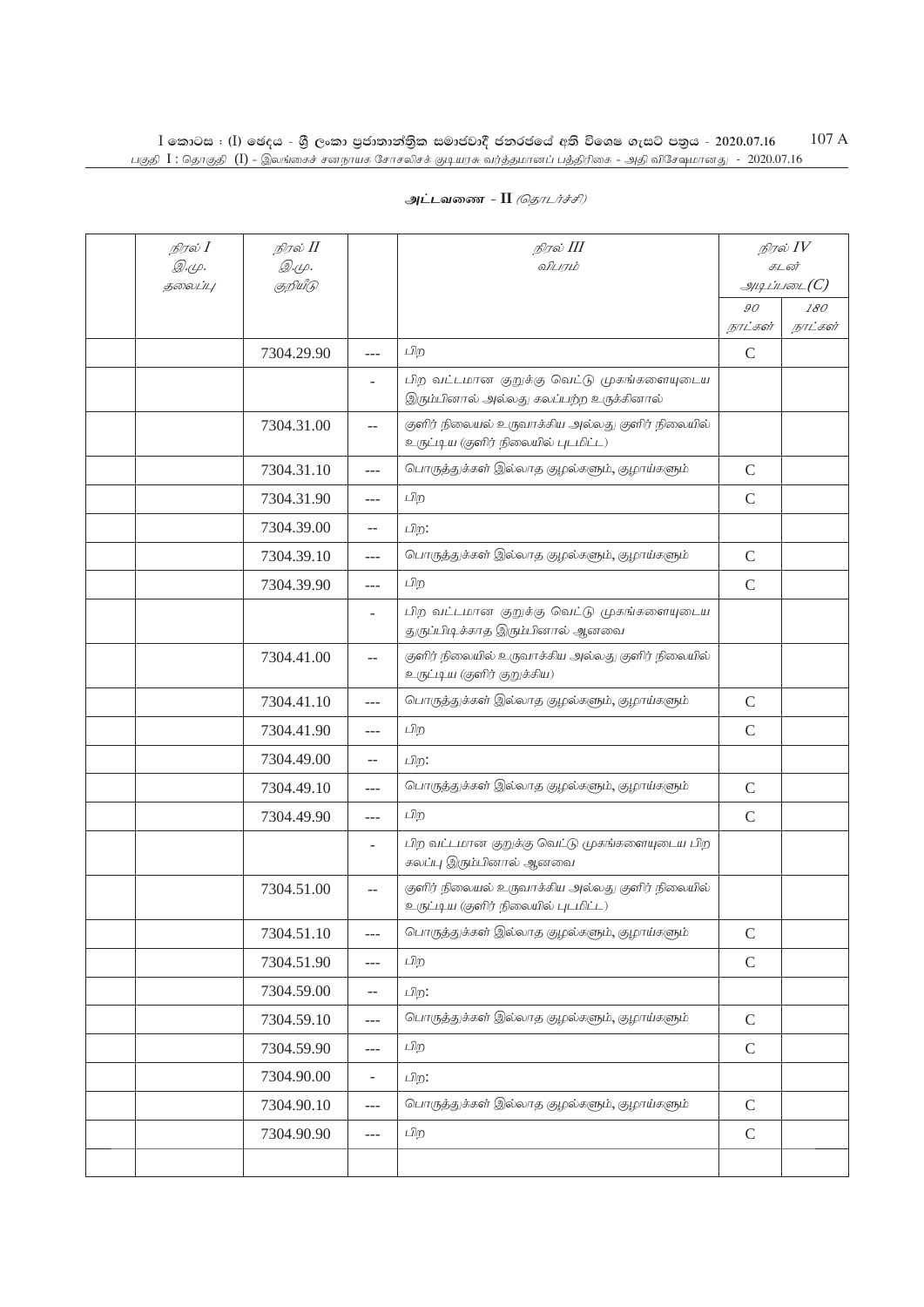அட்டவணை - II *(தொடர்ச்சி)*

| நிரல் I இ.மு. தலைப்பு | நிரல் II இ.மு. குறியீடு | | நிரல் III விபரம் | நிரல் IV கடன் அடிப்படை(C) | |
|---|---|---|---|---|---|
| | | | | 90 நாட்கள் | 180 நாட்கள் |
| | 7304.29.90 | --- | பிற | C | |
| | | - | பிற வட்டமான குறுக்கு வெட்டு முகங்களையுடைய இரும்பினால் அல்லது கலப்பற்ற உருக்கினால் | | |
| | 7304.31.00 | -- | குளிர் நிலையல் உருவாக்கிய அல்லது குளிர் நிலையில் உருட்டிய (குளிர் நிலையில் புடமிட்ட) | | |
| | 7304.31.10 | --- | பொருத்துக்கள் இல்லாத குழல்களும், குழாய்களும் | C | |
| | 7304.31.90 | --- | பிற | C | |
| | 7304.39.00 | -- | பிற: | | |
| | 7304.39.10 | --- | பொருத்துக்கள் இல்லாத குழல்களும், குழாய்களும் | C | |
| | 7304.39.90 | --- | பிற | C | |
| | | - | பிற வட்டமான குறுக்கு வெட்டு முகங்களையுடைய துருப்பிடிக்காத இரும்பினால் ஆனவை | | |
| | 7304.41.00 | -- | குளிர் நிலையல் உருவாக்கிய அல்லது குளிர் நிலையில் உருட்டிய (குளிர் குறுக்கிய) | | |
| | 7304.41.10 | --- | பொருத்துக்கள் இல்லாத குழல்களும், குழாய்களும் | C | |
| | 7304.41.90 | --- | பிற | C | |
| | 7304.49.00 | -- | பிற: | | |
| | 7304.49.10 | --- | பொருத்துக்கள் இல்லாத குழல்களும், குழாய்களும் | C | |
| | 7304.49.90 | --- | பிற | C | |
| | | - | பிற வட்டமான குறுக்கு வெட்டு முகங்களையுடைய பிற கலப்பு இரும்பினால் ஆனவை | | |
| | 7304.51.00 | -- | குளிர் நிலையல் உருவாக்கிய அல்லது குளிர் நிலையில் உருட்டிய (குளிர் நிலையில் புடமிட்ட) | | |
| | 7304.51.10 | --- | பொருத்துக்கள் இல்லாத குழல்களும், குழாய்களும் | C | |
| | 7304.51.90 | --- | பிற | C | |
| | 7304.59.00 | -- | பிற: | | |
| | 7304.59.10 | --- | பொருத்துக்கள் இல்லாத குழல்களும், குழாய்களும் | C | |
| | 7304.59.90 | --- | பிற | C | |
| | 7304.90.00 | - | பிற: | | |
| | 7304.90.10 | --- | பொருத்துக்கள் இல்லாத குழல்களும், குழாய்களும் | C | |
| | 7304.90.90 | --- | பிற | C | |
| | | | | | |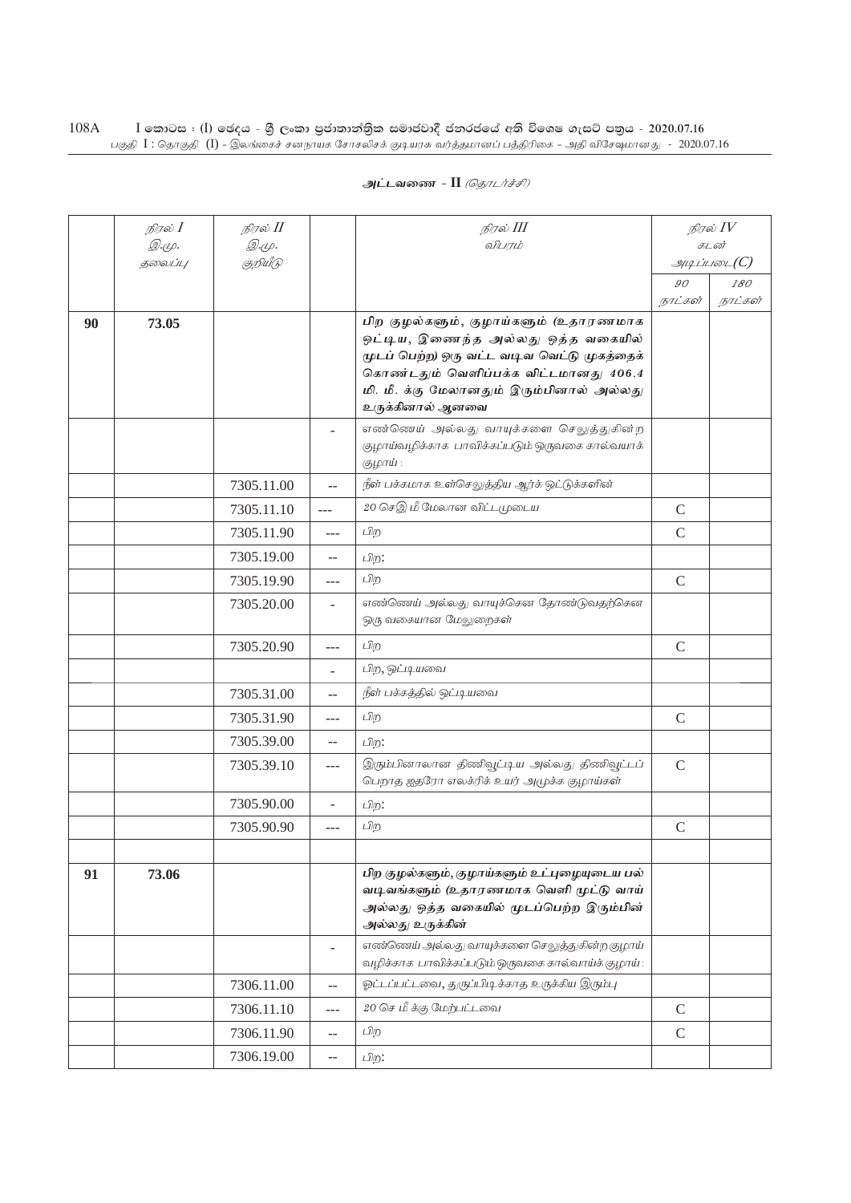அட்டவணை - II *(தொடர்ச்சி)*

| | நிரல் I இ.மு. தலைப்பு | நிரல் II இ.மு. குறியீடு | | நிரல் III விபரம் | நிரல் IV கடன் அடிப்படை(C) | |
|---|---|---|---|---|---|---|
| | | | | | 90 நாட்கள் | 180 நாட்கள் |
| **90** | **73.05** | | | **பிற குழல்களும், குழாய்களும் (உதாரணமாக ஒட்டிய, இணைந்த அல்லது ஒத்த வகையில் மூடப் பெற்ற) ஒரு வட்ட வடிவ வெட்டு முகத்தைக் கொண்டதும் வெளிபக்க விட்டமானது 406.4 மி. மீ. க்கு மேலானதும் இரும்பினால் அல்லது உருக்கினால் ஆனவை** | | |
| | | | - | எண்ணெய் அல்லது வாயுக்களை செலுத்துகின்ற குழாய்வழிக்காக பாவிக்கப்படும் ஒருவகை கால்வயாக் குழாய் : | | |
| | | 7305.11.00 | -- | நீள் பக்கமாக உள்செலுத்திய ஆர்க் ஒட்டுக்களின் | | |
| | | 7305.11.10 | --- | 20 செ.மீ மேலான விட்டமுடைய | C | |
| | | 7305.11.90 | --- | பிற | C | |
| | | 7305.19.00 | -- | பிற: | | |
| | | 7305.19.90 | --- | பிற | C | |
| | | 7305.20.00 | - | எண்ணெய் அல்லது வாயுக்கென தோண்டுவதற்கென ஒரு வகையான மேலுறைகள் | | |
| | | 7305.20.90 | --- | பிற | C | |
| | | | - | பிற, ஒட்டியவை | | |
| | | 7305.31.00 | -- | நீள் பக்கத்தில் ஒட்டியவை | | |
| | | 7305.31.90 | --- | பிற | C | |
| | | 7305.39.00 | -- | பிற: | | |
| | | 7305.39.10 | --- | இரும்பினாலான திணிவூட்டிய அல்லது திணிவூட்டப் பெறாத ஐதரோ எலக்ரிக் உயர் அமுக்க குழாய்கள் | C | |
| | | 7305.90.00 | - | பிற: | | |
| | | 7305.90.90 | --- | பிற | C | |
| | | | | | | |
| **91** | **73.06** | | | **பிற குழல்களும், குழாய்களும் உட்புழையுடைய பல் வடிவங்களும் (உதாரணமாக வெளி மூட்டு வாய் அல்லது ஒத்த வகையில் மூடப்பெற்ற இரும்பின் அல்லது உருக்கின்** | | |
| | | | - | எண்ணெய் அல்லது வாயுக்களை செலுத்துகின்ற குழாய் வழிக்காக பாவிக்கப்படும் ஒருவகை கால்வாய்க் குழாய் : | | |
| | | 7306.11.00 | -- | ஒட்டப்பட்டவை, துருப்பிடிக்காத உருக்கிய இரும்பு | | |
| | | 7306.11.10 | --- | 20 செ மீ க்கு மேற்பட்டவை | C | |
| | | 7306.11.90 | -- | பிற | C | |
| | | 7306.19.00 | -- | பிற: | | |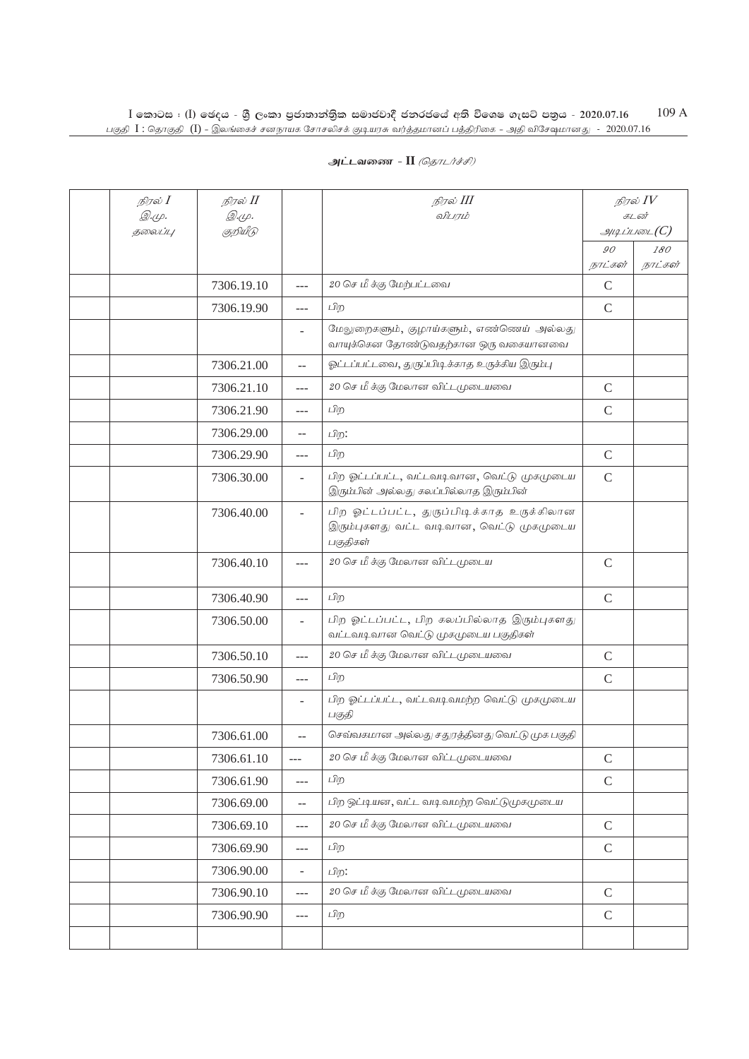அட்டவணை - II *(தொடர்ச்சி)*

| நிரல் I இ.மு. தலைப்பு | நிரல் II இ.மு. குறியீடு | | நிரல் III விபரம் | நிரல் IV கடன் அடிப்படை(C) | |
|---|---|---|---|---|---|
| | | | | 90 நாட்கள் | 180 நாட்கள் |
| | 7306.19.10 | --- | 20 செ மீ க்கு மேற்பட்டவை | C | |
| | 7306.19.90 | --- | பிற | C | |
| | | - | மேலுறைகளும், குழாய்களும், எண்ணெய் அல்லது வாயுக்கென தோண்டுவதற்கான ஒரு வகையானவை | | |
| | 7306.21.00 | -- | ஒட்டப்பட்டவை, துருப்பிடிக்காத உருக்கிய இரும்பு | | |
| | 7306.21.10 | --- | 20 செ மீ க்கு மேலான விட்டமுடையவை | C | |
| | 7306.21.90 | --- | பிற | C | |
| | 7306.29.00 | -- | பிற: | | |
| | 7306.29.90 | --- | பிற | C | |
| | 7306.30.00 | - | பிற ஓட்டப்பட்ட, வட்டவடிவான, வெட்டு முகமுடைய இரும்பின் அல்லது கலப்பில்லாத இரும்பின் | C | |
| | 7306.40.00 | - | பிற ஓட்டப்பட்ட, துருப்பிடிக்காத உருக்கிலான இரும்புகளது வட்ட வடிவான, வெட்டு முகமுடைய பகுதிகள் | | |
| | 7306.40.10 | --- | 20 செ மீ க்கு மேலான விட்டமுடைய | C | |
| | 7306.40.90 | --- | பிற | C | |
| | 7306.50.00 | - | பிற ஓட்டப்பட்ட, பிற கலப்பில்லாத இரும்புகளது வட்டவடிவான வெட்டு முகமுடைய பகுதிகள் | | |
| | 7306.50.10 | --- | 20 செ மீ க்கு மேலான விட்டமுடையவை | C | |
| | 7306.50.90 | --- | பிற | C | |
| | | - | பிற ஓட்டப்பட்ட, வட்டவடிவமற்ற வெட்டு முகமுடைய பகுதி | | |
| | 7306.61.00 | -- | செவ்வகமான அல்லது சதுரத்தினது வெட்டு முக பகுதி | | |
| | 7306.61.10 | --- | 20 செ மீ க்கு மேலான விட்டமுடையவை | C | |
| | 7306.61.90 | --- | பிற | C | |
| | 7306.69.00 | -- | பிற ஓட்டியன, வட்ட வடிவமற்ற வெட்டுமுகமுடைய | | |
| | 7306.69.10 | --- | 20 செ மீ க்கு மேலான விட்டமுடையவை | C | |
| | 7306.69.90 | --- | பிற | C | |
| | 7306.90.00 | - | பிற: | | |
| | 7306.90.10 | --- | 20 செ மீ க்கு மேலான விட்டமுடையவை | C | |
| | 7306.90.90 | --- | பிற | C | |
| | | | | | |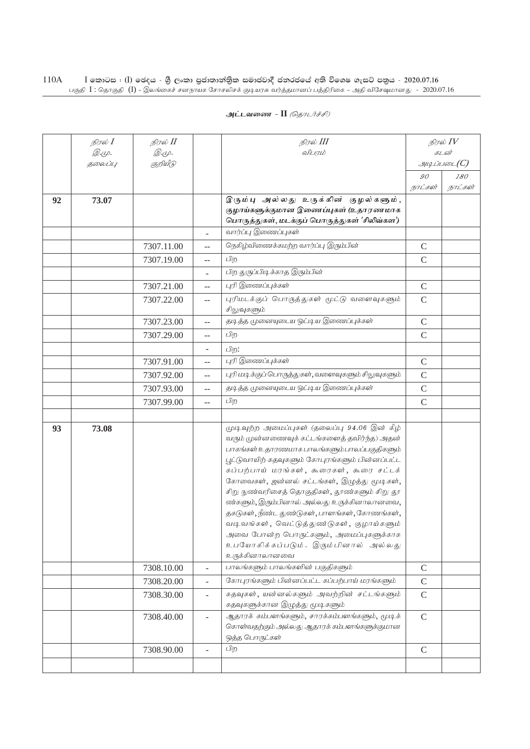அட்டவணை - II (தொடர்ச்சி)

| | நிரல் I இ.மு. தலைப்பு | நிரல் II இ.மு. குறியீடு | | நிரல் III விபரம் | நிரல் IV கடன் அடிப்படை(C) | |
|---|---|---|---|---|---|---|
| | | | | | 90 நாட்கள் | 180 நாட்கள் |
| 92 | 73.07 | | | **இரும்பு அல்லது உருக்கின் குழல்களும், குழாய்களுக்குமான இணைப்புகள் (உதாரணமாக பொருத்துகள், மடக்குப் பொருத்துகள் 'சிலிவ்கள்')** | | |
| | | | - | வார்ப்பு இணைப்புகள் | | |
| | | 7307.11.00 | -- | நெகிழ்விணைக்கமற்ற வார்ப்பு இரும்பின் | C | |
| | | 7307.19.00 | -- | பிற | C | |
| | | | - | பிற துருப்பிடிக்காத இரும்பின் | | |
| | | 7307.21.00 | -- | புரி இணைப்புக்கள் | C | |
| | | 7307.22.00 | -- | புரிமடக்குப் பொருத்துகள் மூட்டு வளைவுகளும் சிலுவுகளும் | C | |
| | | 7307.23.00 | -- | தடித்த முனையுடைய ஒட்டிய இணைப்புக்கள் | C | |
| | | 7307.29.00 | -- | பிற | C | |
| | | | - | பிற: | | |
| | | 7307.91.00 | -- | புரி இணைப்புக்கள் | C | |
| | | 7307.92.00 | -- | புரி மடிக்குப் பொருத்துகள், வளைவுகளும் சிலுவுகளும் | C | |
| | | 7307.93.00 | -- | தடித்த முனையுடைய ஒட்டிய இணைப்புக்கள் | C | |
| | | 7307.99.00 | -- | பிற | C | |
| | | | | | | |
| 93 | 73.08 | | | முடிவுற்ற அமைப்புகள் (தலைப்பு 94.06 இன் கீழ் வரும் முன்னணைவுக் கட்டங்களைத் தவிர்ந்த) அதன் பாகங்கள் உதாரணமாக பாலங்களும் பாலப்பகுதிகளும் பூட்டுவாயிற் கதவுகளும் கோபுரங்களும் பின்னப்பட்ட கப்பற்பாய் மரங்கள், கூரைகள், கூரை சட்டக் கோவைகள், ஜன்னல் சட்டங்கள், இழுத்து மூடிகள், சிறு நுண்வரிசைத் தொகுதிகள், தூண்களும் சிறு தூண்களும், இரும்பினால் அல்லது உருக்கினாலானவை, தகடுகள், நீண்ட துண்டுகள், பாளங்கள், கோணங்கள், வடிவங்கள், வெட்டுத்துண்டுகள், குழாய்களும் அவை போன்ற பொருட்களும், அமைப்புகளுக்காக உபயோகிக்கப்படும். இரும்பினால் அல்லது உருக்கினாலானவை | | |
| | | 7308.10.00 | - | பாலங்களும் பாலங்களின் பகுதிகளும் | C | |
| | | 7308.20.00 | - | கோபுரங்களும் பின்னப்பட்ட கப்பற்பாய் மரங்களும் | C | |
| | | 7308.30.00 | - | கதவுகள், யன்னல்களும் அவற்றின் சட்டங்களும் கதவுகளுக்கான இழுத்து மூடிகளும் | C | |
| | | 7308.40.00 | - | ஆதாரக் கம்பளங்களும், சாரக்கம்பளங்களும், முடிக் கொள்வதற்கும் அல்லது ஆதாரக் கம்பளங்களுக்குமான ஒத்த பொருட்கள் | C | |
| | | 7308.90.00 | - | பிற | C | |
| | | | | | | |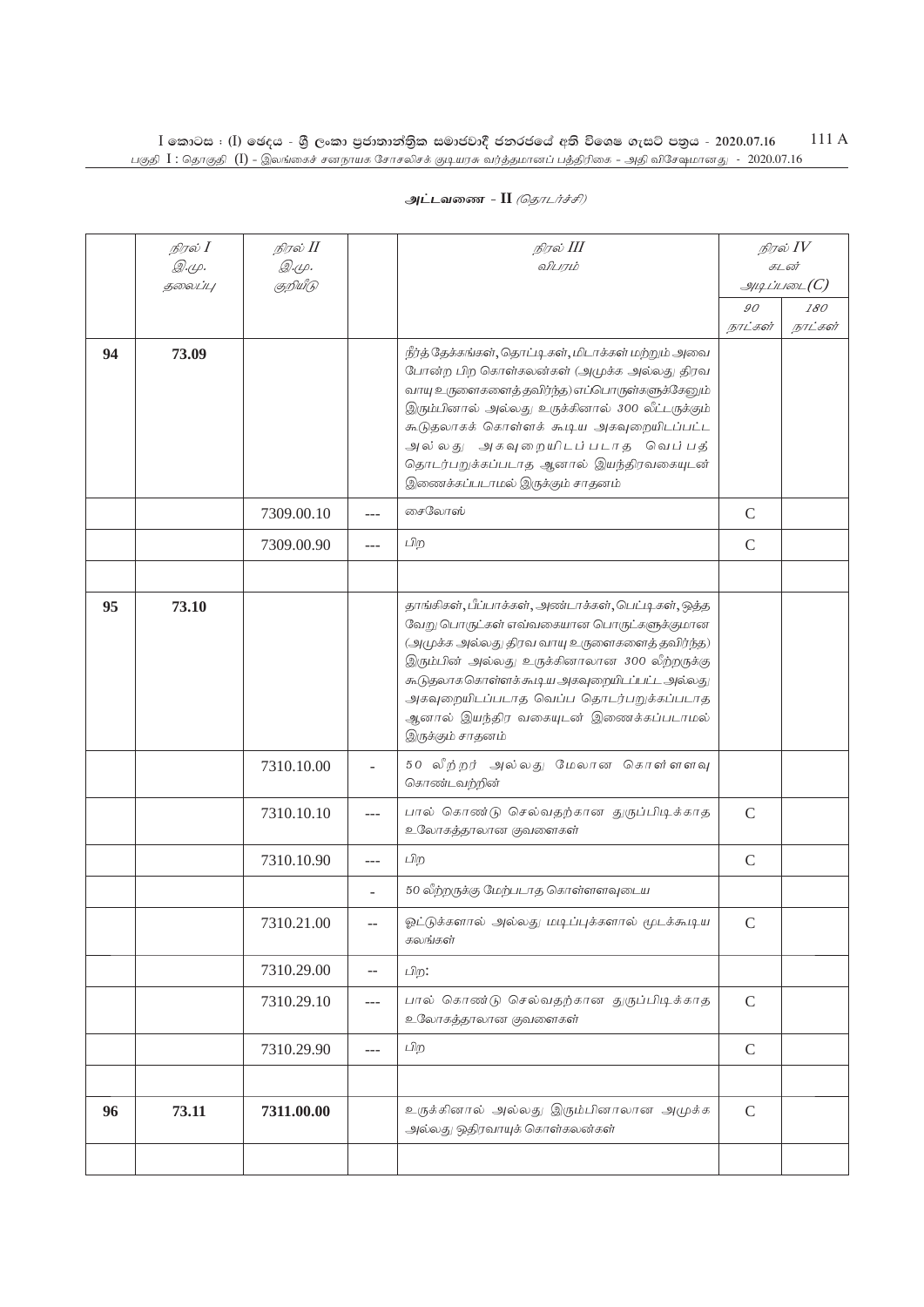## அட்டவணை - II *(தொடர்ச்சி)*

| | நிரல் I இ.மு. தலைப்பு | நிரல் II இ.மு. குறியீடு | | நிரல் III விபரம் | நிரல் IV கடன் அடிப்படை(C) | |
|---|---|---|---|---|---|---|
| | | | | | 90 நாட்கள் | 180 நாட்கள் |
| 94 | 73.09 | | | நீர்த் தேக்கங்கள், தொட்டிகள், மிடாக்கள் மற்றும் அவை போன்ற பிற கொள்கலன்கள் (அமுக்க அல்லது திரவ வாயு உருளைகளைத் தவிர்ந்த) எப்பொருள்களுக்கேனும் இரும்பினால் அல்லது உருக்கினால் 300 லீட்டருக்கும் கூடுதலாகக் கொள்ளக் கூடிய அகவுறையிடப்பட்ட அல்லது அகவுறையிடப்படாத வெப்பத் தொடர்பறுக்கப்படாத ஆனால் இயந்திரவகையுடன் இணைக்கப்படாமல் இருக்கும் சாதனம் | | |
| | | 7309.00.10 | --- | சைலோஸ் | C | |
| | | 7309.00.90 | --- | பிற | C | |
| | | | | | | |
| 95 | 73.10 | | | தாங்கிகள், பீப்பாக்கள், அண்டாக்கள், பெட்டிகள், ஒத்த வேறு பொருட்கள் எவ்வகையான பொருட்களுக்குமான (அமுக்க அல்லது திரவ வாயு உருளைகளைத் தவிர்ந்த) இரும்பின் அல்லது உருக்கினாலான 300 லீற்றருக்கு கூடுதலாக கொள்ளக்கூடிய அகவுறையிடப்பட்ட அல்லது அகவுறையிடப்படாத வெப்ப தொடர்பறுக்கப்படாத ஆனால் இயந்திர வகையுடன் இணைக்கப்படாமல் இருக்கும் சாதனம் | | |
| | | 7310.10.00 | - | 50 லீற்றர் அல்லது மேலான கொள்ளளவு கொண்டவற்றின் | | |
| | | 7310.10.10 | --- | பால் கொண்டு செல்வதற்கான துருப்பிடிக்காத உலோகத்தாலான குவளைகள் | C | |
| | | 7310.10.90 | --- | பிற | C | |
| | | | - | 50 லீற்றருக்கு மேற்படாத கொள்ளளவுடைய | | |
| | | 7310.21.00 | -- | ஒட்டுக்களால் அல்லது மடிப்புக்களால் மூடக்கூடிய கலங்கள் | C | |
| | | 7310.29.00 | -- | பிற: | | |
| | | 7310.29.10 | --- | பால் கொண்டு செல்வதற்கான துருப்பிடிக்காத உலோகத்தாலான குவளைகள் | C | |
| | | 7310.29.90 | --- | பிற | C | |
| | | | | | | |
| 96 | 73.11 | 7311.00.00 | | உருக்கினால் அல்லது இரும்பினாலான அமுக்க அல்லது ஒதிரவாயுக் கொள்கலன்கள் | C | |
| | | | | | | |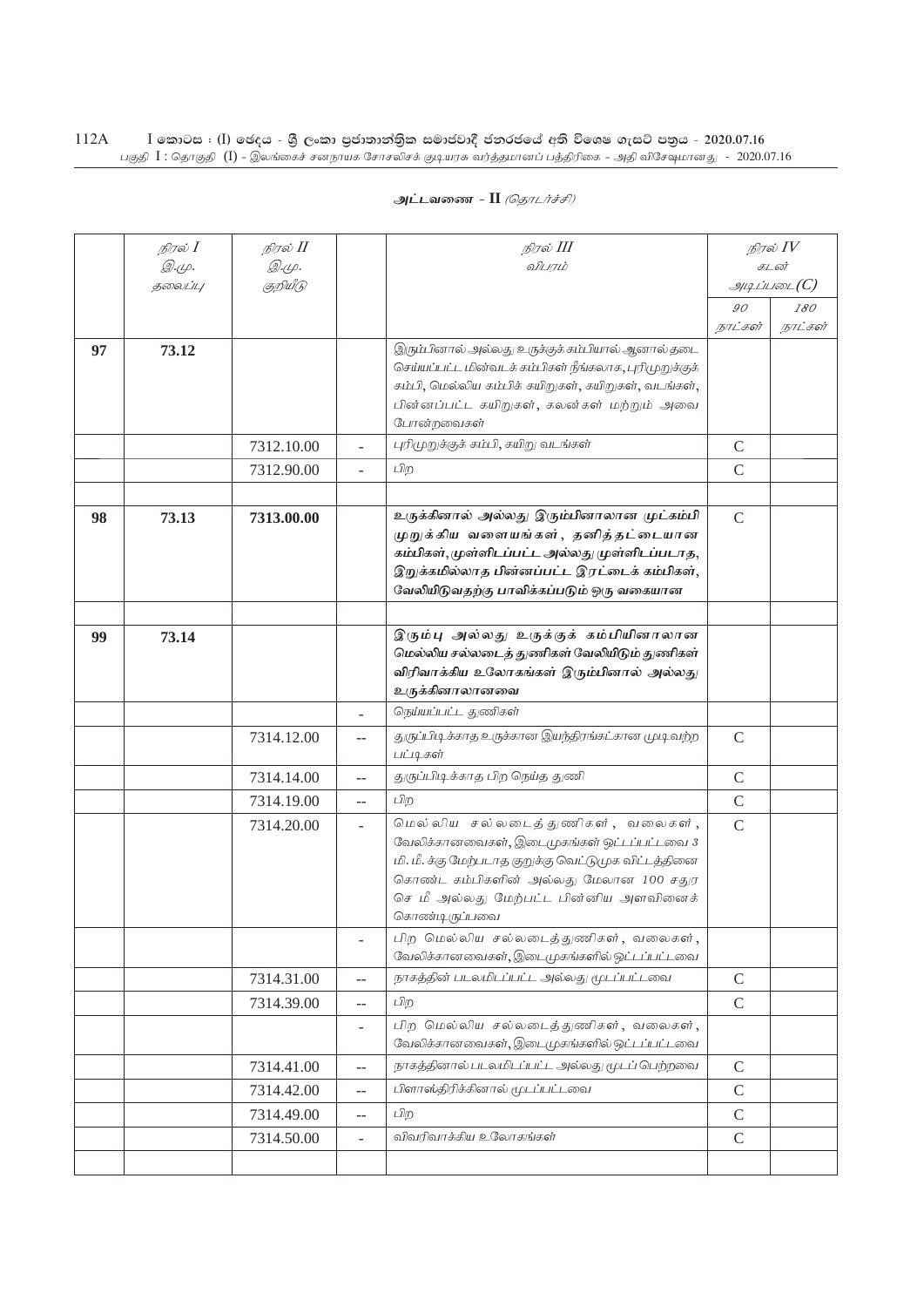அட்டவணை - II *(தொடர்ச்சி)*

| | நிரல் I இ.மு. தலைப்பு | நிரல் II இ.மு. குறியீடு | | நிரல் III விபரம் | நிரல் IV கடன் அடிப்படை(C) | |
|---|---|---|---|---|---|---|
| | | | | | 90 நாட்கள் | 180 நாட்கள் |
| **97** | **73.12** | | | இரும்பினால் அல்லது உருக்குக் கம்பியால் ஆனால் தடை செய்யப்பட்ட மின்வடக் கம்பிகள் நீங்கலாக, புரிமுறுக்குக் கம்பி, மெல்லிய கம்பிக் கயிறுகள், கயிறுகள், வடங்கள், பின்னப்பட்ட கயிறுகள், கலன்கள் மற்றும் அவை போன்றவைகள் | | |
| | | 7312.10.00 | - | புரிமுறுக்குக் கம்பி, கயிறு வடங்கள் | C | |
| | | 7312.90.00 | - | பிற | C | |
| | | | | | | |
| **98** | **73.13** | **7313.00.00** | | **உருக்கினால் அல்லது இரும்பினாலான முட்கம்பி முறுக்கிய வளையங்கள், தனித்தட்டையான கம்பிகள், முள்ளிடப்பட்ட அல்லது முள்ளிடப்படாத, இறுக்கமில்லாத பின்னப்பட்ட இரட்டைக் கம்பிகள், வேலியிடுவதற்கு பாவிக்கப்படும் ஒரு வகையான** | C | |
| | | | | | | |
| **99** | **73.14** | | | **இரும்பு அல்லது உருக்குக் கம்பியினாலான மெல்லிய சல்லடைத் துணிகள் வேலியிடும் துணிகள் விரிவாக்கிய உலோகங்கள் இரும்பினால் அல்லது உருக்கினாலானவை** | | |
| | | | - | நெய்யப்பட்ட துணிகள் | | |
| | | 7314.12.00 | -- | துருப்பிடிக்காத உருக்கான இயந்திரங்கட்கான முடிவற்ற பட்டிகள் | C | |
| | | 7314.14.00 | -- | துருப்பிடிக்காத பிற நெய்த துணி | C | |
| | | 7314.19.00 | -- | பிற | C | |
| | | 7314.20.00 | - | மெல்லிய சல்லடைத் துணிகள், வலைகள், வேலிக்கானவைகள், இடைமுகங்கள் ஒட்டப்பட்டவை 3 மி. மீ. க்கு மேற்படாத குறுக்கு வெட்டுமுக விட்டத்தினை கொண்ட கம்பிகளின் அல்லது மேலான 100 சதுர செ மீ அல்லது மேற்பட்ட பின்னிய அளவினைக் கொண்டிருப்பவை | C | |
| | | | - | பிற மெல்லிய சல்லடைத்துணிகள், வலைகள், வேலிக்கானவைகள், இடைமுகங்களில் ஒட்டப்பட்டவை | | |
| | | 7314.31.00 | -- | நாகத்தின் படலமிடப்பட்ட அல்லது மூடப்பட்டவை | C | |
| | | 7314.39.00 | -- | பிற | C | |
| | | | - | பிற மெல்லிய சல்லடைத்துணிகள், வலைகள், வேலிக்கானவைகள், இடைமுகங்களில் ஒட்டப்பட்டவை | | |
| | | 7314.41.00 | -- | நாகத்தினால் படலமிடப்பட்ட அல்லது மூடப்பெற்றவை | C | |
| | | 7314.42.00 | -- | பிளாஸ்திரிக்கினால் மூடப்பட்டவை | C | |
| | | 7314.49.00 | -- | பிற | C | |
| | | 7314.50.00 | - | விவரிவாக்கிய உலோகங்கள் | C | |
| | | | | | | |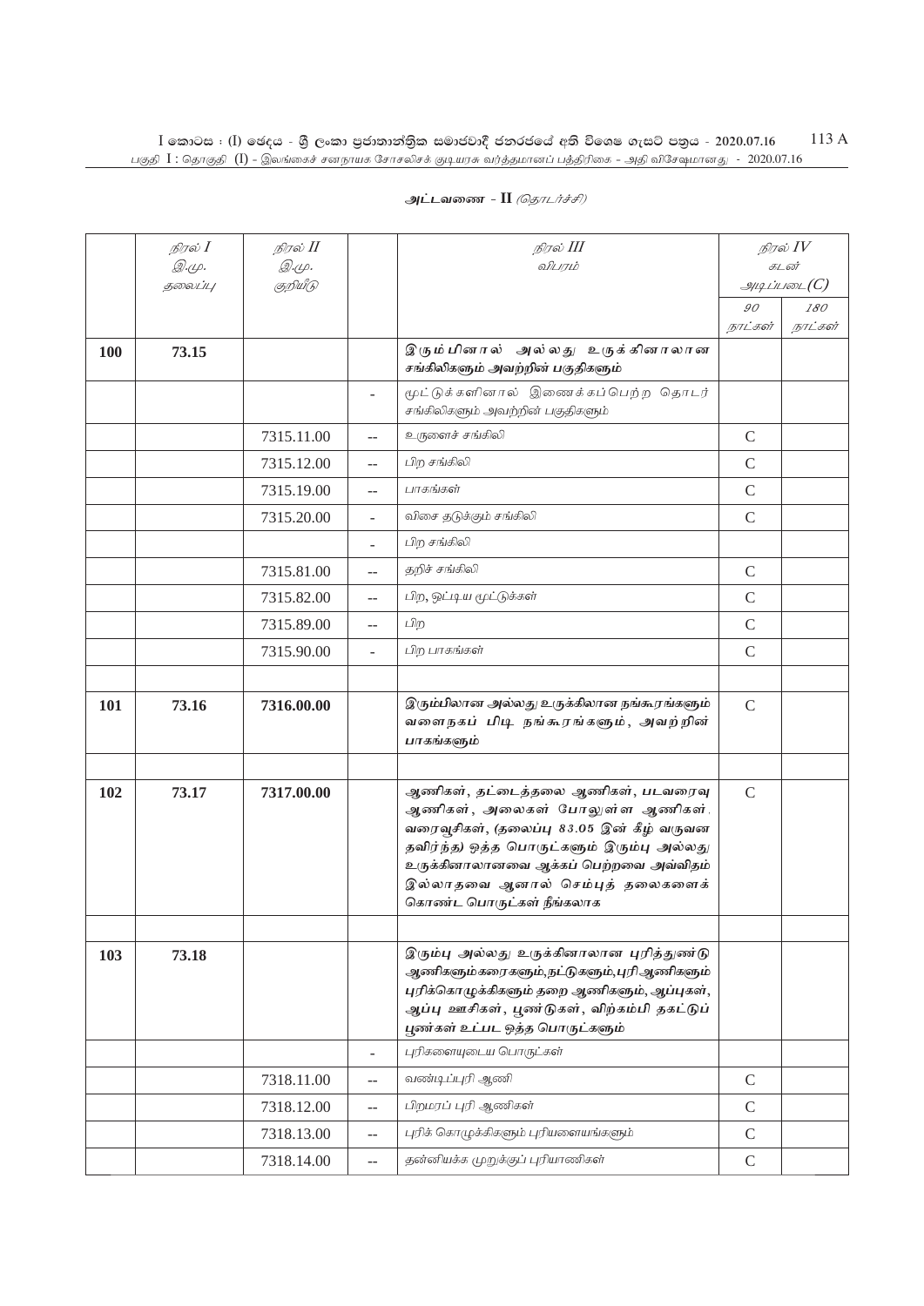## அட்டவணை - II *(தொடர்ச்சி)*

| | நிரல் I<br>இ.மு.<br>தலைப்பு | நிரல் II<br>இ.மு.<br>குறியீடு | | நிரல் III<br>விபரம் | நிரல் IV<br>கடன்<br>அடிப்படை(C) | |
|---|---|---|---|---|---|---|
| | | | | | 90<br>நாட்கள் | 180<br>நாட்கள் |
| **100** | **73.15** | | | **இரும்பினால் அல்லது உருக்கினாலான சங்கிலிகளும் அவற்றின் பகுதிகளும்** | | |
| | | | - | மூட்டுக்களினால் இணைக்கப்பெற்ற தொடர் சங்கிலிகளும் அவற்றின் பகுதிகளும் | | |
| | | 7315.11.00 | -- | உருளைச் சங்கிலி | C | |
| | | 7315.12.00 | -- | பிற சங்கிலி | C | |
| | | 7315.19.00 | -- | பாகங்கள் | C | |
| | | 7315.20.00 | - | விசை தடுக்கும் சங்கிலி | C | |
| | | | - | பிற சங்கிலி | | |
| | | 7315.81.00 | -- | தறிச் சங்கிலி | C | |
| | | 7315.82.00 | -- | பிற, ஒட்டிய மூட்டுக்கள் | C | |
| | | 7315.89.00 | -- | பிற | C | |
| | | 7315.90.00 | - | பிற பாகங்கள் | C | |
| | | | | | | |
| **101** | **73.16** | **7316.00.00** | | **இரும்பிலான அல்லது உருக்கிலான நங்கூரங்களும் வளைநகப் பிடி நங்கூரங்களும், அவற்றின் பாகங்களும்** | C | |
| | | | | | | |
| **102** | **73.17** | **7317.00.00** | | **ஆணிகள், தட்டைத்தலை ஆணிகள், படவரைவு ஆணிகள், அலைகள் போலுள்ள ஆணிகள், வரைவூசிகள், (தலைப்பு 83.05 இன் கீழ் வருவன தவிர்ந்த) ஒத்த பொருட்களும் இரும்பு அல்லது உருக்கினாலானவை ஆக்கப் பெற்றவை அவ்விதம் இல்லாதவை ஆனால் செம்புத் தலைகளைக் கொண்ட பொருட்கள் நீங்கலாக** | C | |
| | | | | | | |
| **103** | **73.18** | | | **இரும்பு அல்லது உருக்கினாலான புரித்துண்டு ஆணிகளும்கரைகளும்,நட்டுகளும்,புரிஆணிகளும் புரிக்கொழுக்கிகளும் தறை ஆணிகளும், ஆப்புகள், ஆப்பு ஊசிகள், பூண்டுகள், விற்கம்பி தகட்டுப் பூண்கள் உட்பட ஒத்த பொருட்களும்** | | |
| | | | - | புரிகளையுடைய பொருட்கள் | | |
| | | 7318.11.00 | -- | வண்டிப்புரி ஆணி | C | |
| | | 7318.12.00 | -- | பிறமரப் புரி ஆணிகள் | C | |
| | | 7318.13.00 | -- | புரிக் கொழுக்கிகளும் புரியளையங்களும் | C | |
| | | 7318.14.00 | -- | தன்னியக்க முறுக்குப் புரியாணிகள் | C | |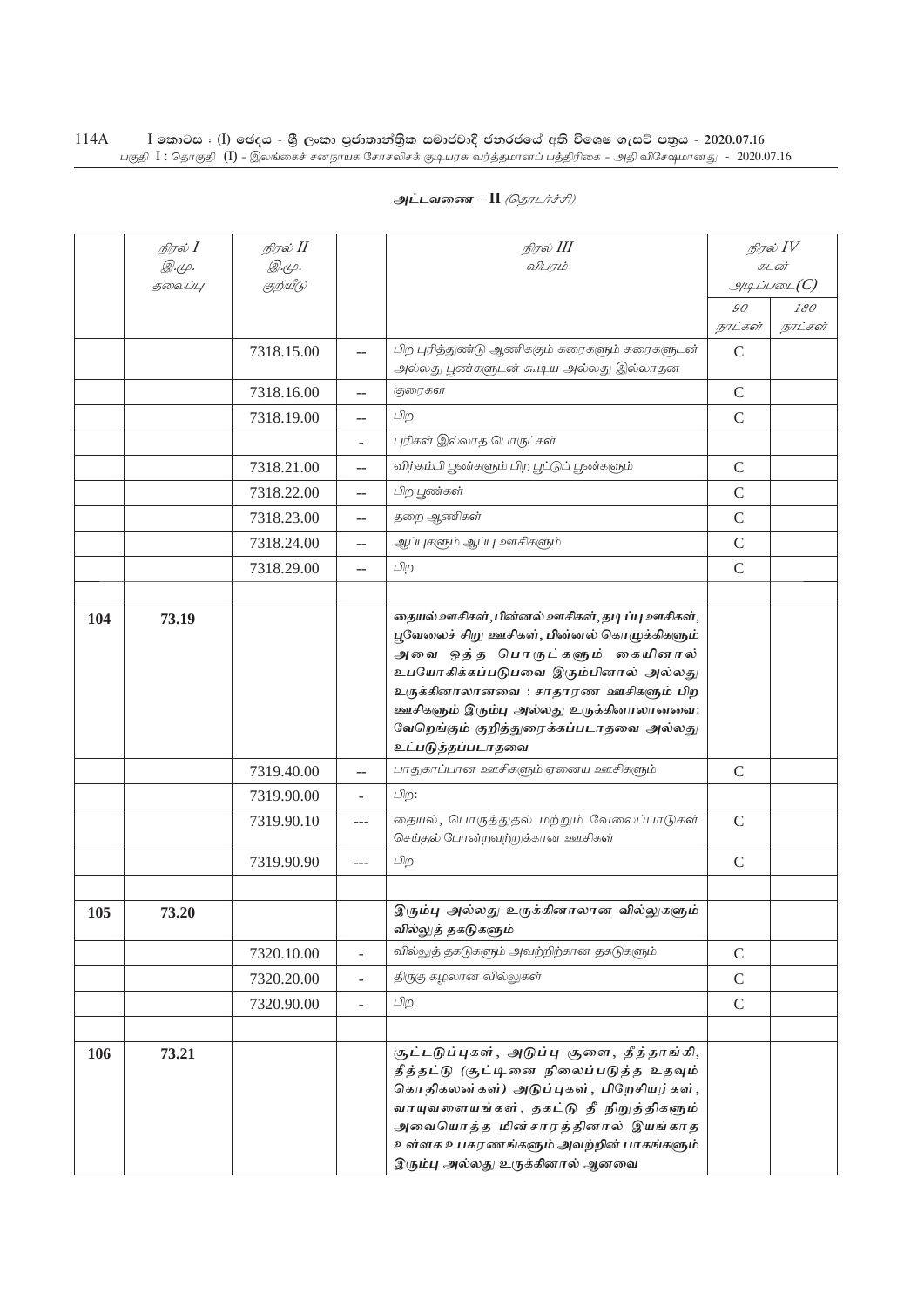அட்டவணை - II *(தொடர்ச்சி)*

| | நிரல் I இ.மு. தலைப்பு | நிரல் II இ.மு. குறியீடு | | நிரல் III விபரம் | நிரல் IV கடன் அடிப்படை(C) | |
|---|---|---|---|---|---|---|
| | | | | | 90 நாட்கள் | 180 நாட்கள் |
| | | 7318.15.00 | -- | பிற புரித்துண்டு ஆணிகளும் கரைகளும் கரைகளுடன் அல்லது பூண்களுடன் கூடிய அல்லது இல்லாதன | C | |
| | | 7318.16.00 | -- | குரைகள | C | |
| | | 7318.19.00 | -- | பிற | C | |
| | | | - | புரிகள் இல்லாத பொருட்கள் | | |
| | | 7318.21.00 | -- | விற்கம்பி பூண்களும் பிற பூட்டுப் பூண்களும் | C | |
| | | 7318.22.00 | -- | பிற பூண்கள் | C | |
| | | 7318.23.00 | -- | தறை ஆணிகள் | C | |
| | | 7318.24.00 | -- | ஆப்புகளும் ஆப்பு ஊசிகளும் | C | |
| | | 7318.29.00 | -- | பிற | C | |
| | | | | | | |
| **104** | **73.19** | | | **தையல் ஊசிகள், பின்னல் ஊசிகள், தடிப்பு ஊசிகள், பூவேலைச் சிறு ஊசிகள், பின்னல் கொழுக்கிகளும் அவை ஒத்த பொருட்களும் கையினால் உபயோகிக்கப்படுபவை இரும்பினால் அல்லது உருக்கினாலானவை : சாதாரண ஊசிகளும் பிற ஊசிகளும் இரும்பு அல்லது உருக்கினாலானவை: வேறெங்கும் குறித்துரைக்கப்படாதவை அல்லது உட்படுத்தப்படாதவை** | | |
| | | 7319.40.00 | -- | பாதுகாப்பான ஊசிகளும் ஏனைய ஊசிகளும் | C | |
| | | 7319.90.00 | - | பிற: | | |
| | | 7319.90.10 | --- | தையல், பொருத்துதல் மற்றும் வேலைப்பாடுகள் செய்தல் போன்றவற்றுக்கான ஊசிகள் | C | |
| | | 7319.90.90 | --- | பிற | C | |
| | | | | | | |
| **105** | **73.20** | | | **இரும்பு அல்லது உருக்கினாலான வில்லுகளும் வில்லுத் தகடுகளும்** | | |
| | | 7320.10.00 | - | வில்லுத் தகடுகளும் அவற்றிற்கான தகடுகளும் | C | |
| | | 7320.20.00 | - | திருகு கழலான வில்லுகள் | C | |
| | | 7320.90.00 | - | பிற | C | |
| | | | | | | |
| **106** | **73.21** | | | **சூட்டடுப்புகள், அடுப்பு சூளை, தீத்தாங்கி, தீத்தட்டு (சூட்டினை நிலைப்படுத்த உதவும் கொதிகலன்கள்) அடுப்புகள், பிறேசியர்கள், வாயுவளையங்கள், தகட்டு தீ நிறுத்திகளும் அவையொத்த மின்சாரத்தினால் இயங்காத உள்ளக உபகரணங்களும் அவற்றின் பாகங்களும் இரும்பு அல்லது உருக்கினால் ஆனவை** | | |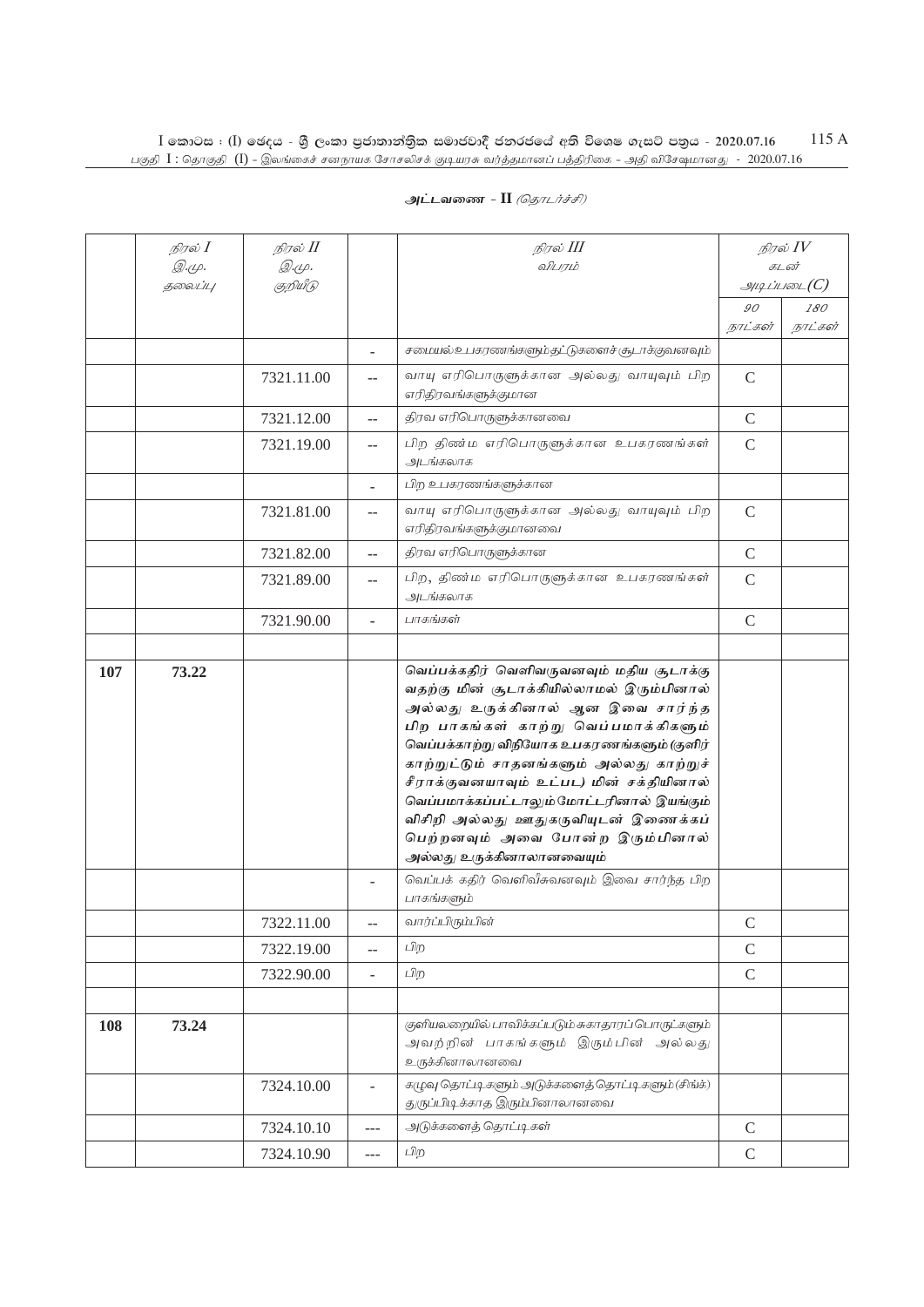**அட்டவணை - II** *(தொடர்ச்சி)*

| | நிரல் I<br>இ.மு.<br>தலைப்பு | நிரல் II<br>இ.மு.<br>குறியீடு | | நிரல் III<br>விபரம் | நிரல் IV<br>கடன்<br>அடிப்படை(C) | |
|---|---|---|---|---|---|---|
| | | | | | 90<br>நாட்கள் | 180<br>நாட்கள் |
| | | | - | சமையல்உபகரணங்களும்தட்டுகளைச்சூடாக்குவனவும் | | |
| | | 7321.11.00 | -- | வாயு எரிபொருளுக்கான அல்லது வாயுவும் பிற எரிதிரவங்களுக்குமான | C | |
| | | 7321.12.00 | -- | திரவ எரிபொருளுக்கானவை | C | |
| | | 7321.19.00 | -- | பிற திண்ம எரிபொருளுக்கான உபகரணங்கள் அடங்கலாக | C | |
| | | | - | பிற உபகரணங்களுக்கான | | |
| | | 7321.81.00 | -- | வாயு எரிபொருளுக்கான அல்லது வாயுவும் பிற எரிதிரவங்களுக்குமானவை | C | |
| | | 7321.82.00 | -- | திரவ எரிபொருளுக்கான | C | |
| | | 7321.89.00 | -- | பிற, திண்ம எரிபொருளுக்கான உபகரணங்கள் அடங்கலாக | C | |
| | | 7321.90.00 | - | பாகங்கள் | C | |
| | | | | | | |
| **107** | **73.22** | | | **வெப்பக்கதிர் வெளிவருவனவும் மதிய சூடாக்கு வதற்கு மின் சூடாக்கியில்லாமல் இரும்பினால் அல்லது உருக்கினால் ஆன இவை சார்ந்த பிற பாகங்கள் காற்று வெப்பமாக்கிகளும் வெப்பக்காற்று விநியோக உபகரணங்களும் (குளிர் காற்றுட்டும் சாதனங்களும் அல்லது காற்றுச் சீராக்குவனயாவும் உட்பட) மின் சக்தியினால் வெப்பமாக்கப்பட்டாலும் மோட்டரினால் இயங்கும் விசிறி அல்லது ஊதுகருவியுடன் இணைக்கப் பெற்றனவும் அவை போன்ற இரும்பினால் அல்லது உருக்கினாலானவையும்** | | |
| | | | - | வெப்பக் கதிர் வெளிவீசுவனவும் இவை சார்ந்த பிற பாகங்களும் | | |
| | | 7322.11.00 | -- | வார்ப்பிரும்பின் | C | |
| | | 7322.19.00 | -- | பிற | C | |
| | | 7322.90.00 | - | பிற | C | |
| | | | | | | |
| **108** | **73.24** | | | குளியலறையில் பாவிக்கப்படும் சுகாதாரப்பொருட்களும் அவற்றின் பாகங்களும் இரும்பின் அல்லது உருக்கினாலானவை | | |
| | | 7324.10.00 | - | கழுவு தொட்டிகளும் அடுக்களைத் தொட்டிகளும் (சிங்க்) துருப்பிடிக்காத இரும்பினாலானவை | | |
| | | 7324.10.10 | --- | அடுக்களைத் தொட்டிகள் | C | |
| | | 7324.10.90 | --- | பிற | C | |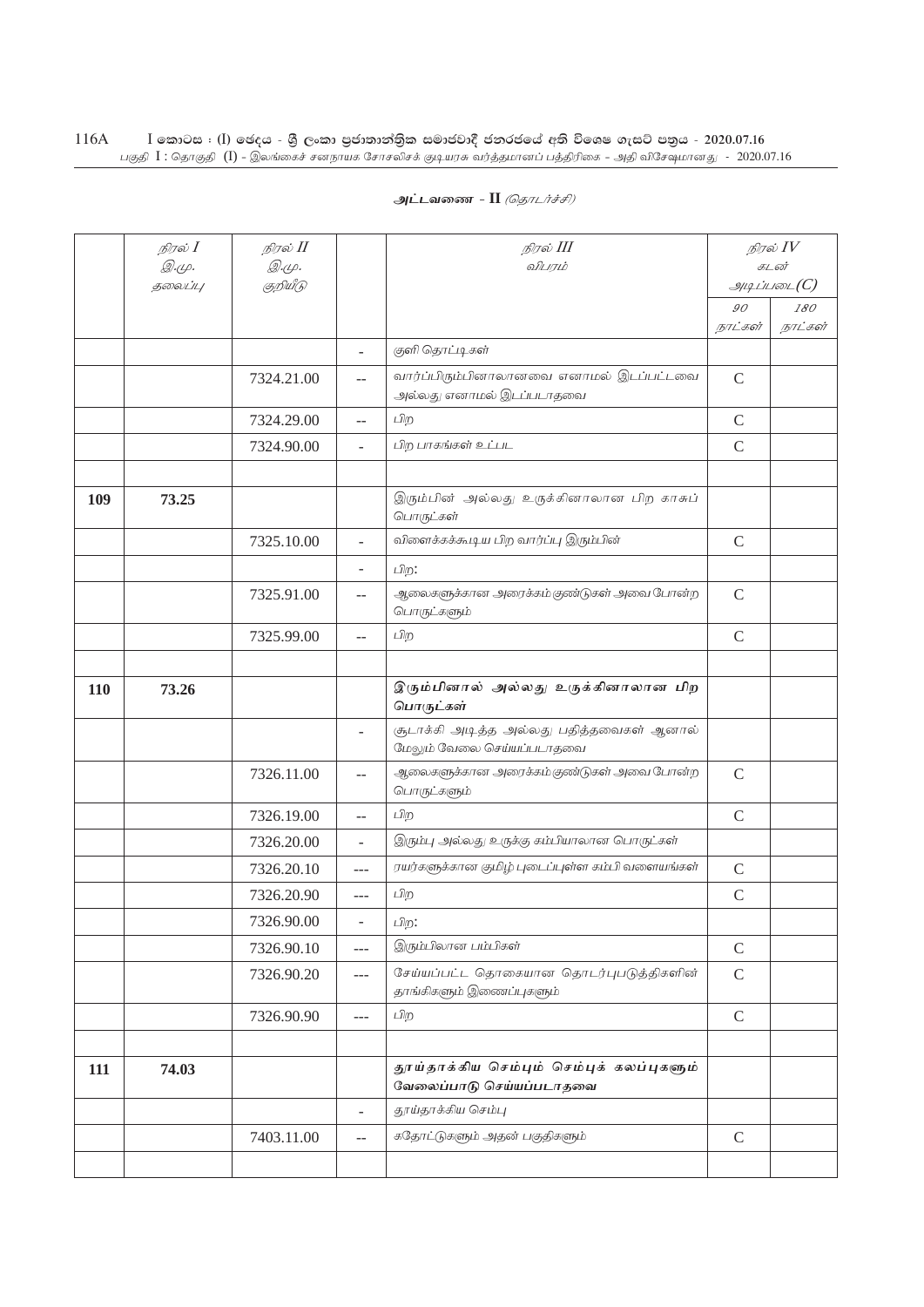அட்டவணை - II *(தொடர்ச்சி)*

| | நிரல் I இ.மு. தலைப்பு | நிரல் II இ.மு. குறியீடு | | நிரல் III விபரம் | நிரல் IV கடன் அடிப்படை(C) | |
|---|---|---|---|---|---|---|
| | | | | | 90 நாட்கள் | 180 நாட்கள் |
| | | | - | குளி தொட்டிகள் | | |
| | | 7324.21.00 | -- | வார்ப்பிரும்பினாலானவை எனாமல் இடப்பட்டவை அல்லது எனாமல் இடப்படாதவை | C | |
| | | 7324.29.00 | -- | பிற | C | |
| | | 7324.90.00 | - | பிற பாகங்கள் உட்பட | C | |
| | | | | | | |
| 109 | 73.25 | | | இரும்பின் அல்லது உருக்கினாலான பிற காசுப் பொருட்கள் | | |
| | | 7325.10.00 | - | விளைக்கக்கூடிய பிற வார்ப்பு இரும்பின் | C | |
| | | | - | பிற: | | |
| | | 7325.91.00 | -- | ஆலைகளுக்கான அரைக்கம் குண்டுகள் அவை போன்ற பொருட்களும் | C | |
| | | 7325.99.00 | -- | பிற | C | |
| | | | | | | |
| 110 | 73.26 | | | **இரும்பினால் அல்லது உருக்கினாலான பிற பொருட்கள்** | | |
| | | | - | சூடாக்கி அடித்த அல்லது பதித்தவைகள் ஆனால் மேலும் வேலை செய்யப்படாதவை | | |
| | | 7326.11.00 | -- | ஆலைகளுக்கான அரைக்கம் குண்டுகள் அவை போன்ற பொருட்களும் | C | |
| | | 7326.19.00 | -- | பிற | C | |
| | | 7326.20.00 | - | இரும்பு அல்லது உருக்கு கம்பியாலான பொருட்கள் | | |
| | | 7326.20.10 | --- | ரயர்களுக்கான குமிழ் புடைப்புள்ள கம்பி வளையங்கள் | C | |
| | | 7326.20.90 | --- | பிற | C | |
| | | 7326.90.00 | - | பிற: | | |
| | | 7326.90.10 | --- | இரும்பிலான பம்பிகள் | C | |
| | | 7326.90.20 | --- | சேய்யப்பட்ட தொகையான தொடர்புபடுத்திகளின் தாங்கிகளும் இணைப்புகளும் | C | |
| | | 7326.90.90 | --- | பிற | C | |
| | | | | | | |
| 111 | 74.03 | | | **தூய்தாக்கிய செம்பும் செம்புக் கலப்புகளும் வேலைப்பாடு செய்யப்படாதவை** | | |
| | | | - | தூய்தாக்கிய செம்பு | | |
| | | 7403.11.00 | -- | கதோட்டுகளும் அதன் பகுதிகளும் | C | |
| | | | | | | |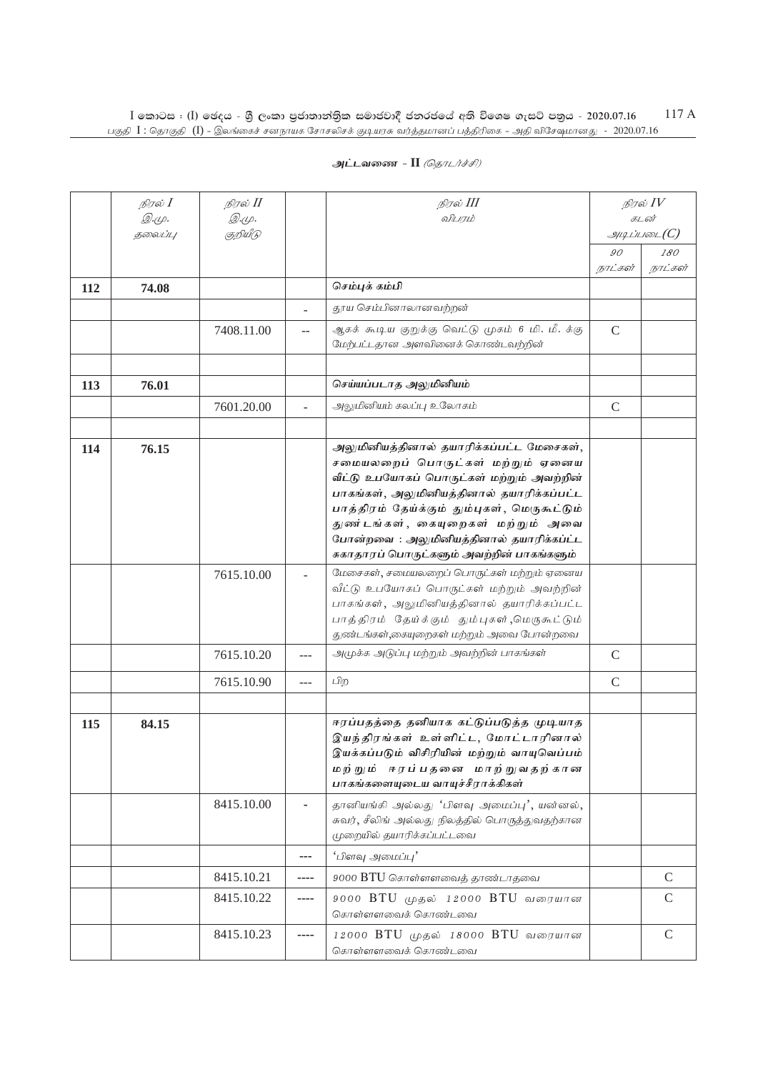அட்டவணை - II *(தொடர்ச்சி)*

| | நிரல் I<br>இ.மு.<br>தலைப்பு | நிரல் II<br>இ.மு.<br>குறியீடு | | நிரல் III<br>விபரம் | நிரல் IV<br>கடன்<br>அடிப்படை(C) | |
|---|---|---|---|---|---|---|
| | | | | | 90<br>நாட்கள் | 180<br>நாட்கள் |
| **112** | **74.08** | | | **செம்புக் கம்பி** | | |
| | | | - | தூய செம்பினாலானவற்றன் | | |
| | | 7408.11.00 | -- | ஆகக் கூடிய குறுக்கு வெட்டு முகம் 6 மி. மீ. க்கு மேற்பட்டதான அளவினைக் கொண்டவற்றின் | C | |
| | | | | | | |
| **113** | **76.01** | | | **செய்யப்படாத அலுமினியம்** | | |
| | | 7601.20.00 | - | அலுமினியம் கலப்பு உலோகம் | C | |
| | | | | | | |
| **114** | **76.15** | | | **அலுமினியத்தினால் தயாரிக்கப்பட்ட மேசைகள், சமையலறைப் பொருட்கள் மற்றும் ஏனைய வீட்டு உபயோகப் பொருட்கள் மற்றும் அவற்றின் பாகங்கள், அலுமினியத்தினால் தயாரிக்கப்பட்ட பாத்திரம் தேய்க்கும் தும்புகள், மெருகூட்டும் துண்டங்கள், கையுறைகள் மற்றும் அவை போன்றவை : அலுமினியத்தினால் தயாரிக்கப்ட்ட சுகாதாரப் பொருட்களும் அவற்றின் பாகங்களும்** | | |
| | | 7615.10.00 | - | மேசைகள், சமையலறைப் பொருட்கள் மற்றும் ஏனைய வீட்டு உபயோகப் பொருட்கள் மற்றும் அவற்றின் பாகங்கள், அலுமினியத்தினால் தயாரிக்கப்பட்ட பாத்திரம் தேய்க்கும் தும்புகள் ,மெருகூட்டும் துண்டங்கள்,கையுறைகள் மற்றும் அவை போன்றவை | | |
| | | 7615.10.20 | --- | அமுக்க அடுப்பு மற்றும் அவற்றின் பாகங்கள் | C | |
| | | 7615.10.90 | --- | பிற | C | |
| | | | | | | |
| **115** | **84.15** | | | **ஈரப்பதத்தை தனியாக கட்டுப்படுத்த முடியாத இயந்திரங்கள் உள்ளிட்ட, மோட்டாரினால் இயக்கப்படும் விசிரியின் மற்றும் வாயுவெப்பம் மற்றும் ஈரப்பதனை மாற்றுவதற்கான பாகங்களையுடைய வாயுச்சீராக்கிகள்** | | |
| | | 8415.10.00 | - | தானியங்கி அல்லது 'பிளவு அமைப்பு', யன்னல், சுவர், சீலிங் அல்லது நிலத்தில் பொருத்துவதற்கான முறையில் தயாரிக்கப்பட்டவை | | |
| | | | --- | 'பிளவு அமைப்பு' | | |
| | | 8415.10.21 | ---- | 9000 BTU கொள்ளளவைத் தாண்டாதவை | | C |
| | | 8415.10.22 | ---- | 9000 BTU முதல் 12000 BTU வரையான கொள்ளளவைக் கொண்டவை | | C |
| | | 8415.10.23 | ---- | 12000 BTU முதல் 18000 BTU வரையான கொள்ளளவைக் கொண்டவை | | C |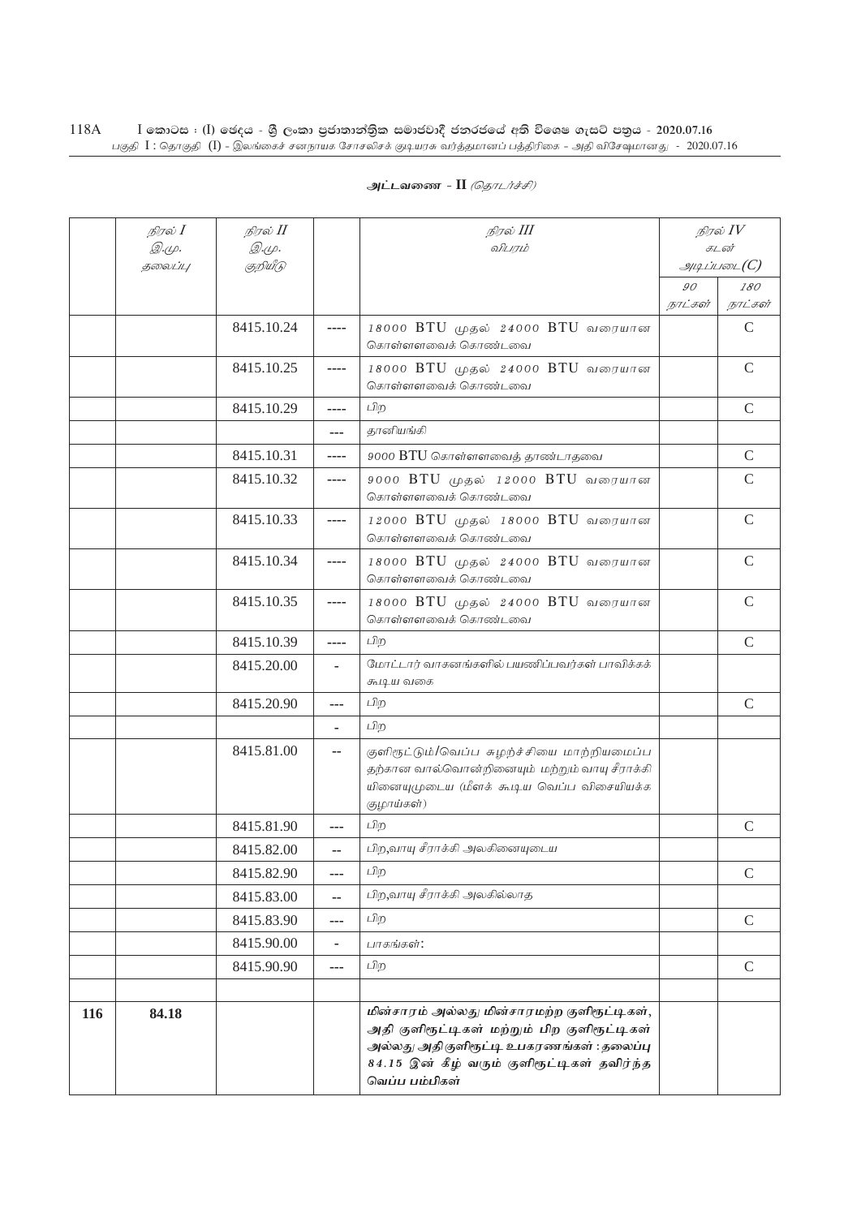அட்டவணை - II *(தொடர்ச்சி)*

| | *நிரல் I இ.மு. தலைப்பு* | *நிரல் II இ.மு. குறியீடு* | | *நிரல் III விபரம்* | *நிரல் IV கடன் அடிப்படை(C)* | |
|---|---|---|---|---|---|---|
| | | | | | *90 நாட்கள்* | *180 நாட்கள்* |
| | | 8415.10.24 | ---- | *18000 BTU முதல் 24000 BTU வரையான கொள்ளளவைக் கொண்டவை* | | C |
| | | 8415.10.25 | ---- | *18000 BTU முதல் 24000 BTU வரையான கொள்ளளவைக் கொண்டவை* | | C |
| | | 8415.10.29 | ---- | *பிற* | | C |
| | | | --- | *தானியங்கி* | | |
| | | 8415.10.31 | ---- | *9000 BTU கொள்ளளவைத் தாண்டாதவை* | | C |
| | | 8415.10.32 | ---- | *9000 BTU முதல் 12000 BTU வரையான கொள்ளளவைக் கொண்டவை* | | C |
| | | 8415.10.33 | ---- | *12000 BTU முதல் 18000 BTU வரையான கொள்ளளவைக் கொண்டவை* | | C |
| | | 8415.10.34 | ---- | *18000 BTU முதல் 24000 BTU வரையான கொள்ளளவைக் கொண்டவை* | | C |
| | | 8415.10.35 | ---- | *18000 BTU முதல் 24000 BTU வரையான கொள்ளளவைக் கொண்டவை* | | C |
| | | 8415.10.39 | ---- | *பிற* | | C |
| | | 8415.20.00 | - | *மோட்டார் வாகனங்களில் பயணிப்பவர்கள் பாவிக்கக் கூடிய வகை* | | |
| | | 8415.20.90 | --- | *பிற* | | C |
| | | | - | *பிற* | | |
| | | 8415.81.00 | -- | *குளிரூட்டும்/வெப்ப சுழற்சியை மாற்றியமைப்பதற்கான வால்வொன்றினையும் மற்றும் வாயு சீராக்கியினையுமுடைய (மீளக் கூடிய வெப்ப விசையியக்க குழாய்கள்)* | | |
| | | 8415.81.90 | --- | *பிற* | | C |
| | | 8415.82.00 | -- | *பிற,வாயு சீராக்கி அலகினையுடைய* | | |
| | | 8415.82.90 | --- | *பிற* | | C |
| | | 8415.83.00 | -- | *பிற,வாயு சீராக்கி அலகில்லாத* | | |
| | | 8415.83.90 | --- | *பிற* | | C |
| | | 8415.90.00 | - | *பாகங்கள்:* | | |
| | | 8415.90.90 | --- | *பிற* | | C |
| | | | | | | |
| **116** | **84.18** | | | ***மின்சாரம் அல்லது மின்சாரமற்ற குளிரூட்டிகள், அதி குளிரூட்டிகள் மற்றும் பிற குளிரூட்டிகள் அல்லது அதி குளிரூட்டி உபகரணங்கள் : தலைப்பு 84.15 இன் கீழ் வரும் குளிரூட்டிகள் தவிர்ந்த வெப்ப பம்பிகள்*** | | |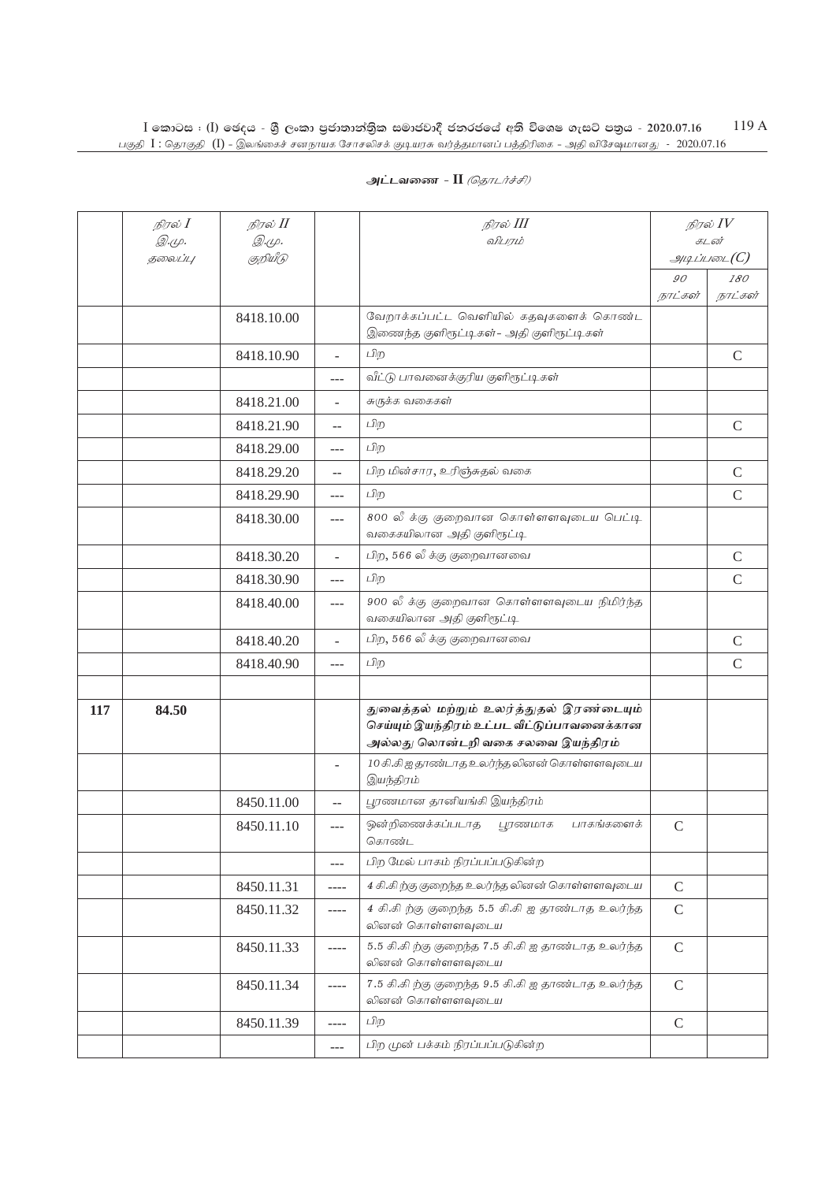அட்டவணை - II *(தொடர்ச்சி)*

| | நிரல் I இ.மு. தலைப்பு | நிரல் II இ.மு. குறியீடு | | நிரல் III விபரம் | நிரல் IV கடன் அடிப்படை(C) | |
|---|---|---|---|---|---|---|
| | | | | | 90 நாட்கள் | 180 நாட்கள் |
| | | 8418.10.00 | | வேறாக்கப்பட்ட வெளியில் கதவுகளைக் கொண்ட இணைந்த குளிரூட்டிகள்– அதி குளிரூட்டிகள் | | |
| | | 8418.10.90 | - | பிற | | C |
| | | | --- | வீட்டு பாவனைக்குரிய குளிரூட்டிகள் | | |
| | | 8418.21.00 | - | சுருக்க வகைகள் | | |
| | | 8418.21.90 | -- | பிற | | C |
| | | 8418.29.00 | --- | பிற | | |
| | | 8418.29.20 | -- | பிற மின்சார, உறிஞ்சுதல் வகை | | C |
| | | 8418.29.90 | --- | பிற | | C |
| | | 8418.30.00 | --- | 800 லீ க்கு குறைவான கொள்ளளவுடைய பெட்டி வகையிலான அதி குளிரூட்டி | | |
| | | 8418.30.20 | - | பிற, 566 லீ க்கு குறைவானவை | | C |
| | | 8418.30.90 | --- | பிற | | C |
| | | 8418.40.00 | --- | 900 லீ க்கு குறைவான கொள்ளளவுடைய நிமிர்ந்த வகையிலான அதி குளிரூட்டி | | |
| | | 8418.40.20 | - | பிற, 566 லீ க்கு குறைவானவை | | C |
| | | 8418.40.90 | --- | பிற | | C |
| | | | | | | |
| **117** | **84.50** | | | **துவைத்தல் மற்றும் உலர்த்துதல் இரண்டையும் செய்யும் இயந்திரம் உட்பட வீட்டுப்பாவனைக்கான அல்லது லொன்டறி வகை சலவை இயந்திரம்** | | |
| | | | - | 10 கி.கி ஐ தாண்டாத உலர்ந்த லினன் கொள்ளளவுடைய இயந்திரம் | | |
| | | 8450.11.00 | -- | பூரணமான தானியங்கி இயந்திரம் | | |
| | | 8450.11.10 | --- | ஒன்றிணைக்கப்படாத பூரணமாக பாகங்களைக் கொண்ட | C | |
| | | | --- | பிற மேல் பாகம் நிரப்பப்படுகின்ற | | |
| | | 8450.11.31 | ---- | 4 கி.கி ற்கு குறைந்த உலர்ந்த லினன் கொள்ளளவுடைய | C | |
| | | 8450.11.32 | ---- | 4 கி.கி ற்கு குறைந்த 5.5 கி.கி ஐ தாண்டாத உலர்ந்த லினன் கொள்ளளவுடைய | C | |
| | | 8450.11.33 | ---- | 5.5 கி.கி ற்கு குறைந்த 7.5 கி.கி ஐ தாண்டாத உலர்ந்த லினன் கொள்ளளவுடைய | C | |
| | | 8450.11.34 | ---- | 7.5 கி.கி ற்கு குறைந்த 9.5 கி.கி ஐ தாண்டாத உலர்ந்த லினன் கொள்ளளவுடைய | C | |
| | | 8450.11.39 | ---- | பிற | C | |
| | | | --- | பிற முன் பக்கம் நிரப்பப்படுகின்ற | | |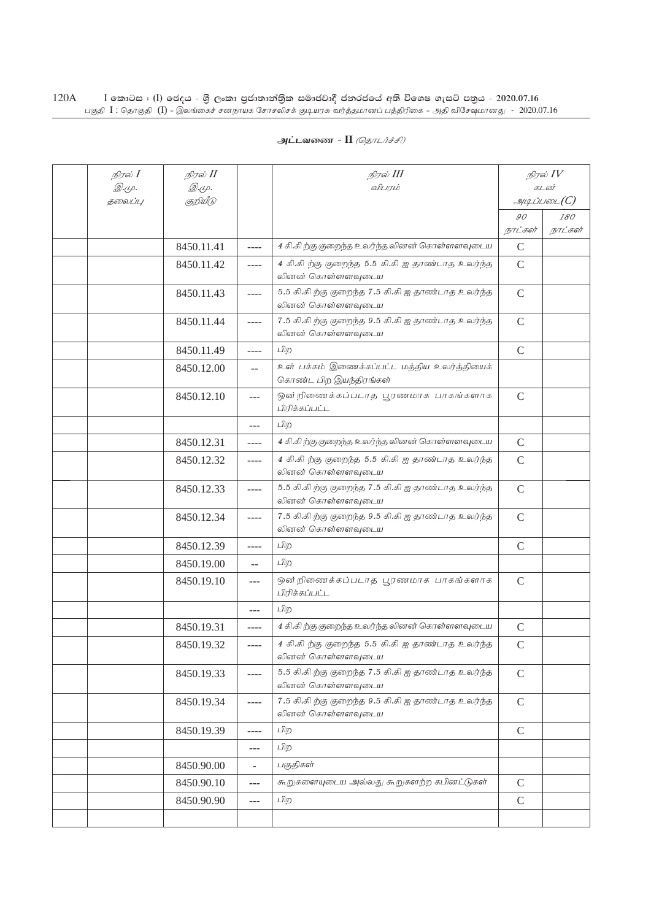## அட்டவணை - II *(தொடர்ச்சி)*

| | நிரல் I இ.மு. தலைப்பு | நிரல் II இ.மு. குறியீடு | | நிரல் III விபரம் | நிரல் IV கடன் அடிப்படை(C) | |
|---|---|---|---|---|---|---|
| | | | | | 90 நாட்கள் | 180 நாட்கள் |
| | | 8450.11.41 | ---- | 4 கி.கி ற்கு குறைந்த உலர்ந்த லினன் கொள்ளளவுடைய | C | |
| | | 8450.11.42 | ---- | 4 கி.கி ற்கு குறைந்த 5.5 கி.கி ஐ தாண்டாத உலர்ந்த லினன் கொள்ளளவுடைய | C | |
| | | 8450.11.43 | ---- | 5.5 கி.கி ற்கு குறைந்த 7.5 கி.கி ஐ தாண்டாத உலர்ந்த லினன் கொள்ளளவுடைய | C | |
| | | 8450.11.44 | ---- | 7.5 கி.கி ற்கு குறைந்த 9.5 கி.கி ஐ தாண்டாத உலர்ந்த லினன் கொள்ளளவுடைய | C | |
| | | 8450.11.49 | ---- | பிற | C | |
| | | 8450.12.00 | -- | உள் பக்கம் இணைக்கப்பட்ட மத்திய உலர்த்தியைக் கொண்ட பிற இயந்திரங்கள் | | |
| | | 8450.12.10 | --- | ஒன்றிணைக்கப்படாத பூரணமாக பாகங்களாக பிரிக்கப்பட்ட | C | |
| | | | --- | பிற | | |
| | | 8450.12.31 | ---- | 4 கி.கி ற்கு குறைந்த உலர்ந்த லினன் கொள்ளளவுடைய | C | |
| | | 8450.12.32 | ---- | 4 கி.கி ற்கு குறைந்த 5.5 கி.கி ஐ தாண்டாத உலர்ந்த லினன் கொள்ளளவுடைய | C | |
| | | 8450.12.33 | ---- | 5.5 கி.கி ற்கு குறைந்த 7.5 கி.கி ஐ தாண்டாத உலர்ந்த லினன் கொள்ளளவுடைய | C | |
| | | 8450.12.34 | ---- | 7.5 கி.கி ற்கு குறைந்த 9.5 கி.கி ஐ தாண்டாத உலர்ந்த லினன் கொள்ளளவுடைய | C | |
| | | 8450.12.39 | ---- | பிற | C | |
| | | 8450.19.00 | -- | பிற | | |
| | | 8450.19.10 | --- | ஒன்றிணைக்கப்படாத பூரணமாக பாகங்களாக பிரிக்கப்பட்ட | C | |
| | | | --- | பிற | | |
| | | 8450.19.31 | ---- | 4 கி.கி ற்கு குறைந்த உலர்ந்த லினன் கொள்ளளவுடைய | C | |
| | | 8450.19.32 | ---- | 4 கி.கி ற்கு குறைந்த 5.5 கி.கி ஐ தாண்டாத உலர்ந்த லினன் கொள்ளளவுடைய | C | |
| | | 8450.19.33 | ---- | 5.5 கி.கி ற்கு குறைந்த 7.5 கி.கி ஐ தாண்டாத உலர்ந்த லினன் கொள்ளளவுடைய | C | |
| | | 8450.19.34 | ---- | 7.5 கி.கி ற்கு குறைந்த 9.5 கி.கி ஐ தாண்டாத உலர்ந்த லினன் கொள்ளளவுடைய | C | |
| | | 8450.19.39 | ---- | பிற | C | |
| | | | --- | பிற | | |
| | | 8450.90.00 | - | பகுதிகள் | | |
| | | 8450.90.10 | --- | கூறுகளையுடைய அல்லது கூறுகளற்ற கபினட்டுகள் | C | |
| | | 8450.90.90 | --- | பிற | C | |
| | | | | | | |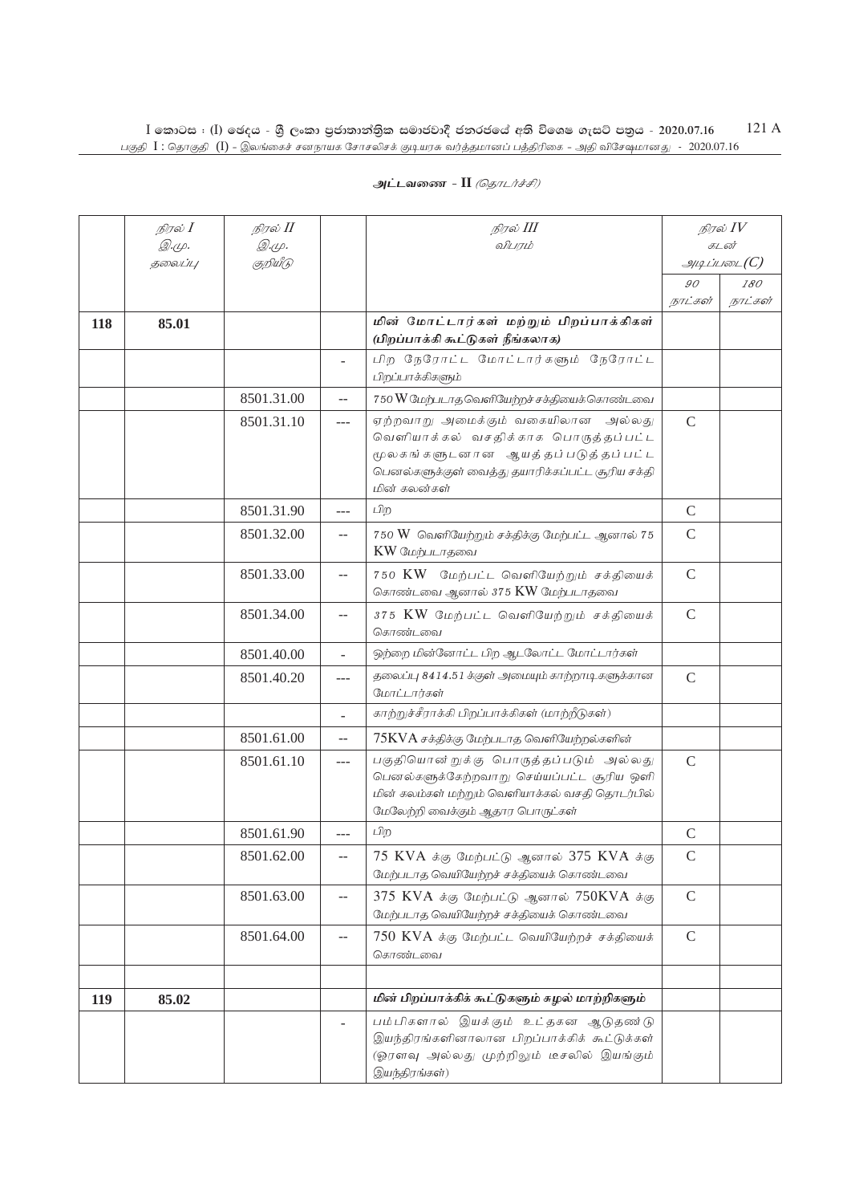அட்டவணை - II *(தொடர்ச்சி)*

| | நிரல் I இ.மு. தலைப்பு | நிரல் II இ.மு. குறியீடு | | நிரல் III விபரம் | நிரல் IV கடன் அடிப்படை(C) | |
|---|---|---|---|---|---|---|
| | | | | | 90 நாட்கள் | 180 நாட்கள் |
| **118** | **85.01** | | | **மின் மோட்டார்கள் மற்றும் பிறப்பாக்கிகள் (பிறப்பாக்கி கூட்டுகள் நீங்கலாக)** | | |
| | | | - | பிற நேரோட்ட மோட்டார்களும் நேரோட்ட பிறப்பாக்கிகளும் | | |
| | | 8501.31.00 | -- | 750 W மேற்படாத வெளியேற்றச் சக்தியைக்கொண்டவை | | |
| | | 8501.31.10 | --- | ஏற்றவாறு அமைக்கும் வகையிலான அல்லது வெளியாக்கல் வசதிக்காக பொருத்தப்பட்ட மூலகங்களுடனான ஆயத்தப்படுத்தப்பட்ட பெனல்களுக்குள் வைத்து தயாரிக்கப்பட்ட சூரிய சக்தி மின் கலன்கள் | C | |
| | | 8501.31.90 | --- | பிற | C | |
| | | 8501.32.00 | -- | 750 W வெளியேற்றும் சக்திக்கு மேற்பட்ட ஆனால் 75 KW மேற்படாதவை | C | |
| | | 8501.33.00 | -- | 750 KW மேற்பட்ட வெளியேற்றும் சக்தியைக் கொண்டவை ஆனால் 375 KW மேற்படாதவை | C | |
| | | 8501.34.00 | -- | 375 KW மேற்பட்ட வெளியேற்றும் சக்தியைக் கொண்டவை | C | |
| | | 8501.40.00 | - | ஒற்றை மின்னோட்ட பிற ஆடலோட்ட மோட்டார்கள் | | |
| | | 8501.40.20 | --- | தலைப்பு 8414.51 க்குள் அமையும் காற்றாடிகளுக்கான மோட்டார்கள் | C | |
| | | | - | காற்றுச்சீராக்கி பிறப்பாக்கிகள் (மாற்றீடுகள்) | | |
| | | 8501.61.00 | -- | 75KVA சக்திக்கு மேற்படாத வெளியேற்றல்களின் | | |
| | | 8501.61.10 | --- | பகுதியொன்றுக்கு பொருத்தப்படும் அல்லது பெனல்களுக்கேற்றவாறு செய்யப்பட்ட சூரிய ஒளி மின் கலம்கள் மற்றும் வெளியாக்கல் வசதி தொடர்பில் மேலேற்றி வைக்கும் ஆதார பொருட்கள் | C | |
| | | 8501.61.90 | --- | பிற | C | |
| | | 8501.62.00 | -- | 75 KVA க்கு மேற்பட்டு ஆனால் 375 KVA க்கு மேற்படாத வெயியேற்றச் சக்தியைக் கொண்டவை | C | |
| | | 8501.63.00 | -- | 375 KVA க்கு மேற்பட்டு ஆனால் 750KVA க்கு மேற்படாத வெயியேற்றச் சக்தியைக் கொண்டவை | C | |
| | | 8501.64.00 | -- | 750 KVA க்கு மேற்பட்ட வெயியேற்றச் சக்தியைக் கொண்டவை | C | |
| | | | | | | |
| **119** | **85.02** | | | **மின் பிறப்பாக்கிக் கூட்டுகளும் சுழல் மாற்றிகளும்** | | |
| | | | - | பம்பிகளால் இயக்கும் உட்தகன ஆடுதண்டு இயந்திரங்களினாலான பிறப்பாக்கிக் கூட்டுக்கள் (ஓரளவு அல்லது முற்றிலும் டீசலில் இயங்கும் இயந்திரங்கள்) | | |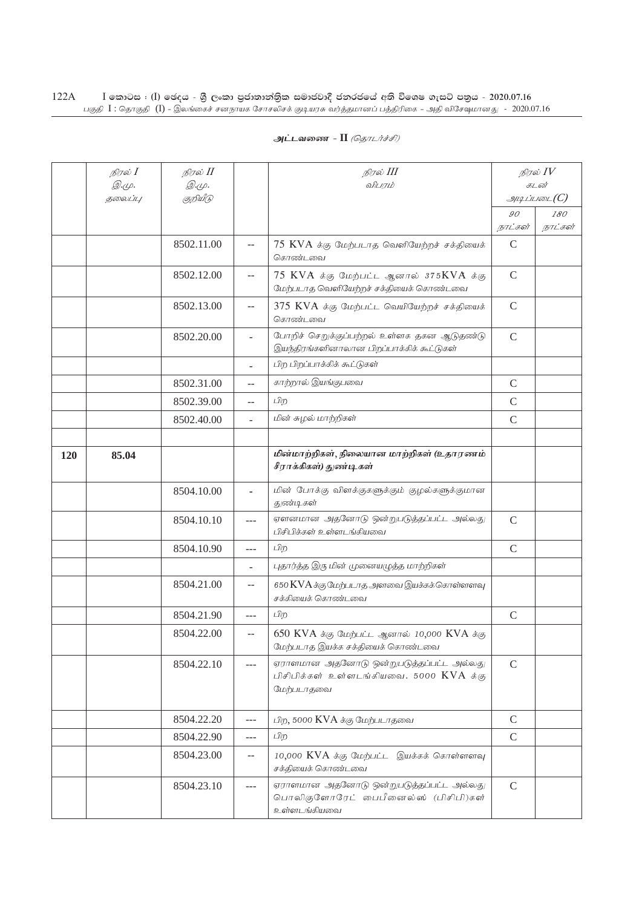அட்டவணை - II (தொடர்ச்சி)

| | நிரல் I இ.மு. தலைப்பு | நிரல் II இ.மு. குறியீடு | | நிரல் III விபரம் | நிரல் IV கடன் அடிப்படை(C) | |
|---|---|---|---|---|---|---|
| | | | | | 90 நாட்கள் | 180 நாட்கள் |
| | | 8502.11.00 | -- | 75 KVA க்கு மேற்படாத வெளியேற்றச் சக்தியைக் கொண்டவை | C | |
| | | 8502.12.00 | -- | 75 KVA க்கு மேற்பட்ட ஆனால் 375KVA க்கு மேற்படாத வெளியேற்றச் சக்தியைக் கொண்டவை | C | |
| | | 8502.13.00 | -- | 375 KVA க்கு மேற்பட்ட வெயியேற்றச் சக்தியைக் கொண்டவை | C | |
| | | 8502.20.00 | - | போறிச் செறுக்குப்பற்றல் உள்ளக தகன ஆடுதண்டு இயந்திரங்களினாலான பிறப்பாக்கிக் கூட்டுகள் | C | |
| | | | - | பிற பிறப்பாக்கிக் கூட்டுகள் | | |
| | | 8502.31.00 | -- | காற்றால் இயங்குபவை | C | |
| | | 8502.39.00 | -- | பிற | C | |
| | | 8502.40.00 | - | மின் சுழல் மாற்றிகள் | C | |
| | | | | | | |
| **120** | **85.04** | | | ***மின்மாற்றிகள், நிலையான மாற்றிகள் (உதாரணம் சீராக்கிகள்) தூண்டிகள்*** | | |
| | | 8504.10.00 | - | மின் போக்கு விளக்குகளுக்கும் குழல்களுக்குமான தூண்டிகள் | | |
| | | 8504.10.10 | --- | ஏளனமான அதனோடு ஒன்றுபடுத்தப்பட்ட அல்லது பிசிபிக்கள் உள்ளடங்கியவை | C | |
| | | 8504.10.90 | --- | பிற | C | |
| | | | - | புதார்த்த இரு மின் முனையமுத்த மாற்றிகள் | | |
| | | 8504.21.00 | -- | 650 KVA க்கு மேற்படாத அளவை இயக்கக்கொள்ளளவு சக்தியைக் கொண்டவை | | |
| | | 8504.21.90 | --- | பிற | C | |
| | | 8504.22.00 | -- | 650 KVA க்கு மேற்பட்ட ஆனால் 10,000 KVA க்கு மேற்படாத இயக்க சக்தியைக் கொண்டவை | | |
| | | 8504.22.10 | --- | ஏராளமான அதனோடு ஒன்றுபடுத்தப்பட்ட அல்லது பிசிபிக்கள் உள்ளடங்கியவை. 5000 KVA க்கு மேற்படாதவை | C | |
| | | 8504.22.20 | --- | பிற, 5000 KVA க்கு மேற்படாதவை | C | |
| | | 8504.22.90 | --- | பிற | C | |
| | | 8504.23.00 | -- | 10,000 KVA க்கு மேற்பட்ட இயக்கக் கொள்ளளவு சக்தியைக் கொண்டவை | | |
| | | 8504.23.10 | --- | ஏராளமான அதனோடு ஒன்றுபடுத்தப்பட்ட அல்லது பொலிகுளோரேட் பைபீனைல்ஸ் (பிசிபி)கள் உள்ளடங்கியவை | C | |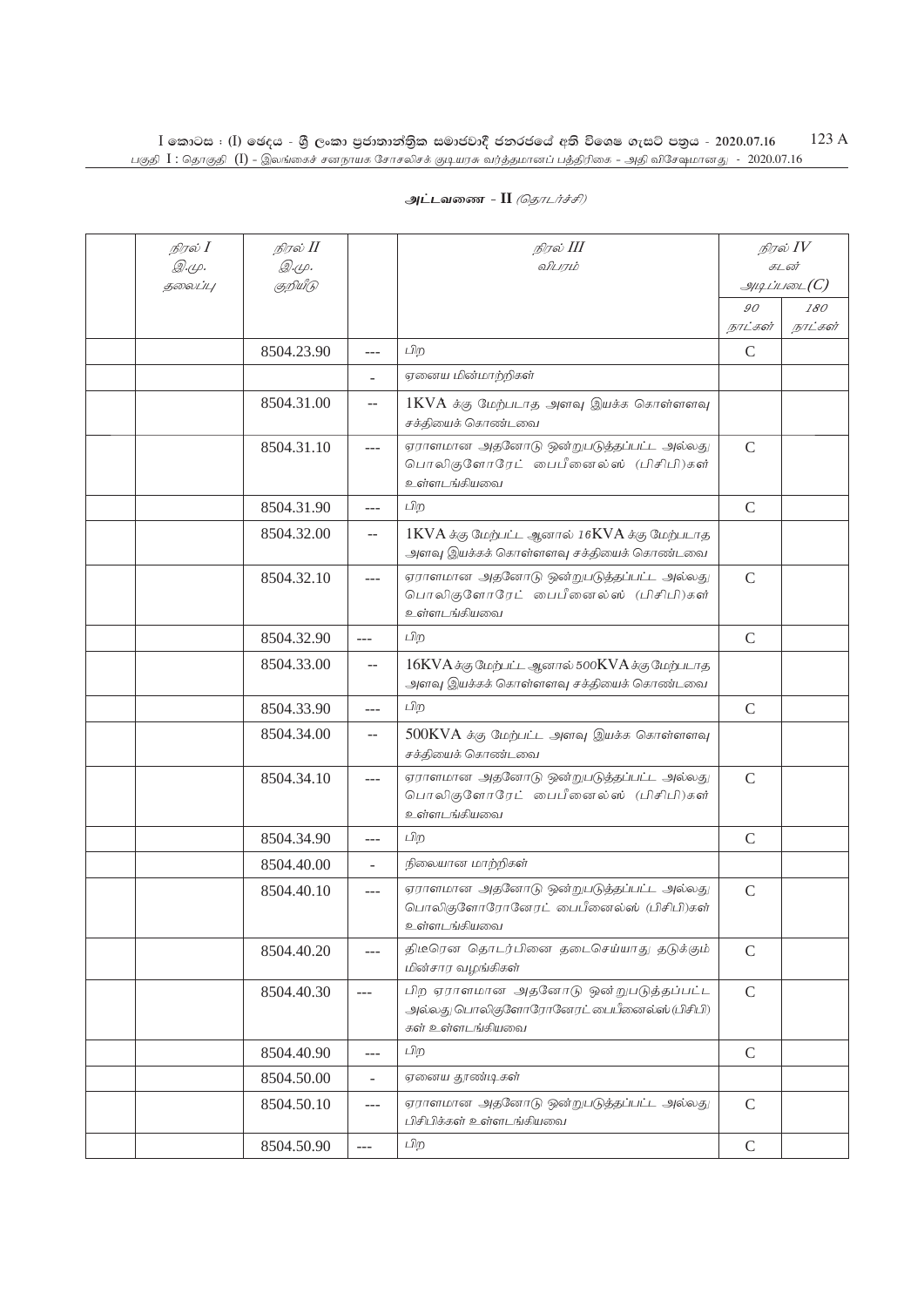**அட்டவணை - II** *(தொடர்ச்சி)*

| நிரல் I இ.மு. தலைப்பு | நிரல் II இ.மு. குறியீடு | | நிரல் III விபரம் | நிரல் IV கடன் அடிப்படை(C) | |
|---|---|---|---|---|---|
| | | | | 90 நாட்கள் | 180 நாட்கள் |
| | 8504.23.90 | --- | பிற | C | |
| | | - | ஏனைய மின்மாற்றிகள் | | |
| | 8504.31.00 | -- | 1KVA க்கு மேற்படாத அளவு இயக்க கொள்ளளவு சக்தியைக் கொண்டவை | | |
| | 8504.31.10 | --- | ஏராளமான அதனோடு ஒன்றுபடுத்தப்பட்ட அல்லது பொலிகுளோரேட் பைபீனைல்ஸ் (பிசிபி)கள் உள்ளடங்கியவை | C | |
| | 8504.31.90 | --- | பிற | C | |
| | 8504.32.00 | -- | 1KVA க்கு மேற்பட்ட ஆனால் 16KVA க்கு மேற்படாத அளவு இயக்கக் கொள்ளளவு சக்தியைக் கொண்டவை | | |
| | 8504.32.10 | --- | ஏராளமான அதனோடு ஒன்றுபடுத்தப்பட்ட அல்லது பொலிகுளோரேட் பைபீனைல்ஸ் (பிசிபி)கள் உள்ளடங்கியவை | C | |
| | 8504.32.90 | --- | பிற | C | |
| | 8504.33.00 | -- | 16KVA க்கு மேற்பட்ட ஆனால் 500KVA க்கு மேற்படாத அளவு இயக்கக் கொள்ளளவு சக்தியைக் கொண்டவை | | |
| | 8504.33.90 | --- | பிற | C | |
| | 8504.34.00 | -- | 500KVA க்கு மேற்பட்ட அளவு இயக்க கொள்ளளவு சக்தியைக் கொண்டவை | | |
| | 8504.34.10 | --- | ஏராளமான அதனோடு ஒன்றுபடுத்தப்பட்ட அல்லது பொலிகுளோரேட் பைபீனைல்ஸ் (பிசிபி)கள் உள்ளடங்கியவை | C | |
| | 8504.34.90 | --- | பிற | C | |
| | 8504.40.00 | - | நிலையான மாற்றிகள் | | |
| | 8504.40.10 | --- | ஏராளமான அதனோடு ஒன்றுபடுத்தப்பட்ட அல்லது பொலிகுளோரோனேரட் பைபீனைல்ஸ் (பிசிபி)கள் உள்ளடங்கியவை | C | |
| | 8504.40.20 | --- | திடீரென தொடர்பினை தடைசெய்யாது தடுக்கும் மின்சார வழங்கிகள் | C | |
| | 8504.40.30 | --- | பிற ஏராளமான அதனோடு ஒன்றுபடுத்தப்பட்ட அல்லது பொலிகுளோரோனேரட் பைபீனைல்ஸ் (பிசிபி) கள் உள்ளடங்கியவை | C | |
| | 8504.40.90 | --- | பிற | C | |
| | 8504.50.00 | - | ஏனைய தூண்டிகள் | | |
| | 8504.50.10 | --- | ஏராளமான அதனோடு ஒன்றுபடுத்தப்பட்ட அல்லது பிசிபிக்கள் உள்ளடங்கியவை | C | |
| | 8504.50.90 | --- | பிற | C | |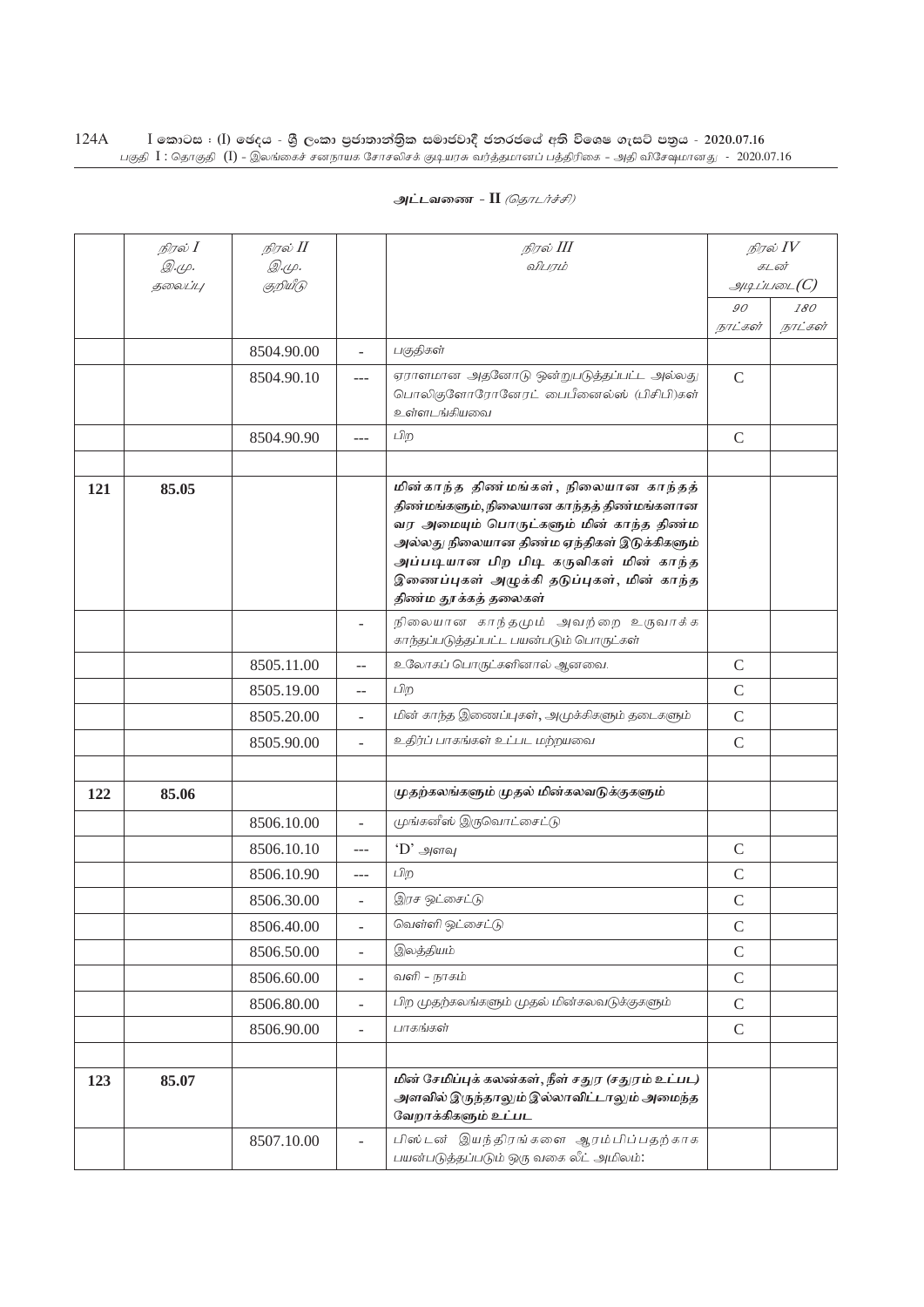## அட்டவணை - II *(தொடர்ச்சி)*

| | நிரல் I இ.மு. தலைப்பு | நிரல் II இ.மு. குறியீடு | | நிரல் III விபரம் | நிரல் IV கடன் அடிப்படை(C) | |
|---|---|---|---|---|---|---|
| | | | | | 90 நாட்கள் | 180 நாட்கள் |
| | | 8504.90.00 | - | பகுதிகள் | | |
| | | 8504.90.10 | --- | ஏராளமான அதனோடு ஒன்றுபடுத்தப்பட்ட அல்லது பொலிகுளோரோனேரட் பைபீனைல்ஸ் (பிசிபி)கள் உள்ளடங்கியவை | C | |
| | | 8504.90.90 | --- | பிற | C | |
| | | | | | | |
| **121** | **85.05** | | | **மின்காந்த திண்மங்கள், நிலையான காந்தத் திண்மங்களும், நிலையான காந்தத் திண்மங்களான வர அமையும் பொருட்களும் மின் காந்த திண்ம அல்லது நிலையான திண்ம ஏந்திகள் இடுக்கிகளும் அப்படியான பிற பிடி கருவிகள் மின் காந்த இணைப்புகள் அழுக்கி தடுப்புகள், மின் காந்த திண்ம தூக்கத் தலைகள்** | | |
| | | | - | நிலையான காந்தமும் அவற்றை உருவாக்க காந்தப்படுத்தப்பட்ட பயன்படும் பொருட்கள் | | |
| | | 8505.11.00 | -- | உலோகப் பொருட்களினால் ஆனவை. | C | |
| | | 8505.19.00 | -- | பிற | C | |
| | | 8505.20.00 | - | மின் காந்த இணைப்புகள், அமுக்கிகளும் தடைகளும் | C | |
| | | 8505.90.00 | - | உதிர்ப் பாகங்கள் உட்பட மற்றயவை | C | |
| | | | | | | |
| **122** | **85.06** | | | **முதற்கலங்களும் முதல் மின்கலவடுக்குகளும்** | | |
| | | 8506.10.00 | - | முங்கனீஸ் இருவொட்சைட்டு | | |
| | | 8506.10.10 | --- | 'D' அளவு | C | |
| | | 8506.10.90 | --- | பிற | C | |
| | | 8506.30.00 | - | இரச ஒட்சைட்டு | C | |
| | | 8506.40.00 | - | வெள்ளி ஒட்சைட்டு | C | |
| | | 8506.50.00 | - | இலத்தியம் | C | |
| | | 8506.60.00 | - | வளி - நாகம் | C | |
| | | 8506.80.00 | - | பிற முதற்கலங்களும் முதல் மின்கலவடுக்குகளும் | C | |
| | | 8506.90.00 | - | பாகங்கள் | C | |
| | | | | | | |
| **123** | **85.07** | | | **மின் சேமிப்புக் கலன்கள், நீள் சதுர (சதுரம் உட்பட) அளவில் இருந்தாலும் இல்லாவிட்டாலும் அமைந்த வேறாக்கிகளும் உட்பட** | | |
| | | 8507.10.00 | - | பிஸ்டன் இயந்திரங்களை ஆரம்பிப்பதற்காக பயன்படுத்தப்படும் ஒரு வகை லீட் அமிலம்: | | |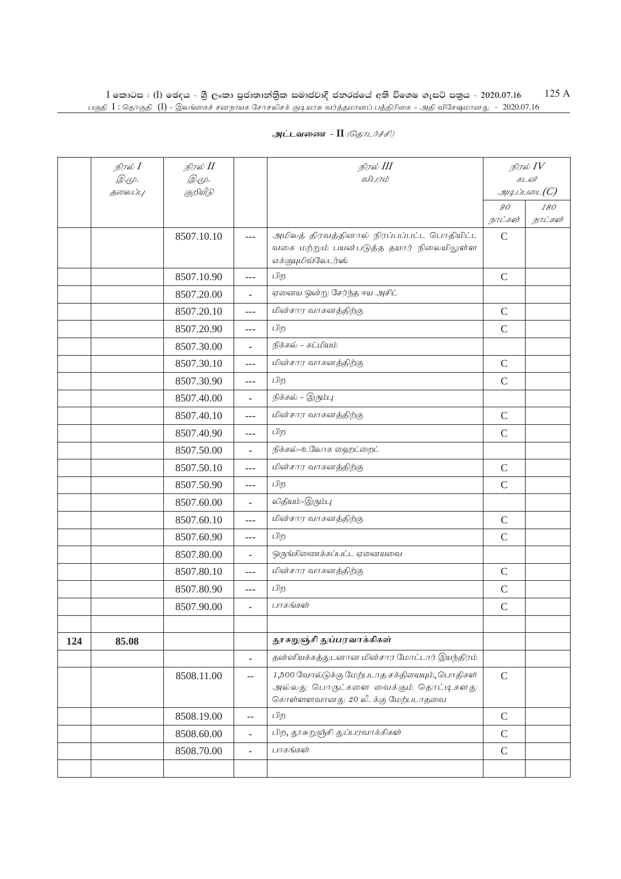அட்டவணை - II *(தொடர்ச்சி)*

| | *நிரல் I* *இ.மு. தலைப்பு* | *நிரல் II* *இ.மு. குறியீடு* | | *நிரல் III* *விபரம்* | *நிரல் IV* *கடன் அடிப்படை(C)* | |
|---|---|---|---|---|---|---|
| | | | | | *90 நாட்கள்* | *180 நாட்கள்* |
| | | 8507.10.10 | --- | அமிலத் திரவத்தினால் நிரப்பப்பட்ட பொதியிட்ட வகை மற்றும் பயன்படுத்த தயார் நிலையிலுள்ள எக்குயுமிவ்லேடர்ஸ் | C | |
| | | 8507.10.90 | --- | பிற | C | |
| | | 8507.20.00 | - | ஏனைய ஒன்று சேர்ந்த ஈய அசிட் | | |
| | | 8507.20.10 | --- | மின்சார வாகனத்திற்கு | C | |
| | | 8507.20.90 | --- | பிற | C | |
| | | 8507.30.00 | - | நிக்கல் - கட்மியம் | | |
| | | 8507.30.10 | --- | மின்சார வாகனத்திற்கு | C | |
| | | 8507.30.90 | --- | பிற | C | |
| | | 8507.40.00 | - | நிக்கல் - இரும்பு | | |
| | | 8507.40.10 | --- | மின்சார வாகனத்திற்கு | C | |
| | | 8507.40.90 | --- | பிற | C | |
| | | 8507.50.00 | - | நிக்கல்-உலோக ஹைட்றைட் | | |
| | | 8507.50.10 | --- | மின்சார வாகனத்திற்கு | C | |
| | | 8507.50.90 | --- | பிற | C | |
| | | 8507.60.00 | - | லிதியம்-இரும்பு | | |
| | | 8507.60.10 | --- | மின்சார வாகனத்திற்கு | C | |
| | | 8507.60.90 | --- | பிற | C | |
| | | 8507.80.00 | - | ஒருங்கிணைக்கப்பட்ட ஏனையவை | | |
| | | 8507.80.10 | --- | மின்சார வாகனத்திற்கு | C | |
| | | 8507.80.90 | --- | பிற | C | |
| | | 8507.90.00 | - | பாகங்கள் | C | |
| | | | | | | |
| **124** | **85.08** | | | **தூசுறுஞ்சி துப்பரவாக்கிகள்** | | |
| | | | - | தன்னியக்கத்துடனான மின்சார மோட்டார் இயந்திரம் | | |
| | | 8508.11.00 | -- | 1,500 வோல்டுக்கு மேற்படாத சக்தியையும், பொதிகள் அல்லது பொருட்களை வைக்கும் தொட்டிகளது கொள்ளளவானது 20 லீ. க்கு மேற்படாதவை | C | |
| | | 8508.19.00 | -- | பிற | C | |
| | | 8508.60.00 | - | பிற, தூசுறுஞ்சி துப்பரவாக்கிகள் | C | |
| | | 8508.70.00 | - | பாகங்கள் | C | |
| | | | | | | |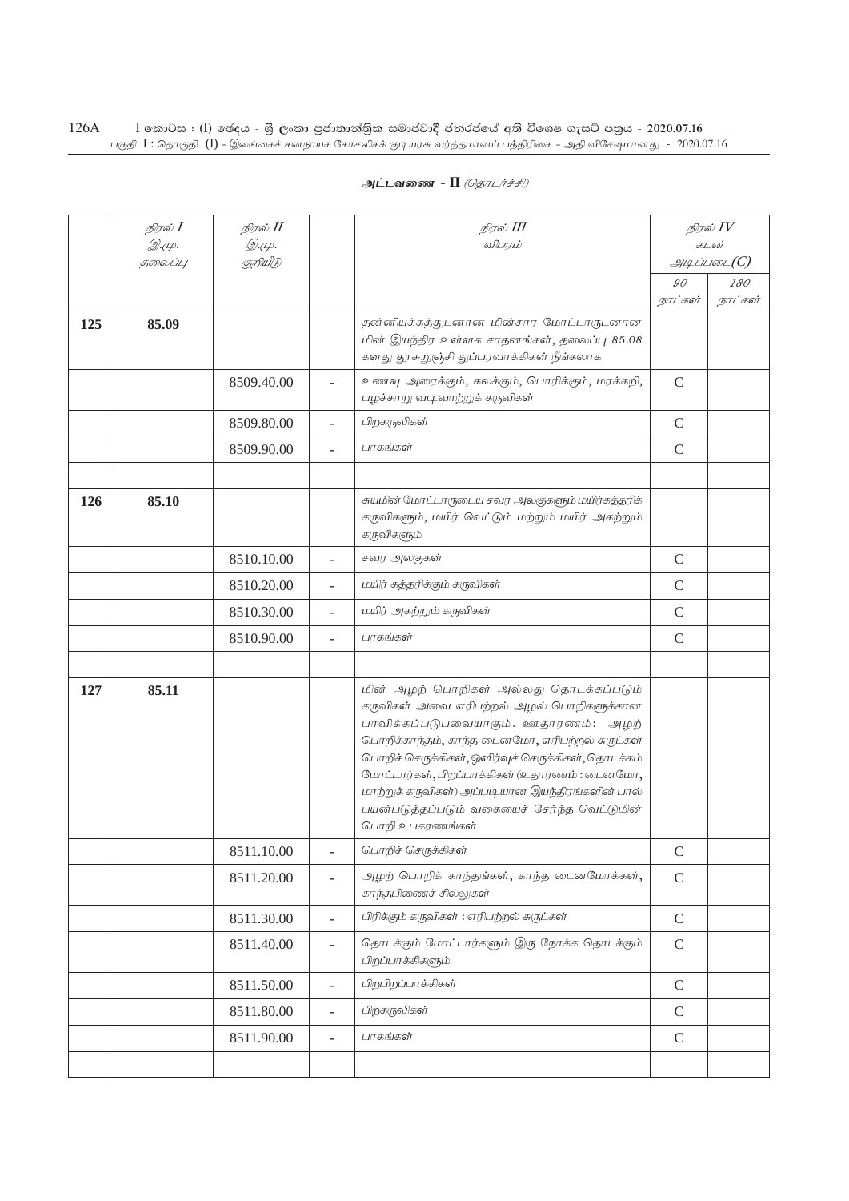அட்டவணை - II *(தொடர்ச்சி)*

| | நிரல் I இ.மு. தலைப்பு | நிரல் II இ.மு. குறியீடு | | நிரல் III விபரம் | நிரல் IV கடன் அடிப்படை(C) | |
|---|---|---|---|---|---|---|
| | | | | | 90 நாட்கள் | 180 நாட்கள் |
| **125** | **85.09** | | | தன்னியக்கத்துடனான மின்சார மோட்டாருடனான மின் இயந்திர உள்ளக சாதனங்கள், தலைப்பு 85.08 களது தூசுறுஞ்சி துப்பரவாக்கிகள் நீங்கலாக | | |
| | | 8509.40.00 | - | உணவு அரைக்கும், கலக்கும், பொரிக்கும், மரக்கறி, பழச்சாறு வடிவாற்றுக் கருவிகள் | C | |
| | | 8509.80.00 | - | பிறகருவிகள் | C | |
| | | 8509.90.00 | - | பாகங்கள் | C | |
| | | | | | | |
| **126** | **85.10** | | | சுயமின் மோட்டாருடைய சவர அலகுகளும் மயிர்கத்தரிக் கருவிகளும், மயிர் வெட்டும் மற்றும் மயிர் அகற்றும் கருவிகளும் | | |
| | | 8510.10.00 | - | சவர அலகுகள் | C | |
| | | 8510.20.00 | - | மயிர் கத்தரிக்கும் கருவிகள் | C | |
| | | 8510.30.00 | - | மயிர் அகற்றும் கருவிகள் | C | |
| | | 8510.90.00 | - | பாகங்கள் | C | |
| | | | | | | |
| **127** | **85.11** | | | மின் அழுற் பொறிகள் அல்லது தொடக்கப்படும் கருவிகள் அவை எரிபற்றல் அழல் பொறிகளுக்கான பாவிக்கப்படுபவையாகும். ஊதாரணம்: அழுற் பொறிக்காந்தம், காந்த டைனமோ, எரிபற்றல் சுருட்கள் பொறிச் செருக்கிகள், ஒளிர்வுச் செருக்கிகள், தொடக்கம் மோட்டார்கள், பிறப்பாக்கிகள் (உதாரணம் : டைனமோ, மாற்றுக் கருவிகள்) அப்படியான இயந்திரங்களின் பால் பயன்படுத்தப்படும் வகையைச் சேர்ந்த வெட்டுமின் பொறி உபகரணங்கள் | | |
| | | 8511.10.00 | - | பொறிச் செருக்கிகள் | C | |
| | | 8511.20.00 | - | அழுற் பொறிக் காந்தங்கள், காந்த டைனமோக்கள், காந்தபிணைச் சில்லுகள் | C | |
| | | 8511.30.00 | - | பிரிக்கும் கருவிகள் : எரிபற்றல் சுருட்கள் | C | |
| | | 8511.40.00 | - | தொடக்கும் மோட்டார்களும் இரு நோக்க தொடக்கும் பிறப்பாக்கிகளும் | C | |
| | | 8511.50.00 | - | பிறபிறப்பாக்கிகள் | C | |
| | | 8511.80.00 | - | பிறகருவிகள் | C | |
| | | 8511.90.00 | - | பாகங்கள் | C | |
| | | | | | | |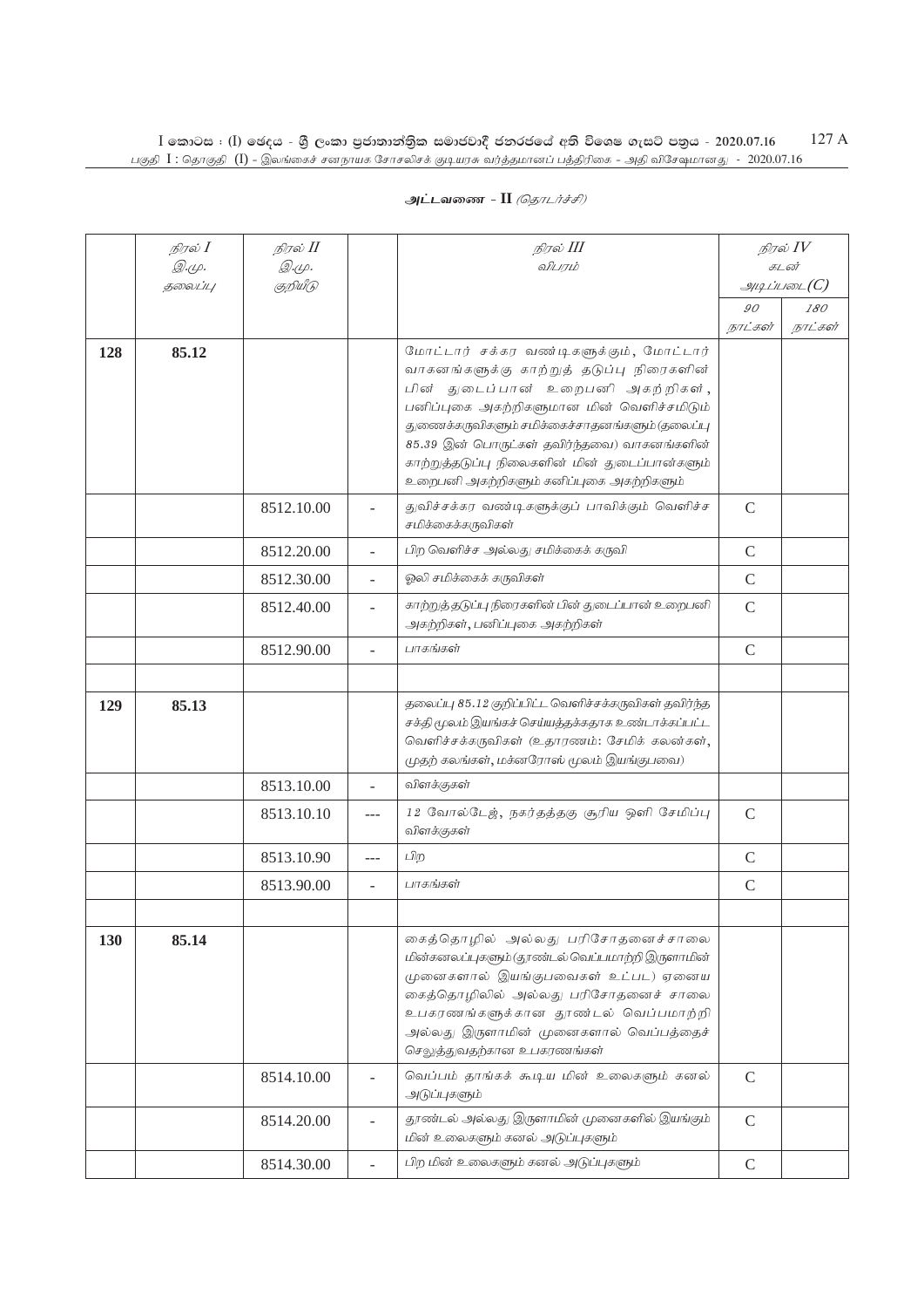## அட்டவணை - II *(தொடர்ச்சி)*

| | நிரல் I இ.மு. தலைப்பு | நிரல் II இ.மு. குறியீடு | | நிரல் III விபரம் | நிரல் IV கடன் அடிப்படை(C) | |
|---|---|---|---|---|---|---|
| | | | | | 90 நாட்கள் | 180 நாட்கள் |
| 128 | 85.12 | | | மோட்டார் சக்கர வண்டிகளுக்கும், மோட்டார் வாகனங்களுக்கு காற்றுத் தடுப்பு நிரைகளின் பின் துடைப்பான் உறைபனி அகற்றிகள், பனிப்புகை அகற்றிகளுமான மின் வெளிச்சமிடும் துணைக்கருவிகளும் சமிக்கைச்சாதனங்களும் (தலைப்பு 85.39 இன் பொருட்கள் தவிர்ந்தவை) வாகனங்களின் காற்றுத்தடுப்பு நிலைகளின் மின் துடைப்பான்களும் உறைபனி அகற்றிகளும் கனிப்புகை அகற்றிகளும் | | |
| | | 8512.10.00 | - | துவிச்சக்கர வண்டிகளுக்குப் பாவிக்கும் வெளிச்ச சமிக்கைக்கருவிகள் | C | |
| | | 8512.20.00 | - | பிற வெளிச்ச அல்லது சமிக்கைக் கருவி | C | |
| | | 8512.30.00 | - | ஓலி சமிக்கைக் கருவிகள் | C | |
| | | 8512.40.00 | - | காற்றுத் தடுப்பு நிரைகளின் பின் துடைப்பான் உறைபனி அகற்றிகள், பனிப்புகை அகற்றிகள் | C | |
| | | 8512.90.00 | - | பாகங்கள் | C | |
| | | | | | | |
| 129 | 85.13 | | | தலைப்பு 85.12 குறிப்பிட்ட வெளிச்சக்கருவிகள் தவிர்ந்த சக்தி மூலம் இயங்கச் செய்யத்தக்கதாக உண்டாக்கப்பட்ட வெளிச்சக்கருவிகள் (உதாரணம்: சேமிக் கலன்கள், முதற் கலங்கள், மக்னரோஸ் மூலம் இயங்குபவை) | | |
| | | 8513.10.00 | - | விளக்குகள் | | |
| | | 8513.10.10 | --- | 12 வோல்டேஜ், நகர்தத்தகு சூரிய ஒளி சேமிப்பு விளக்குகள் | C | |
| | | 8513.10.90 | --- | பிற | C | |
| | | 8513.90.00 | - | பாகங்கள் | C | |
| | | | | | | |
| 130 | 85.14 | | | கைத்தொழில் அல்லது பரிசோதனைச்சாலை மின்கனலப்புகளும் (தூண்டல் வெப்பமாற்றி இருளாமின் முனைகளால் இயங்குபவைகள் உட்பட) ஏனைய கைத்தொழிலில் அல்லது பரிசோதனைச் சாலை உபகரணங்களுக்கான தூண்டல் வெப்பமாற்றி அல்லது இருளாமின் முனைகளால் வெப்பத்தைச் செலுத்துவதற்கான உபகரணங்கள் | | |
| | | 8514.10.00 | - | வெப்பம் தாங்கக் கூடிய மின் உலைகளும் கனல் அடுப்புகளும் | C | |
| | | 8514.20.00 | - | தூண்டல் அல்லது இருளாமின் முனைகளில் இயங்கும் மின் உலைகளும் கனல் அடுப்புகளும் | C | |
| | | 8514.30.00 | - | பிற மின் உலைகளும் கனல் அடுப்புகளும் | C | |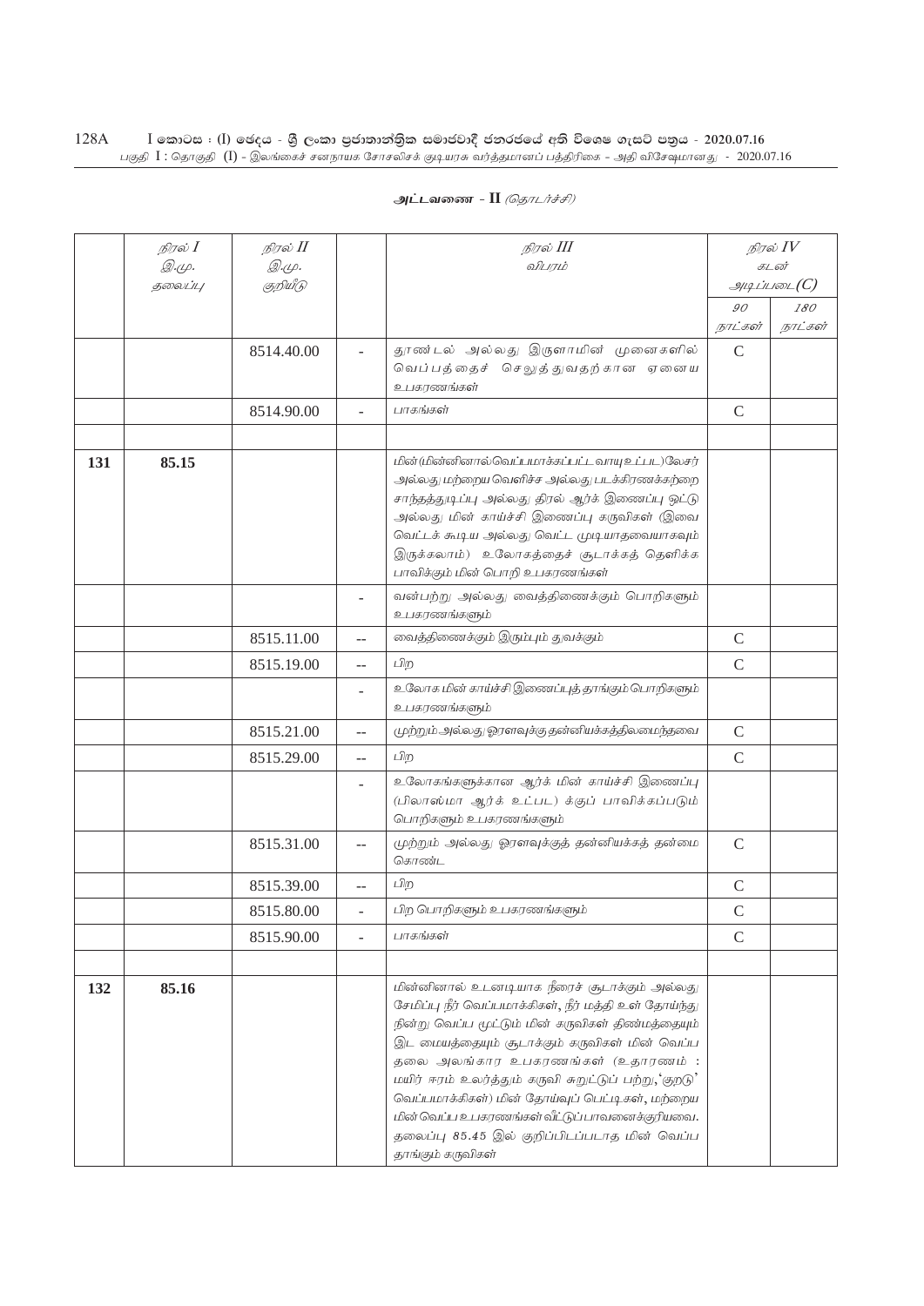## அட்டவணை - II *(தொடர்ச்சி)*

| | நிரல் I இ.மு. தலைப்பு | நிரல் II இ.மு. குறியீடு | | நிரல் III விபரம் | நிரல் IV கடன் அடிப்படை(C) | |
|---|---|---|---|---|---|---|
| | | | | | 90 நாட்கள் | 180 நாட்கள் |
| | | 8514.40.00 | - | தூண்டல் அல்லது இருளாமின் முனைகளில் வெப்பத்தைச் செலுத்துவதற்கான ஏனைய உபகரணங்கள் | C | |
| | | 8514.90.00 | - | பாகங்கள் | C | |
| | | | | | | |
| **131** | **85.15** | | | மின்(மின்னினால்வெப்பமாக்கப்பட்ட வாயு உட்பட)லேசர் அல்லது மற்றைய வெளிச்ச அல்லது படக்கிரணக்கற்றை சாந்தத்துடிப்பு அல்லது திரல் ஆர்க் இணைப்பு ஒட்டு அல்லது மின் காய்ச்சி இணைப்பு கருவிகள் (இவை வெட்டக் கூடிய அல்லது வெட்ட முடியாதவையாகவும் இருக்கலாம்) உலோகத்தைச் சூடாக்கத் தெளிக்க பாவிக்கும் மின் பொறி உபகரணங்கள் | | |
| | | | - | வன்பற்று அல்லது வைத்திணைக்கும் பொறிகளும் உபகரணங்களும் | | |
| | | 8515.11.00 | -- | வைத்திணைக்கும் இரும்பும் துவக்கும் | C | |
| | | 8515.19.00 | -- | பிற | C | |
| | | | - | உலோக மின் காய்ச்சி இணைப்புத் தாங்கும் பொறிகளும் உபகரணங்களும் | | |
| | | 8515.21.00 | -- | முற்றும் அல்லது ஓரளவுக்கு தன்னியக்கத்திலமைந்தவை | C | |
| | | 8515.29.00 | -- | பிற | C | |
| | | | - | உலோகங்களுக்கான ஆர்க் மின் காய்ச்சி இணைப்பு (பிலாஸ்மா ஆர்க் உட்பட) க்குப் பாவிக்கப்படும் பொறிகளும் உபகரணங்களும் | | |
| | | 8515.31.00 | -- | முற்றும் அல்லது ஓரளவுக்குத் தன்னியக்கத் தன்மை கொண்ட | C | |
| | | 8515.39.00 | -- | பிற | C | |
| | | 8515.80.00 | - | பிற பொறிகளும் உபகரணங்களும் | C | |
| | | 8515.90.00 | - | பாகங்கள் | C | |
| | | | | | | |
| **132** | **85.16** | | | மின்னினால் உடனடியாக நீரைச் சூடாக்கும் அல்லது சேமிப்பு நீர் வெப்பமாக்கிகள், நீர் மத்தி உள் தோய்ந்து நின்று வெப்ப மூட்டும் மின் கருவிகள் திண்மத்தையும் இட மையத்தையும் சூடாக்கும் கருவிகள் மின் வெப்ப தலை அலங்கார உபகரணங்கள் (உதாரணம் : மயிர் ஈரம் உலர்த்தும் கருவி சுறுட்டுப் பற்று,'குறடு' வெப்பமாக்கிகள்) மின் தோய்வுப் பெட்டிகள், மற்றைய மின் வெப்ப உபகரணங்கள் வீட்டுப்பாவனைக்குரியவை. தலைப்பு 85.45 இல் குறிப்பிடப்படாத மின் வெப்ப தாங்கும் கருவிகள் | | |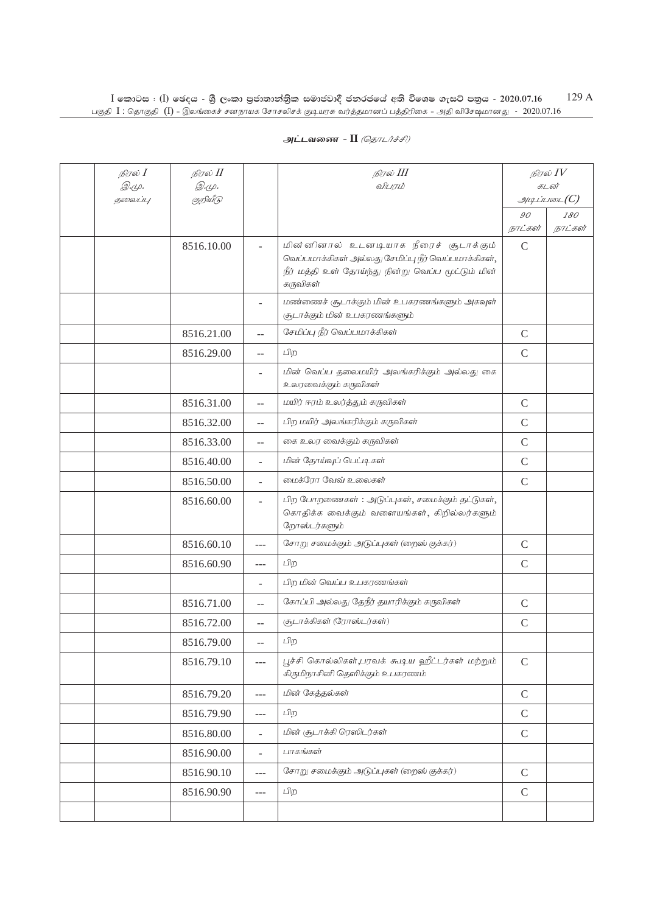**அட்டவணை - II** *(தொடர்ச்சி)*

| நிரல் I இ.மு. தலைப்பு | நிரல் II இ.மு. குறியீடு | | நிரல் III விபரம் | நிரல் IV கடன் அடிப்படை(C) | |
|---|---|---|---|---|---|
| | | | | 90 நாட்கள் | 180 நாட்கள் |
| | 8516.10.00 | - | மின்னினால் உடனடியாக நீரைச் சூடாக்கும் வெப்பமாக்கிகள் அல்லது சேமிப்பு நீர் வெப்பமாக்கிகள், நீர் மத்தி உள் தோய்ந்து நின்று வெப்ப மூட்டும் மின் கருவிகள் | C | |
| | | - | மண்ணைச் சூடாக்கும் மின் உபகரணங்களும் அகவுள் சூடாக்கும் மின் உபகரணங்களும் | | |
| | 8516.21.00 | -- | சேமிப்பு நீர் வெப்பமாக்கிகள் | C | |
| | 8516.29.00 | -- | பிற | C | |
| | | - | மின் வெப்ப தலைமயிர் அலங்கரிக்கும் அல்லது கை உலரவைக்கும் கருவிகள் | | |
| | 8516.31.00 | -- | மயிர் ஈரம் உலர்த்தும் கருவிகள் | C | |
| | 8516.32.00 | -- | பிற மயிர் அலங்கரிக்கும் கருவிகள் | C | |
| | 8516.33.00 | -- | கை உலர வைக்கும் கருவிகள் | C | |
| | 8516.40.00 | - | மின் தோய்வுப் பெட்டிகள் | C | |
| | 8516.50.00 | - | மைக்ரோ வேவ் உலைகள் | C | |
| | 8516.60.00 | - | பிற போறணைகள் : அடுப்புகள், சமைக்கும் தட்டுகள், கொதிக்க வைக்கும் வளையங்கள், கிறில்லர்களும் றோஸ்டர்களும் | | |
| | 8516.60.10 | --- | சோறு சமைக்கும் அடுப்புகள் (றைஸ் குக்கர்) | C | |
| | 8516.60.90 | --- | பிற | C | |
| | | - | பிற மின் வெப்ப உபகரணங்கள் | | |
| | 8516.71.00 | -- | கோப்பி அல்லது தேநீர் தயாரிக்கும் கருவிகள் | C | |
| | 8516.72.00 | -- | சூடாக்கிகள் (ரோஸ்டர்கள்) | C | |
| | 8516.79.00 | -- | பிற | | |
| | 8516.79.10 | --- | பூச்சி கொல்லிகள்,பரவக் கூடிய ஹீட்டர்கள் மற்றும் கிருமிநாசினி தெளிக்கும் உபகரணம் | C | |
| | 8516.79.20 | --- | மின் கேத்தல்கள் | C | |
| | 8516.79.90 | --- | பிற | C | |
| | 8516.80.00 | - | மின் சூடாக்கி ரெஸிடர்கள் | C | |
| | 8516.90.00 | - | பாகங்கள் | | |
| | 8516.90.10 | --- | சோறு சமைக்கும் அடுப்புகள் (றைஸ் குக்கர்) | C | |
| | 8516.90.90 | --- | பிற | C | |
| | | | | | |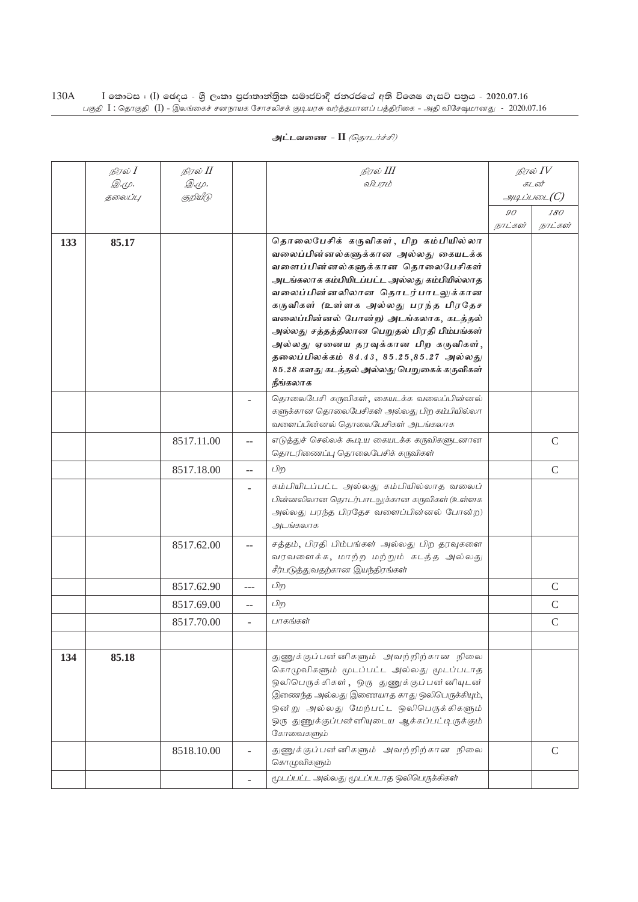**அட்டவணை - II** *(தொடர்ச்சி)*

| | நிரல் I இ.மு. தலைப்பு | நிரல் II இ.மு. குறியீடு | | நிரல் III விபரம் | நிரல் IV கடன் அடிப்படை(C) | |
|---|---|---|---|---|---|---|
| | | | | | 90 நாட்கள் | 180 நாட்கள் |
| **133** | **85.17** | | | **தொலைபேசிக் கருவிகள், பிற கம்பியில்லா வலைப்பின்னல்களுக்கான அல்லது கையடக்க வளைப்பின்னல்களுக்கான தொலைபேசிகள் அடங்கலாக கம்பியிடப்பட்ட அல்லது கம்பியில்லாத வலைப்பின்னலிலான தொடர்பாடலுக்கான கருவிகள் (உள்ளக அல்லது பரந்த பிரதேச வலைப்பின்னல் போன்ற) அடங்கலாக, கடத்தல் அல்லது சத்தத்திலான பெறுதல் பிரதி பிம்பங்கள் அல்லது ஏனைய தரவுக்கான பிற கருவிகள், தலைப்பிலக்கம் 84.43, 85.25,85.27 அல்லது 85.28 களது கடத்தல் அல்லது பெறுகைக் கருவிகள் நீங்கலாக** | | |
| | | | - | தொலைபேசி கருவிகள், கையடக்க வலைப்பின்னல் களுக்கான தொலைபேசிகள் அல்லது பிற கம்பியில்லா வளைப்பின்னல் தொலைபேசிகள் அடங்கலாக | | |
| | | 8517.11.00 | -- | எடுத்துச் செல்லக் கூடிய கையடக்க கருவிகளுடனான தொடரிணைப்பு தொலைபேசிக் கருவிகள் | | C |
| | | 8517.18.00 | -- | பிற | | C |
| | | | - | கம்பியிடப்பட்ட அல்லது கம்பியில்லாத வலைப் பின்னலிலான தொடர்பாடலுக்கான கருவிகள் (உள்ளக அல்லது பரந்த பிரதேச வளைப்பின்னல் போன்ற) அடங்கலாக | | |
| | | 8517.62.00 | -- | சத்தம், பிரதி பிம்பங்கள் அல்லது பிற தரவுகளை வரவளைக்க, மாற்ற மற்றும் கடத்த அல்லது சீர்படுத்துவதற்கான இயந்திரங்கள் | | |
| | | 8517.62.90 | --- | பிற | | C |
| | | 8517.69.00 | -- | பிற | | C |
| | | 8517.70.00 | - | பாகங்கள் | | C |
| | | | | | | |
| **134** | **85.18** | | | துணுக்குப்பன்னிகளும் அவற்றிற்கான நிலை கொழுவிகளும் மூடப்பட்ட அல்லது மூடப்படாத ஒலிபெருக்கிகள், ஒரு துணுக்குப்பன்னியுடன் இணைந்த அல்லது இணையாத காது ஒலிபெருக்கியும், ஒன்று அல்லது மேற்பட்ட ஒலிபெருக்கிகளும் ஒரு துணுக்குப்பன்னியுடைய ஆக்கப்பட்டிருக்கும் கோவைகளும் | | |
| | | 8518.10.00 | - | துணுக்குப்பன்னிகளும் அவற்றிற்கான நிலை கொழுவிகளும் | | C |
| | | | - | மூடப்பட்ட அல்லது மூடப்படாத ஒலிபெருக்கிகள் | | |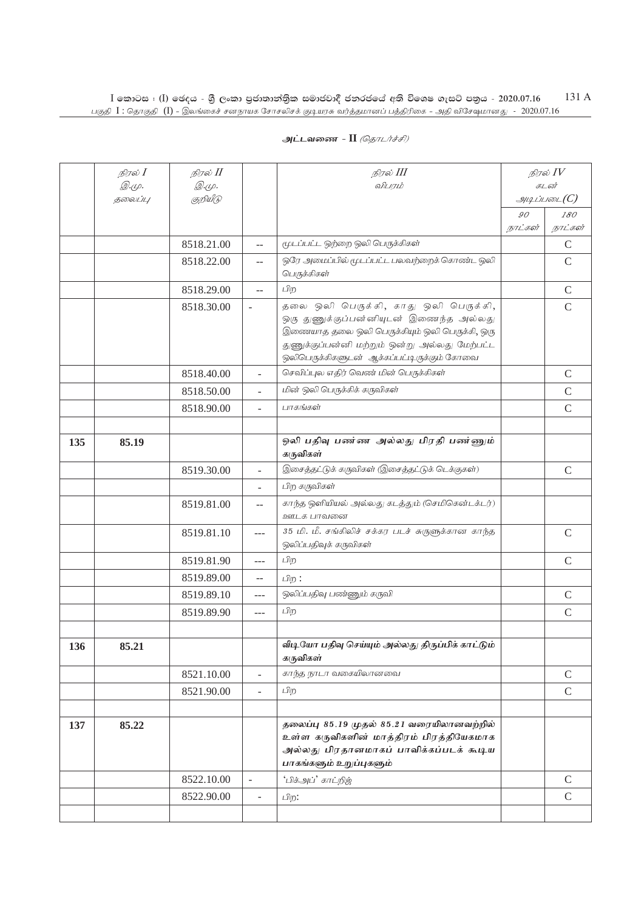## அட்டவணை - II *(தொடர்ச்சி)*

| | நிரல் I இ.மு. தலைப்பு | நிரல் II இ.மு. குறியீடு | | நிரல் III விபரம் | நிரல் IV கடன் அடிப்படை(C) | |
|---|---|---|---|---|---|---|
| | | | | | 90 நாட்கள் | 180 நாட்கள் |
| | | 8518.21.00 | -- | மூடப்பட்ட ஒற்றை ஒலி பெருக்கிகள் | | C |
| | | 8518.22.00 | -- | ஒரே அமைப்பில் மூடப்பட்ட பலவற்றைக் கொண்ட ஒலி பெருக்கிகள் | | C |
| | | 8518.29.00 | -- | பிற | | C |
| | | 8518.30.00 | - | தலை ஒலி பெருக்கி, காது ஒலி பெருக்கி, ஒரு நுணுக்குப்பன்னியுடன் இணைந்த அல்லது இணையாத தலை ஒலி பெருக்கியும் ஒலி பெருக்கி, ஒரு நுணுக்குப்பன்னி மற்றும் ஒன்று அல்லது மேற்பட்ட ஒலிபெருக்கிகளுடன் ஆக்கப்பட்டிருக்கும் கோவை | | C |
| | | 8518.40.00 | - | செவிப்புல எதிர் வெண் மின் பெருக்கிகள் | | C |
| | | 8518.50.00 | - | மின் ஒலி பெருக்கிக் கருவிகள் | | C |
| | | 8518.90.00 | - | பாகங்கள் | | C |
| | | | | | | |
| **135** | **85.19** | | | **ஒலி பதிவு பண்ண அல்லது பிரதி பண்ணும் கருவிகள்** | | |
| | | 8519.30.00 | - | இசைத்தட்டுக் கருவிகள் (இசைத்தட்டுக் டெக்குகள்) | | C |
| | | | - | பிற கருவிகள் | | |
| | | 8519.81.00 | -- | காந்த ஒளியியல் அல்லது கடத்தும் (செமிகென்டக்டர்) ஊடக பாவனை | | |
| | | 8519.81.10 | --- | 35 மி. மீ. சங்கிலிச் சக்கர படச் சுருளுக்கான காந்த ஒலிப்பதிவுக் கருவிகள் | | C |
| | | 8519.81.90 | --- | பிற | | C |
| | | 8519.89.00 | -- | பிற : | | |
| | | 8519.89.10 | --- | ஒலிப்பதிவு பண்ணும் கருவி | | C |
| | | 8519.89.90 | --- | பிற | | C |
| | | | | | | |
| **136** | **85.21** | | | **வீடியோ பதிவு செய்யும் அல்லது திருப்பிக் காட்டும் கருவிகள்** | | |
| | | 8521.10.00 | - | காந்த நாடா வகையிலானவை | | C |
| | | 8521.90.00 | - | பிற | | C |
| | | | | | | |
| **137** | **85.22** | | | **தலைப்பு 85.19 முதல் 85.21 வரையிலானவற்றில் உள்ள கருவிகளின் மாத்திரம் பிரத்தியேகமாக அல்லது பிரதானமாகப் பாவிக்கப்படக் கூடிய பாகங்களும் உறுப்புகளும்** | | |
| | | 8522.10.00 | - | 'பிக்அப்' காட்றிஜ் | | C |
| | | 8522.90.00 | - | பிற: | | C |
| | | | | | | |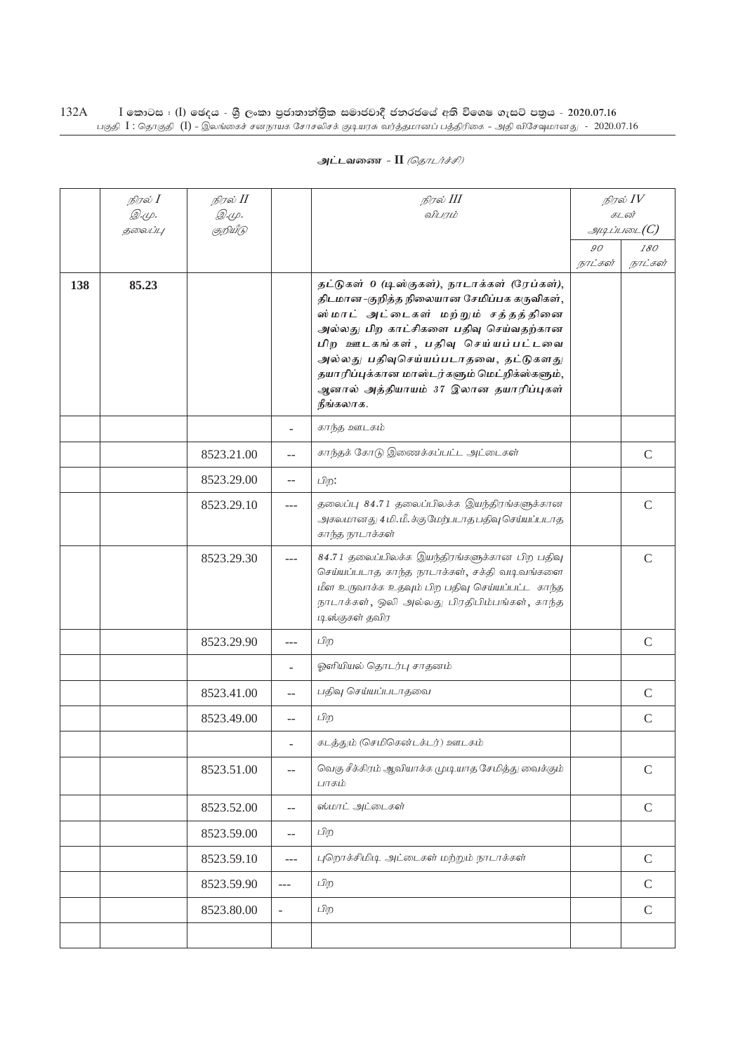அட்டவணை - II *(தொடர்ச்சி)*

| | நிரல் I<br>இ.மு.<br>தலைப்பு | நிரல் II<br>இ.மு.<br>குறியீடு | | நிரல் III<br>விபரம் | நிரல் IV<br>கடன்<br>அடிப்படை(C) | |
|---|---|---|---|---|---|---|
| | | | | | 90<br>நாட்கள் | 180<br>நாட்கள் |
| **138** | **85.23** | | | **தட்டுகள் 0 (டிஸ்குகள்), நாடாக்கள் (ரேப்கள்), திடமான-குறித்த நிலையான சேமிப்பக கருவிகள், ஸ்மாட் அட்டைகள் மற்றும் சத்தத்தினை அல்லது பிற காட்சிகளை பதிவு செய்வதற்கான பிற ஊடகங்கள், பதிவு செய்யப்பட்டவை அல்லது பதிவுசெய்யப்படாதவை, தட்டுகளது தயாரிப்புக்கான மாஸ்டர்களும் மெட்றிக்ஸ்களும், ஆனால் அத்தியாயம் 37 இலான தயாரிப்புகள் நீங்கலாக.** | | |
| | | | - | காந்த ஊடகம் | | |
| | | 8523.21.00 | -- | காந்தக் கோடு இணைக்கப்பட்ட அட்டைகள் | | C |
| | | 8523.29.00 | -- | பிற: | | |
| | | 8523.29.10 | --- | தலைப்பு 84.71 தலைப்பிலக்க இயந்திரங்களுக்கான அகலமானது 4மி.மீ.க்கு மேற்படாத பதிவு செய்யப்படாத காந்த நாடாக்கள் | | C |
| | | 8523.29.30 | --- | 84.71 தலைப்பிலக்க இயந்திரங்களுக்கான பிற பதிவு செய்யப்படாத காந்த நாடாக்கள், சக்தி வடிவங்களை மீள உருவாக்க உதவும் பிற பதிவு செய்யப்பட்ட காந்த நாடாக்கள், ஒலி அல்லது பிரதிபிம்பங்கள், காந்த டிஸ்குகள் தவிர | | C |
| | | 8523.29.90 | --- | பிற | | C |
| | | | - | ஒளியியல் தொடர்பு சாதனம் | | |
| | | 8523.41.00 | -- | பதிவு செய்யப்படாதவை | | C |
| | | 8523.49.00 | -- | பிற | | C |
| | | | - | கடத்தும் (செமிகென்டக்டர்) ஊடகம் | | |
| | | 8523.51.00 | -- | வெகு சீக்கிரம் ஆவியாக்க முடியாத சேமித்து வைக்கும் பாகம் | | C |
| | | 8523.52.00 | -- | ஸ்மாட் அட்டைகள் | | C |
| | | 8523.59.00 | -- | பிற | | |
| | | 8523.59.10 | --- | புறொக்சிமிடி அட்டைகள் மற்றும் நாடாக்கள் | | C |
| | | 8523.59.90 | --- | பிற | | C |
| | | 8523.80.00 | - | பிற | | C |
| | | | | | | |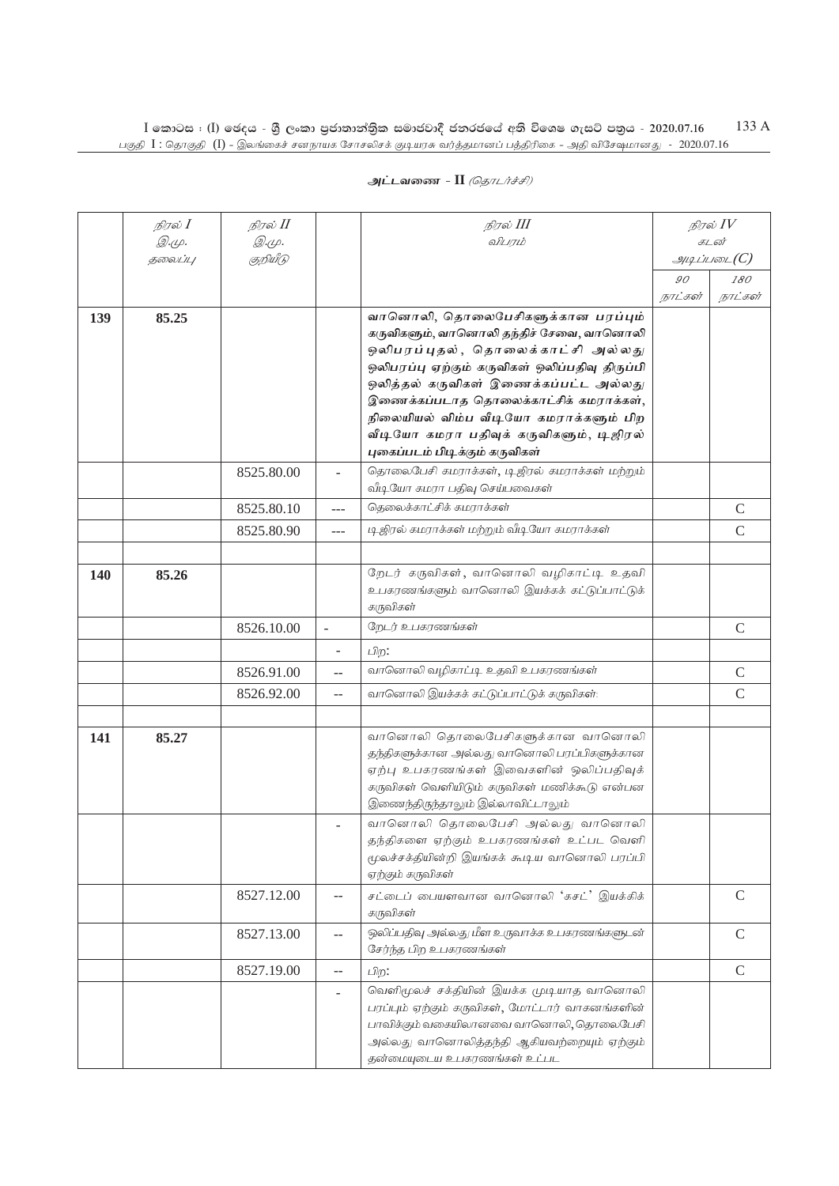அட்டவணை - II *(தொடர்ச்சி)*

| நிரல் I இ.மு. தலைப்பு | நிரல் II இ.மு. குறியீடு | | நிரல் III விபரம் | நிரல் IV கடன் அடிப்படை(C) | |
|---|---|---|---|---|---|
| | | | | 90 நாட்கள் | 180 நாட்கள் |
| 139 | 85.25 | | **வானொலி, தொலைபேசிகளுக்கான பரப்பும் கருவிகளும், வானொலி தந்திச் சேவை, வானொலி ஒலிபரப்புதல், தொலைக்காட்சி அல்லது ஒலிபரப்பு ஏற்கும் கருவிகள் ஒலிப்பதிவு திருப்பி ஒலித்தல் கருவிகள் இணைக்கப்பட்ட அல்லது இணைக்கப்படாத தொலைக்காட்சிக் கமராக்கள், நிலையியல் விம்ப வீடியோ கமராக்களும் பிற வீடியோ கமரா பதிவுக் கருவிகளும், டிஜிரல் புகைப்படம் பிடிக்கும் கருவிகள்** | | |
| | 8525.80.00 | - | தொலைபேசி கமராக்கள், டிஜிரல் கமராக்கள் மற்றும் வீடியோ கமரா பதிவு செய்பவைகள் | | |
| | 8525.80.10 | --- | தொலைக்காட்சிக் கமராக்கள் | | C |
| | 8525.80.90 | --- | டிஜிரல் கமராக்கள் மற்றும் வீடியோ கமராக்கள் | | C |
| | | | | | |
| 140 | 85.26 | | றேடர் கருவிகள், வானொலி வழிகாட்டி உதவி உபகரணங்களும் வானொலி இயக்கக் கட்டுப்பாட்டுக் கருவிகள் | | |
| | 8526.10.00 | - | றேடர் உபகரணங்கள் | | C |
| | | - | பிற: | | |
| | 8526.91.00 | -- | வானொலி வழிகாட்டி உதவி உபகரணங்கள் | | C |
| | 8526.92.00 | -- | வானொலி இயக்கக் கட்டுப்பாட்டுக் கருவிகள்: | | C |
| | | | | | |
| 141 | 85.27 | | வானொலி தொலைபேசிகளுக்கான வானொலி தந்திகளுக்கான அல்லது வானொலி பரப்பிகளுக்கான ஏற்பு உபகரணங்கள் இவைகளின் ஒலிப்பதிவுக் கருவிகள் வெளியிடும் கருவிகள் மணிக்கூடு என்பன இணைந்திருந்தாலும் இல்லாவிட்டாலும் | | |
| | | - | வானொலி தொலைபேசி அல்லது வானொலி தந்திகளை ஏற்கும் உபகரணங்கள் உட்பட வெளி மூலச்சக்தியின்றி இயங்கக் கூடிய வானொலி பரப்பி ஏற்கும் கருவிகள் | | |
| | 8527.12.00 | -- | சட்டைப் பையளவான வானொலி 'கசட்' இயக்கிக் கருவிகள் | | C |
| | 8527.13.00 | -- | ஒலிப்பதிவு அல்லது மீள உருவாக்க உபகரணங்களுடன் சேர்ந்த பிற உபகரணங்கள் | | C |
| | 8527.19.00 | -- | பிற: | | C |
| | | - | வெளிமூலச் சக்தியின் இயக்க முடியாத வானொலி பரப்பும் ஏற்கும் கருவிகள், மோட்டார் வாகனங்களின் பாவிக்கும் வகையிலானவை வானொலி, தொலைபேசி அல்லது வானொலித்தந்தி ஆகியவற்றையும் ஏற்கும் தன்மையுடைய உபகரணங்கள் உட்பட | | |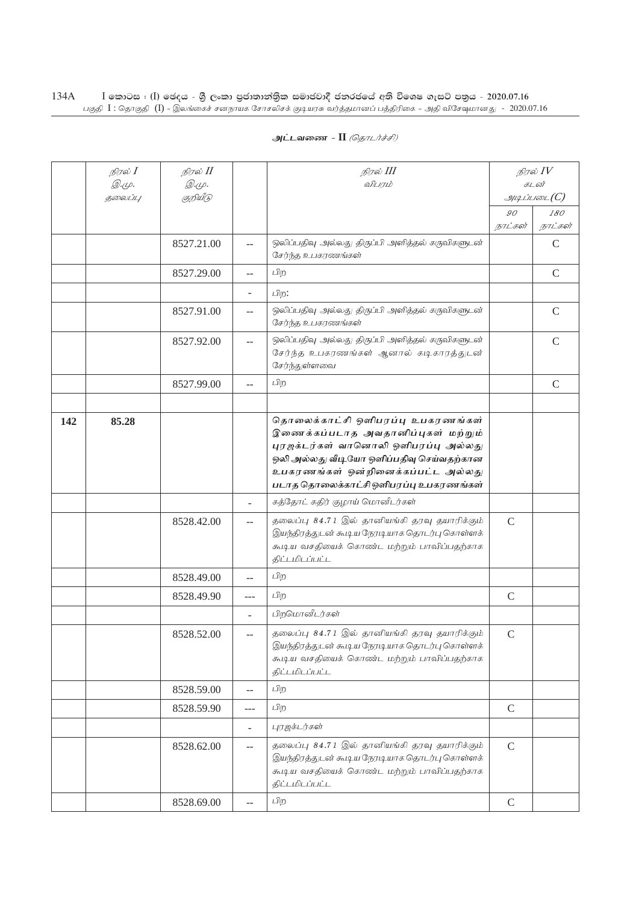அட்டவணை - II *(தொடர்ச்சி)*

| | நிரல் I<br>இ.மு.<br>தலைப்பு | நிரல் II<br>இ.மு.<br>குறியீடு | | நிரல் III<br>விபரம் | நிரல் IV<br>கடன்<br>அடிப்படை(C) | |
|---|---|---|---|---|---|---|
| | | | | | 90<br>நாட்கள் | 180<br>நாட்கள் |
| | | 8527.21.00 | -- | ஒலிப்பதிவு அல்லது திருப்பி அளித்தல் கருவிகளுடன் சேர்ந்த உபகரணங்கள் | | C |
| | | 8527.29.00 | -- | பிற | | C |
| | | | - | பிற: | | |
| | | 8527.91.00 | -- | ஒலிப்பதிவு அல்லது திருப்பி அளித்தல் கருவிகளுடன் சேர்ந்த உபகரணங்கள் | | C |
| | | 8527.92.00 | -- | ஒலிப்பதிவு அல்லது திருப்பி அளித்தல் கருவிகளுடன் சேர்ந்த உபகரணங்கள் ஆனால் கடிகாரத்துடன் சேர்ந்துள்ளவை | | C |
| | | 8527.99.00 | -- | பிற | | C |
| | | | | | | |
| **142** | **85.28** | | | **தொலைக்காட்சி ஒளிபரப்பு உபகரணங்கள் இணைக்கப்படாத அவதானிப்புகள் மற்றும் புரஜக்டர்கள் வானொலி ஒளிபரப்பு அல்லது ஒலி அல்லது வீடியோ ஒளிப்பதிவு செய்வதற்கான உபகரணங்கள் ஒன்றினைக்கப்பட்ட அல்லது படாத தொலைக்காட்சி ஒளிபரப்பு உபகரணங்கள்** | | |
| | | | - | கத்தோட் கதிர் குழாய் மொனீடர்கள் | | |
| | | 8528.42.00 | -- | தலைப்பு 84.71 இல் தானியங்கி தரவு தயாரிக்கும் இயந்திரத்துடன் கூடிய நேரடியாக தொடர்பு கொள்ளக் கூடிய வசதியைக் கொண்ட மற்றும் பாவிப்பதற்காக திட்டமிடப்பட்ட | C | |
| | | 8528.49.00 | -- | பிற | | |
| | | 8528.49.90 | --- | பிற | C | |
| | | | - | பிறமொனீடர்கள் | | |
| | | 8528.52.00 | -- | தலைப்பு 84.71 இல் தானியங்கி தரவு தயாரிக்கும் இயந்திரத்துடன் கூடிய நேரடியாக தொடர்பு கொள்ளக் கூடிய வசதியைக் கொண்ட மற்றும் பாவிப்பதற்காக திட்டமிடப்பட்ட | C | |
| | | 8528.59.00 | -- | பிற | | |
| | | 8528.59.90 | --- | பிற | C | |
| | | | - | புரஜக்டர்கள் | | |
| | | 8528.62.00 | -- | தலைப்பு 84.71 இல் தானியங்கி தரவு தயாரிக்கும் இயந்திரத்துடன் கூடிய நேரடியாக தொடர்பு கொள்ளக் கூடிய வசதியைக் கொண்ட மற்றும் பாவிப்பதற்காக திட்டமிடப்பட்ட | C | |
| | | 8528.69.00 | -- | பிற | C | |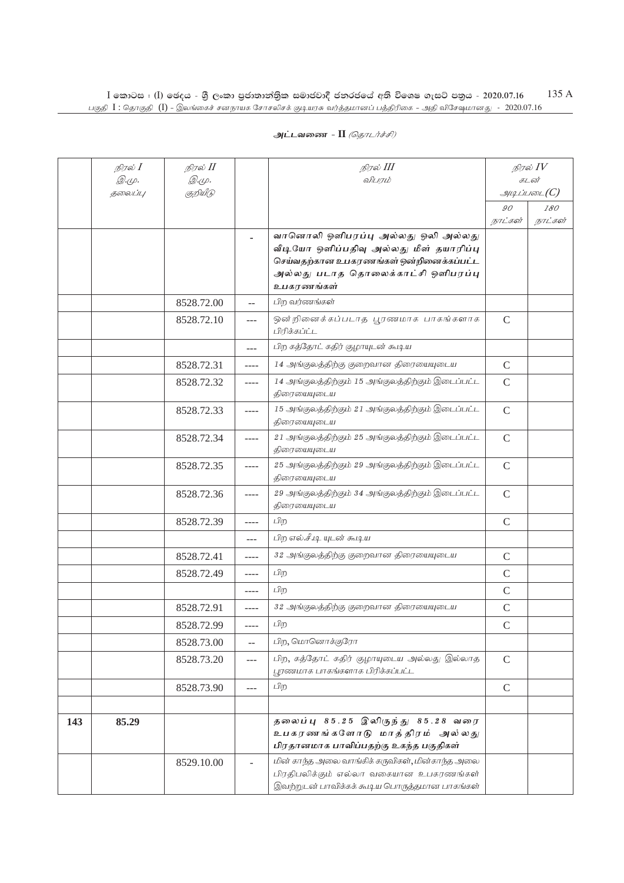அட்டவணை - II *(தொடர்ச்சி)*

| | நிரல் I இ.மு. தலைப்பு | நிரல் II இ.மு. குறியீடு | | நிரல் III விபரம் | நிரல் IV கடன் அடிப்படை(C) | |
|---|---|---|---|---|---|---|
| | | | | | 90 நாட்கள் | 180 நாட்கள் |
| | | | - | **வானொலி ஒளிபரப்பு அல்லது ஒலி அல்லது வீடியோ ஒளிப்பதிவு அல்லது மீள் தயாரிப்பு செய்வதற்கான உபகரணங்கள் ஒன்றினைக்கப்பட்ட அல்லது படாத தொலைக்காட்சி ஒளிபரப்பு உபகரணங்கள்** | | |
| | | 8528.72.00 | -- | பிற வர்ணங்கள் | | |
| | | 8528.72.10 | --- | ஒன்றினைக்கப்படாத பூரணமாக பாகங்களாக பிரிக்கப்பட்ட | C | |
| | | | --- | பிற கத்தோட் கதிர் குழாயுடன் கூடிய | | |
| | | 8528.72.31 | ---- | 14 அங்குலத்திற்கு குறைவான திரையையுடைய | C | |
| | | 8528.72.32 | ---- | 14 அங்குலத்திற்கும் 15 அங்குலத்திற்கும் இடைப்பட்ட திரையையுடைய | C | |
| | | 8528.72.33 | ---- | 15 அங்குலத்திற்கும் 21 அங்குலத்திற்கும் இடைப்பட்ட திரையையுடைய | C | |
| | | 8528.72.34 | ---- | 21 அங்குலத்திற்கும் 25 அங்குலத்திற்கும் இடைப்பட்ட திரையையுடைய | C | |
| | | 8528.72.35 | ---- | 25 அங்குலத்திற்கும் 29 அங்குலத்திற்கும் இடைப்பட்ட திரையையுடைய | C | |
| | | 8528.72.36 | ---- | 29 அங்குலத்திற்கும் 34 அங்குலத்திற்கும் இடைப்பட்ட திரையையுடைய | C | |
| | | 8528.72.39 | ---- | பிற | C | |
| | | | --- | பிற எல்.சீ.டி யுடன் கூடிய | | |
| | | 8528.72.41 | ---- | 32 அங்குலத்திற்கு குறைவான திரையையுடைய | C | |
| | | 8528.72.49 | ---- | பிற | C | |
| | | | ---- | பிற | C | |
| | | 8528.72.91 | ---- | 32 அங்குலத்திற்கு குறைவான திரையையுடைய | C | |
| | | 8528.72.99 | ---- | பிற | C | |
| | | 8528.73.00 | -- | பிற, மொனொக்குரோ | | |
| | | 8528.73.20 | --- | பிற, கத்தோட் கதிர் குழாயுடைய அல்லது இல்லாத பூரணமாக பாகங்களாக பிரிக்கப்பட்ட | C | |
| | | 8528.73.90 | --- | பிற | C | |
| | | | | | | |
| **143** | **85.29** | | | **தலைப்பு 85.25 இலிருந்து 85.28 வரை உபகரணங்களோடு மாத்திரம் அல்லது பிரதானமாக பாவிப்பதற்கு உகந்த பகுதிகள்** | | |
| | | 8529.10.00 | - | மின் காந்த அலை வாங்கிக் கருவிகள், மின்காந்த அலை பிரதிபலிக்கும் எல்லா வகையான உபகரணங்கள் இவற்றுடன் பாவிக்கக் கூடிய பொருத்தமான பாகங்கள் | | |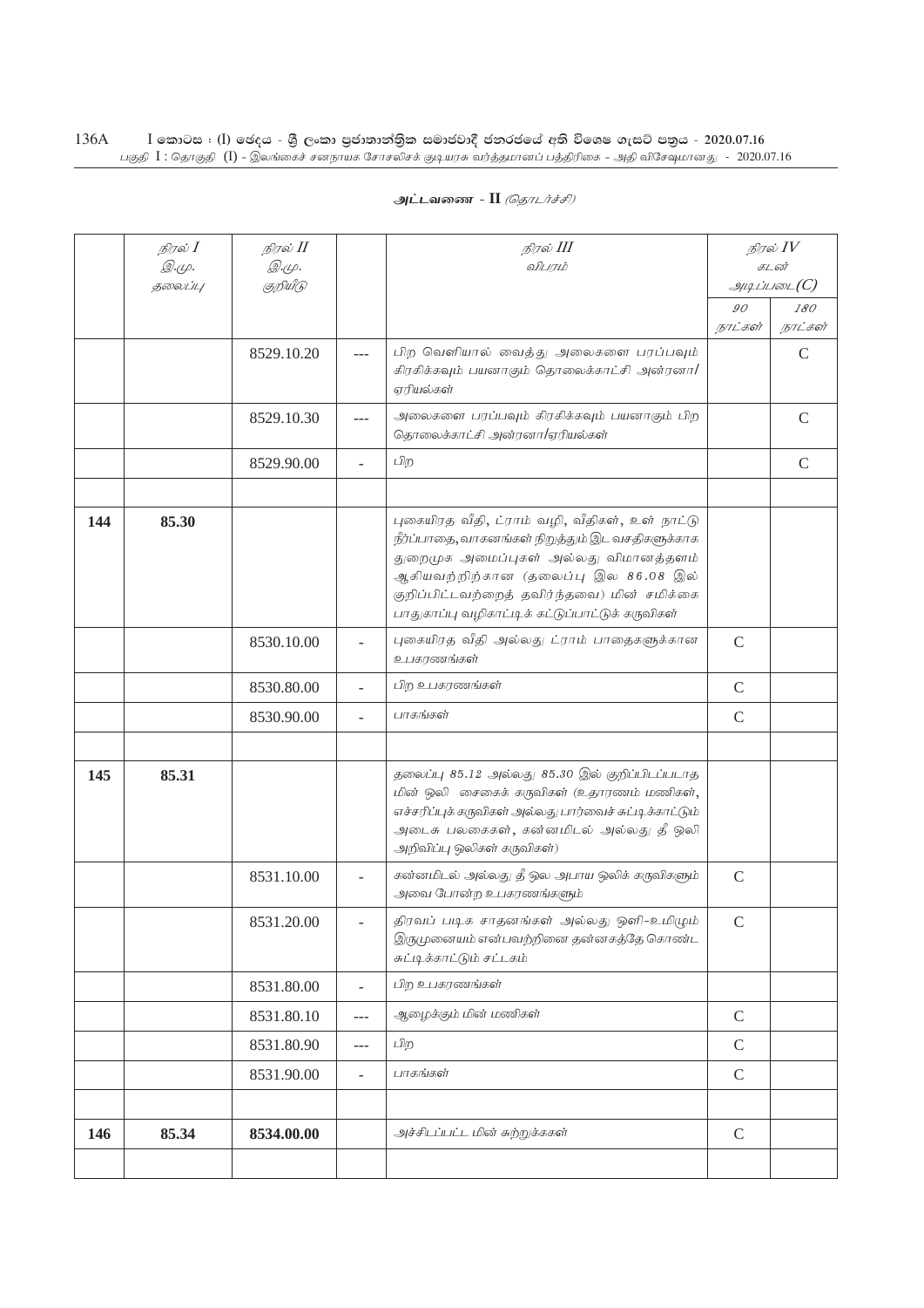**அட்டவணை - II** *(தொடர்ச்சி)*

| | நிரல் I<br>இ.மு.<br>தலைப்பு | நிரல் II<br>இ.மு.<br>குறியீடு | | நிரல் III<br>விபரம் | நிரல் IV<br>கடன்<br>அடிப்படை(C) | |
|---|---|---|---|---|---|---|
| | | | | | 90<br>நாட்கள் | 180<br>நாட்கள் |
| | | 8529.10.20 | --- | பிற வெளியால் வைத்து அலைகளை பரப்பவும் கிரகிக்கவும் பயனாகும் தொலைக்காட்சி அன்ரனா/ஏரியல்கள் | | C |
| | | 8529.10.30 | --- | அலைகளை பரப்பவும் கிரகிக்கவும் பயனாகும் பிற தொலைக்காட்சி அன்ரனா/ஏரியல்கள் | | C |
| | | 8529.90.00 | - | பிற | | C |
| | | | | | | |
| **144** | **85.30** | | | புகையிரத வீதி, ட்ராம் வழி, வீதிகள், உள் நாட்டு நீர்ப்பாதை,வாகனங்கள் நிறுத்தும் இட வசதிகளுக்காக துறைமுக அமைப்புகள் அல்லது விமானத்தளம் ஆகியவற்றிற்கான (தலைப்பு இல 86.08 இல் குறிப்பிட்டவற்றைத் தவிர்ந்தவை) மின் சமிக்கை பாதுகாப்பு வழிகாட்டிக் கட்டுப்பாட்டுக் கருவிகள் | | |
| | | 8530.10.00 | - | புகையிரத வீதி அல்லது ட்ராம் பாதைகளுக்கான உபகரணங்கள் | C | |
| | | 8530.80.00 | - | பிற உபகரணங்கள் | C | |
| | | 8530.90.00 | - | பாகங்கள் | C | |
| | | | | | | |
| **145** | **85.31** | | | தலைப்பு 85.12 அல்லது 85.30 இல் குறிப்பிடப்படாத மின் ஒலி சைகைக் கருவிகள் (உதாரணம் மணிகள், எச்சரிப்புக் கருவிகள் அல்லது பார்வைச் சுட்டிக்காட்டும் அடைசு பலகைகள், கன்னமிடல் அல்லது தீ ஒலி அறிவிப்பு ஒலிகள் கருவிகள்) | | |
| | | 8531.10.00 | - | கன்னமிடல் அல்லது தீ ஒல அபாய ஒலிக் கருவிகளும் அவை போன்ற உபகரணங்களும் | C | |
| | | 8531.20.00 | - | திரவப் படிக சாதனங்கள் அல்லது ஒளி-உமிழும் இருமுனையம் என்பவற்றினை தன்னகத்தே கொண்ட சுட்டிக்காட்டும் சட்டகம் | C | |
| | | 8531.80.00 | - | பிற உபகரணங்கள் | | |
| | | 8531.80.10 | --- | ஆழைக்கும் மின் மணிகள் | C | |
| | | 8531.80.90 | --- | பிற | C | |
| | | 8531.90.00 | - | பாகங்கள் | C | |
| | | | | | | |
| **146** | **85.34** | **8534.00.00** | | அச்சிடப்பட்ட மின் சுற்றுக்ககள் | C | |
| | | | | | | |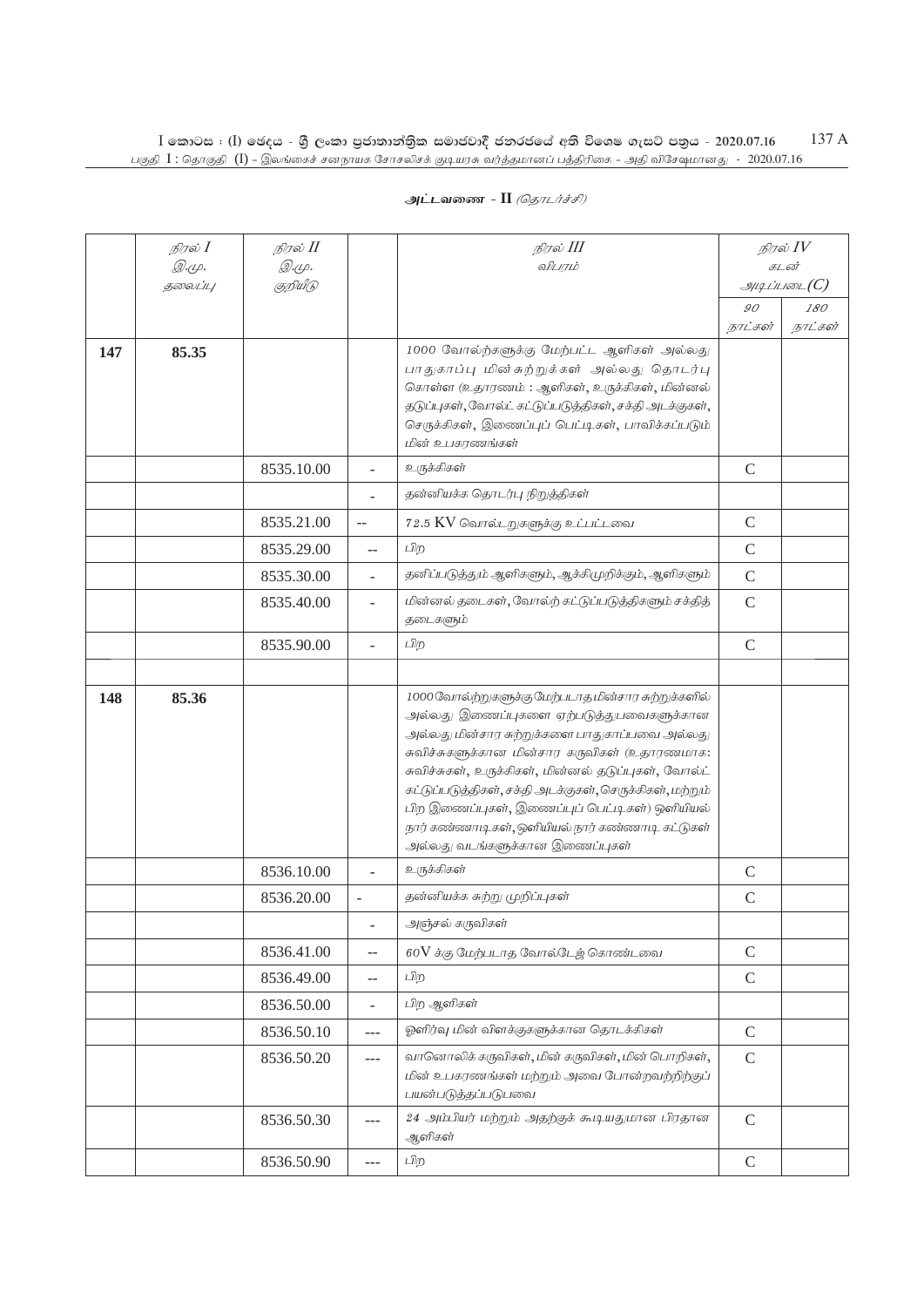அட்டவணை - II *(தொடர்ச்சி)*

| | நிரல் I இ.மு. தலைப்பு | நிரல் II இ.மு. குறியீடு | | நிரல் III விபரம் | நிரல் IV கடன் அடிப்படை(C) | |
|---|---|---|---|---|---|---|
| | | | | | 90 நாட்கள் | 180 நாட்கள் |
| 147 | 85.35 | | | 1000 வோல்ற்களுக்கு மேற்பட்ட ஆளிகள் அல்லது பாதுகாப்பு மின் சுற்றுக்கள் அல்லது தொடர்பு கொள்ள (உதாரணம் : ஆளிகள், உருக்கிகள், மின்னல் தடுப்புகள், வோல்ட் கட்டுப்படுத்திகள், சக்தி அடக்குகள், செருக்கிகள், இணைப்புப் பெட்டிகள், பாவிக்கப்படும் மின் உபகரணங்கள் | | |
| | | 8535.10.00 | - | உருக்கிகள் | C | |
| | | | - | தன்னியக்க தொடர்பு நிறுத்திகள் | | |
| | | 8535.21.00 | -- | 72.5 KV வொல்டறுகளுக்கு உட்பட்டவை | C | |
| | | 8535.29.00 | -- | பிற | C | |
| | | 8535.30.00 | - | தனிப்படுத்தும் ஆளிகளும், ஆக்கிமுறிக்கும், ஆளிகளும் | C | |
| | | 8535.40.00 | - | மின்னல் தடைகள், வோல்ற் கட்டுப்படுத்திகளும் சக்தித் தடைகளும் | C | |
| | | 8535.90.00 | - | பிற | C | |
| | | | | | | |
| 148 | 85.36 | | | 1000 வோல்ற்றுகளுக்கு மேற்படாத மின்சார சுற்றுக்களில் அல்லது இணைப்புகளை ஏற்படுத்துபவைகளுக்கான அல்லது மின்சார சுற்றுக்களை பாதுகாப்பவை அல்லது சுவிச்சுகளுக்கான மின்சார கருவிகள் (உதாரணமாக: சுவிச்சுகள், உருக்கிகள், மின்னல் தடுப்புகள், வோல்ட் கட்டுப்படுத்திகள், சக்தி அடக்குகள், செருக்கிகள், மற்றும் பிற இணைப்புகள், இணைப்புப் பெட்டிகள்) ஒளியியல் நார் கண்ணாடிகள், ஒளியியல் நார் கண்ணாடி கட்டுகள் அல்லது வடங்களுக்கான இணைப்புகள் | | |
| | | 8536.10.00 | - | உருக்கிகள் | C | |
| | | 8536.20.00 | - | தன்னியக்க சுற்று முறிப்புகள் | C | |
| | | | - | அஞ்சல் கருவிகள் | | |
| | | 8536.41.00 | -- | 60V க்கு மேற்படாத வோல்டேஜ் கொண்டவை | C | |
| | | 8536.49.00 | -- | பிற | C | |
| | | 8536.50.00 | - | பிற ஆளிகள் | | |
| | | 8536.50.10 | --- | ஒளிர்வு மின் விளக்குகளுக்கான தொடக்கிகள் | C | |
| | | 8536.50.20 | --- | வானொலிக் கருவிகள், மின் கருவிகள், மின் பொறிகள், மின் உபகரணங்கள் மற்றும் அவை போன்றவற்றிற்குப் பயன்படுத்தப்படுபவை | C | |
| | | 8536.50.30 | --- | 24 அம்பியர் மற்றும் அதற்குக் கூடியதுமான பிரதான ஆளிகள் | C | |
| | | 8536.50.90 | --- | பிற | C | |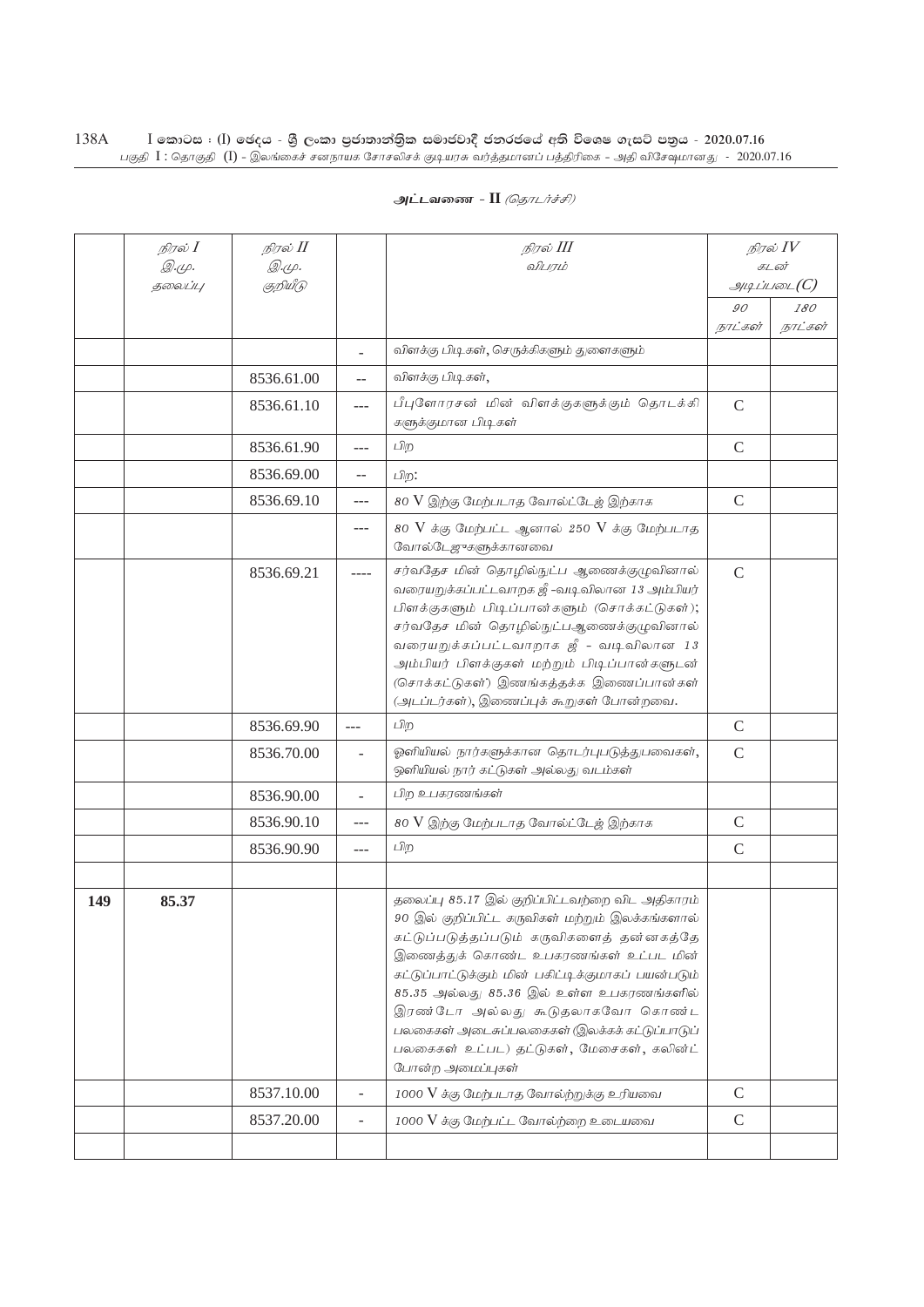அட்டவணை - II *(தொடர்ச்சி)*

| | நிரல் I இ.மு. தலைப்பு | நிரல் II இ.மு. குறியீடு | | நிரல் III விபரம் | நிரல் IV கடன் அடிப்படை(C) | |
|---|---|---|---|---|---|---|
| | | | | | 90 நாட்கள் | 180 நாட்கள் |
| | | | - | விளக்கு பிடிகள், செருக்கிகளும் துளைகளும் | | |
| | | 8536.61.00 | -- | விளக்கு பிடிகள், | | |
| | | 8536.61.10 | --- | பீபுளோரசன் மின் விளக்குகளுக்கும் தொடக்கி களுக்குமான பிடிகள் | C | |
| | | 8536.61.90 | --- | பிற | C | |
| | | 8536.69.00 | -- | பிற: | | |
| | | 8536.69.10 | --- | 80 V இற்கு மேற்படாத வோல்ட்டேஜ் இற்காக | C | |
| | | | --- | 80 V க்கு மேற்பட்ட ஆனால் 250 V க்கு மேற்படாத வோல்டேஜுகளுக்கானவை | | |
| | | 8536.69.21 | ---- | சர்வதேச மின் தொழில்நுட்ப ஆணைக்குழுவினால் வரையறுக்கப்பட்டவாறக ஜீ -வடிவிலான 13 அம்பியர் பிளக்குகளும் பிடிப்பான்களும் (சொக்கட்டுகள்); சர்வதேச மின் தொழில்நுட்பஆணைக்குழுவினால் வரையறுக்கப்பட்டவாறாக ஜீ - வடிவிலான 13 அம்பியர் பிளக்குகள் மற்றும் பிடிப்பான்களுடன் (சொக்கட்டுகள்) இணங்கத்தக்க இணைப்பான்கள் (அடப்டர்கள்), இணைப்புக் கூறுகள் போன்றவை. | C | |
| | | 8536.69.90 | --- | பிற | C | |
| | | 8536.70.00 | - | ஒளியியல் நார்களுக்கான தொடர்புபடுத்துபவைகள், ஒளியியல் நார் கட்டுகள் அல்லது வடம்கள் | C | |
| | | 8536.90.00 | - | பிற உபகரணங்கள் | | |
| | | 8536.90.10 | --- | 80 V இற்கு மேற்படாத வோல்ட்டேஜ் இற்காக | C | |
| | | 8536.90.90 | --- | பிற | C | |
| | | | | | | |
| **149** | **85.37** | | | தலைப்பு 85.17 இல் குறிப்பிட்டவற்றை விட அதிகாரம் 90 இல் குறிப்பிட்ட கருவிகள் மற்றும் இலக்கங்களால் கட்டுப்படுத்தப்படும் கருவிகளைத் தன்னகத்தே இணைத்துக் கொண்ட உபகரணங்கள் உட்பட மின் கட்டுப்பாட்டுக்கும் மின் பகிட்டிக்குமாகப் பயன்படும் 85.35 அல்லது 85.36 இல் உள்ள உபகரணங்களில் இரண்டோ அல்லது கூடுதலாகவோ கொண்ட பலகைகள் அடைசுப்பலகைகள் (இலக்கக் கட்டுப்பாடுப் பலகைகள் உட்பட) தட்டுகள், மேசைகள், கலின்ட் போன்ற அமைப்புகள் | | |
| | | 8537.10.00 | - | 1000 V க்கு மேற்படாத வோல்ற்றுக்கு உரியவை | C | |
| | | 8537.20.00 | - | 1000 V க்கு மேற்பட்ட வோல்ற்றை உடையவை | C | |
| | | | | | | |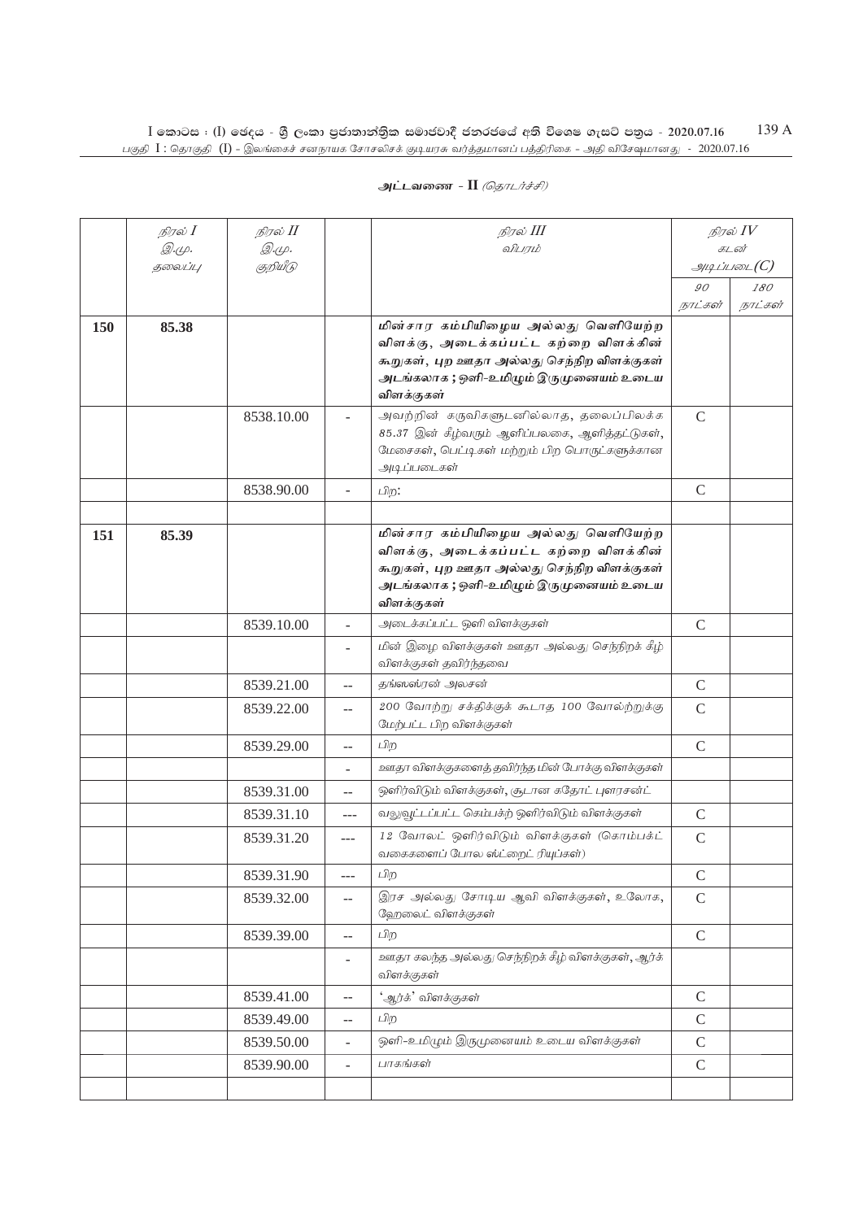அட்டவணை - II *(தொடர்ச்சி)*

| | நிரல் I<br>இ.மு.<br>தலைப்பு | நிரல் II<br>இ.மு.<br>குறியீடு | | நிரல் III<br>விபரம் | நிரல் IV<br>கடன்<br>அடிப்படை(C) | |
|---|---|---|---|---|---|---|
| | | | | | 90<br>நாட்கள் | 180<br>நாட்கள் |
| **150** | **85.38** | | | **மின்சார கம்பியிழைய அல்லது வெளியேற்ற விளக்கு, அடைக்கப்பட்ட கற்றை விளக்கின் கூறுகள், புற ஊதா அல்லது செந்நிற விளக்குகள் அடங்கலாக ; ஒளி-உமிழும் இருமுனையம் உடைய விளக்குகள்** | | |
| | | 8538.10.00 | - | அவற்றின் கருவிகளுடனில்லாத, தலைப்பிலக்க 85.37 இன் கீழ்வரும் ஆளிப்பலகை, ஆளித்தட்டுகள், மேசைகள், பெட்டிகள் மற்றும் பிற பொருட்களுக்கான அடிப்படைகள் | C | |
| | | 8538.90.00 | - | பிற: | C | |
| | | | | | | |
| **151** | **85.39** | | | **மின்சார கம்பியிழைய அல்லது வெளியேற்ற விளக்கு, அடைக்கப்பட்ட கற்றை விளக்கின் கூறுகள், புற ஊதா அல்லது செந்நிற விளக்குகள் அடங்கலாக ; ஒளி-உமிழும் இருமுனையம் உடைய விளக்குகள்** | | |
| | | 8539.10.00 | - | அடைக்கப்பட்ட ஒளி விளக்குகள் | C | |
| | | | - | மின் இழை விளக்குகள் ஊதா அல்லது செந்நிறக் கீழ் விளக்குகள் தவிர்ந்தவை | | |
| | | 8539.21.00 | -- | தங்ஸ்ஸ்ரன் அலசன் | C | |
| | | 8539.22.00 | -- | 200 வோற்று சக்திக்குக் கூடாத 100 வோல்ற்றுக்கு மேற்பட்ட பிற விளக்குகள் | C | |
| | | 8539.29.00 | -- | பிற | C | |
| | | | - | ஊதா விளக்குகளைத் தவிர்ந்த மின் போக்கு விளக்குகள் | | |
| | | 8539.31.00 | -- | ஒளிர்விடும் விளக்குகள், சூடான கதோட் புளரசன்ட் | | |
| | | 8539.31.10 | --- | வலுவூட்டப்பட்ட கெம்பக்ற் ஒளிர்விடும் விளக்குகள் | C | |
| | | 8539.31.20 | --- | 12 வோலட் ஒளிர்விடும் விளக்குகள் (கொம்பக்ட் வகைகளைப் போல ஸ்ட்றைட் ரியுப்கள்) | C | |
| | | 8539.31.90 | --- | பிற | C | |
| | | 8539.32.00 | -- | இரச அல்லது சோடிய ஆவி விளக்குகள், உலோக, ஹேலைட் விளக்குகள் | C | |
| | | 8539.39.00 | -- | பிற | C | |
| | | | - | ஊதா கலந்த அல்லது செந்நிறக் கீழ் விளக்குகள், ஆர்க் விளக்குகள் | | |
| | | 8539.41.00 | -- | 'ஆர்க்' விளக்குகள் | C | |
| | | 8539.49.00 | -- | பிற | C | |
| | | 8539.50.00 | - | ஒளி-உமிழும் இருமுனையம் உடைய விளக்குகள் | C | |
| | | 8539.90.00 | - | பாகங்கள் | C | |
| | | | | | | |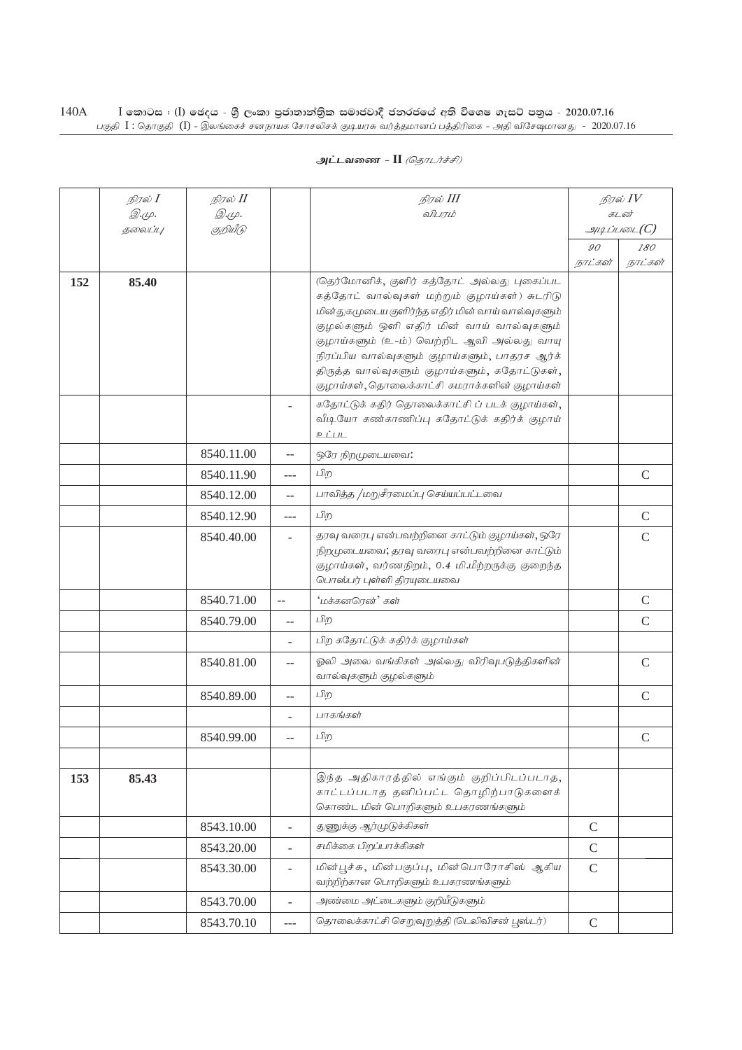**அட்டவணை - II** *(தொடர்ச்சி)*

| | நிரல் I இ.மு. தலைப்பு | நிரல் II இ.மு. குறியீடு | | நிரல் III விபரம் | நிரல் IV கடன் அடிப்படை(C) | |
|---|---|---|---|---|---|---|
| | | | | | 90 நாட்கள் | 180 நாட்கள் |
| **152** | **85.40** | | | (தெர்மோனிக், குளிர் கத்தோட் அல்லது புகைப்பட கத்தோட் வால்வுகள் மற்றும் குழாய்கள்) சுடரிடு மின்துகமுடைய குளிர்ந்த எதிர் மின் வாய் வால்வுகளும் குழல்களும் ஒளி எதிர் மின் வாய் வால்வுகளும் குழாய்களும் (உ-ம்) வெற்றிட ஆவி அல்லது வாயு நிரப்பிய வால்வுகளும் குழாய்களும், பாதரச ஆர்க் திருத்த வால்வுகளும் குழாய்களும், கதோட்டுகள், குழாய்கள், தொலைக்காட்சி கமராக்களின் குழாய்கள் | | |
| | | | - | கதோட்டுக் கதிர் தொலைக்காட்சி ப் படக் குழாய்கள், வீடியோ கண்காணிப்பு கதோட்டுக் கதிர்க் குழாய் உட்பட | | |
| | | 8540.11.00 | -- | ஒரே நிறமுடையவை: | | |
| | | 8540.11.90 | --- | பிற | | C |
| | | 8540.12.00 | -- | பாவித்த /மறுசீரமைப்பு செய்யப்பட்டவை | | |
| | | 8540.12.90 | --- | பிற | | C |
| | | 8540.40.00 | - | தரவு வரைபு என்பவற்றினை காட்டும் குழாய்கள், ஒரே நிறமுடையவை; தரவு வரைபு என்பவற்றினை காட்டும் குழாய்கள், வர்ணநிறம், 0.4 மி.மீற்றருக்கு குறைந்த பொஸ்பர் புள்ளி திரயுடையவை | | C |
| | | 8540.71.00 | -- | 'மக்கனரென்' கள் | | C |
| | | 8540.79.00 | -- | பிற | | C |
| | | | - | பிற கதோட்டுக் கதிர்க் குழாய்கள் | | |
| | | 8540.81.00 | -- | ஒலி அலை வங்கிகள் அல்லது விரிவுபடுத்திகளின் வால்வுகளும் குழல்களும் | | C |
| | | 8540.89.00 | -- | பிற | | C |
| | | | - | பாகங்கள் | | |
| | | 8540.99.00 | -- | பிற | | C |
| | | | | | | |
| **153** | **85.43** | | | இந்த அதிகாரத்தில் எங்கும் குறிப்பிடப்படாத, காட்டப்படாத தனிப்பட்ட தொழிற்பாடுகளைக் கொண்ட மின் பொறிகளும் உபகரணங்களும் | | |
| | | 8543.10.00 | - | துணுக்கு ஆர்முடுக்கிகள் | C | |
| | | 8543.20.00 | - | சமிக்கை பிறப்பாக்கிகள் | C | |
| | | 8543.30.00 | - | மின்பூச்சு, மின்பகுப்பு, மின்பொரோசிஸ் ஆகிய வற்றிற்கான பொறிகளும் உபகரணங்களும் | C | |
| | | 8543.70.00 | - | அண்மை அட்டைகளும் குறியீடுகளும் | | |
| | | 8543.70.10 | --- | தொலைக்காட்சி செறுவுறுத்தி (டெலிவிசன் பூஸ்டர்) | C | |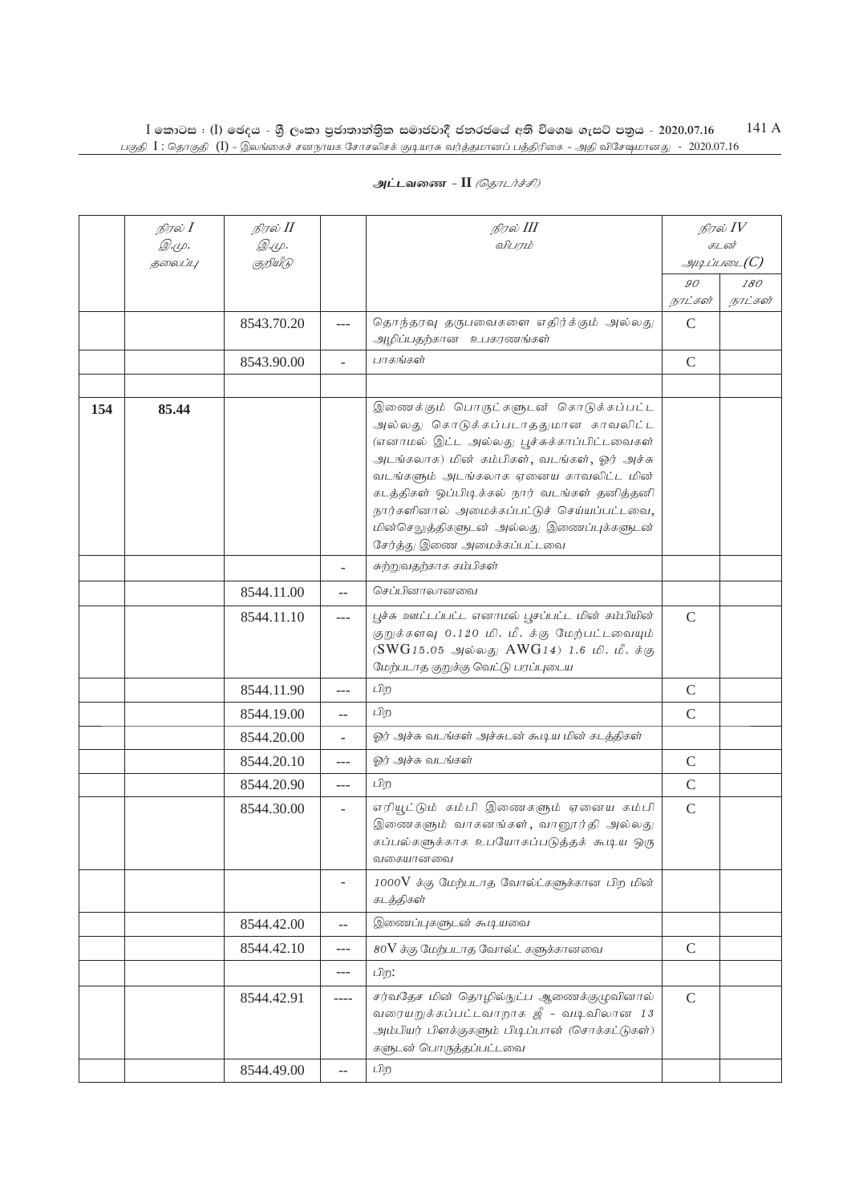அட்டவணை - II *(தொடர்ச்சி)*

| | நிரல் I இ.மு. தலைப்பு | நிரல் II இ.மு. குறியீடு | | நிரல் III விபரம் | நிரல் IV கடன் அடிப்படை(C) | |
|---|---|---|---|---|---|---|
| | | | | | 90 நாட்கள் | 180 நாட்கள் |
| | | 8543.70.20 | --- | தொந்தரவு தருபவைகளை எதிர்க்கும் அல்லது அழிப்பதற்கான உபகரணங்கள் | C | |
| | | 8543.90.00 | - | பாகங்கள் | C | |
| | | | | | | |
| 154 | 85.44 | | | இணைக்கும் பொருட்களுடன் கொடுக்கப்பட்ட அல்லது கொடுக்கப்படாததுமான காவலிட்ட (எனாமல் இட்ட அல்லது பூச்சுக்காப்பிட்டவைகள் அடங்கலாக) மின் கம்பிகள், வடங்கள், ஓர் அச்சு வடங்களும் அடங்கலாக ஏனைய காவலிட்ட மின் கடத்திகள் ஒப்பிடிக்கல் நார் வடங்கள் தனித்தனி நார்களினால் அமைக்கப்பட்டுச் செய்யப்பட்டவை, மின்செலுத்திகளுடன் அல்லது இணைப்புக்களுடன் சேர்த்து இணை அமைக்கப்பட்டவை | | |
| | | | - | சுற்றுவதற்காக கம்பிகள் | | |
| | | 8544.11.00 | -- | செப்பினாலானவை | | |
| | | 8544.11.10 | --- | பூச்சு ஊட்டப்பட்ட எனாமல் பூசப்பட்ட மின் கம்பியின் குறுக்களவு 0.120 மி. மீ. க்கு மேற்பட்டவையும் (SWG15.05 அல்லது AWG14) 1.6 மி. மீ. க்கு மேற்படாத குறுக்கு வெட்டு பரப்புடைய | C | |
| | | 8544.11.90 | --- | பிற | C | |
| | | 8544.19.00 | -- | பிற | C | |
| | | 8544.20.00 | - | ஓர் அச்சு வடங்கள் அச்சுடன் கூடிய மின் கடத்திகள் | | |
| | | 8544.20.10 | --- | ஓர் அச்சு வடங்கள் | C | |
| | | 8544.20.90 | --- | பிற | C | |
| | | 8544.30.00 | - | எரியூட்டும் கம்பி இணைகளும் ஏனைய கம்பி இணைகளும் வாகனங்கள், வானூர்தி அல்லது கப்பல்களுக்காக உபயோகப்படுத்தக் கூடிய ஒரு வகையானவை | C | |
| | | | - | 1000V க்கு மேற்படாத வோல்ட்களுக்கான பிற மின் கடத்திகள் | | |
| | | 8544.42.00 | -- | இணைப்புகளுடன் கூடியவை | | |
| | | 8544.42.10 | --- | 80V க்கு மேற்படாத வோல்ட் களுக்கானவை | C | |
| | | | --- | பிற: | | |
| | | 8544.42.91 | ---- | சர்வதேச மின் தொழில்நுட்ப ஆணைக்குழுவினால் வரையறுக்கப்பட்டவாறாக ஜீ - வடிவிலான 13 அம்பியர் பிளக்குகளும் பிடிப்பான் (சொக்கட்டுகள்) களுடன் பொருத்தப்பட்டவை | C | |
| | | 8544.49.00 | -- | பிற | | |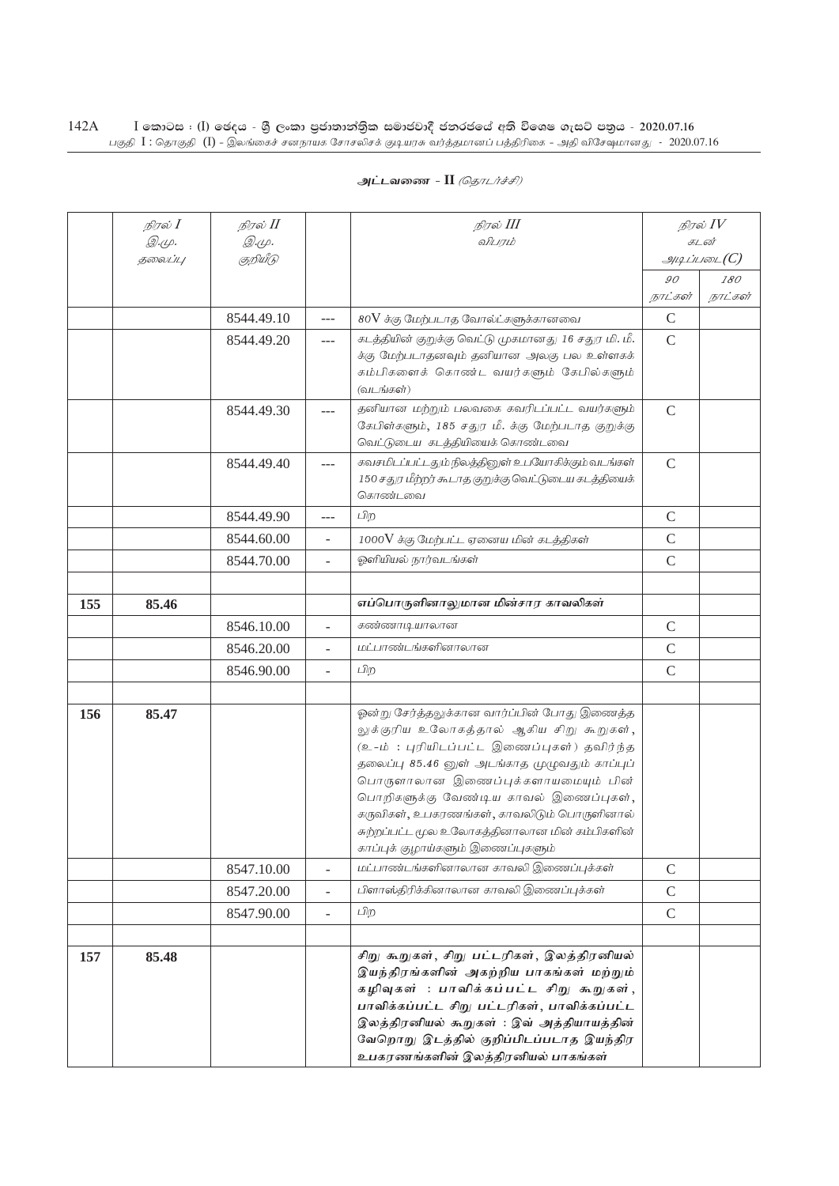**அட்டவணை - II** *(தொடர்ச்சி)*

| | நிரல் I இ.மு. தலைப்பு | நிரல் II இ.மு. குறியீடு | | நிரல் III விபரம் | நிரல் IV கடன் அடிப்படை(C) | |
|---|---|---|---|---|---|---|
| | | | | | 90 நாட்கள் | 180 நாட்கள் |
| | | 8544.49.10 | --- | 80V க்கு மேற்படாத வோல்ட்களுக்கானவை | C | |
| | | 8544.49.20 | --- | கடத்தியின் குறுக்கு வெட்டு முகமானது 16 சதுர மி. மீ. க்கு மேற்படாதனவும் தனியான அலகு பல உள்ளகக் கம்பிகளைக் கொண்ட வயர்களும் கேபில்களும் (வடங்கள்) | C | |
| | | 8544.49.30 | --- | தனியான மற்றும் பலவகை கவரிடப்பட்ட வயர்களும் கேபிள்களும், 185 சதுர மீ. க்கு மேற்படாத குறுக்கு வெட்டுடைய கடத்தியியைக் கொண்டவை | C | |
| | | 8544.49.40 | --- | கவசமிடப்பட்டதும் நிலத்தினுள் உபயோகிக்கும் வடங்கள் 150 சதுர மீற்றர் கூடாத குறுக்கு வெட்டுடைய கடத்தியைக் கொண்டவை | C | |
| | | 8544.49.90 | --- | பிற | C | |
| | | 8544.60.00 | - | 1000V க்கு மேற்பட்ட ஏனைய மின் கடத்திகள் | C | |
| | | 8544.70.00 | - | ஒளியியல் நார்வடங்கள் | C | |
| | | | | | | |
| 155 | 85.46 | | | **எப்பொருளினாலுமான மின்சார காவலிகள்** | | |
| | | 8546.10.00 | - | கண்ணாடியாலான | C | |
| | | 8546.20.00 | - | மட்பாண்டங்களினாலான | C | |
| | | 8546.90.00 | - | பிற | C | |
| | | | | | | |
| 156 | 85.47 | | | ஒன்று சேர்த்தலுக்கான வார்ப்பின் போது இணைத்தலுக்குரிய உலோகத்தால் ஆகிய சிறு கூறுகள், (உ-ம் : புரியிடப்பட்ட இணைப்புகள்) தவிர்ந்த தலைப்பு 85.46 னுள் அடங்காத முழுவதும் காப்புப் பொருளாலான இணைப்புக்களாயமையும் மின் பொறிகளுக்கு வேண்டிய காவல் இணைப்புகள், கருவிகள், உபகரணங்கள், காவலிடும் பொருளினால் சுற்றப்பட்ட மூல உலோகத்தினாலான மின் கம்பிகளின் காப்புக் குழாய்களும் இணைப்புகளும் | | |
| | | 8547.10.00 | - | மட்பாண்டங்களினாலான காவலி இணைப்புக்கள் | C | |
| | | 8547.20.00 | - | பிளாஸ்திரிக்கினாலான காவலி இணைப்புக்கள் | C | |
| | | 8547.90.00 | - | பிற | C | |
| | | | | | | |
| 157 | 85.48 | | | **சிறு கூறுகள், சிறு பட்டரிகள், இலத்திரனியல் இயந்திரங்களின் அகற்றிய பாகங்கள் மற்றும் கழிவுகள் : பாவிக்கப்பட்ட சிறு கூறுகள், பாவிக்கப்பட்ட சிறு பட்டரிகள், பாவிக்கப்பட்ட இலத்திரனியல் கூறுகள் : இவ் அத்தியாயத்தின் வேறொரு இடத்தில் குறிப்பிடப்படாத இயந்திர உபகரணங்களின் இலத்திரனியல் பாகங்கள்** | | |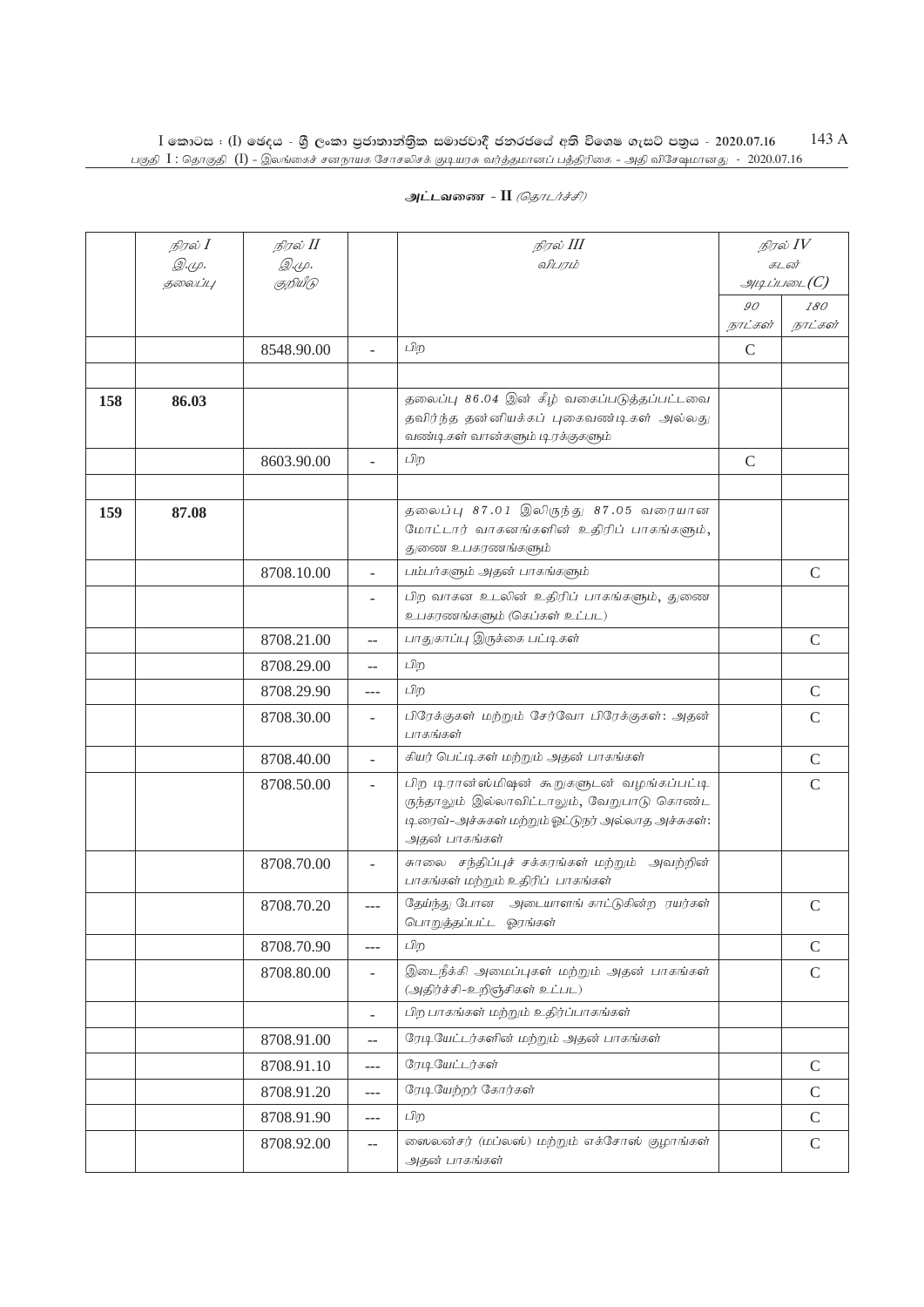## அட்டவணை - II *(தொடர்ச்சி)*

| | நிரல் I<br>இ.மு.<br>தலைப்பு | நிரல் II<br>இ.மு.<br>குறியீடு | | நிரல் III<br>விபரம் | நிரல் IV<br>கடன்<br>அடிப்படை(C) | |
|---|---|---|---|---|---|---|
| | | | | | 90<br>நாட்கள் | 180<br>நாட்கள் |
| | | 8548.90.00 | - | பிற | C | |
| | | | | | | |
| **158** | **86.03** | | | தலைப்பு 86.04 இன் கீழ் வகைப்படுத்தப்பட்டவை தவிர்ந்த தன்னியக்கப் புகைவண்டிகள் அல்லது வண்டிகள் வான்களும் டிரக்குகளும் | | |
| | | 8603.90.00 | - | பிற | C | |
| | | | | | | |
| **159** | **87.08** | | | தலைப்பு 87.01 இலிருந்து 87.05 வரையான மோட்டார் வாகனங்களின் உதிரிப் பாகங்களும், துணை உபகரணங்களும் | | |
| | | 8708.10.00 | - | பம்பர்களும் அதன் பாகங்களும் | | C |
| | | | - | பிற வாகன உடலின் உதிரிப் பாகங்களும், துணை உபகரணங்களும் (கெப்கள் உட்பட) | | |
| | | 8708.21.00 | -- | பாதுகாப்பு இருக்கை பட்டிகள் | | C |
| | | 8708.29.00 | -- | பிற | | |
| | | 8708.29.90 | --- | பிற | | C |
| | | 8708.30.00 | - | பிரேக்குகள் மற்றும் சேர்வோ பிரேக்குகள்: அதன் பாகங்கள் | | C |
| | | 8708.40.00 | - | கியர் பெட்டிகள் மற்றும் அதன் பாகங்கள் | | C |
| | | 8708.50.00 | - | பிற டிரான்ஸ்மிஷன் கூறுகளுடன் வழங்கப்பட்டிருந்தாலும் இல்லாவிட்டாலும், வேறுபாடு கொண்ட டிரைவ்-அச்சுகள் மற்றும் ஓட்டுநர் அல்லாத அச்சுகள்: அதன் பாகங்கள் | | C |
| | | 8708.70.00 | - | சுாலை சந்திப்புச் சக்கரங்கள் மற்றும் அவற்றின் பாகங்கள் மற்றும் உதிரிப் பாகங்கள் | | |
| | | 8708.70.20 | --- | தேய்ந்து போன அடையாளங் காட்டுகின்ற ரயர்கள் பொறுத்தப்பட்ட ஓரங்கள் | | C |
| | | 8708.70.90 | --- | பிற | | C |
| | | 8708.80.00 | - | இடைநீக்கி அமைப்புகள் மற்றும் அதன் பாகங்கள் (அதிர்ச்சி-உறிஞ்சிகள் உட்பட) | | C |
| | | | - | பிற பாகங்கள் மற்றும் உதிர்ப்பாகங்கள் | | |
| | | 8708.91.00 | -- | ரேடியேட்டர்களின் மற்றும் அதன் பாகங்கள் | | |
| | | 8708.91.10 | --- | ரேடியேட்டர்கள் | | C |
| | | 8708.91.20 | --- | ரேடியேற்றர் கோர்கள் | | C |
| | | 8708.91.90 | --- | பிற | | C |
| | | 8708.92.00 | -- | ஸைலன்சர் (மப்லஸ்) மற்றும் எக்சோஸ் குழாங்கள் அதன் பாகங்கள் | | C |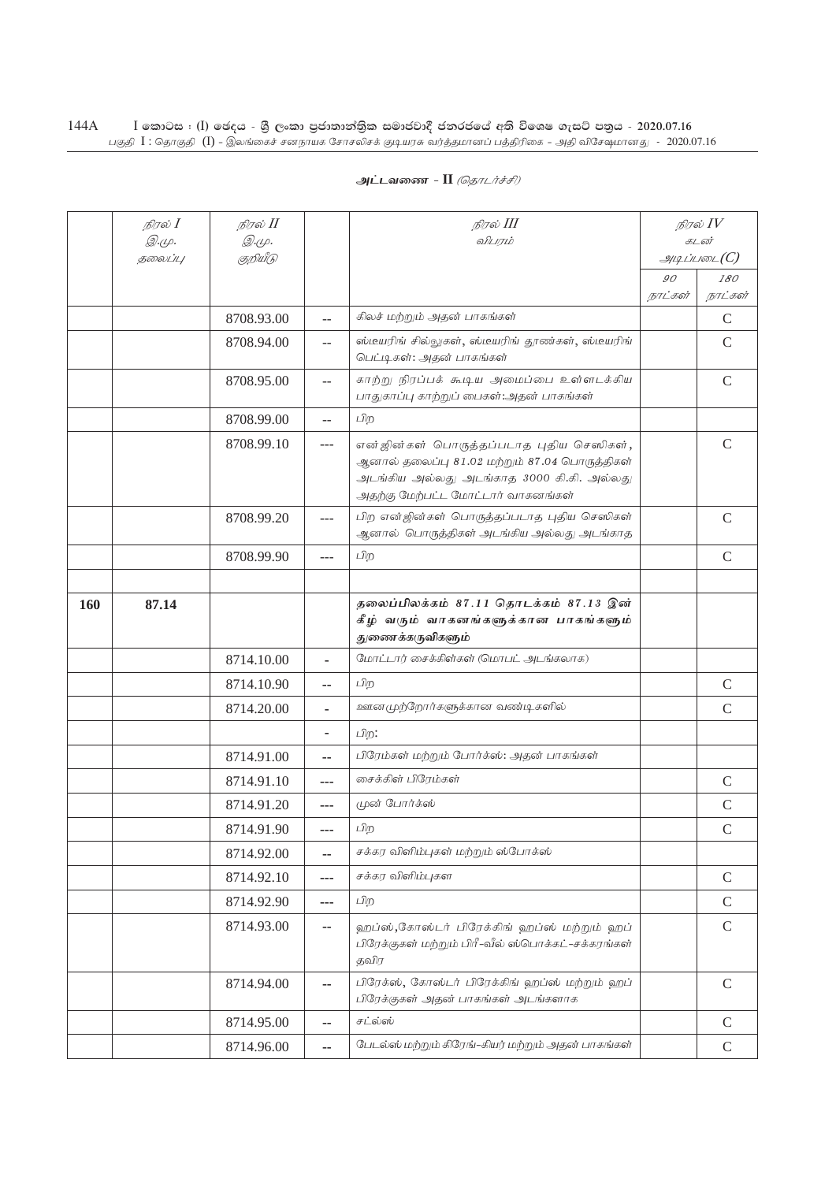அட்டவணை - II *(தொடர்ச்சி)*

| | நிரல் I<br>இ.மு.<br>தலைப்பு | நிரல் II<br>இ.மு.<br>குறியீடு | | நிரல் III<br>விபரம் | நிரல் IV<br>கடன்<br>அடிப்படை(C) | |
|---|---|---|---|---|---|---|
| | | | | | 90<br>நாட்கள் | 180<br>நாட்கள் |
| | | 8708.93.00 | -- | கிலச் மற்றும் அதன் பாகங்கள் | | C |
| | | 8708.94.00 | -- | ஸ்டீயரிங் சில்லுகள், ஸ்டீயரிங் தூண்கள், ஸ்டீயரிங் பெட்டிகள்: அதன் பாகங்கள் | | C |
| | | 8708.95.00 | -- | காற்று நிரப்பக் கூடிய அமைப்பை உள்ளடக்கிய பாதுகாப்பு காற்றுப் பைகள்:அதன் பாகங்கள் | | C |
| | | 8708.99.00 | -- | பிற | | |
| | | 8708.99.10 | --- | என்ஜின்கள் பொருத்தப்படாத புதிய செஸிகள், ஆனால் தலைப்பு 81.02 மற்றும் 87.04 பொருத்திகள் அடங்கிய அல்லது அடங்காத 3000 கி.கி. அல்லது அதற்கு மேற்பட்ட மோட்டார் வாகனங்கள் | | C |
| | | 8708.99.20 | --- | பிற என்ஜின்கள் பொருத்தப்படாத புதிய செஸிகள் ஆனால் பொருத்திகள் அடங்கிய அல்லது அடங்காத | | C |
| | | 8708.99.90 | --- | பிற | | C |
| | | | | | | |
| **160** | **87.14** | | | **தலைப்பிலக்கம் 87.11 தொடக்கம் 87.13 இன் கீழ் வரும் வாகனங்களுக்கான பாகங்களும் துணைக்கருவிகளும்** | | |
| | | 8714.10.00 | - | மோட்டார் சைக்கிள்கள் (மொபட் அடங்கலாக) | | |
| | | 8714.10.90 | -- | பிற | | C |
| | | 8714.20.00 | - | ஊனமுற்றோர்களுக்கான வண்டிகளில் | | C |
| | | | - | பிற: | | |
| | | 8714.91.00 | -- | பிரேம்கள் மற்றும் போர்க்ஸ்: அதன் பாகங்கள் | | |
| | | 8714.91.10 | --- | சைக்கிள் பிரேம்கள் | | C |
| | | 8714.91.20 | --- | முன் போர்க்ஸ் | | C |
| | | 8714.91.90 | --- | பிற | | C |
| | | 8714.92.00 | -- | சக்கர விளிம்புகள் மற்றும் ஸ்போக்ஸ் | | |
| | | 8714.92.10 | --- | சக்கர விளிம்புகள | | C |
| | | 8714.92.90 | --- | பிற | | C |
| | | 8714.93.00 | -- | ஹப்ஸ்,கோஸ்டர் பிரேக்கிங் ஹப்ஸ் மற்றும் ஹப் பிரேக்குகள் மற்றும் பிரீ-வீல் ஸ்பொக்கட்-சக்கரங்கள் தவிர | | C |
| | | 8714.94.00 | -- | பிரேக்ஸ், கோஸ்டர் பிரேக்கிங் ஹப்ஸ் மற்றும் ஹப் பிரேக்குகள் அதன் பாகங்கள் அடங்களாக | | C |
| | | 8714.95.00 | -- | சட்ல்ஸ் | | C |
| | | 8714.96.00 | -- | பேடல்ஸ் மற்றும் கிரேங்-கியர் மற்றும் அதன் பாகங்கள் | | C |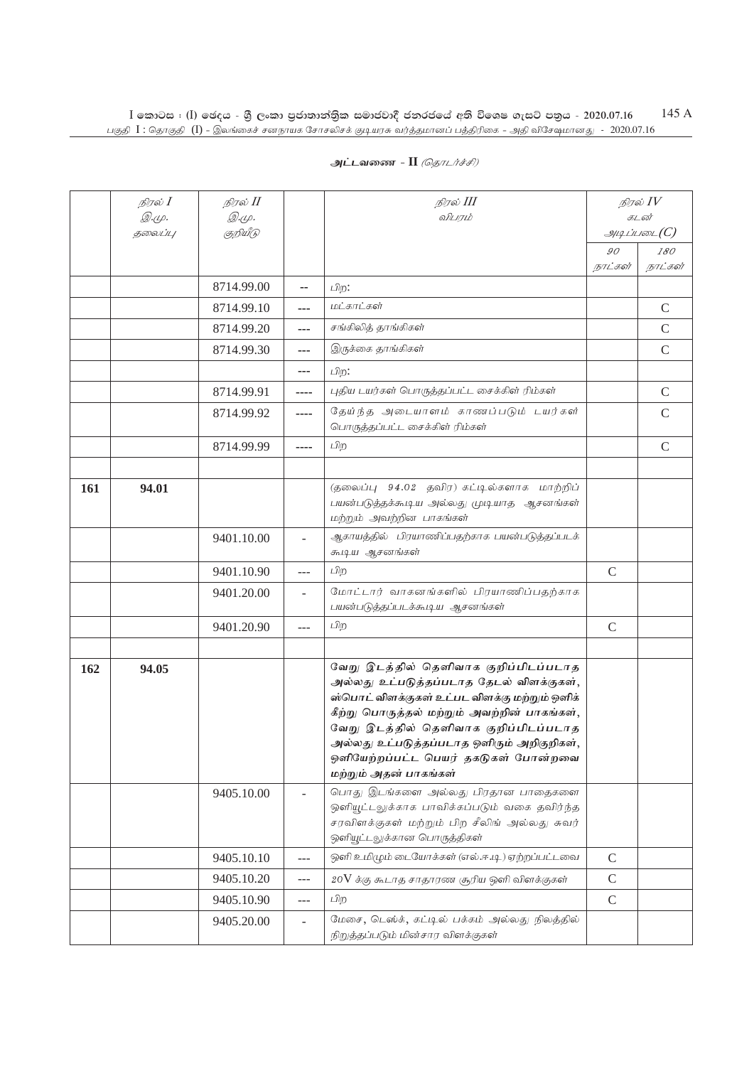## அட்டவணை - II *(தொடர்ச்சி)*

| | நிரல் I<br>இ.மு.<br>தலைப்பு | நிரல் II<br>இ.மு.<br>குறியீடு | | நிரல் III<br>விபரம் | நிரல் IV<br>கடன்<br>அடிப்படை(C) | |
|---|---|---|---|---|---|---|
| | | | | | 90<br>நாட்கள் | 180<br>நாட்கள் |
| | | 8714.99.00 | -- | பிற: | | |
| | | 8714.99.10 | --- | மட்காட்கள் | | C |
| | | 8714.99.20 | --- | சங்கிலித் தாங்கிகள் | | C |
| | | 8714.99.30 | --- | இருக்கை தாங்கிகள் | | C |
| | | | --- | பிற: | | |
| | | 8714.99.91 | ---- | புதிய டயர்கள் பொருத்தப்பட்ட சைக்கிள் ரிம்கள் | | C |
| | | 8714.99.92 | ---- | தேய்ந்த அடையாளம் காணப்படும் டயர்கள் பொருத்தப்பட்ட சைக்கிள் ரிம்கள் | | C |
| | | 8714.99.99 | ---- | பிற | | C |
| | | | | | | |
| **161** | **94.01** | | | (தலைப்பு 94.02 தவிர) கட்டில்களாக மாற்றிப் பயன்படுத்தக்கூடிய அல்லது முடியாத ஆசனங்கள் மற்றும் அவற்றின பாகங்கள் | | |
| | | 9401.10.00 | - | ஆகாயத்தில் பிரயாணிப்பதற்காக பயன்படுத்தப்படக் கூடிய ஆசனங்கள் | | |
| | | 9401.10.90 | --- | பிற | C | |
| | | 9401.20.00 | - | மோட்டார் வாகனங்களில் பிரயாணிப்பதற்காக பயன்படுத்தப்படக்கூடிய ஆசனங்கள் | | |
| | | 9401.20.90 | --- | பிற | C | |
| | | | | | | |
| **162** | **94.05** | | | **வேறு இடத்தில் தெளிவாக குறிப்பிடப்படாத அல்லது உட்படுத்தப்படாத தேடல் விளக்குகள், ஸ்பொட் விளக்குகள் உட்பட விளக்கு மற்றும் ஒளிக் கீற்று பொருத்தல் மற்றும் அவற்றின் பாகங்கள், வேறு இடத்தில் தெளிவாக குறிப்பிடப்படாத அல்லது உட்படுத்தப்படாத ஒளிரும் அறிகுறிகள், ஒளியேற்றப்பட்ட பெயர் தகடுகள் போன்றவை மற்றும் அதன் பாகங்கள்** | | |
| | | 9405.10.00 | - | பொது இடங்களை அல்லது பிரதான பாதைகளை ஒளியூட்டலுக்காக பாவிக்கப்படும் வகை தவிர்ந்த சரவிளக்குகள் மற்றும் பிற சீலிங் அல்லது சுவர் ஒளியூட்டலுக்கான பொருத்திகள் | | |
| | | 9405.10.10 | --- | ஒளி உமிழும் டையோக்கள் (எல்.ஈ.டி) ஏற்றப்பட்டவை | C | |
| | | 9405.10.20 | --- | 20V க்கு கூடாத சாதாரண சூரிய ஒளி விளக்குகள் | C | |
| | | 9405.10.90 | --- | பிற | C | |
| | | 9405.20.00 | - | மேசை, டெஸ்க், கட்டில் பக்கம் அல்லது நிலத்தில் நிறுத்தப்படும் மின்சார விளக்குகள் | | |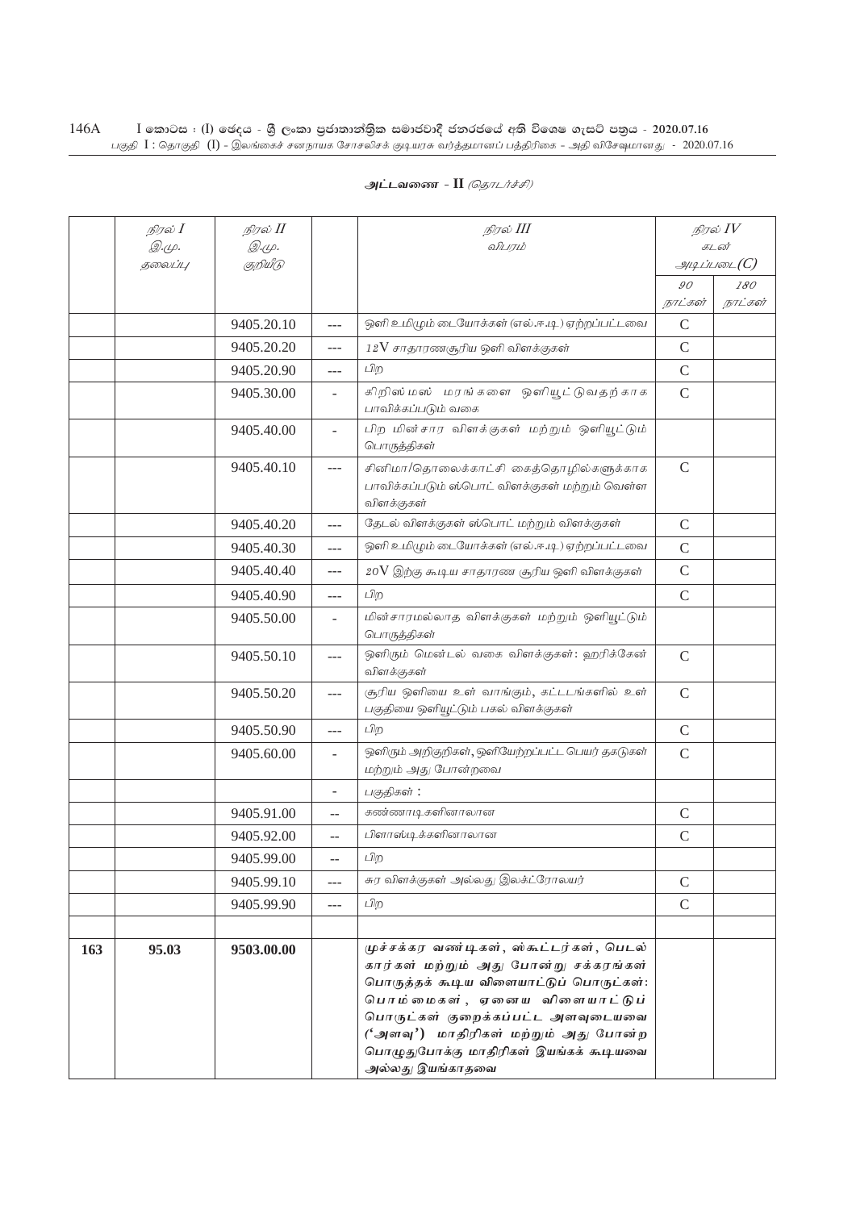அட்டவணை - II *(தொடர்ச்சி)*

| | நிரல் I இ.மு. தலைப்பு | நிரல் II இ.மு. குறியீடு | | நிரல் III விபரம் | நிரல் IV கடன் அடிப்படை(C) | |
|---|---|---|---|---|---|---|
| | | | | | 90 நாட்கள் | 180 நாட்கள் |
| | | 9405.20.10 | --- | ஒளி உமிழும் டையோக்கள் (எல்.ஈ.டி) ஏற்றப்பட்டவை | C | |
| | | 9405.20.20 | --- | 12V சாதாரணசூரிய ஒளி விளக்குகள் | C | |
| | | 9405.20.90 | --- | பிற | C | |
| | | 9405.30.00 | - | கிறிஸ்மஸ் மரங்களை ஒளியூட்டுவதற்காக பாவிக்கப்படும் வகை | C | |
| | | 9405.40.00 | - | பிற மின்சார விளக்குகள் மற்றும் ஒளியூட்டும் பொருத்திகள் | | |
| | | 9405.40.10 | --- | சினிமா/தொலைக்காட்சி கைத்தொழில்களுக்காக பாவிக்கப்படும் ஸ்பொட் விளக்குகள் மற்றும் வெள்ள விளக்குகள் | C | |
| | | 9405.40.20 | --- | தேடல் விளக்குகள் ஸ்பொட் மற்றும் விளக்குகள் | C | |
| | | 9405.40.30 | --- | ஒளி உமிழும் டையோக்கள் (எல்.ஈ.டி) ஏற்றப்பட்டவை | C | |
| | | 9405.40.40 | --- | 20V இற்கு கூடிய சாதாரண சூரிய ஒளி விளக்குகள் | C | |
| | | 9405.40.90 | --- | பிற | C | |
| | | 9405.50.00 | - | மின்சாரமல்லாத விளக்குகள் மற்றும் ஒளியூட்டும் பொருத்திகள் | | |
| | | 9405.50.10 | --- | ஒளிரும் மென்டல் வகை விளக்குகள்: ஹரிக்கேன் விளக்குகள் | C | |
| | | 9405.50.20 | --- | சூரிய ஒளியை உள் வாங்கும், கட்டடங்களில் உள் பகுதியை ஒளியூட்டும் பகல் விளக்குகள் | C | |
| | | 9405.50.90 | --- | பிற | C | |
| | | 9405.60.00 | - | ஒளிரும் அறிகுறிகள், ஒளியேற்றப்பட்ட பெயர் தகடுகள் மற்றும் அது போன்றவை | C | |
| | | | - | பகுதிகள் : | | |
| | | 9405.91.00 | -- | கண்ணாடிகளினாலான | C | |
| | | 9405.92.00 | -- | பிளாஸ்டிக்களினாலான | C | |
| | | 9405.99.00 | -- | பிற | | |
| | | 9405.99.10 | --- | சுர விளக்குகள் அல்லது இலக்ட்ரோலயர் | C | |
| | | 9405.99.90 | --- | பிற | C | |
| | | | | | | |
| **163** | **95.03** | **9503.00.00** | | **முச்சக்கர வண்டிகள், ஸ்கூட்டர்கள், பெடல் கார்கள் மற்றும் அது போன்று சக்கரங்கள் பொருத்தக் கூடிய விளையாட்டுப் பொருட்கள்: பொம்மைகள், ஏனைய விளையாட்டுப் பொருட்கள் குறைக்கப்பட்ட அளவுடையவை ('அளவு') மாதிரிகள் மற்றும் அது போன்ற பொழுதுபோக்கு மாதிரிகள் இயங்கக் கூடியவை அல்லது இயங்காதவை** | | |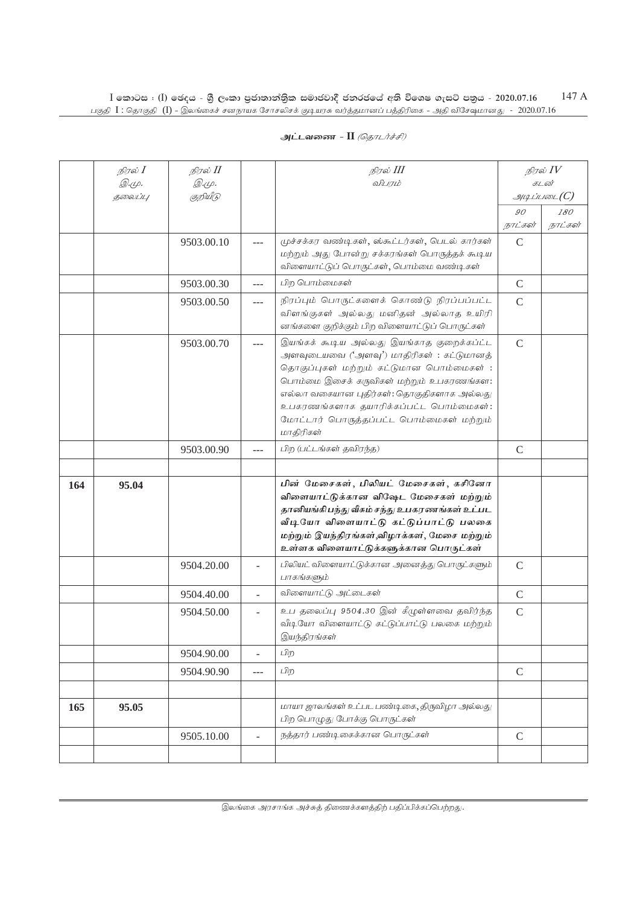## அட்டவணை - II *(தொடர்ச்சி)*

| | நிரல் *I* இ.மு. தலைப்பு | நிரல் *II* இ.மு. குறியீடு | | நிரல் *III* விபரம் | நிரல் *IV* கடன் அடிப்படை*(C)* | |
|---|---|---|---|---|---|---|
| | | | | | 90 நாட்கள் | 180 நாட்கள் |
| | | 9503.00.10 | --- | முச்சக்கர வண்டிகள், ஸ்கூட்டர்கள், பெடல் கார்கள் மற்றும் அது போன்று சக்கரங்கள் பொருத்தக் கூடிய விளையாட்டுப் பொருட்கள், பொம்மை வண்டிகள் | C | |
| | | 9503.00.30 | --- | பிற பொம்மைகள் | C | |
| | | 9503.00.50 | --- | நிரப்பும் பொருட்களைக் கொண்டு நிரப்பப்பட்ட விளங்குகள் அல்லது மனிதன் அல்லாத உயிரினங்களை குறிக்கும் பிற விளையாட்டுப் பொருட்கள் | C | |
| | | 9503.00.70 | --- | இயங்கக் கூடிய அல்லது இயங்காத குறைக்கப்பட்ட அளவுடையவை ('அளவு') மாதிரிகள் : கட்டுமானத் தொகுப்புகள் மற்றும் கட்டுமான பொம்மைகள் : பொம்மை இசைக் கருவிகள் மற்றும் உபகரணங்கள்: எல்லா வகையான புதிர்கள்: தொகுதிகளாக அல்லது உபகரணங்களாக தயாரிக்கப்பட்ட பொம்மைகள்: மோட்டார் பொருத்தப்பட்ட பொம்மைகள் மற்றும் மாதிரிகள் | C | |
| | | 9503.00.90 | --- | பிற (பட்டங்கள் தவிரந்த) | C | |
| | | | | | | |
| **164** | **95.04** | | | **பின் மேசைகள், பிலியட் மேசைகள், கசினோ விளையாட்டுக்கான விஷேட மேசைகள் மற்றும் தானியங்கி பந்து வீசும் சந்து உபகரணங்கள் உட்பட வீடியோ விளையாட்டு கட்டுப்பாட்டு பலகை மற்றும் இயந்திரங்கள்,விழாக்கள், மேசை மற்றும் உள்ளக விளையாட்டுக்களுக்கான பொருட்கள்** | | |
| | | 9504.20.00 | - | பிலியட் விளையாட்டுக்கான அனைத்து பொருட்களும் பாகங்களும் | C | |
| | | 9504.40.00 | - | விளையாட்டு அட்டைகள் | C | |
| | | 9504.50.00 | - | உப தலைப்பு 9504.30 இன் கீழுள்ளவை தவிர்ந்த வீடியோ விளையாட்டு கட்டுப்பாட்டு பலகை மற்றும் இயந்திரங்கள் | C | |
| | | 9504.90.00 | - | பிற | | |
| | | 9504.90.90 | --- | பிற | C | |
| | | | | | | |
| **165** | **95.05** | | | மாயா ஜாலங்கள் உட்பட பண்டிகை, திருவிழா அல்லது பிற பொழுது போக்கு பொருட்கள் | | |
| | | 9505.10.00 | - | நத்தார் பண்டிகைக்கான பொருட்கள் | C | |
| | | | | | | |

இலங்கை அரசாங்க அச்சுத் திணைக்களத்திற் பதிப்பிக்கப்பெற்றது.